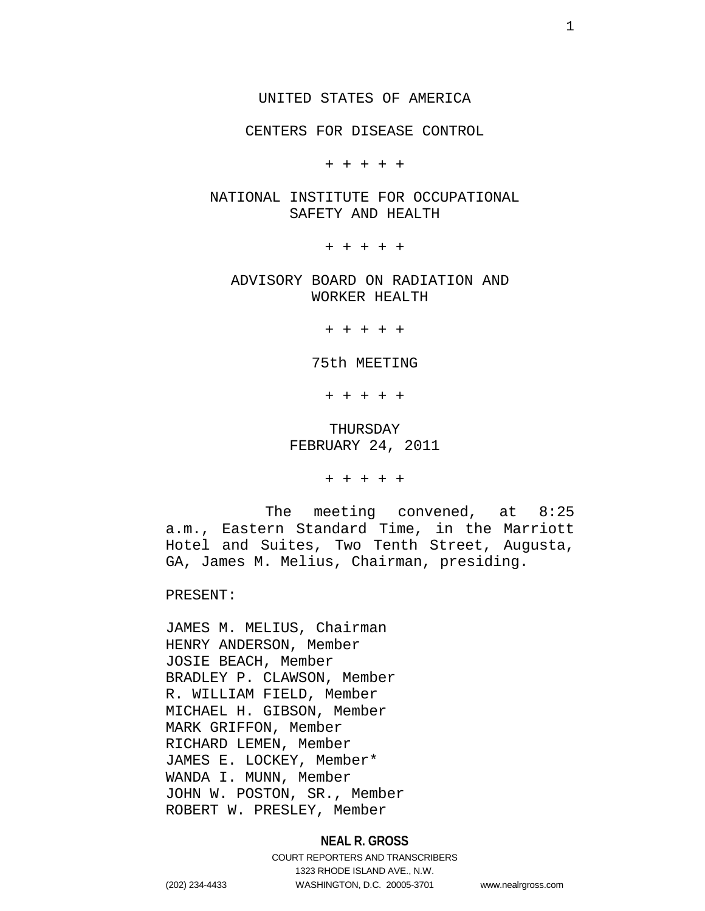UNITED STATES OF AMERICA

CENTERS FOR DISEASE CONTROL

+ + + + +

NATIONAL INSTITUTE FOR OCCUPATIONAL SAFETY AND HEALTH

+ + + + +

ADVISORY BOARD ON RADIATION AND WORKER HEALTH

+ + + + +

75th MEETING

+ + + + +

THURSDAY
FEBRUARY 24, 2011

+ + + + +

The meeting convened, at 8:25 a.m., Eastern Standard Time, in the Marriott Hotel and Suites, Two Tenth Street, Augusta, GA, James M. Melius, Chairman, presiding.

PRESENT:

JAMES M. MELIUS, Chairman
HENRY ANDERSON, Member
JOSIE BEACH, Member
BRADLEY P. CLAWSON, Member
R. WILLIAM FIELD, Member
MICHAEL H. GIBSON, Member
MARK GRIFFON, Member
RICHARD LEMEN, Member
JAMES E. LOCKEY, Member*
WANDA I. MUNN, Member
JOHN W. POSTON, SR., Member
ROBERT W. PRESLEY, Member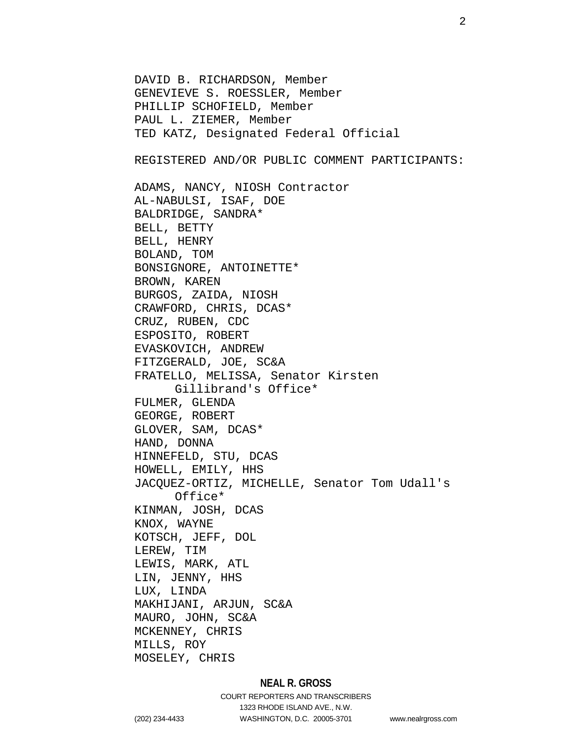DAVID B. RICHARDSON, Member
GENEVIEVE S. ROESSLER, Member
PHILLIP SCHOFIELD, Member
PAUL L. ZIEMER, Member
TED KATZ, Designated Federal Official

REGISTERED AND/OR PUBLIC COMMENT PARTICIPANTS:

ADAMS, NANCY, NIOSH Contractor
AL-NABULSI, ISAF, DOE
BALDRIDGE, SANDRA*
BELL, BETTY
BELL, HENRY
BOLAND, TOM
BONSIGNORE, ANTOINETTE*
BROWN, KAREN
BURGOS, ZAIDA, NIOSH
CRAWFORD, CHRIS, DCAS*
CRUZ, RUBEN, CDC
ESPOSITO, ROBERT
EVASKOVICH, ANDREW
FITZGERALD, JOE, SC&A
FRATELLO, MELISSA, Senator Kirsten Gillibrand's Office*
FULMER, GLENDA
GEORGE, ROBERT
GLOVER, SAM, DCAS*
HAND, DONNA
HINNEFELD, STU, DCAS
HOWELL, EMILY, HHS
JACQUEZ-ORTIZ, MICHELLE, Senator Tom Udall's Office*
KINMAN, JOSH, DCAS
KNOX, WAYNE
KOTSCH, JEFF, DOL
LEREW, TIM
LEWIS, MARK, ATL
LIN, JENNY, HHS
LUX, LINDA
MAKHIJANI, ARJUN, SC&A
MAURO, JOHN, SC&A
MCKENNEY, CHRIS
MILLS, ROY
MOSELEY, CHRIS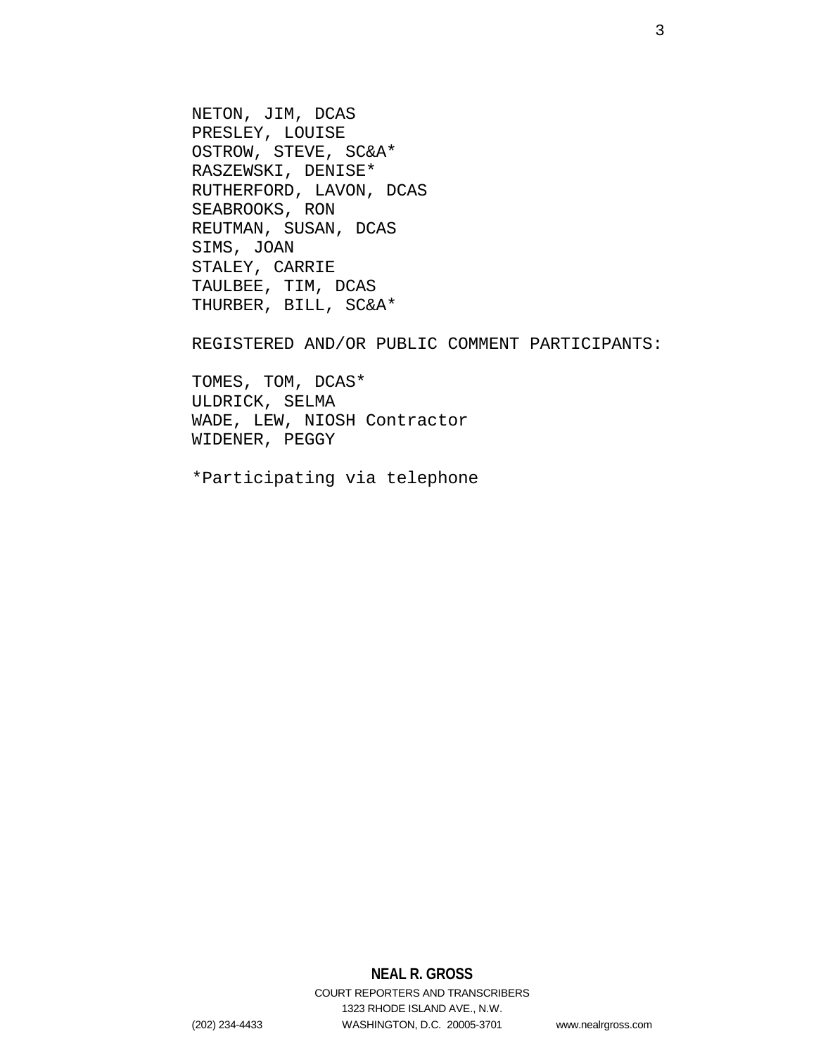NETON, JIM, DCAS
PRESLEY, LOUISE
OSTROW, STEVE, SC&A*
RASZEWSKI, DENISE*
RUTHERFORD, LAVON, DCAS
SEABROOKS, RON
REUTMAN, SUSAN, DCAS
SIMS, JOAN
STALEY, CARRIE
TAULBEE, TIM, DCAS
THURBER, BILL, SC&A*

REGISTERED AND/OR PUBLIC COMMENT PARTICIPANTS:

TOMES, TOM, DCAS*
ULDRICK, SELMA
WADE, LEW, NIOSH Contractor
WIDENER, PEGGY

*Participating via telephone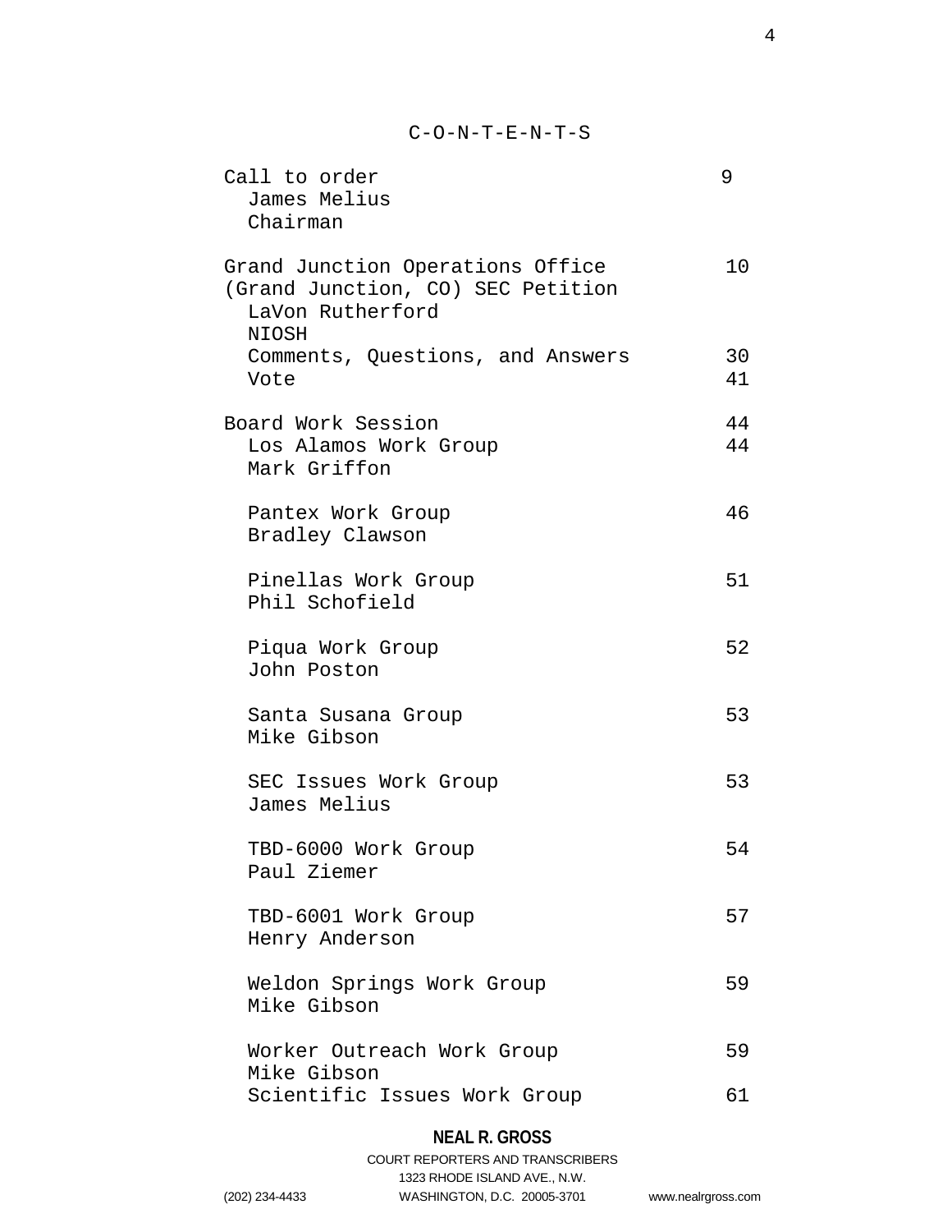C-O-N-T-E-N-T-S

| | |
|---|---|
| Call to order<br>James Melius<br>Chairman | 9 |
| Grand Junction Operations Office (Grand Junction, CO) SEC Petition<br>LaVon Rutherford<br>NIOSH | 10 |
| Comments, Questions, and Answers | 30 |
| Vote | 41 |
| Board Work Session | 44 |
| Los Alamos Work Group<br>Mark Griffon | 44 |
| Pantex Work Group<br>Bradley Clawson | 46 |
| Pinellas Work Group<br>Phil Schofield | 51 |
| Piqua Work Group<br>John Poston | 52 |
| Santa Susana Group<br>Mike Gibson | 53 |
| SEC Issues Work Group<br>James Melius | 53 |
| TBD-6000 Work Group<br>Paul Ziemer | 54 |
| TBD-6001 Work Group<br>Henry Anderson | 57 |
| Weldon Springs Work Group<br>Mike Gibson | 59 |
| Worker Outreach Work Group<br>Mike Gibson | 59 |
| Scientific Issues Work Group | 61 |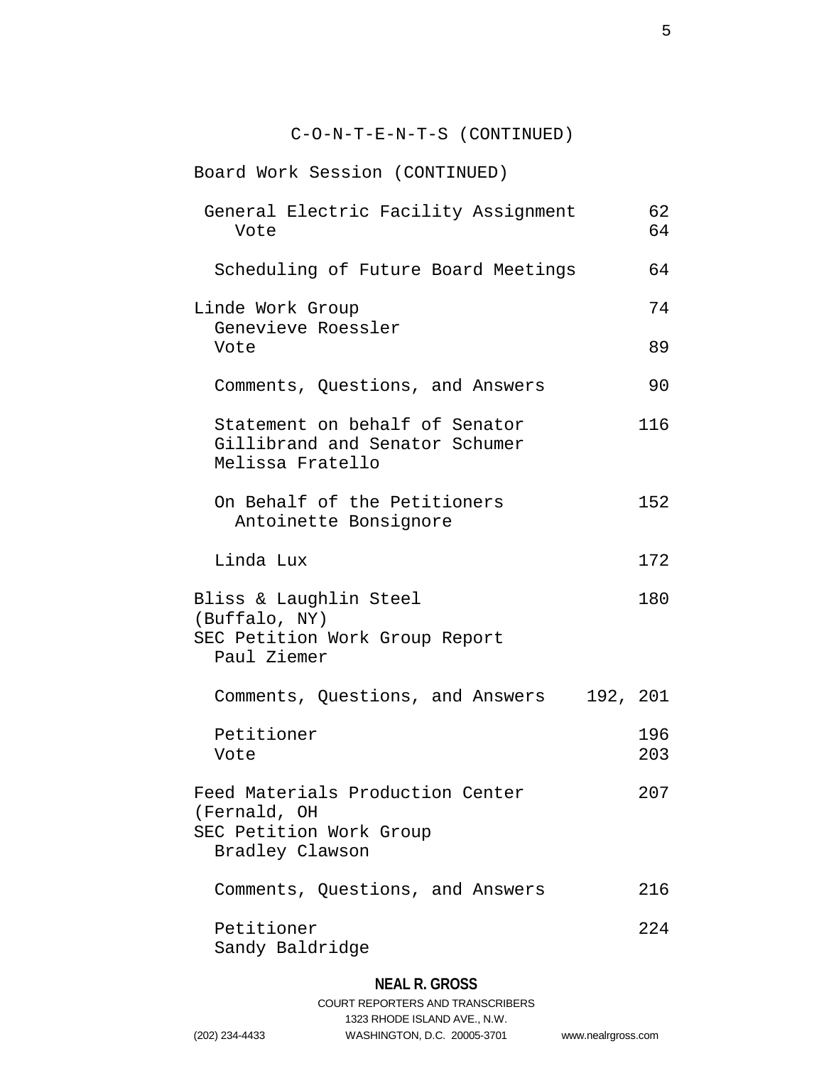C-O-N-T-E-N-T-S (CONTINUED)

Board Work Session (CONTINUED)

| | |
|---|---|
| General Electric Facility Assignment | 62 |
| Vote | 64 |
| Scheduling of Future Board Meetings | 64 |
| Linde Work Group | 74 |
| Genevieve Roessler | |
| Vote | 89 |
| Comments, Questions, and Answers | 90 |
| Statement on behalf of Senator Gillibrand and Senator Schumer | 116 |
| Melissa Fratello | |
| On Behalf of the Petitioners | 152 |
| Antoinette Bonsignore | |
| Linda Lux | 172 |
| Bliss & Laughlin Steel (Buffalo, NY) | 180 |
| SEC Petition Work Group Report | |
| Paul Ziemer | |
| Comments, Questions, and Answers | 192, 201 |
| Petitioner | 196 |
| Vote | 203 |
| Feed Materials Production Center (Fernald, OH | 207 |
| SEC Petition Work Group | |
| Bradley Clawson | |
| Comments, Questions, and Answers | 216 |
| Petitioner | 224 |
| Sandy Baldridge | |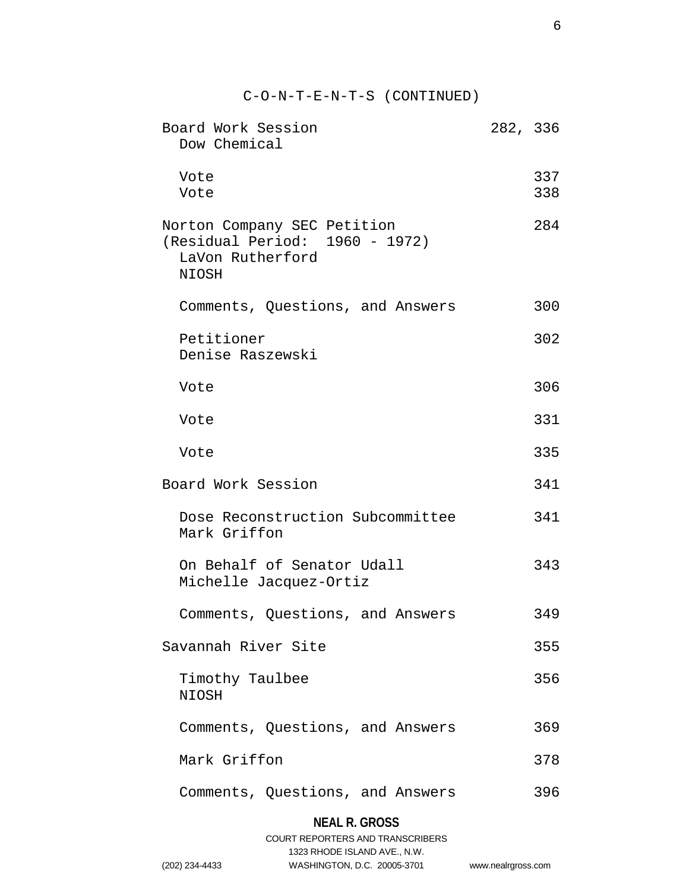C-O-N-T-E-N-T-S (CONTINUED)

| | |
|---|---|
| Board Work Session<br>Dow Chemical | 282, 336 |
| Vote | 337 |
| Vote | 338 |
| Norton Company SEC Petition<br>(Residual Period: 1960 - 1972)<br>LaVon Rutherford<br>NIOSH | 284 |
| Comments, Questions, and Answers | 300 |
| Petitioner<br>Denise Raszewski | 302 |
| Vote | 306 |
| Vote | 331 |
| Vote | 335 |
| Board Work Session | 341 |
| Dose Reconstruction Subcommittee<br>Mark Griffon | 341 |
| On Behalf of Senator Udall<br>Michelle Jacquez-Ortiz | 343 |
| Comments, Questions, and Answers | 349 |
| Savannah River Site | 355 |
| Timothy Taulbee<br>NIOSH | 356 |
| Comments, Questions, and Answers | 369 |
| Mark Griffon | 378 |
| Comments, Questions, and Answers | 396 |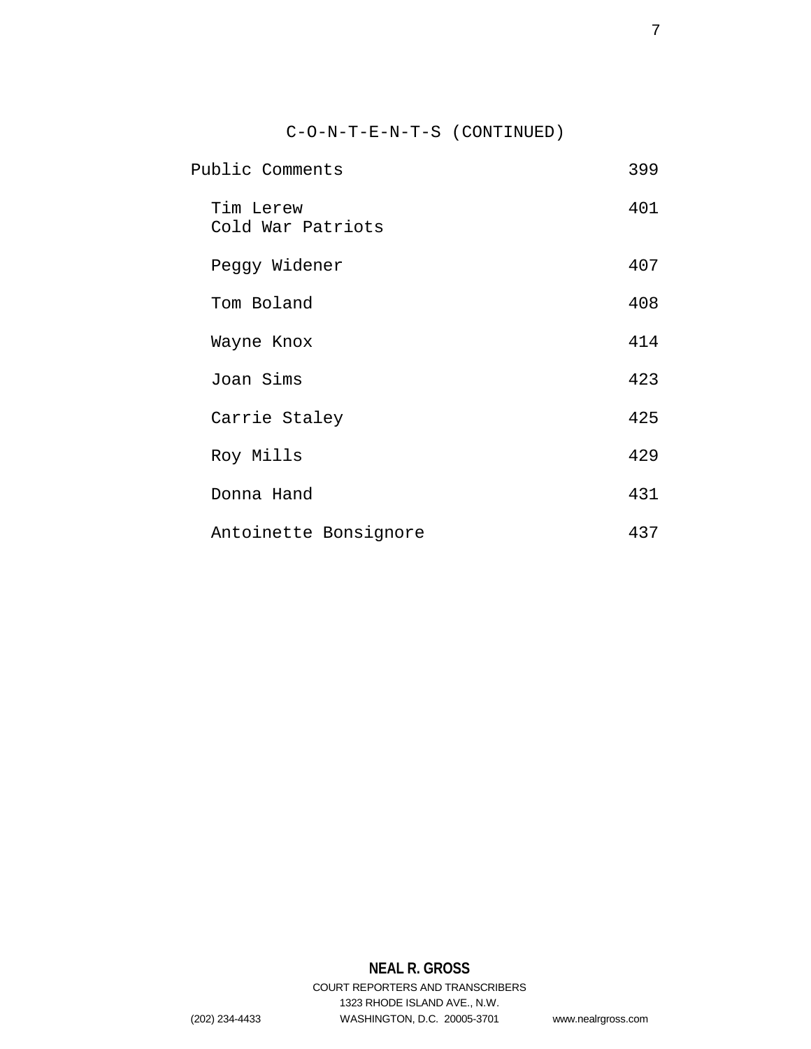C-O-N-T-E-N-T-S (CONTINUED)

| | |
|---|---|
| Public Comments | 399 |
| Tim Lerew<br>Cold War Patriots | 401 |
| Peggy Widener | 407 |
| Tom Boland | 408 |
| Wayne Knox | 414 |
| Joan Sims | 423 |
| Carrie Staley | 425 |
| Roy Mills | 429 |
| Donna Hand | 431 |
| Antoinette Bonsignore | 437 |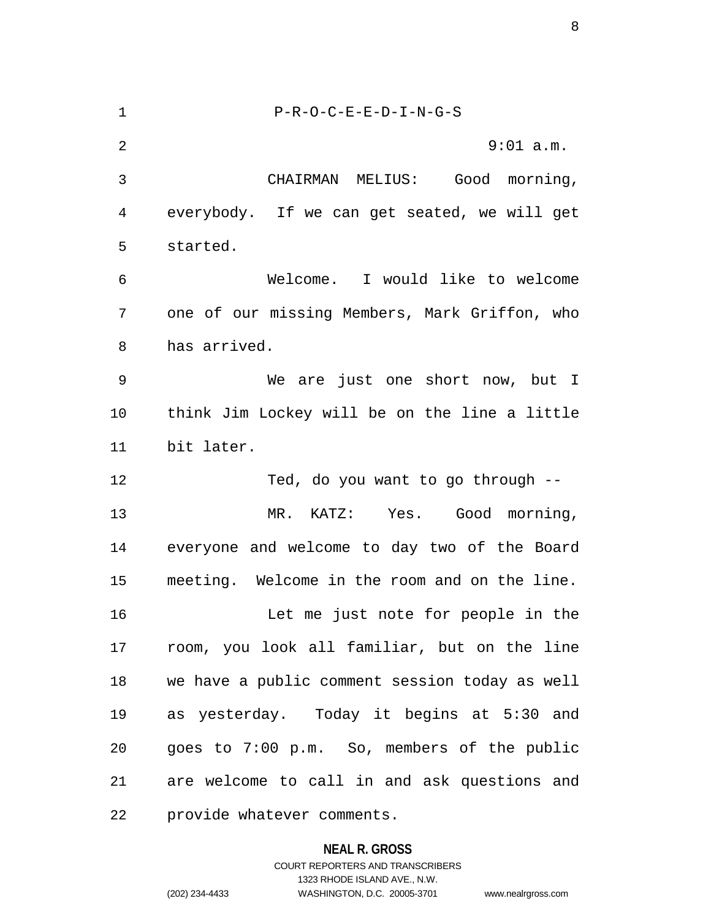P-R-O-C-E-E-D-I-N-G-S

9:01 a.m.

CHAIRMAN MELIUS: Good morning, everybody. If we can get seated, we will get started.

Welcome. I would like to welcome one of our missing Members, Mark Griffon, who has arrived.

We are just one short now, but I think Jim Lockey will be on the line a little bit later.

Ted, do you want to go through --

MR. KATZ: Yes. Good morning, everyone and welcome to day two of the Board meeting. Welcome in the room and on the line.

Let me just note for people in the room, you look all familiar, but on the line we have a public comment session today as well as yesterday. Today it begins at 5:30 and goes to 7:00 p.m. So, members of the public are welcome to call in and ask questions and provide whatever comments.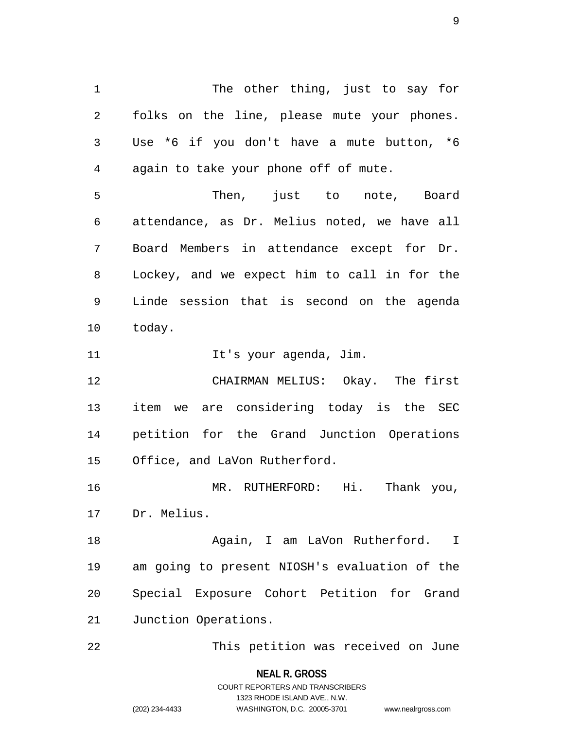The other thing, just to say for folks on the line, please mute your phones. Use *6 if you don't have a mute button, *6 again to take your phone off of mute.

Then, just to note, Board attendance, as Dr. Melius noted, we have all Board Members in attendance except for Dr. Lockey, and we expect him to call in for the Linde session that is second on the agenda today.

It's your agenda, Jim.

CHAIRMAN MELIUS: Okay. The first item we are considering today is the SEC petition for the Grand Junction Operations Office, and LaVon Rutherford.

MR. RUTHERFORD: Hi. Thank you, Dr. Melius.

Again, I am LaVon Rutherford. I am going to present NIOSH's evaluation of the Special Exposure Cohort Petition for Grand Junction Operations.

This petition was received on June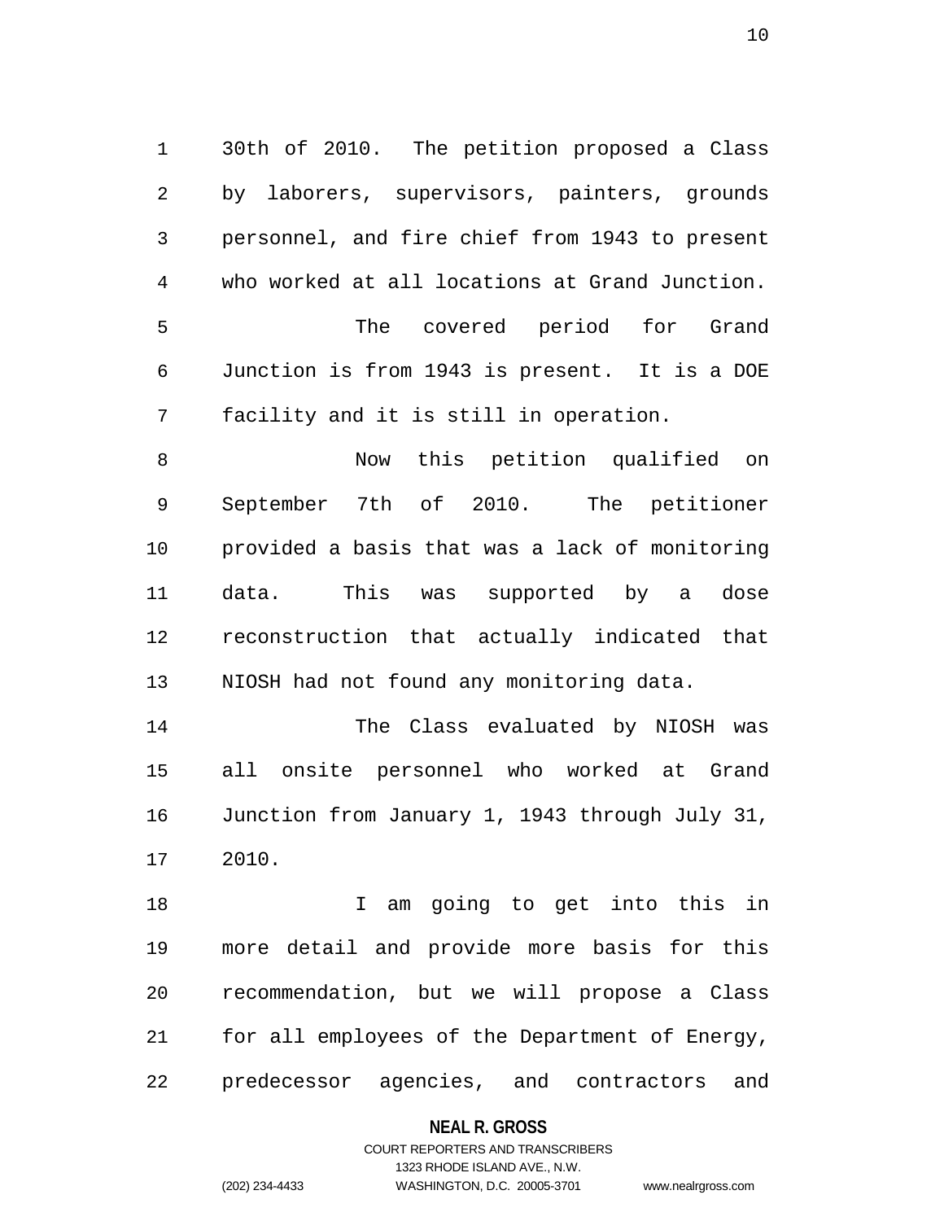30th of 2010. The petition proposed a Class by laborers, supervisors, painters, grounds personnel, and fire chief from 1943 to present who worked at all locations at Grand Junction.

The covered period for Grand Junction is from 1943 is present. It is a DOE facility and it is still in operation.

Now this petition qualified on September 7th of 2010. The petitioner provided a basis that was a lack of monitoring data. This was supported by a dose reconstruction that actually indicated that NIOSH had not found any monitoring data.

The Class evaluated by NIOSH was all onsite personnel who worked at Grand Junction from January 1, 1943 through July 31, 2010.

I am going to get into this in more detail and provide more basis for this recommendation, but we will propose a Class for all employees of the Department of Energy, predecessor agencies, and contractors and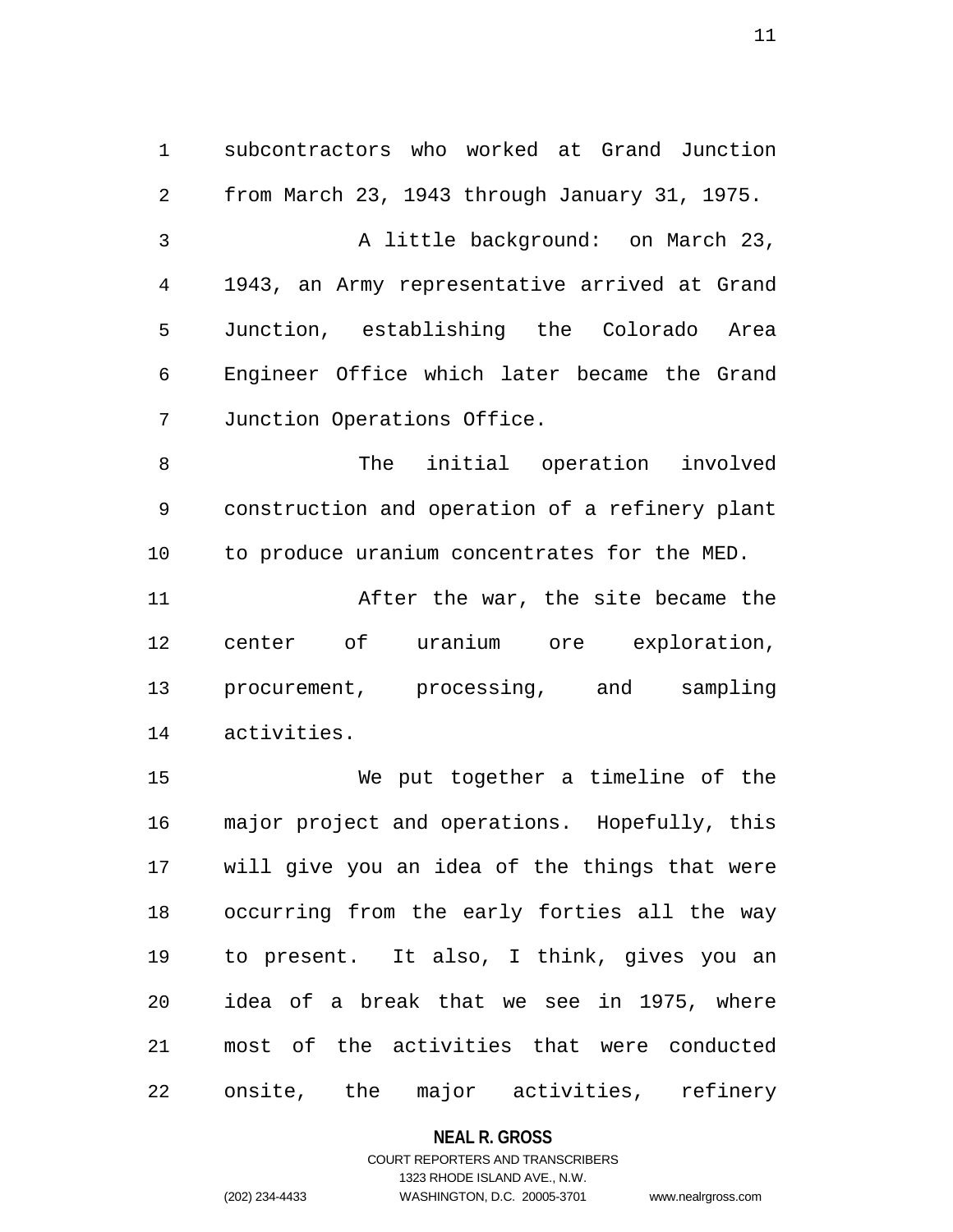subcontractors who worked at Grand Junction from March 23, 1943 through January 31, 1975.

A little background: on March 23, 1943, an Army representative arrived at Grand Junction, establishing the Colorado Area Engineer Office which later became the Grand Junction Operations Office.

The initial operation involved construction and operation of a refinery plant to produce uranium concentrates for the MED.

After the war, the site became the center of uranium ore exploration, procurement, processing, and sampling activities.

We put together a timeline of the major project and operations. Hopefully, this will give you an idea of the things that were occurring from the early forties all the way to present. It also, I think, gives you an idea of a break that we see in 1975, where most of the activities that were conducted onsite, the major activities, refinery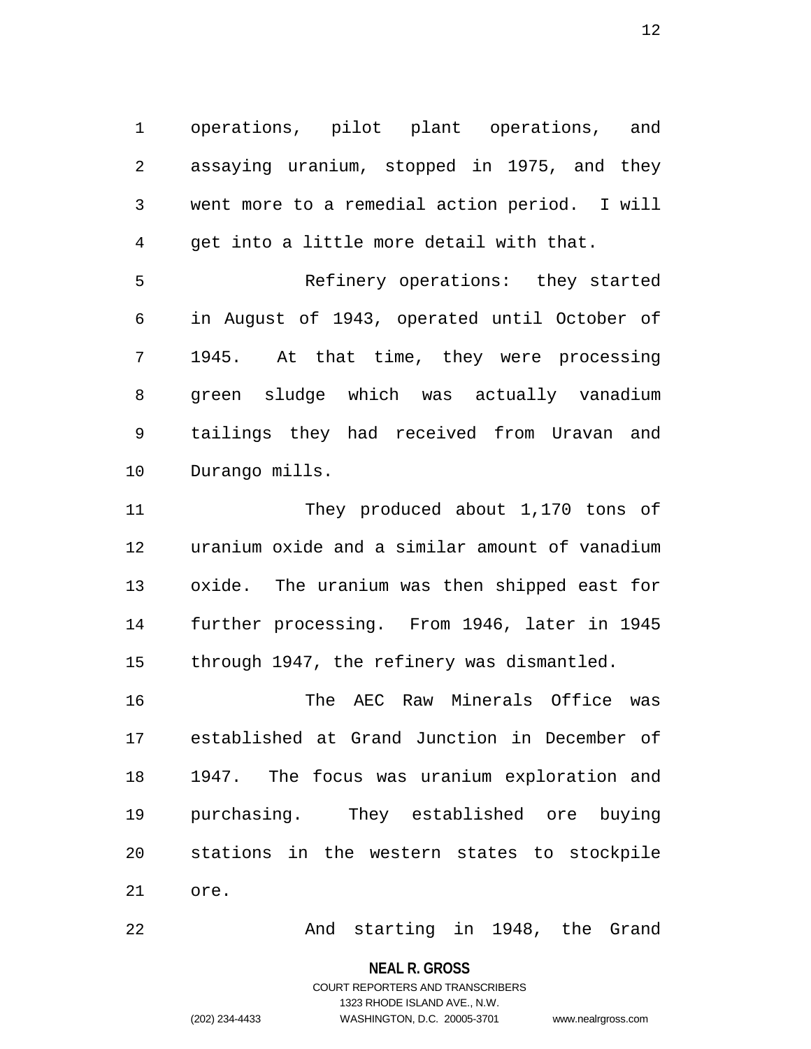operations, pilot plant operations, and assaying uranium, stopped in 1975, and they went more to a remedial action period. I will get into a little more detail with that.

Refinery operations: they started in August of 1943, operated until October of 1945. At that time, they were processing green sludge which was actually vanadium tailings they had received from Uravan and Durango mills.

They produced about 1,170 tons of uranium oxide and a similar amount of vanadium oxide. The uranium was then shipped east for further processing. From 1946, later in 1945 through 1947, the refinery was dismantled.

The AEC Raw Minerals Office was established at Grand Junction in December of 1947. The focus was uranium exploration and purchasing. They established ore buying stations in the western states to stockpile ore.

And starting in 1948, the Grand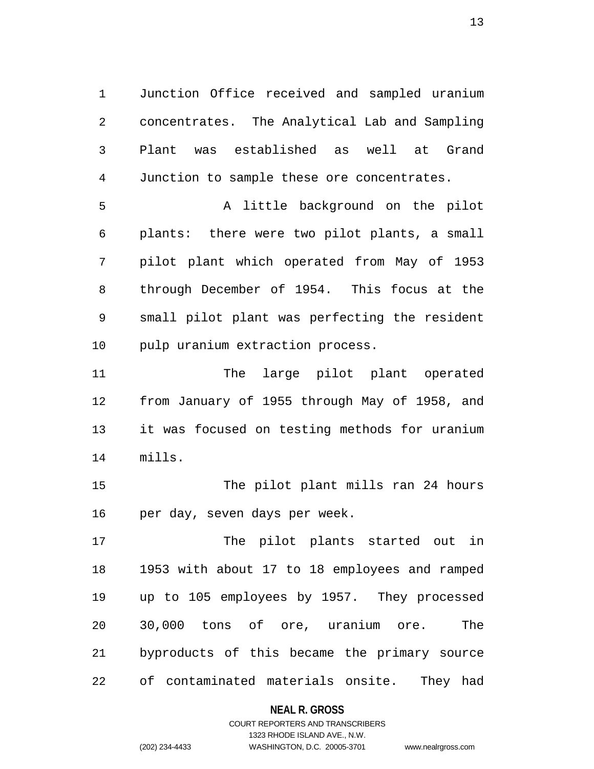Junction Office received and sampled uranium concentrates. The Analytical Lab and Sampling Plant was established as well at Grand Junction to sample these ore concentrates.

A little background on the pilot plants: there were two pilot plants, a small pilot plant which operated from May of 1953 through December of 1954. This focus at the small pilot plant was perfecting the resident pulp uranium extraction process.

The large pilot plant operated from January of 1955 through May of 1958, and it was focused on testing methods for uranium mills.

The pilot plant mills ran 24 hours per day, seven days per week.

The pilot plants started out in 1953 with about 17 to 18 employees and ramped up to 105 employees by 1957. They processed 30,000 tons of ore, uranium ore. The byproducts of this became the primary source of contaminated materials onsite. They had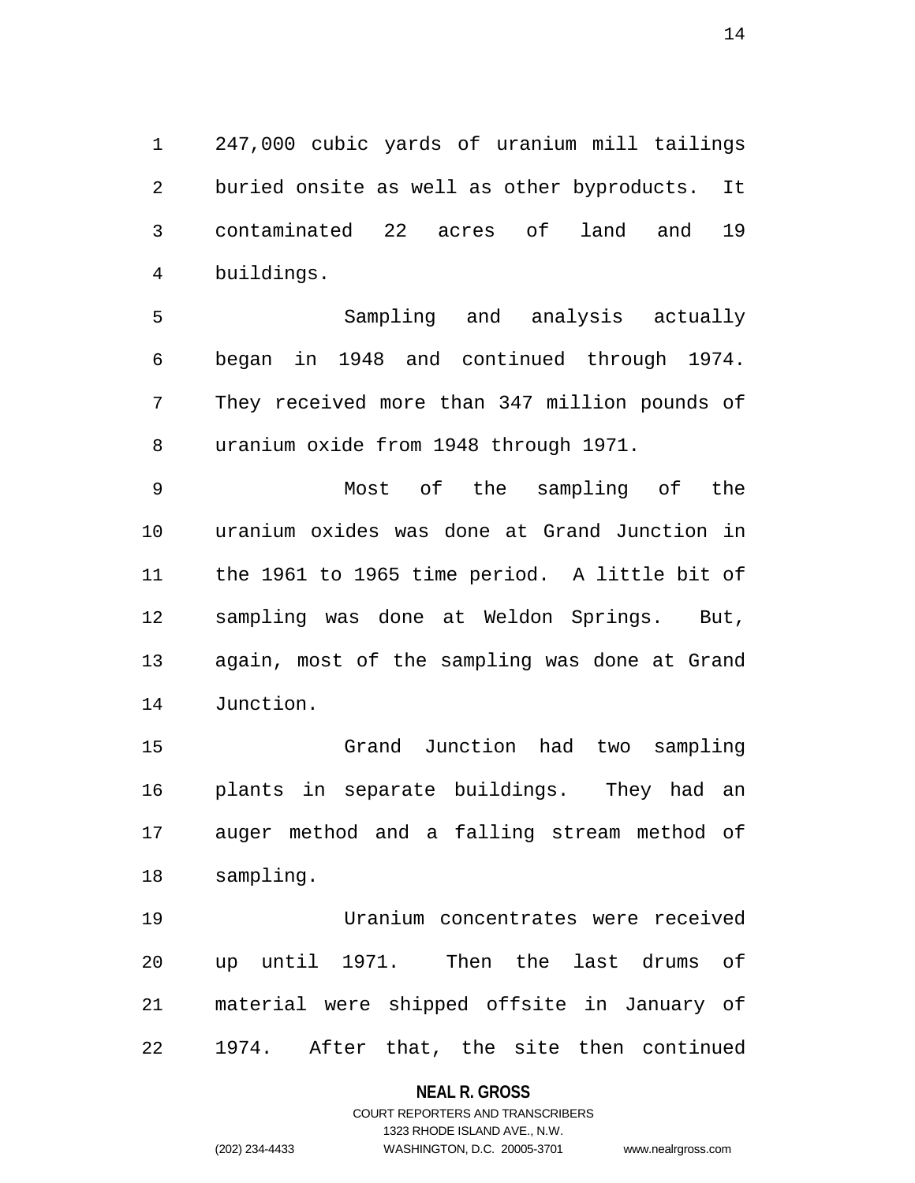247,000 cubic yards of uranium mill tailings buried onsite as well as other byproducts. It contaminated 22 acres of land and 19 buildings.

Sampling and analysis actually began in 1948 and continued through 1974. They received more than 347 million pounds of uranium oxide from 1948 through 1971.

Most of the sampling of the uranium oxides was done at Grand Junction in the 1961 to 1965 time period. A little bit of sampling was done at Weldon Springs. But, again, most of the sampling was done at Grand Junction.

Grand Junction had two sampling plants in separate buildings. They had an auger method and a falling stream method of sampling.

Uranium concentrates were received up until 1971. Then the last drums of material were shipped offsite in January of 1974. After that, the site then continued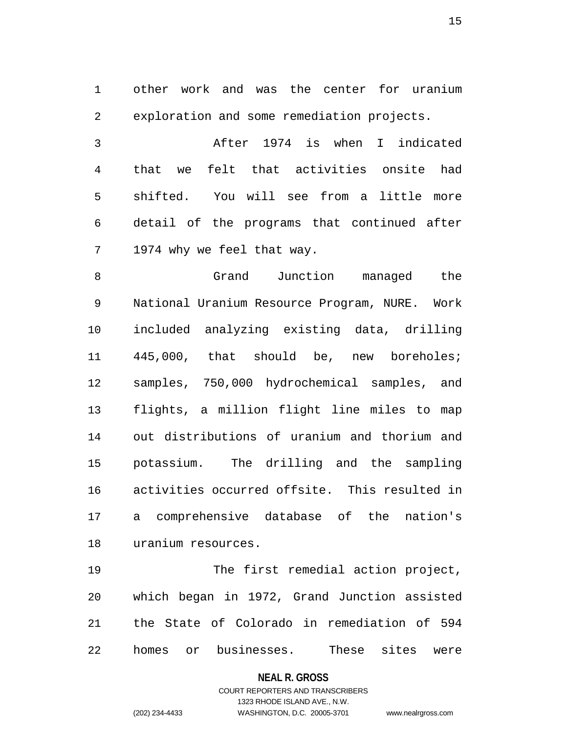other work and was the center for uranium exploration and some remediation projects.

After 1974 is when I indicated that we felt that activities onsite had shifted. You will see from a little more detail of the programs that continued after 1974 why we feel that way.

Grand Junction managed the National Uranium Resource Program, NURE. Work included analyzing existing data, drilling 445,000, that should be, new boreholes; samples, 750,000 hydrochemical samples, and flights, a million flight line miles to map out distributions of uranium and thorium and potassium. The drilling and the sampling activities occurred offsite. This resulted in a comprehensive database of the nation's uranium resources.

The first remedial action project, which began in 1972, Grand Junction assisted the State of Colorado in remediation of 594 homes or businesses. These sites were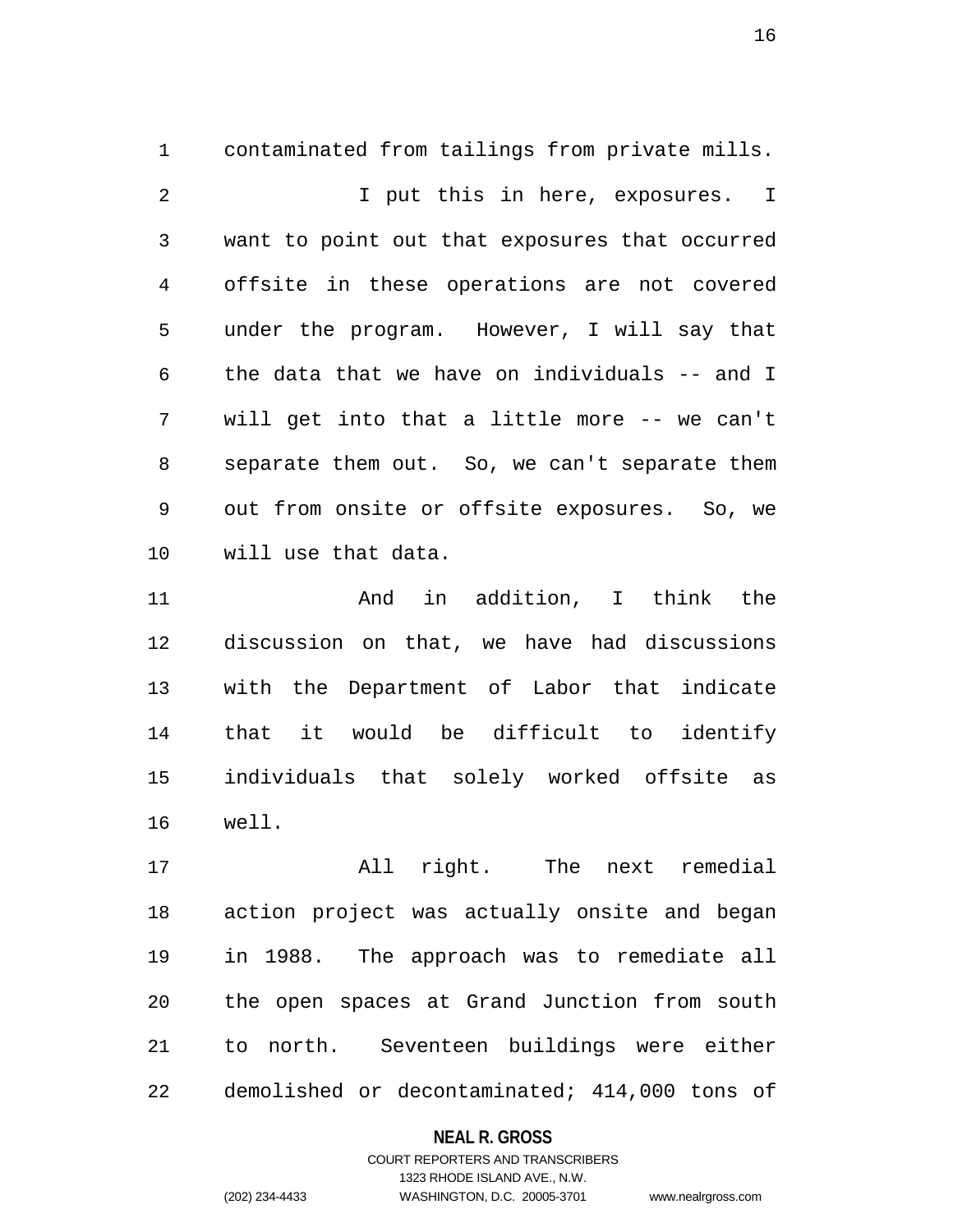contaminated from tailings from private mills.

I put this in here, exposures. I want to point out that exposures that occurred offsite in these operations are not covered under the program. However, I will say that the data that we have on individuals -- and I will get into that a little more -- we can't separate them out. So, we can't separate them out from onsite or offsite exposures. So, we will use that data.

And in addition, I think the discussion on that, we have had discussions with the Department of Labor that indicate that it would be difficult to identify individuals that solely worked offsite as well.

All right. The next remedial action project was actually onsite and began in 1988. The approach was to remediate all the open spaces at Grand Junction from south to north. Seventeen buildings were either demolished or decontaminated; 414,000 tons of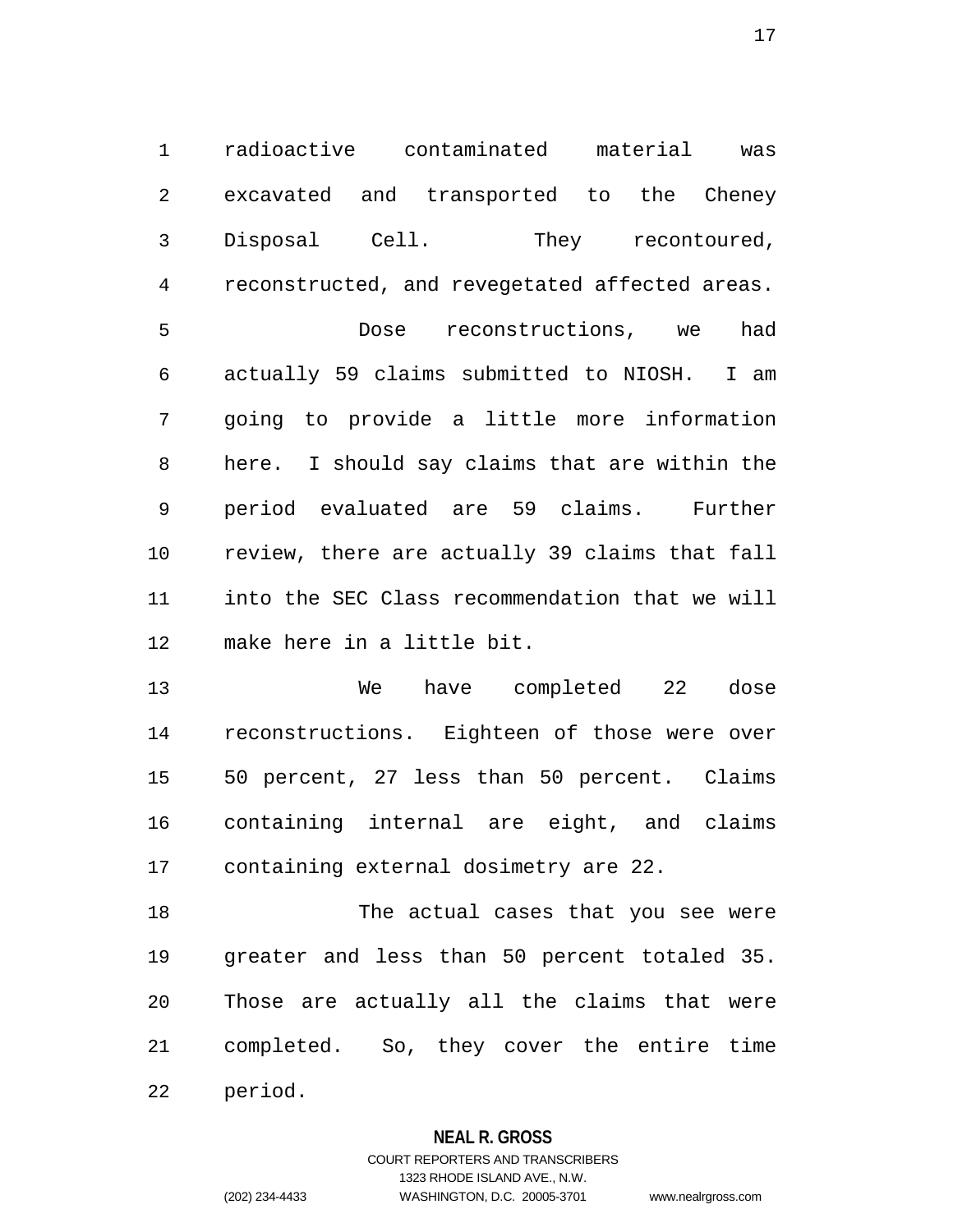radioactive contaminated material was excavated and transported to the Cheney Disposal Cell. They recontoured, reconstructed, and revegetated affected areas.

Dose reconstructions, we had actually 59 claims submitted to NIOSH. I am going to provide a little more information here. I should say claims that are within the period evaluated are 59 claims. Further review, there are actually 39 claims that fall into the SEC Class recommendation that we will make here in a little bit.

We have completed 22 dose reconstructions. Eighteen of those were over 50 percent, 27 less than 50 percent. Claims containing internal are eight, and claims containing external dosimetry are 22.

The actual cases that you see were greater and less than 50 percent totaled 35. Those are actually all the claims that were completed. So, they cover the entire time period.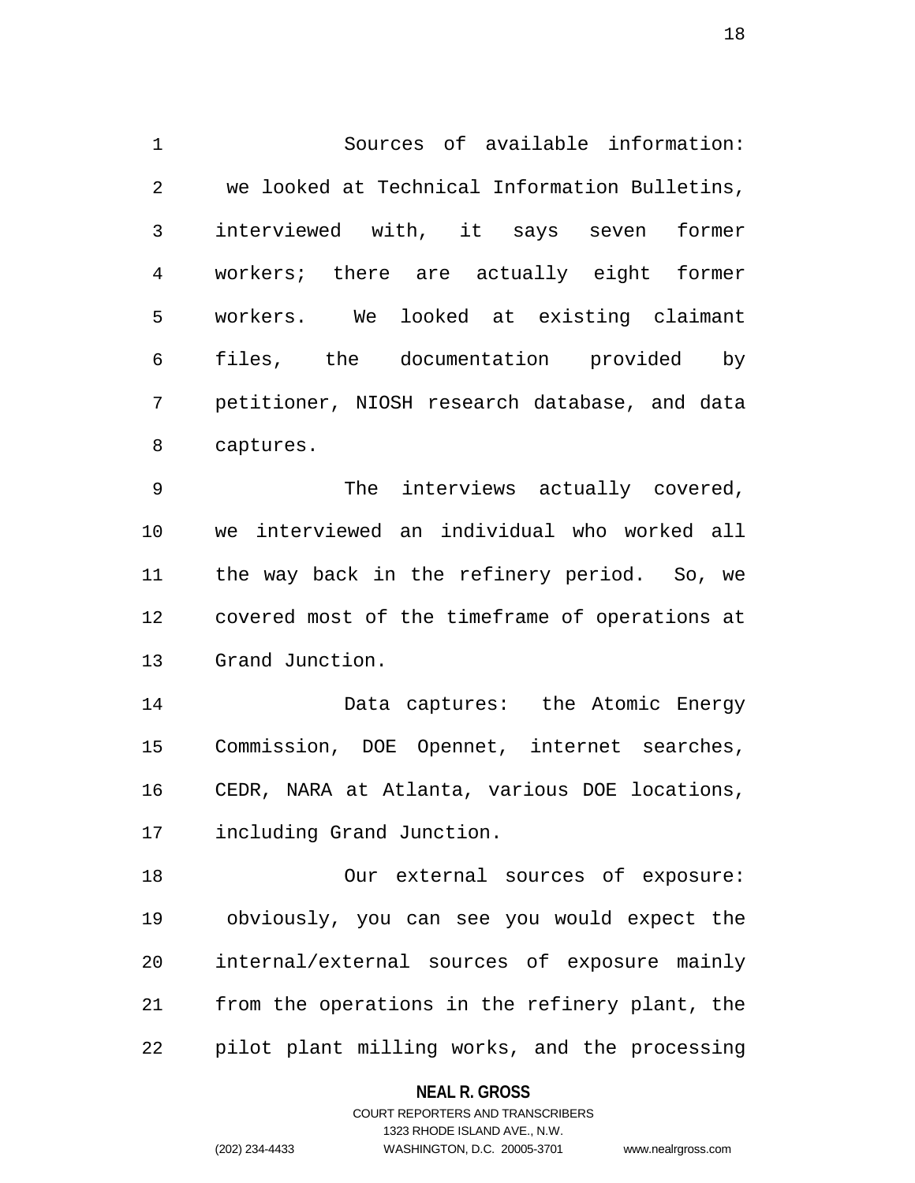Sources of available information: we looked at Technical Information Bulletins, interviewed with, it says seven former workers; there are actually eight former workers. We looked at existing claimant files, the documentation provided by petitioner, NIOSH research database, and data captures.

The interviews actually covered, we interviewed an individual who worked all the way back in the refinery period. So, we covered most of the timeframe of operations at Grand Junction.

Data captures: the Atomic Energy Commission, DOE Opennet, internet searches, CEDR, NARA at Atlanta, various DOE locations, including Grand Junction.

Our external sources of exposure: obviously, you can see you would expect the internal/external sources of exposure mainly from the operations in the refinery plant, the pilot plant milling works, and the processing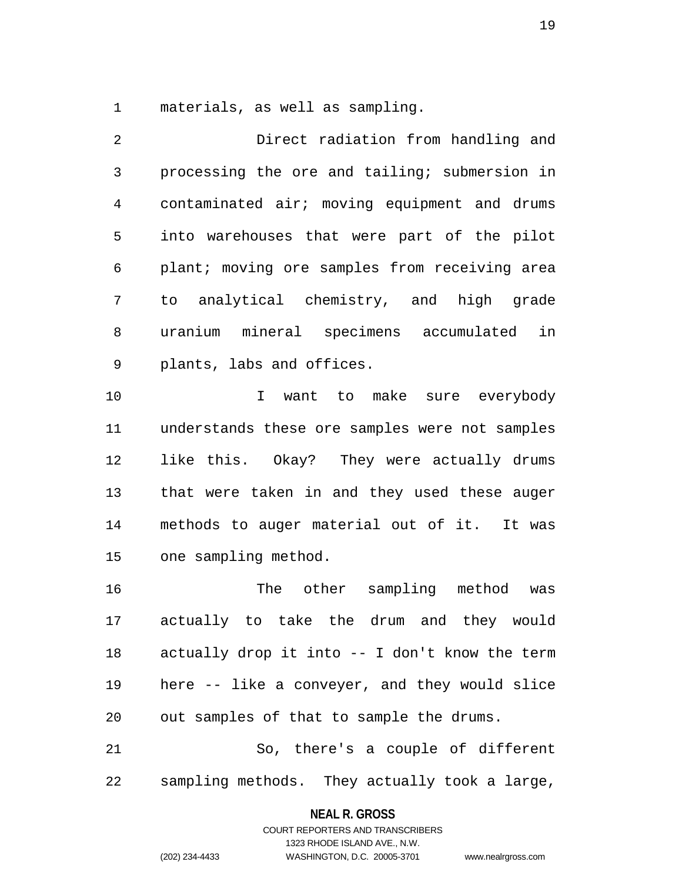materials, as well as sampling.

Direct radiation from handling and processing the ore and tailing; submersion in contaminated air; moving equipment and drums into warehouses that were part of the pilot plant; moving ore samples from receiving area to analytical chemistry, and high grade uranium mineral specimens accumulated in plants, labs and offices.

I want to make sure everybody understands these ore samples were not samples like this. Okay? They were actually drums that were taken in and they used these auger methods to auger material out of it. It was one sampling method.

The other sampling method was actually to take the drum and they would actually drop it into -- I don't know the term here -- like a conveyer, and they would slice out samples of that to sample the drums.

So, there's a couple of different sampling methods. They actually took a large,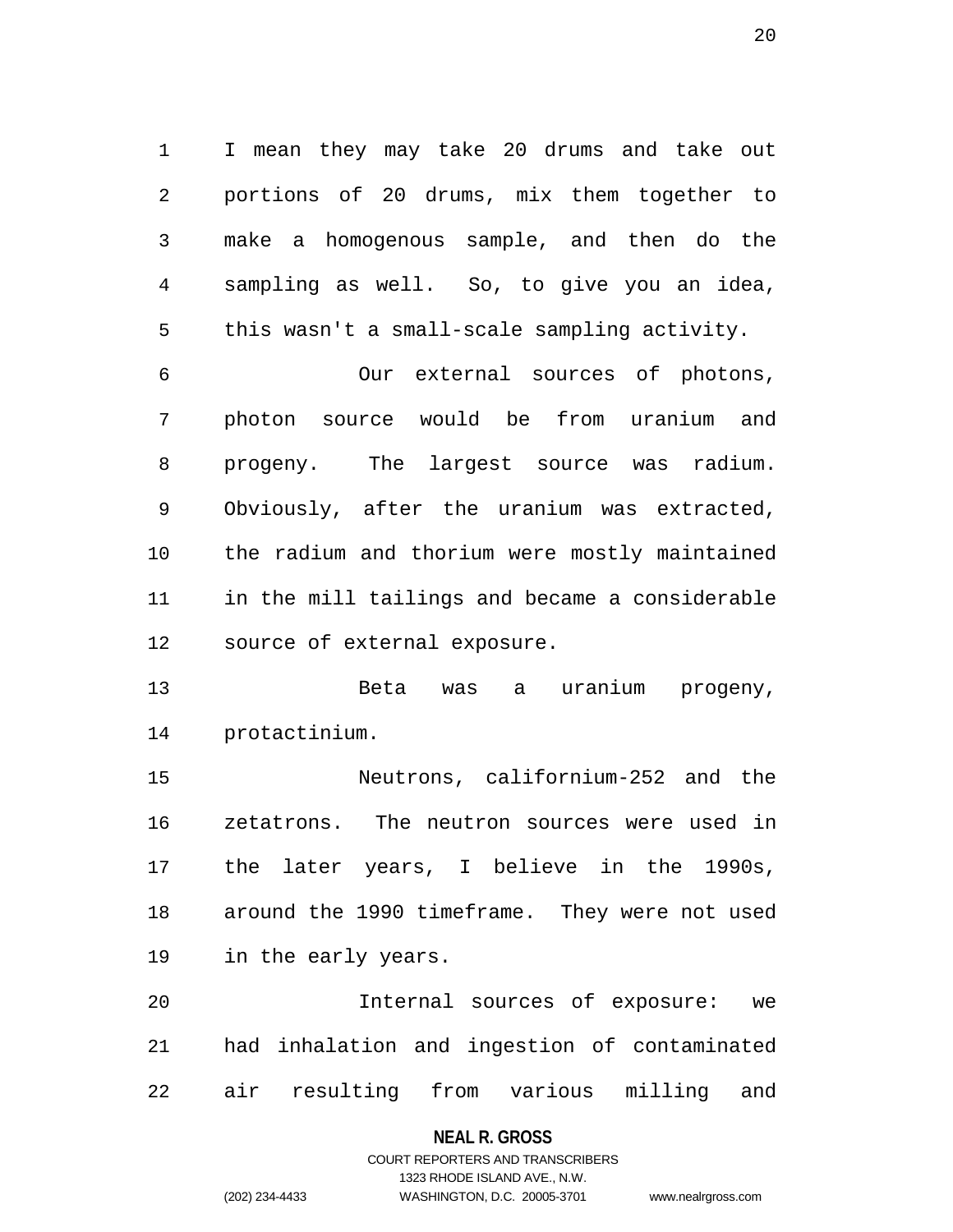I mean they may take 20 drums and take out portions of 20 drums, mix them together to make a homogenous sample, and then do the sampling as well. So, to give you an idea, this wasn't a small-scale sampling activity.

Our external sources of photons, photon source would be from uranium and progeny. The largest source was radium. Obviously, after the uranium was extracted, the radium and thorium were mostly maintained in the mill tailings and became a considerable source of external exposure.

Beta was a uranium progeny, protactinium.

Neutrons, californium-252 and the zetatrons. The neutron sources were used in the later years, I believe in the 1990s, around the 1990 timeframe. They were not used in the early years.

Internal sources of exposure: we had inhalation and ingestion of contaminated air resulting from various milling and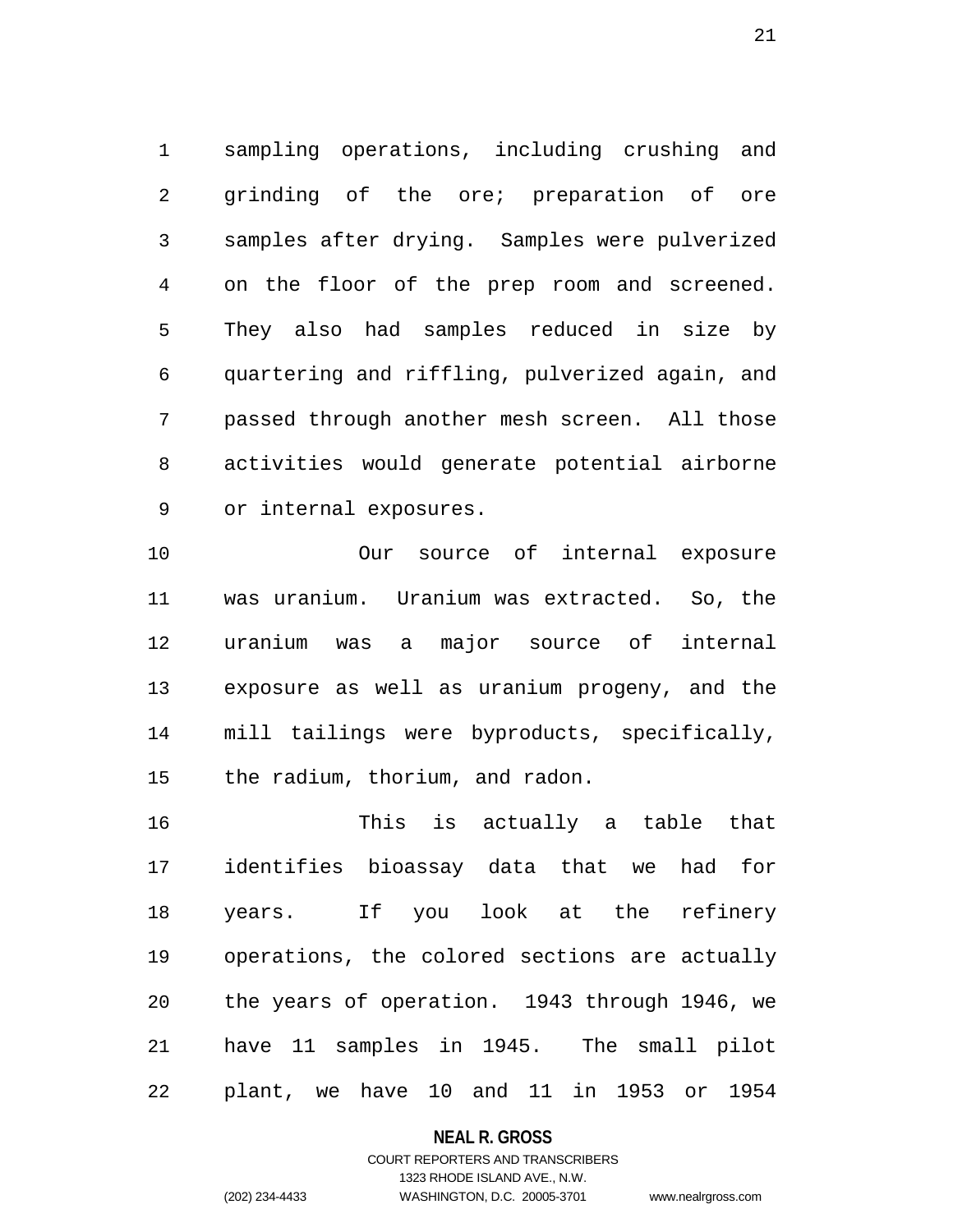sampling operations, including crushing and grinding of the ore; preparation of ore samples after drying. Samples were pulverized on the floor of the prep room and screened. They also had samples reduced in size by quartering and riffling, pulverized again, and passed through another mesh screen. All those activities would generate potential airborne or internal exposures.

Our source of internal exposure was uranium. Uranium was extracted. So, the uranium was a major source of internal exposure as well as uranium progeny, and the mill tailings were byproducts, specifically, the radium, thorium, and radon.

This is actually a table that identifies bioassay data that we had for years. If you look at the refinery operations, the colored sections are actually the years of operation. 1943 through 1946, we have 11 samples in 1945. The small pilot plant, we have 10 and 11 in 1953 or 1954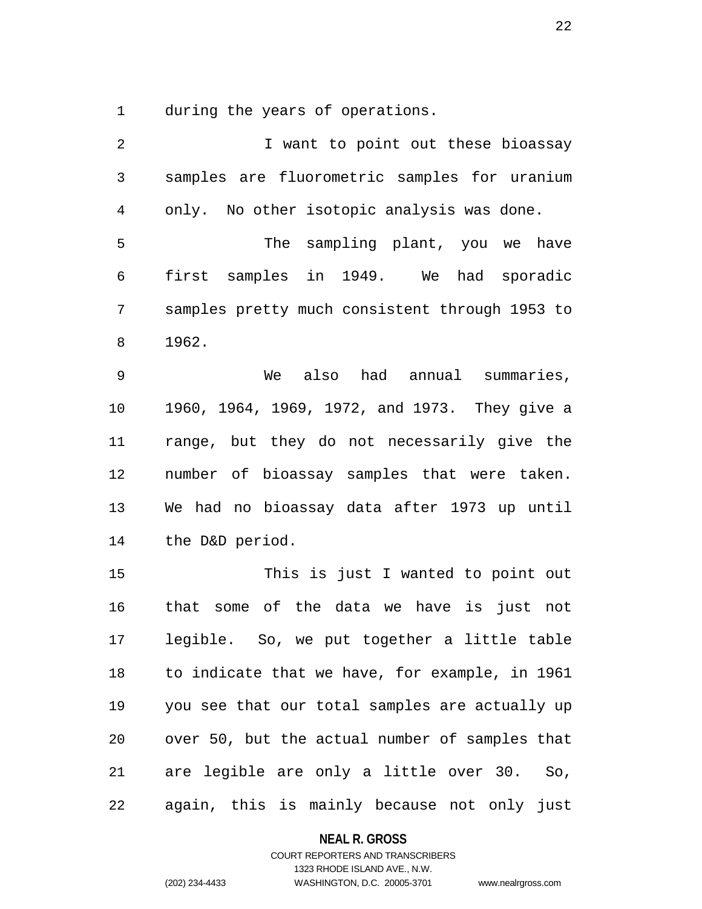during the years of operations.

I want to point out these bioassay samples are fluorometric samples for uranium only. No other isotopic analysis was done.

The sampling plant, you we have first samples in 1949. We had sporadic samples pretty much consistent through 1953 to 1962.

We also had annual summaries, 1960, 1964, 1969, 1972, and 1973. They give a range, but they do not necessarily give the number of bioassay samples that were taken. We had no bioassay data after 1973 up until the D&D period.

This is just I wanted to point out that some of the data we have is just not legible. So, we put together a little table to indicate that we have, for example, in 1961 you see that our total samples are actually up over 50, but the actual number of samples that are legible are only a little over 30. So, again, this is mainly because not only just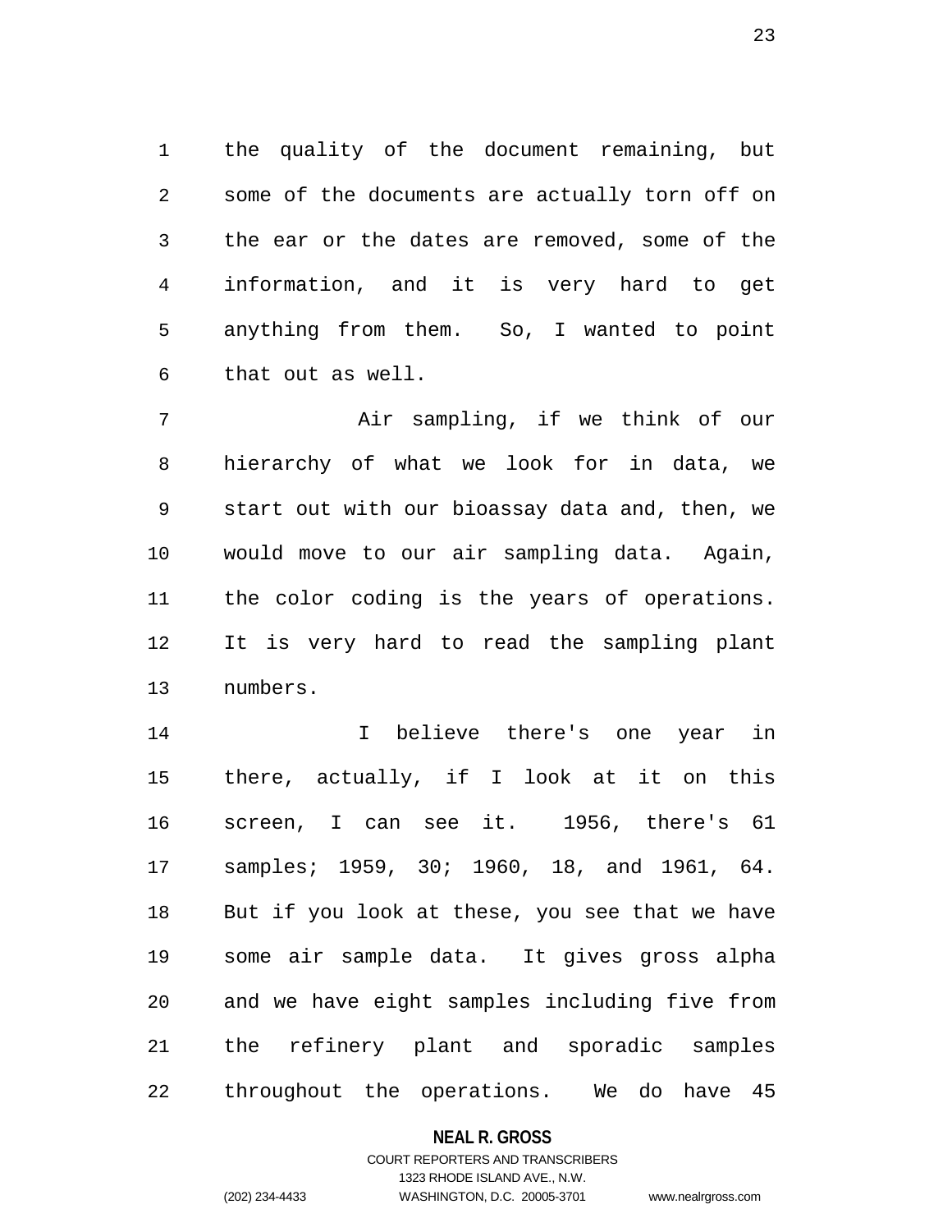the quality of the document remaining, but some of the documents are actually torn off on the ear or the dates are removed, some of the information, and it is very hard to get anything from them. So, I wanted to point that out as well.

Air sampling, if we think of our hierarchy of what we look for in data, we start out with our bioassay data and, then, we would move to our air sampling data. Again, the color coding is the years of operations. It is very hard to read the sampling plant numbers.

I believe there's one year in there, actually, if I look at it on this screen, I can see it. 1956, there's 61 samples; 1959, 30; 1960, 18, and 1961, 64. But if you look at these, you see that we have some air sample data. It gives gross alpha and we have eight samples including five from the refinery plant and sporadic samples throughout the operations. We do have 45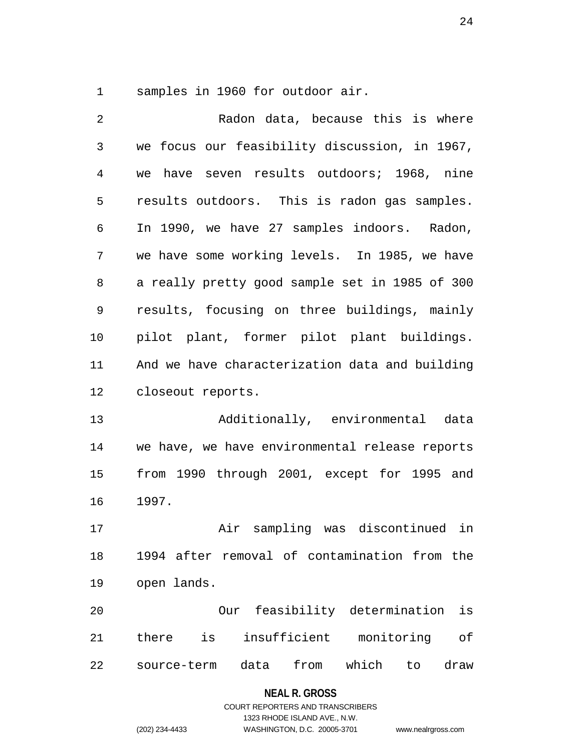samples in 1960 for outdoor air.

Radon data, because this is where we focus our feasibility discussion, in 1967, we have seven results outdoors; 1968, nine results outdoors. This is radon gas samples. In 1990, we have 27 samples indoors. Radon, we have some working levels. In 1985, we have a really pretty good sample set in 1985 of 300 results, focusing on three buildings, mainly pilot plant, former pilot plant buildings. And we have characterization data and building closeout reports.

Additionally, environmental data we have, we have environmental release reports from 1990 through 2001, except for 1995 and 1997.

Air sampling was discontinued in 1994 after removal of contamination from the open lands.

Our feasibility determination is there is insufficient monitoring of source-term data from which to draw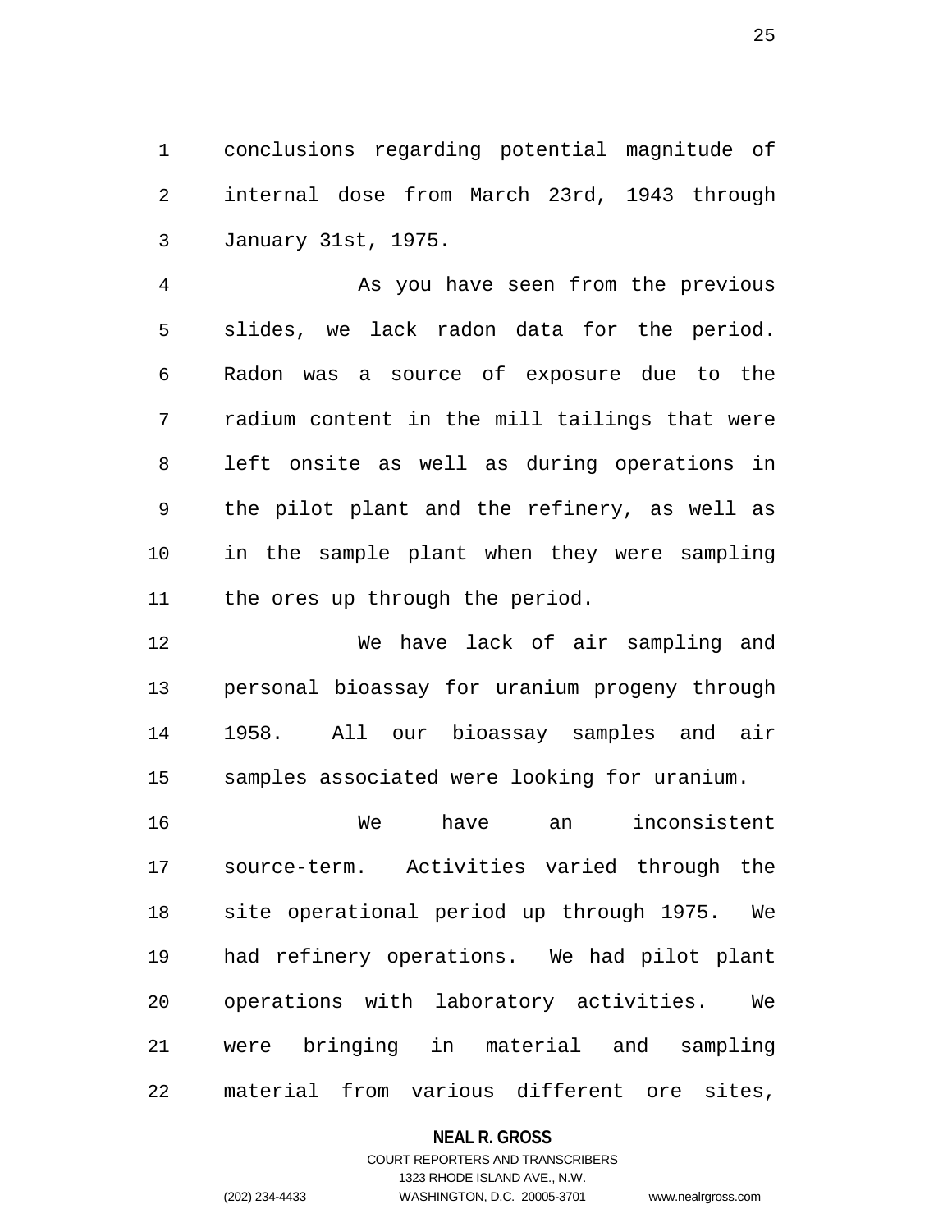conclusions regarding potential magnitude of internal dose from March 23rd, 1943 through January 31st, 1975.

As you have seen from the previous slides, we lack radon data for the period. Radon was a source of exposure due to the radium content in the mill tailings that were left onsite as well as during operations in the pilot plant and the refinery, as well as in the sample plant when they were sampling the ores up through the period.

We have lack of air sampling and personal bioassay for uranium progeny through 1958. All our bioassay samples and air samples associated were looking for uranium.

We have an inconsistent source-term. Activities varied through the site operational period up through 1975. We had refinery operations. We had pilot plant operations with laboratory activities. We were bringing in material and sampling material from various different ore sites,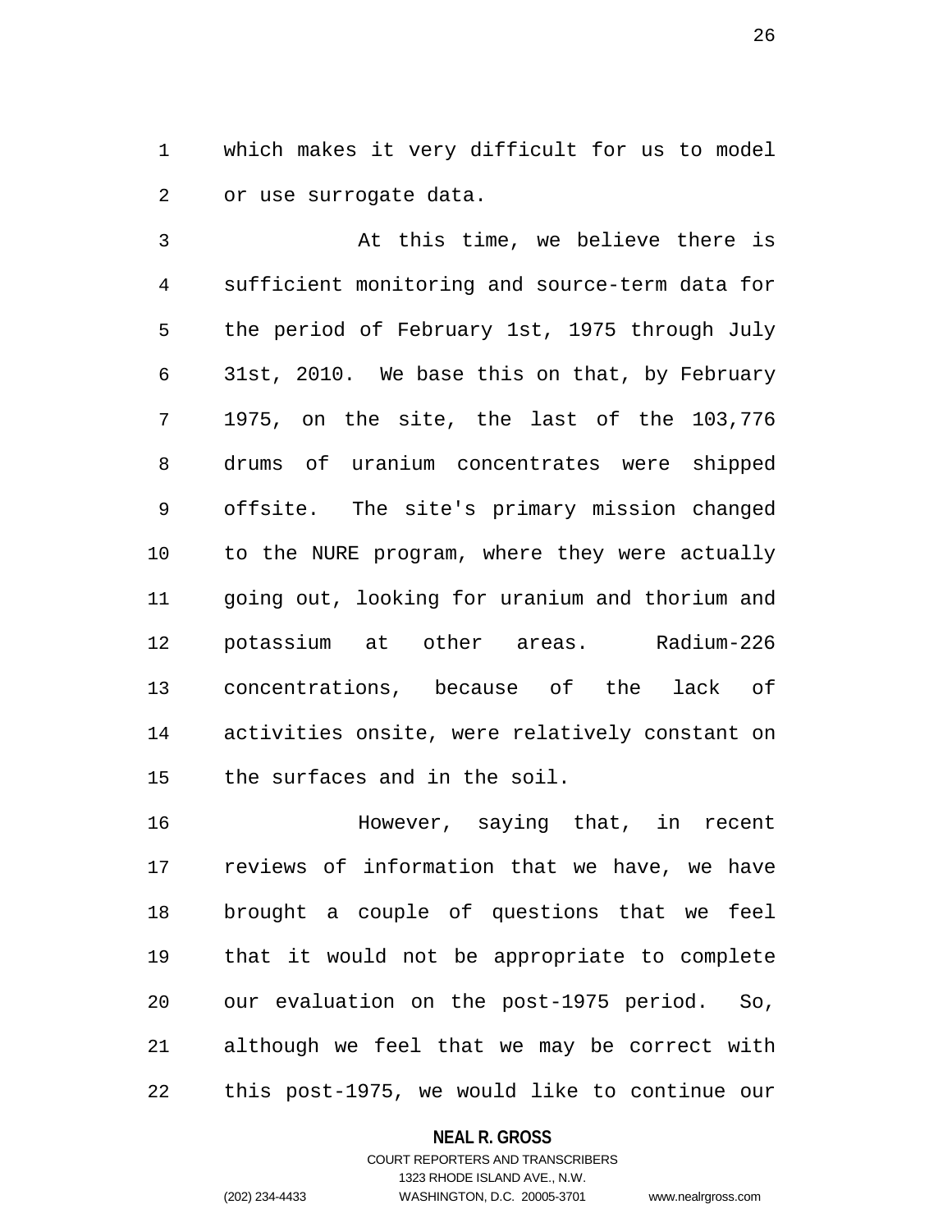which makes it very difficult for us to model or use surrogate data.

At this time, we believe there is sufficient monitoring and source-term data for the period of February 1st, 1975 through July 31st, 2010. We base this on that, by February 1975, on the site, the last of the 103,776 drums of uranium concentrates were shipped offsite. The site's primary mission changed to the NURE program, where they were actually going out, looking for uranium and thorium and potassium at other areas. Radium-226 concentrations, because of the lack of activities onsite, were relatively constant on the surfaces and in the soil.

However, saying that, in recent reviews of information that we have, we have brought a couple of questions that we feel that it would not be appropriate to complete our evaluation on the post-1975 period. So, although we feel that we may be correct with this post-1975, we would like to continue our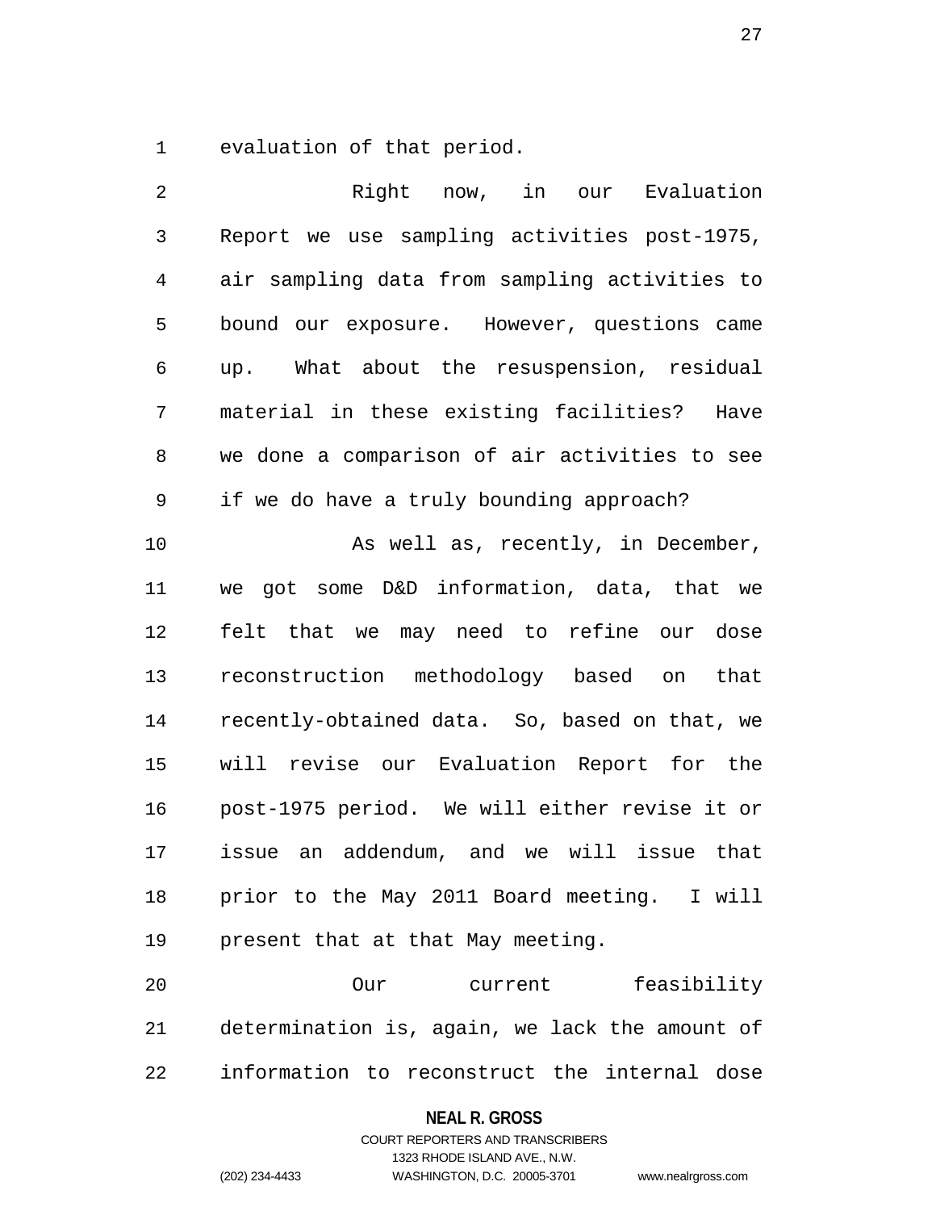evaluation of that period.

Right now, in our Evaluation Report we use sampling activities post-1975, air sampling data from sampling activities to bound our exposure. However, questions came up. What about the resuspension, residual material in these existing facilities? Have we done a comparison of air activities to see if we do have a truly bounding approach?

As well as, recently, in December, we got some D&D information, data, that we felt that we may need to refine our dose reconstruction methodology based on that recently-obtained data. So, based on that, we will revise our Evaluation Report for the post-1975 period. We will either revise it or issue an addendum, and we will issue that prior to the May 2011 Board meeting. I will present that at that May meeting.

Our current feasibility determination is, again, we lack the amount of information to reconstruct the internal dose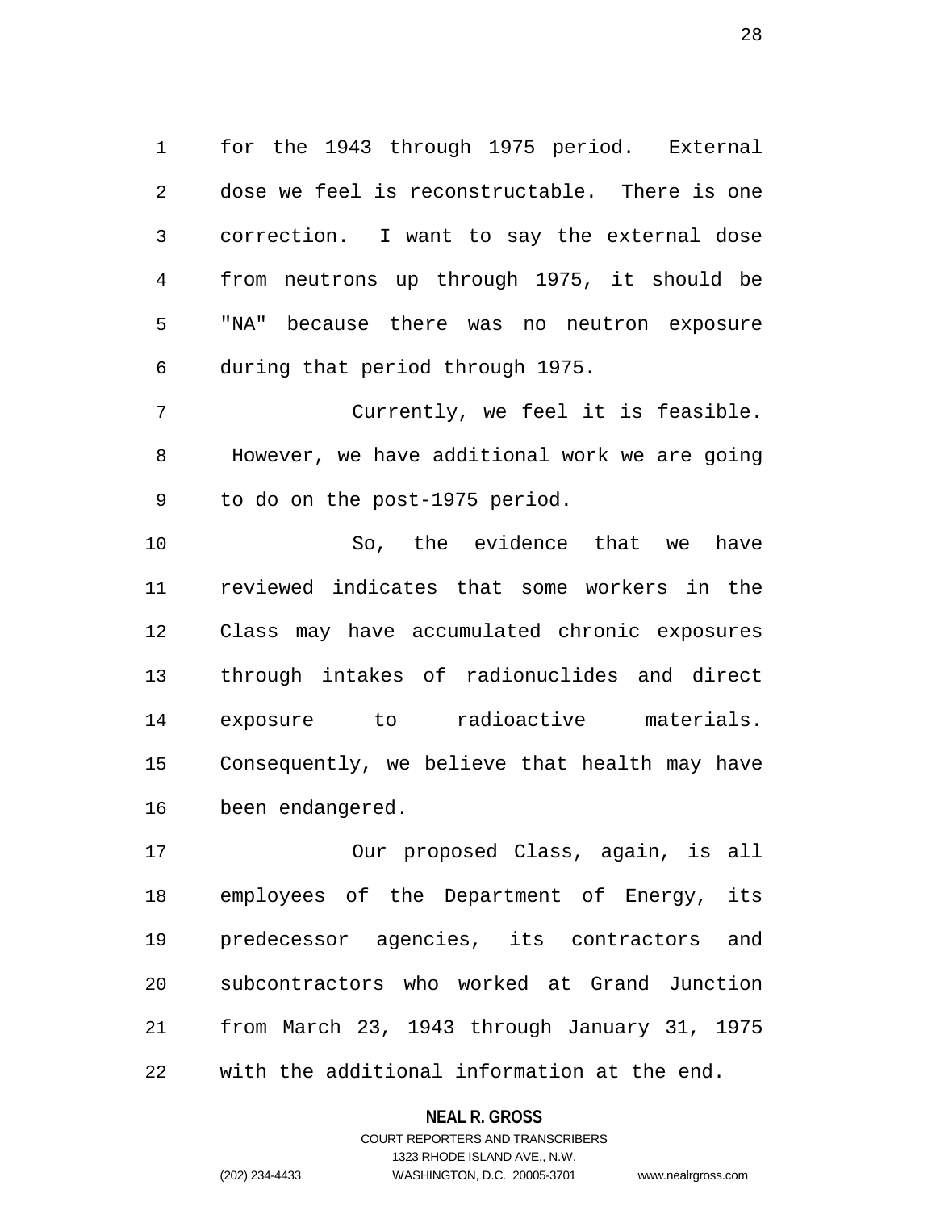for the 1943 through 1975 period. External dose we feel is reconstructable. There is one correction. I want to say the external dose from neutrons up through 1975, it should be "NA" because there was no neutron exposure during that period through 1975.

Currently, we feel it is feasible. However, we have additional work we are going to do on the post-1975 period.

So, the evidence that we have reviewed indicates that some workers in the Class may have accumulated chronic exposures through intakes of radionuclides and direct exposure to radioactive materials. Consequently, we believe that health may have been endangered.

Our proposed Class, again, is all employees of the Department of Energy, its predecessor agencies, its contractors and subcontractors who worked at Grand Junction from March 23, 1943 through January 31, 1975 with the additional information at the end.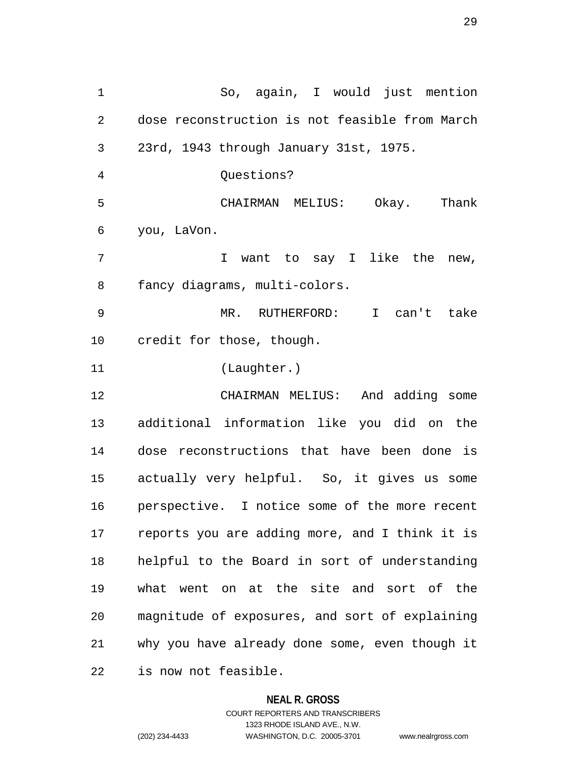So, again, I would just mention dose reconstruction is not feasible from March 23rd, 1943 through January 31st, 1975.

Questions?

CHAIRMAN MELIUS: Okay. Thank you, LaVon.

I want to say I like the new, fancy diagrams, multi-colors.

MR. RUTHERFORD: I can't take credit for those, though.

(Laughter.)

CHAIRMAN MELIUS: And adding some additional information like you did on the dose reconstructions that have been done is actually very helpful. So, it gives us some perspective. I notice some of the more recent reports you are adding more, and I think it is helpful to the Board in sort of understanding what went on at the site and sort of the magnitude of exposures, and sort of explaining why you have already done some, even though it is now not feasible.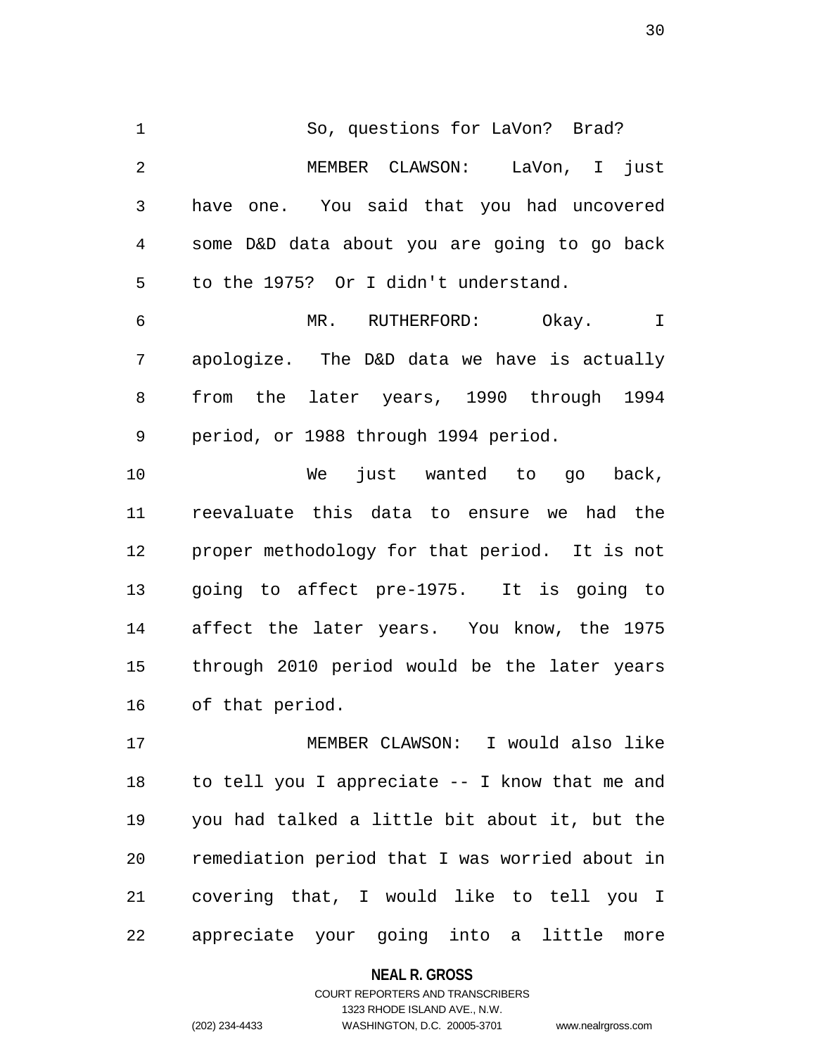So, questions for LaVon? Brad?

MEMBER CLAWSON: LaVon, I just have one. You said that you had uncovered some D&D data about you are going to go back to the 1975? Or I didn't understand.

MR. RUTHERFORD: Okay. I apologize. The D&D data we have is actually from the later years, 1990 through 1994 period, or 1988 through 1994 period.

We just wanted to go back, reevaluate this data to ensure we had the proper methodology for that period. It is not going to affect pre-1975. It is going to affect the later years. You know, the 1975 through 2010 period would be the later years of that period.

MEMBER CLAWSON: I would also like to tell you I appreciate -- I know that me and you had talked a little bit about it, but the remediation period that I was worried about in covering that, I would like to tell you I appreciate your going into a little more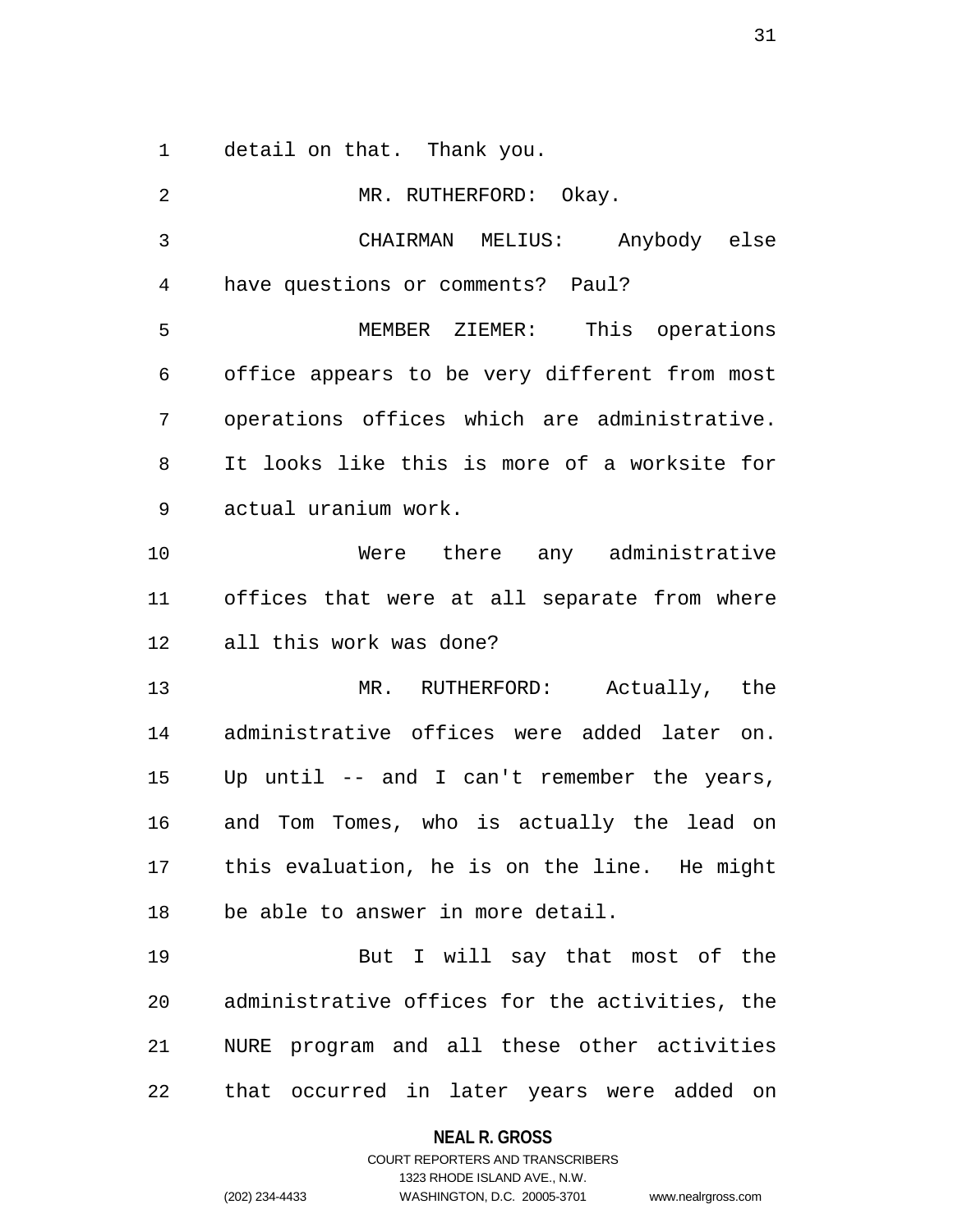detail on that. Thank you.

MR. RUTHERFORD: Okay.

CHAIRMAN MELIUS: Anybody else have questions or comments? Paul?

MEMBER ZIEMER: This operations office appears to be very different from most operations offices which are administrative. It looks like this is more of a worksite for actual uranium work.

Were there any administrative offices that were at all separate from where all this work was done?

MR. RUTHERFORD: Actually, the administrative offices were added later on. Up until -- and I can't remember the years, and Tom Tomes, who is actually the lead on this evaluation, he is on the line. He might be able to answer in more detail.

But I will say that most of the administrative offices for the activities, the NURE program and all these other activities that occurred in later years were added on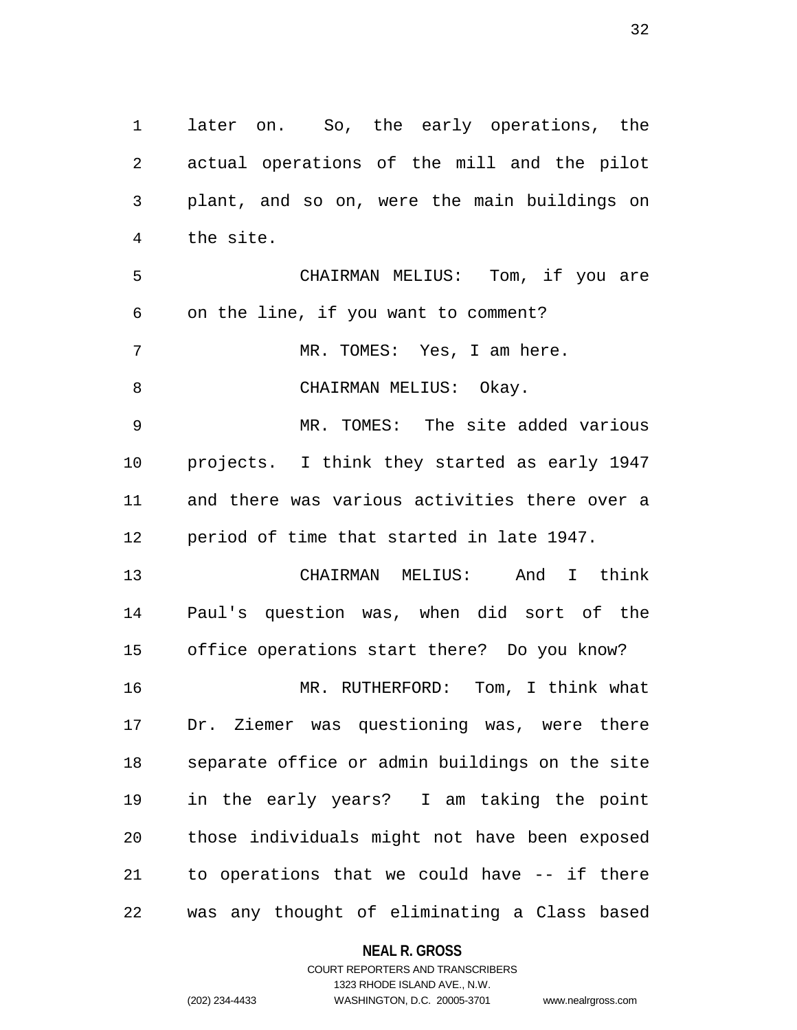later on. So, the early operations, the actual operations of the mill and the pilot plant, and so on, were the main buildings on the site.

CHAIRMAN MELIUS: Tom, if you are on the line, if you want to comment?

MR. TOMES: Yes, I am here.

CHAIRMAN MELIUS: Okay.

MR. TOMES: The site added various projects. I think they started as early 1947 and there was various activities there over a period of time that started in late 1947.

CHAIRMAN MELIUS: And I think Paul's question was, when did sort of the office operations start there? Do you know?

MR. RUTHERFORD: Tom, I think what Dr. Ziemer was questioning was, were there separate office or admin buildings on the site in the early years? I am taking the point those individuals might not have been exposed to operations that we could have -- if there was any thought of eliminating a Class based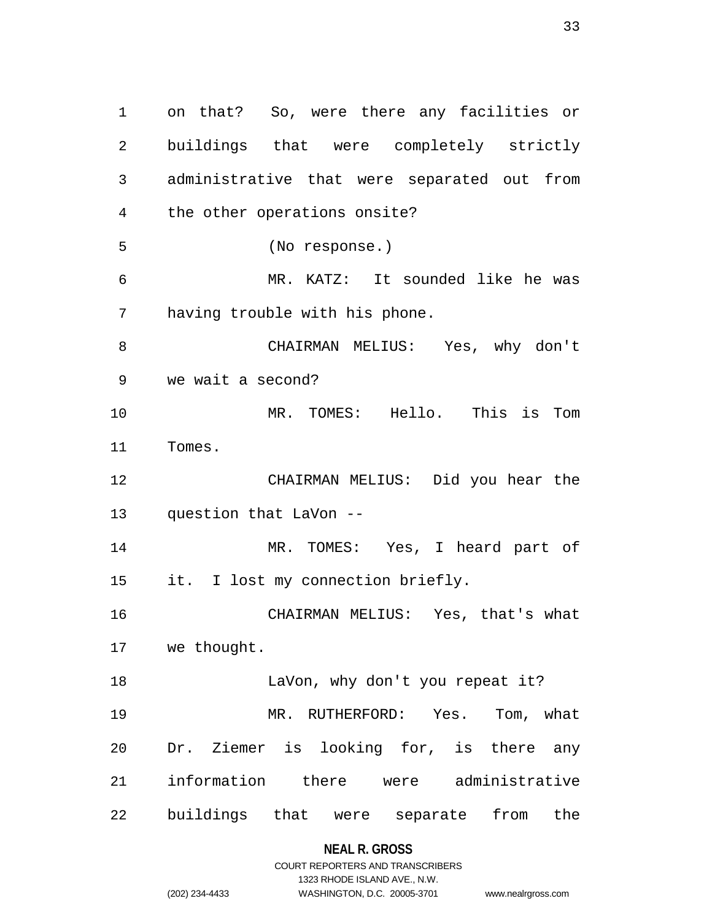on that? So, were there any facilities or buildings that were completely strictly administrative that were separated out from the other operations onsite?

(No response.)

MR. KATZ: It sounded like he was having trouble with his phone.

CHAIRMAN MELIUS: Yes, why don't we wait a second?

MR. TOMES: Hello. This is Tom Tomes.

CHAIRMAN MELIUS: Did you hear the question that LaVon --

MR. TOMES: Yes, I heard part of it. I lost my connection briefly.

CHAIRMAN MELIUS: Yes, that's what we thought.

LaVon, why don't you repeat it?

MR. RUTHERFORD: Yes. Tom, what Dr. Ziemer is looking for, is there any information there were administrative buildings that were separate from the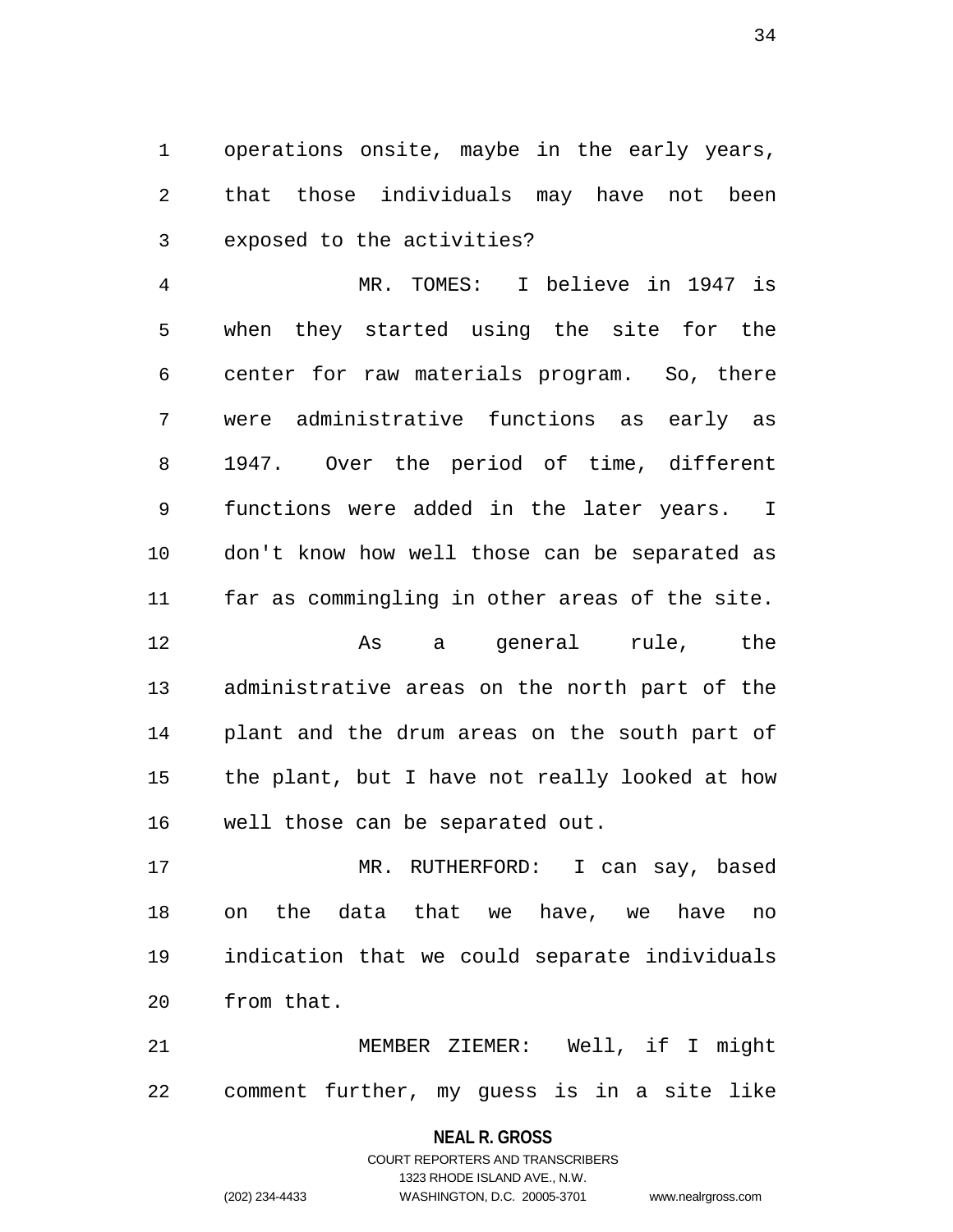operations onsite, maybe in the early years, that those individuals may have not been exposed to the activities?

MR. TOMES: I believe in 1947 is when they started using the site for the center for raw materials program. So, there were administrative functions as early as 1947. Over the period of time, different functions were added in the later years. I don't know how well those can be separated as far as commingling in other areas of the site.

As a general rule, the administrative areas on the north part of the plant and the drum areas on the south part of the plant, but I have not really looked at how well those can be separated out.

MR. RUTHERFORD: I can say, based on the data that we have, we have no indication that we could separate individuals from that.

MEMBER ZIEMER: Well, if I might comment further, my guess is in a site like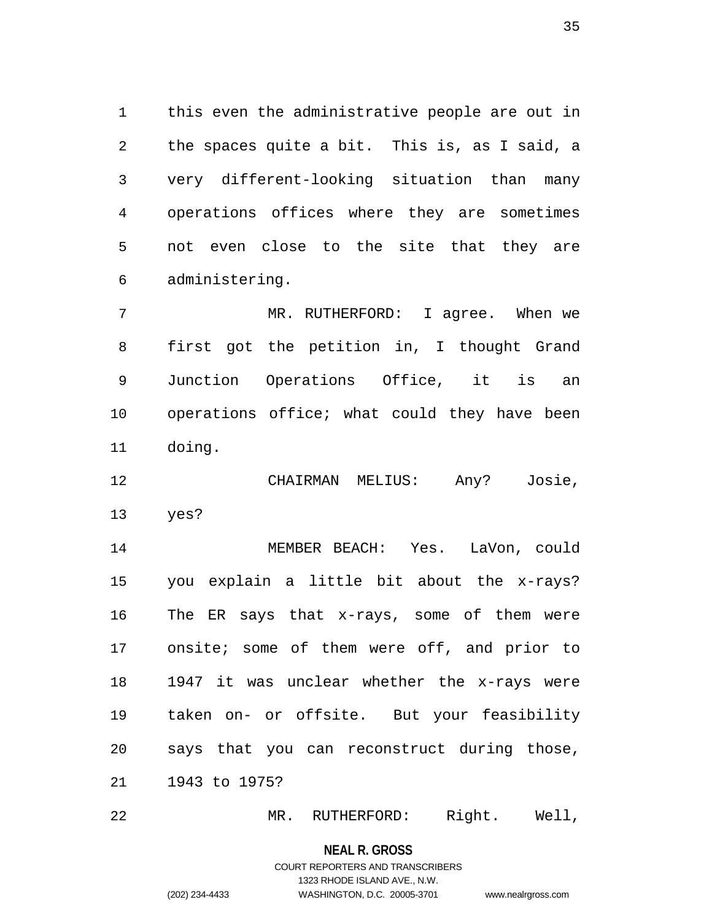this even the administrative people are out in the spaces quite a bit. This is, as I said, a very different-looking situation than many operations offices where they are sometimes not even close to the site that they are administering.

MR. RUTHERFORD: I agree. When we first got the petition in, I thought Grand Junction Operations Office, it is an operations office; what could they have been doing.

CHAIRMAN MELIUS: Any? Josie, yes?

MEMBER BEACH: Yes. LaVon, could you explain a little bit about the x-rays? The ER says that x-rays, some of them were onsite; some of them were off, and prior to 1947 it was unclear whether the x-rays were taken on- or offsite. But your feasibility says that you can reconstruct during those, 1943 to 1975?

MR. RUTHERFORD: Right. Well,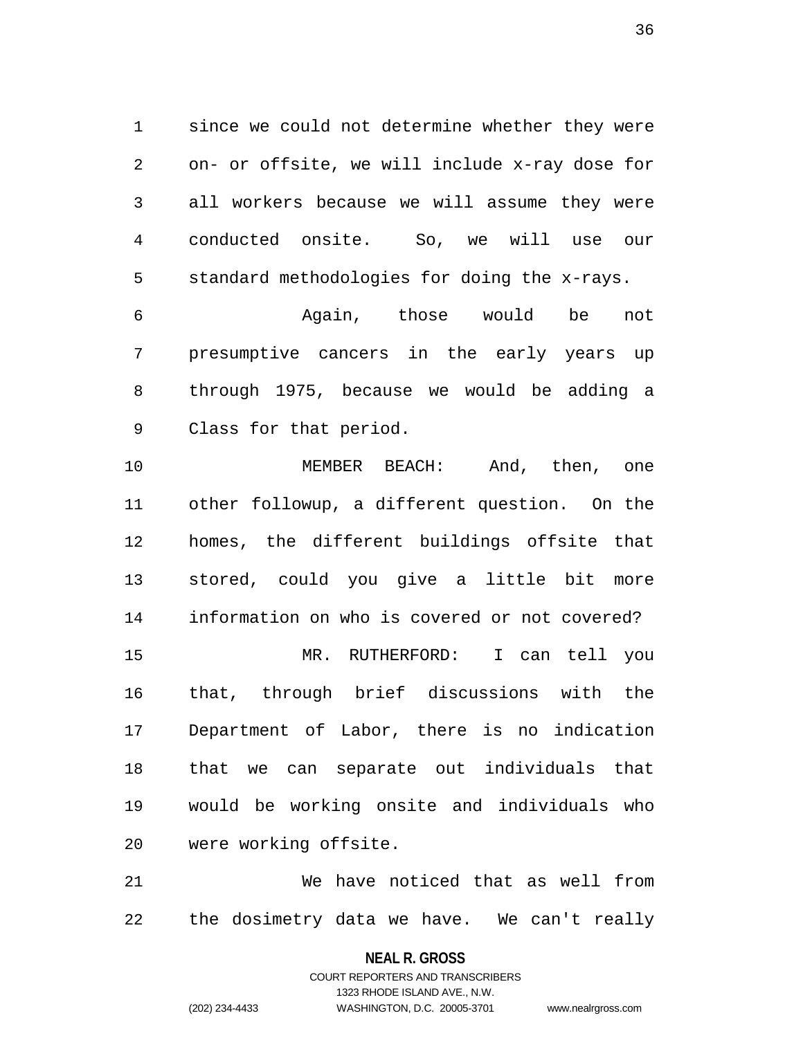since we could not determine whether they were on- or offsite, we will include x-ray dose for all workers because we will assume they were conducted onsite. So, we will use our standard methodologies for doing the x-rays.

Again, those would be not presumptive cancers in the early years up through 1975, because we would be adding a Class for that period.

MEMBER BEACH: And, then, one other followup, a different question. On the homes, the different buildings offsite that stored, could you give a little bit more information on who is covered or not covered?

MR. RUTHERFORD: I can tell you that, through brief discussions with the Department of Labor, there is no indication that we can separate out individuals that would be working onsite and individuals who were working offsite.

We have noticed that as well from the dosimetry data we have. We can't really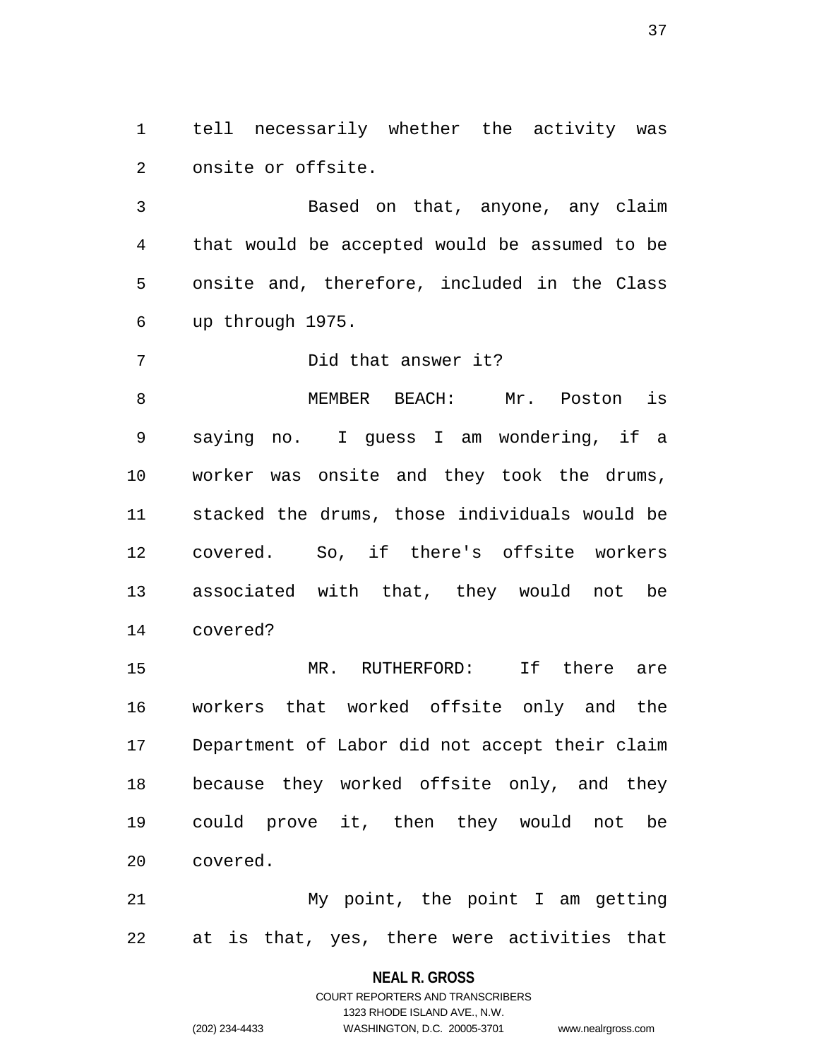tell necessarily whether the activity was onsite or offsite.

Based on that, anyone, any claim that would be accepted would be assumed to be onsite and, therefore, included in the Class up through 1975.

Did that answer it?

MEMBER BEACH: Mr. Poston is saying no. I guess I am wondering, if a worker was onsite and they took the drums, stacked the drums, those individuals would be covered. So, if there's offsite workers associated with that, they would not be covered?

MR. RUTHERFORD: If there are workers that worked offsite only and the Department of Labor did not accept their claim because they worked offsite only, and they could prove it, then they would not be covered.

My point, the point I am getting at is that, yes, there were activities that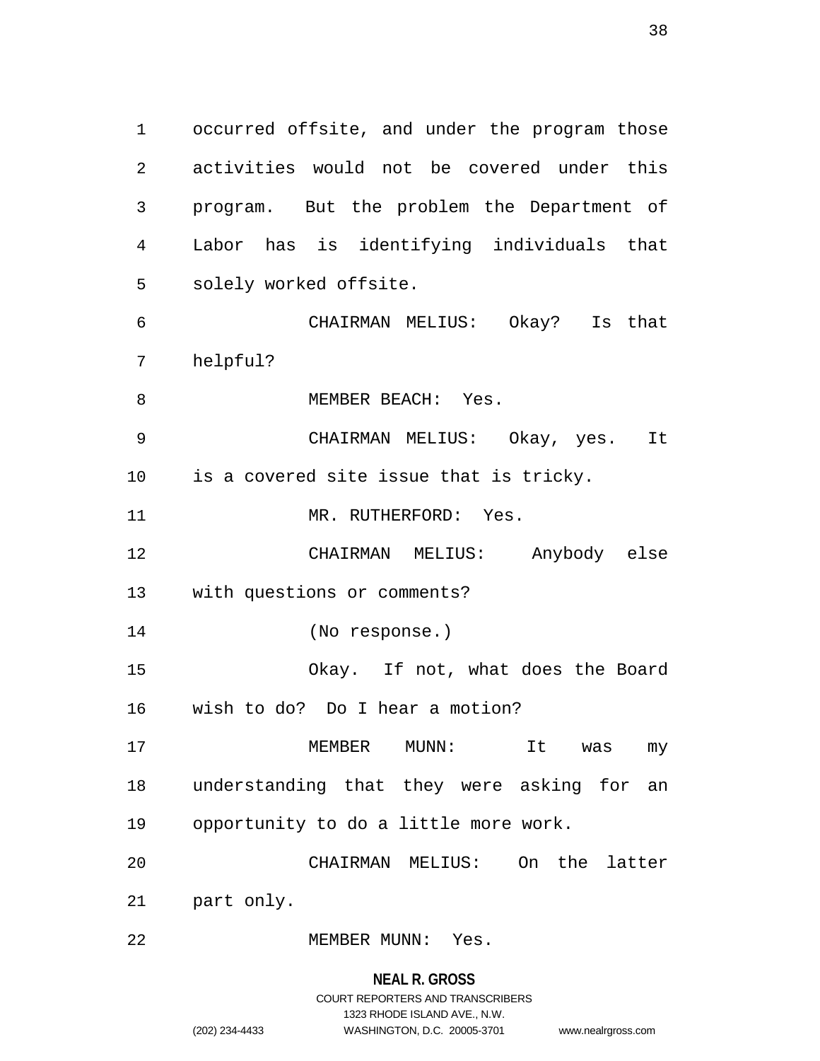occurred offsite, and under the program those activities would not be covered under this program. But the problem the Department of Labor has is identifying individuals that solely worked offsite.

CHAIRMAN MELIUS: Okay? Is that helpful?

MEMBER BEACH: Yes.

CHAIRMAN MELIUS: Okay, yes. It is a covered site issue that is tricky.

MR. RUTHERFORD: Yes.

CHAIRMAN MELIUS: Anybody else with questions or comments?

(No response.)

Okay. If not, what does the Board wish to do? Do I hear a motion?

MEMBER MUNN: It was my understanding that they were asking for an opportunity to do a little more work.

CHAIRMAN MELIUS: On the latter part only.

MEMBER MUNN: Yes.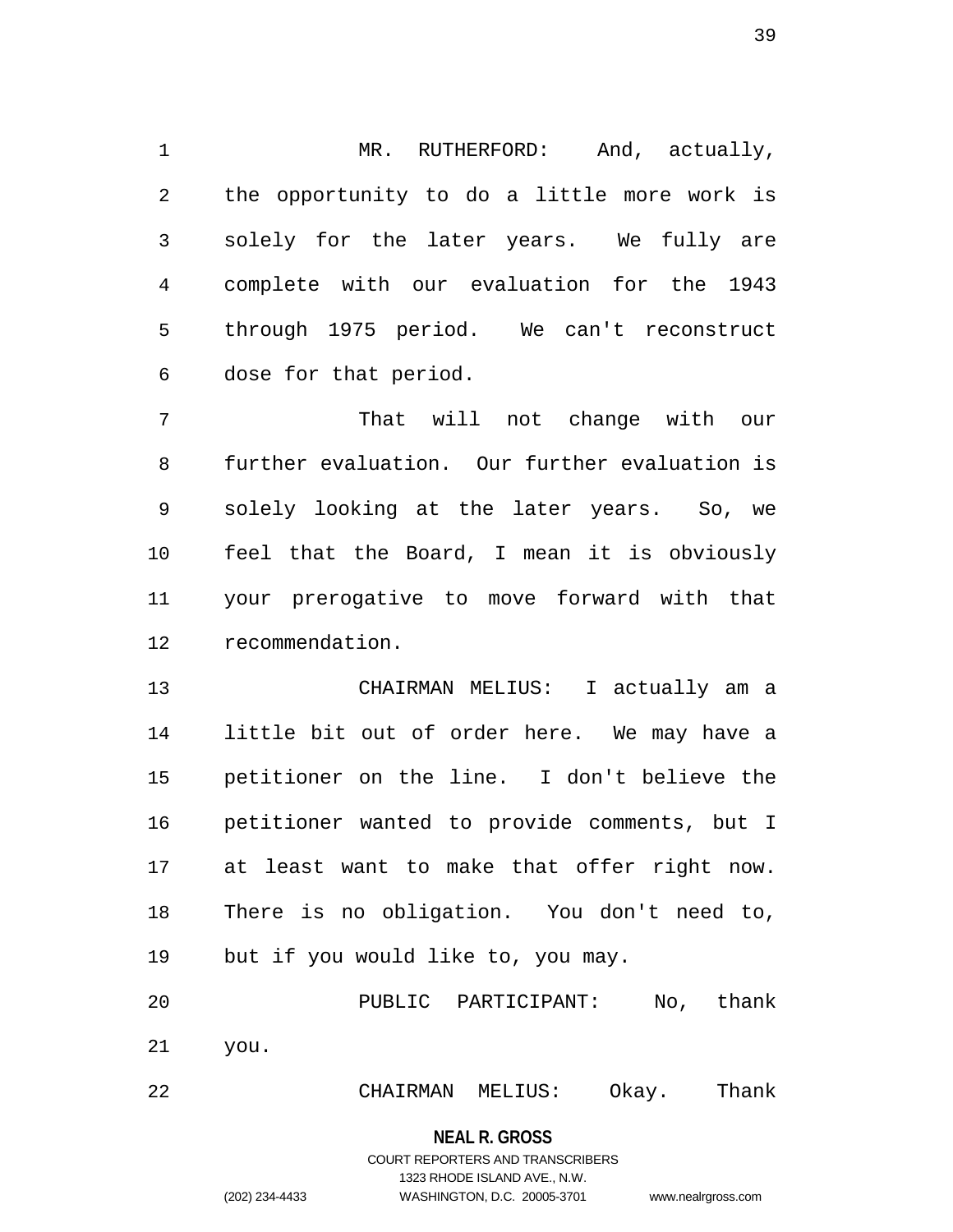MR. RUTHERFORD: And, actually, the opportunity to do a little more work is solely for the later years. We fully are complete with our evaluation for the 1943 through 1975 period. We can't reconstruct dose for that period.

That will not change with our further evaluation. Our further evaluation is solely looking at the later years. So, we feel that the Board, I mean it is obviously your prerogative to move forward with that recommendation.

CHAIRMAN MELIUS: I actually am a little bit out of order here. We may have a petitioner on the line. I don't believe the petitioner wanted to provide comments, but I at least want to make that offer right now. There is no obligation. You don't need to, but if you would like to, you may.

PUBLIC PARTICIPANT: No, thank you.

CHAIRMAN MELIUS: Okay. Thank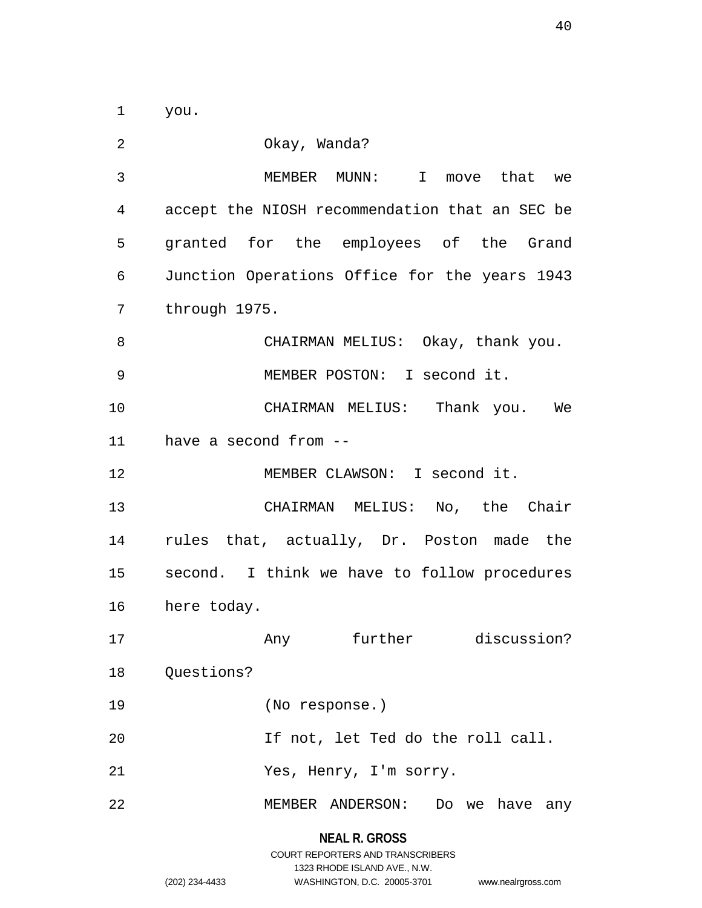you.

Okay, Wanda?

MEMBER MUNN: I move that we accept the NIOSH recommendation that an SEC be granted for the employees of the Grand Junction Operations Office for the years 1943 through 1975.

CHAIRMAN MELIUS: Okay, thank you.

MEMBER POSTON: I second it.

CHAIRMAN MELIUS: Thank you. We have a second from --

MEMBER CLAWSON: I second it.

CHAIRMAN MELIUS: No, the Chair rules that, actually, Dr. Poston made the second. I think we have to follow procedures here today.

Any further discussion? Questions?

(No response.)

If not, let Ted do the roll call.

Yes, Henry, I'm sorry.

MEMBER ANDERSON: Do we have any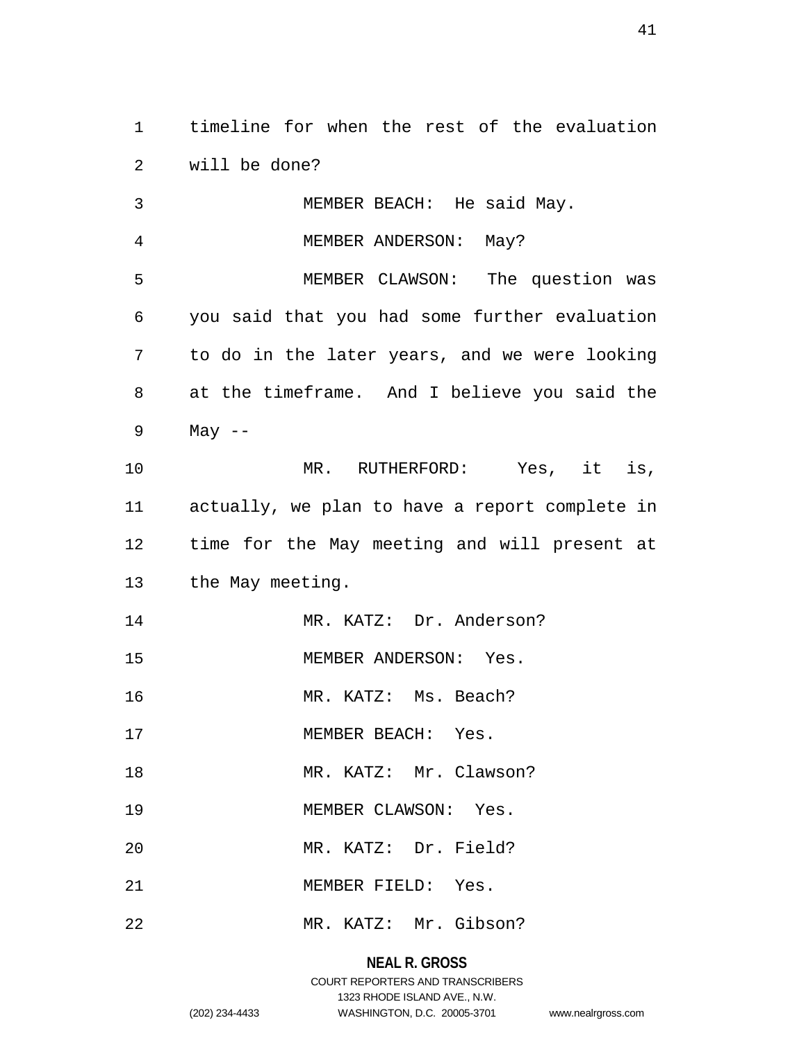timeline for when the rest of the evaluation will be done?

MEMBER BEACH: He said May.

MEMBER ANDERSON: May?

MEMBER CLAWSON: The question was you said that you had some further evaluation to do in the later years, and we were looking at the timeframe. And I believe you said the May --

MR. RUTHERFORD: Yes, it is, actually, we plan to have a report complete in time for the May meeting and will present at the May meeting.

MR. KATZ: Dr. Anderson?

MEMBER ANDERSON: Yes.

MR. KATZ: Ms. Beach?

MEMBER BEACH: Yes.

MR. KATZ: Mr. Clawson?

MEMBER CLAWSON: Yes.

MR. KATZ: Dr. Field?

MEMBER FIELD: Yes.

MR. KATZ: Mr. Gibson?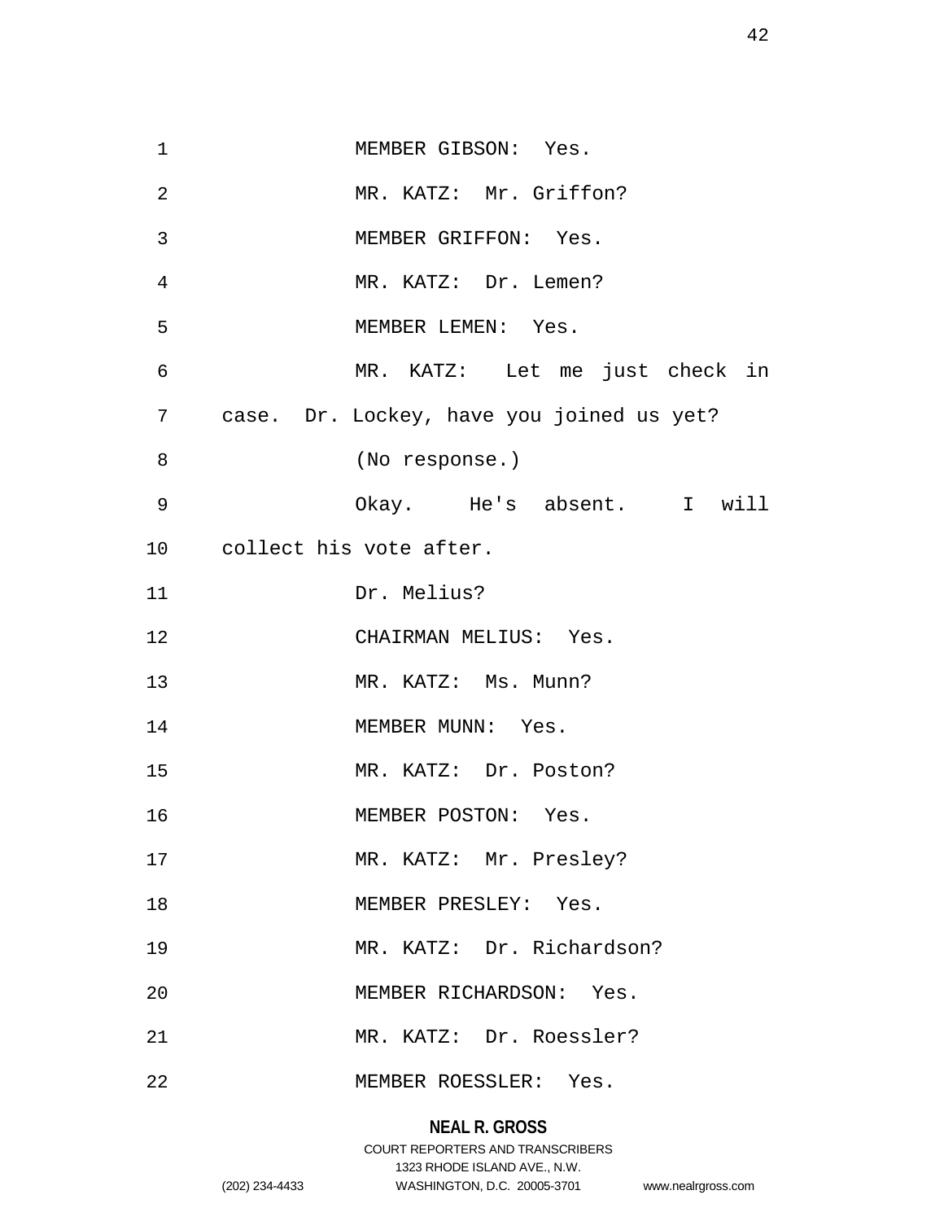MEMBER GIBSON: Yes.

MR. KATZ: Mr. Griffon?

MEMBER GRIFFON: Yes.

MR. KATZ: Dr. Lemen?

MEMBER LEMEN: Yes.

MR. KATZ: Let me just check in case. Dr. Lockey, have you joined us yet?

(No response.)

Okay. He's absent. I will collect his vote after.

Dr. Melius?

CHAIRMAN MELIUS: Yes.

MR. KATZ: Ms. Munn?

MEMBER MUNN: Yes.

MR. KATZ: Dr. Poston?

MEMBER POSTON: Yes.

MR. KATZ: Mr. Presley?

MEMBER PRESLEY: Yes.

MR. KATZ: Dr. Richardson?

MEMBER RICHARDSON: Yes.

MR. KATZ: Dr. Roessler?

MEMBER ROESSLER: Yes.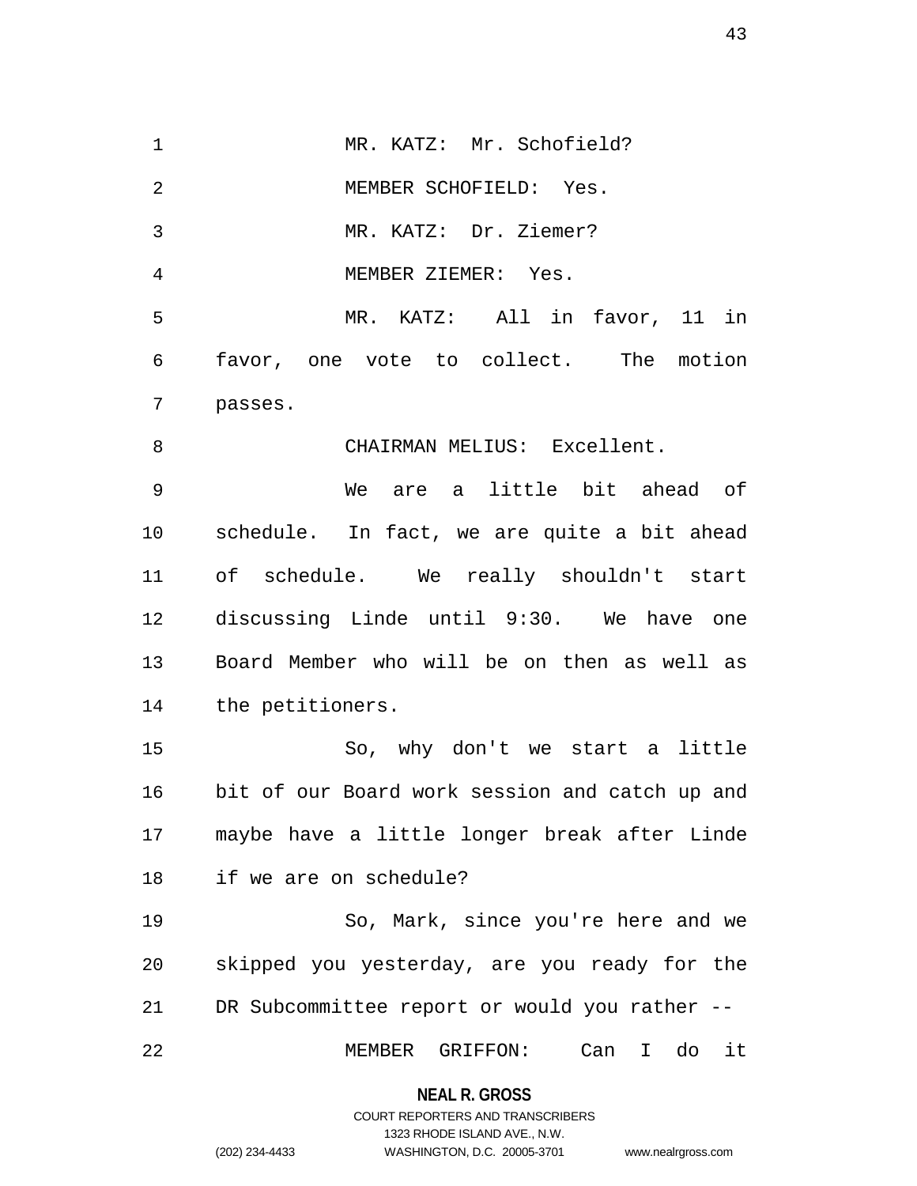MR. KATZ: Mr. Schofield?

MEMBER SCHOFIELD: Yes.

MR. KATZ: Dr. Ziemer?

MEMBER ZIEMER: Yes.

MR. KATZ: All in favor, 11 in favor, one vote to collect. The motion passes.

CHAIRMAN MELIUS: Excellent.

We are a little bit ahead of schedule. In fact, we are quite a bit ahead of schedule. We really shouldn't start discussing Linde until 9:30. We have one Board Member who will be on then as well as the petitioners.

So, why don't we start a little bit of our Board work session and catch up and maybe have a little longer break after Linde if we are on schedule?

So, Mark, since you're here and we skipped you yesterday, are you ready for the DR Subcommittee report or would you rather --

MEMBER GRIFFON: Can I do it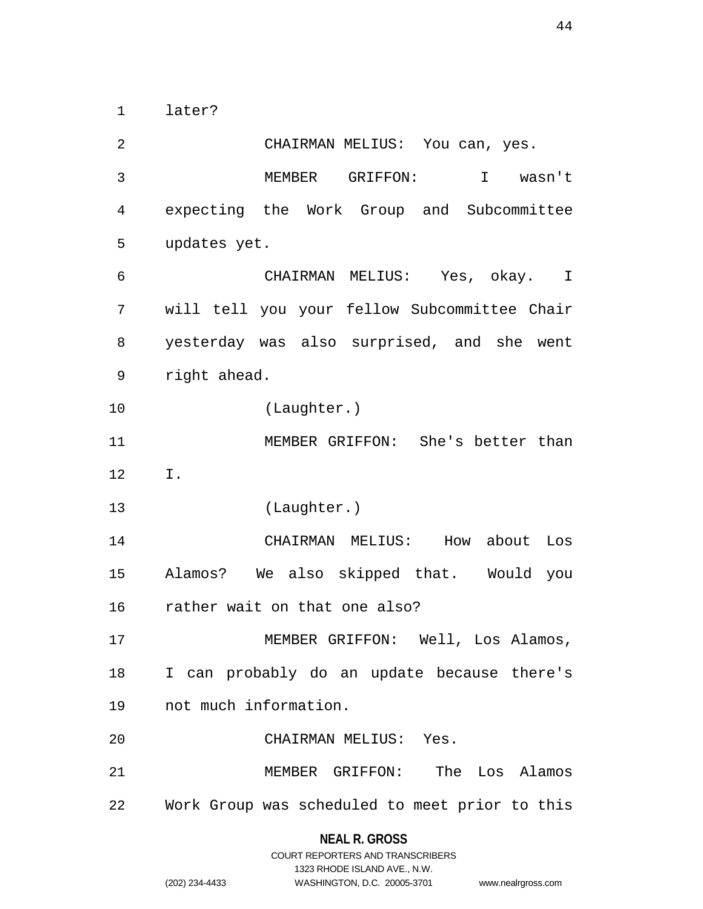later?

CHAIRMAN MELIUS: You can, yes.

MEMBER GRIFFON: I wasn't expecting the Work Group and Subcommittee updates yet.

CHAIRMAN MELIUS: Yes, okay. I will tell you your fellow Subcommittee Chair yesterday was also surprised, and she went right ahead.

(Laughter.)

MEMBER GRIFFON: She's better than I.

(Laughter.)

CHAIRMAN MELIUS: How about Los Alamos? We also skipped that. Would you rather wait on that one also?

MEMBER GRIFFON: Well, Los Alamos, I can probably do an update because there's not much information.

CHAIRMAN MELIUS: Yes.

MEMBER GRIFFON: The Los Alamos Work Group was scheduled to meet prior to this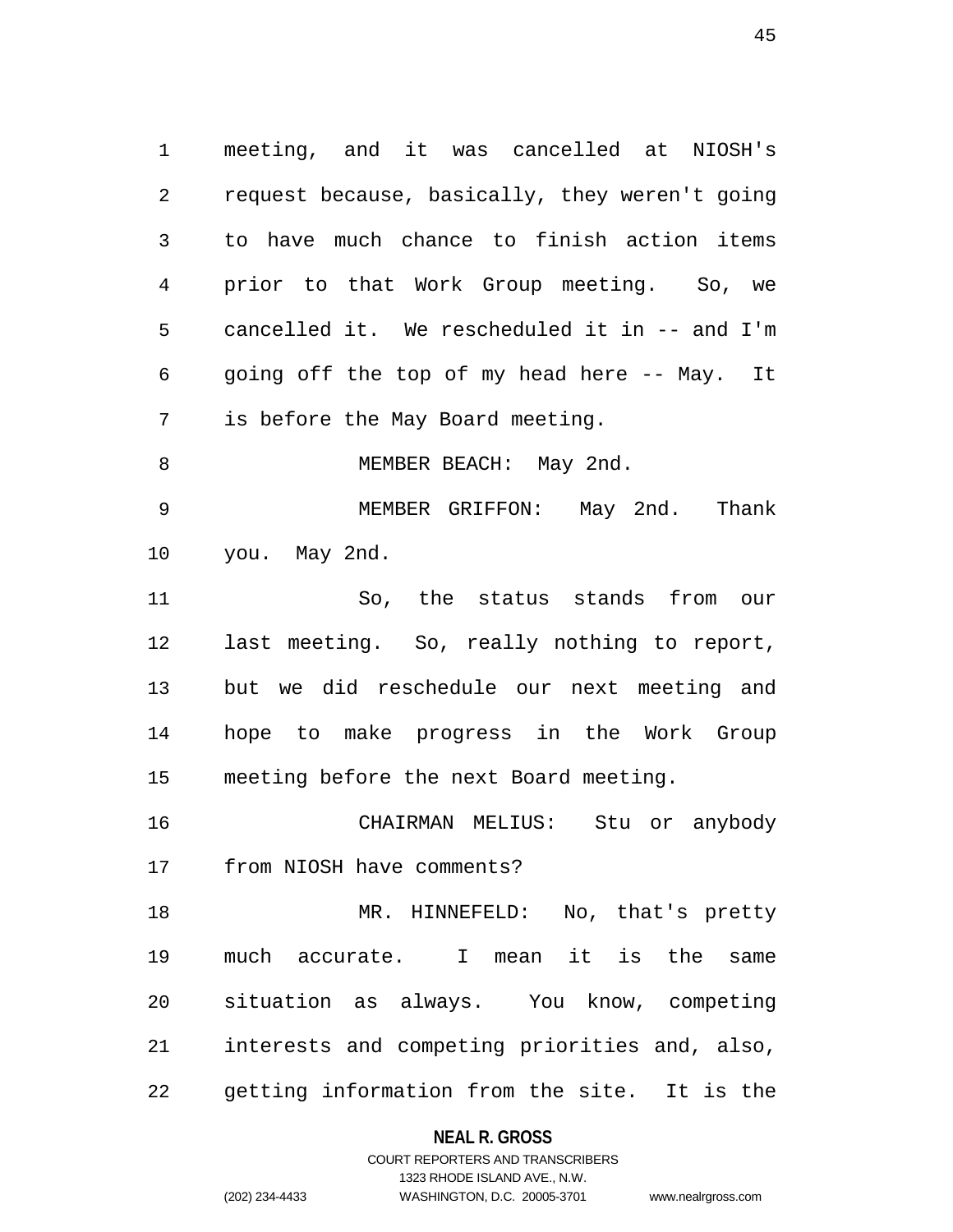meeting, and it was cancelled at NIOSH's request because, basically, they weren't going to have much chance to finish action items prior to that Work Group meeting. So, we cancelled it. We rescheduled it in -- and I'm going off the top of my head here -- May. It is before the May Board meeting.

MEMBER BEACH: May 2nd.

MEMBER GRIFFON: May 2nd. Thank you. May 2nd.

So, the status stands from our last meeting. So, really nothing to report, but we did reschedule our next meeting and hope to make progress in the Work Group meeting before the next Board meeting.

CHAIRMAN MELIUS: Stu or anybody from NIOSH have comments?

MR. HINNEFELD: No, that's pretty much accurate. I mean it is the same situation as always. You know, competing interests and competing priorities and, also, getting information from the site. It is the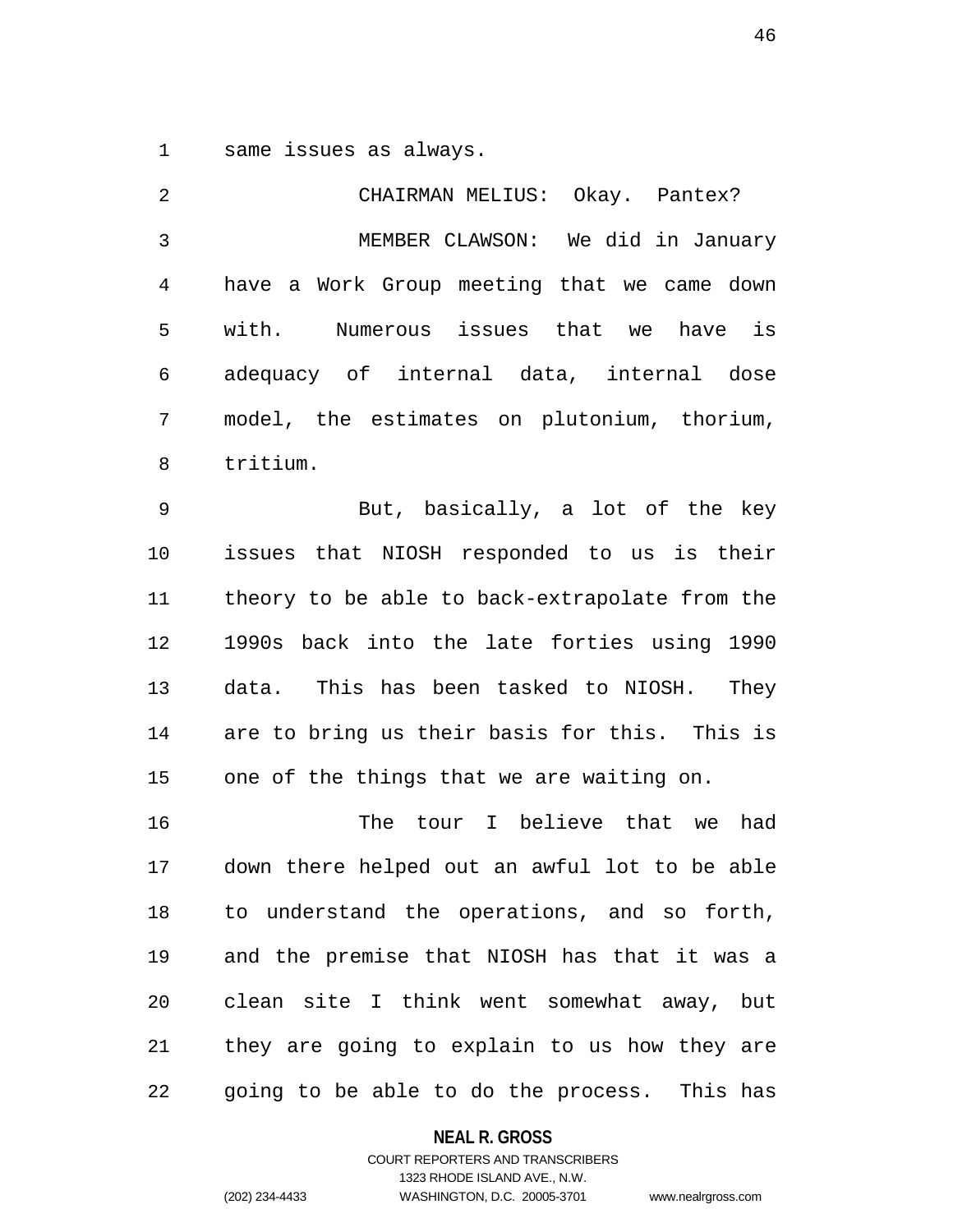same issues as always.

CHAIRMAN MELIUS: Okay. Pantex?

MEMBER CLAWSON: We did in January have a Work Group meeting that we came down with. Numerous issues that we have is adequacy of internal data, internal dose model, the estimates on plutonium, thorium, tritium.

But, basically, a lot of the key issues that NIOSH responded to us is their theory to be able to back-extrapolate from the 1990s back into the late forties using 1990 data. This has been tasked to NIOSH. They are to bring us their basis for this. This is one of the things that we are waiting on.

The tour I believe that we had down there helped out an awful lot to be able to understand the operations, and so forth, and the premise that NIOSH has that it was a clean site I think went somewhat away, but they are going to explain to us how they are going to be able to do the process. This has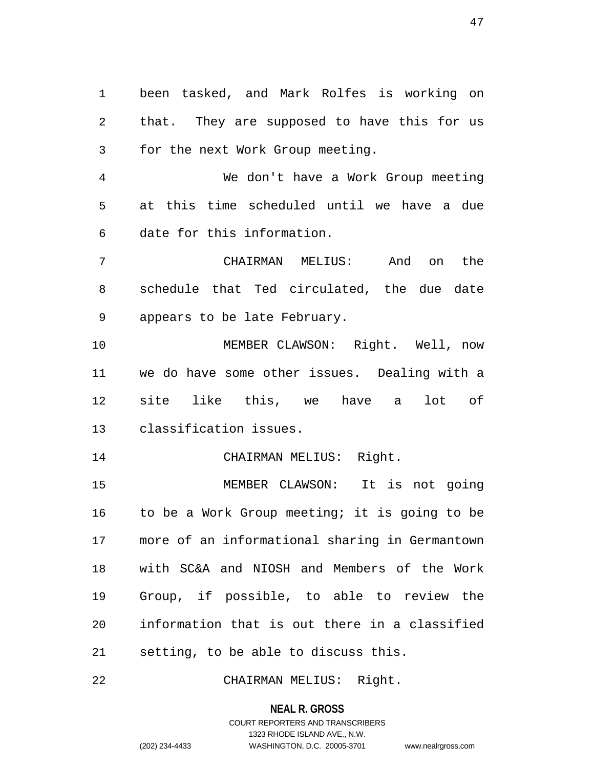been tasked, and Mark Rolfes is working on that. They are supposed to have this for us for the next Work Group meeting.

We don't have a Work Group meeting at this time scheduled until we have a due date for this information.

CHAIRMAN MELIUS: And on the schedule that Ted circulated, the due date appears to be late February.

MEMBER CLAWSON: Right. Well, now we do have some other issues. Dealing with a site like this, we have a lot of classification issues.

CHAIRMAN MELIUS: Right.

MEMBER CLAWSON: It is not going to be a Work Group meeting; it is going to be more of an informational sharing in Germantown with SC&A and NIOSH and Members of the Work Group, if possible, to able to review the information that is out there in a classified setting, to be able to discuss this.

CHAIRMAN MELIUS: Right.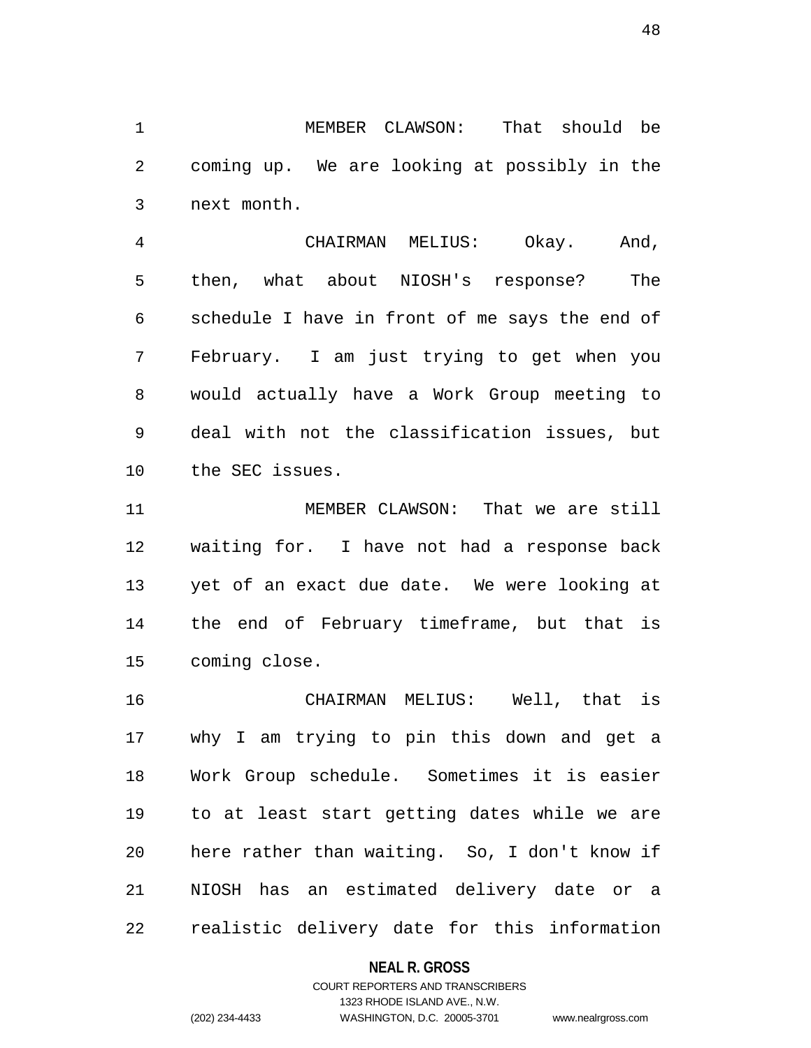MEMBER CLAWSON: That should be coming up. We are looking at possibly in the next month.

CHAIRMAN MELIUS: Okay. And, then, what about NIOSH's response? The schedule I have in front of me says the end of February. I am just trying to get when you would actually have a Work Group meeting to deal with not the classification issues, but the SEC issues.

MEMBER CLAWSON: That we are still waiting for. I have not had a response back yet of an exact due date. We were looking at the end of February timeframe, but that is coming close.

CHAIRMAN MELIUS: Well, that is why I am trying to pin this down and get a Work Group schedule. Sometimes it is easier to at least start getting dates while we are here rather than waiting. So, I don't know if NIOSH has an estimated delivery date or a realistic delivery date for this information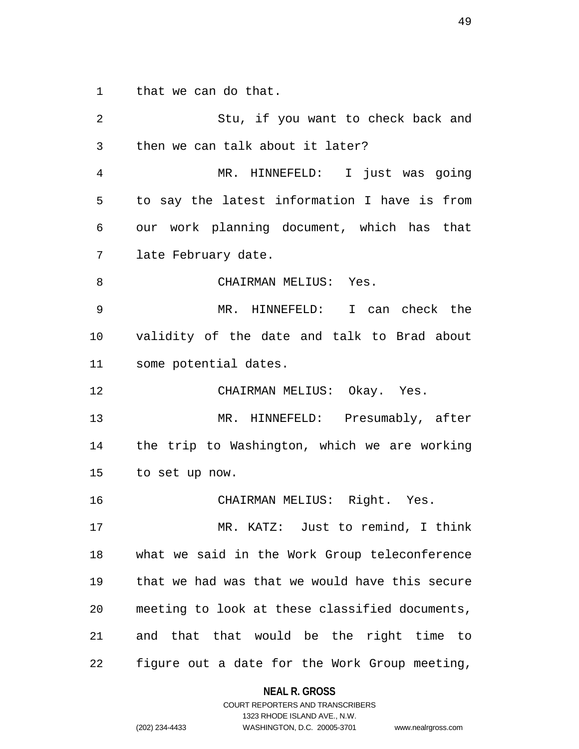that we can do that.

Stu, if you want to check back and then we can talk about it later?

MR. HINNEFELD: I just was going to say the latest information I have is from our work planning document, which has that late February date.

CHAIRMAN MELIUS: Yes.

MR. HINNEFELD: I can check the validity of the date and talk to Brad about some potential dates.

CHAIRMAN MELIUS: Okay. Yes.

MR. HINNEFELD: Presumably, after the trip to Washington, which we are working to set up now.

CHAIRMAN MELIUS: Right. Yes.

MR. KATZ: Just to remind, I think what we said in the Work Group teleconference that we had was that we would have this secure meeting to look at these classified documents, and that that would be the right time to figure out a date for the Work Group meeting,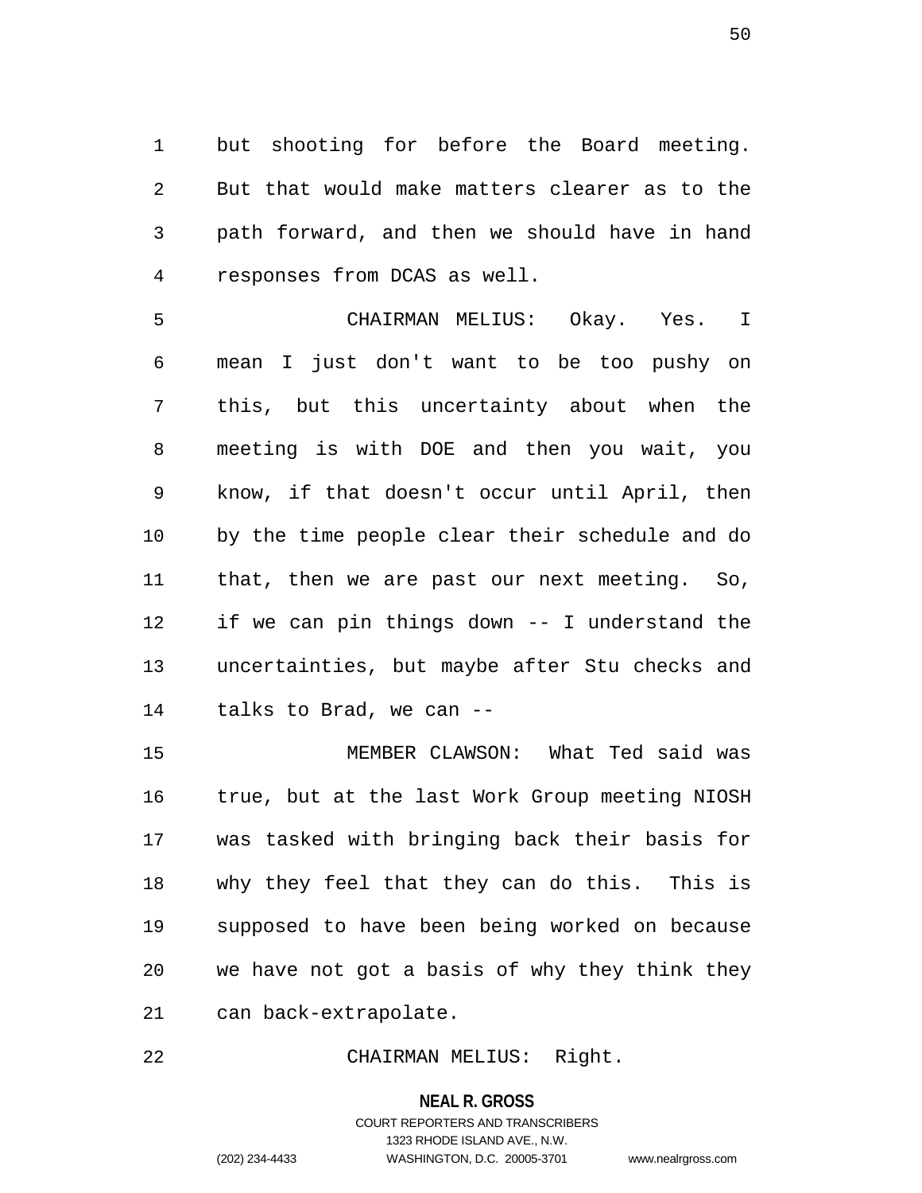but shooting for before the Board meeting. But that would make matters clearer as to the path forward, and then we should have in hand responses from DCAS as well.

CHAIRMAN MELIUS: Okay. Yes. I mean I just don't want to be too pushy on this, but this uncertainty about when the meeting is with DOE and then you wait, you know, if that doesn't occur until April, then by the time people clear their schedule and do that, then we are past our next meeting. So, if we can pin things down -- I understand the uncertainties, but maybe after Stu checks and talks to Brad, we can --

MEMBER CLAWSON: What Ted said was true, but at the last Work Group meeting NIOSH was tasked with bringing back their basis for why they feel that they can do this. This is supposed to have been being worked on because we have not got a basis of why they think they can back-extrapolate.

CHAIRMAN MELIUS: Right.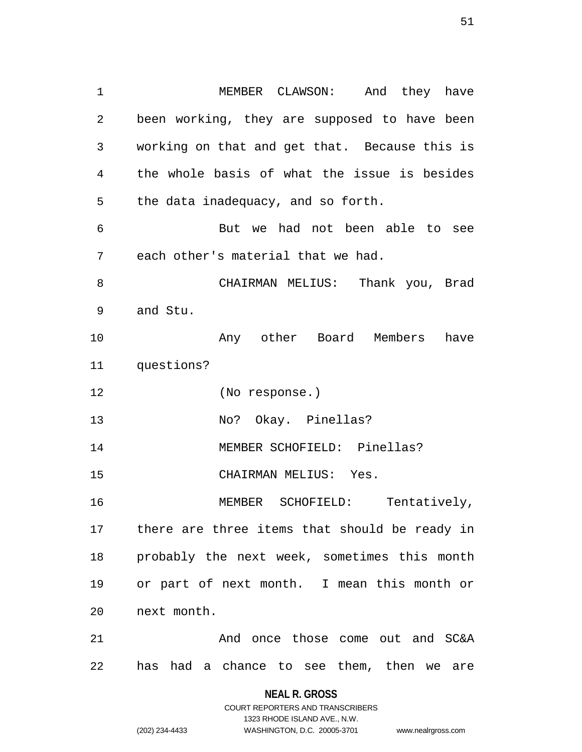MEMBER CLAWSON: And they have been working, they are supposed to have been working on that and get that. Because this is the whole basis of what the issue is besides the data inadequacy, and so forth.

But we had not been able to see each other's material that we had.

CHAIRMAN MELIUS: Thank you, Brad and Stu.

Any other Board Members have questions?

(No response.)

No? Okay. Pinellas?

MEMBER SCHOFIELD: Pinellas?

CHAIRMAN MELIUS: Yes.

MEMBER SCHOFIELD: Tentatively, there are three items that should be ready in probably the next week, sometimes this month or part of next month. I mean this month or next month.

And once those come out and SC&A has had a chance to see them, then we are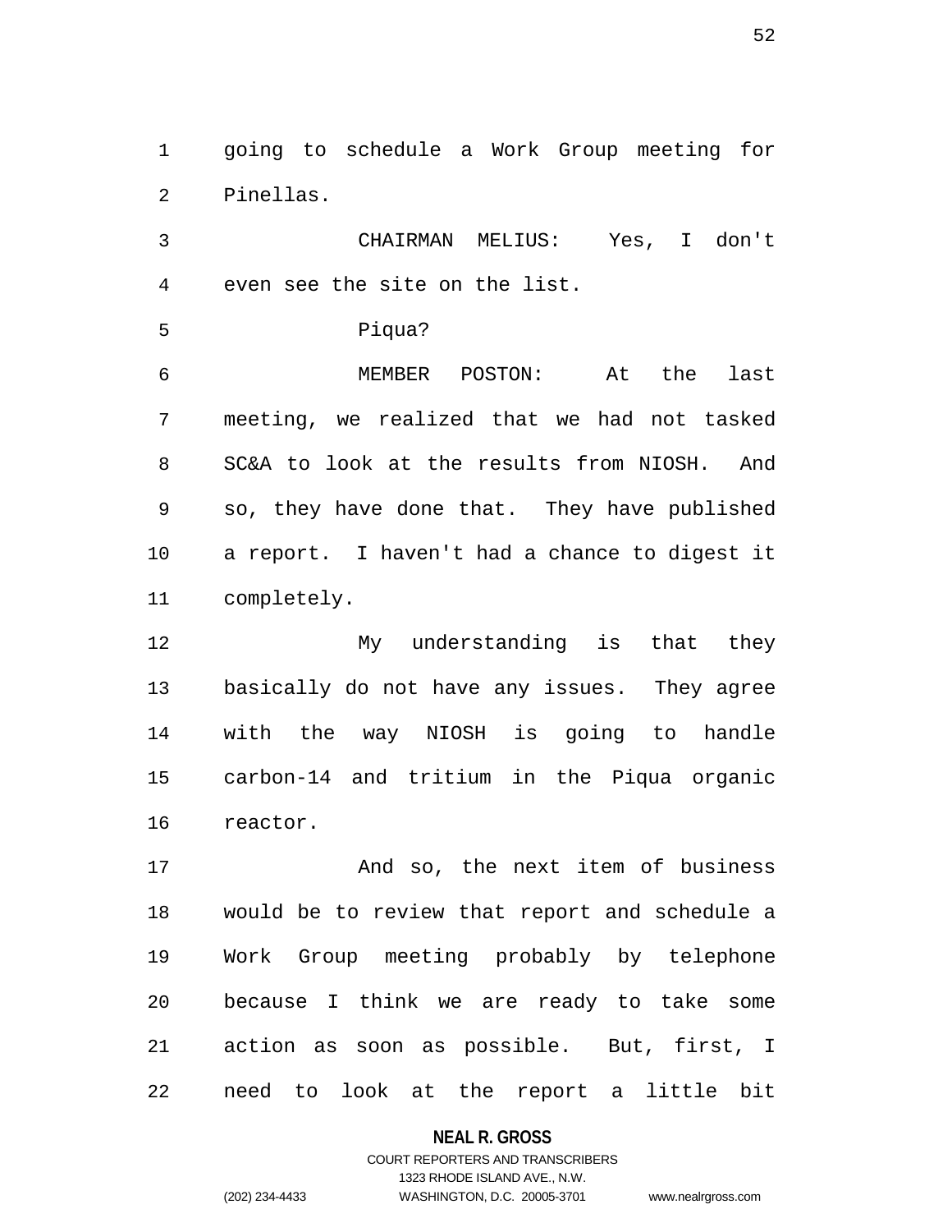going to schedule a Work Group meeting for Pinellas.

CHAIRMAN MELIUS: Yes, I don't even see the site on the list.

Piqua?

MEMBER POSTON: At the last meeting, we realized that we had not tasked SC&A to look at the results from NIOSH. And so, they have done that. They have published a report. I haven't had a chance to digest it completely.

My understanding is that they basically do not have any issues. They agree with the way NIOSH is going to handle carbon-14 and tritium in the Piqua organic reactor.

And so, the next item of business would be to review that report and schedule a Work Group meeting probably by telephone because I think we are ready to take some action as soon as possible. But, first, I need to look at the report a little bit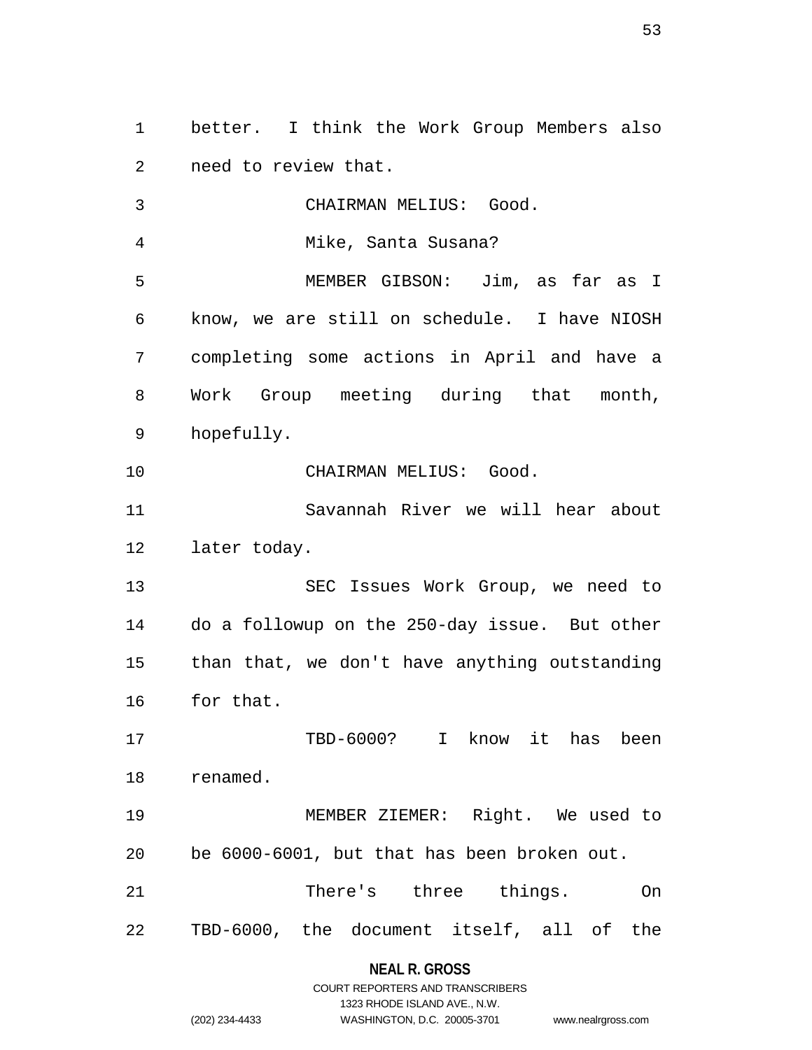better. I think the Work Group Members also need to review that.

CHAIRMAN MELIUS: Good.

Mike, Santa Susana?

MEMBER GIBSON: Jim, as far as I know, we are still on schedule. I have NIOSH completing some actions in April and have a Work Group meeting during that month, hopefully.

CHAIRMAN MELIUS: Good.

Savannah River we will hear about later today.

SEC Issues Work Group, we need to do a followup on the 250-day issue. But other than that, we don't have anything outstanding for that.

TBD-6000? I know it has been renamed.

MEMBER ZIEMER: Right. We used to be 6000-6001, but that has been broken out.

There's three things. On TBD-6000, the document itself, all of the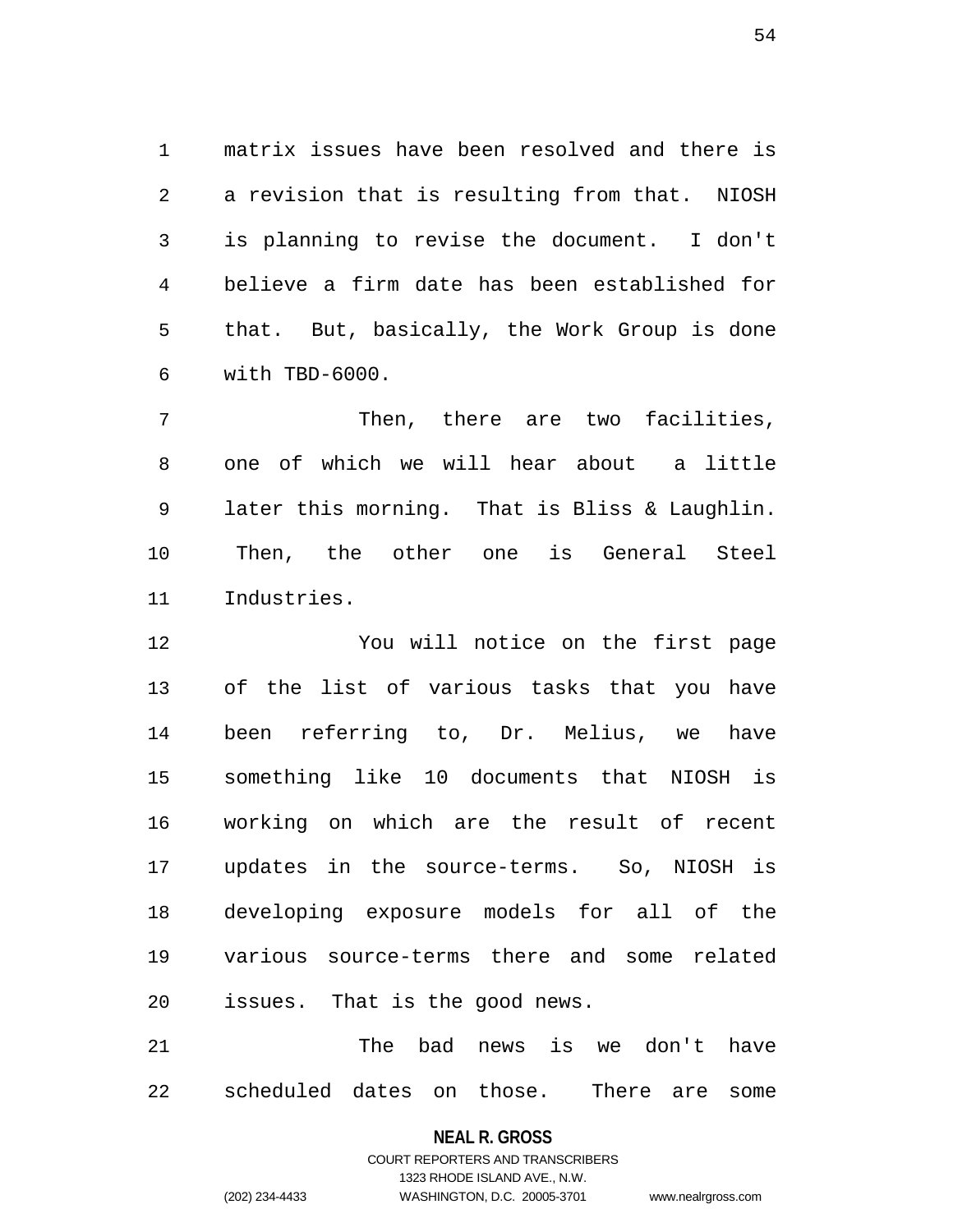matrix issues have been resolved and there is a revision that is resulting from that. NIOSH is planning to revise the document. I don't believe a firm date has been established for that. But, basically, the Work Group is done with TBD-6000.

Then, there are two facilities, one of which we will hear about a little later this morning. That is Bliss & Laughlin. Then, the other one is General Steel Industries.

You will notice on the first page of the list of various tasks that you have been referring to, Dr. Melius, we have something like 10 documents that NIOSH is working on which are the result of recent updates in the source-terms. So, NIOSH is developing exposure models for all of the various source-terms there and some related issues. That is the good news.

The bad news is we don't have scheduled dates on those. There are some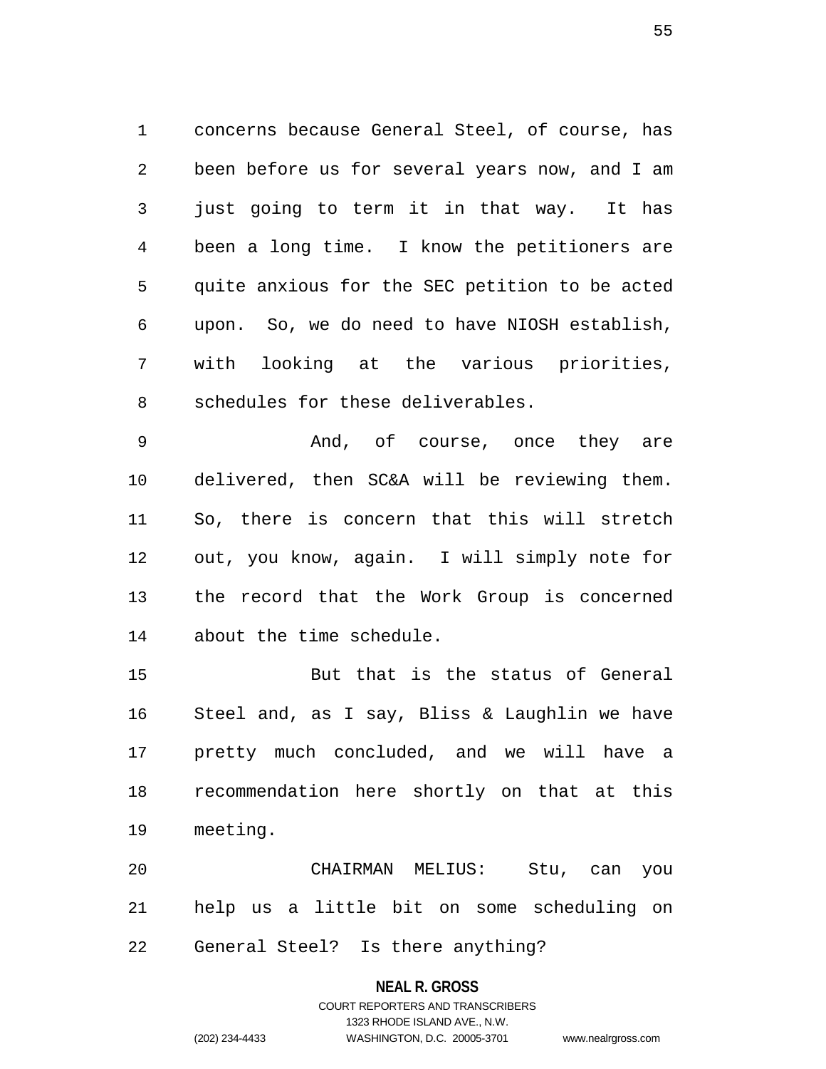concerns because General Steel, of course, has been before us for several years now, and I am just going to term it in that way. It has been a long time. I know the petitioners are quite anxious for the SEC petition to be acted upon. So, we do need to have NIOSH establish, with looking at the various priorities, schedules for these deliverables.

And, of course, once they are delivered, then SC&A will be reviewing them. So, there is concern that this will stretch out, you know, again. I will simply note for the record that the Work Group is concerned about the time schedule.

But that is the status of General Steel and, as I say, Bliss & Laughlin we have pretty much concluded, and we will have a recommendation here shortly on that at this meeting.

CHAIRMAN MELIUS: Stu, can you help us a little bit on some scheduling on General Steel? Is there anything?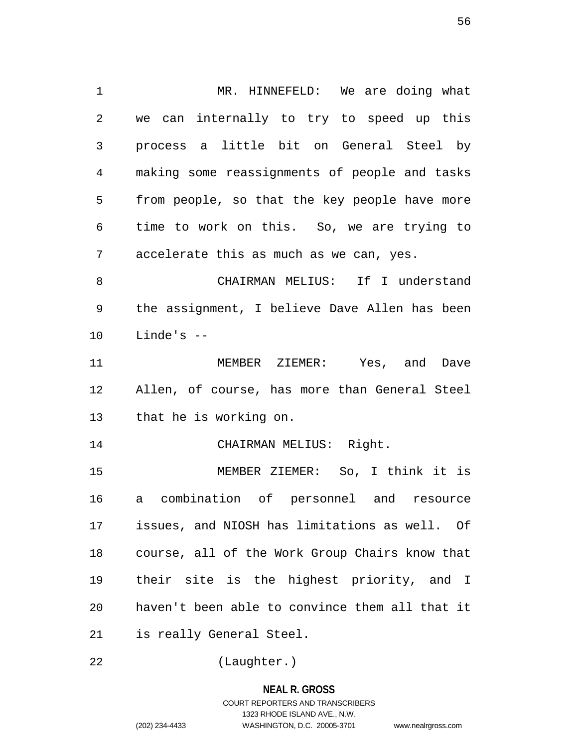MR. HINNEFELD: We are doing what we can internally to try to speed up this process a little bit on General Steel by making some reassignments of people and tasks from people, so that the key people have more time to work on this. So, we are trying to accelerate this as much as we can, yes.

CHAIRMAN MELIUS: If I understand the assignment, I believe Dave Allen has been Linde's --

MEMBER ZIEMER: Yes, and Dave Allen, of course, has more than General Steel that he is working on.

CHAIRMAN MELIUS: Right.

MEMBER ZIEMER: So, I think it is a combination of personnel and resource issues, and NIOSH has limitations as well. Of course, all of the Work Group Chairs know that their site is the highest priority, and I haven't been able to convince them all that it is really General Steel.

(Laughter.)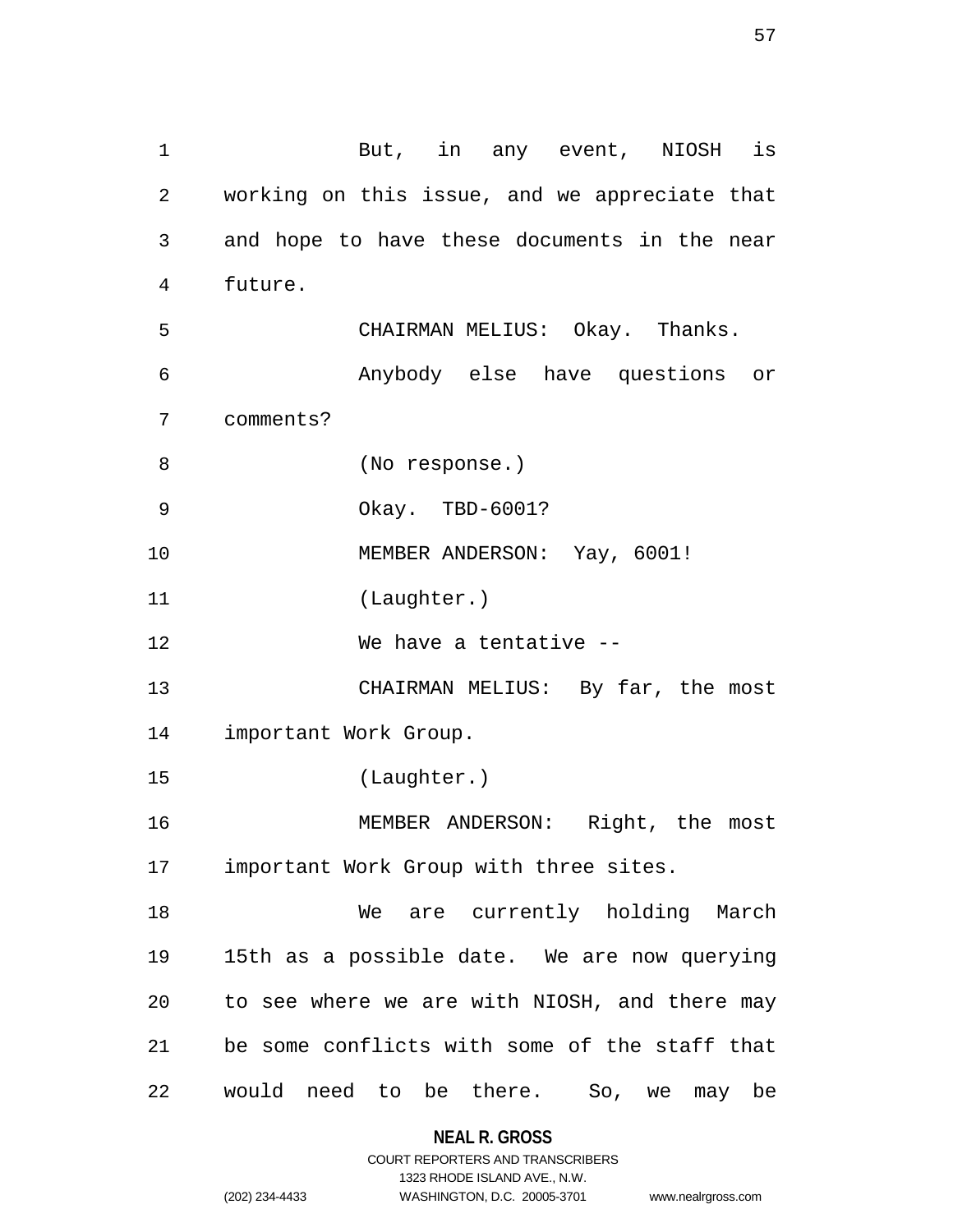But, in any event, NIOSH is working on this issue, and we appreciate that and hope to have these documents in the near future.

CHAIRMAN MELIUS: Okay. Thanks.

Anybody else have questions or comments?

(No response.)

Okay. TBD-6001?

MEMBER ANDERSON: Yay, 6001!

(Laughter.)

We have a tentative --

CHAIRMAN MELIUS: By far, the most important Work Group.

(Laughter.)

MEMBER ANDERSON: Right, the most important Work Group with three sites.

We are currently holding March 15th as a possible date. We are now querying to see where we are with NIOSH, and there may be some conflicts with some of the staff that would need to be there. So, we may be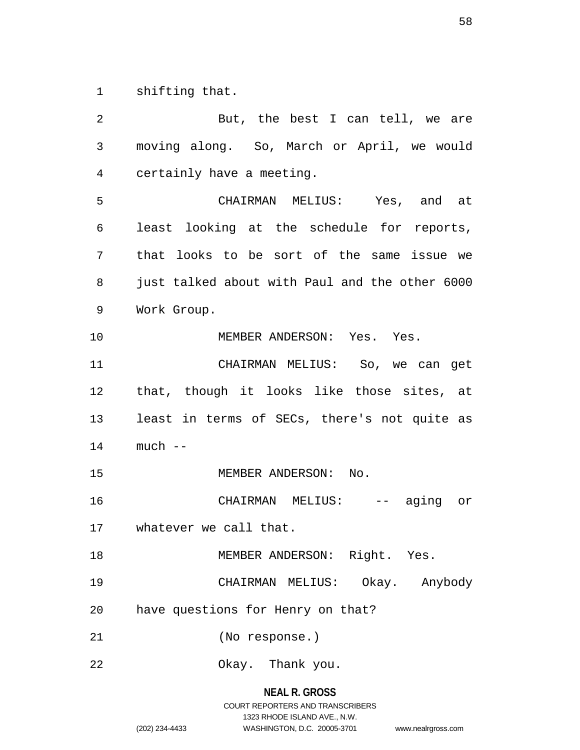shifting that.

But, the best I can tell, we are moving along. So, March or April, we would certainly have a meeting.

CHAIRMAN MELIUS: Yes, and at least looking at the schedule for reports, that looks to be sort of the same issue we just talked about with Paul and the other 6000 Work Group.

MEMBER ANDERSON: Yes. Yes.

CHAIRMAN MELIUS: So, we can get that, though it looks like those sites, at least in terms of SECs, there's not quite as much --

MEMBER ANDERSON: No.

CHAIRMAN MELIUS: -- aging or whatever we call that.

MEMBER ANDERSON: Right. Yes.

CHAIRMAN MELIUS: Okay. Anybody have questions for Henry on that?

(No response.)

Okay. Thank you.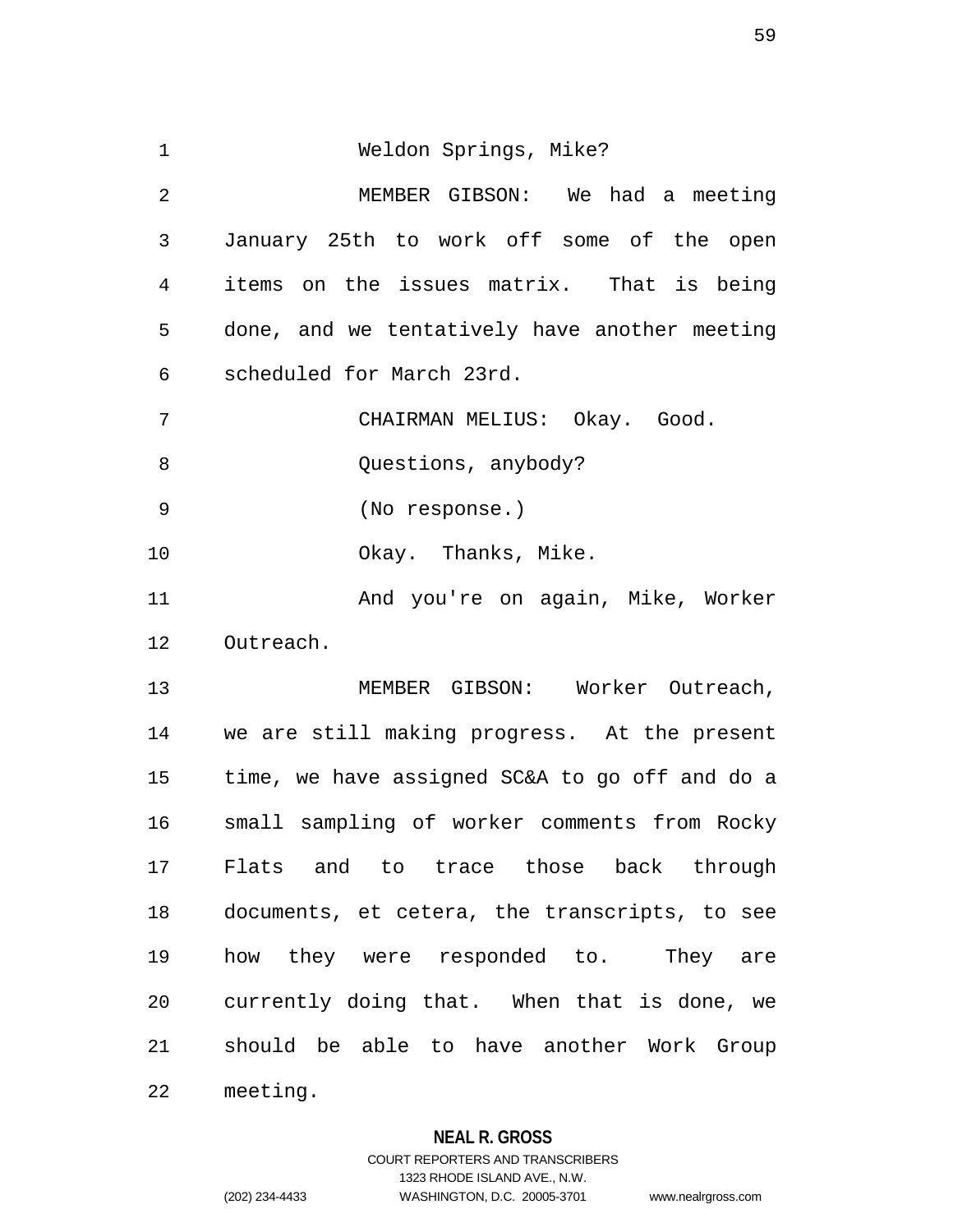Weldon Springs, Mike?

MEMBER GIBSON: We had a meeting January 25th to work off some of the open items on the issues matrix. That is being done, and we tentatively have another meeting scheduled for March 23rd.

CHAIRMAN MELIUS: Okay. Good.

Questions, anybody?

(No response.)

Okay. Thanks, Mike.

And you're on again, Mike, Worker Outreach.

MEMBER GIBSON: Worker Outreach, we are still making progress. At the present time, we have assigned SC&A to go off and do a small sampling of worker comments from Rocky Flats and to trace those back through documents, et cetera, the transcripts, to see how they were responded to. They are currently doing that. When that is done, we should be able to have another Work Group meeting.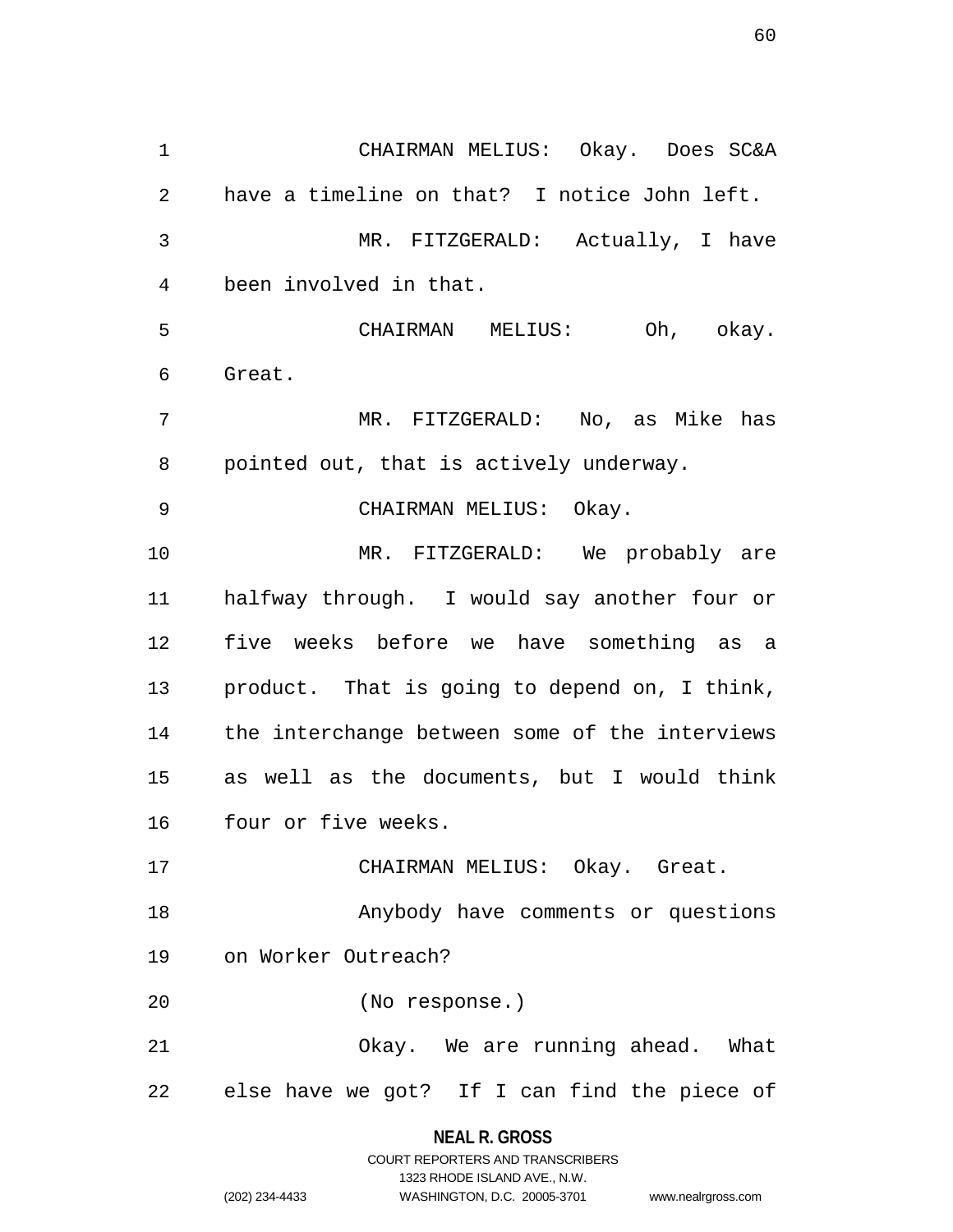CHAIRMAN MELIUS: Okay. Does SC&A have a timeline on that? I notice John left.

MR. FITZGERALD: Actually, I have been involved in that.

CHAIRMAN MELIUS: Oh, okay. Great.

MR. FITZGERALD: No, as Mike has pointed out, that is actively underway.

CHAIRMAN MELIUS: Okay.

MR. FITZGERALD: We probably are halfway through. I would say another four or five weeks before we have something as a product. That is going to depend on, I think, the interchange between some of the interviews as well as the documents, but I would think four or five weeks.

CHAIRMAN MELIUS: Okay. Great.

Anybody have comments or questions on Worker Outreach?

(No response.)

Okay. We are running ahead. What else have we got? If I can find the piece of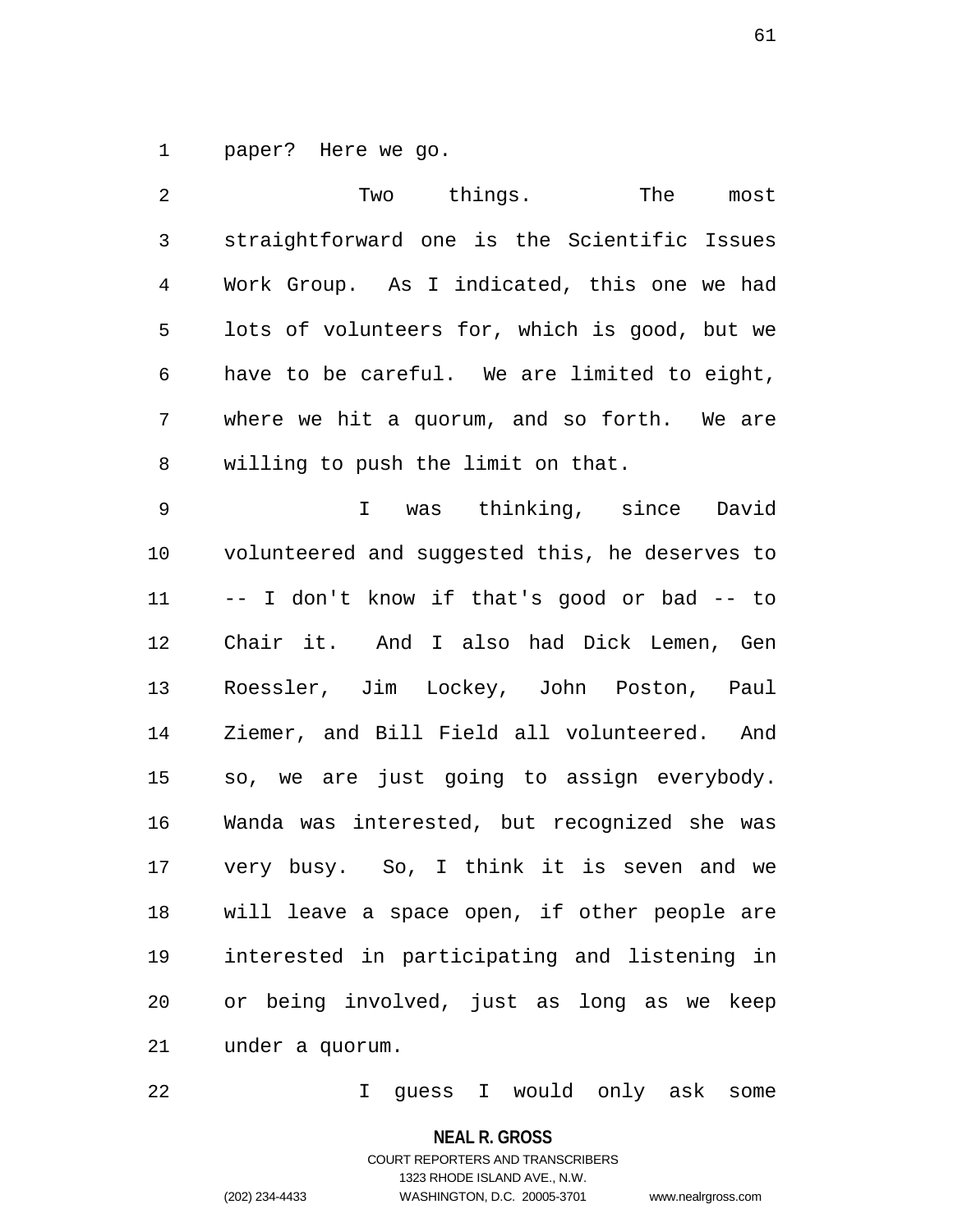paper? Here we go.

Two things. The most straightforward one is the Scientific Issues Work Group. As I indicated, this one we had lots of volunteers for, which is good, but we have to be careful. We are limited to eight, where we hit a quorum, and so forth. We are willing to push the limit on that.

I was thinking, since David volunteered and suggested this, he deserves to -- I don't know if that's good or bad -- to Chair it. And I also had Dick Lemen, Gen Roessler, Jim Lockey, John Poston, Paul Ziemer, and Bill Field all volunteered. And so, we are just going to assign everybody. Wanda was interested, but recognized she was very busy. So, I think it is seven and we will leave a space open, if other people are interested in participating and listening in or being involved, just as long as we keep under a quorum.

I guess I would only ask some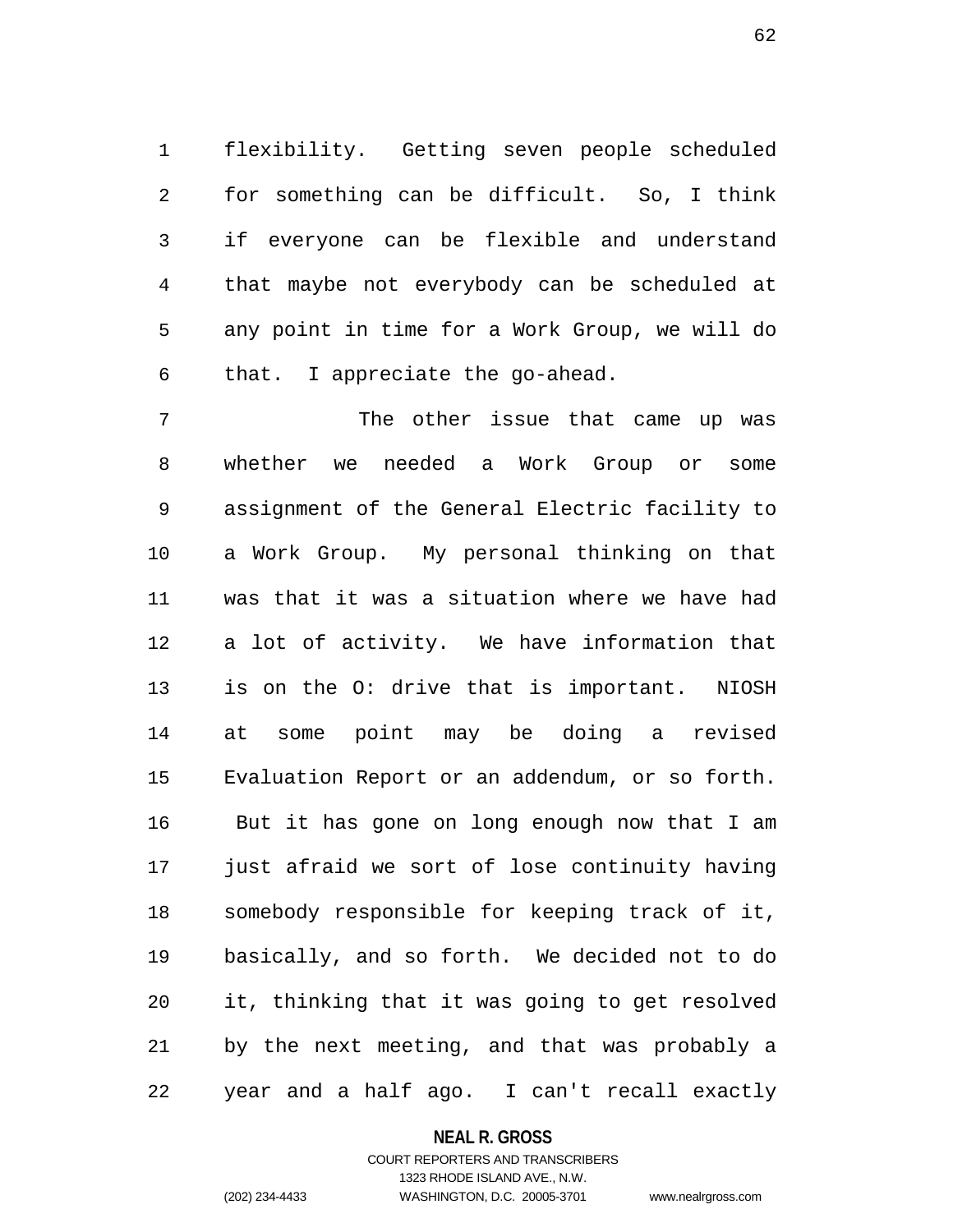flexibility. Getting seven people scheduled for something can be difficult. So, I think if everyone can be flexible and understand that maybe not everybody can be scheduled at any point in time for a Work Group, we will do that. I appreciate the go-ahead.

The other issue that came up was whether we needed a Work Group or some assignment of the General Electric facility to a Work Group. My personal thinking on that was that it was a situation where we have had a lot of activity. We have information that is on the O: drive that is important. NIOSH at some point may be doing a revised Evaluation Report or an addendum, or so forth. But it has gone on long enough now that I am just afraid we sort of lose continuity having somebody responsible for keeping track of it, basically, and so forth. We decided not to do it, thinking that it was going to get resolved by the next meeting, and that was probably a year and a half ago. I can't recall exactly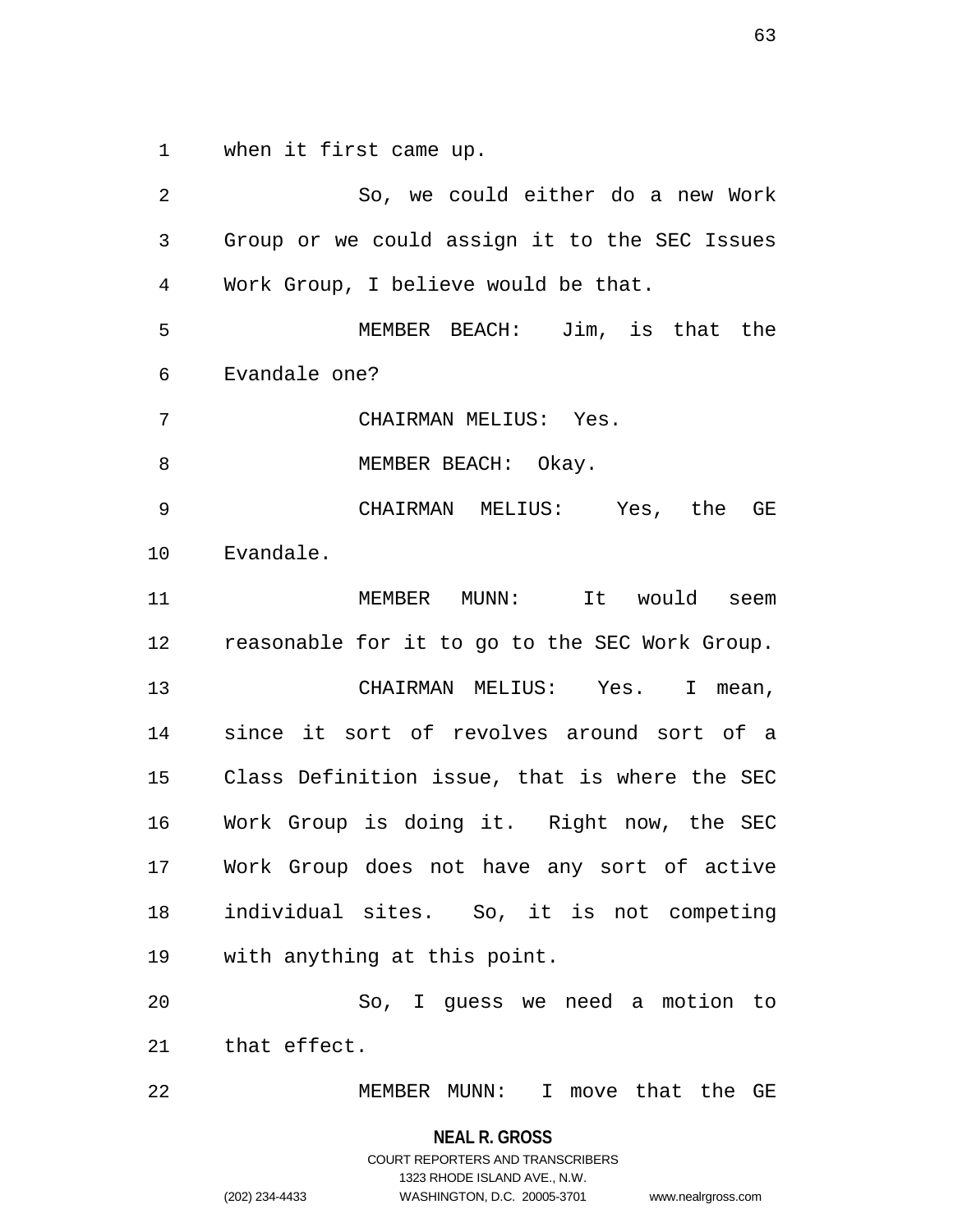when it first came up.

So, we could either do a new Work Group or we could assign it to the SEC Issues Work Group, I believe would be that.

MEMBER BEACH: Jim, is that the Evandale one?

CHAIRMAN MELIUS: Yes.

MEMBER BEACH: Okay.

CHAIRMAN MELIUS: Yes, the GE Evandale.

MEMBER MUNN: It would seem reasonable for it to go to the SEC Work Group.

CHAIRMAN MELIUS: Yes. I mean, since it sort of revolves around sort of a Class Definition issue, that is where the SEC Work Group is doing it. Right now, the SEC Work Group does not have any sort of active individual sites. So, it is not competing with anything at this point.

So, I guess we need a motion to that effect.

MEMBER MUNN: I move that the GE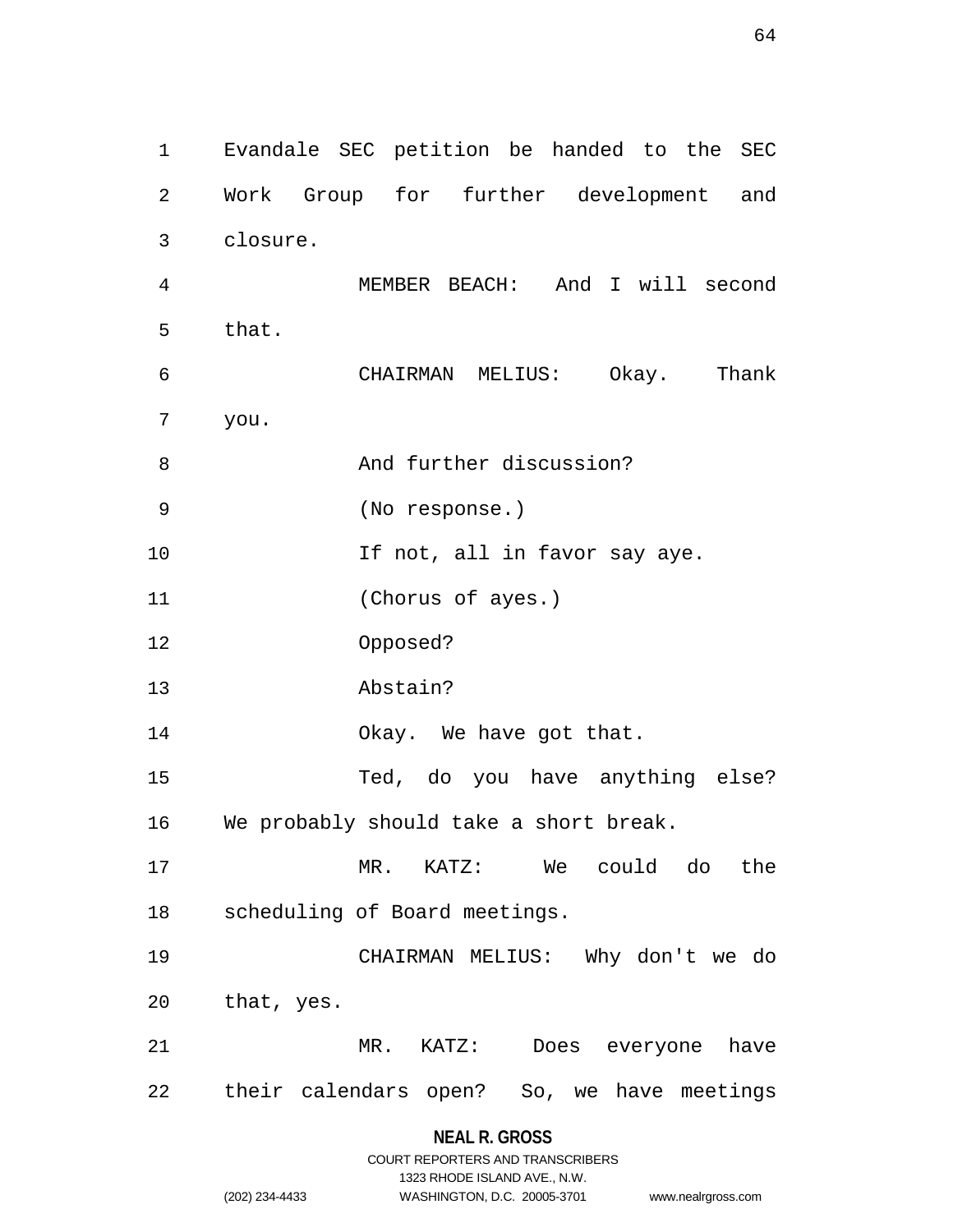Evandale SEC petition be handed to the SEC Work Group for further development and closure.

MEMBER BEACH: And I will second that.

CHAIRMAN MELIUS: Okay. Thank you.

And further discussion?

(No response.)

If not, all in favor say aye.

(Chorus of ayes.)

Opposed?

Abstain?

Okay. We have got that.

Ted, do you have anything else? We probably should take a short break.

MR. KATZ: We could do the scheduling of Board meetings.

CHAIRMAN MELIUS: Why don't we do that, yes.

MR. KATZ: Does everyone have their calendars open? So, we have meetings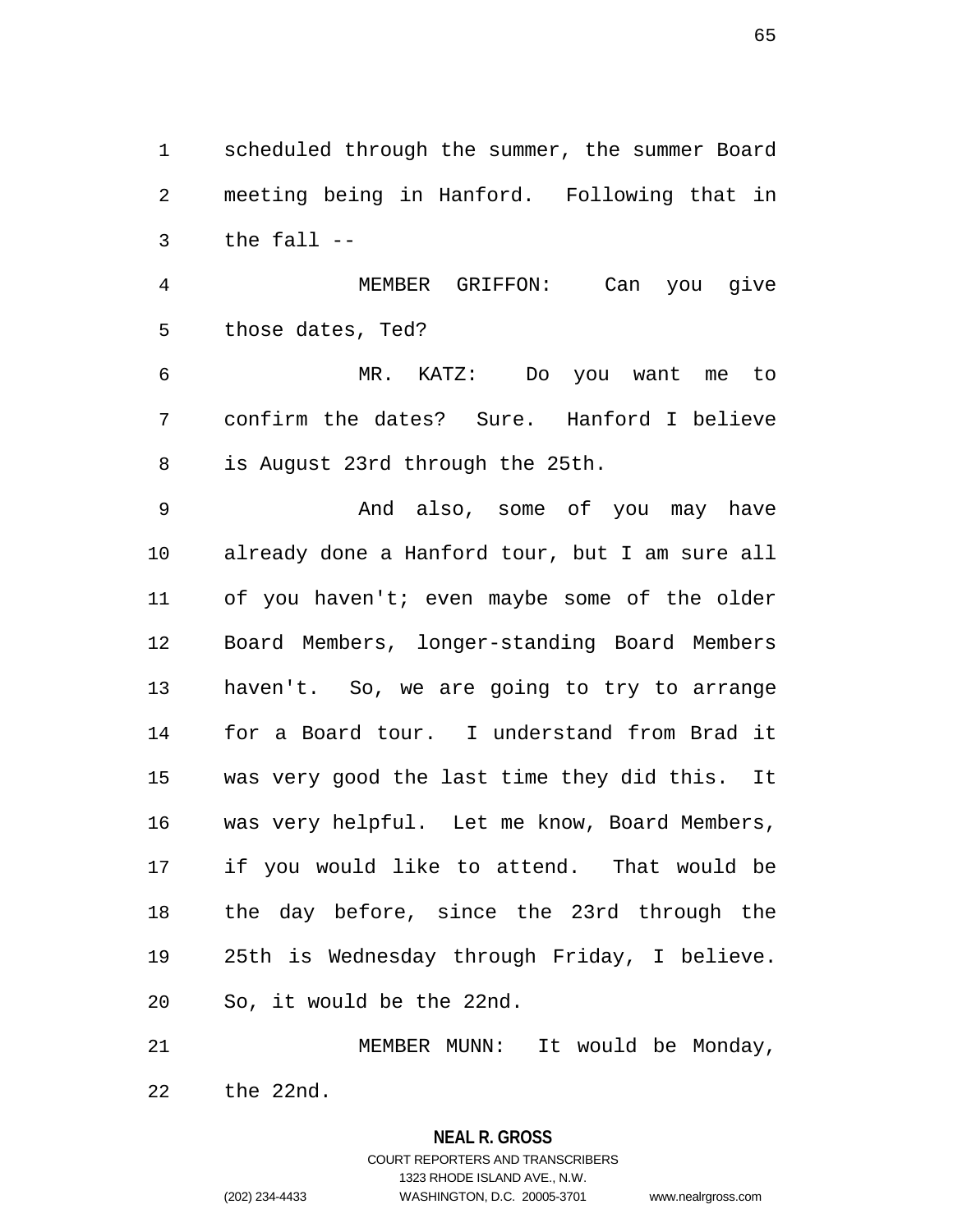scheduled through the summer, the summer Board meeting being in Hanford. Following that in the fall --

MEMBER GRIFFON: Can you give those dates, Ted?

MR. KATZ: Do you want me to confirm the dates? Sure. Hanford I believe is August 23rd through the 25th.

And also, some of you may have already done a Hanford tour, but I am sure all of you haven't; even maybe some of the older Board Members, longer-standing Board Members haven't. So, we are going to try to arrange for a Board tour. I understand from Brad it was very good the last time they did this. It was very helpful. Let me know, Board Members, if you would like to attend. That would be the day before, since the 23rd through the 25th is Wednesday through Friday, I believe. So, it would be the 22nd.

MEMBER MUNN: It would be Monday, the 22nd.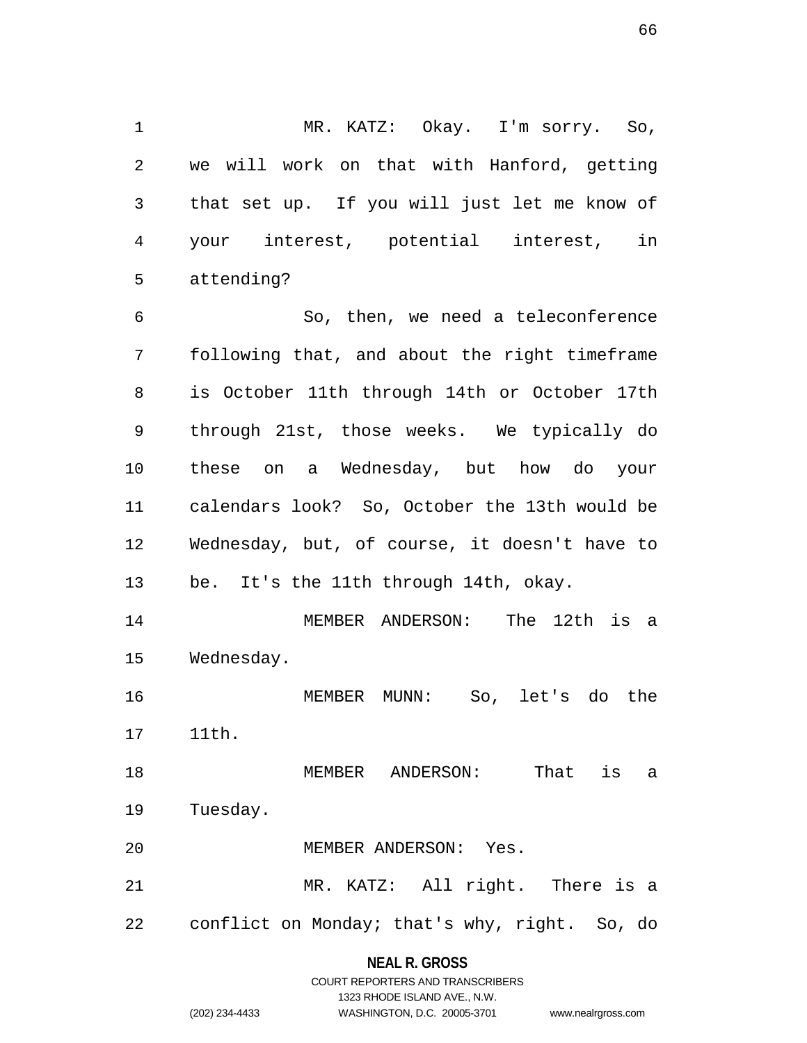MR. KATZ: Okay. I'm sorry. So, we will work on that with Hanford, getting that set up. If you will just let me know of your interest, potential interest, in attending?

So, then, we need a teleconference following that, and about the right timeframe is October 11th through 14th or October 17th through 21st, those weeks. We typically do these on a Wednesday, but how do your calendars look? So, October the 13th would be Wednesday, but, of course, it doesn't have to be. It's the 11th through 14th, okay.

MEMBER ANDERSON: The 12th is a Wednesday.

MEMBER MUNN: So, let's do the 11th.

MEMBER ANDERSON: That is a Tuesday.

MEMBER ANDERSON: Yes.

MR. KATZ: All right. There is a conflict on Monday; that's why, right. So, do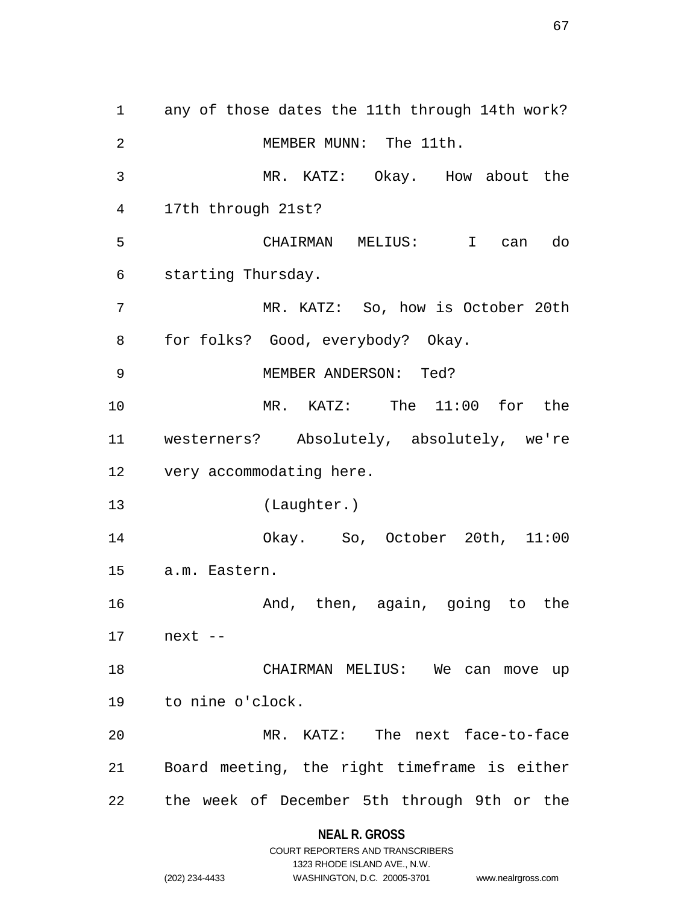any of those dates the 11th through 14th work?

MEMBER MUNN: The 11th.

MR. KATZ: Okay. How about the 17th through 21st?

CHAIRMAN MELIUS: I can do starting Thursday.

MR. KATZ: So, how is October 20th for folks? Good, everybody? Okay.

MEMBER ANDERSON: Ted?

MR. KATZ: The 11:00 for the westerners? Absolutely, absolutely, we're very accommodating here.

(Laughter.)

Okay. So, October 20th, 11:00 a.m. Eastern.

And, then, again, going to the next --

CHAIRMAN MELIUS: We can move up to nine o'clock.

MR. KATZ: The next face-to-face Board meeting, the right timeframe is either the week of December 5th through 9th or the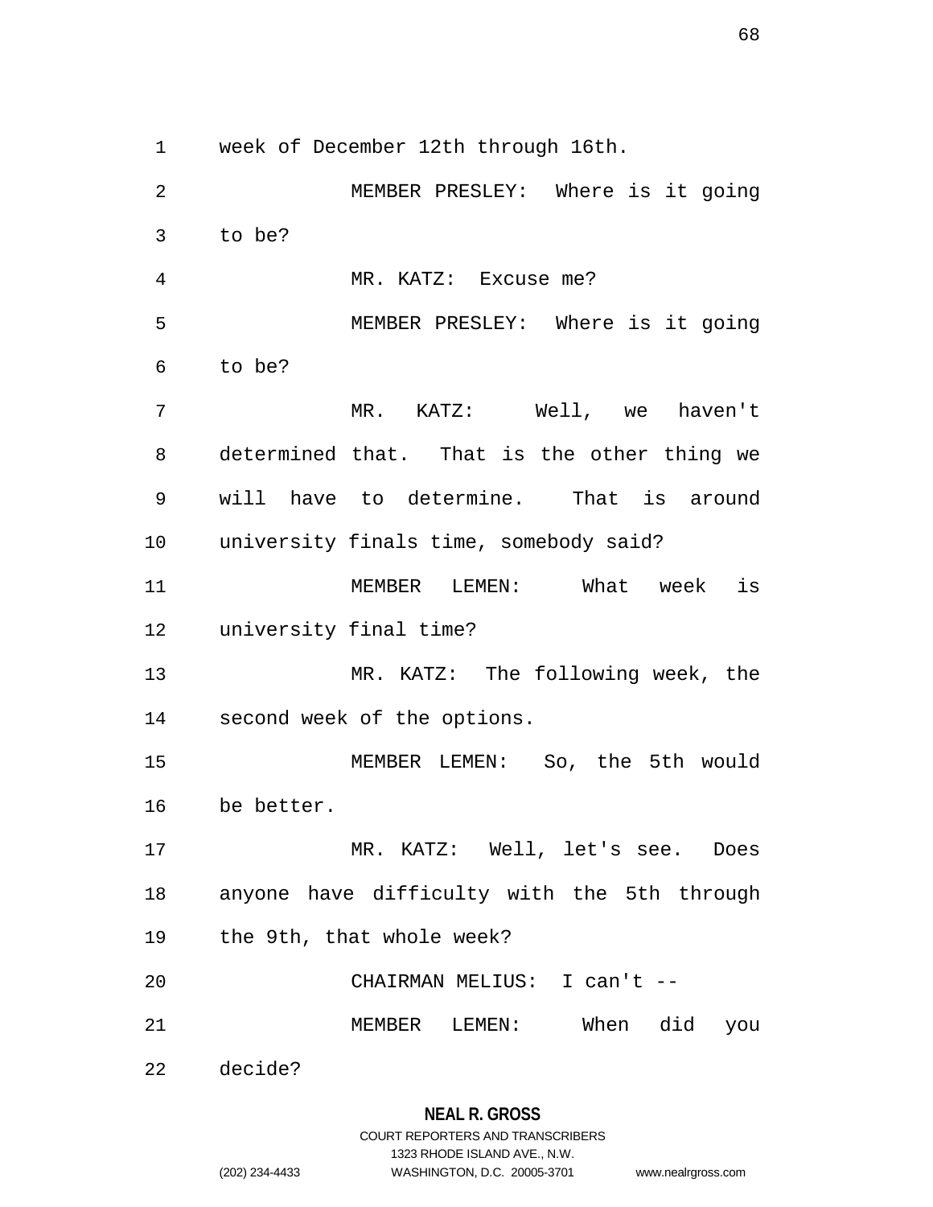week of December 12th through 16th.

MEMBER PRESLEY: Where is it going to be?

MR. KATZ: Excuse me?

MEMBER PRESLEY: Where is it going to be?

MR. KATZ: Well, we haven't determined that. That is the other thing we will have to determine. That is around university finals time, somebody said?

MEMBER LEMEN: What week is university final time?

MR. KATZ: The following week, the second week of the options.

MEMBER LEMEN: So, the 5th would be better.

MR. KATZ: Well, let's see. Does anyone have difficulty with the 5th through the 9th, that whole week?

CHAIRMAN MELIUS: I can't --

MEMBER LEMEN: When did you decide?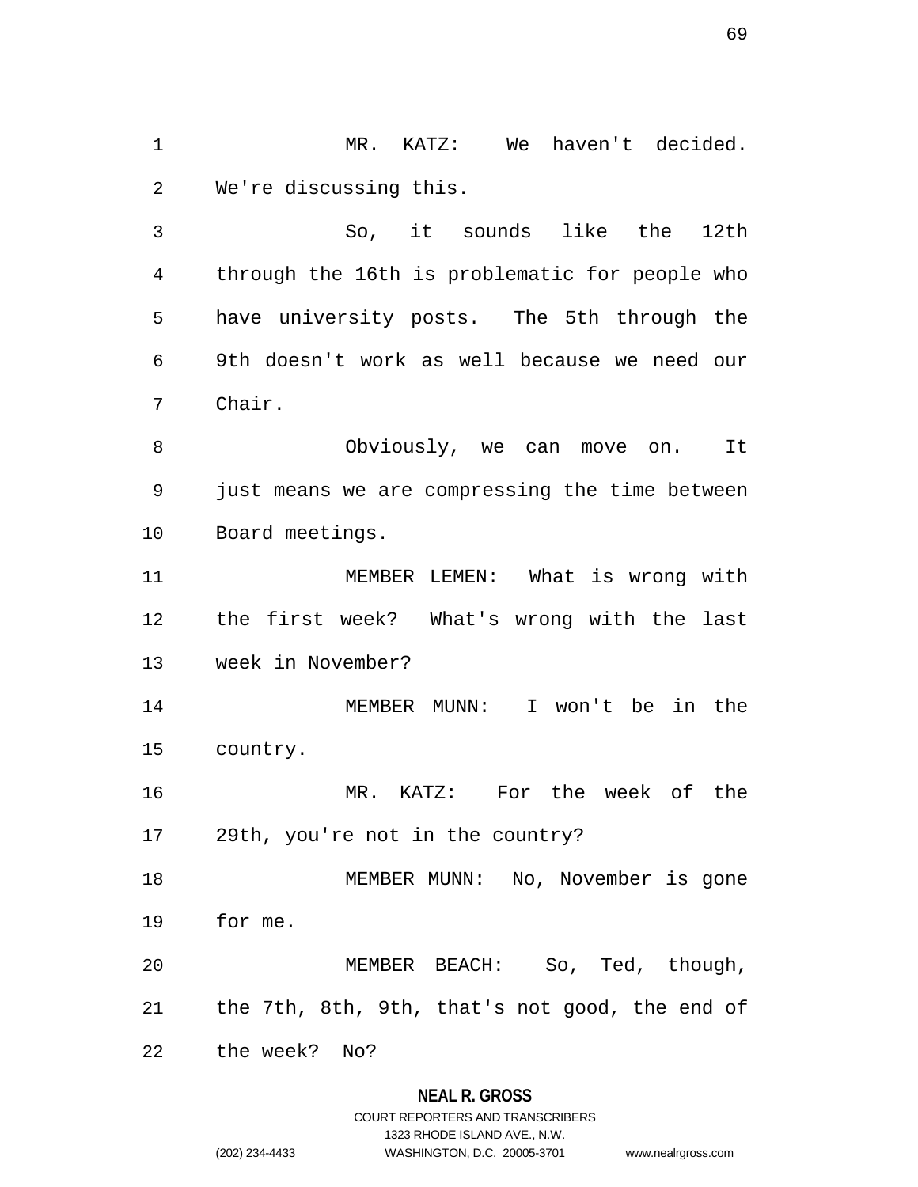MR. KATZ: We haven't decided. We're discussing this.

So, it sounds like the 12th through the 16th is problematic for people who have university posts. The 5th through the 9th doesn't work as well because we need our Chair.

Obviously, we can move on. It just means we are compressing the time between Board meetings.

MEMBER LEMEN: What is wrong with the first week? What's wrong with the last week in November?

MEMBER MUNN: I won't be in the country.

MR. KATZ: For the week of the 29th, you're not in the country?

MEMBER MUNN: No, November is gone for me.

MEMBER BEACH: So, Ted, though, the 7th, 8th, 9th, that's not good, the end of the week? No?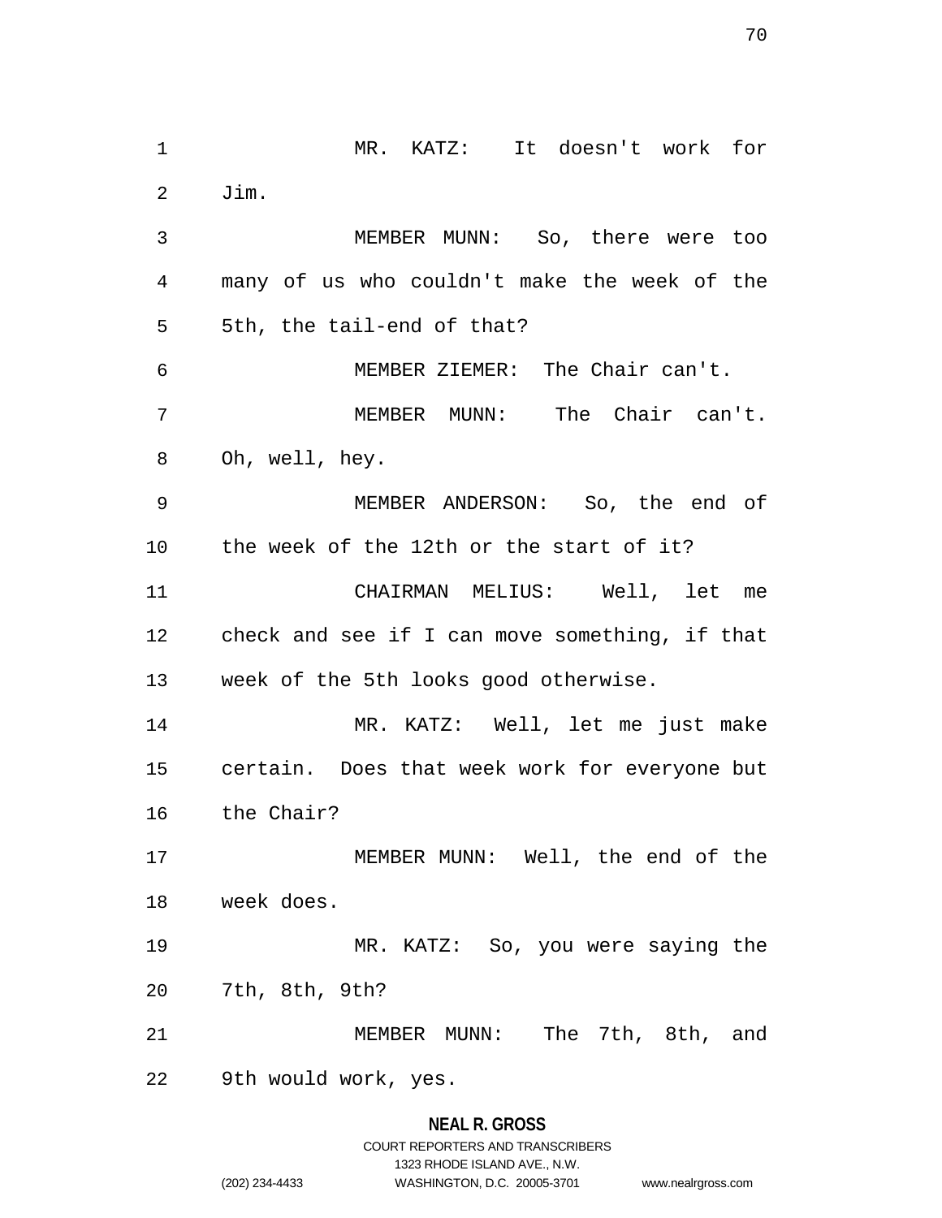MR. KATZ: It doesn't work for Jim.

MEMBER MUNN: So, there were too many of us who couldn't make the week of the 5th, the tail-end of that?

MEMBER ZIEMER: The Chair can't.

MEMBER MUNN: The Chair can't. Oh, well, hey.

MEMBER ANDERSON: So, the end of the week of the 12th or the start of it?

CHAIRMAN MELIUS: Well, let me check and see if I can move something, if that week of the 5th looks good otherwise.

MR. KATZ: Well, let me just make certain. Does that week work for everyone but the Chair?

MEMBER MUNN: Well, the end of the week does.

MR. KATZ: So, you were saying the 7th, 8th, 9th?

MEMBER MUNN: The 7th, 8th, and 9th would work, yes.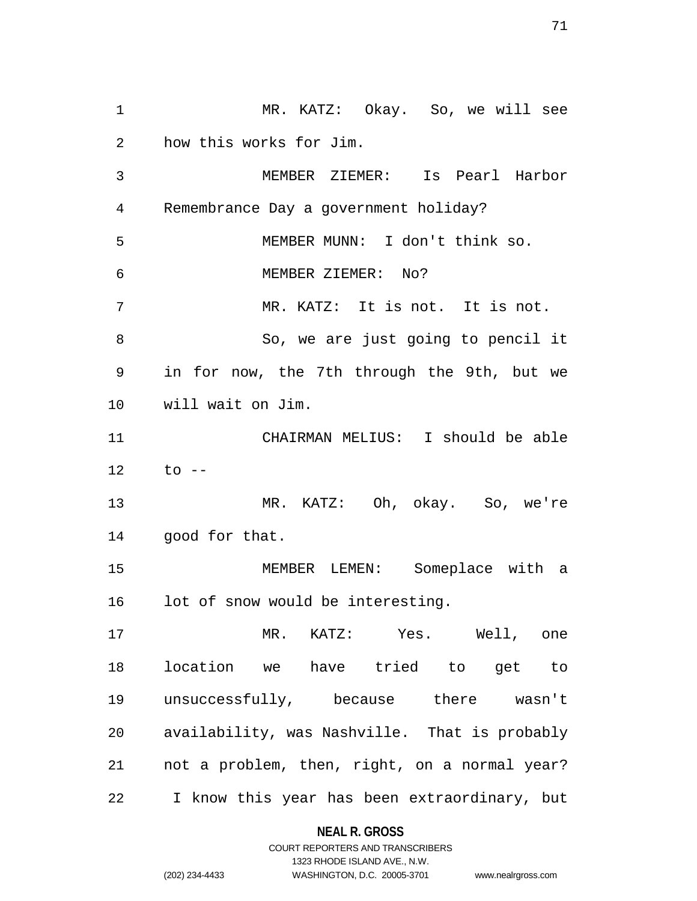MR. KATZ: Okay. So, we will see how this works for Jim.

MEMBER ZIEMER: Is Pearl Harbor Remembrance Day a government holiday?

MEMBER MUNN: I don't think so.

MEMBER ZIEMER: No?

MR. KATZ: It is not. It is not.

So, we are just going to pencil it in for now, the 7th through the 9th, but we will wait on Jim.

CHAIRMAN MELIUS: I should be able to --

MR. KATZ: Oh, okay. So, we're good for that.

MEMBER LEMEN: Someplace with a lot of snow would be interesting.

MR. KATZ: Yes. Well, one location we have tried to get to unsuccessfully, because there wasn't availability, was Nashville. That is probably not a problem, then, right, on a normal year? I know this year has been extraordinary, but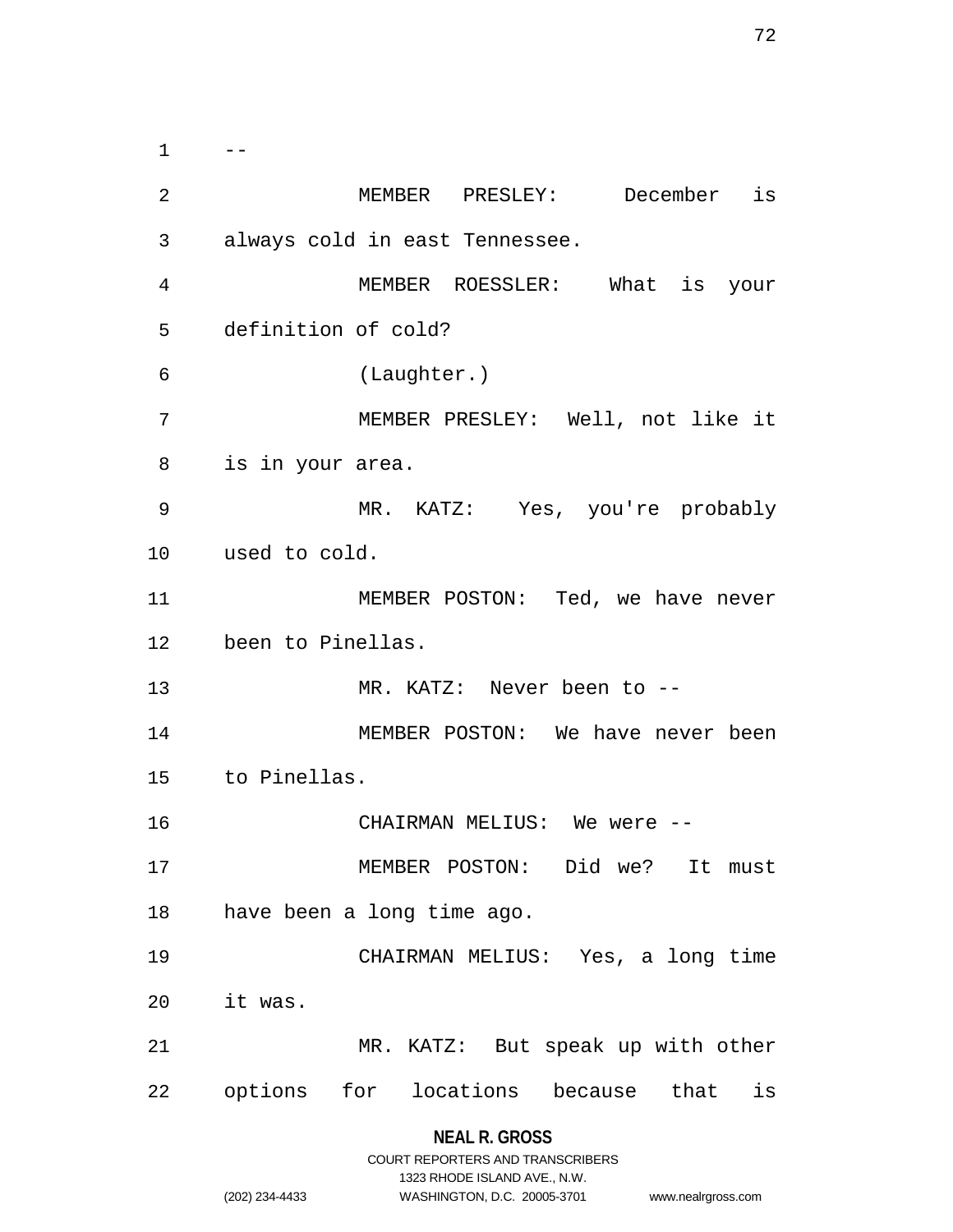--

MEMBER PRESLEY: December is always cold in east Tennessee.

MEMBER ROESSLER: What is your definition of cold?

(Laughter.)

MEMBER PRESLEY: Well, not like it is in your area.

MR. KATZ: Yes, you're probably used to cold.

MEMBER POSTON: Ted, we have never been to Pinellas.

MR. KATZ: Never been to --

MEMBER POSTON: We have never been to Pinellas.

CHAIRMAN MELIUS: We were --

MEMBER POSTON: Did we? It must have been a long time ago.

CHAIRMAN MELIUS: Yes, a long time it was.

MR. KATZ: But speak up with other options for locations because that is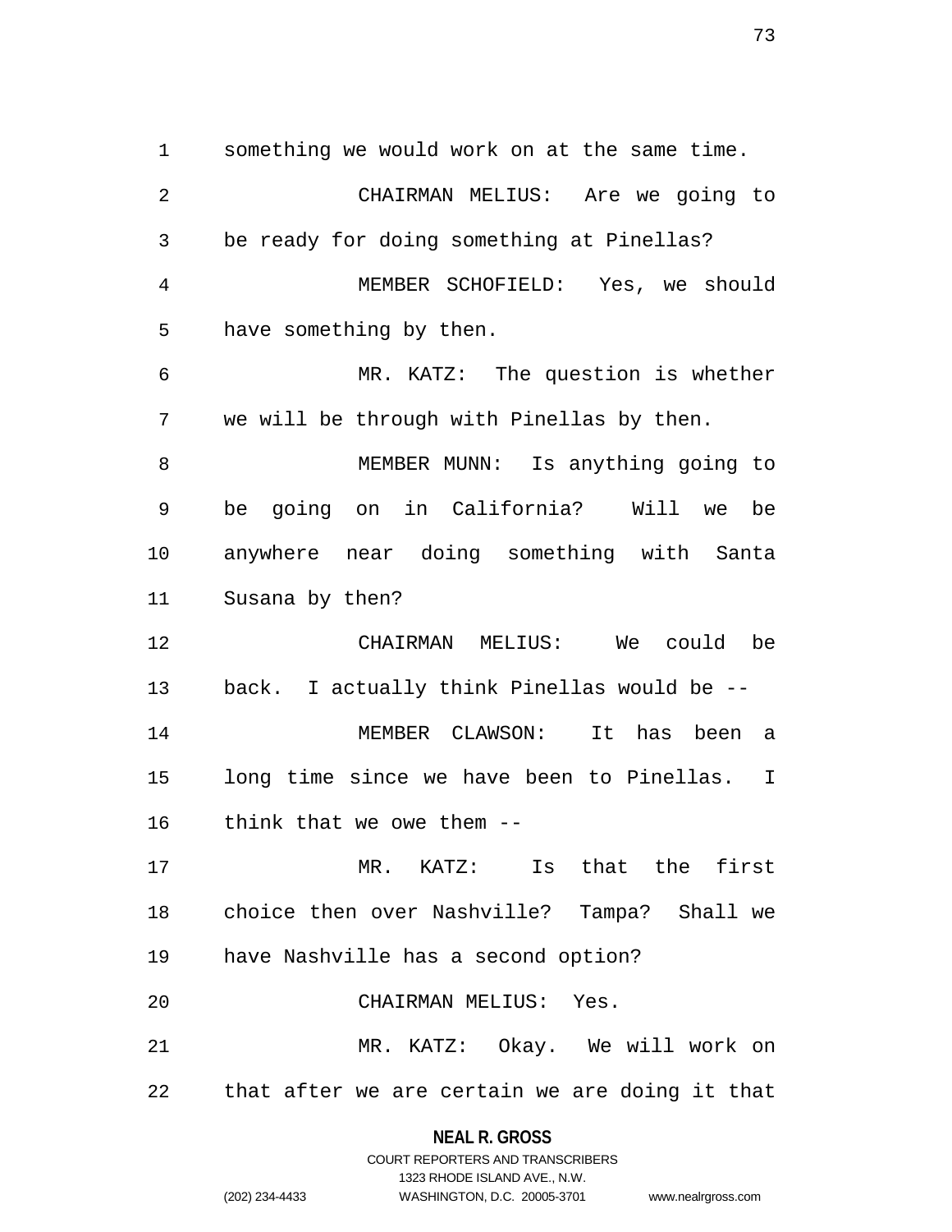something we would work on at the same time.

CHAIRMAN MELIUS: Are we going to be ready for doing something at Pinellas?

MEMBER SCHOFIELD: Yes, we should have something by then.

MR. KATZ: The question is whether we will be through with Pinellas by then.

MEMBER MUNN: Is anything going to be going on in California? Will we be anywhere near doing something with Santa Susana by then?

CHAIRMAN MELIUS: We could be back. I actually think Pinellas would be --

MEMBER CLAWSON: It has been a long time since we have been to Pinellas. I think that we owe them --

MR. KATZ: Is that the first choice then over Nashville? Tampa? Shall we have Nashville has a second option?

CHAIRMAN MELIUS: Yes.

MR. KATZ: Okay. We will work on that after we are certain we are doing it that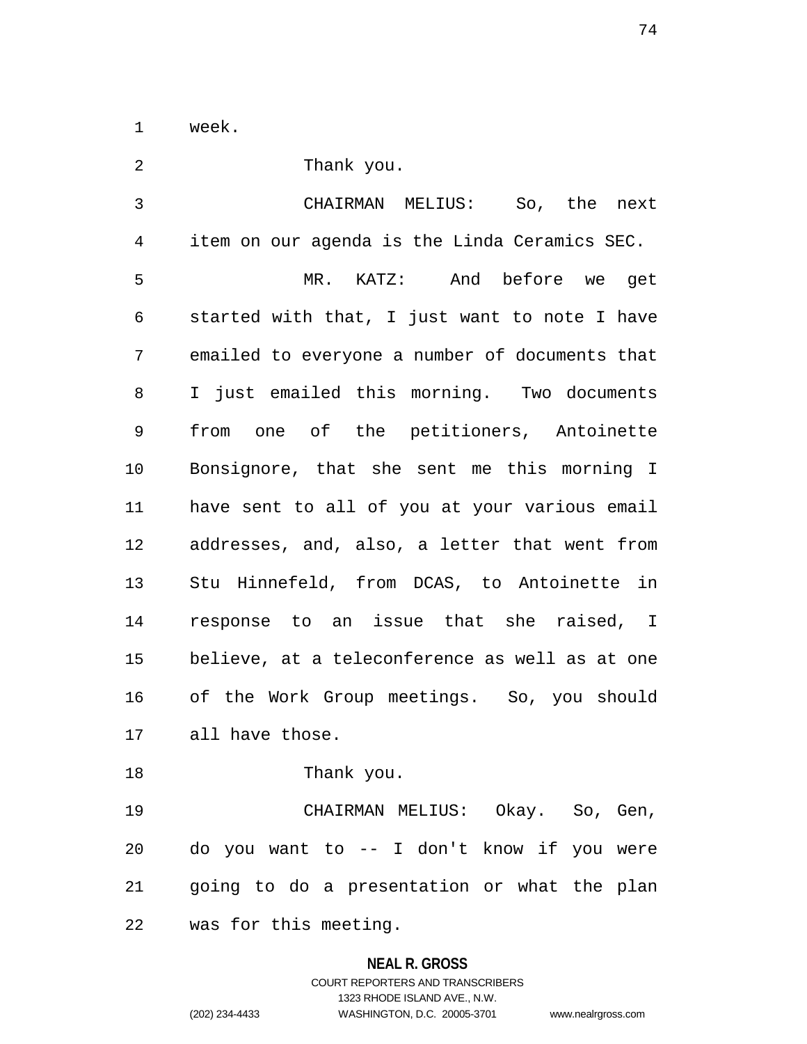week.

Thank you.

CHAIRMAN MELIUS: So, the next item on our agenda is the Linda Ceramics SEC.

MR. KATZ: And before we get started with that, I just want to note I have emailed to everyone a number of documents that I just emailed this morning. Two documents from one of the petitioners, Antoinette Bonsignore, that she sent me this morning I have sent to all of you at your various email addresses, and, also, a letter that went from Stu Hinnefeld, from DCAS, to Antoinette in response to an issue that she raised, I believe, at a teleconference as well as at one of the Work Group meetings. So, you should all have those.

Thank you.

CHAIRMAN MELIUS: Okay. So, Gen, do you want to -- I don't know if you were going to do a presentation or what the plan was for this meeting.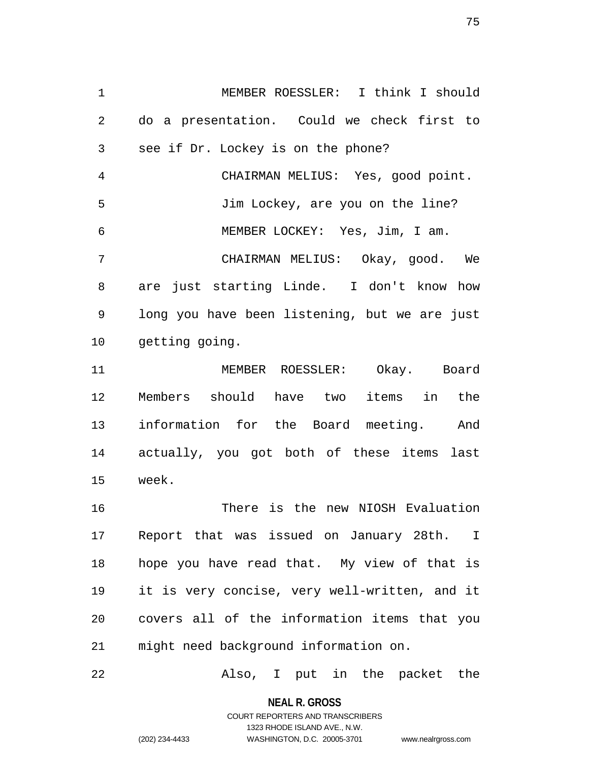MEMBER ROESSLER: I think I should do a presentation. Could we check first to see if Dr. Lockey is on the phone?

CHAIRMAN MELIUS: Yes, good point.

Jim Lockey, are you on the line?

MEMBER LOCKEY: Yes, Jim, I am.

CHAIRMAN MELIUS: Okay, good. We are just starting Linde. I don't know how long you have been listening, but we are just getting going.

MEMBER ROESSLER: Okay. Board Members should have two items in the information for the Board meeting. And actually, you got both of these items last week.

There is the new NIOSH Evaluation Report that was issued on January 28th. I hope you have read that. My view of that is it is very concise, very well-written, and it covers all of the information items that you might need background information on.

Also, I put in the packet the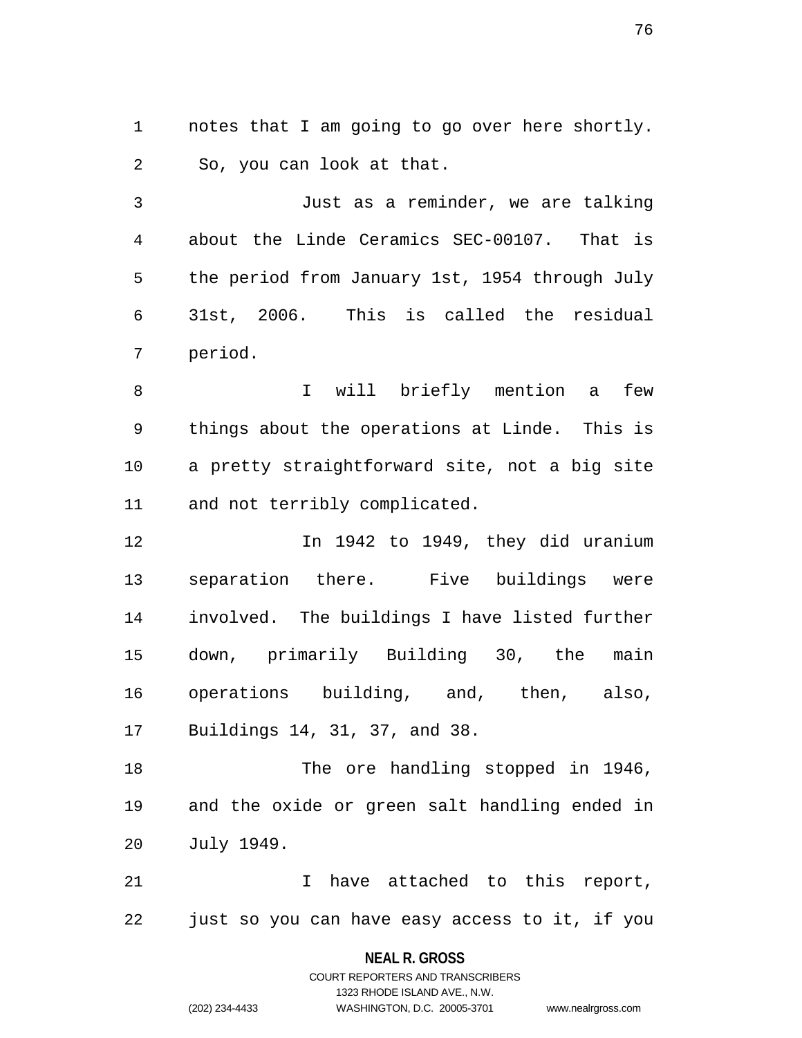notes that I am going to go over here shortly. So, you can look at that.

Just as a reminder, we are talking about the Linde Ceramics SEC-00107. That is the period from January 1st, 1954 through July 31st, 2006. This is called the residual period.

I will briefly mention a few things about the operations at Linde. This is a pretty straightforward site, not a big site and not terribly complicated.

In 1942 to 1949, they did uranium separation there. Five buildings were involved. The buildings I have listed further down, primarily Building 30, the main operations building, and, then, also, Buildings 14, 31, 37, and 38.

The ore handling stopped in 1946, and the oxide or green salt handling ended in July 1949.

I have attached to this report, just so you can have easy access to it, if you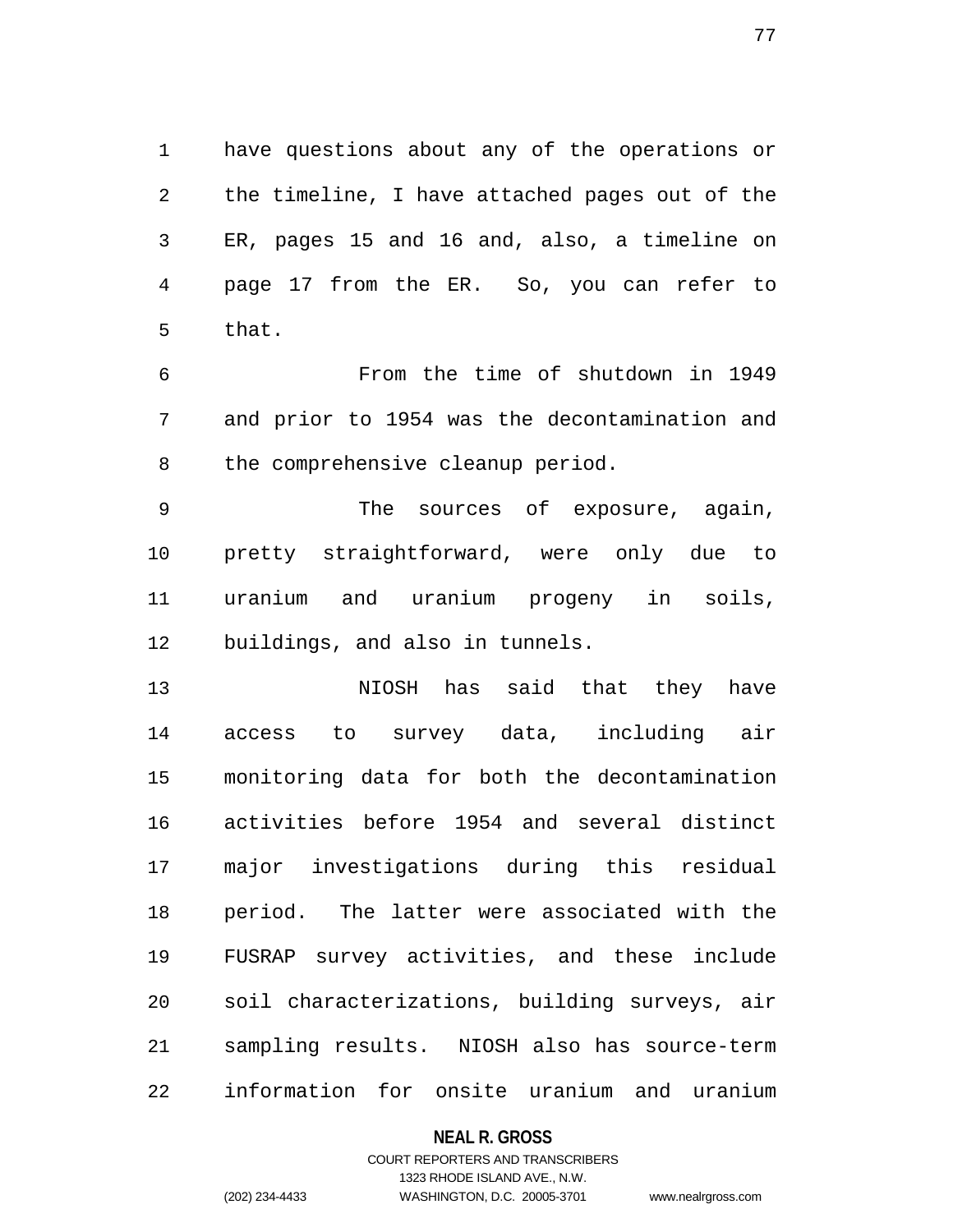have questions about any of the operations or the timeline, I have attached pages out of the ER, pages 15 and 16 and, also, a timeline on page 17 from the ER. So, you can refer to that.

From the time of shutdown in 1949 and prior to 1954 was the decontamination and the comprehensive cleanup period.

The sources of exposure, again, pretty straightforward, were only due to uranium and uranium progeny in soils, buildings, and also in tunnels.

NIOSH has said that they have access to survey data, including air monitoring data for both the decontamination activities before 1954 and several distinct major investigations during this residual period. The latter were associated with the FUSRAP survey activities, and these include soil characterizations, building surveys, air sampling results. NIOSH also has source-term information for onsite uranium and uranium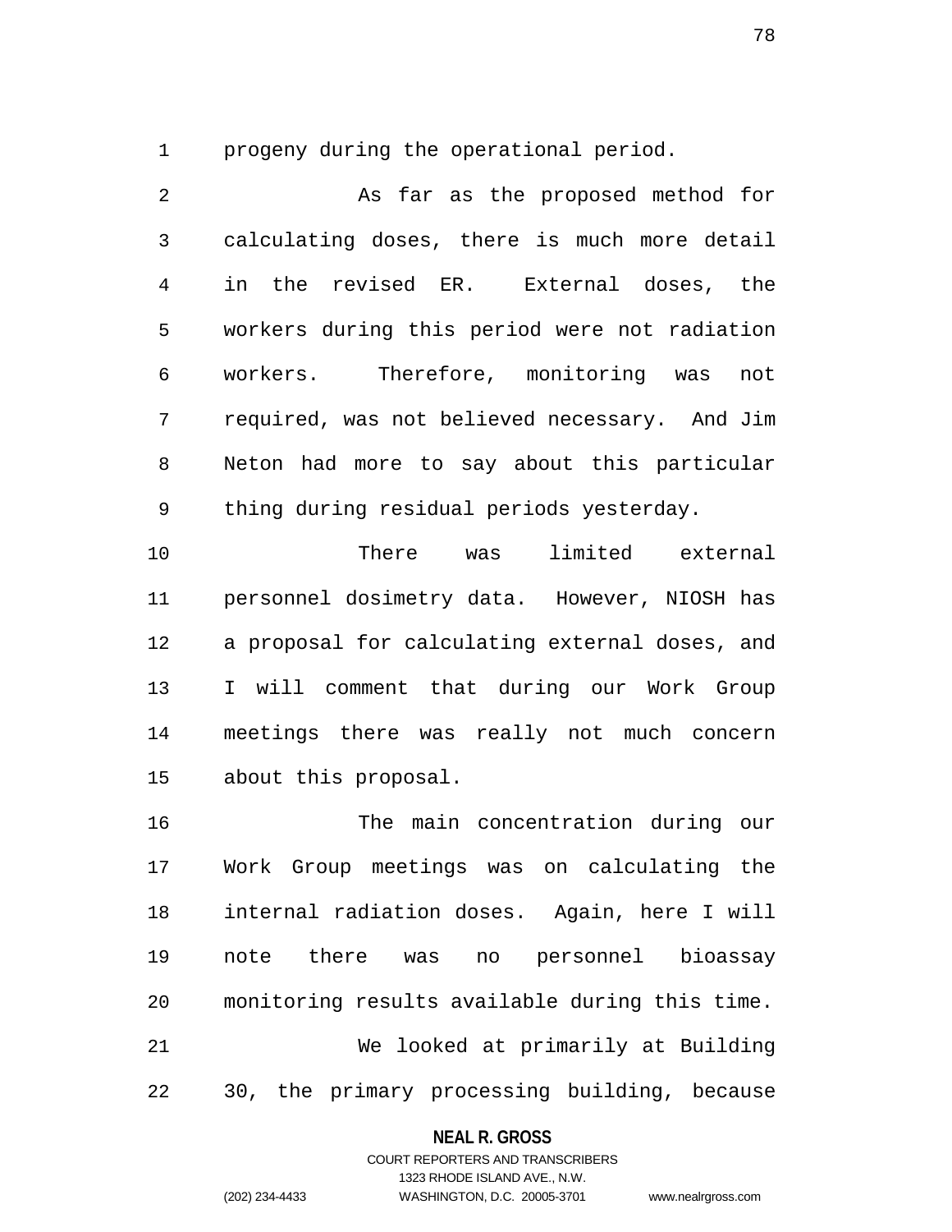progeny during the operational period.

As far as the proposed method for calculating doses, there is much more detail in the revised ER. External doses, the workers during this period were not radiation workers. Therefore, monitoring was not required, was not believed necessary. And Jim Neton had more to say about this particular thing during residual periods yesterday.

There was limited external personnel dosimetry data. However, NIOSH has a proposal for calculating external doses, and I will comment that during our Work Group meetings there was really not much concern about this proposal.

The main concentration during our Work Group meetings was on calculating the internal radiation doses. Again, here I will note there was no personnel bioassay monitoring results available during this time.

We looked at primarily at Building 30, the primary processing building, because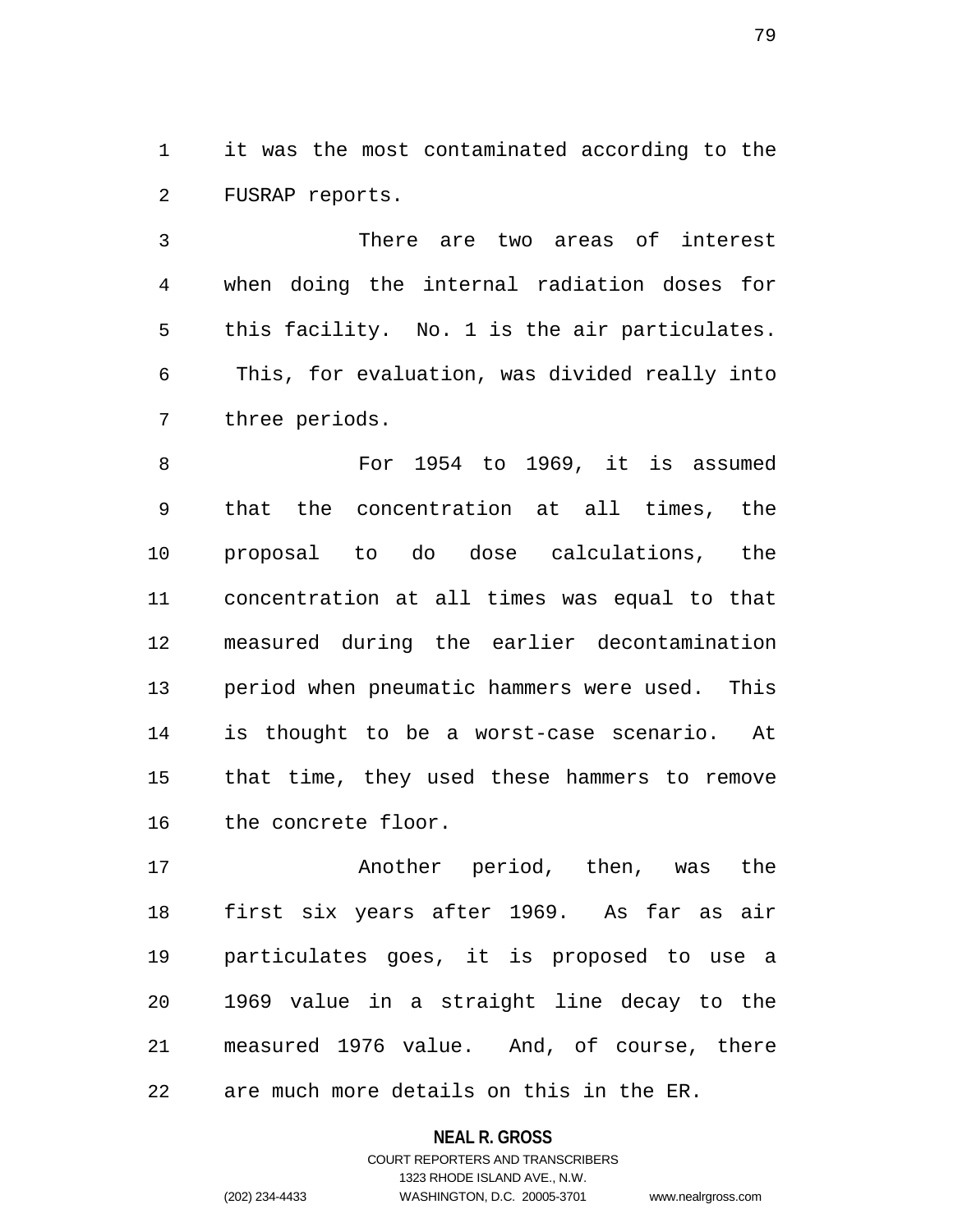it was the most contaminated according to the FUSRAP reports.

There are two areas of interest when doing the internal radiation doses for this facility. No. 1 is the air particulates. This, for evaluation, was divided really into three periods.

For 1954 to 1969, it is assumed that the concentration at all times, the proposal to do dose calculations, the concentration at all times was equal to that measured during the earlier decontamination period when pneumatic hammers were used. This is thought to be a worst-case scenario. At that time, they used these hammers to remove the concrete floor.

Another period, then, was the first six years after 1969. As far as air particulates goes, it is proposed to use a 1969 value in a straight line decay to the measured 1976 value. And, of course, there are much more details on this in the ER.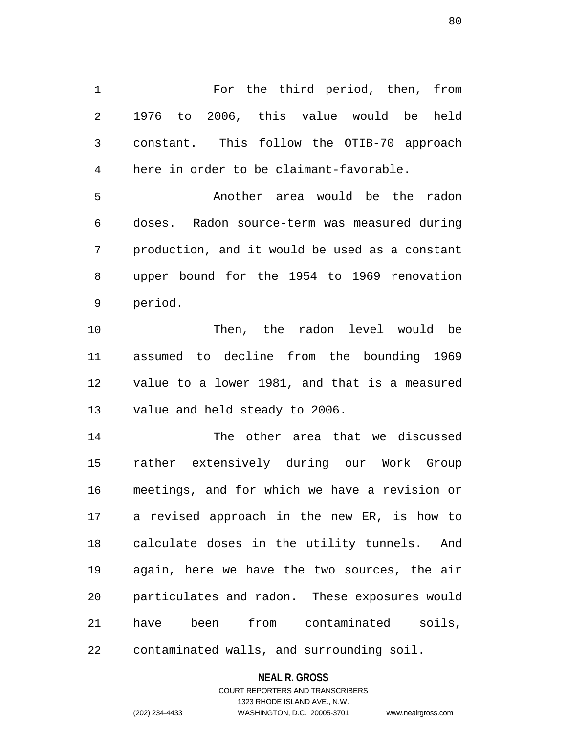For the third period, then, from 1976 to 2006, this value would be held constant. This follow the OTIB-70 approach here in order to be claimant-favorable.

Another area would be the radon doses. Radon source-term was measured during production, and it would be used as a constant upper bound for the 1954 to 1969 renovation period.

Then, the radon level would be assumed to decline from the bounding 1969 value to a lower 1981, and that is a measured value and held steady to 2006.

The other area that we discussed rather extensively during our Work Group meetings, and for which we have a revision or a revised approach in the new ER, is how to calculate doses in the utility tunnels. And again, here we have the two sources, the air particulates and radon. These exposures would have been from contaminated soils, contaminated walls, and surrounding soil.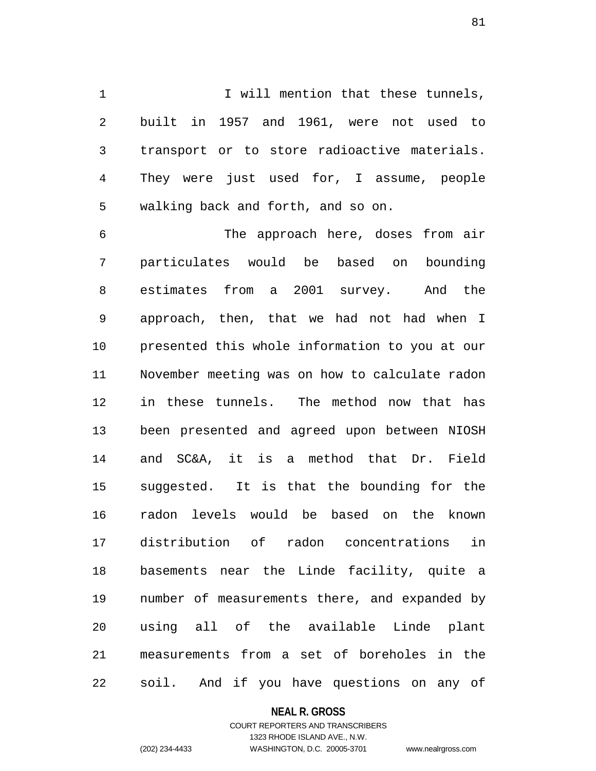I will mention that these tunnels, built in 1957 and 1961, were not used to transport or to store radioactive materials. They were just used for, I assume, people walking back and forth, and so on.

The approach here, doses from air particulates would be based on bounding estimates from a 2001 survey. And the approach, then, that we had not had when I presented this whole information to you at our November meeting was on how to calculate radon in these tunnels. The method now that has been presented and agreed upon between NIOSH and SC&A, it is a method that Dr. Field suggested. It is that the bounding for the radon levels would be based on the known distribution of radon concentrations in basements near the Linde facility, quite a number of measurements there, and expanded by using all of the available Linde plant measurements from a set of boreholes in the soil. And if you have questions on any of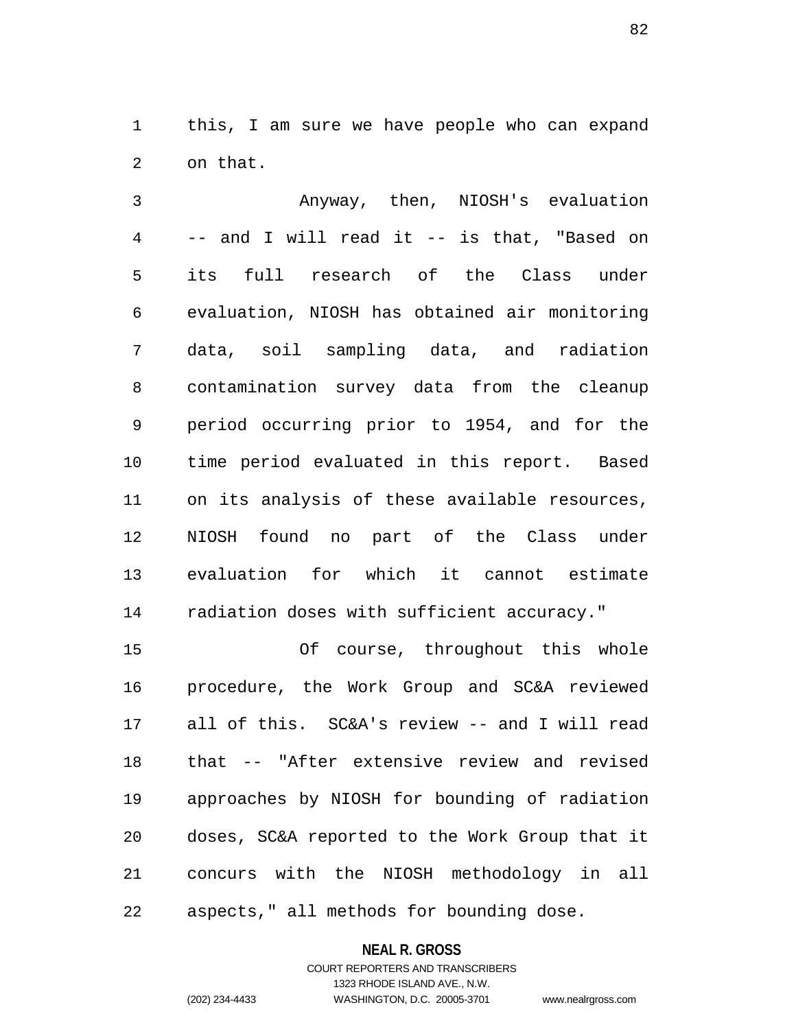this, I am sure we have people who can expand on that.

Anyway, then, NIOSH's evaluation -- and I will read it -- is that, "Based on its full research of the Class under evaluation, NIOSH has obtained air monitoring data, soil sampling data, and radiation contamination survey data from the cleanup period occurring prior to 1954, and for the time period evaluated in this report. Based on its analysis of these available resources, NIOSH found no part of the Class under evaluation for which it cannot estimate radiation doses with sufficient accuracy."

Of course, throughout this whole procedure, the Work Group and SC&A reviewed all of this. SC&A's review -- and I will read that -- "After extensive review and revised approaches by NIOSH for bounding of radiation doses, SC&A reported to the Work Group that it concurs with the NIOSH methodology in all aspects," all methods for bounding dose.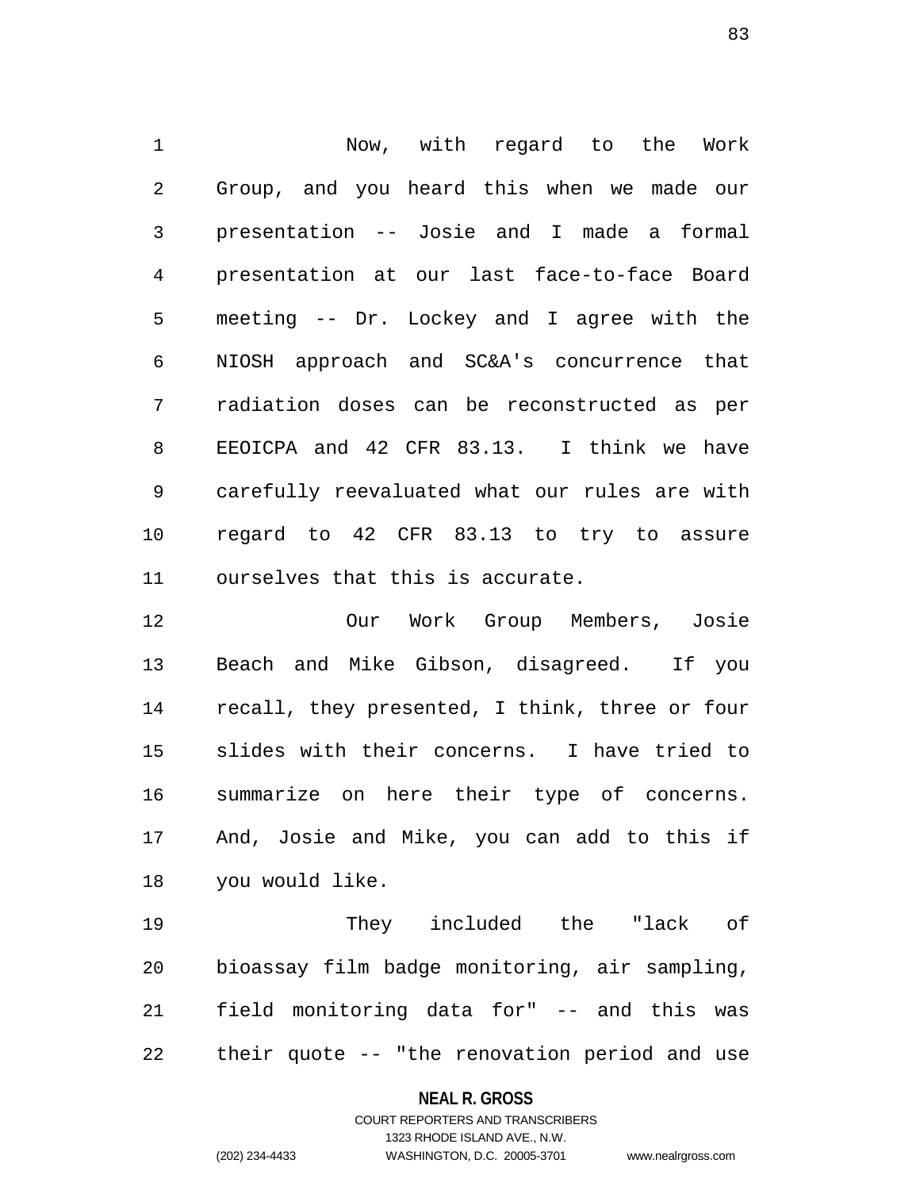Now, with regard to the Work Group, and you heard this when we made our presentation -- Josie and I made a formal presentation at our last face-to-face Board meeting -- Dr. Lockey and I agree with the NIOSH approach and SC&A's concurrence that radiation doses can be reconstructed as per EEOICPA and 42 CFR 83.13. I think we have carefully reevaluated what our rules are with regard to 42 CFR 83.13 to try to assure ourselves that this is accurate.

Our Work Group Members, Josie Beach and Mike Gibson, disagreed. If you recall, they presented, I think, three or four slides with their concerns. I have tried to summarize on here their type of concerns. And, Josie and Mike, you can add to this if you would like.

They included the "lack of bioassay film badge monitoring, air sampling, field monitoring data for" -- and this was their quote -- "the renovation period and use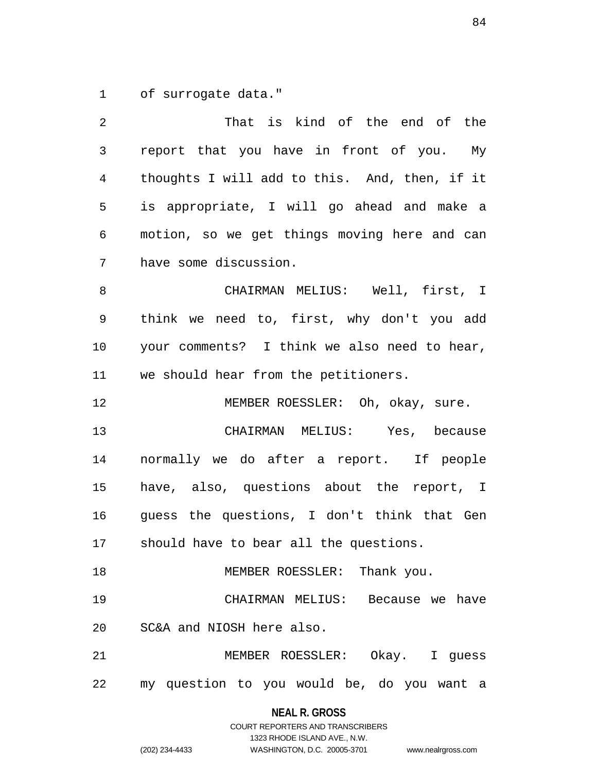of surrogate data."

That is kind of the end of the report that you have in front of you. My thoughts I will add to this. And, then, if it is appropriate, I will go ahead and make a motion, so we get things moving here and can have some discussion.

CHAIRMAN MELIUS: Well, first, I think we need to, first, why don't you add your comments? I think we also need to hear, we should hear from the petitioners.

MEMBER ROESSLER: Oh, okay, sure.

CHAIRMAN MELIUS: Yes, because normally we do after a report. If people have, also, questions about the report, I guess the questions, I don't think that Gen should have to bear all the questions.

MEMBER ROESSLER: Thank you.

CHAIRMAN MELIUS: Because we have SC&A and NIOSH here also.

MEMBER ROESSLER: Okay. I guess my question to you would be, do you want a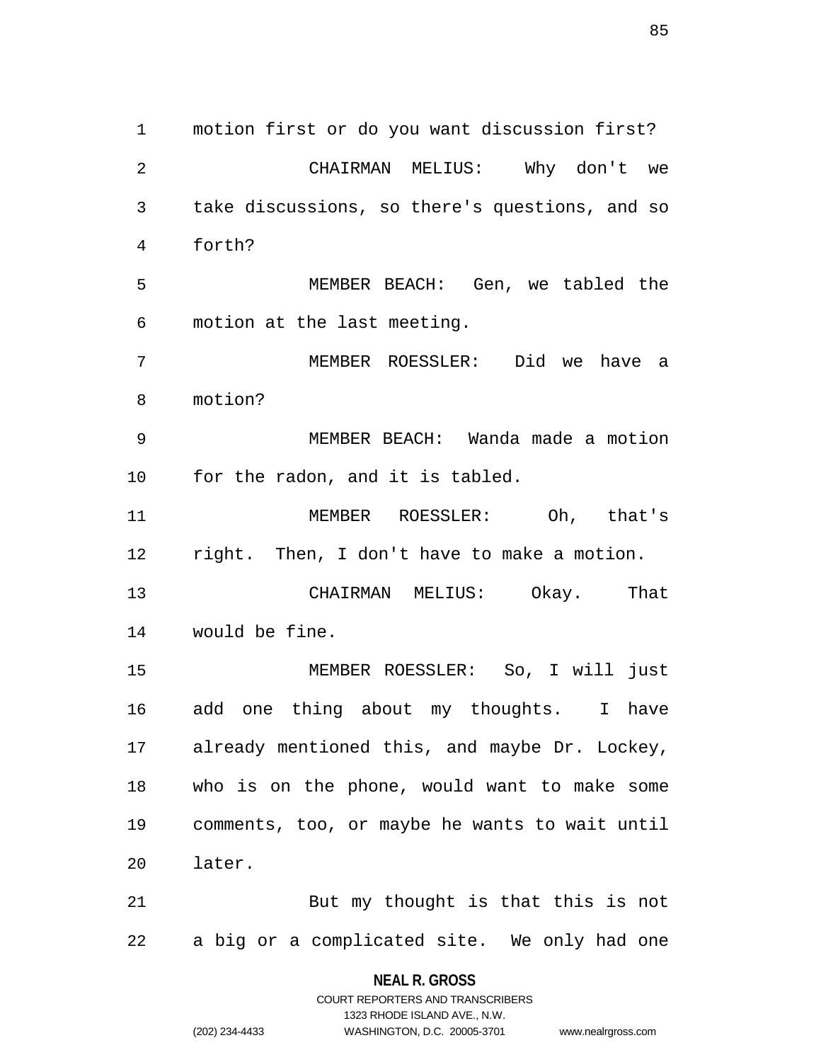motion first or do you want discussion first?

CHAIRMAN MELIUS: Why don't we take discussions, so there's questions, and so forth?

MEMBER BEACH: Gen, we tabled the motion at the last meeting.

MEMBER ROESSLER: Did we have a motion?

MEMBER BEACH: Wanda made a motion for the radon, and it is tabled.

MEMBER ROESSLER: Oh, that's right. Then, I don't have to make a motion.

CHAIRMAN MELIUS: Okay. That would be fine.

MEMBER ROESSLER: So, I will just add one thing about my thoughts. I have already mentioned this, and maybe Dr. Lockey, who is on the phone, would want to make some comments, too, or maybe he wants to wait until later.

But my thought is that this is not a big or a complicated site. We only had one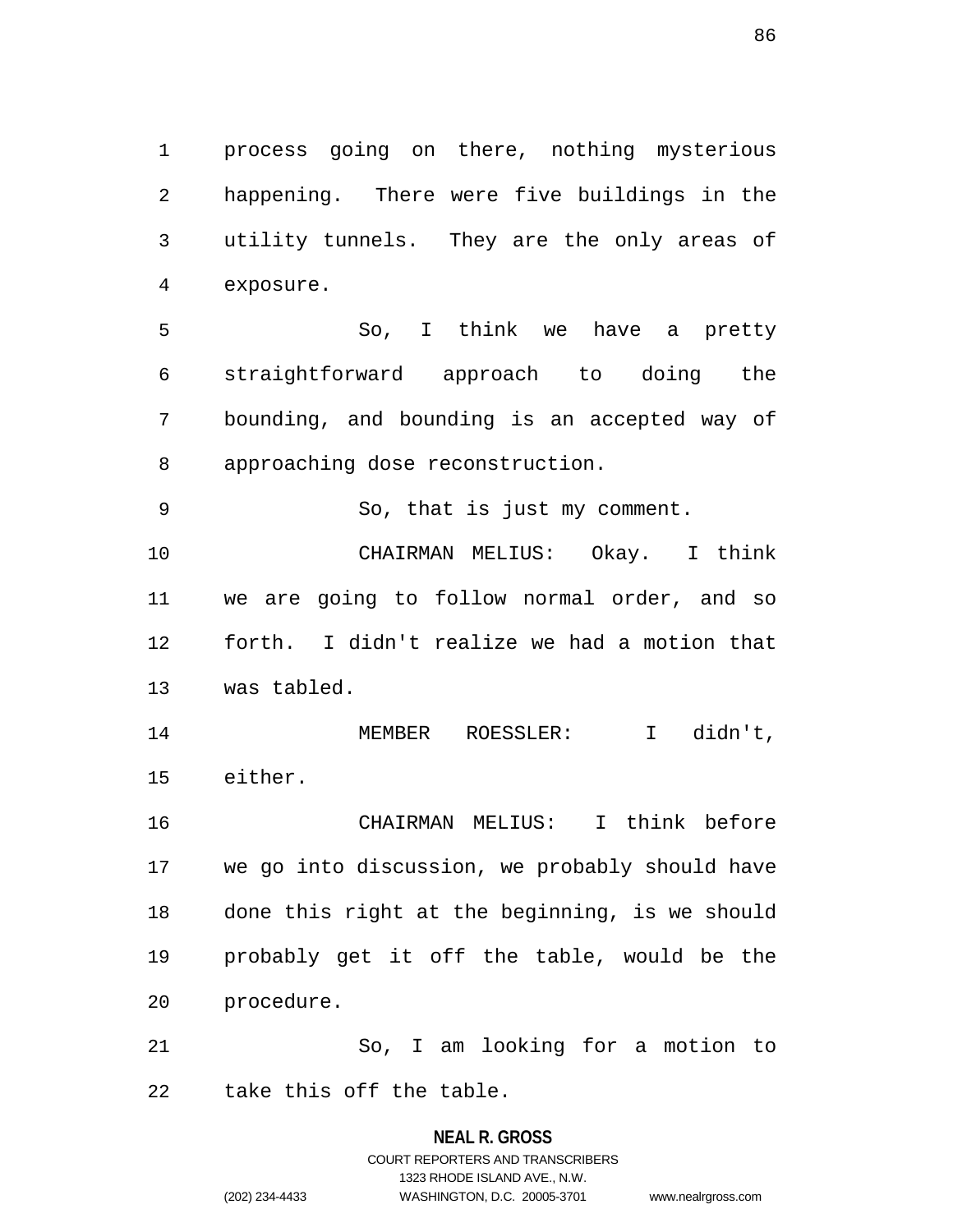process going on there, nothing mysterious happening. There were five buildings in the utility tunnels. They are the only areas of exposure.

So, I think we have a pretty straightforward approach to doing the bounding, and bounding is an accepted way of approaching dose reconstruction.

So, that is just my comment.

CHAIRMAN MELIUS: Okay. I think we are going to follow normal order, and so forth. I didn't realize we had a motion that was tabled.

MEMBER ROESSLER: I didn't, either.

CHAIRMAN MELIUS: I think before we go into discussion, we probably should have done this right at the beginning, is we should probably get it off the table, would be the procedure.

So, I am looking for a motion to take this off the table.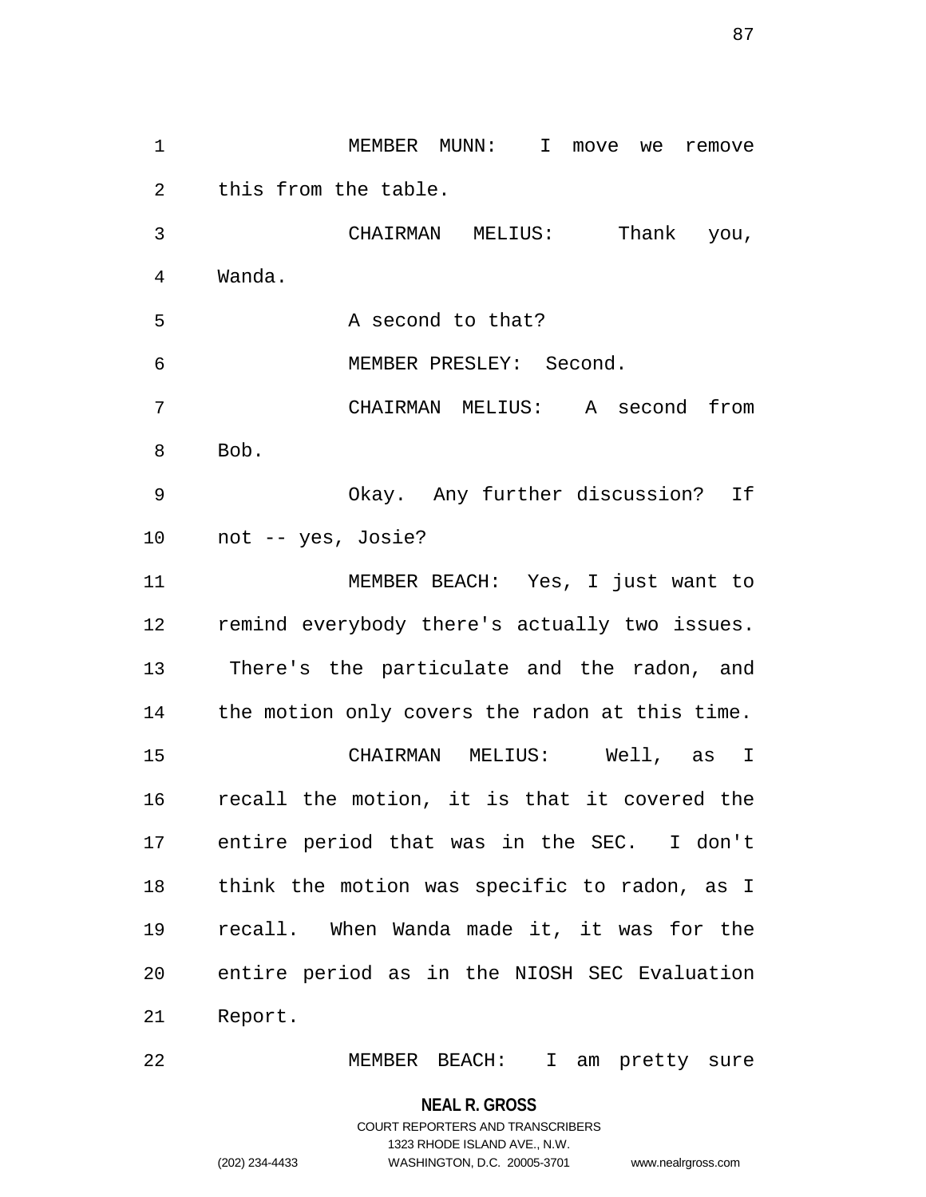MEMBER MUNN: I move we remove this from the table.

CHAIRMAN MELIUS: Thank you, Wanda.

A second to that?

MEMBER PRESLEY: Second.

CHAIRMAN MELIUS: A second from Bob.

Okay. Any further discussion? If not -- yes, Josie?

MEMBER BEACH: Yes, I just want to remind everybody there's actually two issues. There's the particulate and the radon, and the motion only covers the radon at this time.

CHAIRMAN MELIUS: Well, as I recall the motion, it is that it covered the entire period that was in the SEC. I don't think the motion was specific to radon, as I recall. When Wanda made it, it was for the entire period as in the NIOSH SEC Evaluation Report.

MEMBER BEACH: I am pretty sure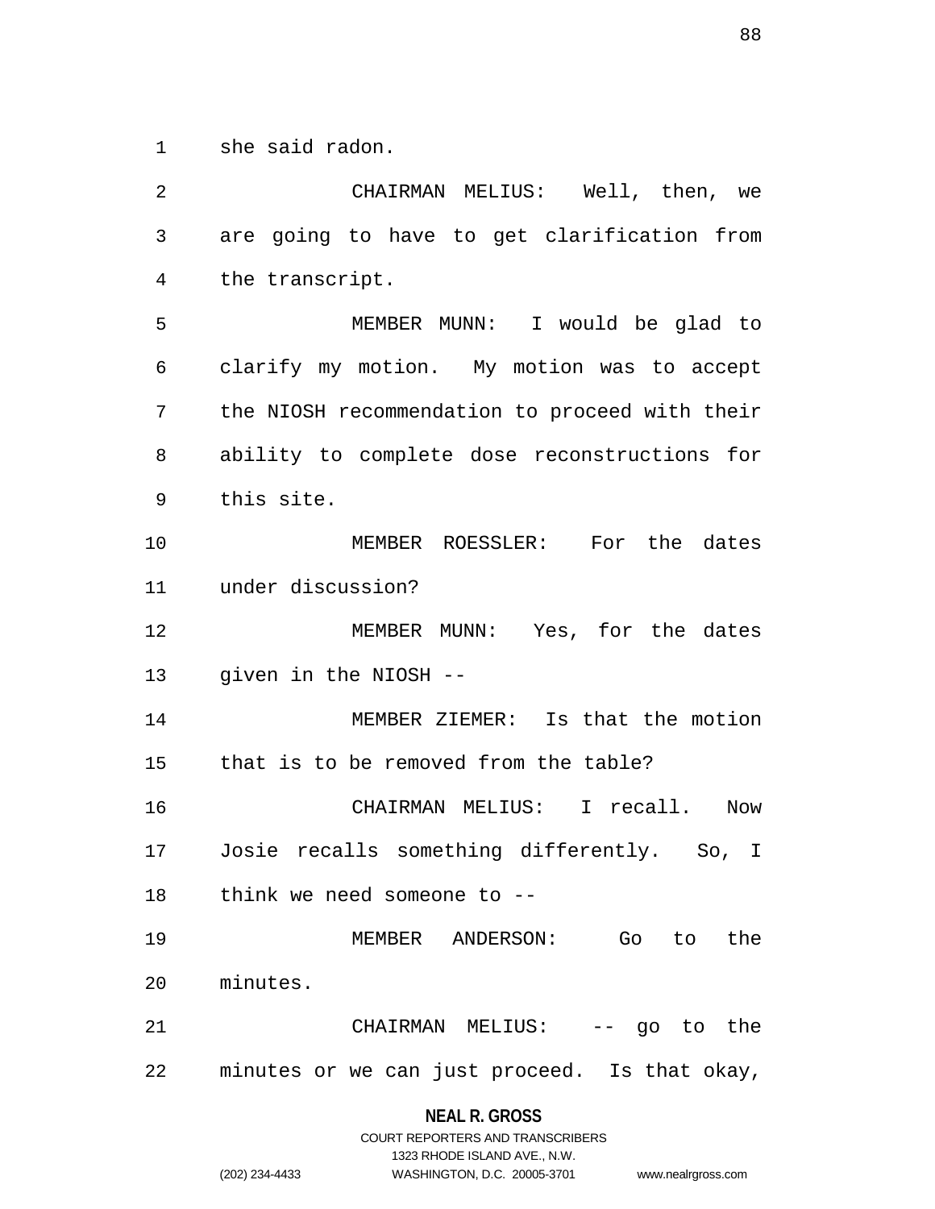she said radon.

CHAIRMAN MELIUS: Well, then, we are going to have to get clarification from the transcript.

MEMBER MUNN: I would be glad to clarify my motion. My motion was to accept the NIOSH recommendation to proceed with their ability to complete dose reconstructions for this site.

MEMBER ROESSLER: For the dates under discussion?

MEMBER MUNN: Yes, for the dates given in the NIOSH --

MEMBER ZIEMER: Is that the motion that is to be removed from the table?

CHAIRMAN MELIUS: I recall. Now Josie recalls something differently. So, I think we need someone to --

MEMBER ANDERSON: Go to the minutes.

CHAIRMAN MELIUS: -- go to the minutes or we can just proceed. Is that okay,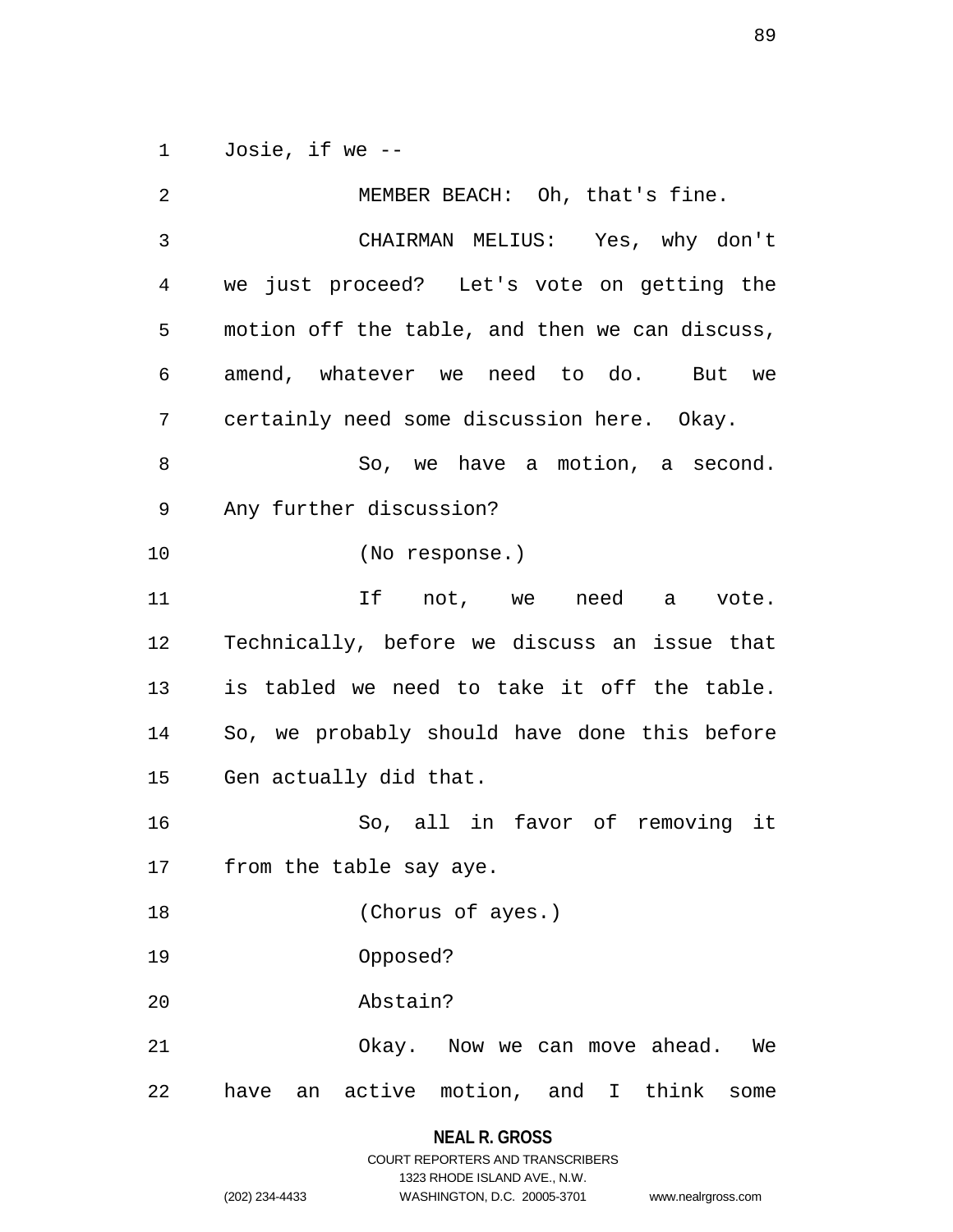Josie, if we --

MEMBER BEACH: Oh, that's fine.

CHAIRMAN MELIUS: Yes, why don't we just proceed? Let's vote on getting the motion off the table, and then we can discuss, amend, whatever we need to do. But we certainly need some discussion here. Okay.

So, we have a motion, a second. Any further discussion?

(No response.)

If not, we need a vote. Technically, before we discuss an issue that is tabled we need to take it off the table. So, we probably should have done this before Gen actually did that.

So, all in favor of removing it from the table say aye.

(Chorus of ayes.)

Opposed?

Abstain?

Okay. Now we can move ahead. We have an active motion, and I think some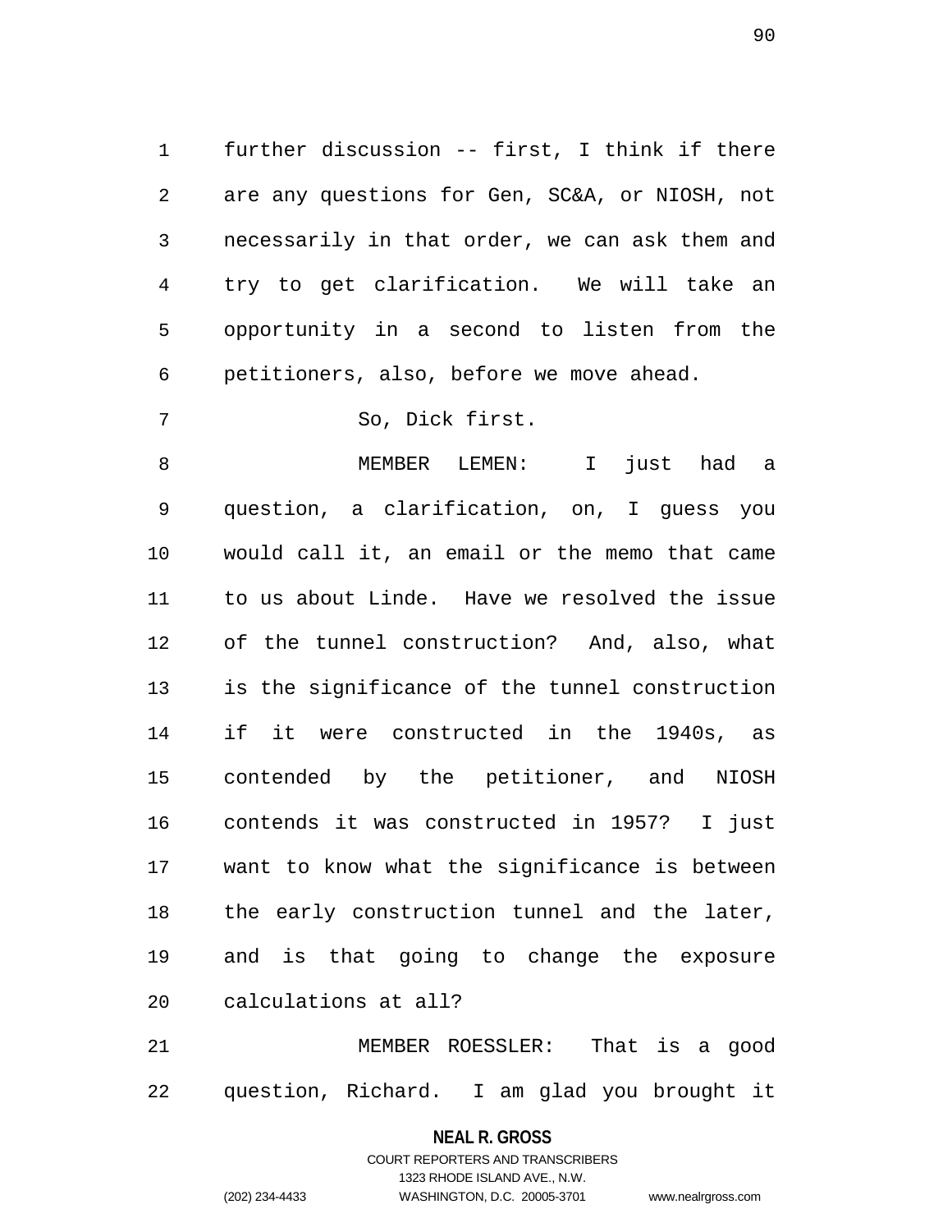further discussion -- first, I think if there are any questions for Gen, SC&A, or NIOSH, not necessarily in that order, we can ask them and try to get clarification. We will take an opportunity in a second to listen from the petitioners, also, before we move ahead.

So, Dick first.

MEMBER LEMEN: I just had a question, a clarification, on, I guess you would call it, an email or the memo that came to us about Linde. Have we resolved the issue of the tunnel construction? And, also, what is the significance of the tunnel construction if it were constructed in the 1940s, as contended by the petitioner, and NIOSH contends it was constructed in 1957? I just want to know what the significance is between the early construction tunnel and the later, and is that going to change the exposure calculations at all?

MEMBER ROESSLER: That is a good question, Richard. I am glad you brought it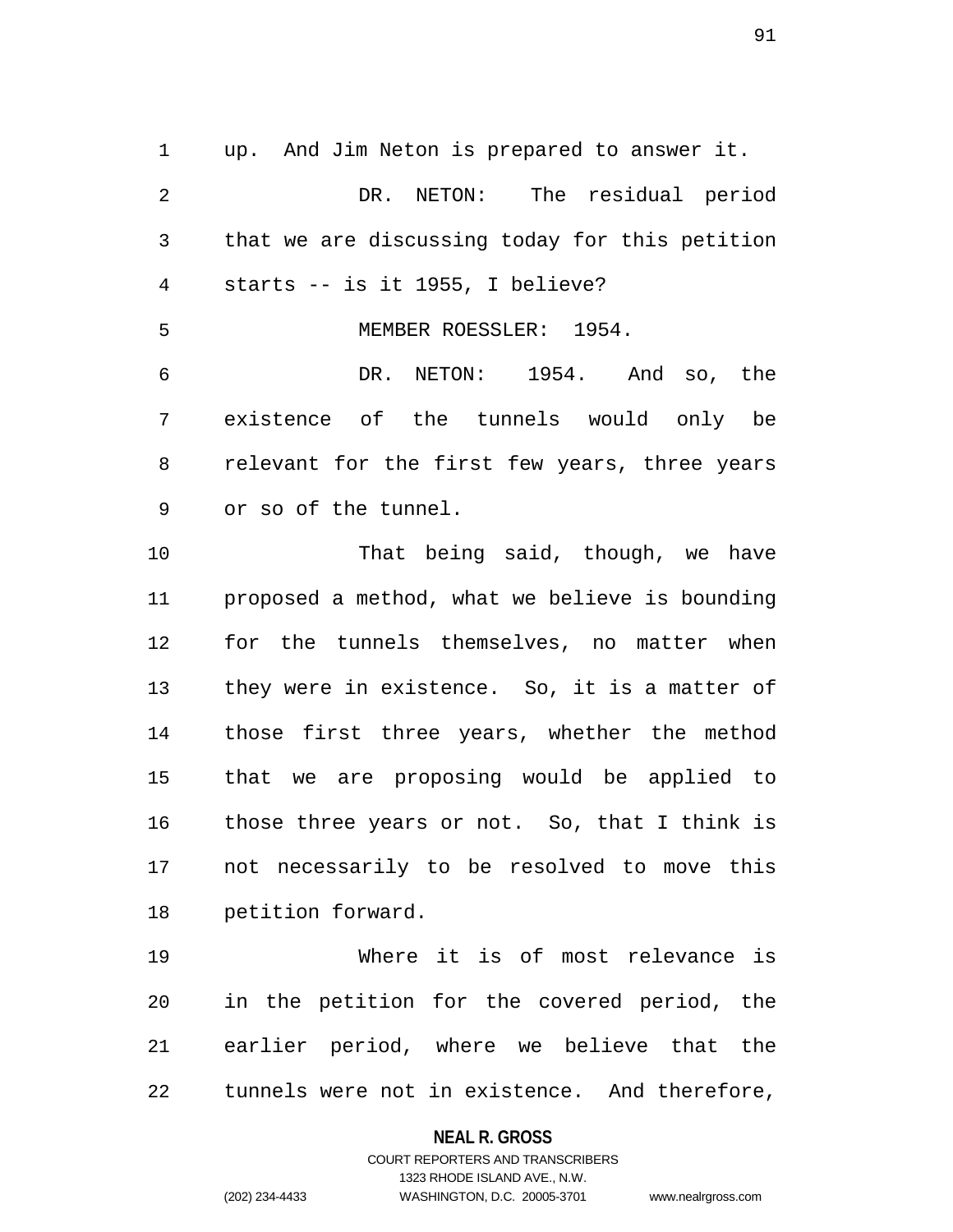up. And Jim Neton is prepared to answer it.

DR. NETON: The residual period that we are discussing today for this petition starts -- is it 1955, I believe?

MEMBER ROESSLER: 1954.

DR. NETON: 1954. And so, the existence of the tunnels would only be relevant for the first few years, three years or so of the tunnel.

That being said, though, we have proposed a method, what we believe is bounding for the tunnels themselves, no matter when they were in existence. So, it is a matter of those first three years, whether the method that we are proposing would be applied to those three years or not. So, that I think is not necessarily to be resolved to move this petition forward.

Where it is of most relevance is in the petition for the covered period, the earlier period, where we believe that the tunnels were not in existence. And therefore,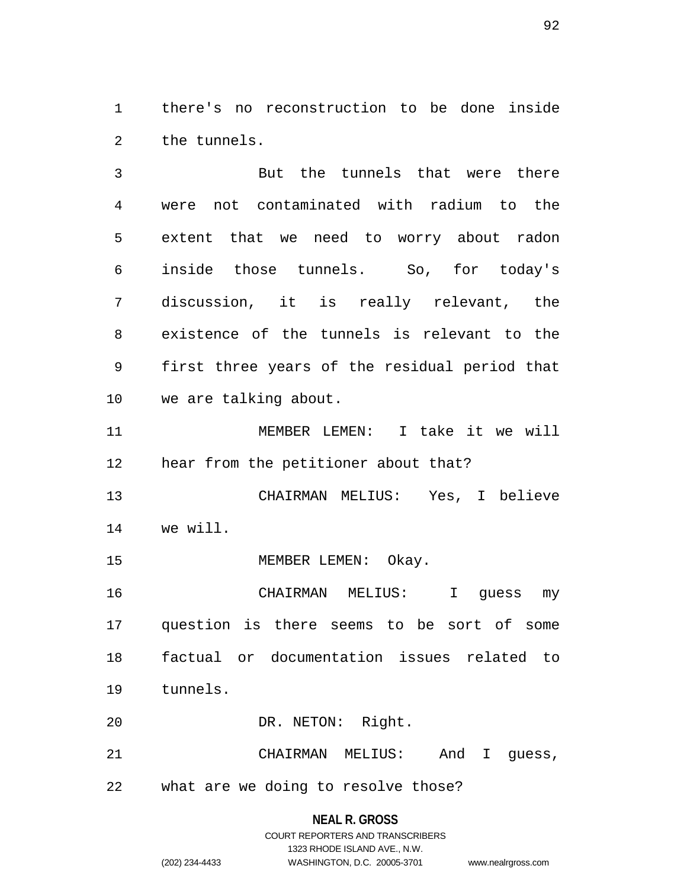there's no reconstruction to be done inside the tunnels.

But the tunnels that were there were not contaminated with radium to the extent that we need to worry about radon inside those tunnels. So, for today's discussion, it is really relevant, the existence of the tunnels is relevant to the first three years of the residual period that we are talking about.

MEMBER LEMEN: I take it we will hear from the petitioner about that?

CHAIRMAN MELIUS: Yes, I believe we will.

MEMBER LEMEN: Okay.

CHAIRMAN MELIUS: I guess my question is there seems to be sort of some factual or documentation issues related to tunnels.

DR. NETON: Right.

CHAIRMAN MELIUS: And I guess, what are we doing to resolve those?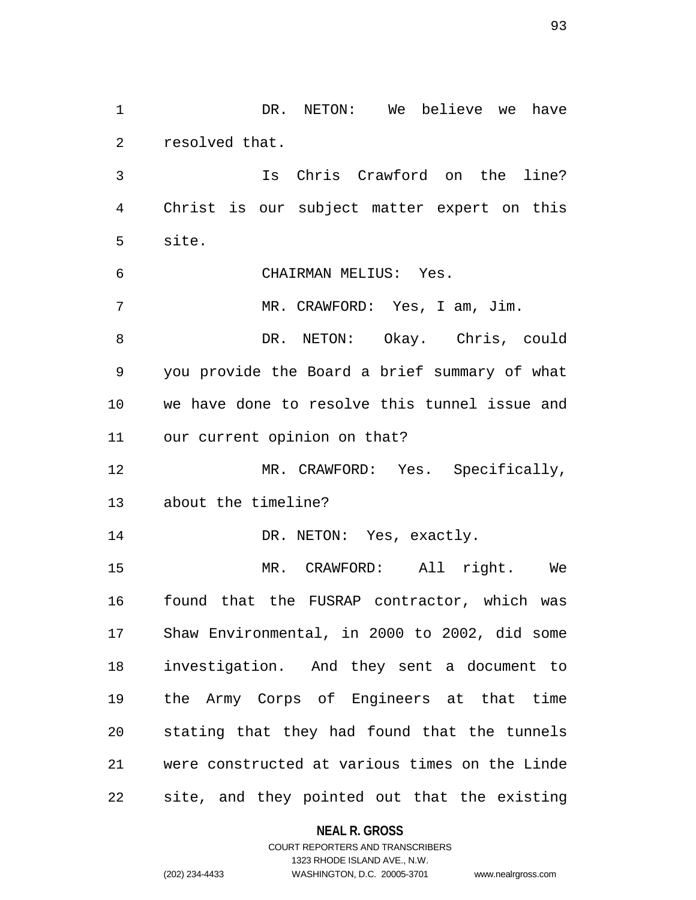DR. NETON: We believe we have resolved that.

Is Chris Crawford on the line? Christ is our subject matter expert on this site.

CHAIRMAN MELIUS: Yes.

MR. CRAWFORD: Yes, I am, Jim.

DR. NETON: Okay. Chris, could you provide the Board a brief summary of what we have done to resolve this tunnel issue and our current opinion on that?

MR. CRAWFORD: Yes. Specifically, about the timeline?

DR. NETON: Yes, exactly.

MR. CRAWFORD: All right. We found that the FUSRAP contractor, which was Shaw Environmental, in 2000 to 2002, did some investigation. And they sent a document to the Army Corps of Engineers at that time stating that they had found that the tunnels were constructed at various times on the Linde site, and they pointed out that the existing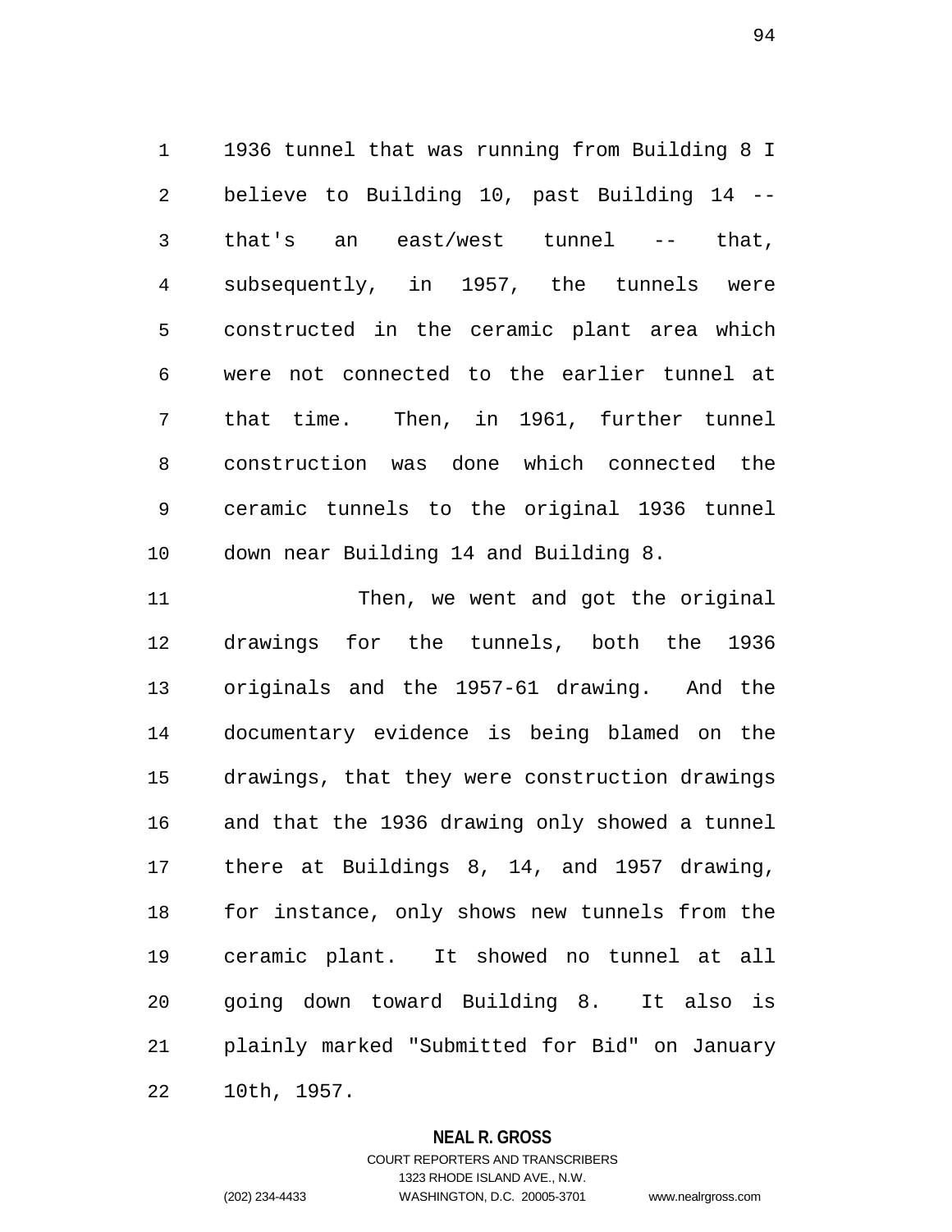1936 tunnel that was running from Building 8 I believe to Building 10, past Building 14 -- that's an east/west tunnel -- that, subsequently, in 1957, the tunnels were constructed in the ceramic plant area which were not connected to the earlier tunnel at that time. Then, in 1961, further tunnel construction was done which connected the ceramic tunnels to the original 1936 tunnel down near Building 14 and Building 8.

Then, we went and got the original drawings for the tunnels, both the 1936 originals and the 1957-61 drawing. And the documentary evidence is being blamed on the drawings, that they were construction drawings and that the 1936 drawing only showed a tunnel there at Buildings 8, 14, and 1957 drawing, for instance, only shows new tunnels from the ceramic plant. It showed no tunnel at all going down toward Building 8. It also is plainly marked "Submitted for Bid" on January 10th, 1957.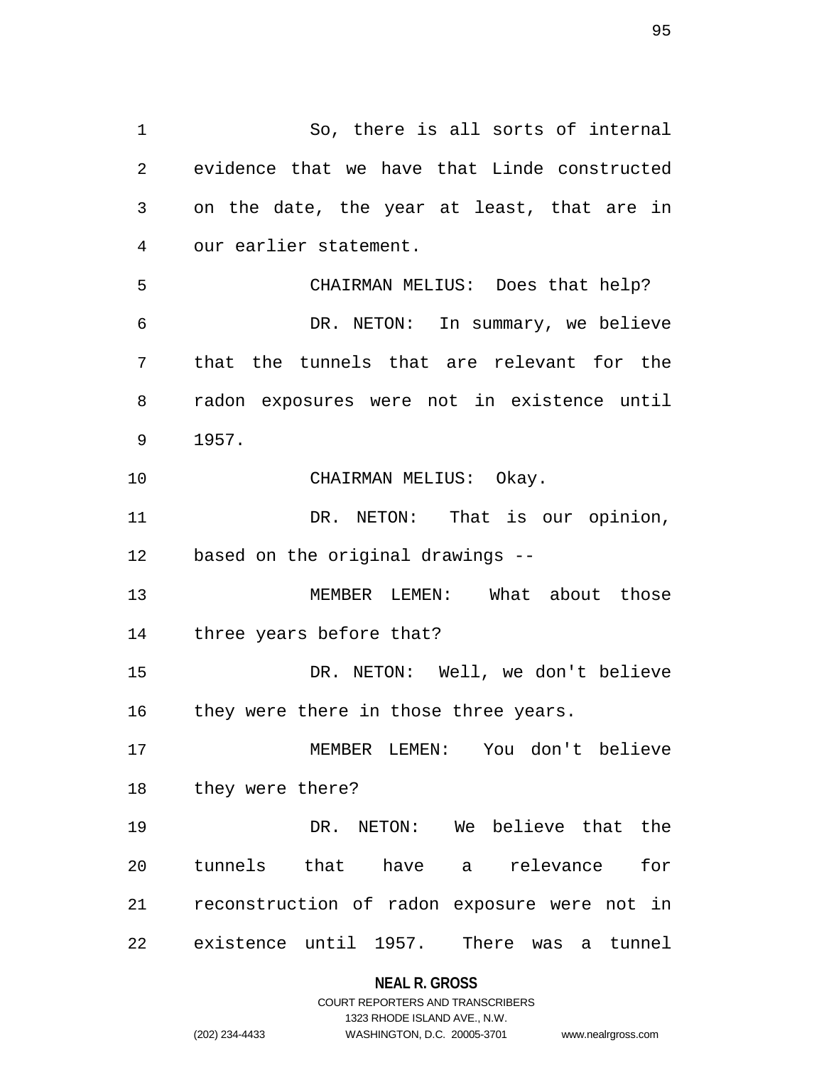So, there is all sorts of internal evidence that we have that Linde constructed on the date, the year at least, that are in our earlier statement.

CHAIRMAN MELIUS: Does that help?

DR. NETON: In summary, we believe that the tunnels that are relevant for the radon exposures were not in existence until 1957.

CHAIRMAN MELIUS: Okay.

DR. NETON: That is our opinion, based on the original drawings --

MEMBER LEMEN: What about those three years before that?

DR. NETON: Well, we don't believe they were there in those three years.

MEMBER LEMEN: You don't believe they were there?

DR. NETON: We believe that the tunnels that have a relevance for reconstruction of radon exposure were not in existence until 1957. There was a tunnel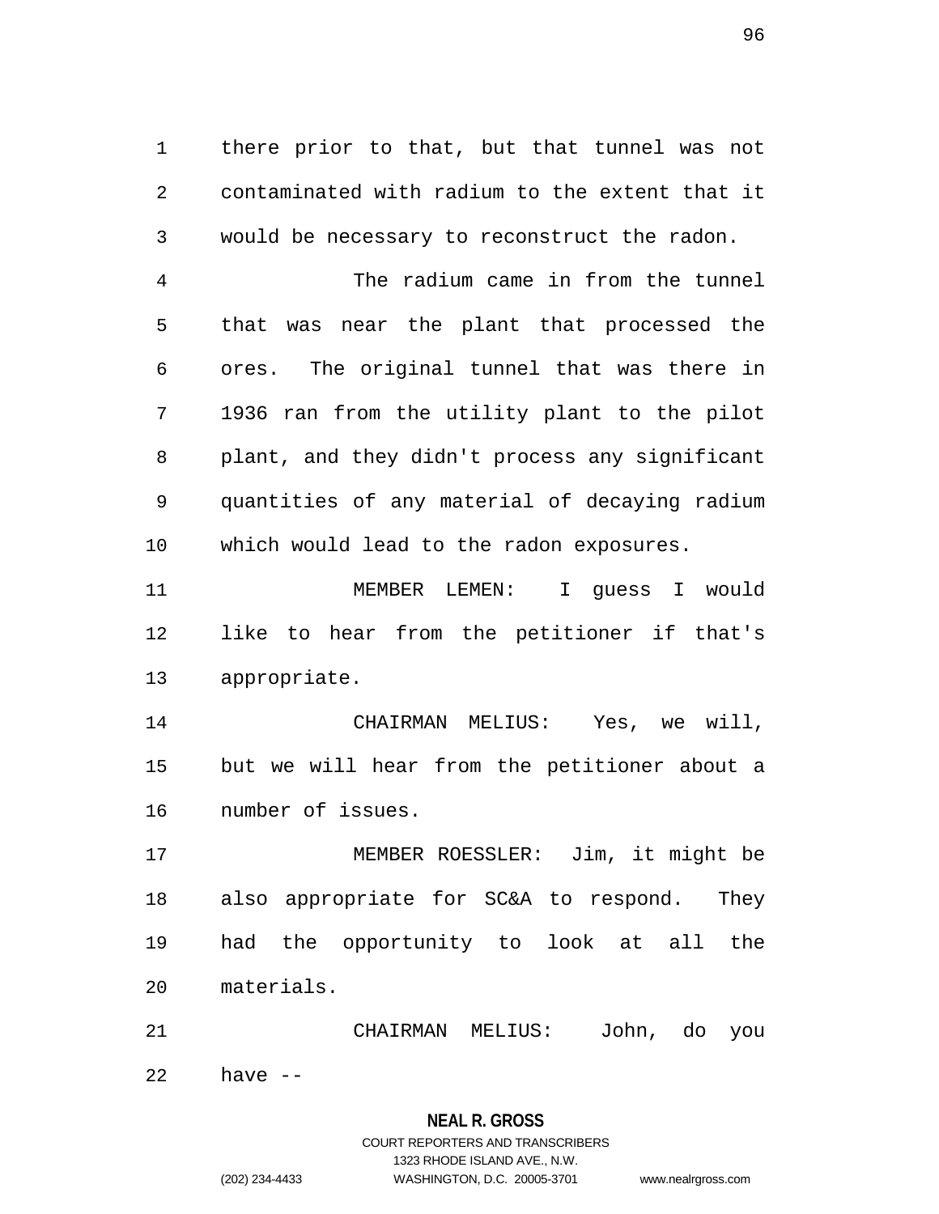there prior to that, but that tunnel was not contaminated with radium to the extent that it would be necessary to reconstruct the radon.

The radium came in from the tunnel that was near the plant that processed the ores. The original tunnel that was there in 1936 ran from the utility plant to the pilot plant, and they didn't process any significant quantities of any material of decaying radium which would lead to the radon exposures.

MEMBER LEMEN: I guess I would like to hear from the petitioner if that's appropriate.

CHAIRMAN MELIUS: Yes, we will, but we will hear from the petitioner about a number of issues.

MEMBER ROESSLER: Jim, it might be also appropriate for SC&A to respond. They had the opportunity to look at all the materials.

CHAIRMAN MELIUS: John, do you have --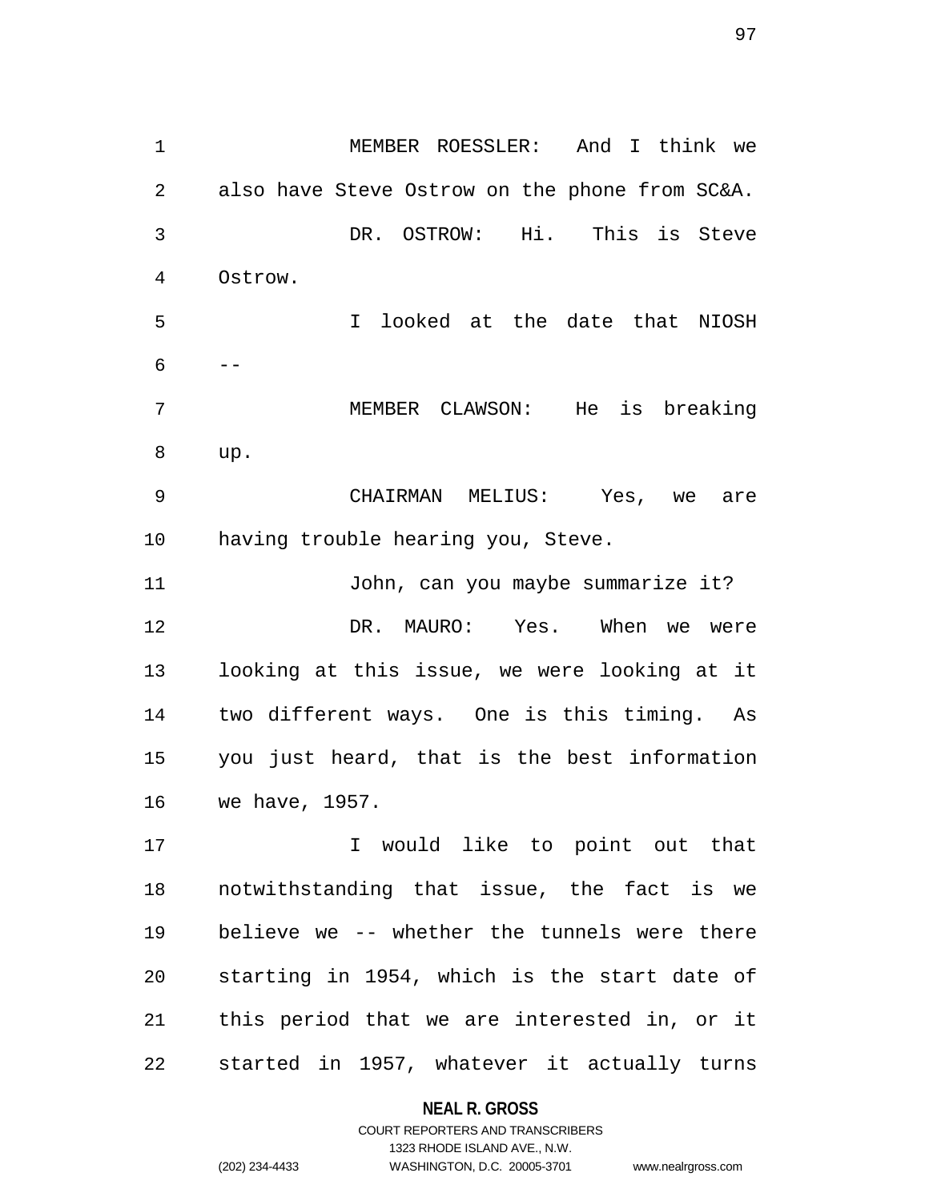MEMBER ROESSLER: And I think we also have Steve Ostrow on the phone from SC&A.

DR. OSTROW: Hi. This is Steve Ostrow.

I looked at the date that NIOSH --

MEMBER CLAWSON: He is breaking up.

CHAIRMAN MELIUS: Yes, we are having trouble hearing you, Steve.

John, can you maybe summarize it?

DR. MAURO: Yes. When we were looking at this issue, we were looking at it two different ways. One is this timing. As you just heard, that is the best information we have, 1957.

I would like to point out that notwithstanding that issue, the fact is we believe we -- whether the tunnels were there starting in 1954, which is the start date of this period that we are interested in, or it started in 1957, whatever it actually turns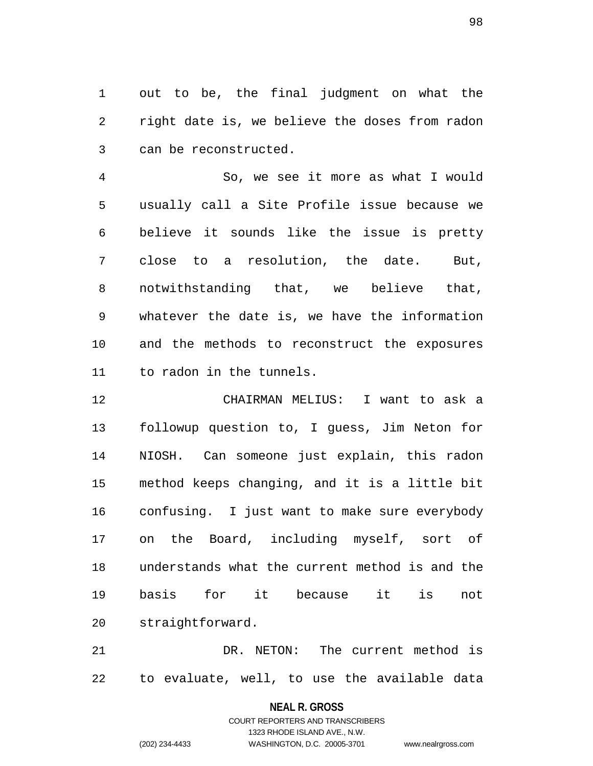out to be, the final judgment on what the right date is, we believe the doses from radon can be reconstructed.

So, we see it more as what I would usually call a Site Profile issue because we believe it sounds like the issue is pretty close to a resolution, the date. But, notwithstanding that, we believe that, whatever the date is, we have the information and the methods to reconstruct the exposures to radon in the tunnels.

CHAIRMAN MELIUS: I want to ask a followup question to, I guess, Jim Neton for NIOSH. Can someone just explain, this radon method keeps changing, and it is a little bit confusing. I just want to make sure everybody on the Board, including myself, sort of understands what the current method is and the basis for it because it is not straightforward.

DR. NETON: The current method is to evaluate, well, to use the available data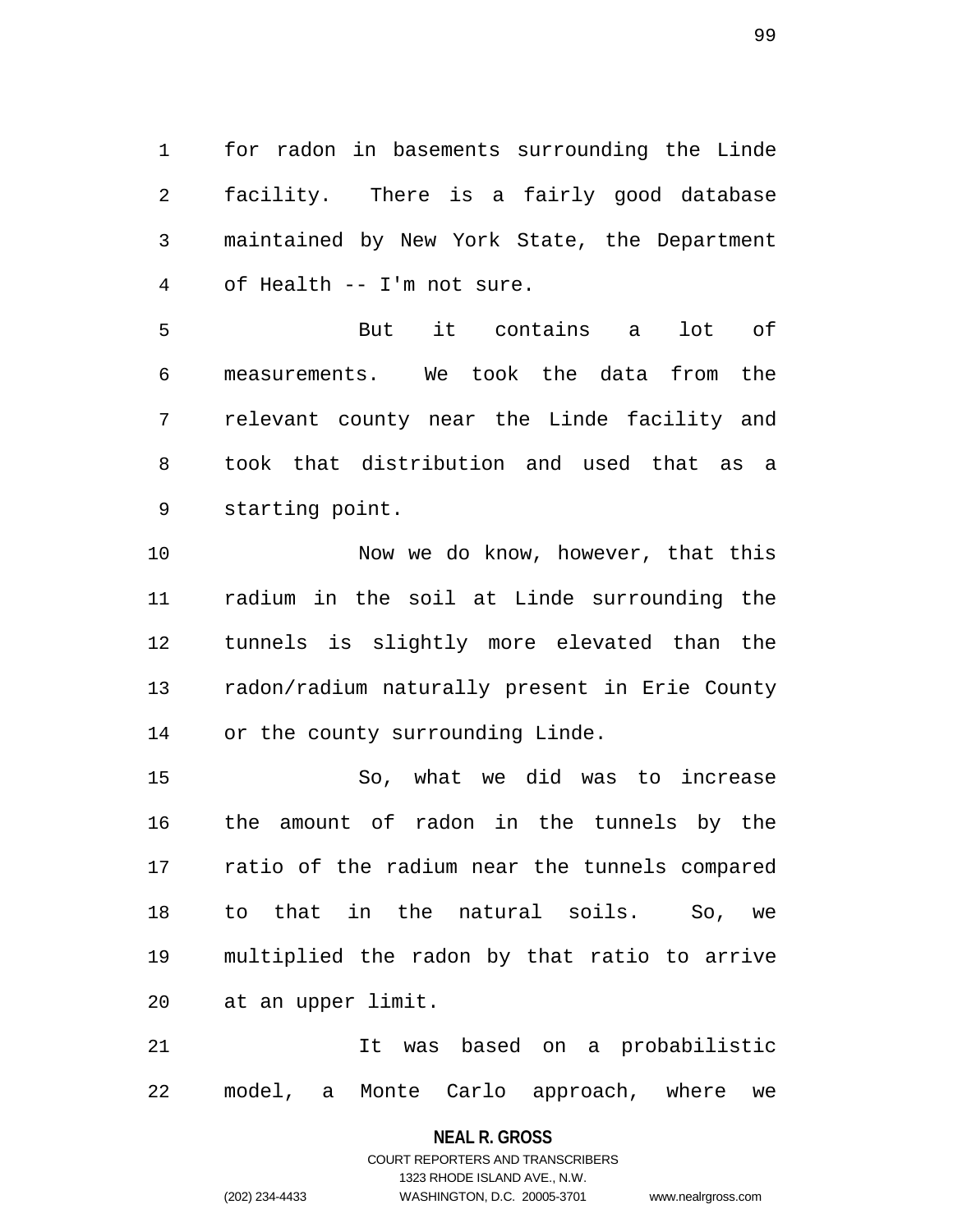for radon in basements surrounding the Linde facility. There is a fairly good database maintained by New York State, the Department of Health -- I'm not sure.

But it contains a lot of measurements. We took the data from the relevant county near the Linde facility and took that distribution and used that as a starting point.

Now we do know, however, that this radium in the soil at Linde surrounding the tunnels is slightly more elevated than the radon/radium naturally present in Erie County or the county surrounding Linde.

So, what we did was to increase the amount of radon in the tunnels by the ratio of the radium near the tunnels compared to that in the natural soils. So, we multiplied the radon by that ratio to arrive at an upper limit.

It was based on a probabilistic model, a Monte Carlo approach, where we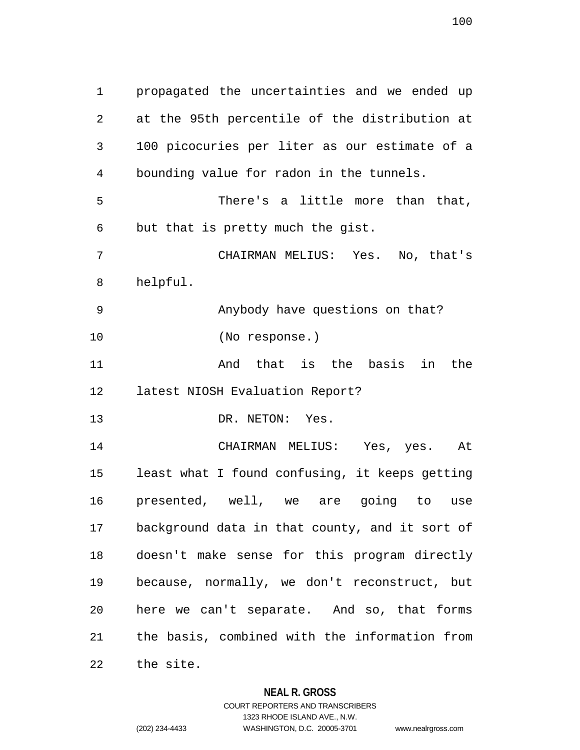propagated the uncertainties and we ended up at the 95th percentile of the distribution at 100 picocuries per liter as our estimate of a bounding value for radon in the tunnels.

There's a little more than that, but that is pretty much the gist.

CHAIRMAN MELIUS: Yes. No, that's helpful.

Anybody have questions on that?

(No response.)

And that is the basis in the latest NIOSH Evaluation Report?

DR. NETON: Yes.

CHAIRMAN MELIUS: Yes, yes. At least what I found confusing, it keeps getting presented, well, we are going to use background data in that county, and it sort of doesn't make sense for this program directly because, normally, we don't reconstruct, but here we can't separate. And so, that forms the basis, combined with the information from the site.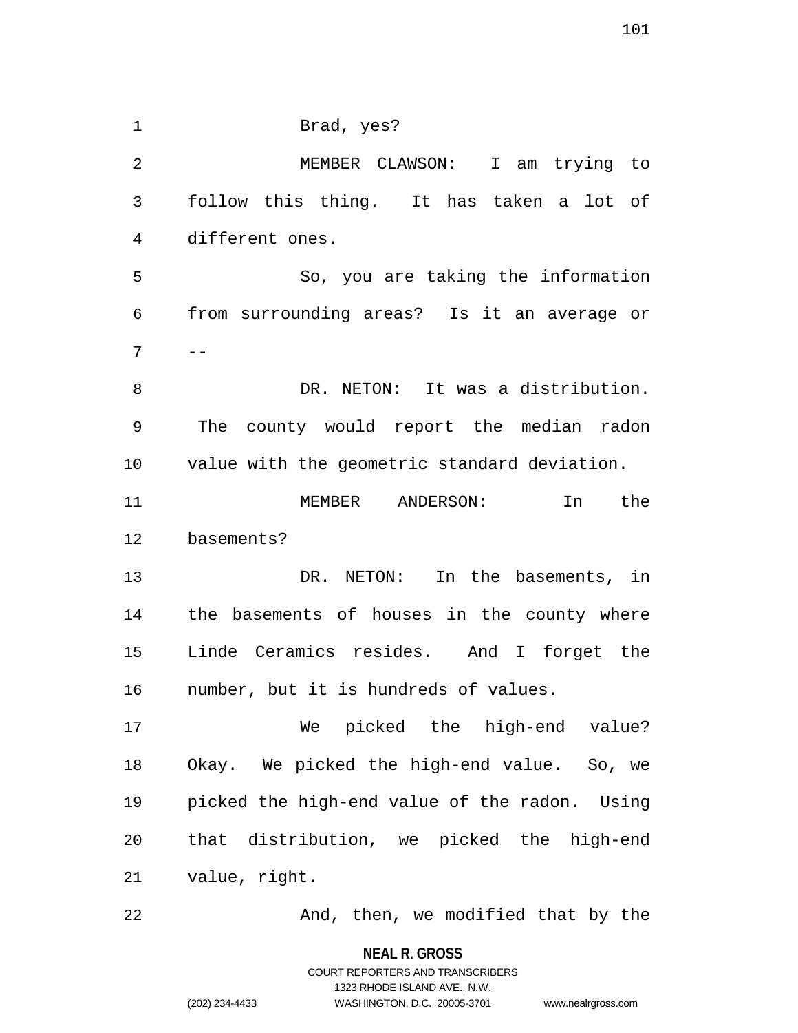Brad, yes?

MEMBER CLAWSON: I am trying to follow this thing. It has taken a lot of different ones.

So, you are taking the information from surrounding areas? Is it an average or --

DR. NETON: It was a distribution. The county would report the median radon value with the geometric standard deviation.

MEMBER ANDERSON: In the basements?

DR. NETON: In the basements, in the basements of houses in the county where Linde Ceramics resides. And I forget the number, but it is hundreds of values.

We picked the high-end value? Okay. We picked the high-end value. So, we picked the high-end value of the radon. Using that distribution, we picked the high-end value, right.

And, then, we modified that by the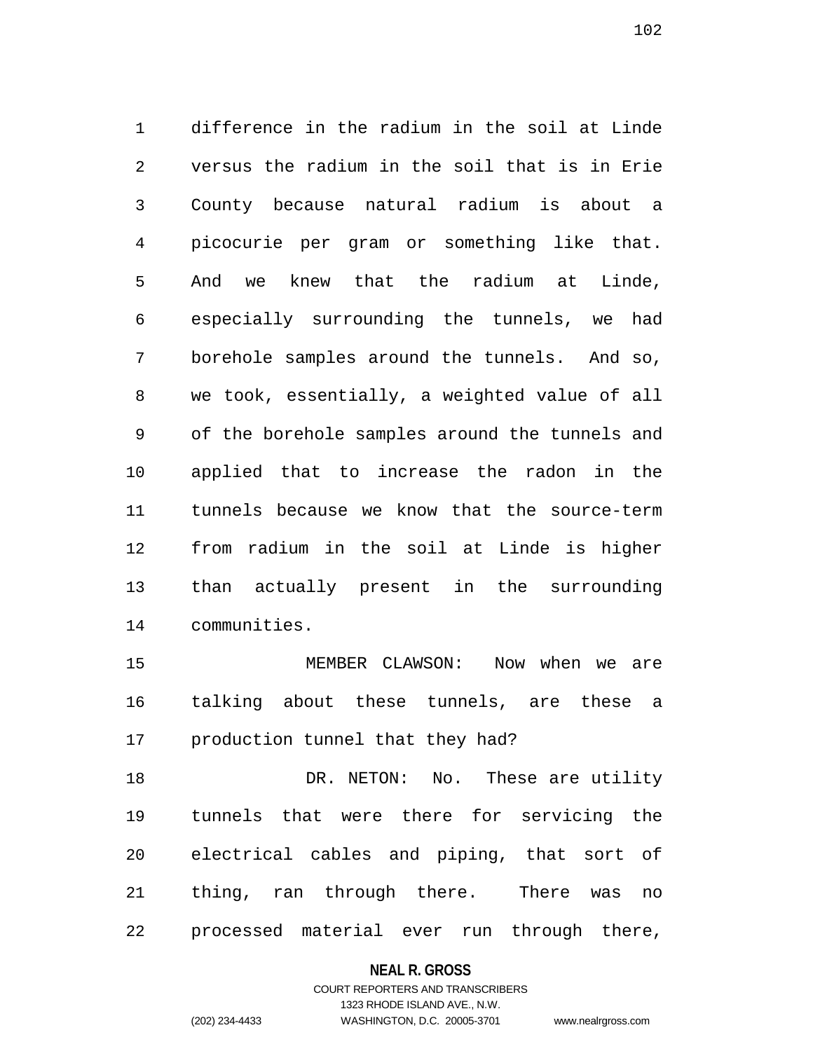difference in the radium in the soil at Linde versus the radium in the soil that is in Erie County because natural radium is about a picocurie per gram or something like that. And we knew that the radium at Linde, especially surrounding the tunnels, we had borehole samples around the tunnels. And so, we took, essentially, a weighted value of all of the borehole samples around the tunnels and applied that to increase the radon in the tunnels because we know that the source-term from radium in the soil at Linde is higher than actually present in the surrounding communities.

MEMBER CLAWSON: Now when we are talking about these tunnels, are these a production tunnel that they had?

DR. NETON: No. These are utility tunnels that were there for servicing the electrical cables and piping, that sort of thing, ran through there. There was no processed material ever run through there,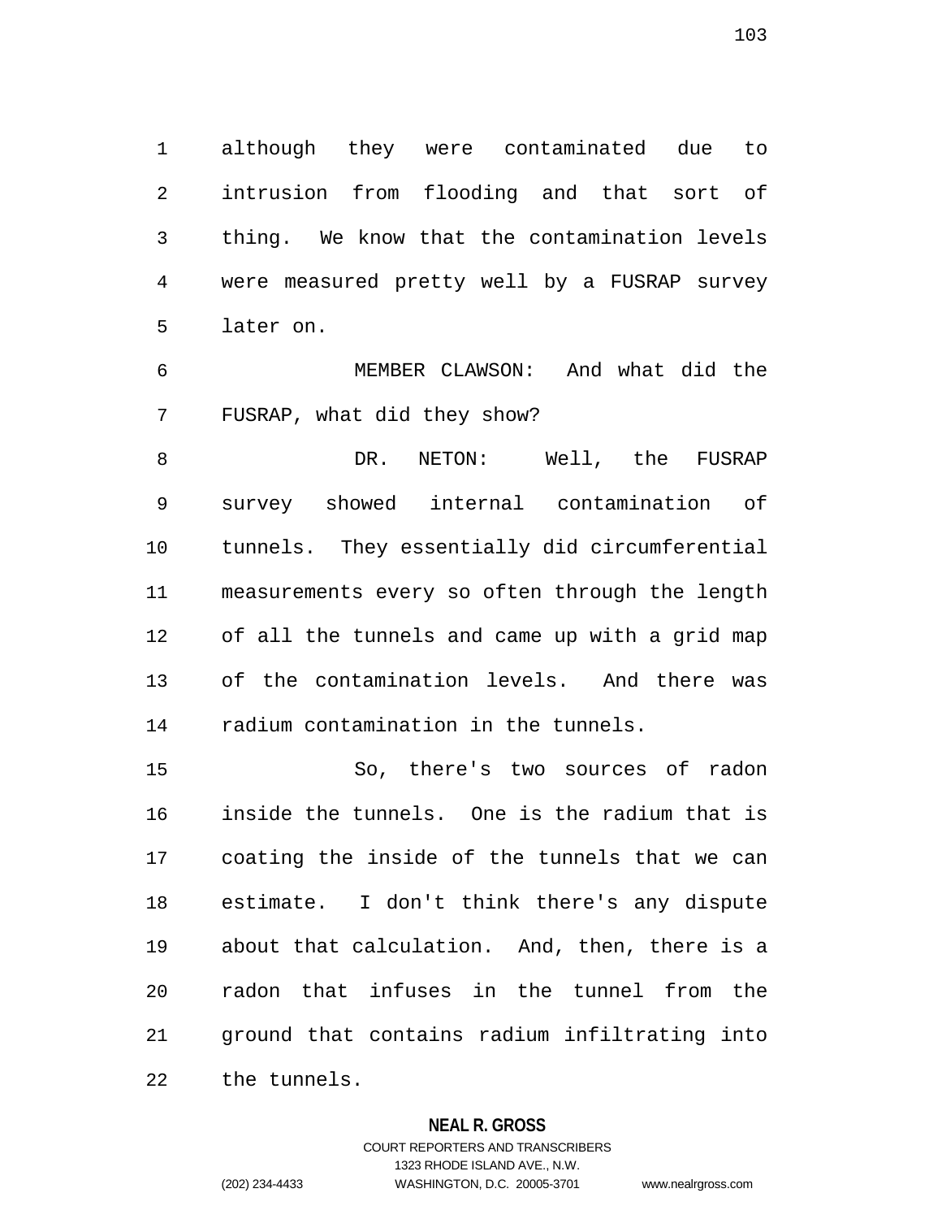although they were contaminated due to intrusion from flooding and that sort of thing. We know that the contamination levels were measured pretty well by a FUSRAP survey later on.

MEMBER CLAWSON: And what did the FUSRAP, what did they show?

DR. NETON: Well, the FUSRAP survey showed internal contamination of tunnels. They essentially did circumferential measurements every so often through the length of all the tunnels and came up with a grid map of the contamination levels. And there was radium contamination in the tunnels.

So, there's two sources of radon inside the tunnels. One is the radium that is coating the inside of the tunnels that we can estimate. I don't think there's any dispute about that calculation. And, then, there is a radon that infuses in the tunnel from the ground that contains radium infiltrating into the tunnels.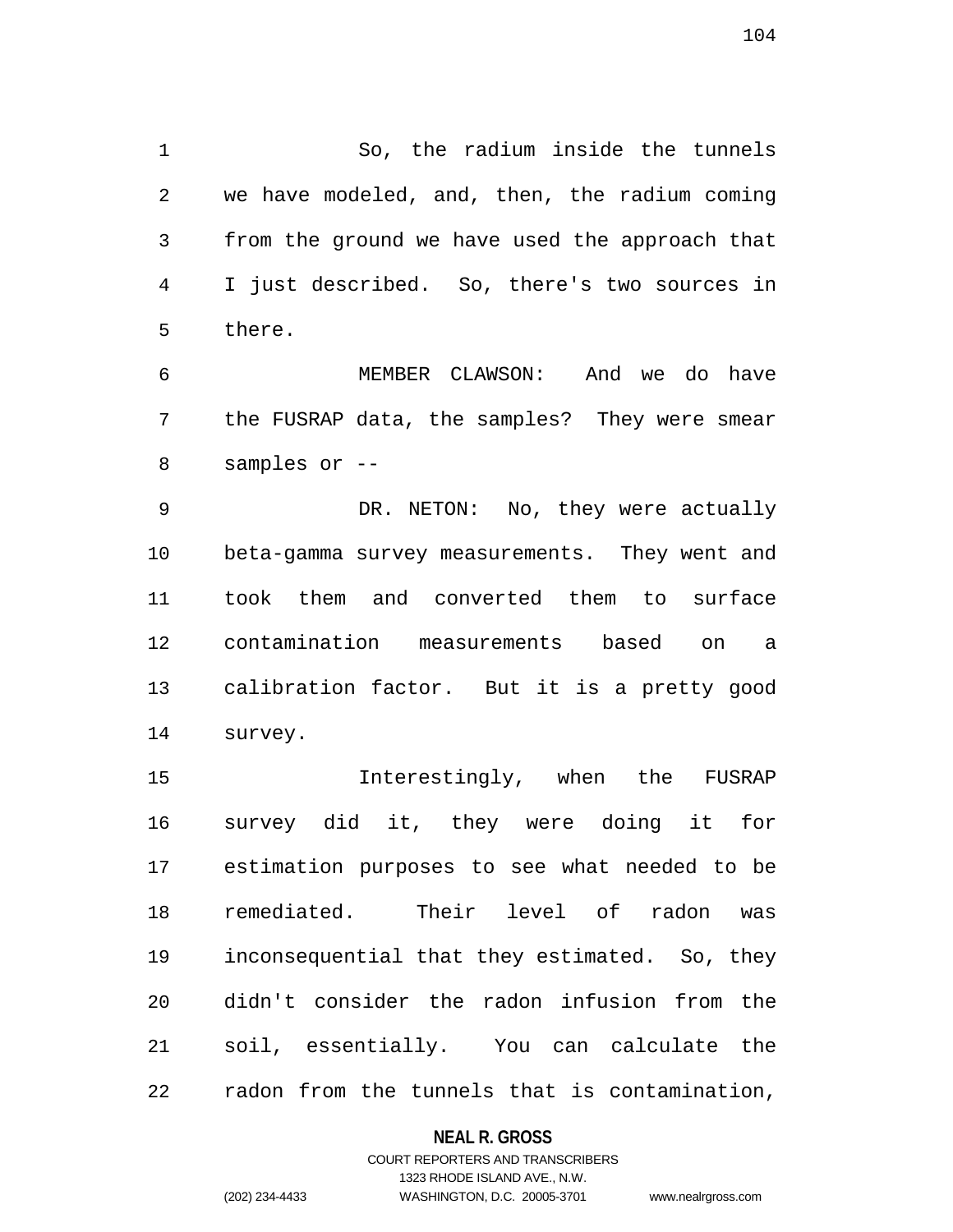So, the radium inside the tunnels we have modeled, and, then, the radium coming from the ground we have used the approach that I just described. So, there's two sources in there.

MEMBER CLAWSON: And we do have the FUSRAP data, the samples? They were smear samples or --

DR. NETON: No, they were actually beta-gamma survey measurements. They went and took them and converted them to surface contamination measurements based on a calibration factor. But it is a pretty good survey.

Interestingly, when the FUSRAP survey did it, they were doing it for estimation purposes to see what needed to be remediated. Their level of radon was inconsequential that they estimated. So, they didn't consider the radon infusion from the soil, essentially. You can calculate the radon from the tunnels that is contamination,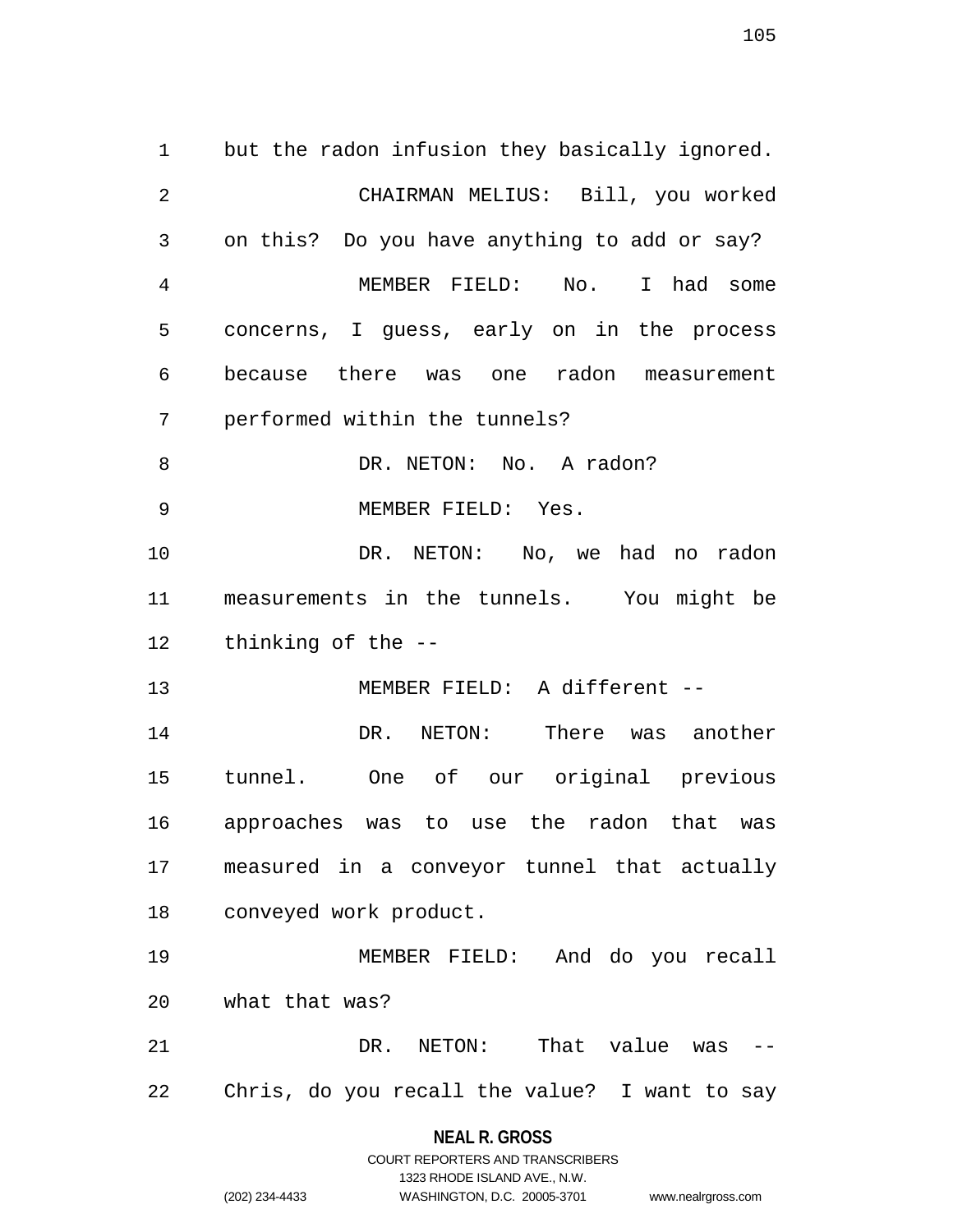but the radon infusion they basically ignored.

CHAIRMAN MELIUS: Bill, you worked on this? Do you have anything to add or say?

MEMBER FIELD: No. I had some concerns, I guess, early on in the process because there was one radon measurement performed within the tunnels?

DR. NETON: No. A radon?

MEMBER FIELD: Yes.

DR. NETON: No, we had no radon measurements in the tunnels. You might be thinking of the --

MEMBER FIELD: A different --

DR. NETON: There was another tunnel. One of our original previous approaches was to use the radon that was measured in a conveyor tunnel that actually conveyed work product.

MEMBER FIELD: And do you recall what that was?

DR. NETON: That value was -- Chris, do you recall the value? I want to say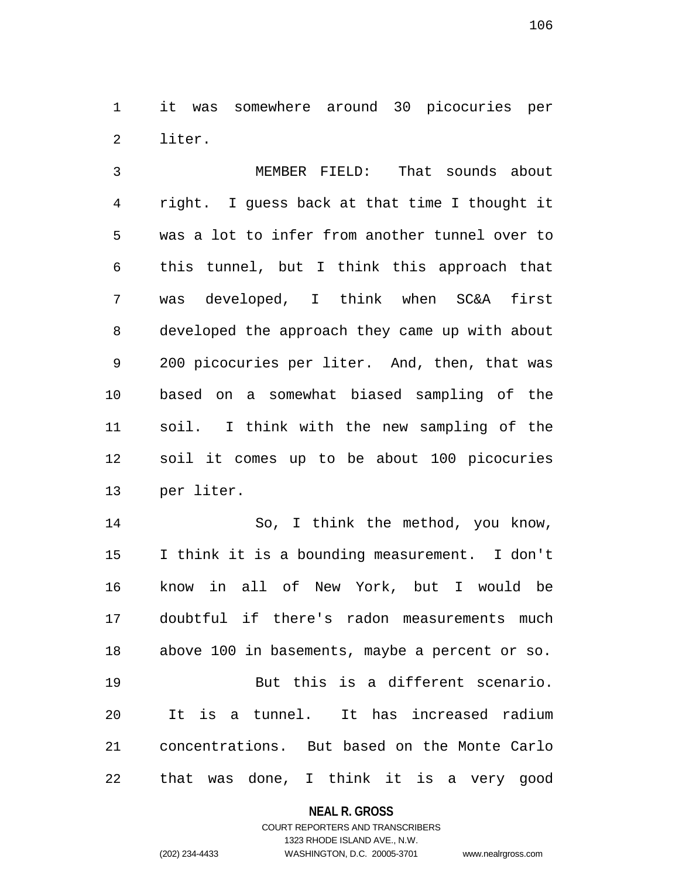it was somewhere around 30 picocuries per liter.

MEMBER FIELD: That sounds about right. I guess back at that time I thought it was a lot to infer from another tunnel over to this tunnel, but I think this approach that was developed, I think when SC&A first developed the approach they came up with about 200 picocuries per liter. And, then, that was based on a somewhat biased sampling of the soil. I think with the new sampling of the soil it comes up to be about 100 picocuries per liter.

So, I think the method, you know, I think it is a bounding measurement. I don't know in all of New York, but I would be doubtful if there's radon measurements much above 100 in basements, maybe a percent or so.

But this is a different scenario. It is a tunnel. It has increased radium concentrations. But based on the Monte Carlo that was done, I think it is a very good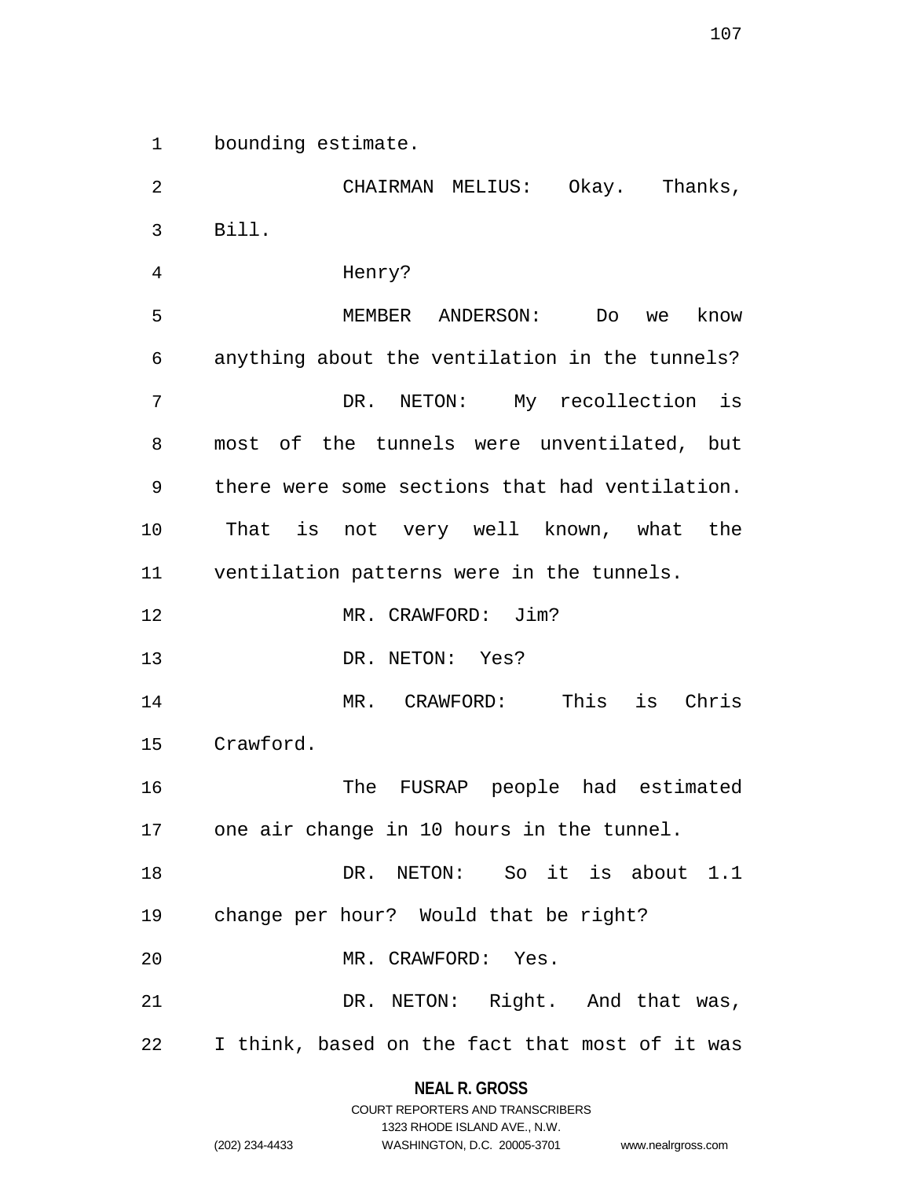bounding estimate.

CHAIRMAN MELIUS: Okay. Thanks, Bill.

Henry?

MEMBER ANDERSON: Do we know anything about the ventilation in the tunnels?

DR. NETON: My recollection is most of the tunnels were unventilated, but there were some sections that had ventilation. That is not very well known, what the ventilation patterns were in the tunnels.

MR. CRAWFORD: Jim?

DR. NETON: Yes?

MR. CRAWFORD: This is Chris Crawford.

The FUSRAP people had estimated one air change in 10 hours in the tunnel.

DR. NETON: So it is about 1.1 change per hour? Would that be right?

MR. CRAWFORD: Yes.

DR. NETON: Right. And that was, I think, based on the fact that most of it was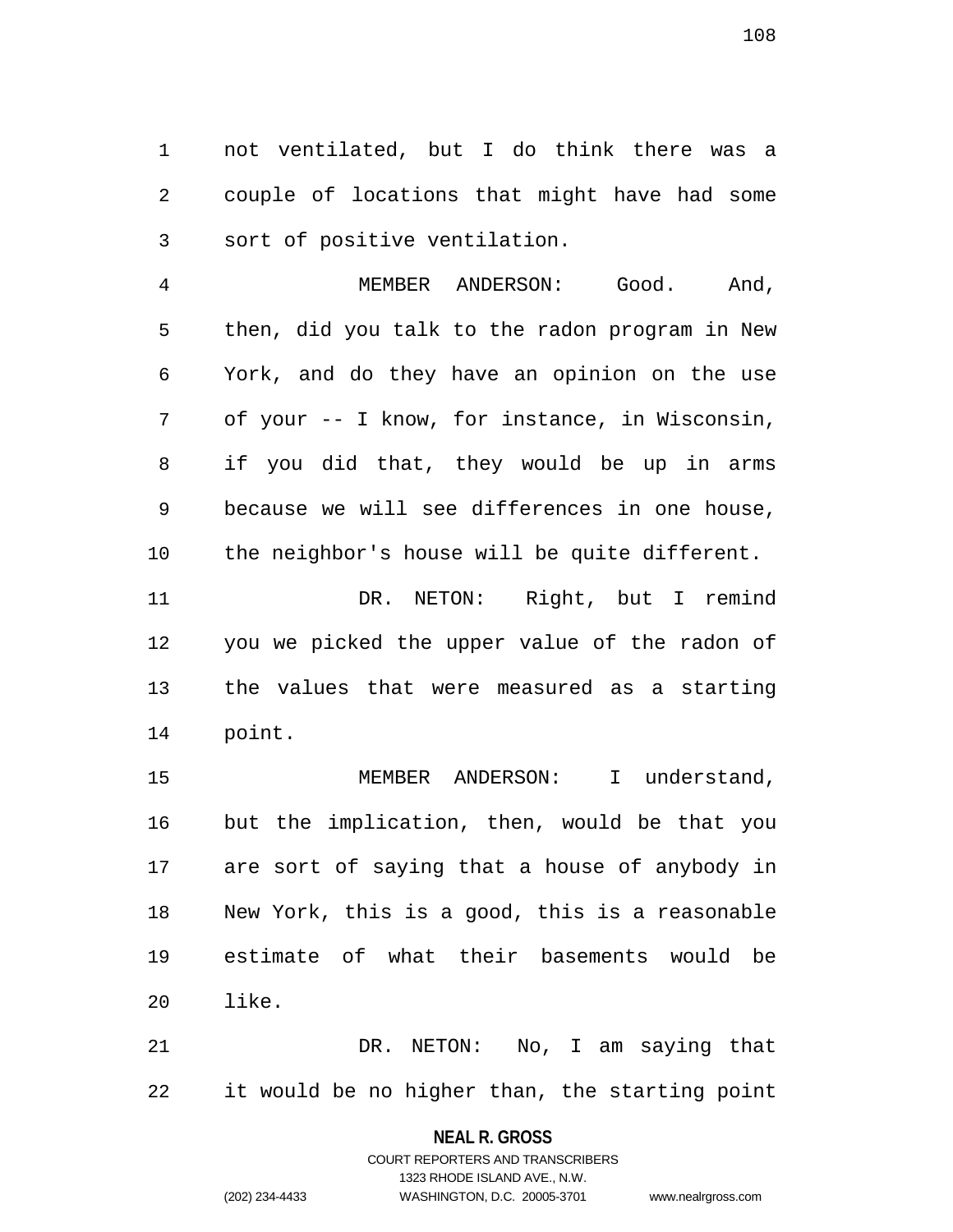not ventilated, but I do think there was a couple of locations that might have had some sort of positive ventilation.

MEMBER ANDERSON: Good. And, then, did you talk to the radon program in New York, and do they have an opinion on the use of your -- I know, for instance, in Wisconsin, if you did that, they would be up in arms because we will see differences in one house, the neighbor's house will be quite different.

DR. NETON: Right, but I remind you we picked the upper value of the radon of the values that were measured as a starting point.

MEMBER ANDERSON: I understand, but the implication, then, would be that you are sort of saying that a house of anybody in New York, this is a good, this is a reasonable estimate of what their basements would be like.

DR. NETON: No, I am saying that it would be no higher than, the starting point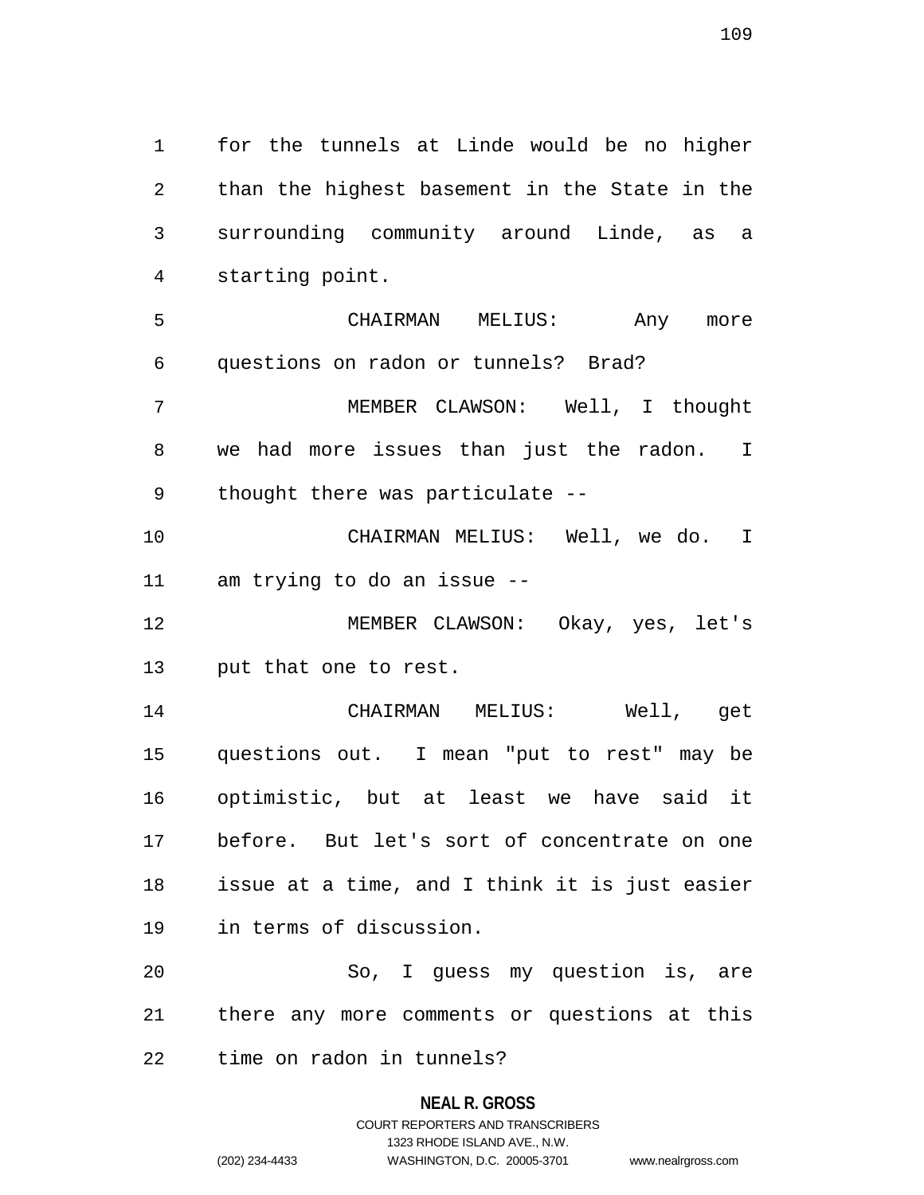for the tunnels at Linde would be no higher than the highest basement in the State in the surrounding community around Linde, as a starting point.

CHAIRMAN MELIUS: Any more questions on radon or tunnels? Brad?

MEMBER CLAWSON: Well, I thought we had more issues than just the radon. I thought there was particulate --

CHAIRMAN MELIUS: Well, we do. I am trying to do an issue --

MEMBER CLAWSON: Okay, yes, let's put that one to rest.

CHAIRMAN MELIUS: Well, get questions out. I mean "put to rest" may be optimistic, but at least we have said it before. But let's sort of concentrate on one issue at a time, and I think it is just easier in terms of discussion.

So, I guess my question is, are there any more comments or questions at this time on radon in tunnels?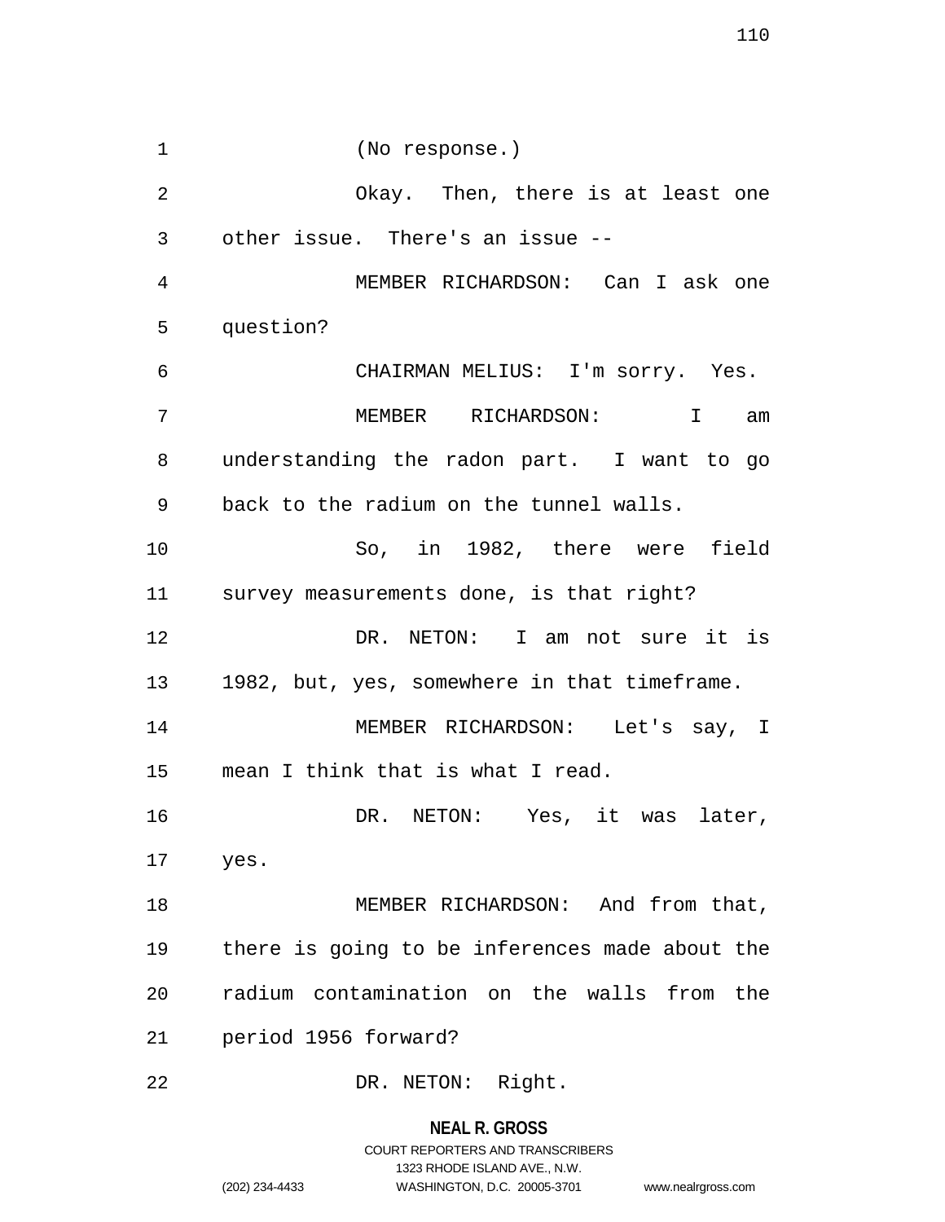(No response.)

Okay. Then, there is at least one other issue. There's an issue --

MEMBER RICHARDSON: Can I ask one question?

CHAIRMAN MELIUS: I'm sorry. Yes.

MEMBER RICHARDSON: I am understanding the radon part. I want to go back to the radium on the tunnel walls.

So, in 1982, there were field survey measurements done, is that right?

DR. NETON: I am not sure it is 1982, but, yes, somewhere in that timeframe.

MEMBER RICHARDSON: Let's say, I mean I think that is what I read.

DR. NETON: Yes, it was later, yes.

MEMBER RICHARDSON: And from that, there is going to be inferences made about the radium contamination on the walls from the period 1956 forward?

DR. NETON: Right.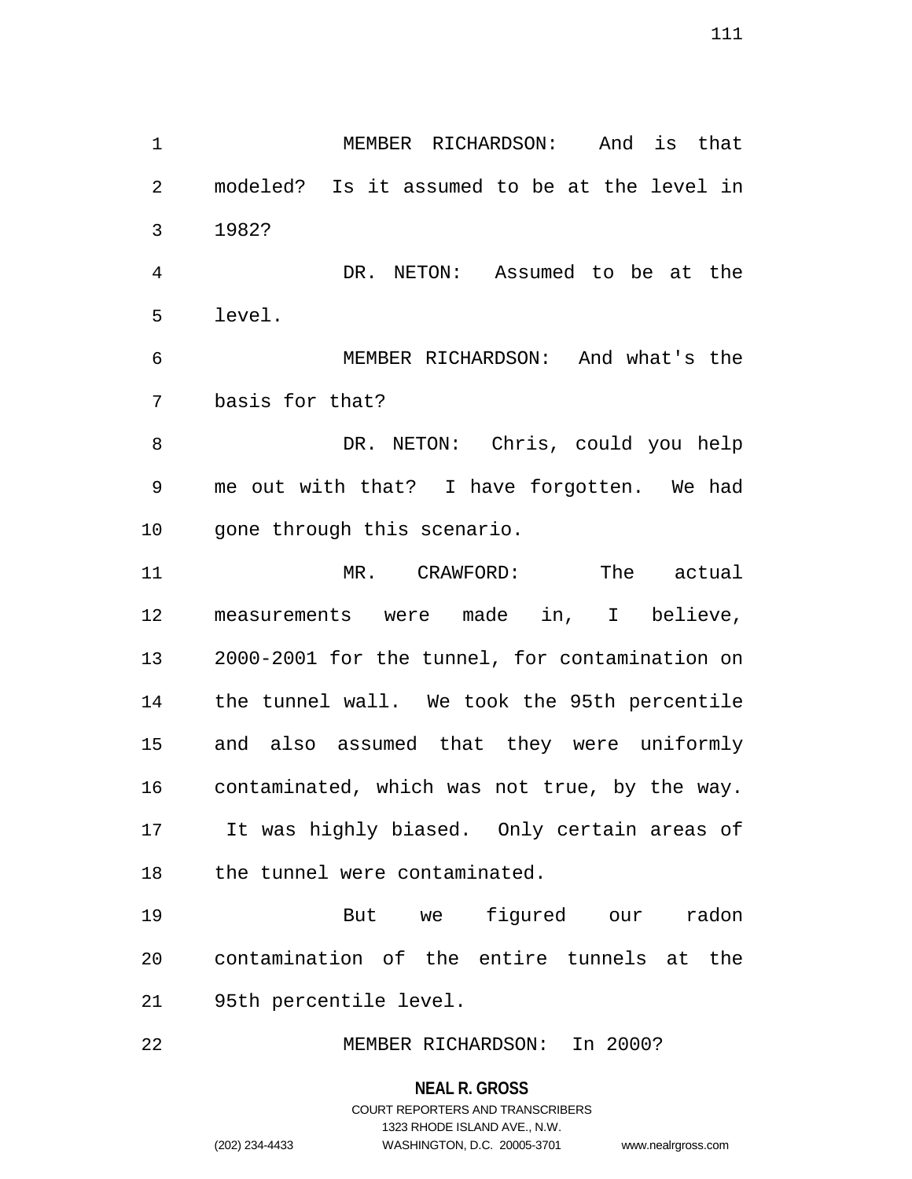MEMBER RICHARDSON: And is that modeled? Is it assumed to be at the level in 1982?

DR. NETON: Assumed to be at the level.

MEMBER RICHARDSON: And what's the basis for that?

DR. NETON: Chris, could you help me out with that? I have forgotten. We had gone through this scenario.

MR. CRAWFORD: The actual measurements were made in, I believe, 2000-2001 for the tunnel, for contamination on the tunnel wall. We took the 95th percentile and also assumed that they were uniformly contaminated, which was not true, by the way. It was highly biased. Only certain areas of the tunnel were contaminated.

But we figured our radon contamination of the entire tunnels at the 95th percentile level.

MEMBER RICHARDSON: In 2000?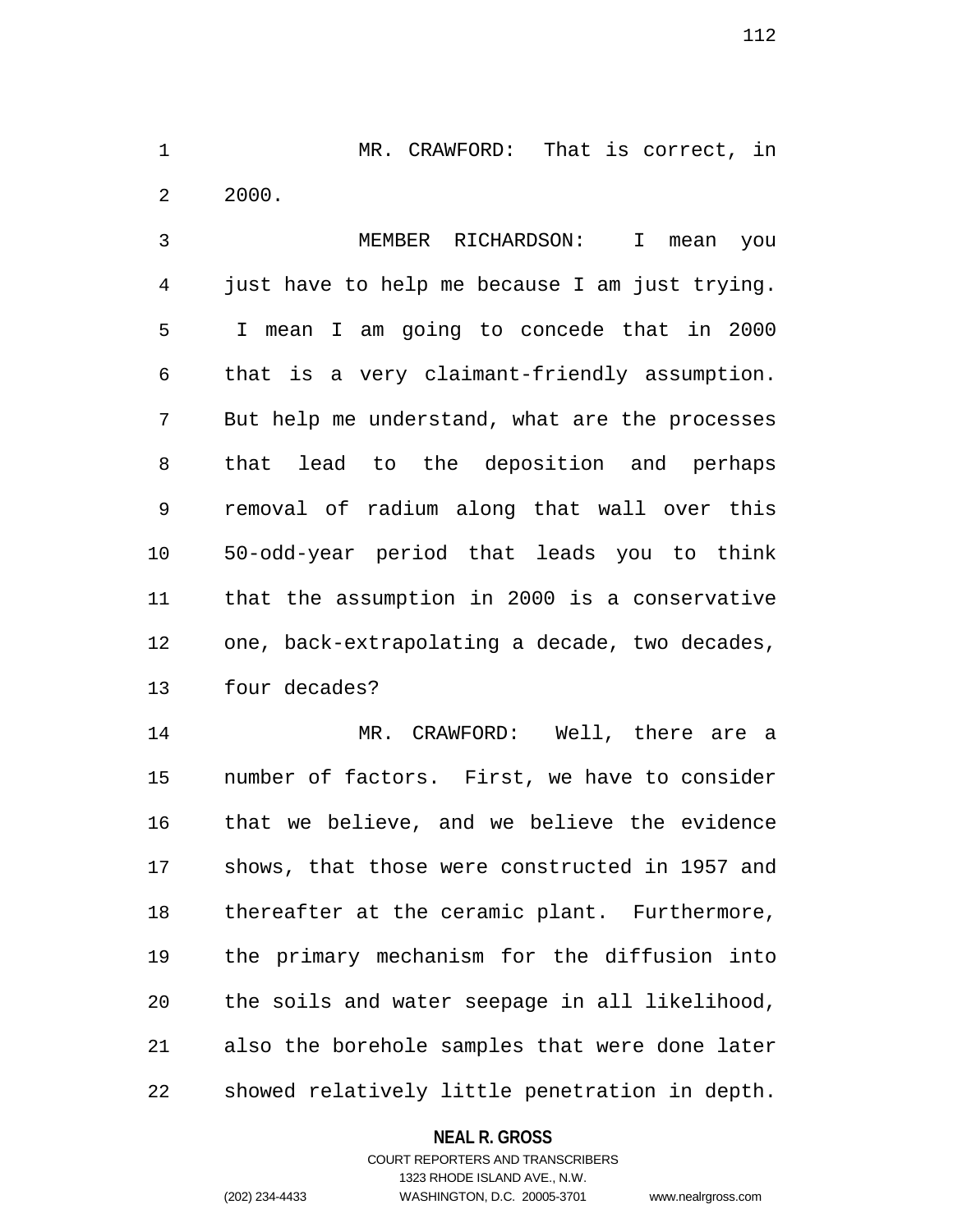MR. CRAWFORD: That is correct, in 2000.

MEMBER RICHARDSON: I mean you just have to help me because I am just trying. I mean I am going to concede that in 2000 that is a very claimant-friendly assumption. But help me understand, what are the processes that lead to the deposition and perhaps removal of radium along that wall over this 50-odd-year period that leads you to think that the assumption in 2000 is a conservative one, back-extrapolating a decade, two decades, four decades?

MR. CRAWFORD: Well, there are a number of factors. First, we have to consider that we believe, and we believe the evidence shows, that those were constructed in 1957 and thereafter at the ceramic plant. Furthermore, the primary mechanism for the diffusion into the soils and water seepage in all likelihood, also the borehole samples that were done later showed relatively little penetration in depth.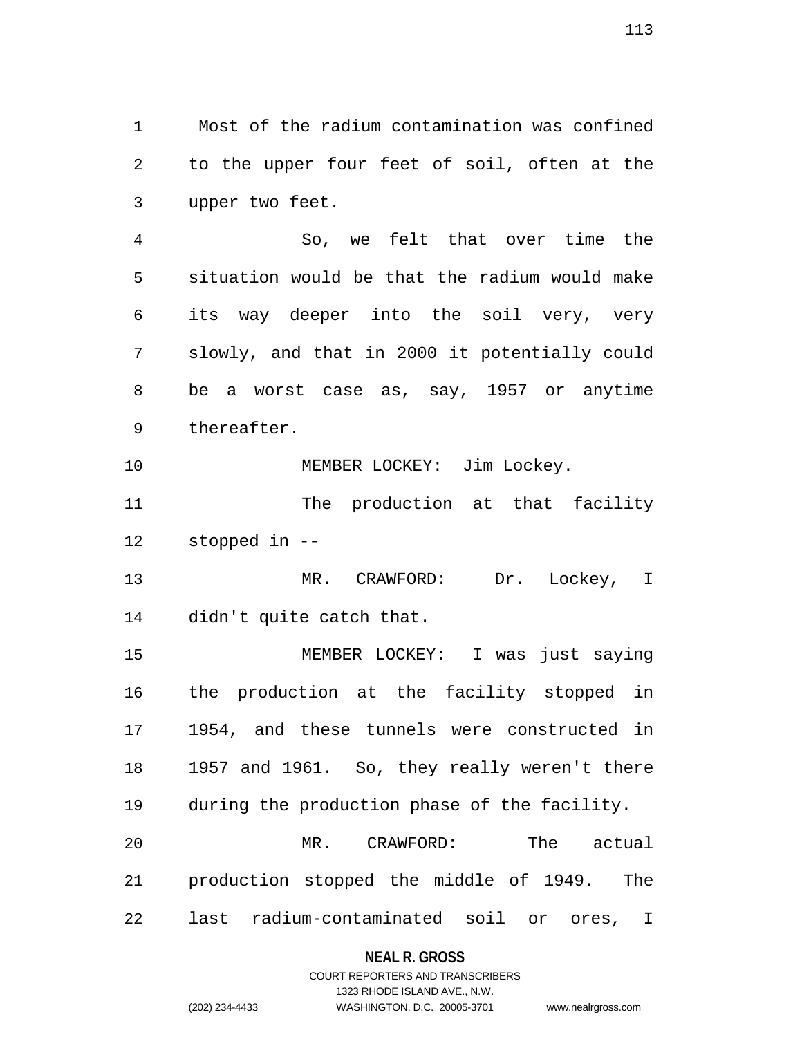Most of the radium contamination was confined to the upper four feet of soil, often at the upper two feet.

So, we felt that over time the situation would be that the radium would make its way deeper into the soil very, very slowly, and that in 2000 it potentially could be a worst case as, say, 1957 or anytime thereafter.

MEMBER LOCKEY: Jim Lockey.

The production at that facility stopped in --

MR. CRAWFORD: Dr. Lockey, I didn't quite catch that.

MEMBER LOCKEY: I was just saying the production at the facility stopped in 1954, and these tunnels were constructed in 1957 and 1961. So, they really weren't there during the production phase of the facility.

MR. CRAWFORD: The actual production stopped the middle of 1949. The last radium-contaminated soil or ores, I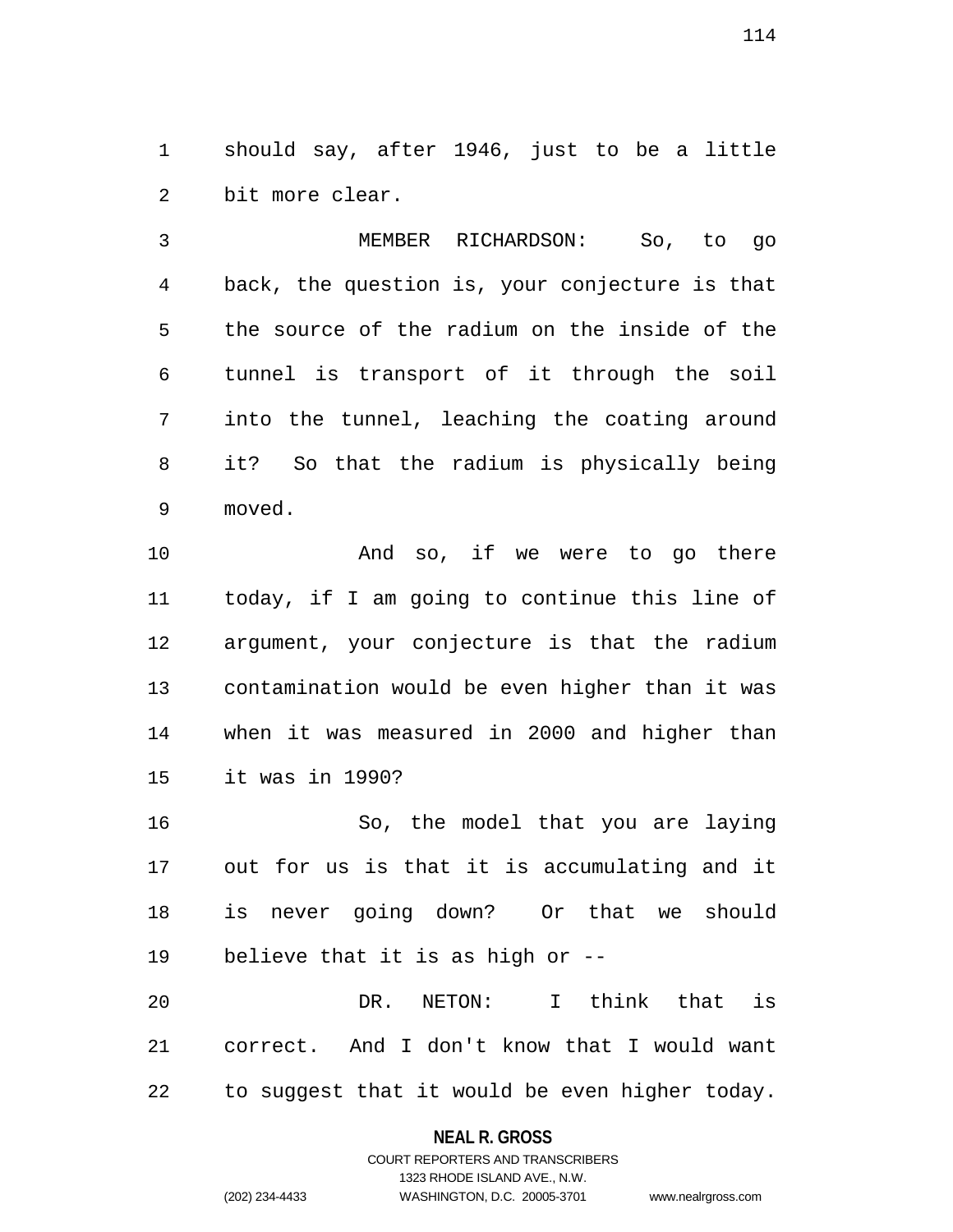should say, after 1946, just to be a little bit more clear.

MEMBER RICHARDSON: So, to go back, the question is, your conjecture is that the source of the radium on the inside of the tunnel is transport of it through the soil into the tunnel, leaching the coating around it? So that the radium is physically being moved.

And so, if we were to go there today, if I am going to continue this line of argument, your conjecture is that the radium contamination would be even higher than it was when it was measured in 2000 and higher than it was in 1990?

So, the model that you are laying out for us is that it is accumulating and it is never going down? Or that we should believe that it is as high or --

DR. NETON: I think that is correct. And I don't know that I would want to suggest that it would be even higher today.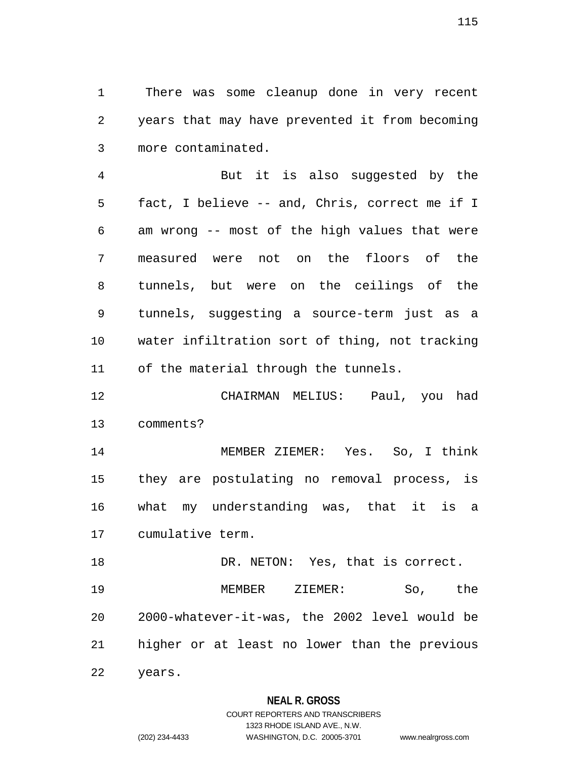There was some cleanup done in very recent years that may have prevented it from becoming more contaminated.

But it is also suggested by the fact, I believe -- and, Chris, correct me if I am wrong -- most of the high values that were measured were not on the floors of the tunnels, but were on the ceilings of the tunnels, suggesting a source-term just as a water infiltration sort of thing, not tracking of the material through the tunnels.

CHAIRMAN MELIUS: Paul, you had comments?

MEMBER ZIEMER: Yes. So, I think they are postulating no removal process, is what my understanding was, that it is a cumulative term.

DR. NETON: Yes, that is correct.

MEMBER ZIEMER: So, the 2000-whatever-it-was, the 2002 level would be higher or at least no lower than the previous years.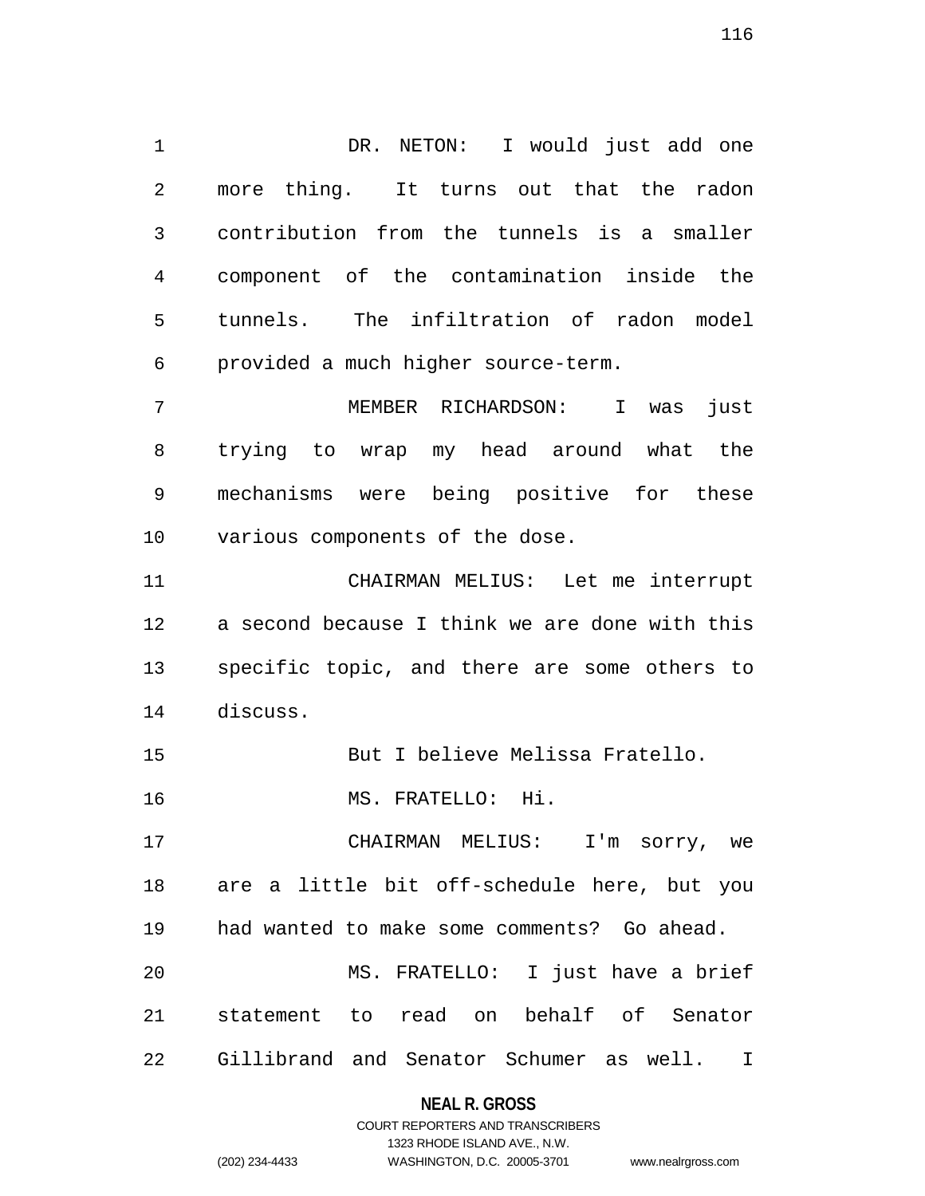DR. NETON: I would just add one more thing. It turns out that the radon contribution from the tunnels is a smaller component of the contamination inside the tunnels. The infiltration of radon model provided a much higher source-term.

MEMBER RICHARDSON: I was just trying to wrap my head around what the mechanisms were being positive for these various components of the dose.

CHAIRMAN MELIUS: Let me interrupt a second because I think we are done with this specific topic, and there are some others to discuss.

But I believe Melissa Fratello.

MS. FRATELLO: Hi.

CHAIRMAN MELIUS: I'm sorry, we are a little bit off-schedule here, but you had wanted to make some comments? Go ahead.

MS. FRATELLO: I just have a brief statement to read on behalf of Senator Gillibrand and Senator Schumer as well. I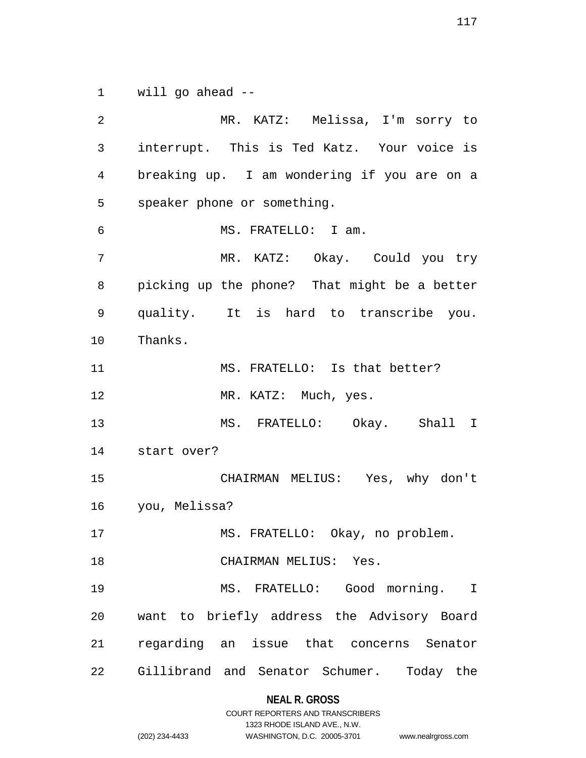will go ahead --

MR. KATZ: Melissa, I'm sorry to interrupt. This is Ted Katz. Your voice is breaking up. I am wondering if you are on a speaker phone or something.

MS. FRATELLO: I am.

MR. KATZ: Okay. Could you try picking up the phone? That might be a better quality. It is hard to transcribe you. Thanks.

MS. FRATELLO: Is that better?

MR. KATZ: Much, yes.

MS. FRATELLO: Okay. Shall I start over?

CHAIRMAN MELIUS: Yes, why don't you, Melissa?

MS. FRATELLO: Okay, no problem.

CHAIRMAN MELIUS: Yes.

MS. FRATELLO: Good morning. I want to briefly address the Advisory Board regarding an issue that concerns Senator Gillibrand and Senator Schumer. Today the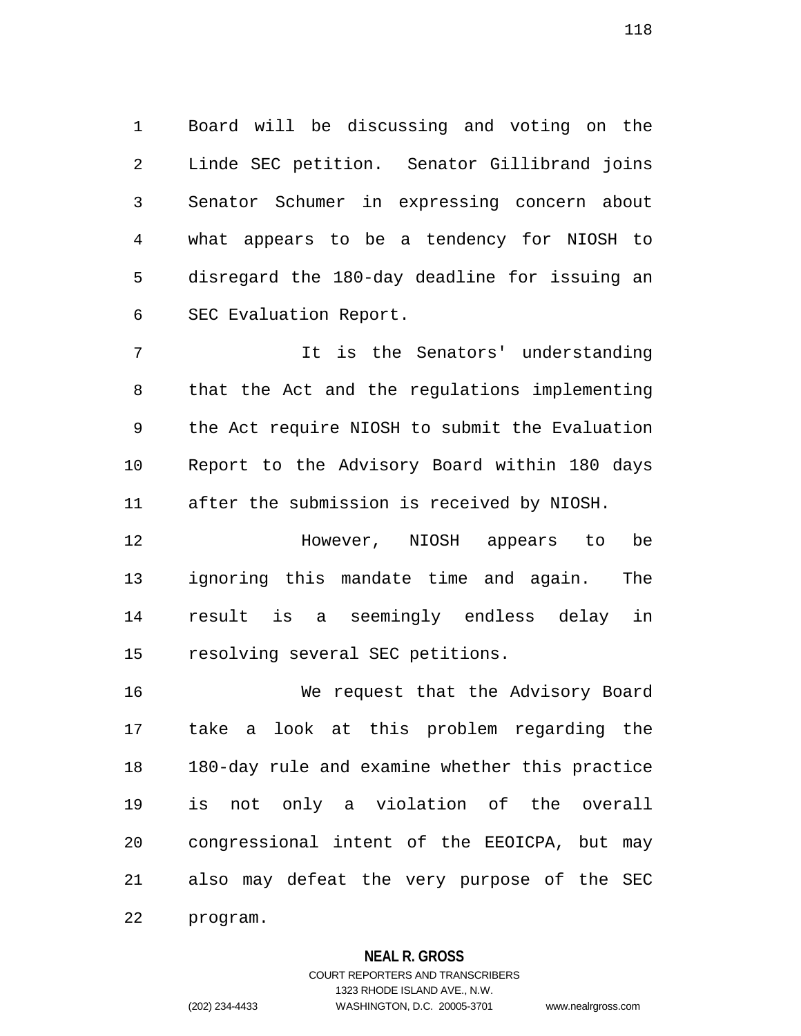Board will be discussing and voting on the Linde SEC petition. Senator Gillibrand joins Senator Schumer in expressing concern about what appears to be a tendency for NIOSH to disregard the 180-day deadline for issuing an SEC Evaluation Report.

It is the Senators' understanding that the Act and the regulations implementing the Act require NIOSH to submit the Evaluation Report to the Advisory Board within 180 days after the submission is received by NIOSH.

However, NIOSH appears to be ignoring this mandate time and again. The result is a seemingly endless delay in resolving several SEC petitions.

We request that the Advisory Board take a look at this problem regarding the 180-day rule and examine whether this practice is not only a violation of the overall congressional intent of the EEOICPA, but may also may defeat the very purpose of the SEC program.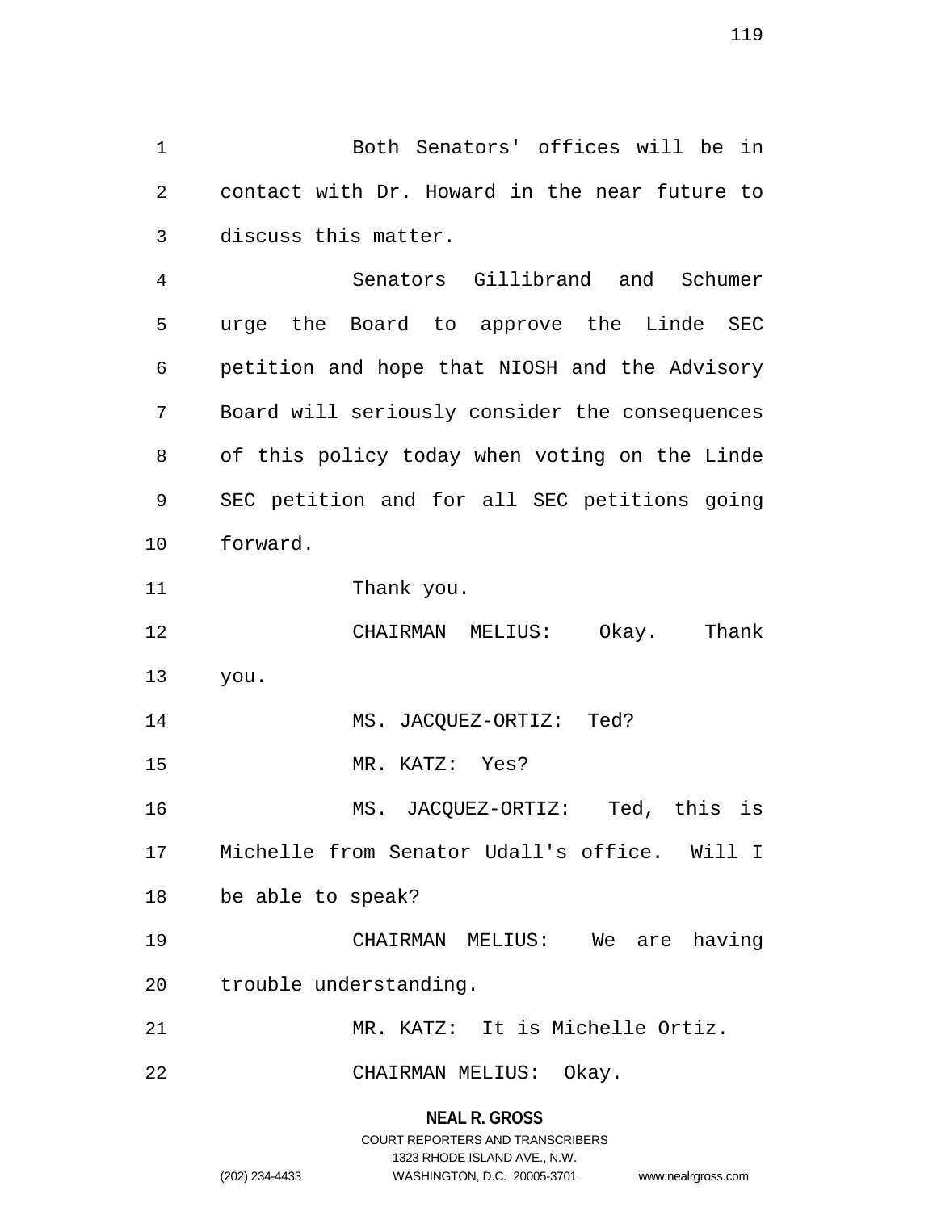Both Senators' offices will be in contact with Dr. Howard in the near future to discuss this matter.

Senators Gillibrand and Schumer urge the Board to approve the Linde SEC petition and hope that NIOSH and the Advisory Board will seriously consider the consequences of this policy today when voting on the Linde SEC petition and for all SEC petitions going forward.

Thank you.

CHAIRMAN MELIUS: Okay. Thank you.

MS. JACQUEZ-ORTIZ: Ted?

MR. KATZ: Yes?

MS. JACQUEZ-ORTIZ: Ted, this is Michelle from Senator Udall's office. Will I be able to speak?

CHAIRMAN MELIUS: We are having trouble understanding.

MR. KATZ: It is Michelle Ortiz.

CHAIRMAN MELIUS: Okay.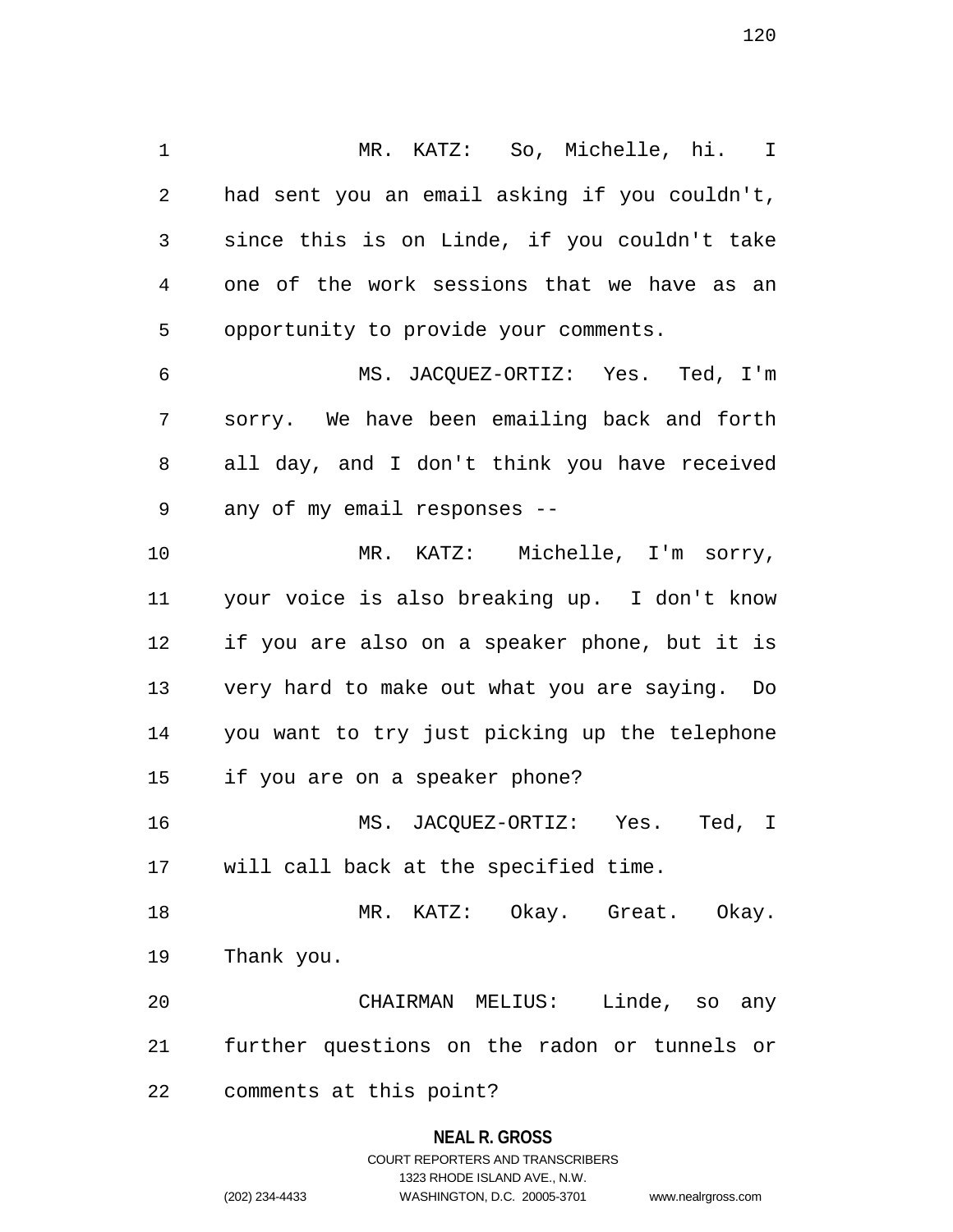MR. KATZ: So, Michelle, hi. I had sent you an email asking if you couldn't, since this is on Linde, if you couldn't take one of the work sessions that we have as an opportunity to provide your comments.

MS. JACQUEZ-ORTIZ: Yes. Ted, I'm sorry. We have been emailing back and forth all day, and I don't think you have received any of my email responses --

MR. KATZ: Michelle, I'm sorry, your voice is also breaking up. I don't know if you are also on a speaker phone, but it is very hard to make out what you are saying. Do you want to try just picking up the telephone if you are on a speaker phone?

MS. JACQUEZ-ORTIZ: Yes. Ted, I will call back at the specified time.

MR. KATZ: Okay. Great. Okay. Thank you.

CHAIRMAN MELIUS: Linde, so any further questions on the radon or tunnels or comments at this point?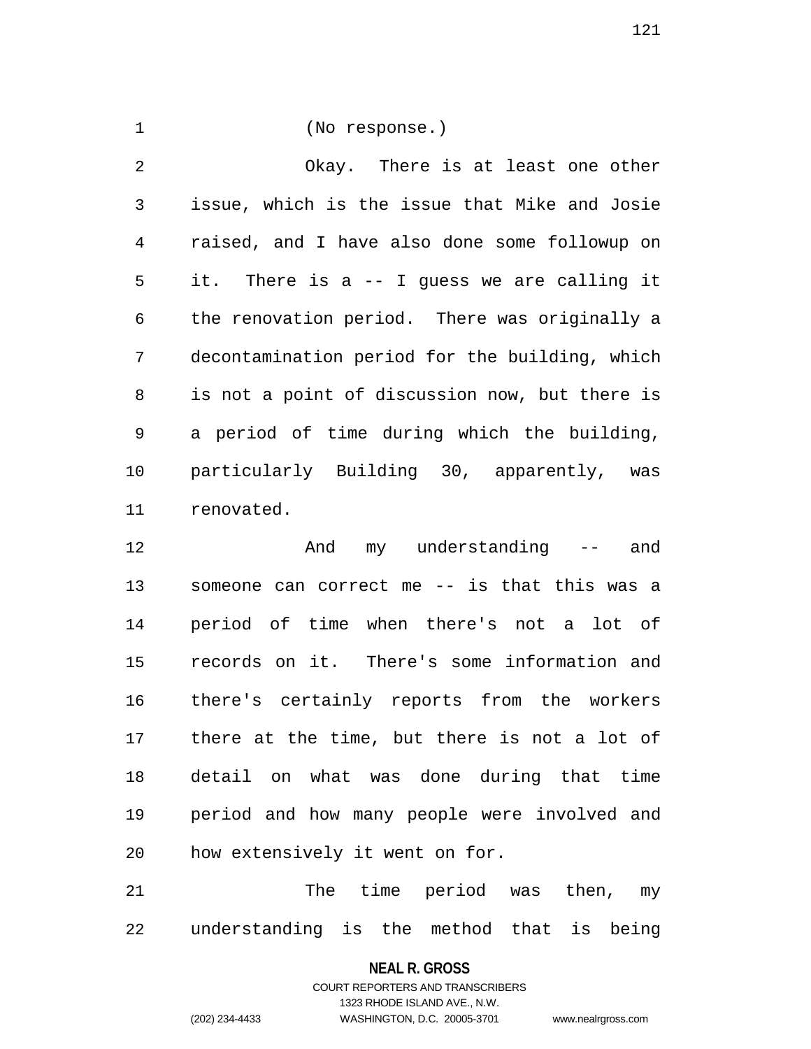(No response.)

Okay. There is at least one other issue, which is the issue that Mike and Josie raised, and I have also done some followup on it. There is a -- I guess we are calling it the renovation period. There was originally a decontamination period for the building, which is not a point of discussion now, but there is a period of time during which the building, particularly Building 30, apparently, was renovated.

And my understanding -- and someone can correct me -- is that this was a period of time when there's not a lot of records on it. There's some information and there's certainly reports from the workers there at the time, but there is not a lot of detail on what was done during that time period and how many people were involved and how extensively it went on for.

The time period was then, my understanding is the method that is being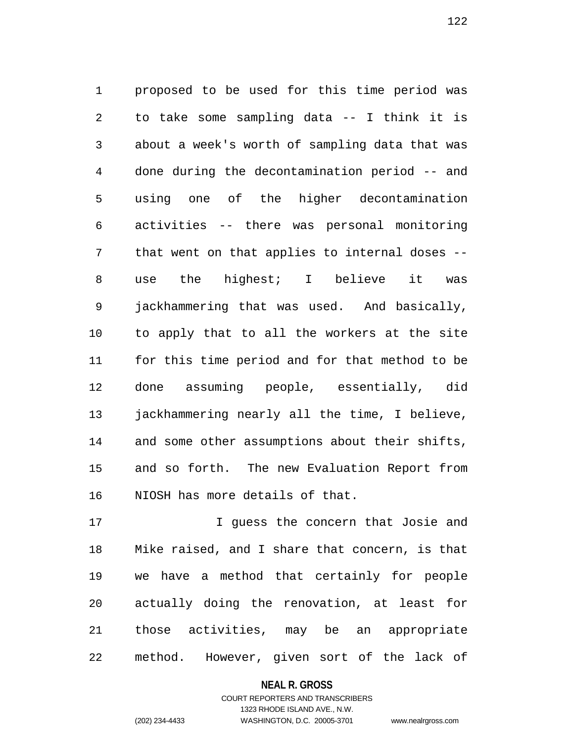proposed to be used for this time period was to take some sampling data -- I think it is about a week's worth of sampling data that was done during the decontamination period -- and using one of the higher decontamination activities -- there was personal monitoring that went on that applies to internal doses -- use the highest; I believe it was jackhammering that was used. And basically, to apply that to all the workers at the site for this time period and for that method to be done assuming people, essentially, did jackhammering nearly all the time, I believe, and some other assumptions about their shifts, and so forth. The new Evaluation Report from NIOSH has more details of that.

I guess the concern that Josie and Mike raised, and I share that concern, is that we have a method that certainly for people actually doing the renovation, at least for those activities, may be an appropriate method. However, given sort of the lack of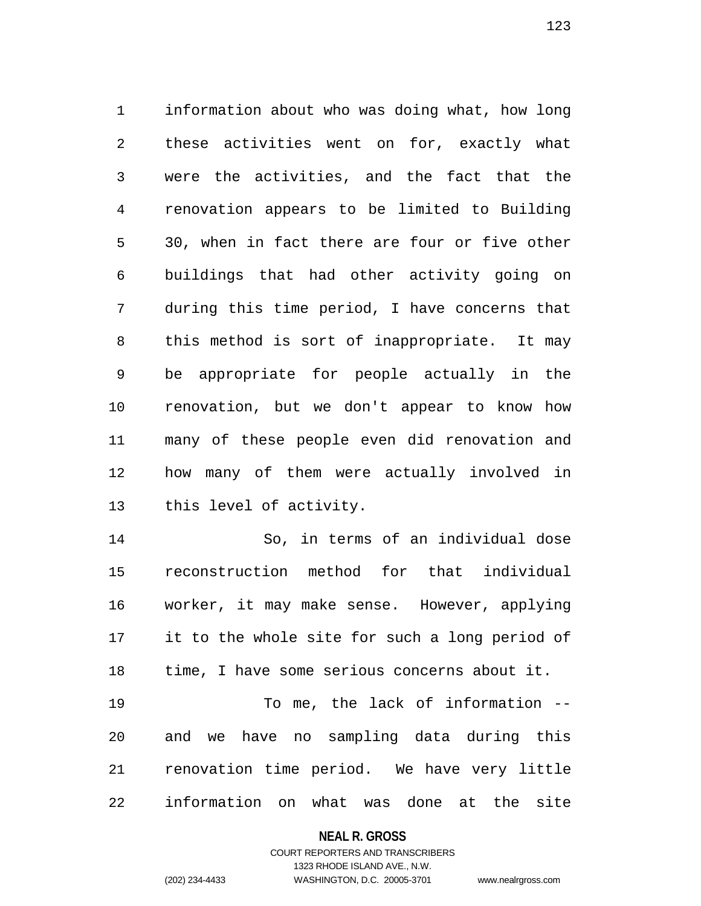information about who was doing what, how long these activities went on for, exactly what were the activities, and the fact that the renovation appears to be limited to Building 30, when in fact there are four or five other buildings that had other activity going on during this time period, I have concerns that this method is sort of inappropriate. It may be appropriate for people actually in the renovation, but we don't appear to know how many of these people even did renovation and how many of them were actually involved in this level of activity.

So, in terms of an individual dose reconstruction method for that individual worker, it may make sense. However, applying it to the whole site for such a long period of time, I have some serious concerns about it.

To me, the lack of information -- and we have no sampling data during this renovation time period. We have very little information on what was done at the site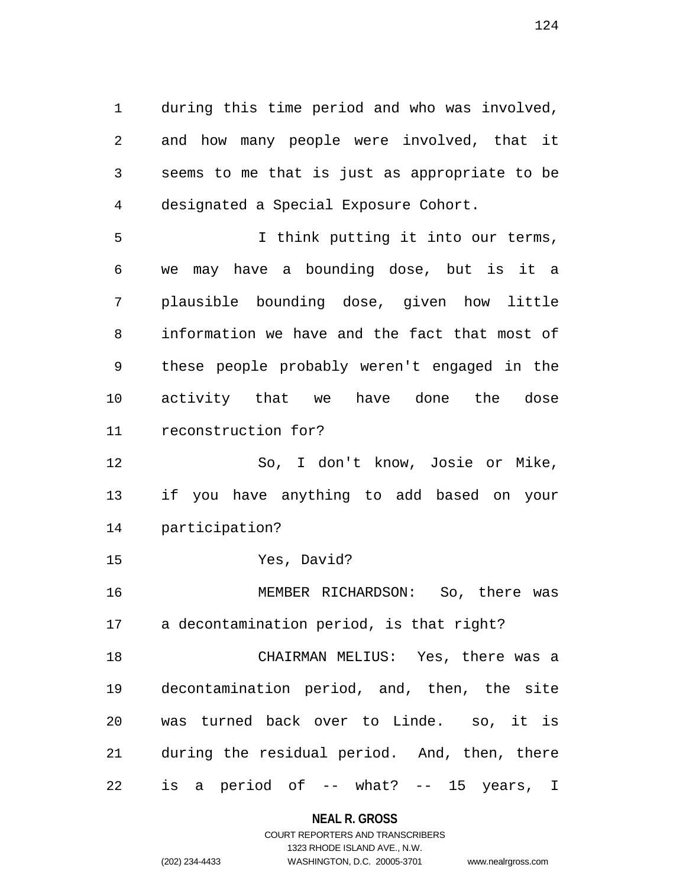during this time period and who was involved, and how many people were involved, that it seems to me that is just as appropriate to be designated a Special Exposure Cohort.

I think putting it into our terms, we may have a bounding dose, but is it a plausible bounding dose, given how little information we have and the fact that most of these people probably weren't engaged in the activity that we have done the dose reconstruction for?

So, I don't know, Josie or Mike, if you have anything to add based on your participation?

Yes, David?

MEMBER RICHARDSON: So, there was a decontamination period, is that right?

CHAIRMAN MELIUS: Yes, there was a decontamination period, and, then, the site was turned back over to Linde. so, it is during the residual period. And, then, there is a period of -- what? -- 15 years, I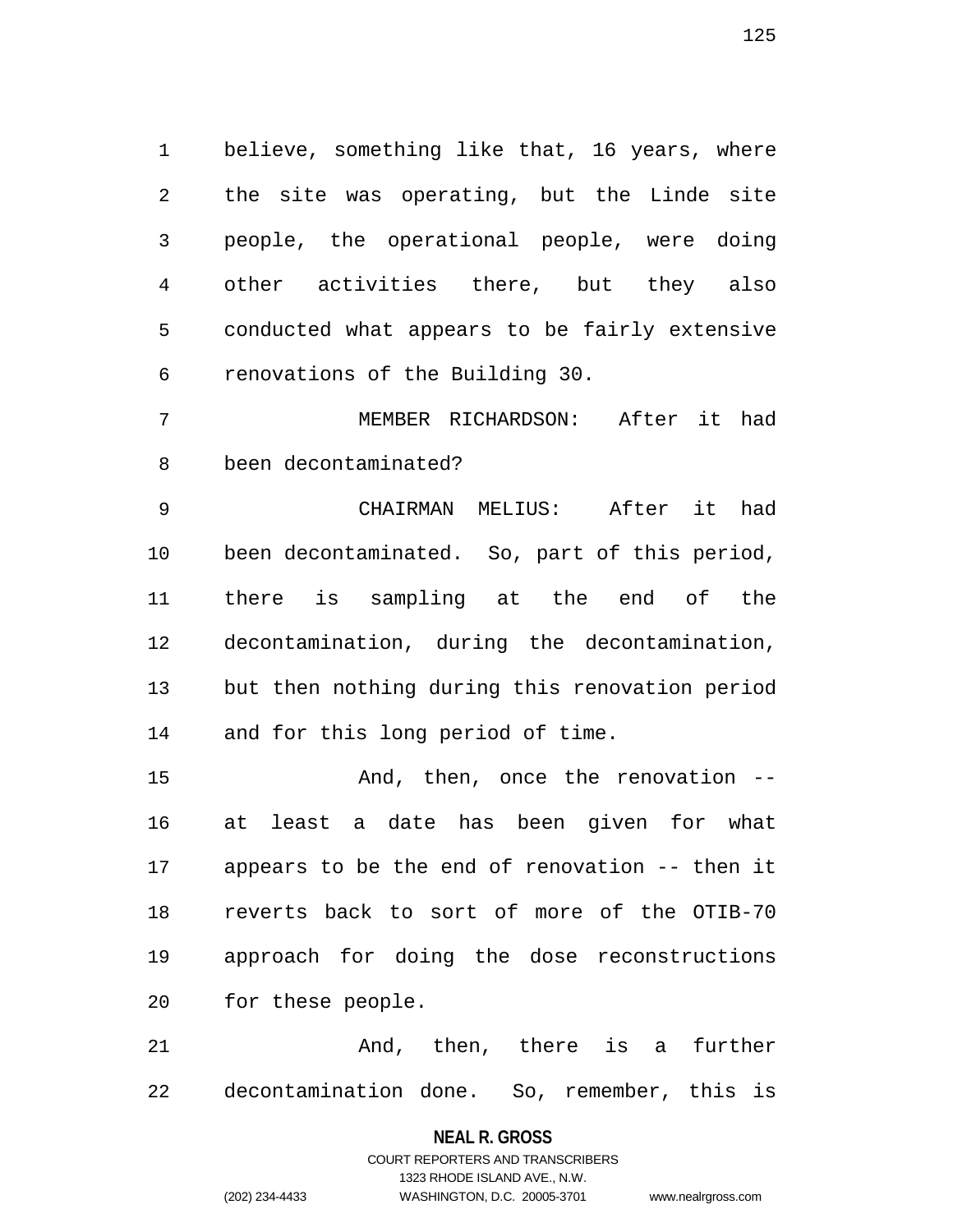believe, something like that, 16 years, where the site was operating, but the Linde site people, the operational people, were doing other activities there, but they also conducted what appears to be fairly extensive renovations of the Building 30.

MEMBER RICHARDSON: After it had been decontaminated?

CHAIRMAN MELIUS: After it had been decontaminated. So, part of this period, there is sampling at the end of the decontamination, during the decontamination, but then nothing during this renovation period and for this long period of time.

And, then, once the renovation -- at least a date has been given for what appears to be the end of renovation -- then it reverts back to sort of more of the OTIB-70 approach for doing the dose reconstructions for these people.

And, then, there is a further decontamination done. So, remember, this is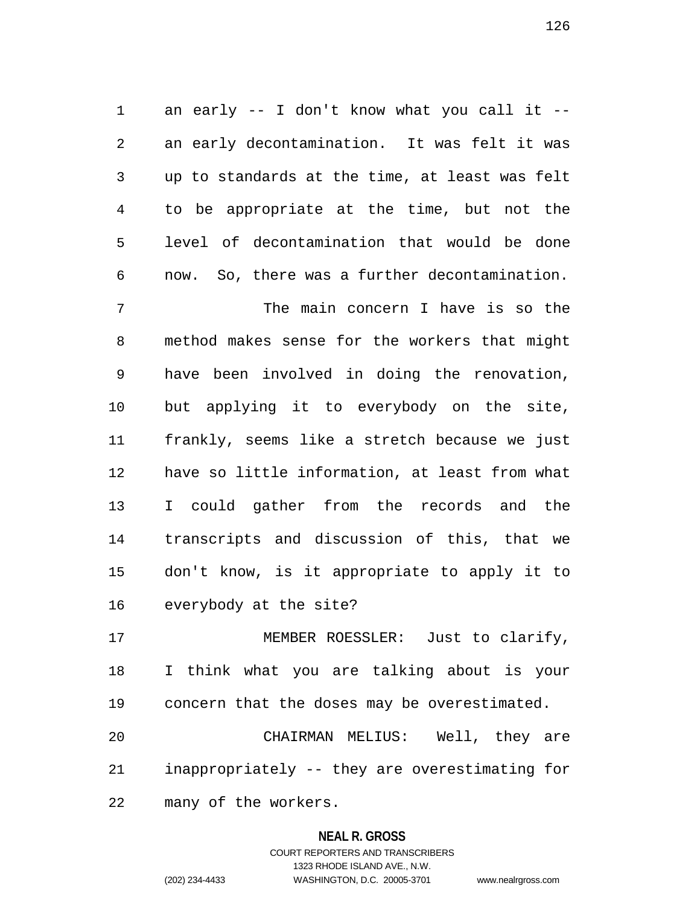an early -- I don't know what you call it -- an early decontamination. It was felt it was up to standards at the time, at least was felt to be appropriate at the time, but not the level of decontamination that would be done now. So, there was a further decontamination.

The main concern I have is so the method makes sense for the workers that might have been involved in doing the renovation, but applying it to everybody on the site, frankly, seems like a stretch because we just have so little information, at least from what I could gather from the records and the transcripts and discussion of this, that we don't know, is it appropriate to apply it to everybody at the site?

MEMBER ROESSLER: Just to clarify, I think what you are talking about is your concern that the doses may be overestimated.

CHAIRMAN MELIUS: Well, they are inappropriately -- they are overestimating for many of the workers.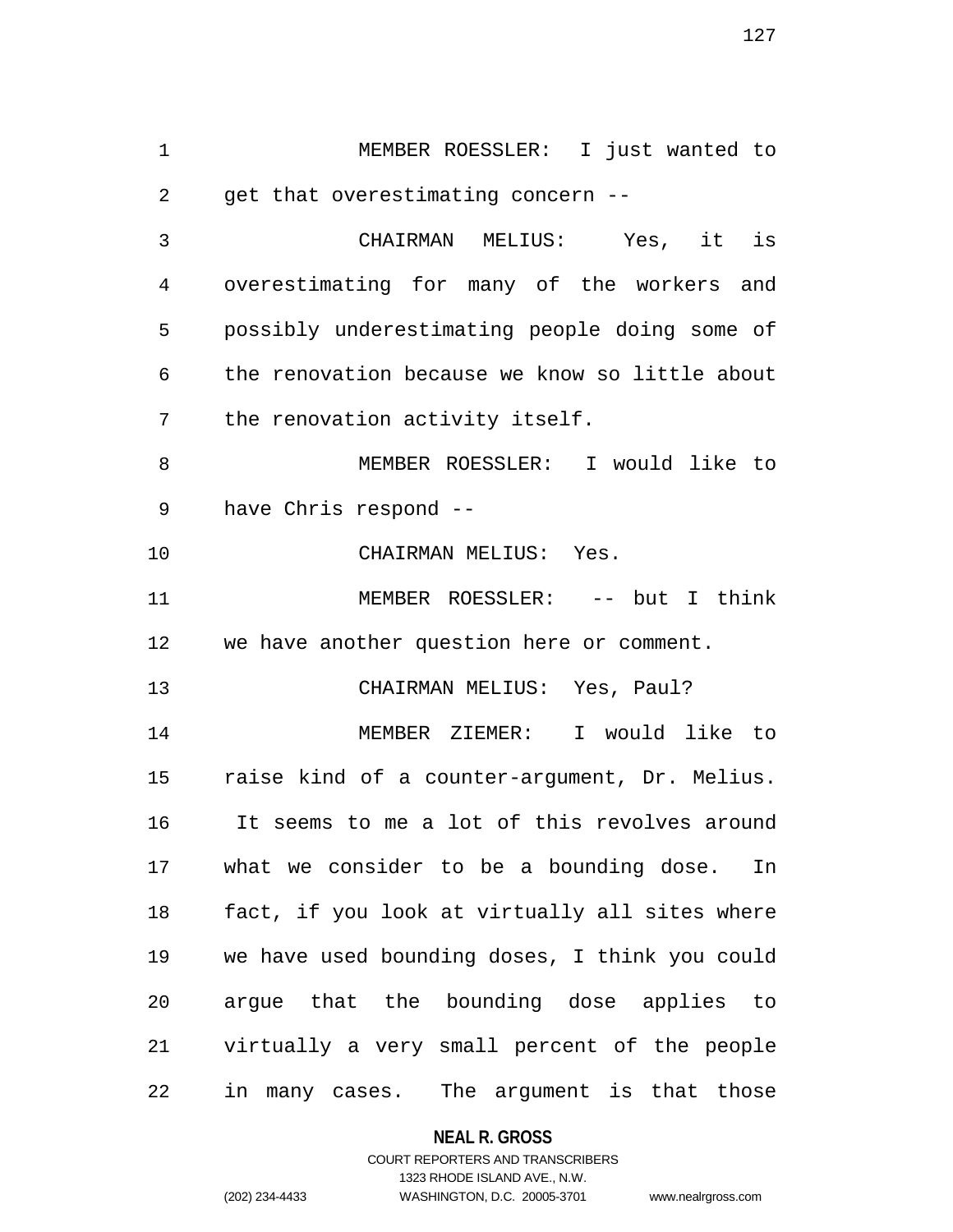MEMBER ROESSLER: I just wanted to get that overestimating concern --

CHAIRMAN MELIUS: Yes, it is overestimating for many of the workers and possibly underestimating people doing some of the renovation because we know so little about the renovation activity itself.

MEMBER ROESSLER: I would like to have Chris respond --

CHAIRMAN MELIUS: Yes.

MEMBER ROESSLER: -- but I think we have another question here or comment.

CHAIRMAN MELIUS: Yes, Paul?

MEMBER ZIEMER: I would like to raise kind of a counter-argument, Dr. Melius. It seems to me a lot of this revolves around what we consider to be a bounding dose. In fact, if you look at virtually all sites where we have used bounding doses, I think you could argue that the bounding dose applies to virtually a very small percent of the people in many cases. The argument is that those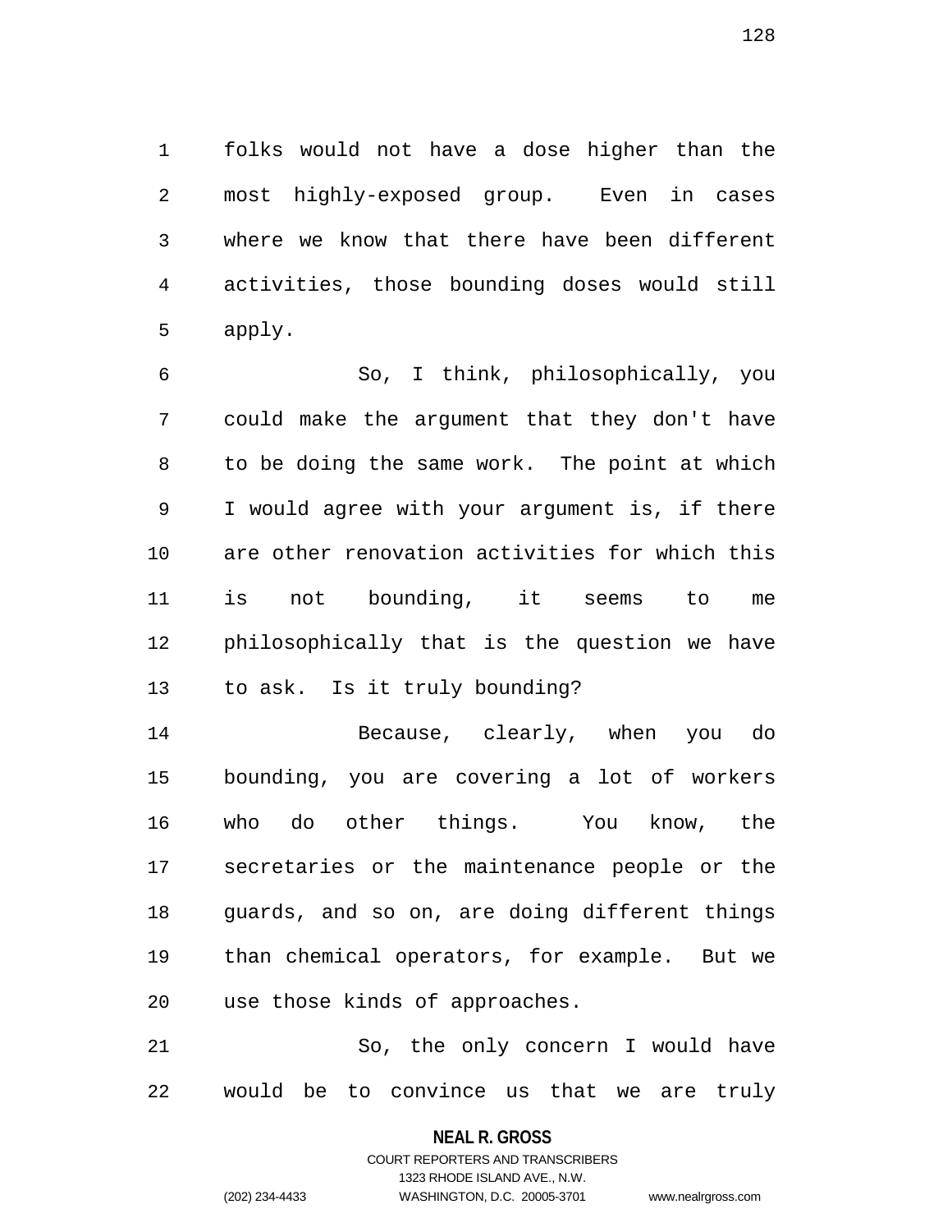folks would not have a dose higher than the most highly-exposed group. Even in cases where we know that there have been different activities, those bounding doses would still apply.

So, I think, philosophically, you could make the argument that they don't have to be doing the same work. The point at which I would agree with your argument is, if there are other renovation activities for which this is not bounding, it seems to me philosophically that is the question we have to ask. Is it truly bounding?

Because, clearly, when you do bounding, you are covering a lot of workers who do other things. You know, the secretaries or the maintenance people or the guards, and so on, are doing different things than chemical operators, for example. But we use those kinds of approaches.

So, the only concern I would have would be to convince us that we are truly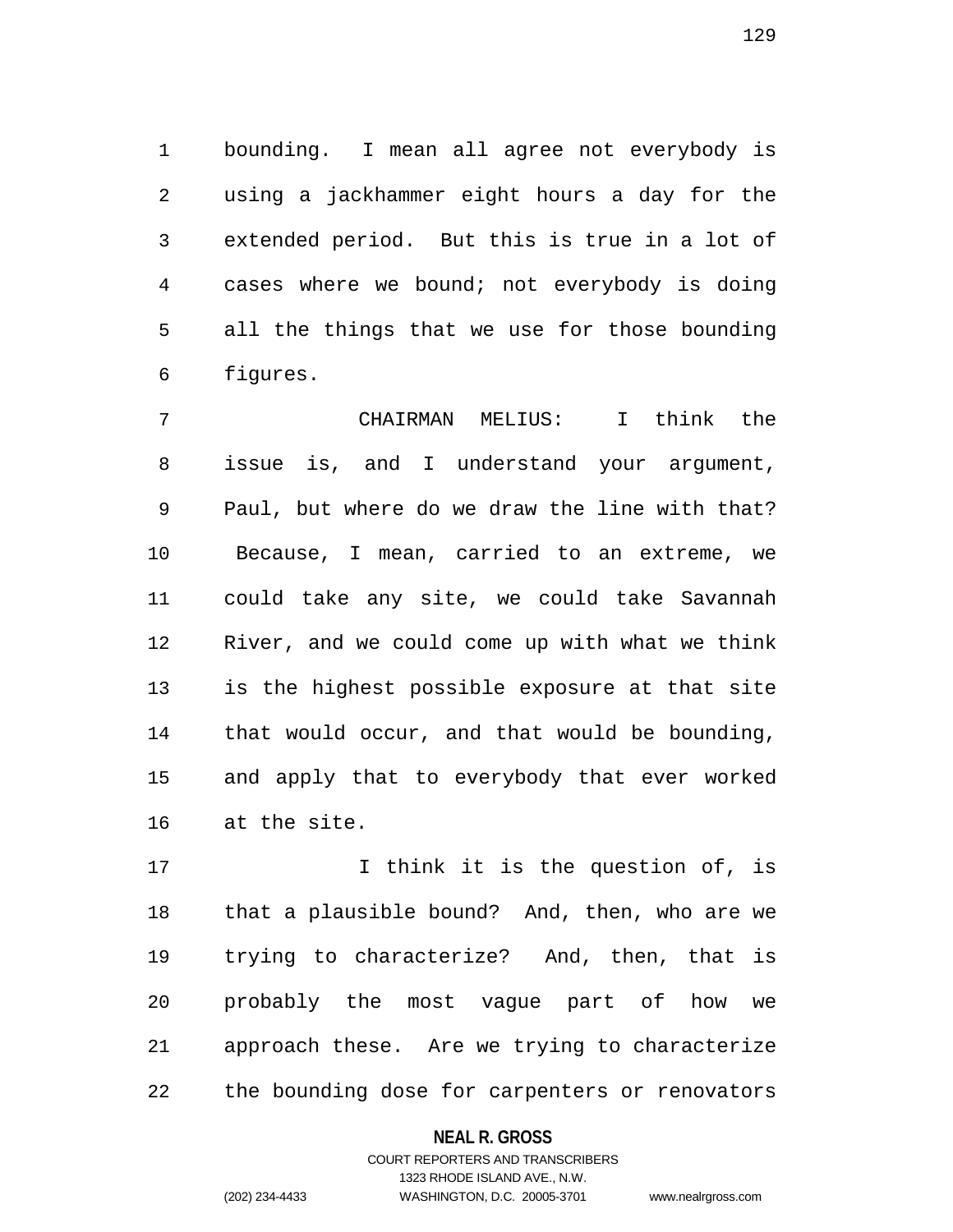bounding. I mean all agree not everybody is using a jackhammer eight hours a day for the extended period. But this is true in a lot of cases where we bound; not everybody is doing all the things that we use for those bounding figures.

CHAIRMAN MELIUS: I think the issue is, and I understand your argument, Paul, but where do we draw the line with that? Because, I mean, carried to an extreme, we could take any site, we could take Savannah River, and we could come up with what we think is the highest possible exposure at that site that would occur, and that would be bounding, and apply that to everybody that ever worked at the site.

I think it is the question of, is that a plausible bound? And, then, who are we trying to characterize? And, then, that is probably the most vague part of how we approach these. Are we trying to characterize the bounding dose for carpenters or renovators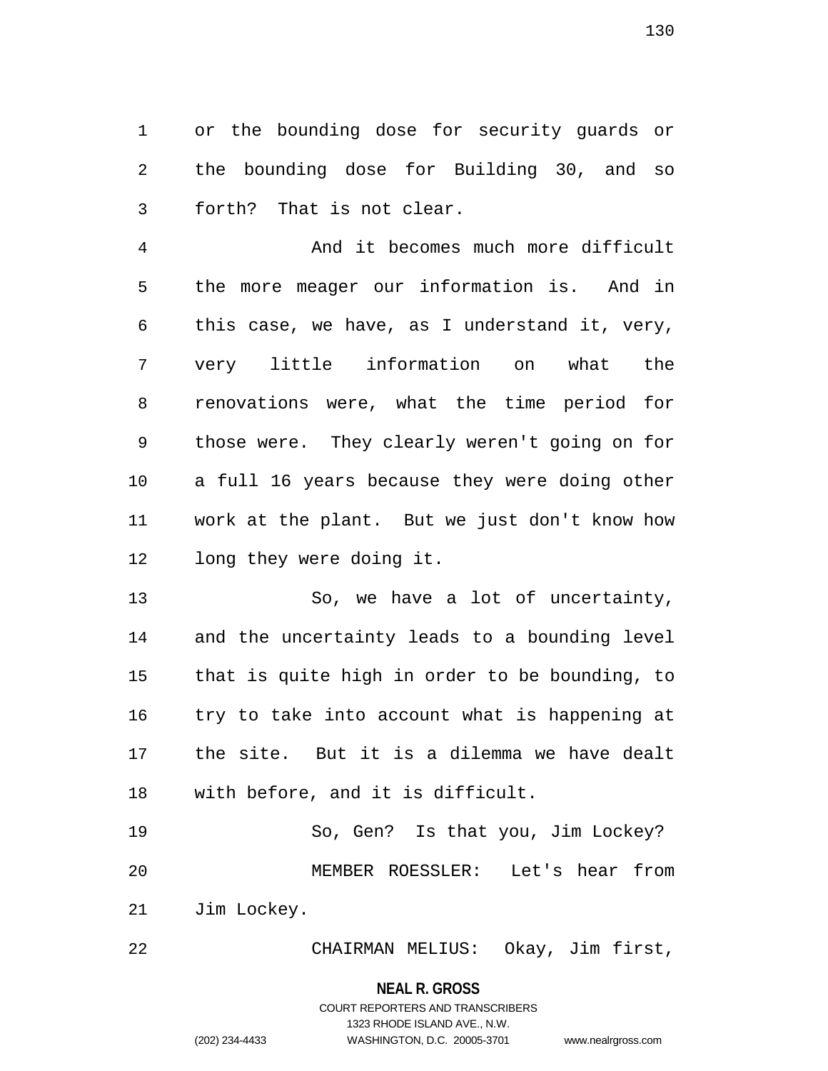or the bounding dose for security guards or the bounding dose for Building 30, and so forth? That is not clear.

And it becomes much more difficult the more meager our information is. And in this case, we have, as I understand it, very, very little information on what the renovations were, what the time period for those were. They clearly weren't going on for a full 16 years because they were doing other work at the plant. But we just don't know how long they were doing it.

So, we have a lot of uncertainty, and the uncertainty leads to a bounding level that is quite high in order to be bounding, to try to take into account what is happening at the site. But it is a dilemma we have dealt with before, and it is difficult.

So, Gen? Is that you, Jim Lockey?

MEMBER ROESSLER: Let's hear from Jim Lockey.

CHAIRMAN MELIUS: Okay, Jim first,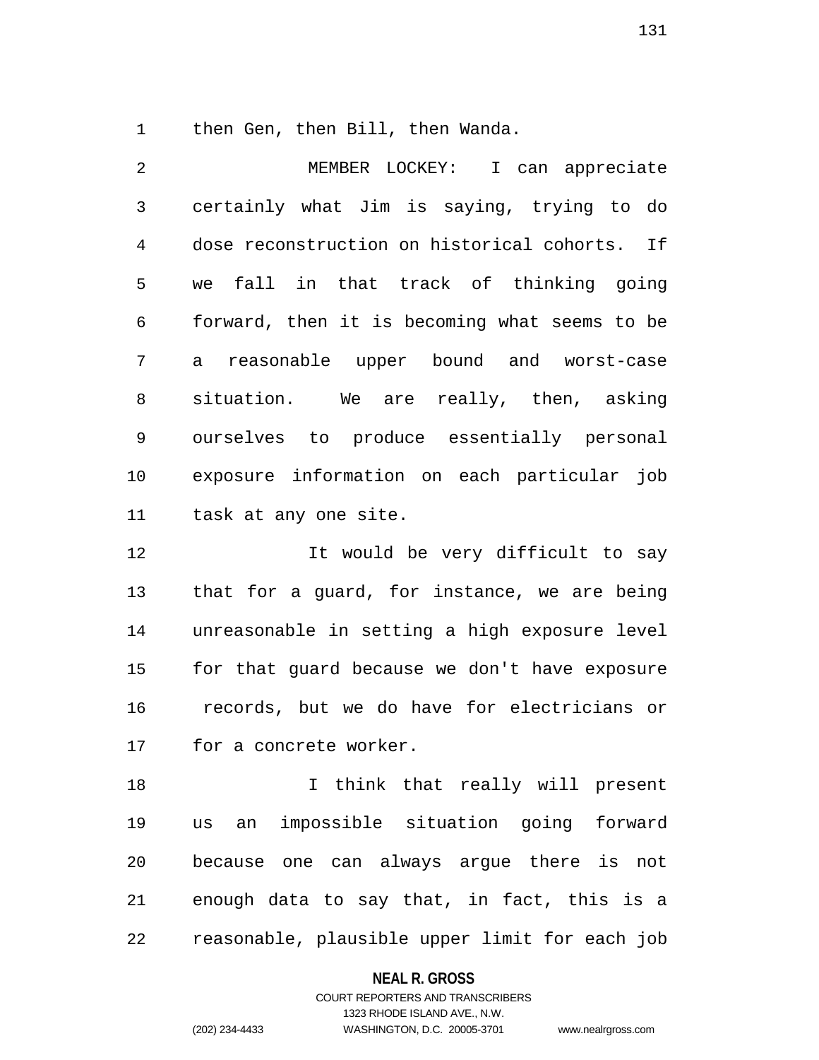then Gen, then Bill, then Wanda.

MEMBER LOCKEY: I can appreciate certainly what Jim is saying, trying to do dose reconstruction on historical cohorts. If we fall in that track of thinking going forward, then it is becoming what seems to be a reasonable upper bound and worst-case situation. We are really, then, asking ourselves to produce essentially personal exposure information on each particular job task at any one site.

It would be very difficult to say that for a guard, for instance, we are being unreasonable in setting a high exposure level for that guard because we don't have exposure records, but we do have for electricians or for a concrete worker.

I think that really will present us an impossible situation going forward because one can always argue there is not enough data to say that, in fact, this is a reasonable, plausible upper limit for each job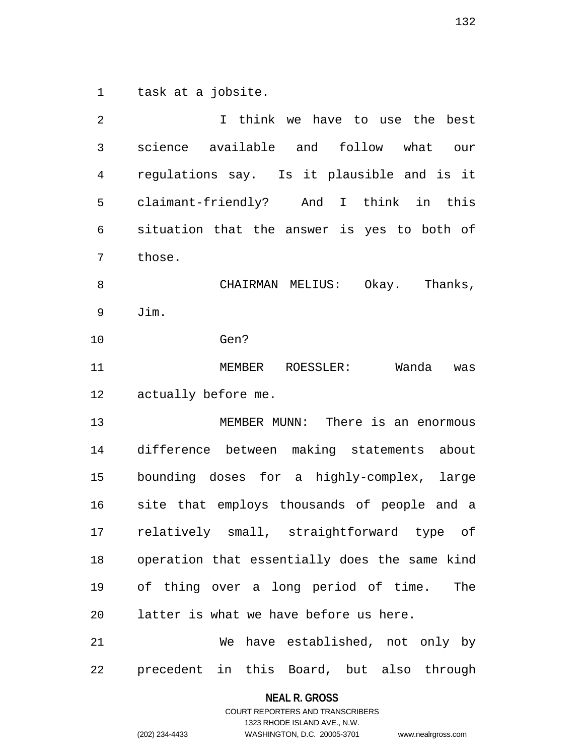task at a jobsite.

I think we have to use the best science available and follow what our regulations say. Is it plausible and is it claimant-friendly? And I think in this situation that the answer is yes to both of those.

CHAIRMAN MELIUS: Okay. Thanks, Jim.

Gen?

MEMBER ROESSLER: Wanda was actually before me.

MEMBER MUNN: There is an enormous difference between making statements about bounding doses for a highly-complex, large site that employs thousands of people and a relatively small, straightforward type of operation that essentially does the same kind of thing over a long period of time. The latter is what we have before us here.

We have established, not only by precedent in this Board, but also through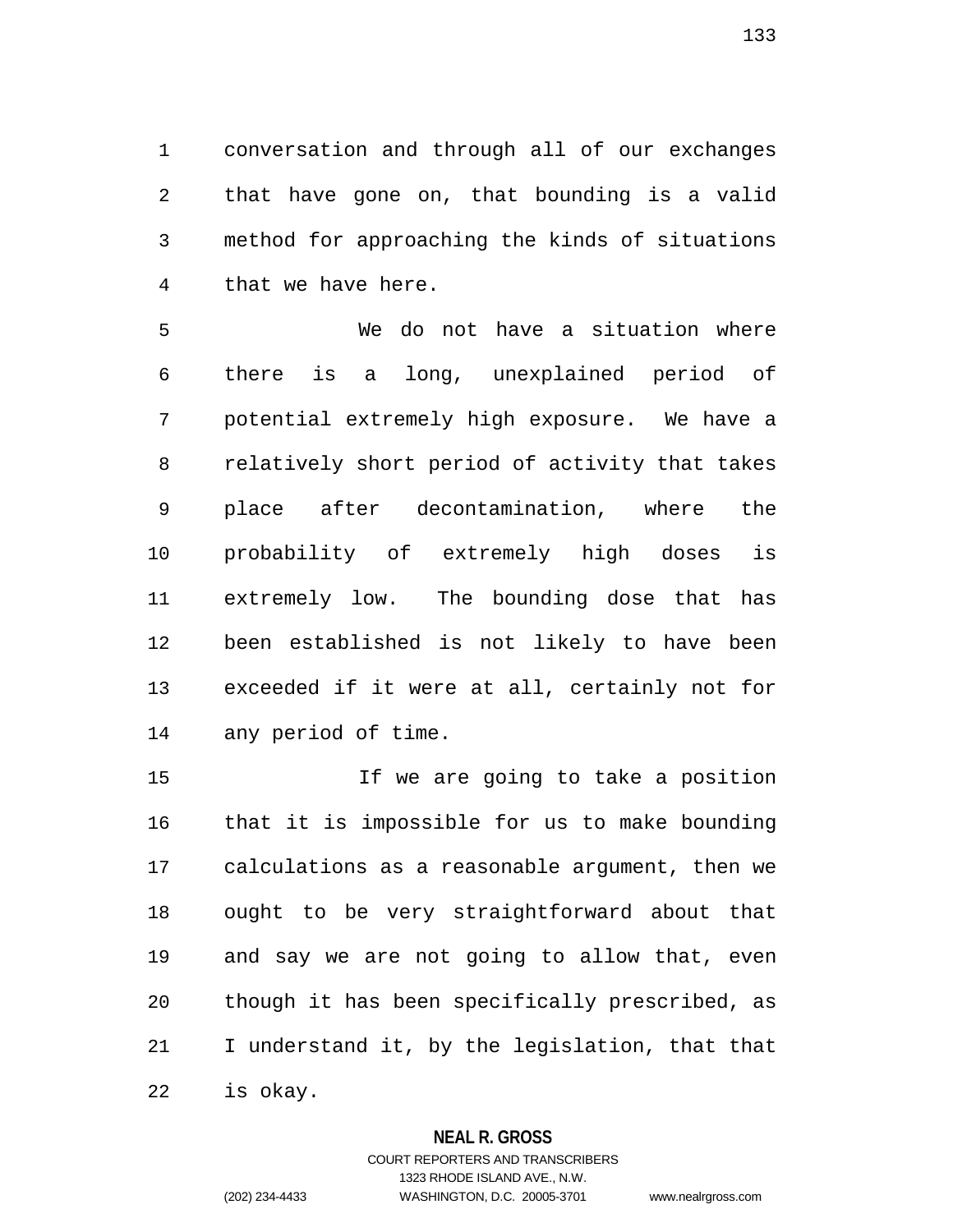conversation and through all of our exchanges that have gone on, that bounding is a valid method for approaching the kinds of situations that we have here.

We do not have a situation where there is a long, unexplained period of potential extremely high exposure. We have a relatively short period of activity that takes place after decontamination, where the probability of extremely high doses is extremely low. The bounding dose that has been established is not likely to have been exceeded if it were at all, certainly not for any period of time.

If we are going to take a position that it is impossible for us to make bounding calculations as a reasonable argument, then we ought to be very straightforward about that and say we are not going to allow that, even though it has been specifically prescribed, as I understand it, by the legislation, that that is okay.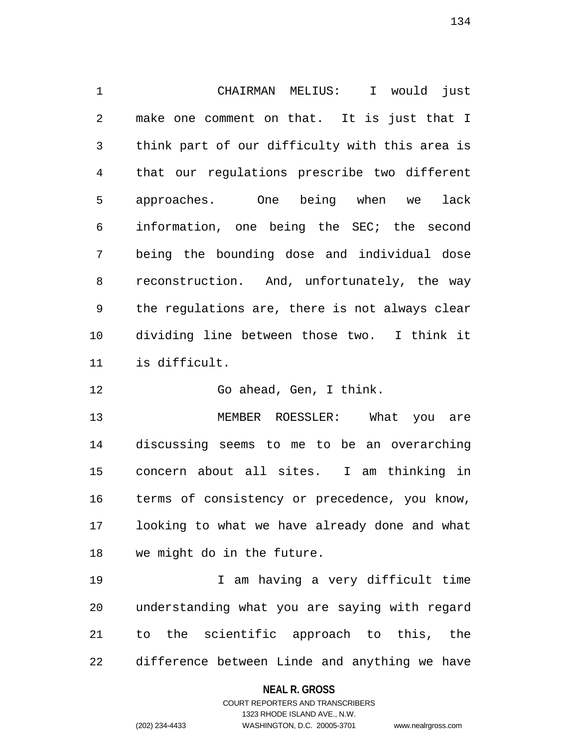CHAIRMAN MELIUS: I would just make one comment on that. It is just that I think part of our difficulty with this area is that our regulations prescribe two different approaches. One being when we lack information, one being the SEC; the second being the bounding dose and individual dose reconstruction. And, unfortunately, the way the regulations are, there is not always clear dividing line between those two. I think it is difficult.

Go ahead, Gen, I think.

MEMBER ROESSLER: What you are discussing seems to me to be an overarching concern about all sites. I am thinking in terms of consistency or precedence, you know, looking to what we have already done and what we might do in the future.

I am having a very difficult time understanding what you are saying with regard to the scientific approach to this, the difference between Linde and anything we have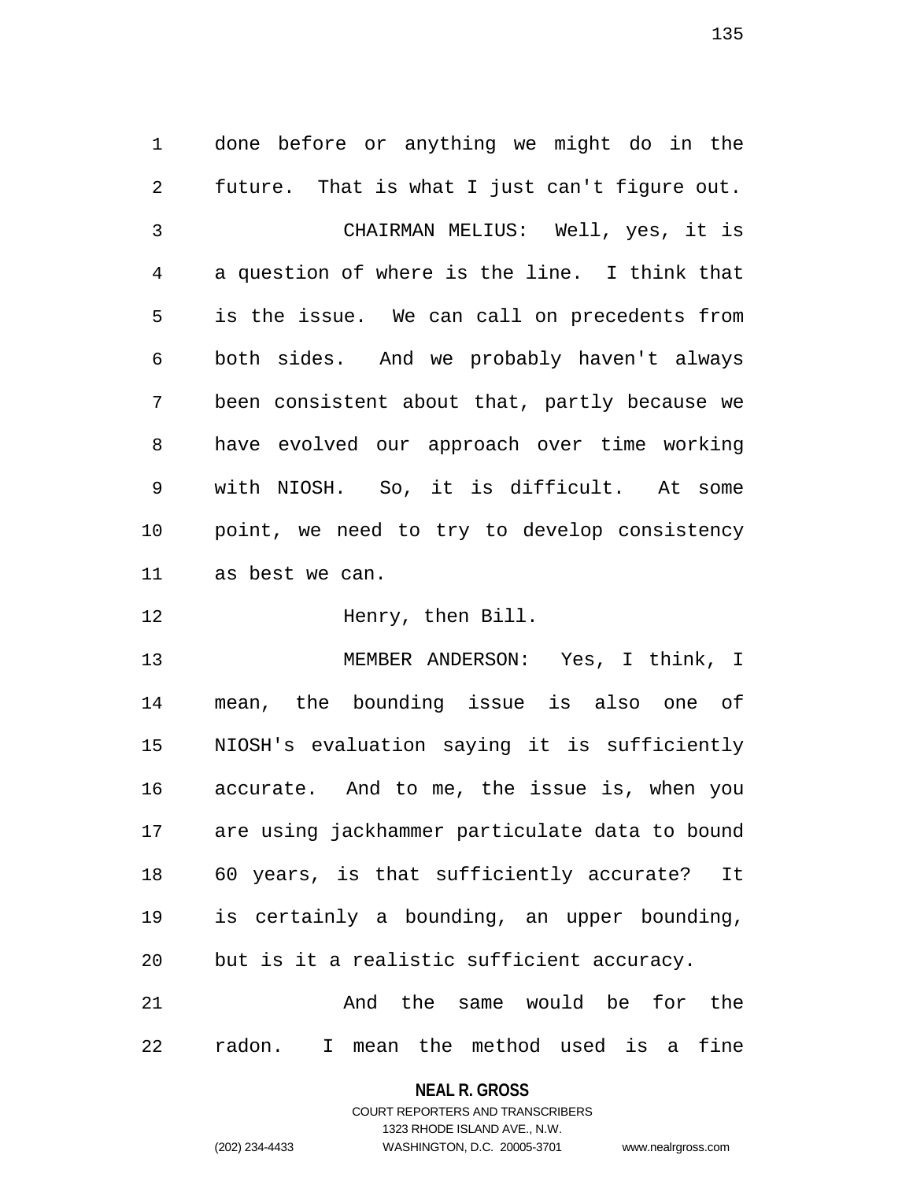done before or anything we might do in the future. That is what I just can't figure out.

CHAIRMAN MELIUS: Well, yes, it is a question of where is the line. I think that is the issue. We can call on precedents from both sides. And we probably haven't always been consistent about that, partly because we have evolved our approach over time working with NIOSH. So, it is difficult. At some point, we need to try to develop consistency as best we can.

Henry, then Bill.

MEMBER ANDERSON: Yes, I think, I mean, the bounding issue is also one of NIOSH's evaluation saying it is sufficiently accurate. And to me, the issue is, when you are using jackhammer particulate data to bound 60 years, is that sufficiently accurate? It is certainly a bounding, an upper bounding, but is it a realistic sufficient accuracy.

And the same would be for the radon. I mean the method used is a fine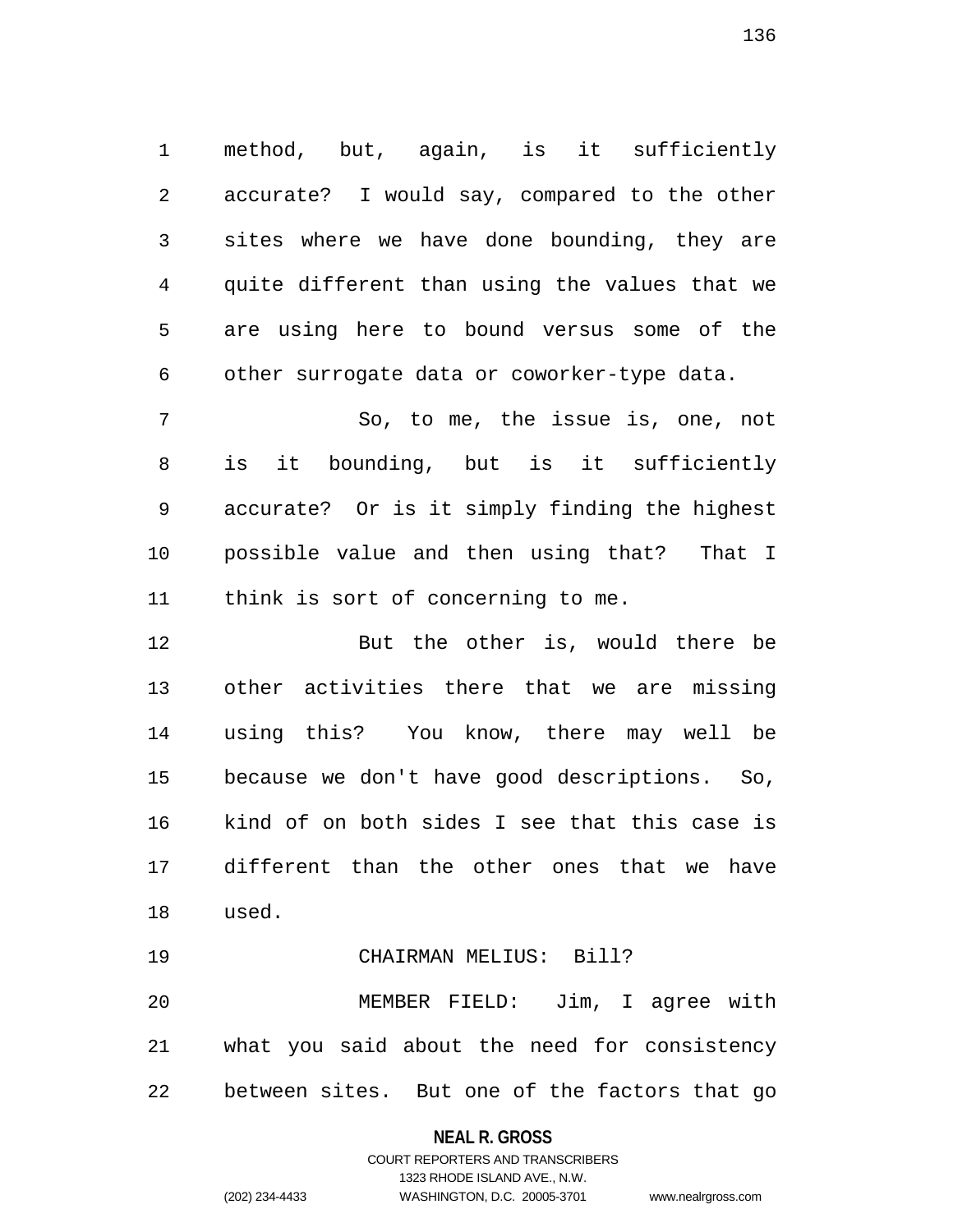method, but, again, is it sufficiently accurate? I would say, compared to the other sites where we have done bounding, they are quite different than using the values that we are using here to bound versus some of the other surrogate data or coworker-type data.

So, to me, the issue is, one, not is it bounding, but is it sufficiently accurate? Or is it simply finding the highest possible value and then using that? That I think is sort of concerning to me.

But the other is, would there be other activities there that we are missing using this? You know, there may well be because we don't have good descriptions. So, kind of on both sides I see that this case is different than the other ones that we have used.

CHAIRMAN MELIUS: Bill?

MEMBER FIELD: Jim, I agree with what you said about the need for consistency between sites. But one of the factors that go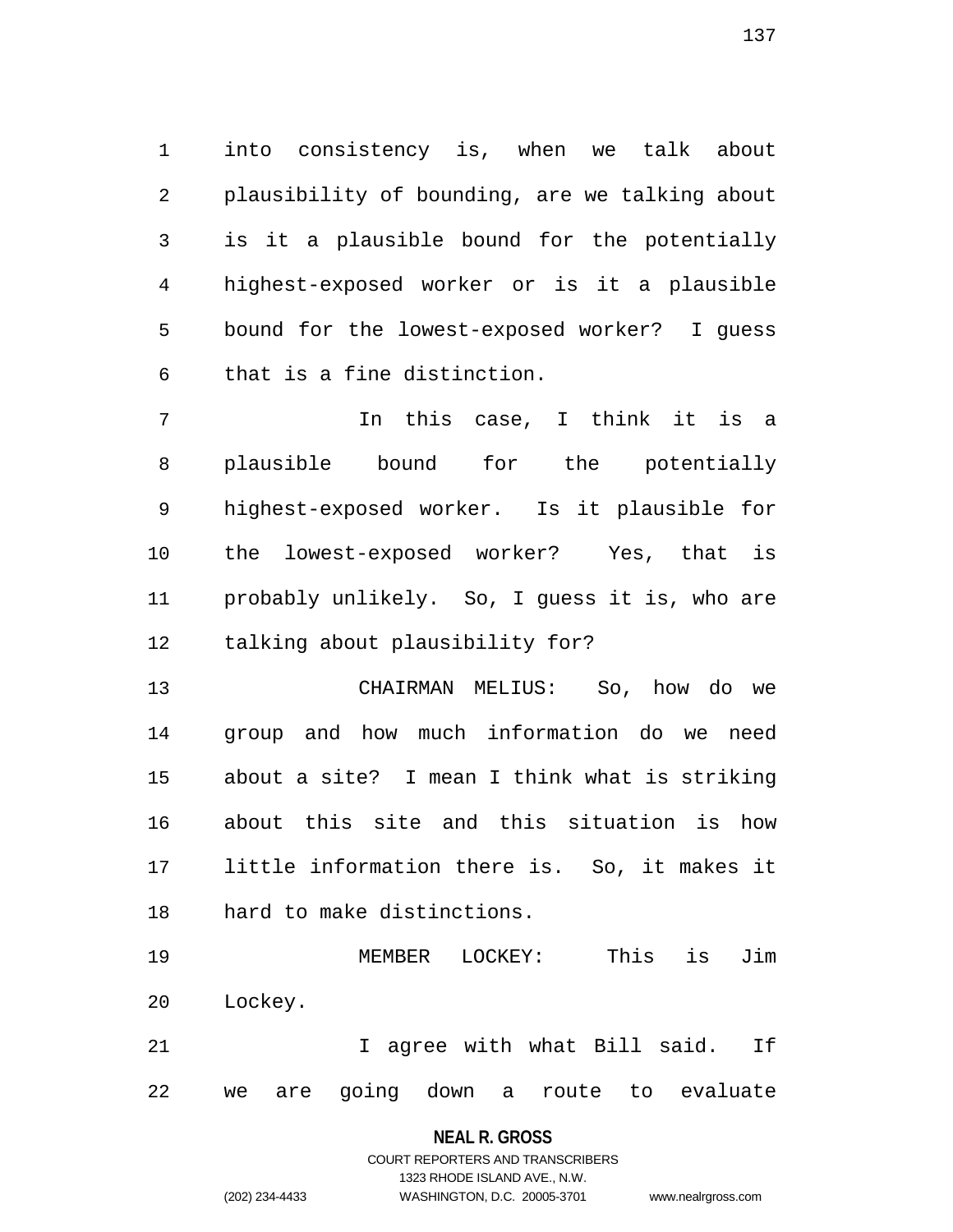into consistency is, when we talk about plausibility of bounding, are we talking about is it a plausible bound for the potentially highest-exposed worker or is it a plausible bound for the lowest-exposed worker? I guess that is a fine distinction.

In this case, I think it is a plausible bound for the potentially highest-exposed worker. Is it plausible for the lowest-exposed worker? Yes, that is probably unlikely. So, I guess it is, who are talking about plausibility for?

CHAIRMAN MELIUS: So, how do we group and how much information do we need about a site? I mean I think what is striking about this site and this situation is how little information there is. So, it makes it hard to make distinctions.

MEMBER LOCKEY: This is Jim Lockey.

I agree with what Bill said. If we are going down a route to evaluate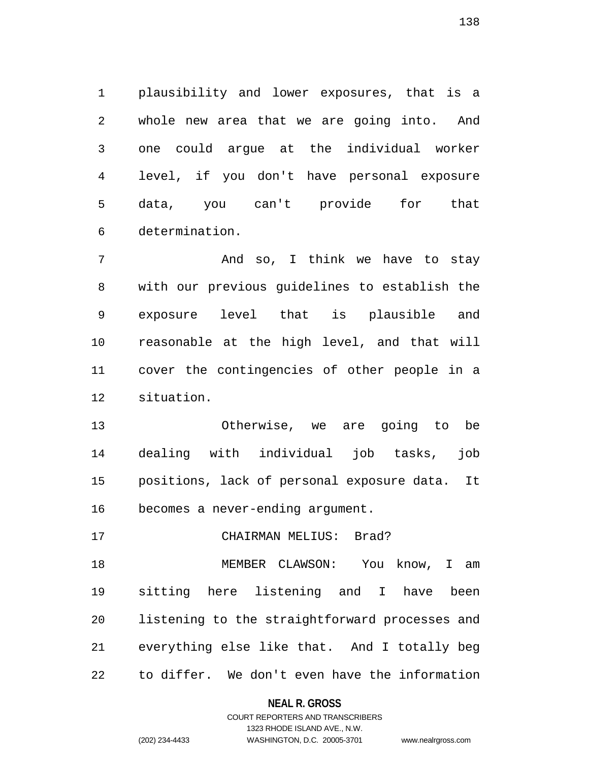plausibility and lower exposures, that is a whole new area that we are going into. And one could argue at the individual worker level, if you don't have personal exposure data, you can't provide for that determination.

And so, I think we have to stay with our previous guidelines to establish the exposure level that is plausible and reasonable at the high level, and that will cover the contingencies of other people in a situation.

Otherwise, we are going to be dealing with individual job tasks, job positions, lack of personal exposure data. It becomes a never-ending argument.

CHAIRMAN MELIUS: Brad?

MEMBER CLAWSON: You know, I am sitting here listening and I have been listening to the straightforward processes and everything else like that. And I totally beg to differ. We don't even have the information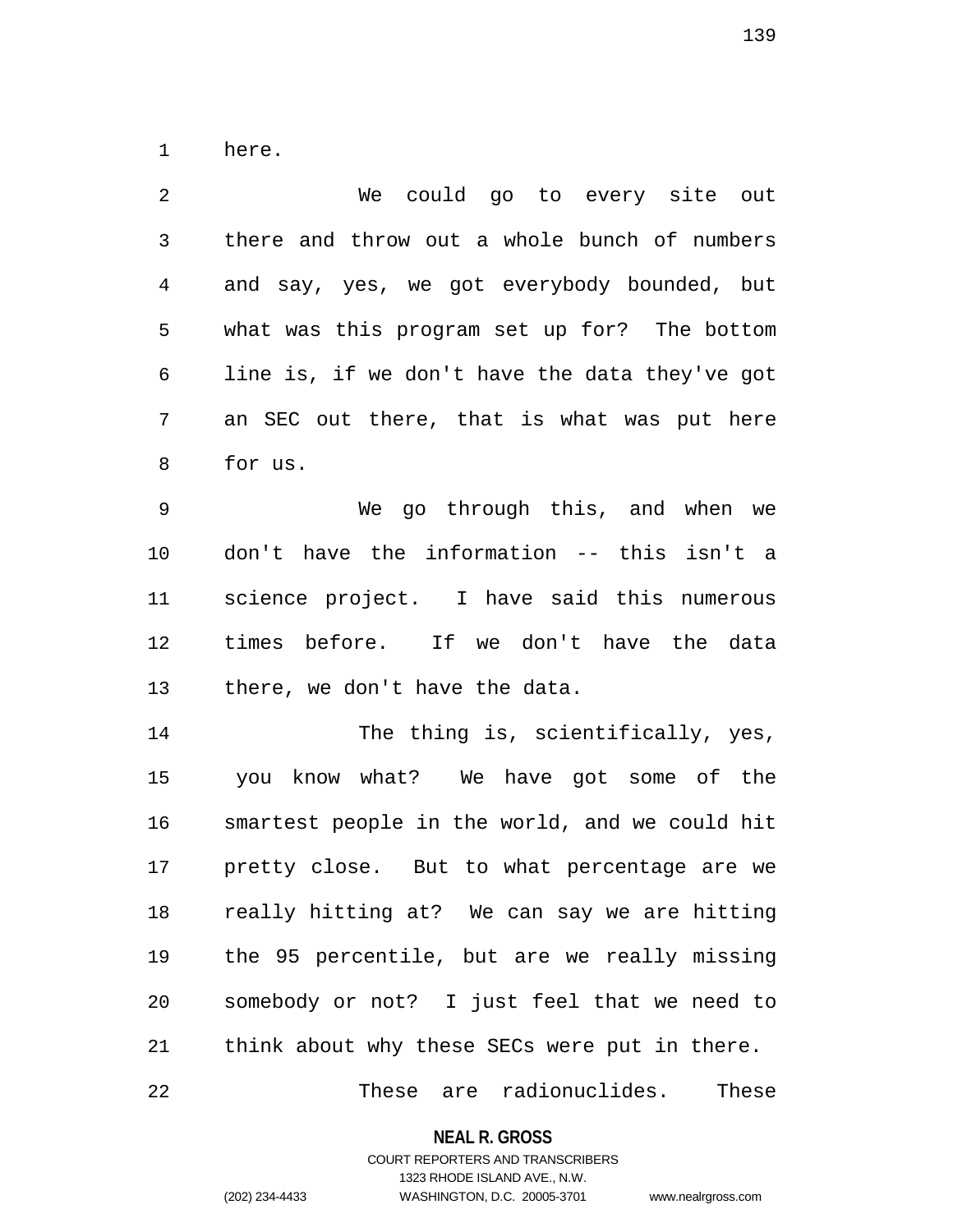here.

We could go to every site out there and throw out a whole bunch of numbers and say, yes, we got everybody bounded, but what was this program set up for? The bottom line is, if we don't have the data they've got an SEC out there, that is what was put here for us.

We go through this, and when we don't have the information -- this isn't a science project. I have said this numerous times before. If we don't have the data there, we don't have the data.

The thing is, scientifically, yes, you know what? We have got some of the smartest people in the world, and we could hit pretty close. But to what percentage are we really hitting at? We can say we are hitting the 95 percentile, but are we really missing somebody or not? I just feel that we need to think about why these SECs were put in there.

These are radionuclides. These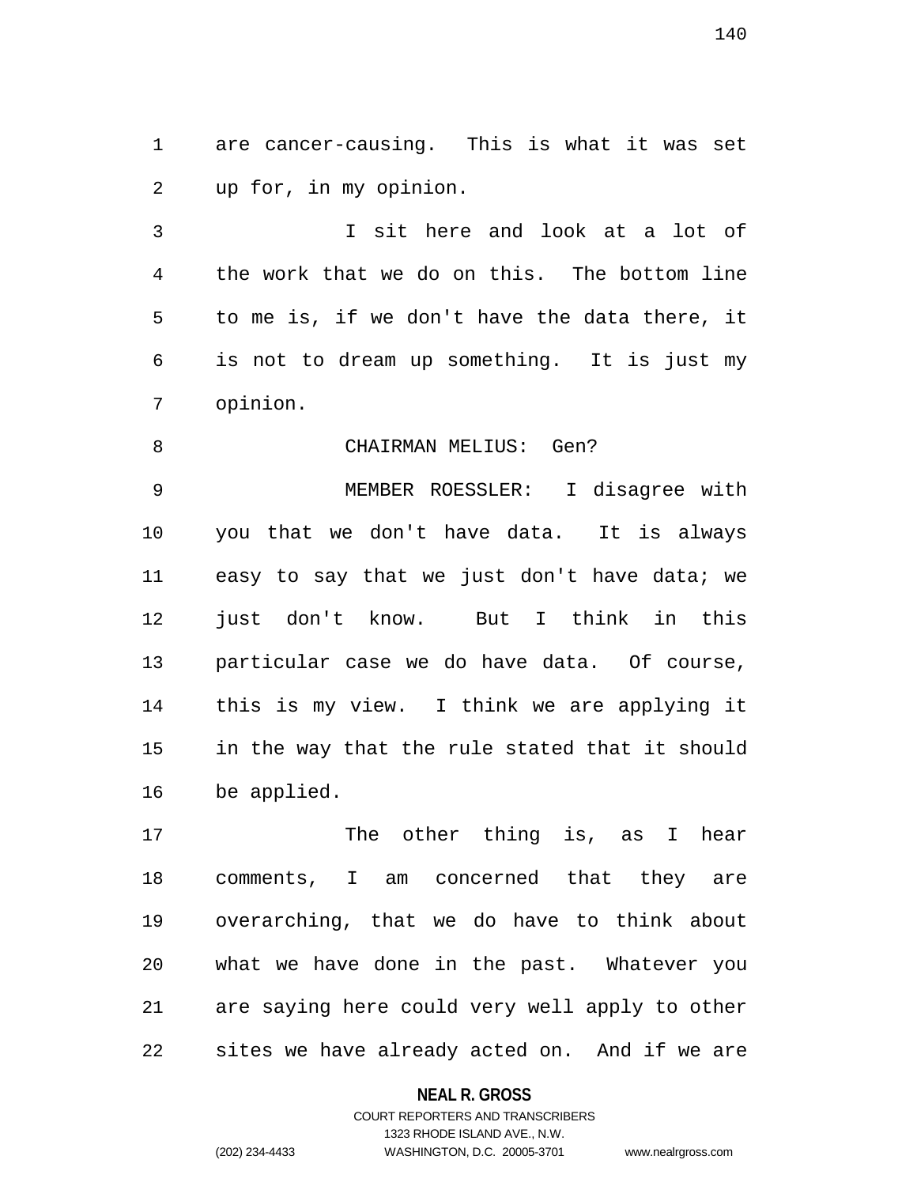are cancer-causing. This is what it was set up for, in my opinion.

I sit here and look at a lot of the work that we do on this. The bottom line to me is, if we don't have the data there, it is not to dream up something. It is just my opinion.

CHAIRMAN MELIUS: Gen?

MEMBER ROESSLER: I disagree with you that we don't have data. It is always easy to say that we just don't have data; we just don't know. But I think in this particular case we do have data. Of course, this is my view. I think we are applying it in the way that the rule stated that it should be applied.

The other thing is, as I hear comments, I am concerned that they are overarching, that we do have to think about what we have done in the past. Whatever you are saying here could very well apply to other sites we have already acted on. And if we are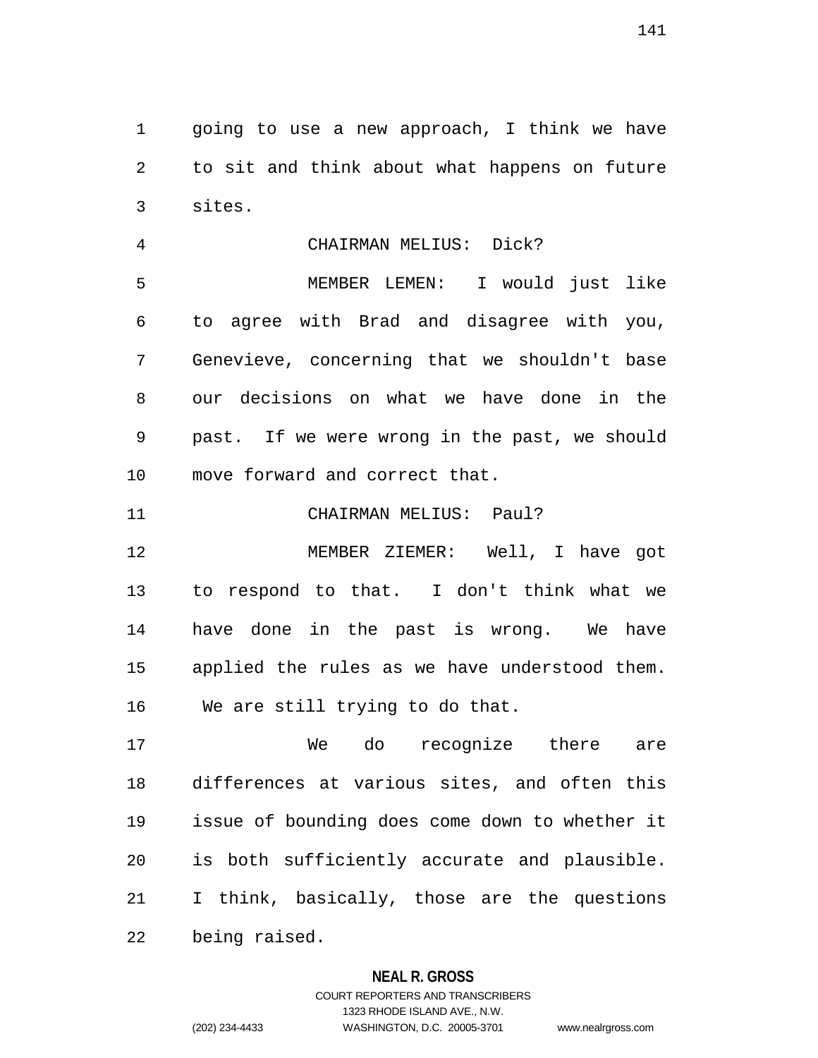going to use a new approach, I think we have to sit and think about what happens on future sites.

CHAIRMAN MELIUS: Dick?

MEMBER LEMEN: I would just like to agree with Brad and disagree with you, Genevieve, concerning that we shouldn't base our decisions on what we have done in the past. If we were wrong in the past, we should move forward and correct that.

CHAIRMAN MELIUS: Paul?

MEMBER ZIEMER: Well, I have got to respond to that. I don't think what we have done in the past is wrong. We have applied the rules as we have understood them. We are still trying to do that.

We do recognize there are differences at various sites, and often this issue of bounding does come down to whether it is both sufficiently accurate and plausible. I think, basically, those are the questions being raised.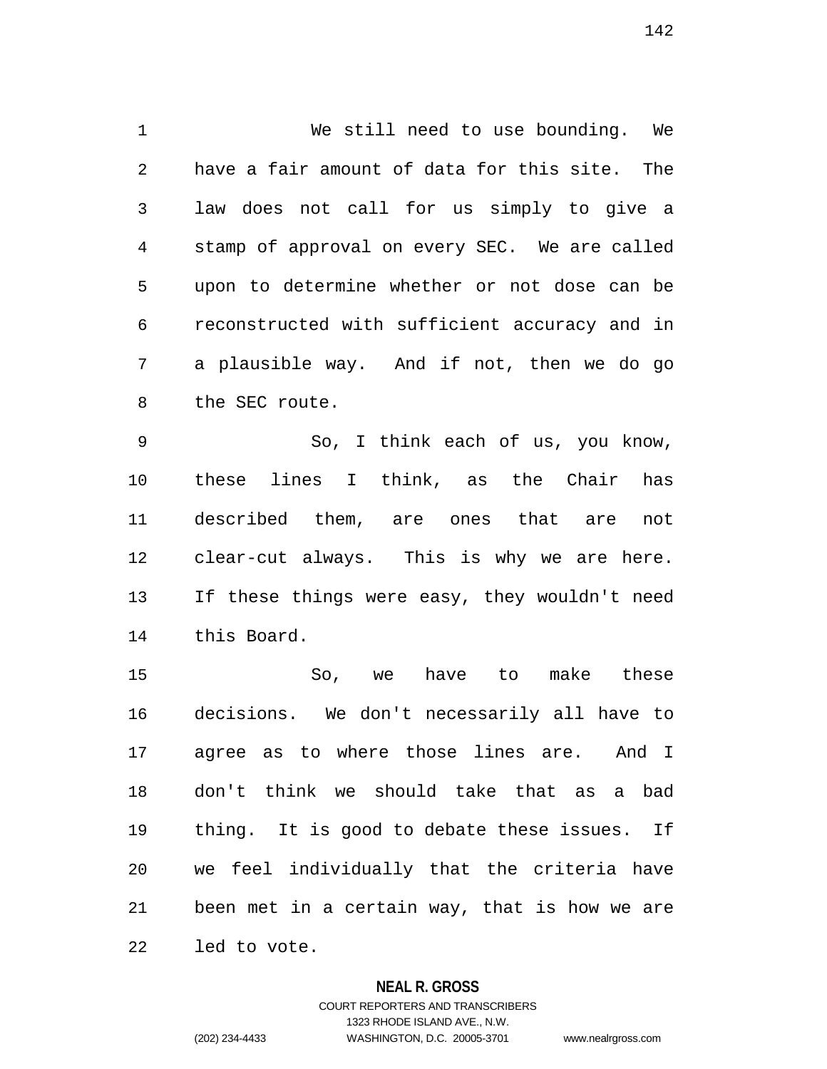We still need to use bounding. We have a fair amount of data for this site. The law does not call for us simply to give a stamp of approval on every SEC. We are called upon to determine whether or not dose can be reconstructed with sufficient accuracy and in a plausible way. And if not, then we do go the SEC route.

So, I think each of us, you know, these lines I think, as the Chair has described them, are ones that are not clear-cut always. This is why we are here. If these things were easy, they wouldn't need this Board.

So, we have to make these decisions. We don't necessarily all have to agree as to where those lines are. And I don't think we should take that as a bad thing. It is good to debate these issues. If we feel individually that the criteria have been met in a certain way, that is how we are led to vote.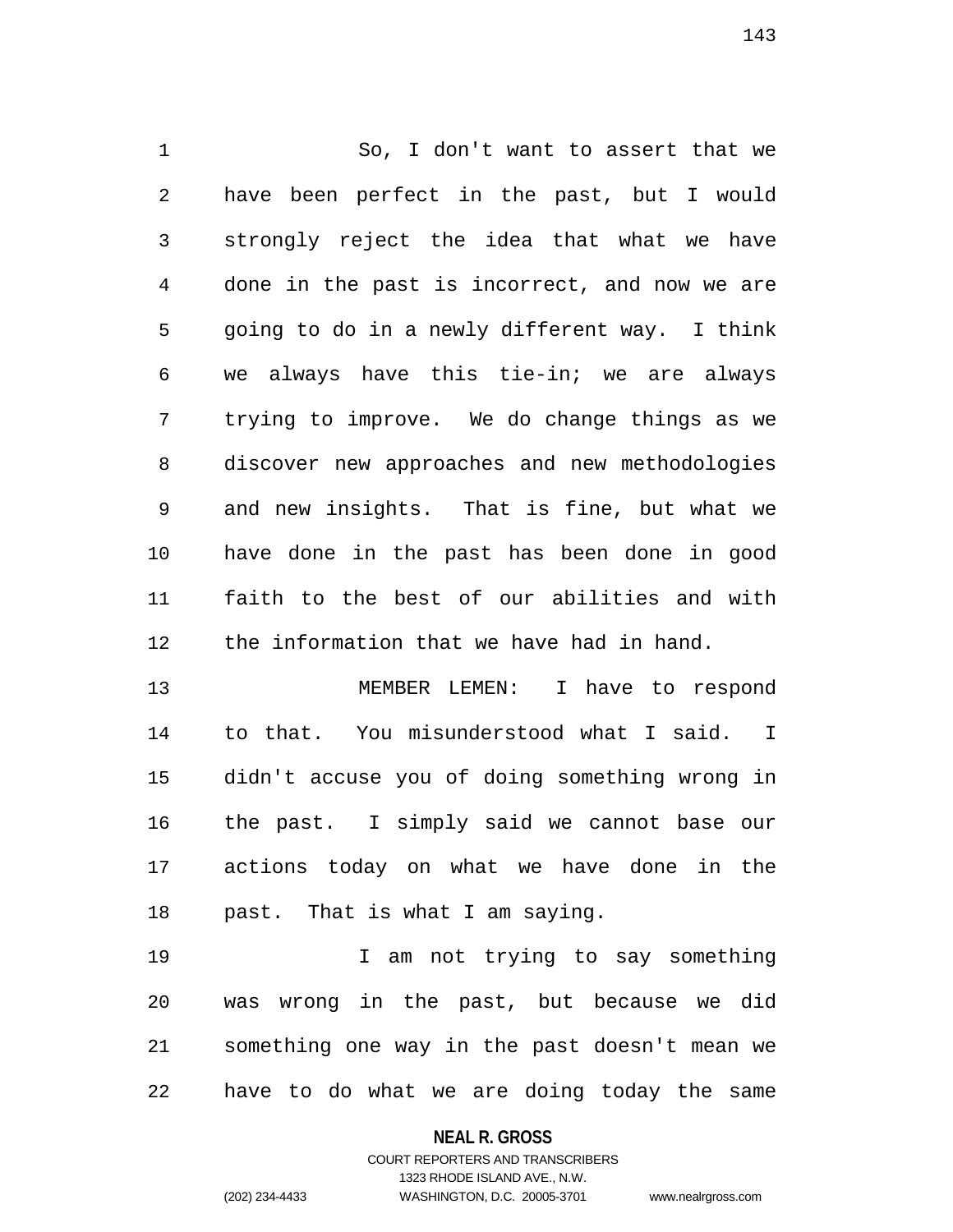So, I don't want to assert that we have been perfect in the past, but I would strongly reject the idea that what we have done in the past is incorrect, and now we are going to do in a newly different way. I think we always have this tie-in; we are always trying to improve. We do change things as we discover new approaches and new methodologies and new insights. That is fine, but what we have done in the past has been done in good faith to the best of our abilities and with the information that we have had in hand.

MEMBER LEMEN: I have to respond to that. You misunderstood what I said. I didn't accuse you of doing something wrong in the past. I simply said we cannot base our actions today on what we have done in the past. That is what I am saying.

I am not trying to say something was wrong in the past, but because we did something one way in the past doesn't mean we have to do what we are doing today the same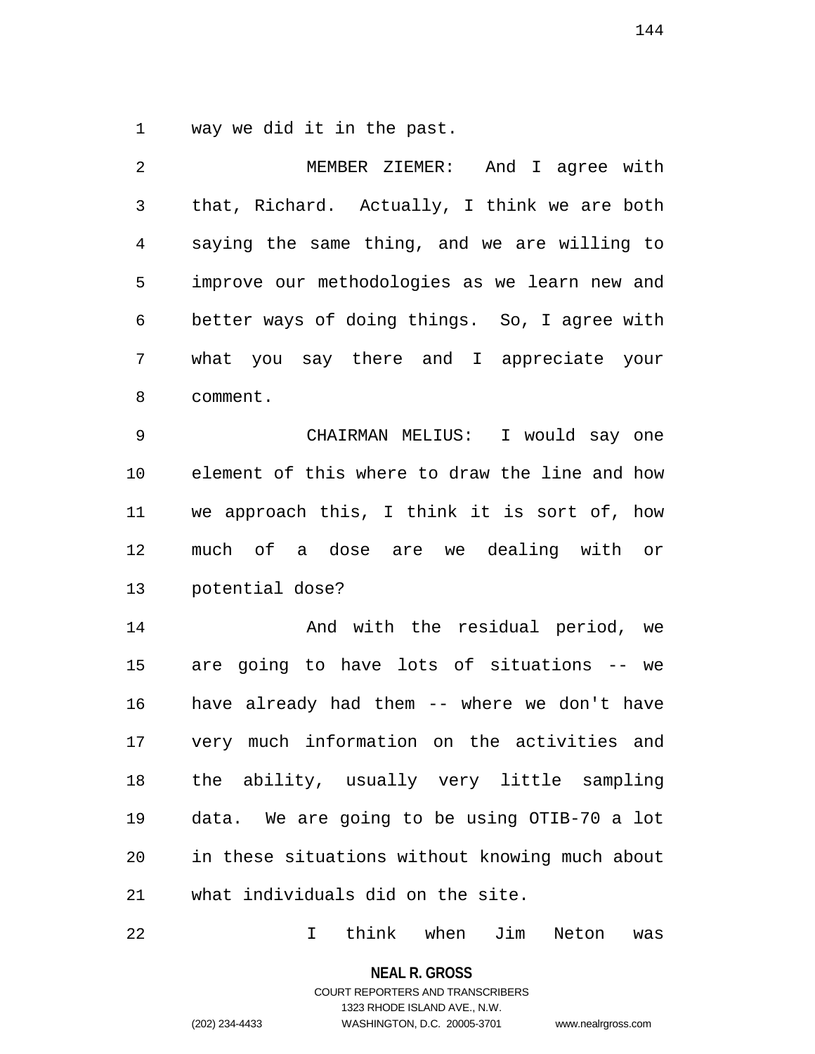way we did it in the past.

MEMBER ZIEMER: And I agree with that, Richard. Actually, I think we are both saying the same thing, and we are willing to improve our methodologies as we learn new and better ways of doing things. So, I agree with what you say there and I appreciate your comment.

CHAIRMAN MELIUS: I would say one element of this where to draw the line and how we approach this, I think it is sort of, how much of a dose are we dealing with or potential dose?

And with the residual period, we are going to have lots of situations -- we have already had them -- where we don't have very much information on the activities and the ability, usually very little sampling data. We are going to be using OTIB-70 a lot in these situations without knowing much about what individuals did on the site.

I think when Jim Neton was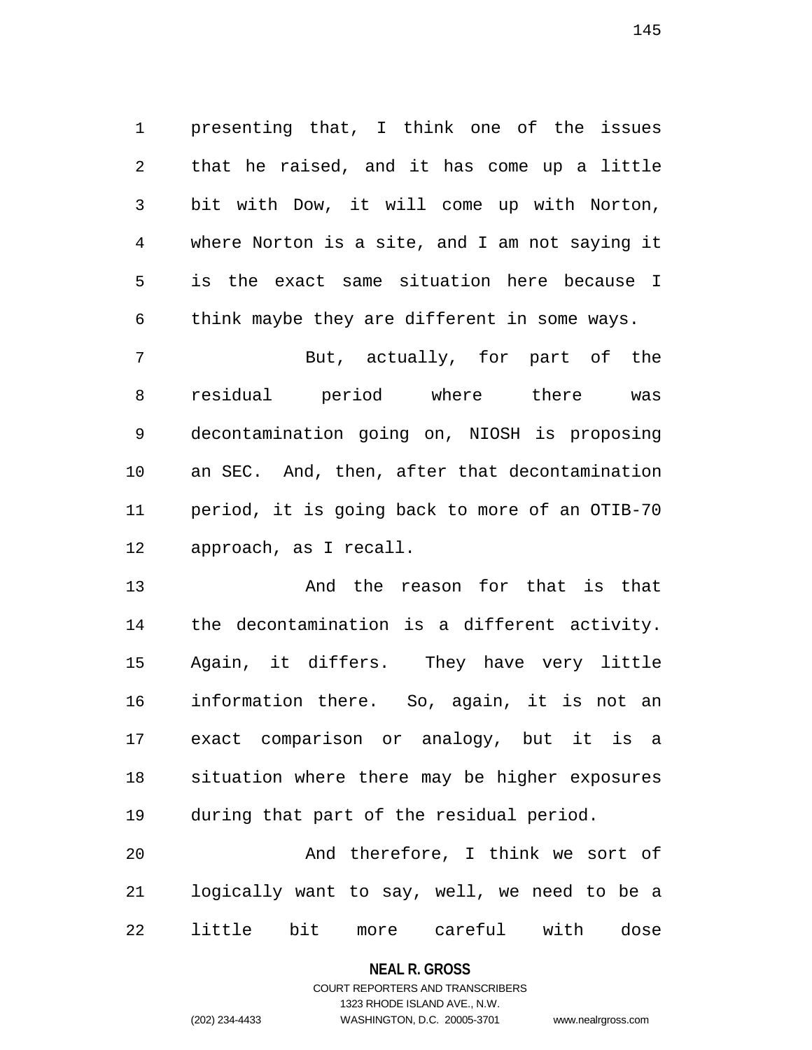presenting that, I think one of the issues that he raised, and it has come up a little bit with Dow, it will come up with Norton, where Norton is a site, and I am not saying it is the exact same situation here because I think maybe they are different in some ways.

But, actually, for part of the residual period where there was decontamination going on, NIOSH is proposing an SEC. And, then, after that decontamination period, it is going back to more of an OTIB-70 approach, as I recall.

And the reason for that is that the decontamination is a different activity. Again, it differs. They have very little information there. So, again, it is not an exact comparison or analogy, but it is a situation where there may be higher exposures during that part of the residual period.

And therefore, I think we sort of logically want to say, well, we need to be a little bit more careful with dose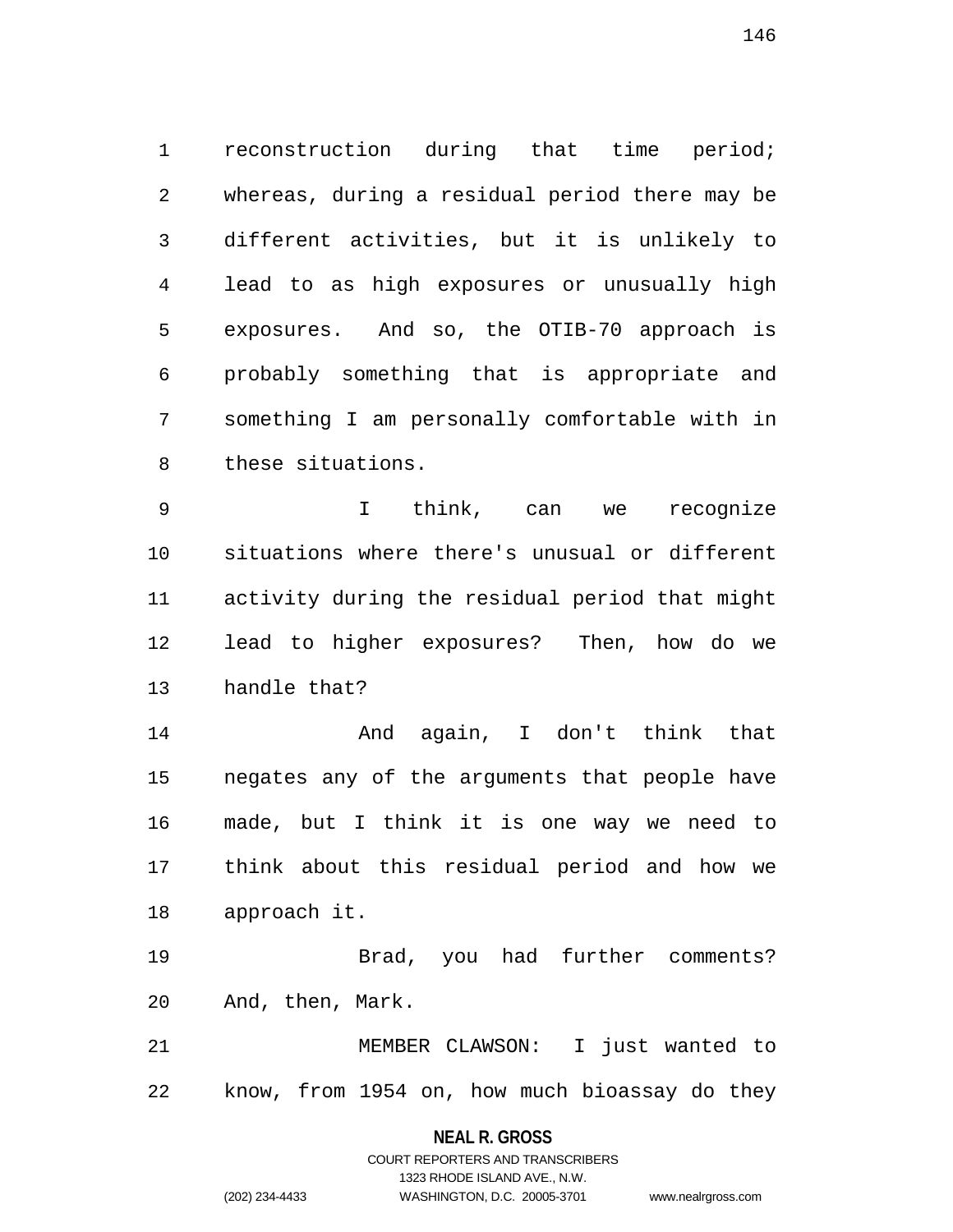reconstruction during that time period; whereas, during a residual period there may be different activities, but it is unlikely to lead to as high exposures or unusually high exposures. And so, the OTIB-70 approach is probably something that is appropriate and something I am personally comfortable with in these situations.

I think, can we recognize situations where there's unusual or different activity during the residual period that might lead to higher exposures? Then, how do we handle that?

And again, I don't think that negates any of the arguments that people have made, but I think it is one way we need to think about this residual period and how we approach it.

Brad, you had further comments? And, then, Mark.

MEMBER CLAWSON: I just wanted to know, from 1954 on, how much bioassay do they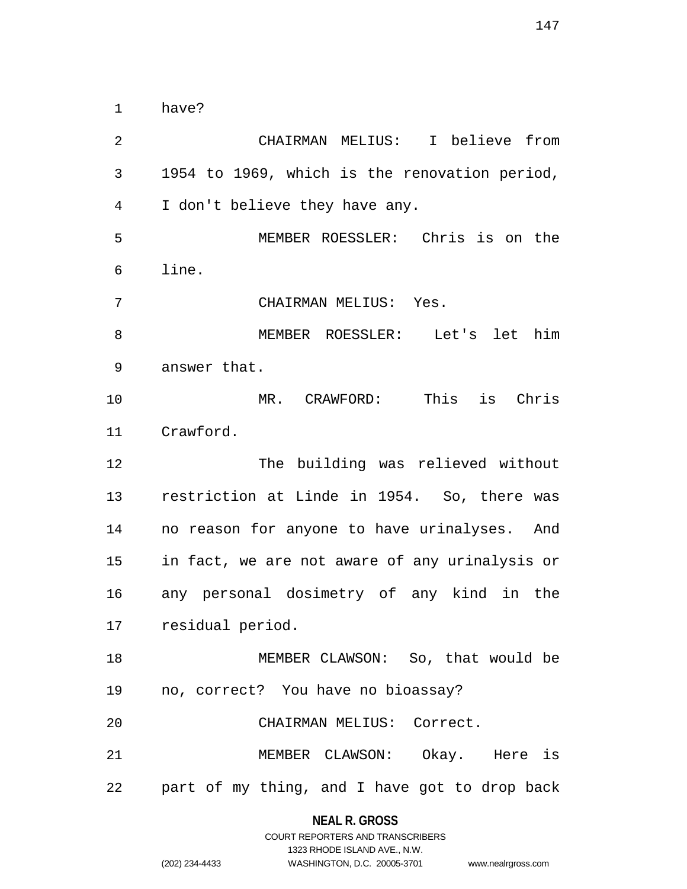have?

CHAIRMAN MELIUS: I believe from 1954 to 1969, which is the renovation period, I don't believe they have any.

MEMBER ROESSLER: Chris is on the line.

CHAIRMAN MELIUS: Yes.

MEMBER ROESSLER: Let's let him answer that.

MR. CRAWFORD: This is Chris Crawford.

The building was relieved without restriction at Linde in 1954. So, there was no reason for anyone to have urinalyses. And in fact, we are not aware of any urinalysis or any personal dosimetry of any kind in the residual period.

MEMBER CLAWSON: So, that would be no, correct? You have no bioassay?

CHAIRMAN MELIUS: Correct.

MEMBER CLAWSON: Okay. Here is part of my thing, and I have got to drop back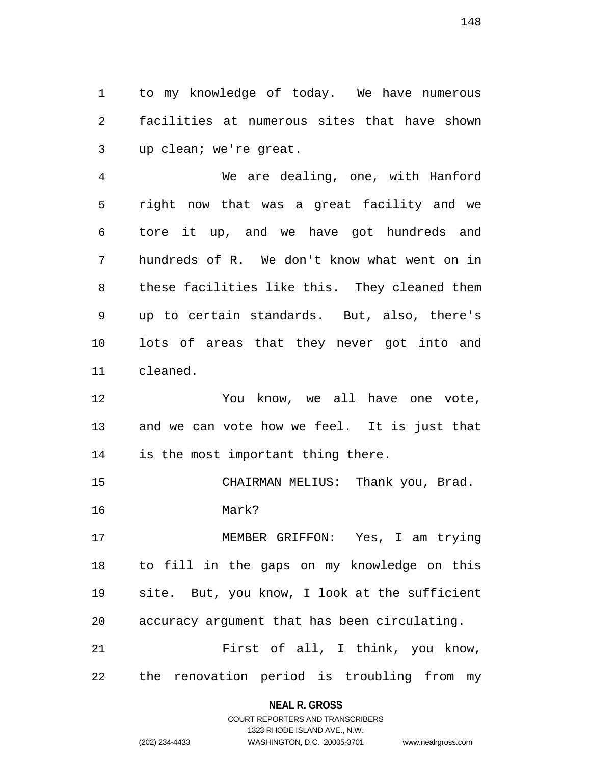to my knowledge of today. We have numerous facilities at numerous sites that have shown up clean; we're great.

We are dealing, one, with Hanford right now that was a great facility and we tore it up, and we have got hundreds and hundreds of R. We don't know what went on in these facilities like this. They cleaned them up to certain standards. But, also, there's lots of areas that they never got into and cleaned.

You know, we all have one vote, and we can vote how we feel. It is just that is the most important thing there.

CHAIRMAN MELIUS: Thank you, Brad.

Mark?

MEMBER GRIFFON: Yes, I am trying to fill in the gaps on my knowledge on this site. But, you know, I look at the sufficient accuracy argument that has been circulating.

First of all, I think, you know, the renovation period is troubling from my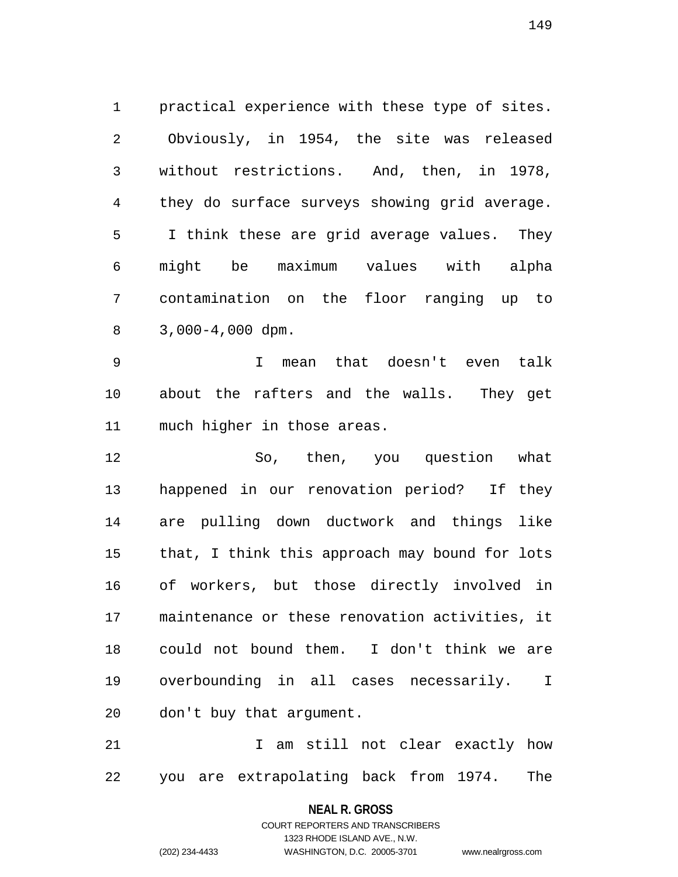practical experience with these type of sites. Obviously, in 1954, the site was released without restrictions. And, then, in 1978, they do surface surveys showing grid average. I think these are grid average values. They might be maximum values with alpha contamination on the floor ranging up to 3,000-4,000 dpm.

I mean that doesn't even talk about the rafters and the walls. They get much higher in those areas.

So, then, you question what happened in our renovation period? If they are pulling down ductwork and things like that, I think this approach may bound for lots of workers, but those directly involved in maintenance or these renovation activities, it could not bound them. I don't think we are overbounding in all cases necessarily. I don't buy that argument.

I am still not clear exactly how you are extrapolating back from 1974. The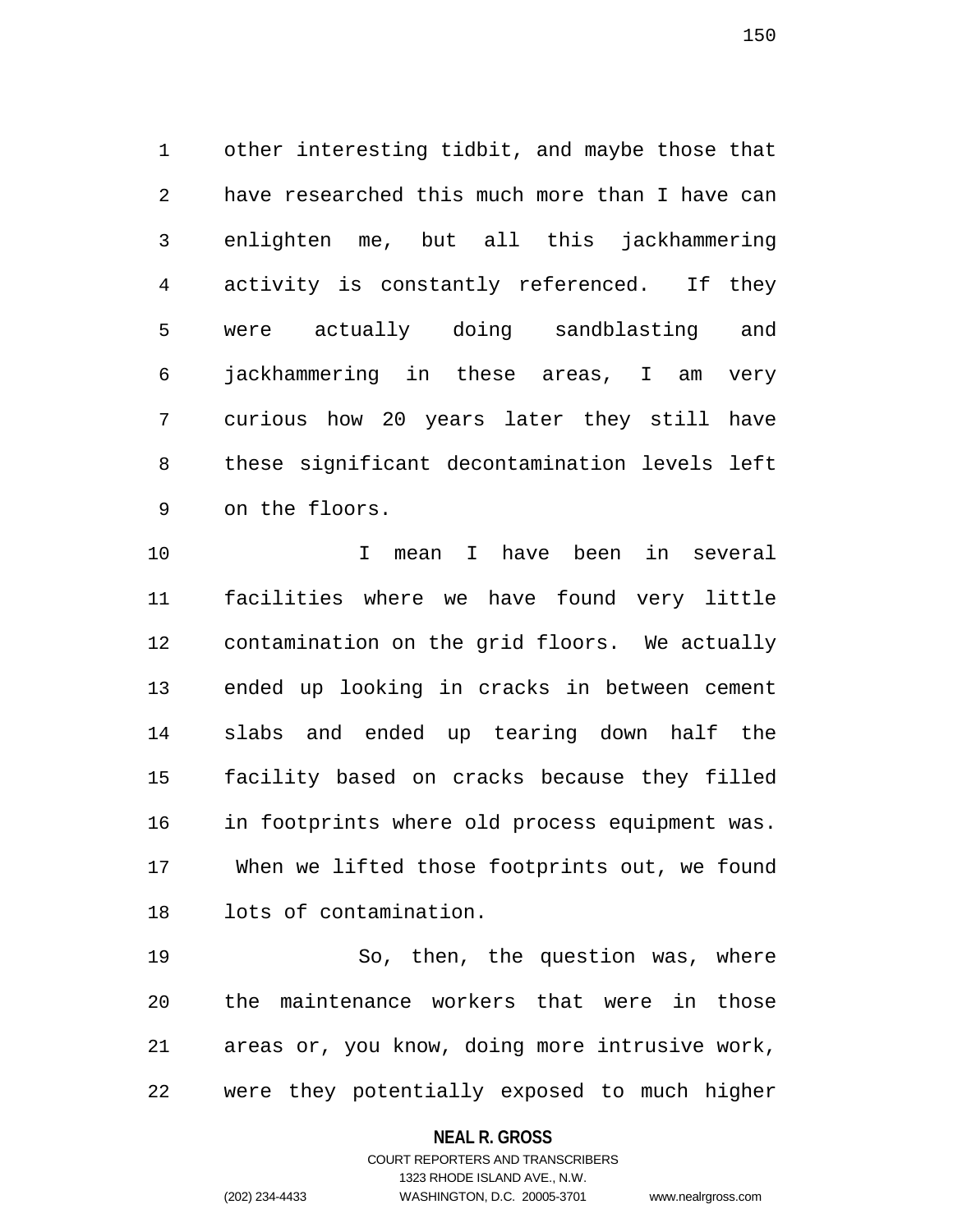other interesting tidbit, and maybe those that have researched this much more than I have can enlighten me, but all this jackhammering activity is constantly referenced. If they were actually doing sandblasting and jackhammering in these areas, I am very curious how 20 years later they still have these significant decontamination levels left on the floors.

I mean I have been in several facilities where we have found very little contamination on the grid floors. We actually ended up looking in cracks in between cement slabs and ended up tearing down half the facility based on cracks because they filled in footprints where old process equipment was. When we lifted those footprints out, we found lots of contamination.

So, then, the question was, where the maintenance workers that were in those areas or, you know, doing more intrusive work, were they potentially exposed to much higher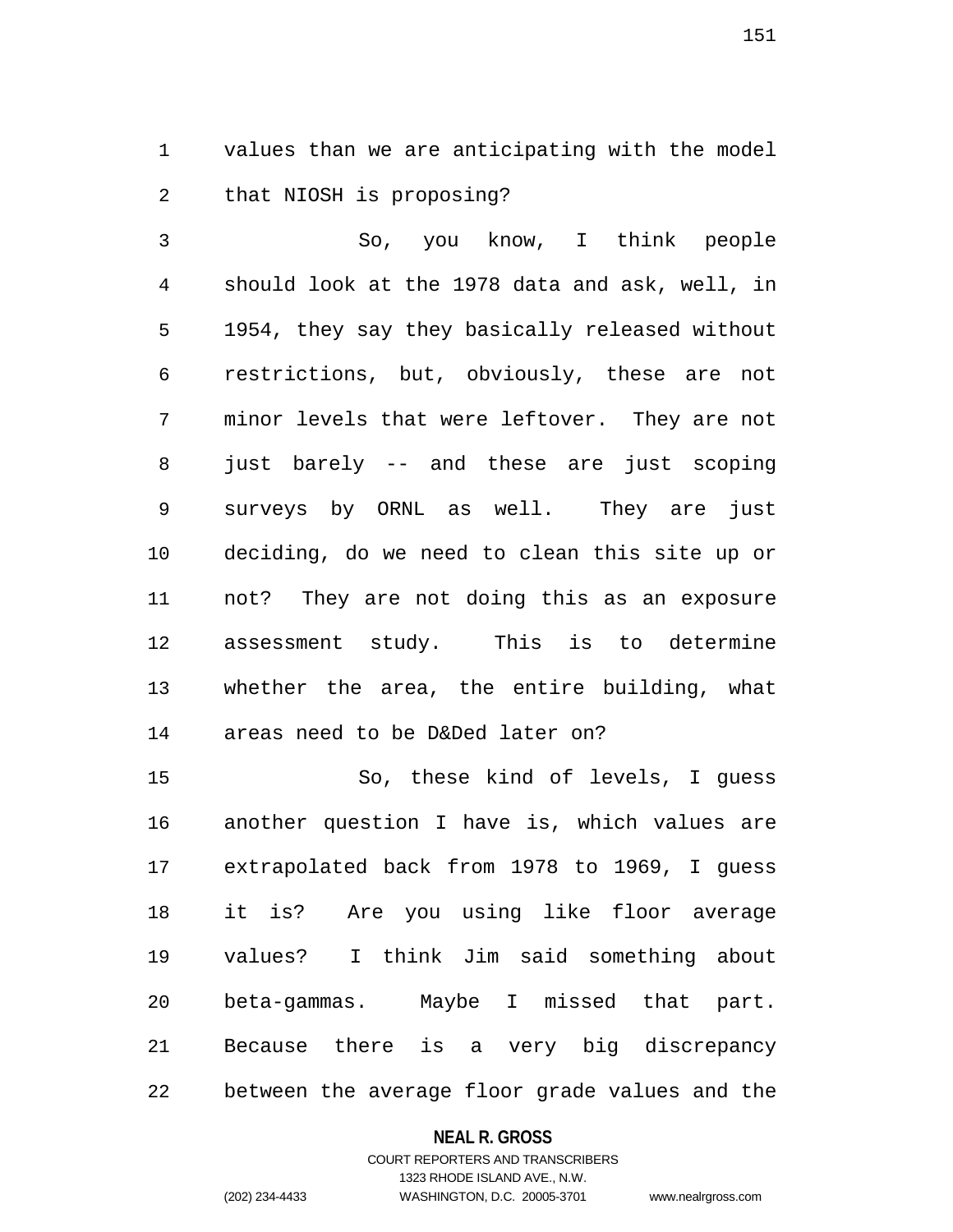values than we are anticipating with the model that NIOSH is proposing?

So, you know, I think people should look at the 1978 data and ask, well, in 1954, they say they basically released without restrictions, but, obviously, these are not minor levels that were leftover. They are not just barely -- and these are just scoping surveys by ORNL as well. They are just deciding, do we need to clean this site up or not? They are not doing this as an exposure assessment study. This is to determine whether the area, the entire building, what areas need to be D&Ded later on?

So, these kind of levels, I guess another question I have is, which values are extrapolated back from 1978 to 1969, I guess it is? Are you using like floor average values? I think Jim said something about beta-gammas. Maybe I missed that part. Because there is a very big discrepancy between the average floor grade values and the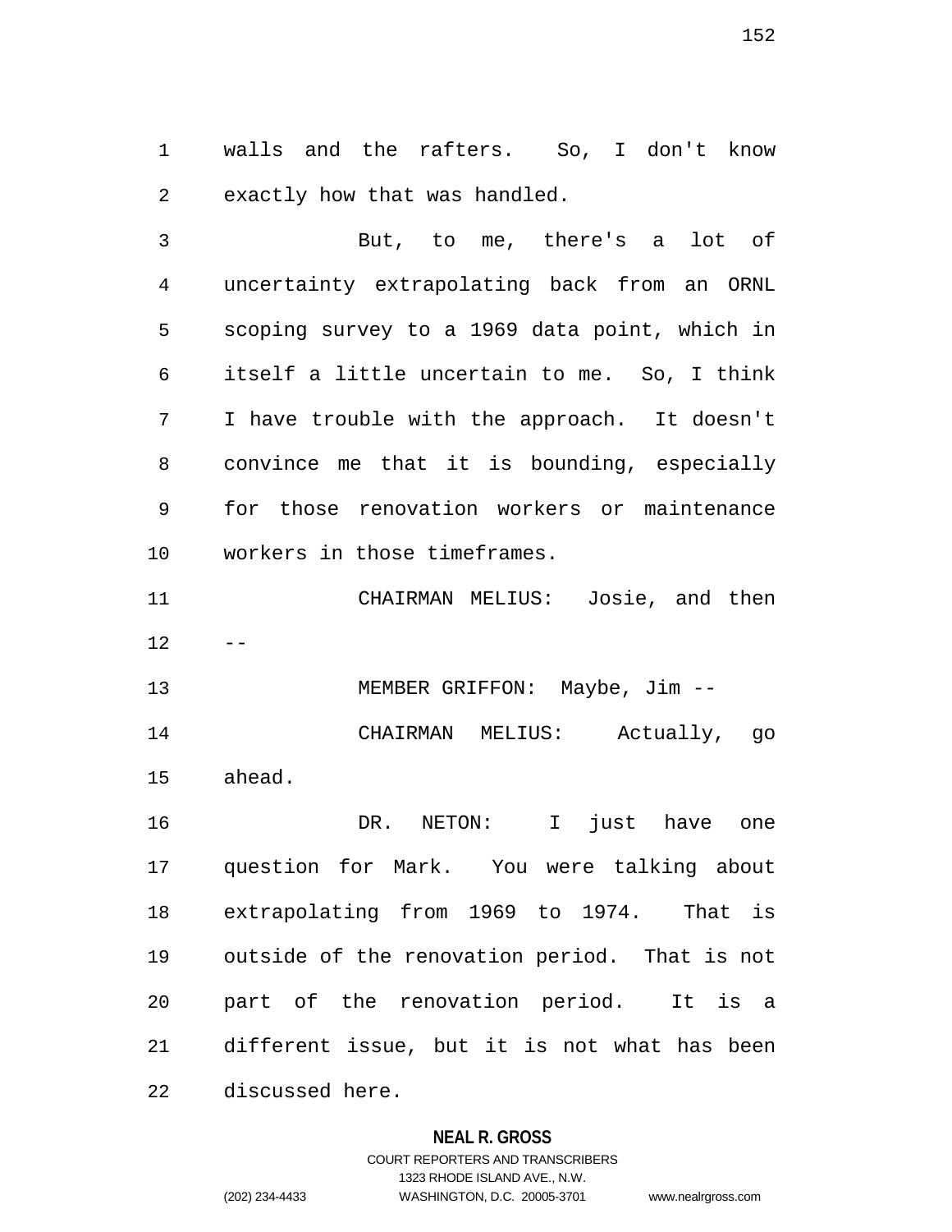walls and the rafters. So, I don't know exactly how that was handled.

But, to me, there's a lot of uncertainty extrapolating back from an ORNL scoping survey to a 1969 data point, which in itself a little uncertain to me. So, I think I have trouble with the approach. It doesn't convince me that it is bounding, especially for those renovation workers or maintenance workers in those timeframes.

CHAIRMAN MELIUS: Josie, and then --

MEMBER GRIFFON: Maybe, Jim --

CHAIRMAN MELIUS: Actually, go ahead.

DR. NETON: I just have one question for Mark. You were talking about extrapolating from 1969 to 1974. That is outside of the renovation period. That is not part of the renovation period. It is a different issue, but it is not what has been discussed here.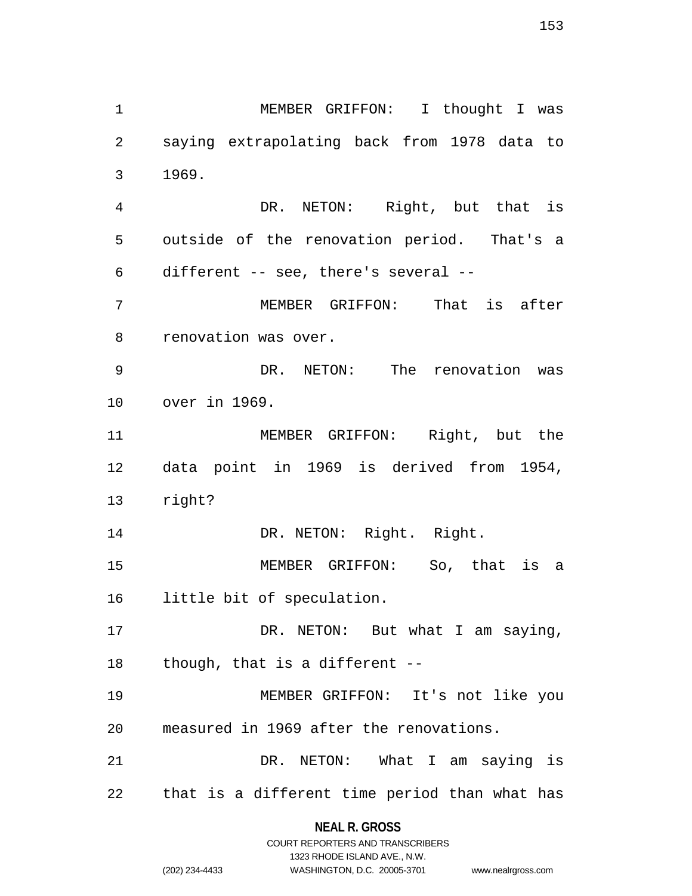MEMBER GRIFFON: I thought I was saying extrapolating back from 1978 data to 1969.

DR. NETON: Right, but that is outside of the renovation period. That's a different -- see, there's several --

MEMBER GRIFFON: That is after renovation was over.

DR. NETON: The renovation was over in 1969.

MEMBER GRIFFON: Right, but the data point in 1969 is derived from 1954, right?

DR. NETON: Right. Right.

MEMBER GRIFFON: So, that is a little bit of speculation.

DR. NETON: But what I am saying, though, that is a different --

MEMBER GRIFFON: It's not like you measured in 1969 after the renovations.

DR. NETON: What I am saying is that is a different time period than what has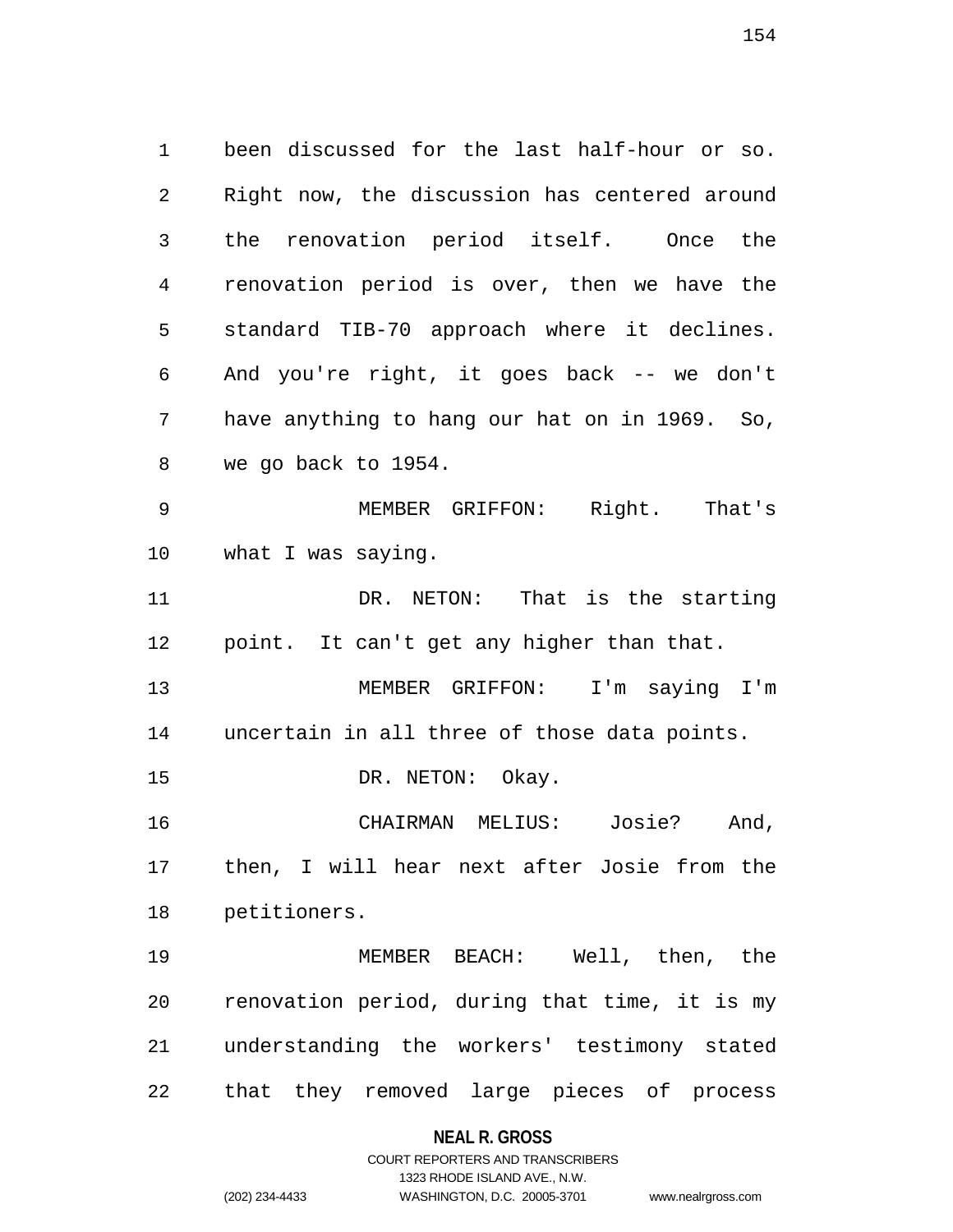been discussed for the last half-hour or so. Right now, the discussion has centered around the renovation period itself. Once the renovation period is over, then we have the standard TIB-70 approach where it declines. And you're right, it goes back -- we don't have anything to hang our hat on in 1969. So, we go back to 1954.

MEMBER GRIFFON: Right. That's what I was saying.

DR. NETON: That is the starting point. It can't get any higher than that.

MEMBER GRIFFON: I'm saying I'm uncertain in all three of those data points.

DR. NETON: Okay.

CHAIRMAN MELIUS: Josie? And, then, I will hear next after Josie from the petitioners.

MEMBER BEACH: Well, then, the renovation period, during that time, it is my understanding the workers' testimony stated that they removed large pieces of process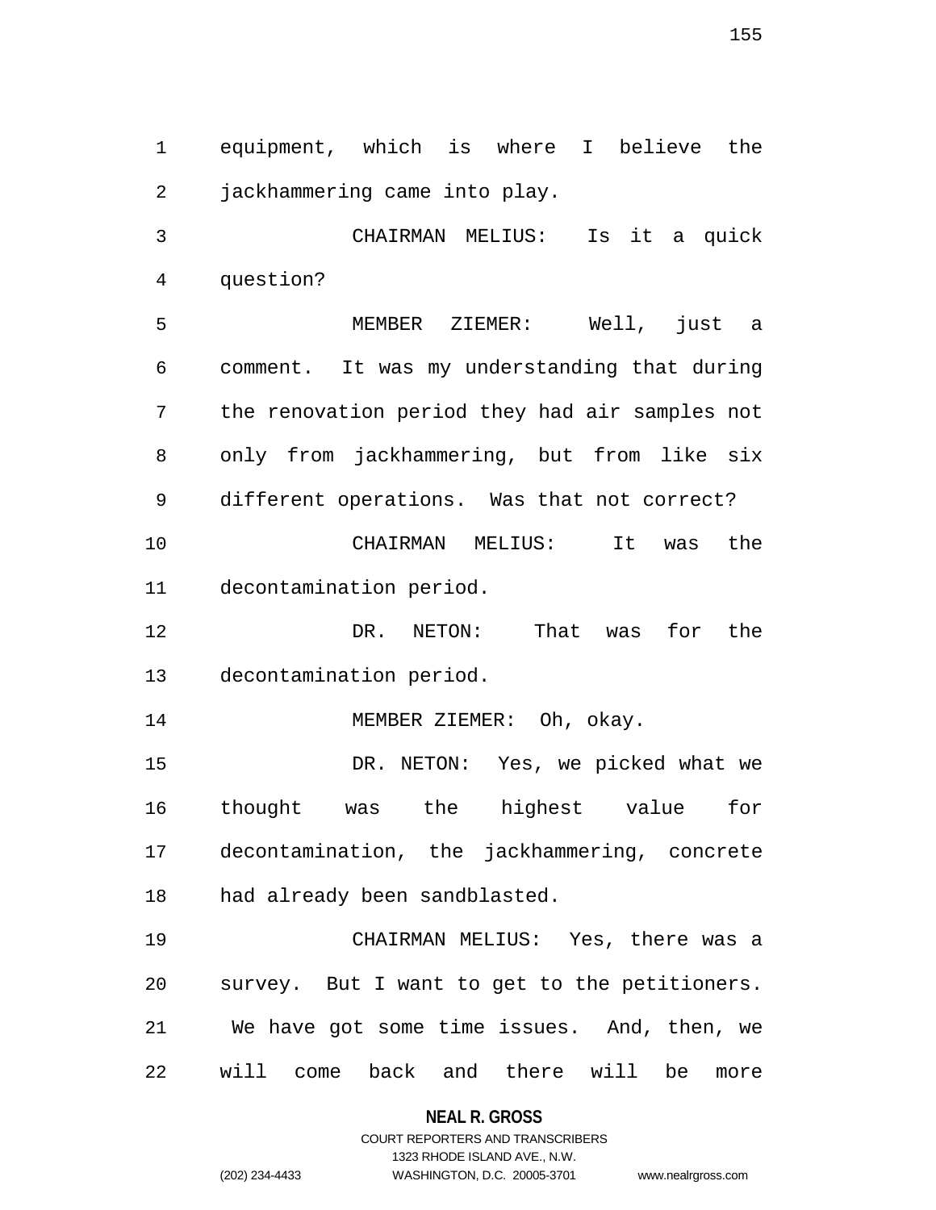equipment, which is where I believe the jackhammering came into play.

CHAIRMAN MELIUS: Is it a quick question?

MEMBER ZIEMER: Well, just a comment. It was my understanding that during the renovation period they had air samples not only from jackhammering, but from like six different operations. Was that not correct?

CHAIRMAN MELIUS: It was the decontamination period.

DR. NETON: That was for the decontamination period.

MEMBER ZIEMER: Oh, okay.

DR. NETON: Yes, we picked what we thought was the highest value for decontamination, the jackhammering, concrete had already been sandblasted.

CHAIRMAN MELIUS: Yes, there was a survey. But I want to get to the petitioners. We have got some time issues. And, then, we will come back and there will be more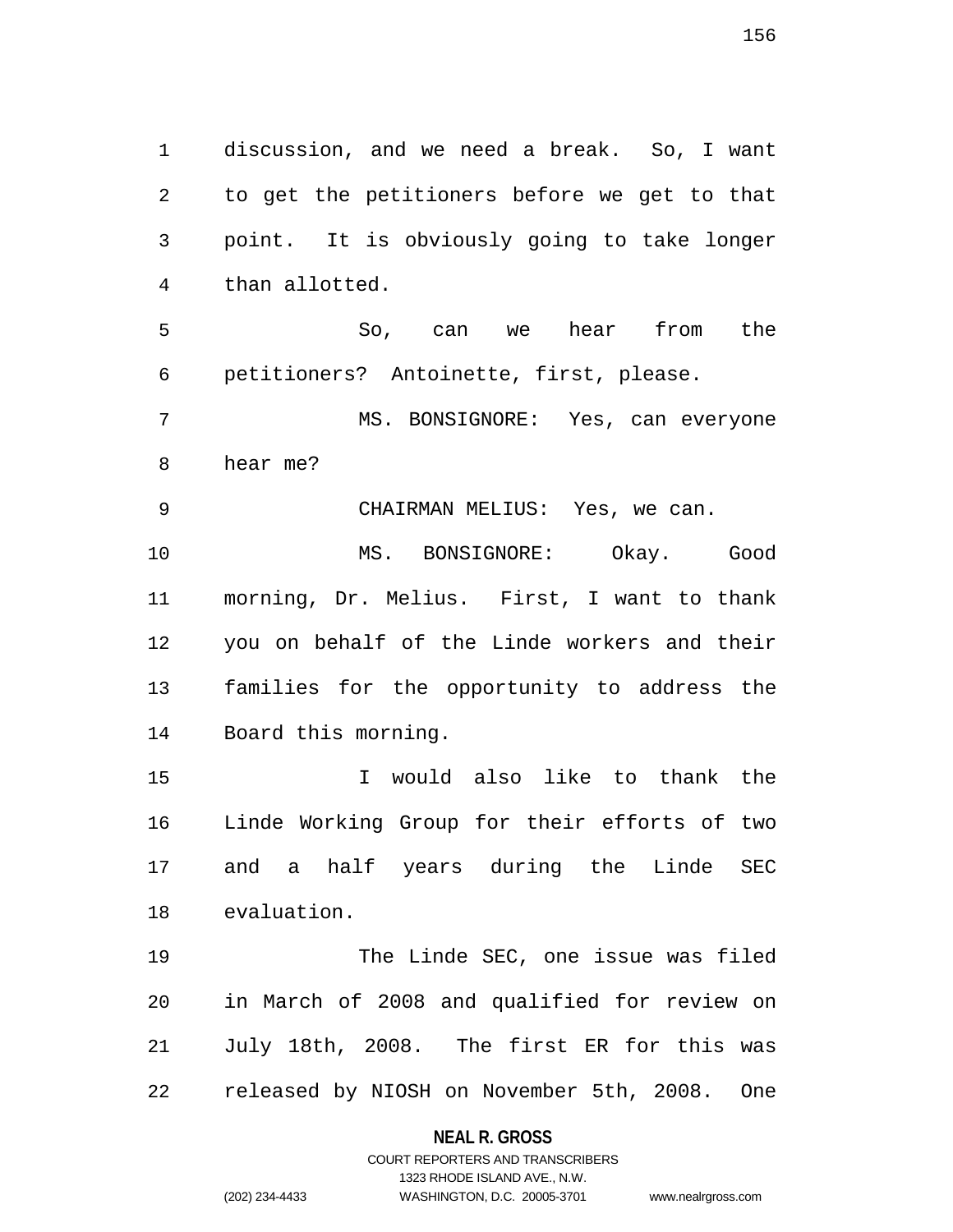discussion, and we need a break. So, I want to get the petitioners before we get to that point. It is obviously going to take longer than allotted.

So, can we hear from the petitioners? Antoinette, first, please.

MS. BONSIGNORE: Yes, can everyone hear me?

CHAIRMAN MELIUS: Yes, we can.

MS. BONSIGNORE: Okay. Good morning, Dr. Melius. First, I want to thank you on behalf of the Linde workers and their families for the opportunity to address the Board this morning.

I would also like to thank the Linde Working Group for their efforts of two and a half years during the Linde SEC evaluation.

The Linde SEC, one issue was filed in March of 2008 and qualified for review on July 18th, 2008. The first ER for this was released by NIOSH on November 5th, 2008. One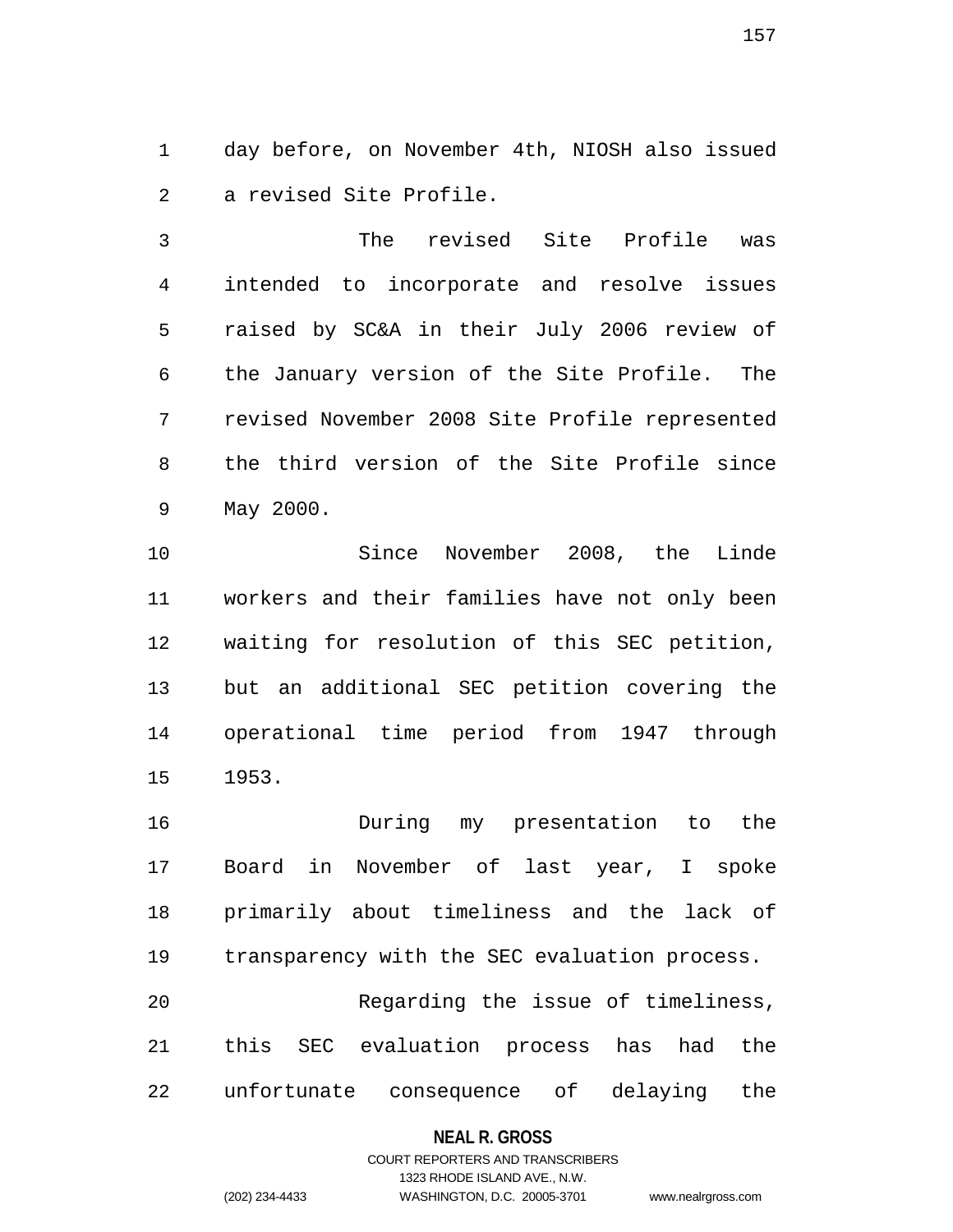day before, on November 4th, NIOSH also issued a revised Site Profile.

The revised Site Profile was intended to incorporate and resolve issues raised by SC&A in their July 2006 review of the January version of the Site Profile. The revised November 2008 Site Profile represented the third version of the Site Profile since May 2000.

Since November 2008, the Linde workers and their families have not only been waiting for resolution of this SEC petition, but an additional SEC petition covering the operational time period from 1947 through 1953.

During my presentation to the Board in November of last year, I spoke primarily about timeliness and the lack of transparency with the SEC evaluation process.

Regarding the issue of timeliness, this SEC evaluation process has had the unfortunate consequence of delaying the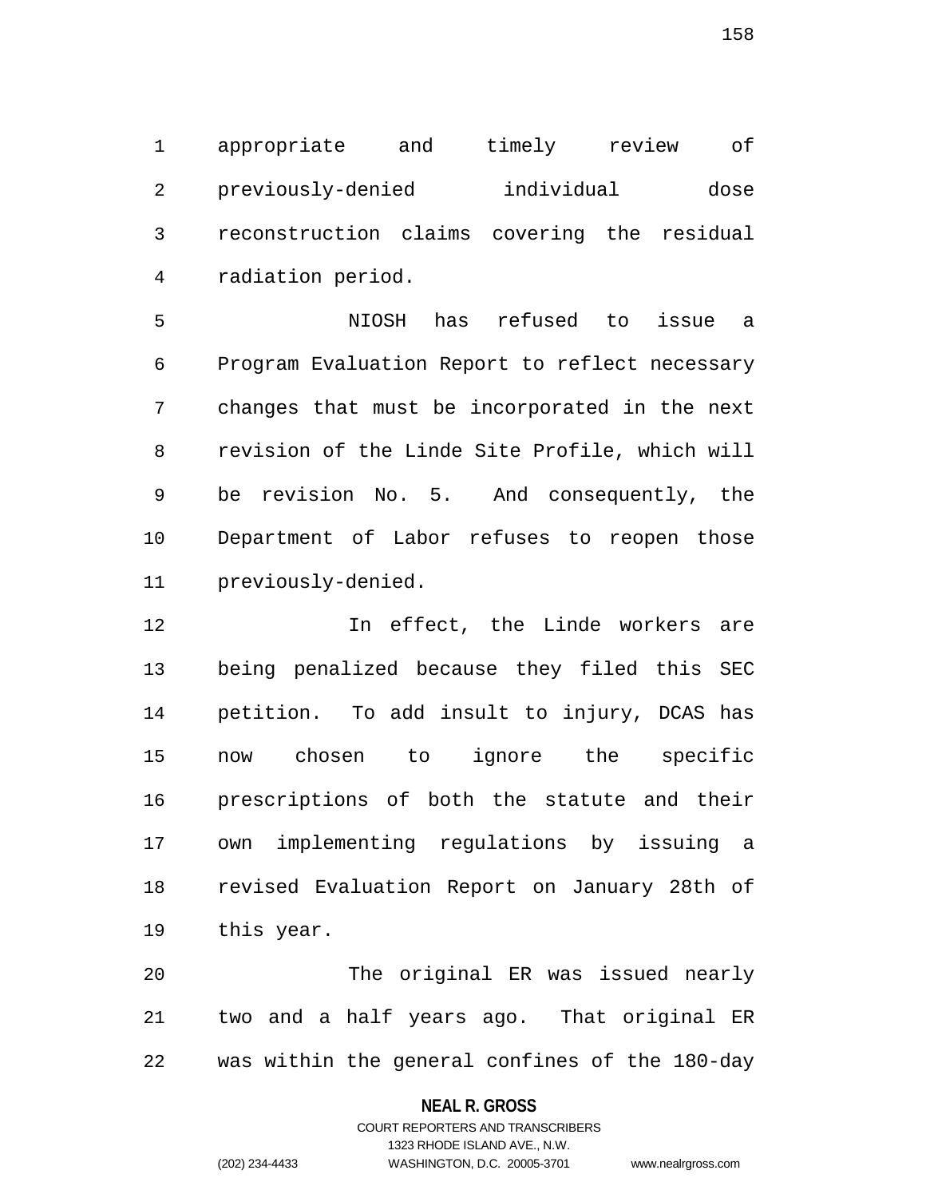appropriate and timely review of previously-denied individual dose reconstruction claims covering the residual radiation period.

NIOSH has refused to issue a Program Evaluation Report to reflect necessary changes that must be incorporated in the next revision of the Linde Site Profile, which will be revision No. 5. And consequently, the Department of Labor refuses to reopen those previously-denied.

In effect, the Linde workers are being penalized because they filed this SEC petition. To add insult to injury, DCAS has now chosen to ignore the specific prescriptions of both the statute and their own implementing regulations by issuing a revised Evaluation Report on January 28th of this year.

The original ER was issued nearly two and a half years ago. That original ER was within the general confines of the 180-day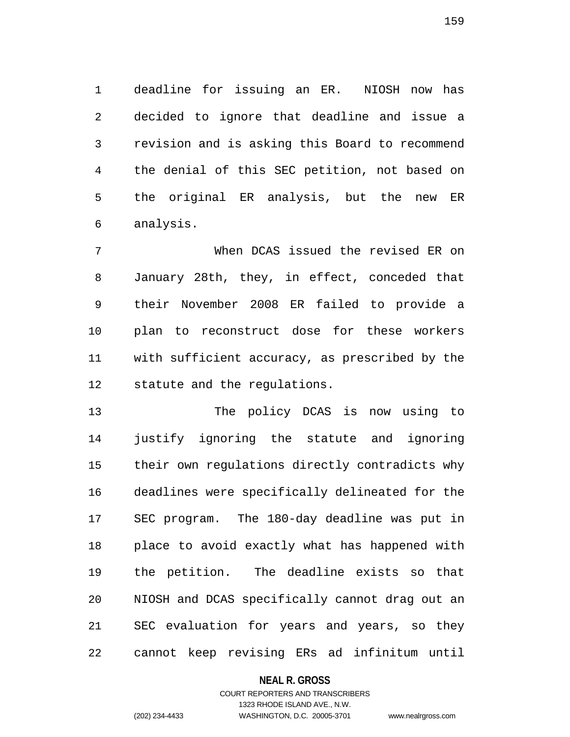deadline for issuing an ER. NIOSH now has decided to ignore that deadline and issue a revision and is asking this Board to recommend the denial of this SEC petition, not based on the original ER analysis, but the new ER analysis.

When DCAS issued the revised ER on January 28th, they, in effect, conceded that their November 2008 ER failed to provide a plan to reconstruct dose for these workers with sufficient accuracy, as prescribed by the statute and the regulations.

The policy DCAS is now using to justify ignoring the statute and ignoring their own regulations directly contradicts why deadlines were specifically delineated for the SEC program. The 180-day deadline was put in place to avoid exactly what has happened with the petition. The deadline exists so that NIOSH and DCAS specifically cannot drag out an SEC evaluation for years and years, so they cannot keep revising ERs ad infinitum until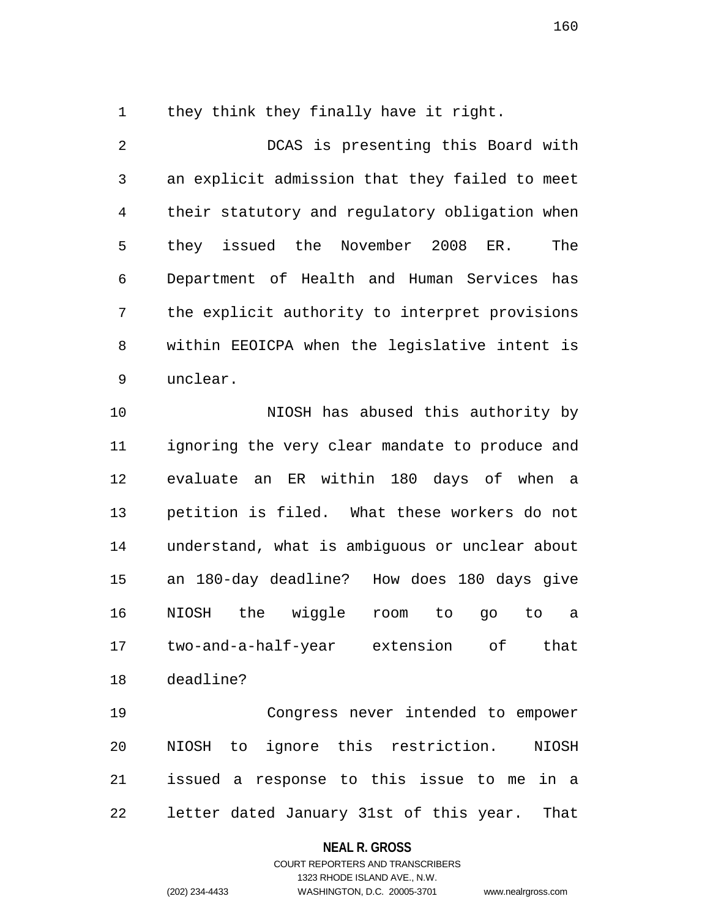they think they finally have it right.

DCAS is presenting this Board with an explicit admission that they failed to meet their statutory and regulatory obligation when they issued the November 2008 ER. The Department of Health and Human Services has the explicit authority to interpret provisions within EEOICPA when the legislative intent is unclear.

NIOSH has abused this authority by ignoring the very clear mandate to produce and evaluate an ER within 180 days of when a petition is filed. What these workers do not understand, what is ambiguous or unclear about an 180-day deadline? How does 180 days give NIOSH the wiggle room to go to a two-and-a-half-year extension of that deadline?

Congress never intended to empower NIOSH to ignore this restriction. NIOSH issued a response to this issue to me in a letter dated January 31st of this year. That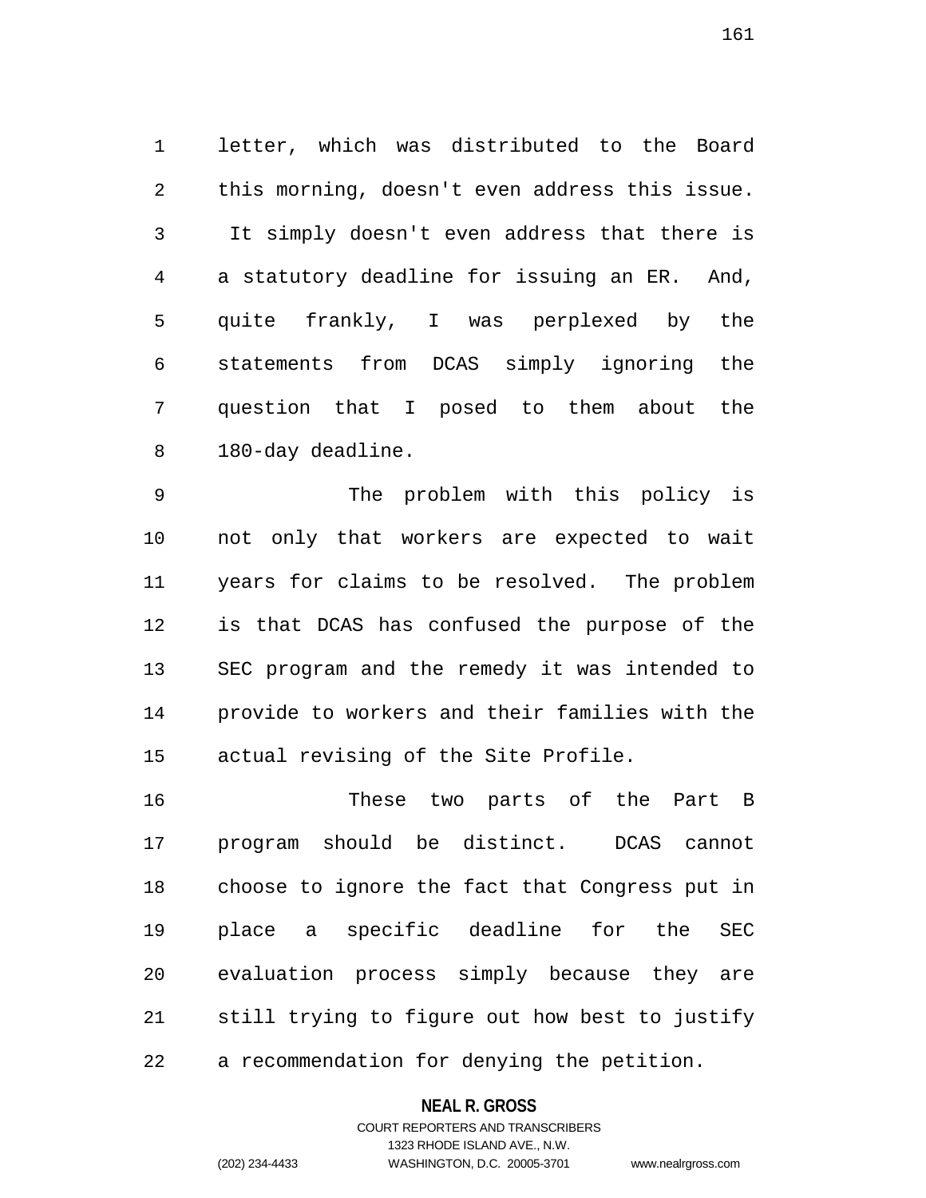letter, which was distributed to the Board this morning, doesn't even address this issue. It simply doesn't even address that there is a statutory deadline for issuing an ER. And, quite frankly, I was perplexed by the statements from DCAS simply ignoring the question that I posed to them about the 180-day deadline.

The problem with this policy is not only that workers are expected to wait years for claims to be resolved. The problem is that DCAS has confused the purpose of the SEC program and the remedy it was intended to provide to workers and their families with the actual revising of the Site Profile.

These two parts of the Part B program should be distinct. DCAS cannot choose to ignore the fact that Congress put in place a specific deadline for the SEC evaluation process simply because they are still trying to figure out how best to justify a recommendation for denying the petition.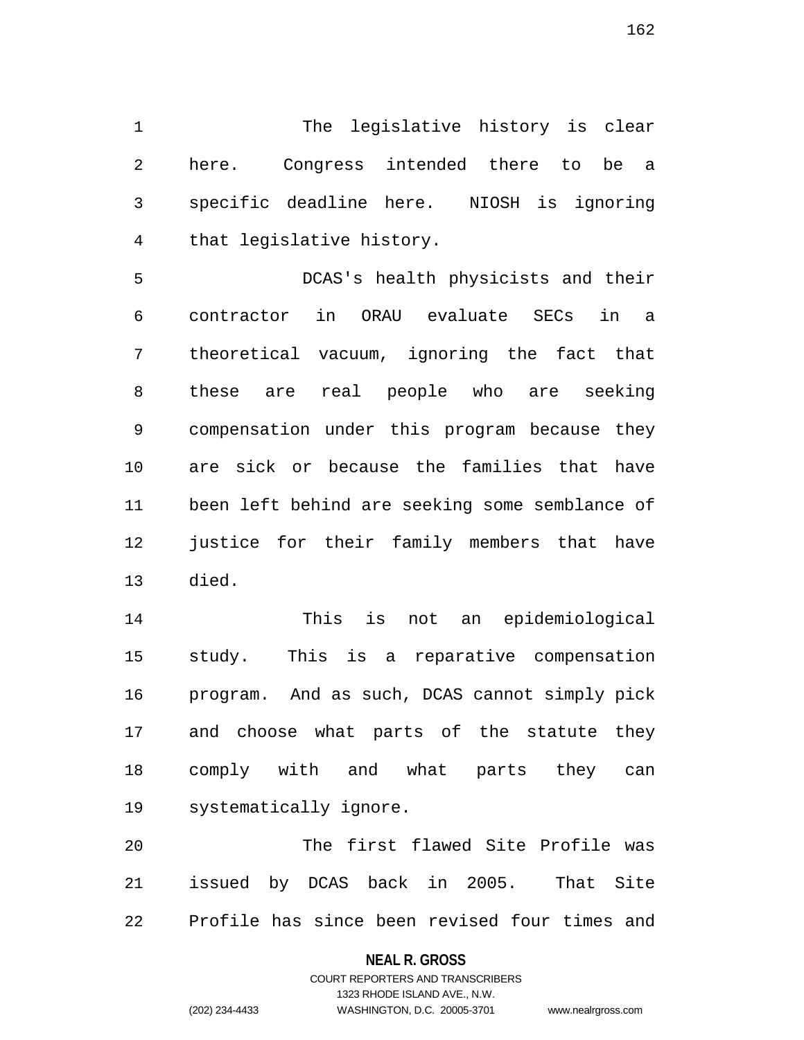The legislative history is clear here. Congress intended there to be a specific deadline here. NIOSH is ignoring that legislative history.

DCAS's health physicists and their contractor in ORAU evaluate SECs in a theoretical vacuum, ignoring the fact that these are real people who are seeking compensation under this program because they are sick or because the families that have been left behind are seeking some semblance of justice for their family members that have died.

This is not an epidemiological study. This is a reparative compensation program. And as such, DCAS cannot simply pick and choose what parts of the statute they comply with and what parts they can systematically ignore.

The first flawed Site Profile was issued by DCAS back in 2005. That Site Profile has since been revised four times and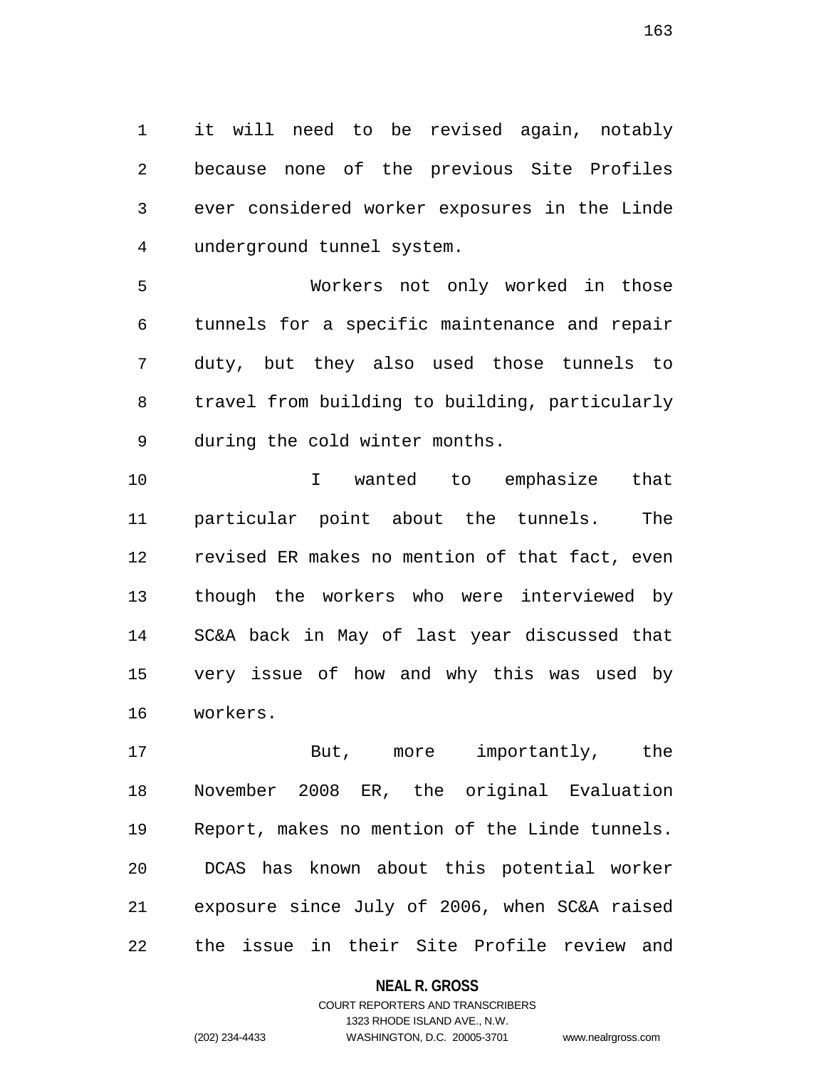it will need to be revised again, notably because none of the previous Site Profiles ever considered worker exposures in the Linde underground tunnel system.

Workers not only worked in those tunnels for a specific maintenance and repair duty, but they also used those tunnels to travel from building to building, particularly during the cold winter months.

I wanted to emphasize that particular point about the tunnels. The revised ER makes no mention of that fact, even though the workers who were interviewed by SC&A back in May of last year discussed that very issue of how and why this was used by workers.

But, more importantly, the November 2008 ER, the original Evaluation Report, makes no mention of the Linde tunnels. DCAS has known about this potential worker exposure since July of 2006, when SC&A raised the issue in their Site Profile review and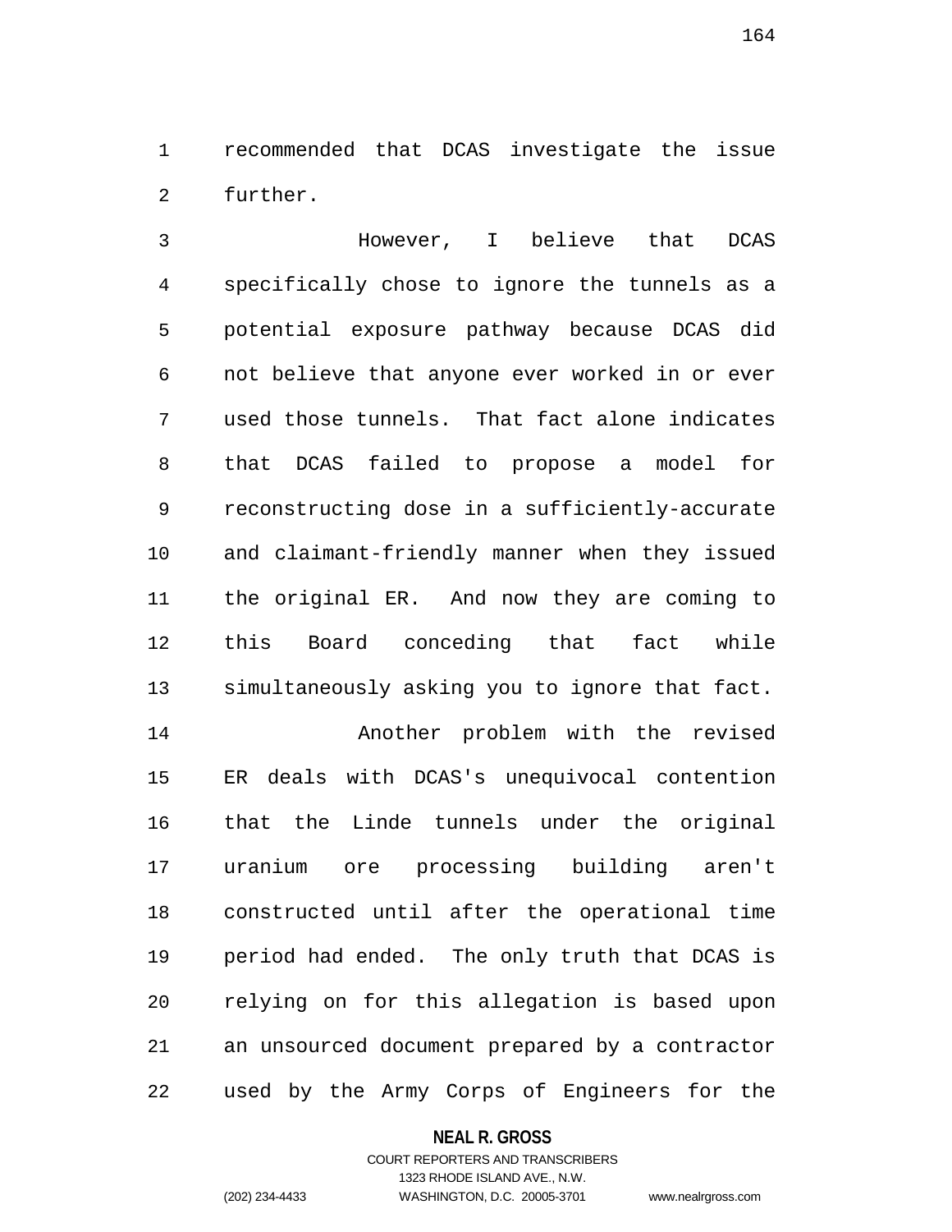recommended that DCAS investigate the issue further.

However, I believe that DCAS specifically chose to ignore the tunnels as a potential exposure pathway because DCAS did not believe that anyone ever worked in or ever used those tunnels. That fact alone indicates that DCAS failed to propose a model for reconstructing dose in a sufficiently-accurate and claimant-friendly manner when they issued the original ER. And now they are coming to this Board conceding that fact while simultaneously asking you to ignore that fact.

Another problem with the revised ER deals with DCAS's unequivocal contention that the Linde tunnels under the original uranium ore processing building aren't constructed until after the operational time period had ended. The only truth that DCAS is relying on for this allegation is based upon an unsourced document prepared by a contractor used by the Army Corps of Engineers for the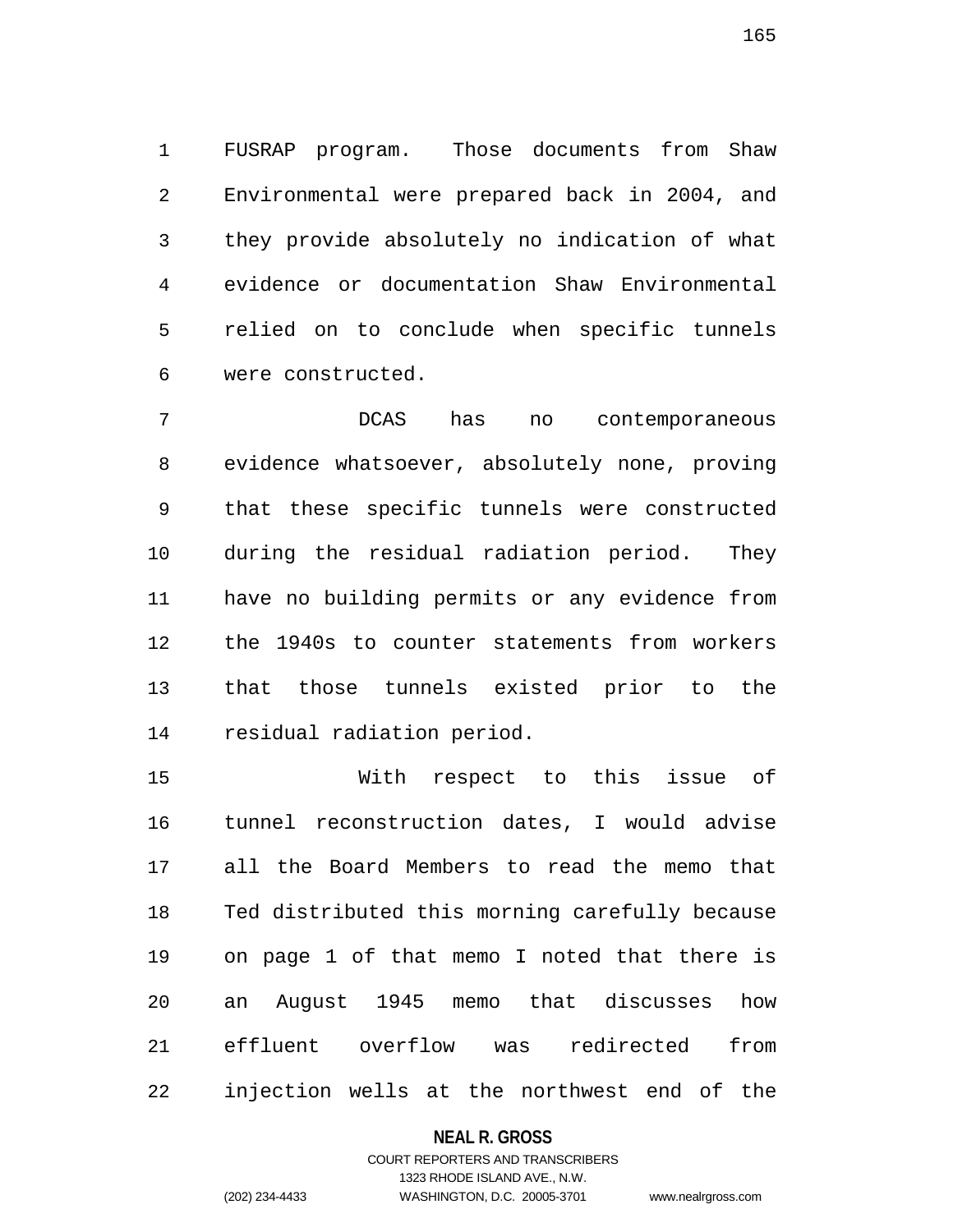FUSRAP program. Those documents from Shaw Environmental were prepared back in 2004, and they provide absolutely no indication of what evidence or documentation Shaw Environmental relied on to conclude when specific tunnels were constructed.

DCAS has no contemporaneous evidence whatsoever, absolutely none, proving that these specific tunnels were constructed during the residual radiation period. They have no building permits or any evidence from the 1940s to counter statements from workers that those tunnels existed prior to the residual radiation period.

With respect to this issue of tunnel reconstruction dates, I would advise all the Board Members to read the memo that Ted distributed this morning carefully because on page 1 of that memo I noted that there is an August 1945 memo that discusses how effluent overflow was redirected from injection wells at the northwest end of the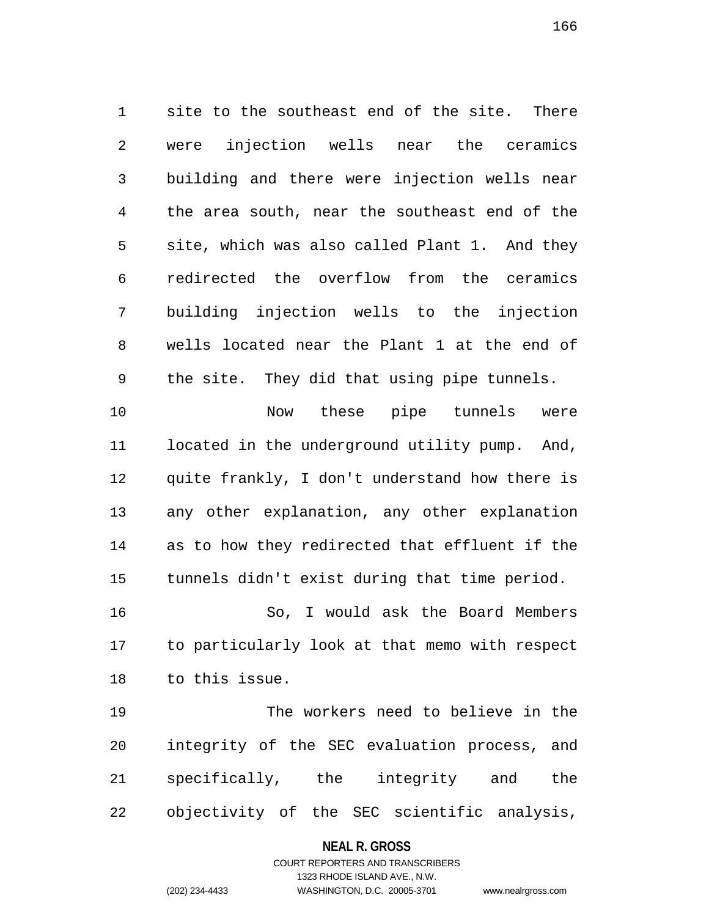site to the southeast end of the site. There were injection wells near the ceramics building and there were injection wells near the area south, near the southeast end of the site, which was also called Plant 1. And they redirected the overflow from the ceramics building injection wells to the injection wells located near the Plant 1 at the end of the site. They did that using pipe tunnels.

Now these pipe tunnels were located in the underground utility pump. And, quite frankly, I don't understand how there is any other explanation, any other explanation as to how they redirected that effluent if the tunnels didn't exist during that time period.

So, I would ask the Board Members to particularly look at that memo with respect to this issue.

The workers need to believe in the integrity of the SEC evaluation process, and specifically, the integrity and the objectivity of the SEC scientific analysis,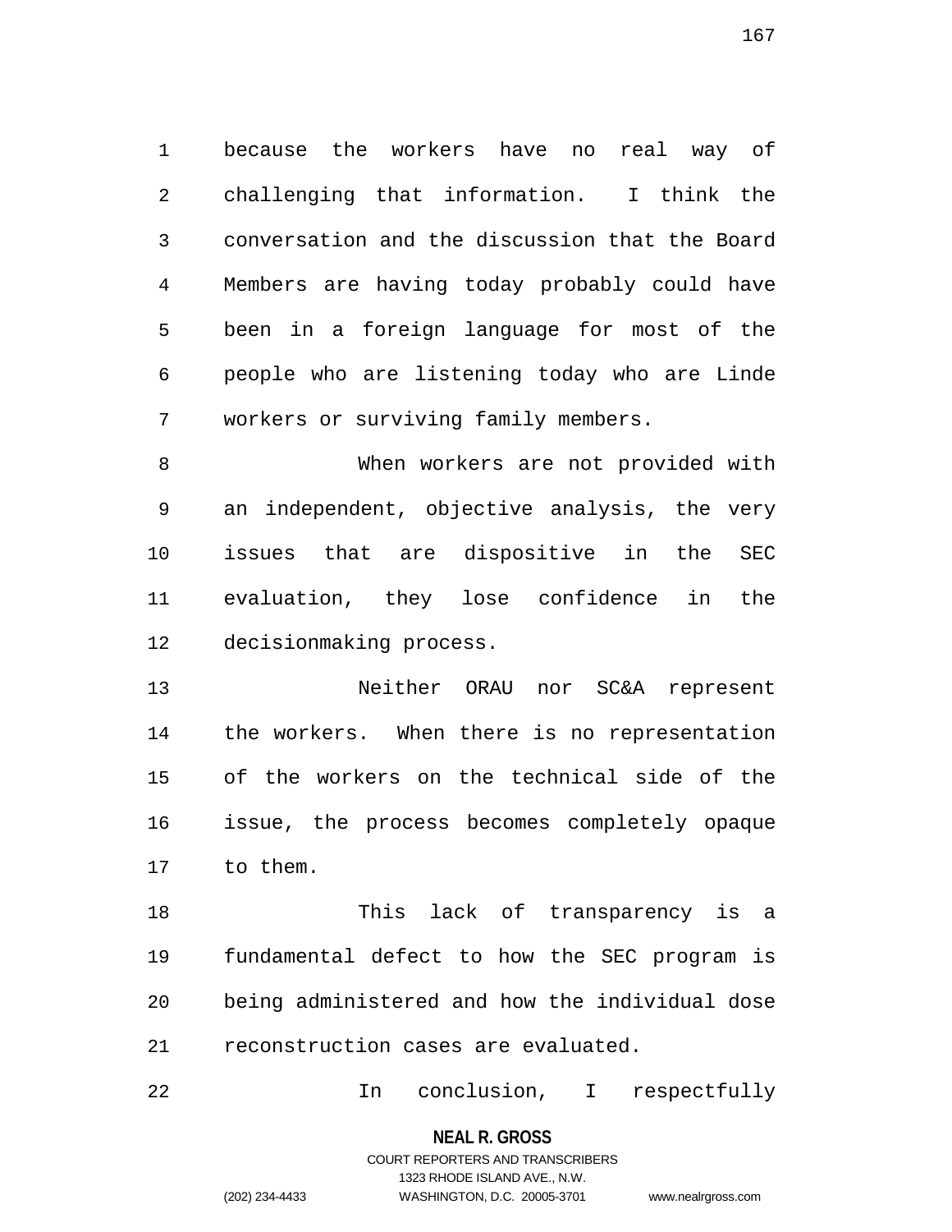because the workers have no real way of challenging that information. I think the conversation and the discussion that the Board Members are having today probably could have been in a foreign language for most of the people who are listening today who are Linde workers or surviving family members.

When workers are not provided with an independent, objective analysis, the very issues that are dispositive in the SEC evaluation, they lose confidence in the decisionmaking process.

Neither ORAU nor SC&A represent the workers. When there is no representation of the workers on the technical side of the issue, the process becomes completely opaque to them.

This lack of transparency is a fundamental defect to how the SEC program is being administered and how the individual dose reconstruction cases are evaluated.

In conclusion, I respectfully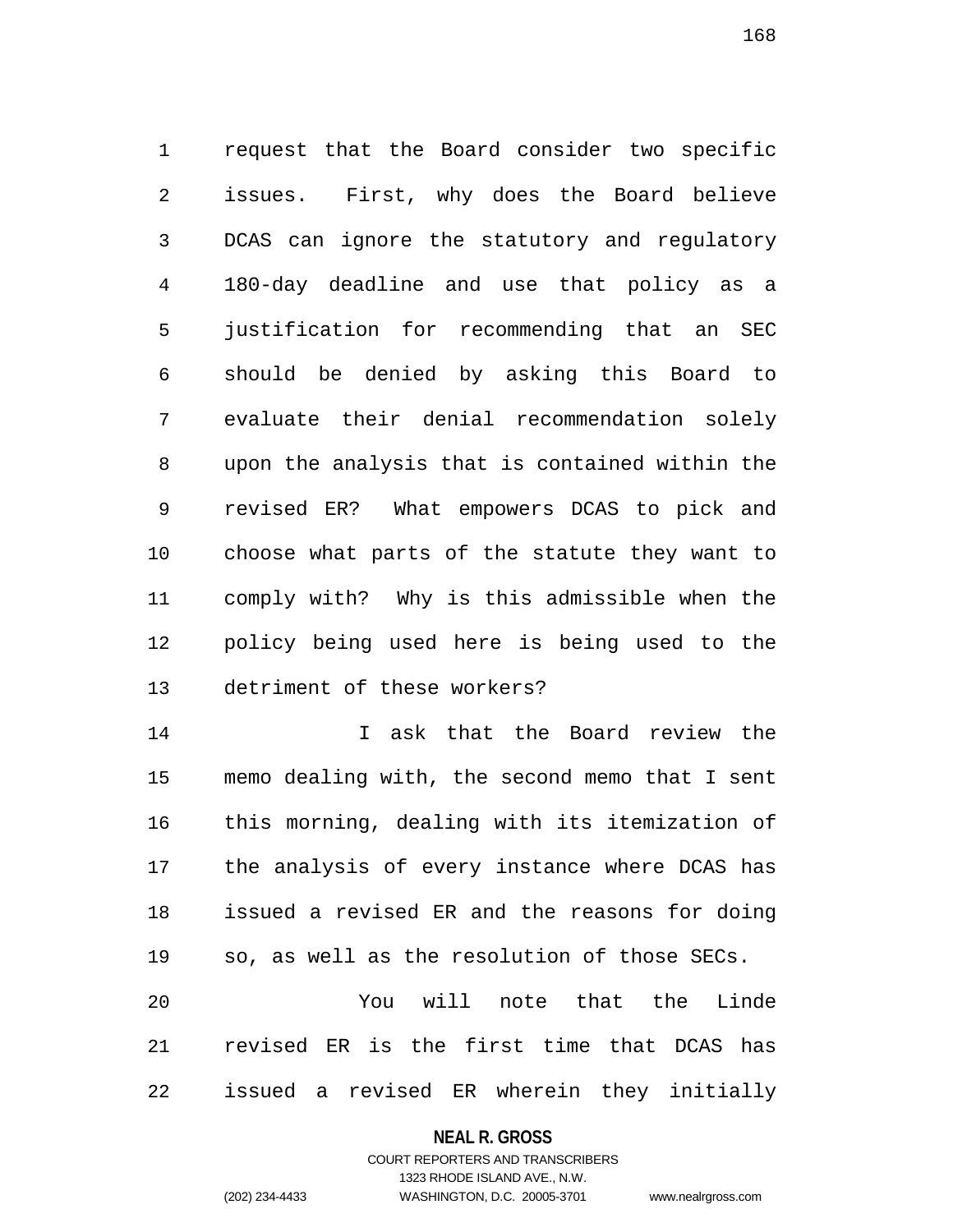request that the Board consider two specific issues. First, why does the Board believe DCAS can ignore the statutory and regulatory 180-day deadline and use that policy as a justification for recommending that an SEC should be denied by asking this Board to evaluate their denial recommendation solely upon the analysis that is contained within the revised ER? What empowers DCAS to pick and choose what parts of the statute they want to comply with? Why is this admissible when the policy being used here is being used to the detriment of these workers?

I ask that the Board review the memo dealing with, the second memo that I sent this morning, dealing with its itemization of the analysis of every instance where DCAS has issued a revised ER and the reasons for doing so, as well as the resolution of those SECs.

You will note that the Linde revised ER is the first time that DCAS has issued a revised ER wherein they initially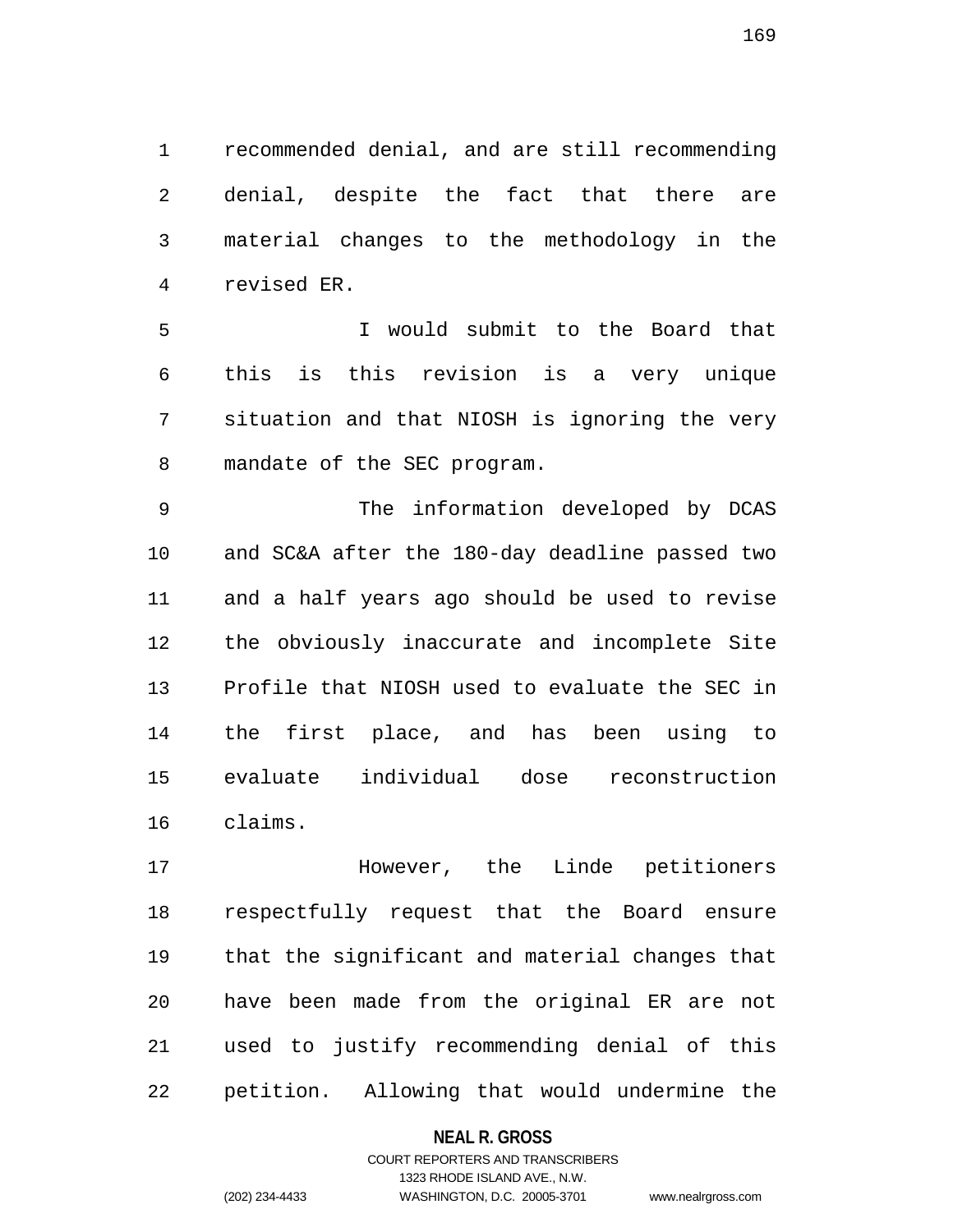recommended denial, and are still recommending denial, despite the fact that there are material changes to the methodology in the revised ER.

I would submit to the Board that this is this revision is a very unique situation and that NIOSH is ignoring the very mandate of the SEC program.

The information developed by DCAS and SC&A after the 180-day deadline passed two and a half years ago should be used to revise the obviously inaccurate and incomplete Site Profile that NIOSH used to evaluate the SEC in the first place, and has been using to evaluate individual dose reconstruction claims.

However, the Linde petitioners respectfully request that the Board ensure that the significant and material changes that have been made from the original ER are not used to justify recommending denial of this petition. Allowing that would undermine the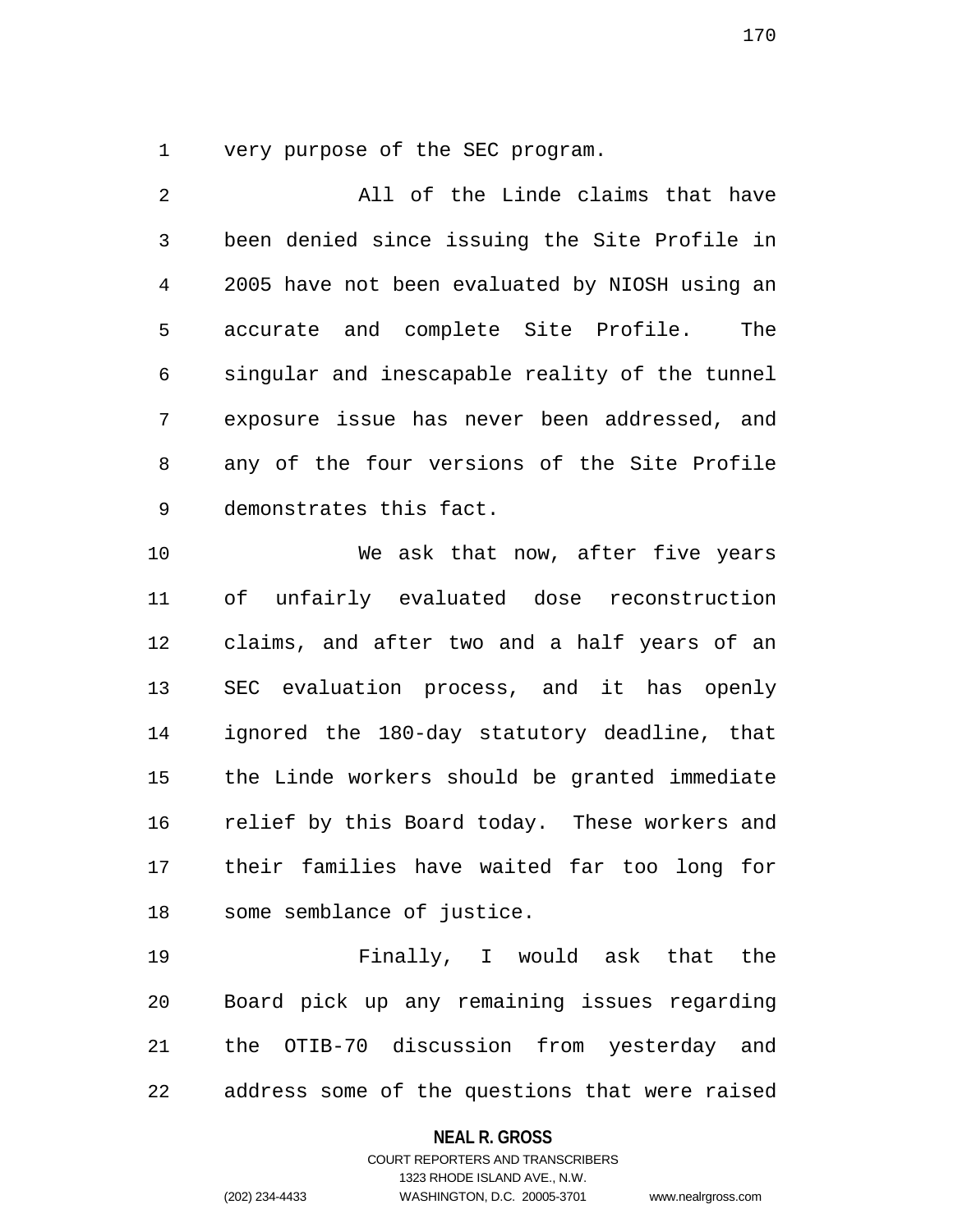very purpose of the SEC program.

All of the Linde claims that have been denied since issuing the Site Profile in 2005 have not been evaluated by NIOSH using an accurate and complete Site Profile. The singular and inescapable reality of the tunnel exposure issue has never been addressed, and any of the four versions of the Site Profile demonstrates this fact.

We ask that now, after five years of unfairly evaluated dose reconstruction claims, and after two and a half years of an SEC evaluation process, and it has openly ignored the 180-day statutory deadline, that the Linde workers should be granted immediate relief by this Board today. These workers and their families have waited far too long for some semblance of justice.

Finally, I would ask that the Board pick up any remaining issues regarding the OTIB-70 discussion from yesterday and address some of the questions that were raised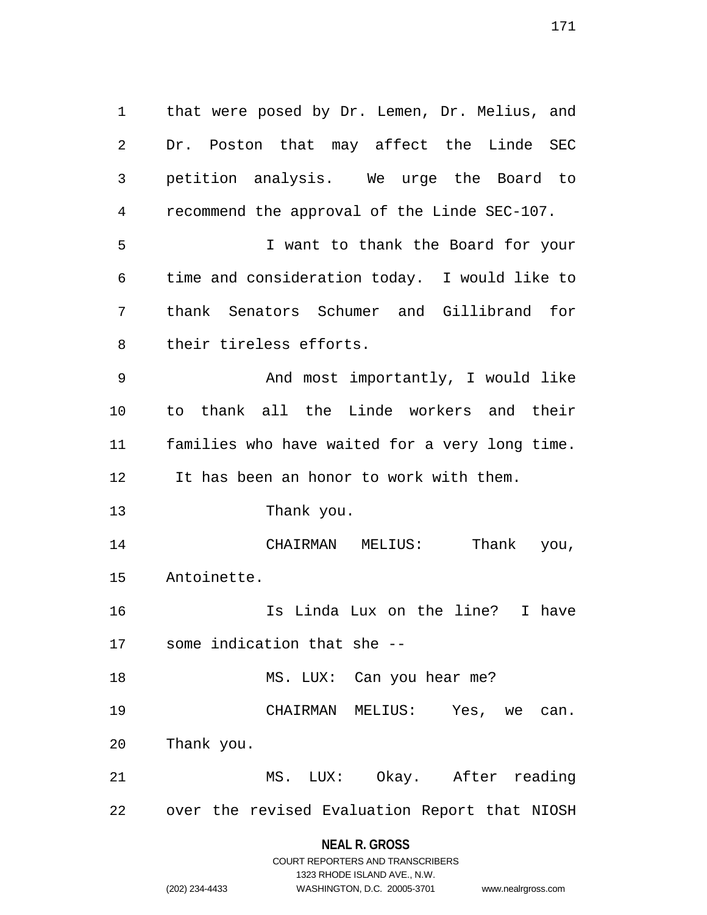that were posed by Dr. Lemen, Dr. Melius, and Dr. Poston that may affect the Linde SEC petition analysis. We urge the Board to recommend the approval of the Linde SEC-107.

I want to thank the Board for your time and consideration today. I would like to thank Senators Schumer and Gillibrand for their tireless efforts.

And most importantly, I would like to thank all the Linde workers and their families who have waited for a very long time. It has been an honor to work with them.

Thank you.

CHAIRMAN MELIUS: Thank you, Antoinette.

Is Linda Lux on the line? I have some indication that she --

MS. LUX: Can you hear me?

CHAIRMAN MELIUS: Yes, we can. Thank you.

MS. LUX: Okay. After reading over the revised Evaluation Report that NIOSH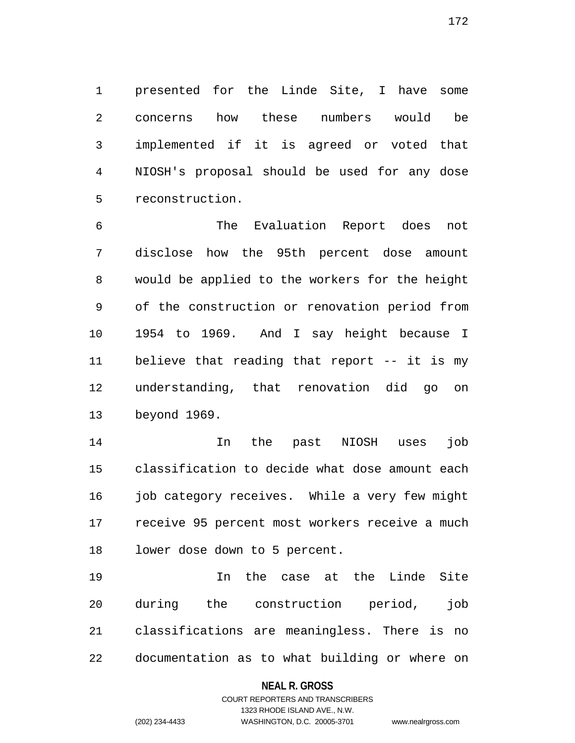presented for the Linde Site, I have some concerns how these numbers would be implemented if it is agreed or voted that NIOSH's proposal should be used for any dose reconstruction.

The Evaluation Report does not disclose how the 95th percent dose amount would be applied to the workers for the height of the construction or renovation period from 1954 to 1969. And I say height because I believe that reading that report -- it is my understanding, that renovation did go on beyond 1969.

In the past NIOSH uses job classification to decide what dose amount each job category receives. While a very few might receive 95 percent most workers receive a much lower dose down to 5 percent.

In the case at the Linde Site during the construction period, job classifications are meaningless. There is no documentation as to what building or where on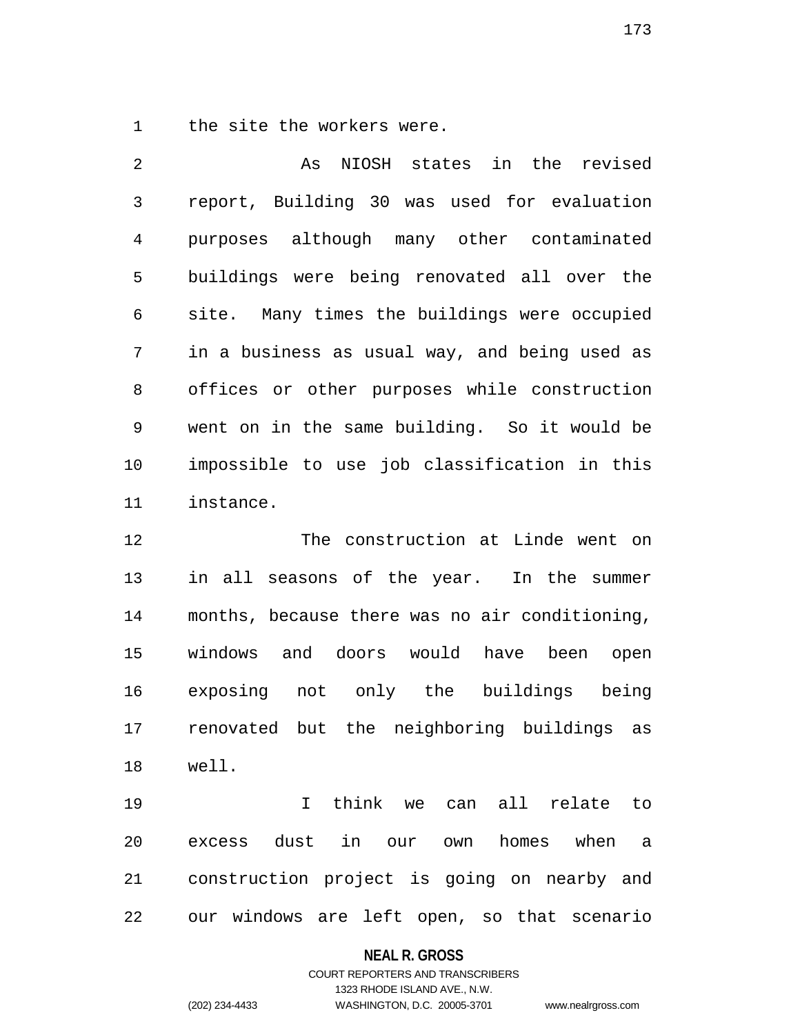the site the workers were.

As NIOSH states in the revised report, Building 30 was used for evaluation purposes although many other contaminated buildings were being renovated all over the site. Many times the buildings were occupied in a business as usual way, and being used as offices or other purposes while construction went on in the same building. So it would be impossible to use job classification in this instance.

The construction at Linde went on in all seasons of the year. In the summer months, because there was no air conditioning, windows and doors would have been open exposing not only the buildings being renovated but the neighboring buildings as well.

I think we can all relate to excess dust in our own homes when a construction project is going on nearby and our windows are left open, so that scenario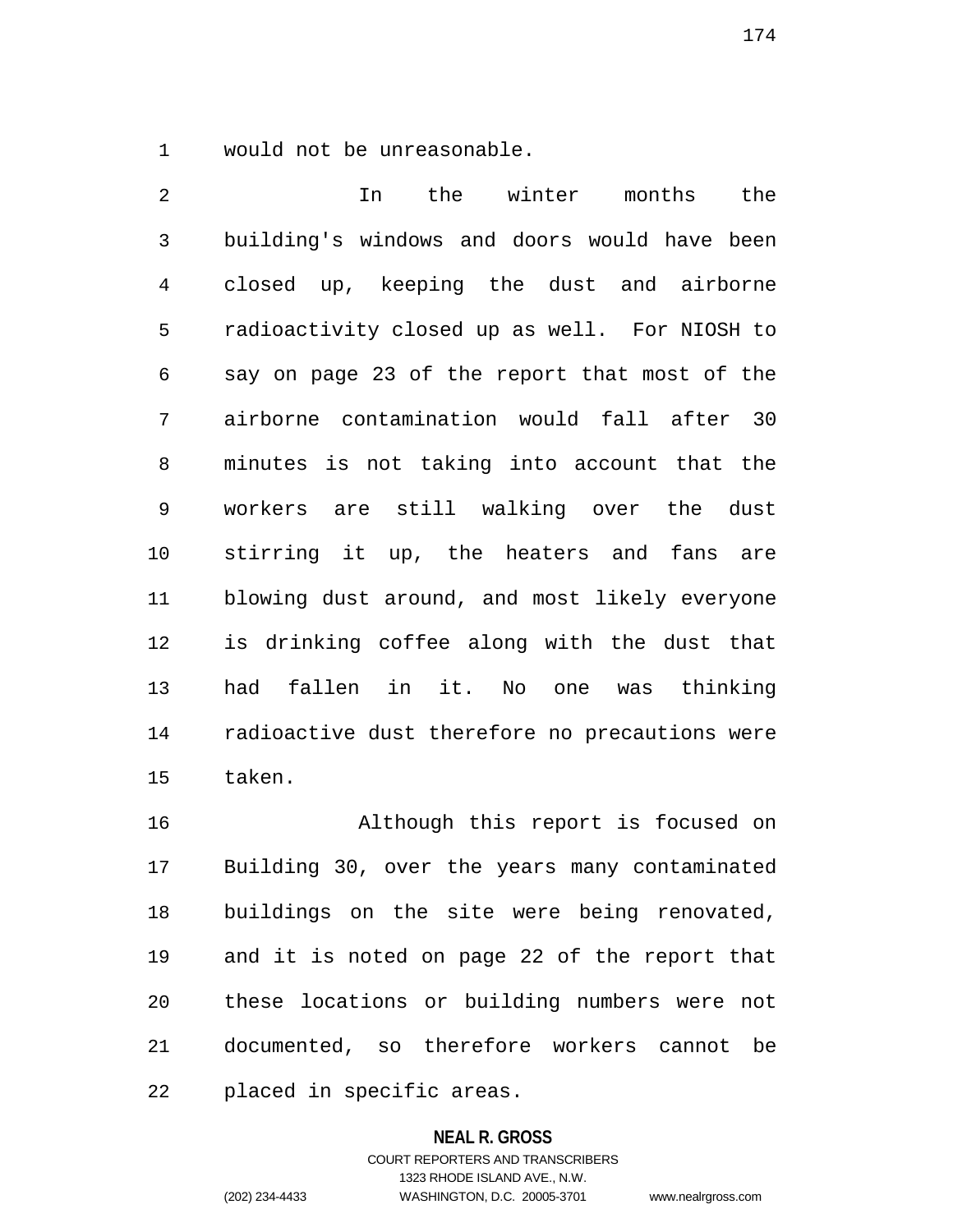would not be unreasonable.

In the winter months the building's windows and doors would have been closed up, keeping the dust and airborne radioactivity closed up as well. For NIOSH to say on page 23 of the report that most of the airborne contamination would fall after 30 minutes is not taking into account that the workers are still walking over the dust stirring it up, the heaters and fans are blowing dust around, and most likely everyone is drinking coffee along with the dust that had fallen in it. No one was thinking radioactive dust therefore no precautions were taken.

Although this report is focused on Building 30, over the years many contaminated buildings on the site were being renovated, and it is noted on page 22 of the report that these locations or building numbers were not documented, so therefore workers cannot be placed in specific areas.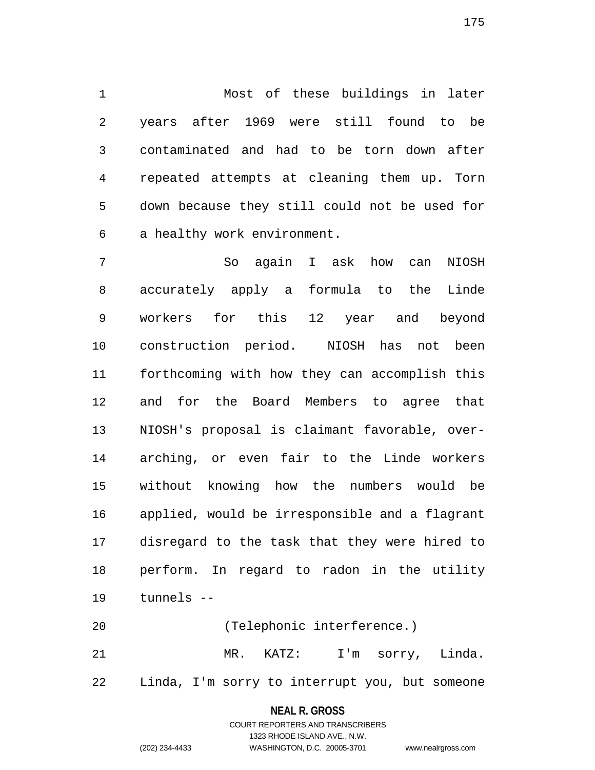Most of these buildings in later years after 1969 were still found to be contaminated and had to be torn down after repeated attempts at cleaning them up. Torn down because they still could not be used for a healthy work environment.

So again I ask how can NIOSH accurately apply a formula to the Linde workers for this 12 year and beyond construction period. NIOSH has not been forthcoming with how they can accomplish this and for the Board Members to agree that NIOSH's proposal is claimant favorable, over-arching, or even fair to the Linde workers without knowing how the numbers would be applied, would be irresponsible and a flagrant disregard to the task that they were hired to perform. In regard to radon in the utility tunnels --

(Telephonic interference.)

MR. KATZ: I'm sorry, Linda. Linda, I'm sorry to interrupt you, but someone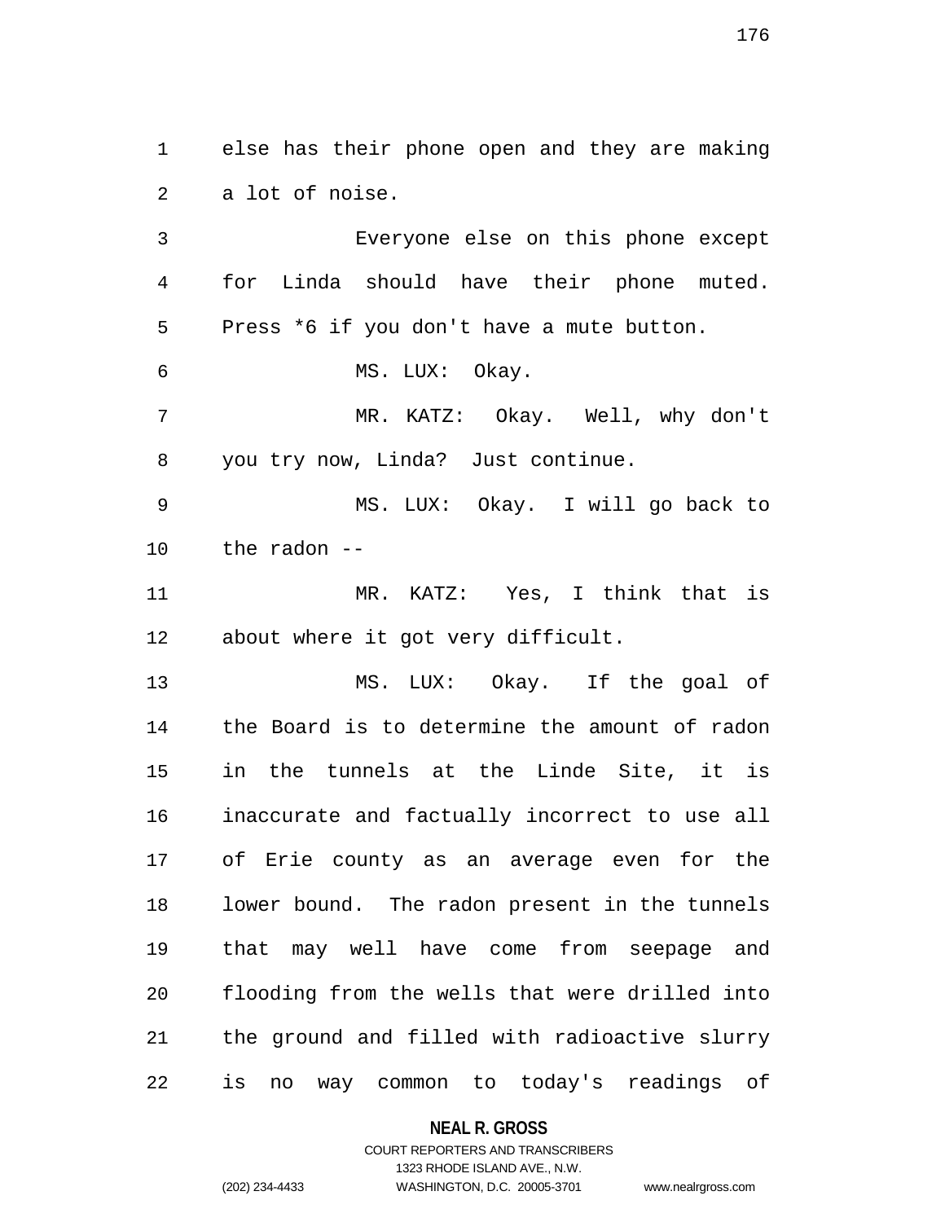else has their phone open and they are making a lot of noise.

Everyone else on this phone except for Linda should have their phone muted. Press *6 if you don't have a mute button.

MS. LUX: Okay.

MR. KATZ: Okay. Well, why don't you try now, Linda? Just continue.

MS. LUX: Okay. I will go back to the radon --

MR. KATZ: Yes, I think that is about where it got very difficult.

MS. LUX: Okay. If the goal of the Board is to determine the amount of radon in the tunnels at the Linde Site, it is inaccurate and factually incorrect to use all of Erie county as an average even for the lower bound. The radon present in the tunnels that may well have come from seepage and flooding from the wells that were drilled into the ground and filled with radioactive slurry is no way common to today's readings of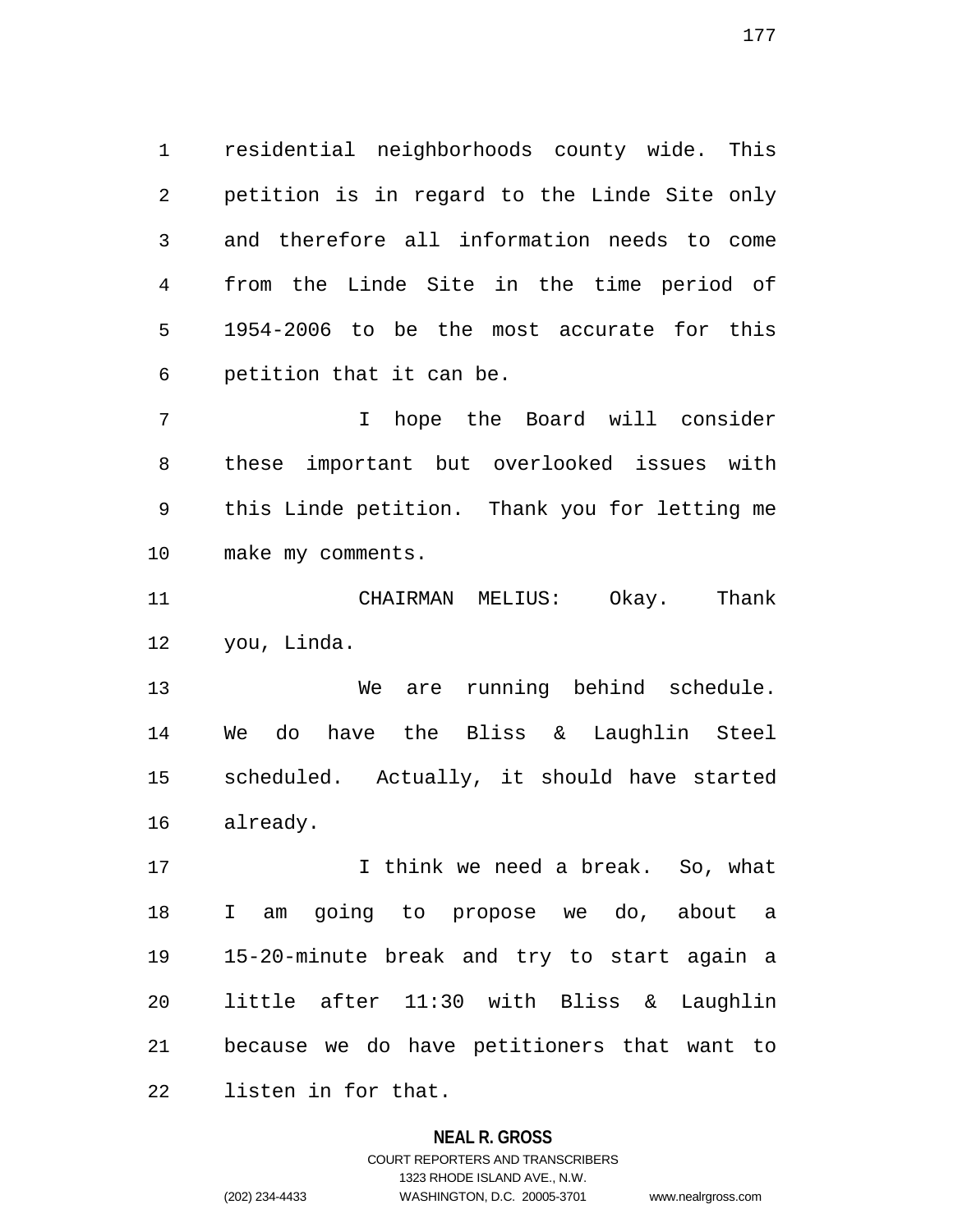residential neighborhoods county wide. This petition is in regard to the Linde Site only and therefore all information needs to come from the Linde Site in the time period of 1954-2006 to be the most accurate for this petition that it can be.

I hope the Board will consider these important but overlooked issues with this Linde petition. Thank you for letting me make my comments.

CHAIRMAN MELIUS: Okay. Thank you, Linda.

We are running behind schedule. We do have the Bliss & Laughlin Steel scheduled. Actually, it should have started already.

I think we need a break. So, what I am going to propose we do, about a 15-20-minute break and try to start again a little after 11:30 with Bliss & Laughlin because we do have petitioners that want to listen in for that.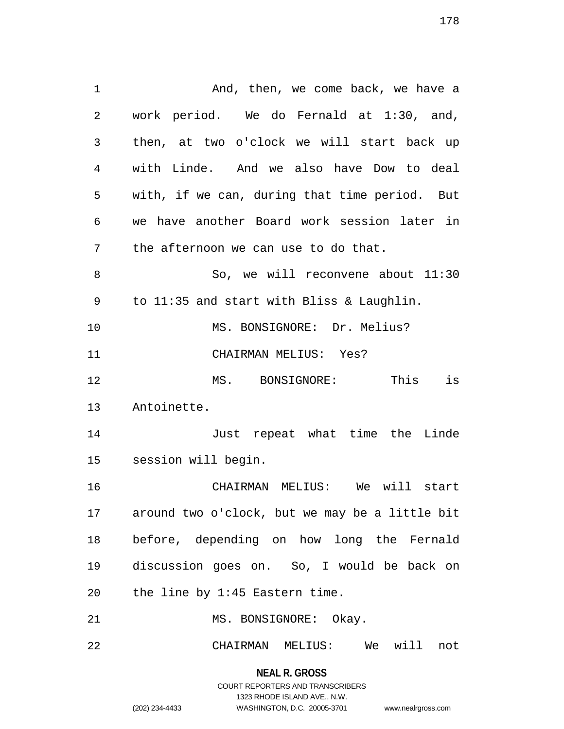And, then, we come back, we have a work period. We do Fernald at 1:30, and, then, at two o'clock we will start back up with Linde. And we also have Dow to deal with, if we can, during that time period. But we have another Board work session later in the afternoon we can use to do that.

So, we will reconvene about 11:30 to 11:35 and start with Bliss & Laughlin.

MS. BONSIGNORE: Dr. Melius?

CHAIRMAN MELIUS: Yes?

MS. BONSIGNORE: This is Antoinette.

Just repeat what time the Linde session will begin.

CHAIRMAN MELIUS: We will start around two o'clock, but we may be a little bit before, depending on how long the Fernald discussion goes on. So, I would be back on the line by 1:45 Eastern time.

MS. BONSIGNORE: Okay.

CHAIRMAN MELIUS: We will not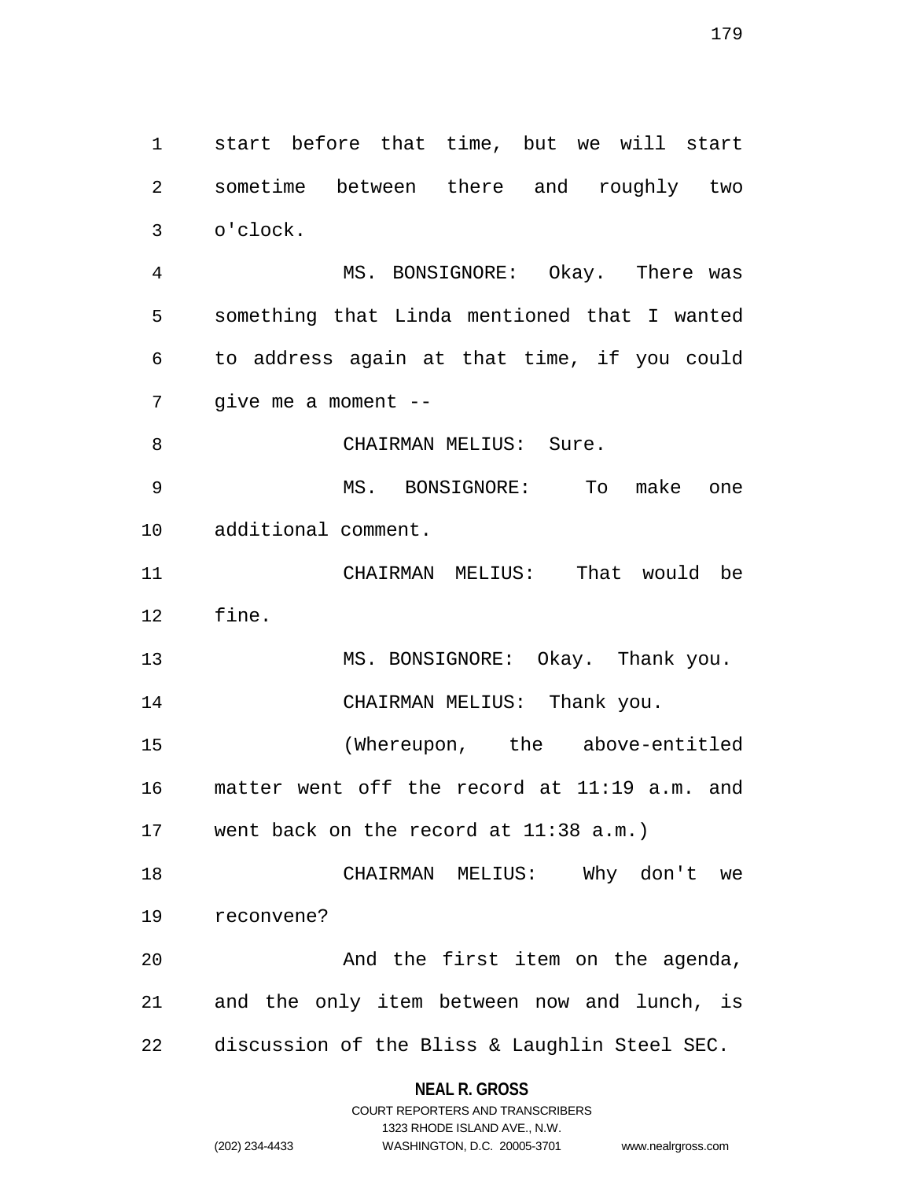start before that time, but we will start sometime between there and roughly two o'clock.

MS. BONSIGNORE: Okay. There was something that Linda mentioned that I wanted to address again at that time, if you could give me a moment --

CHAIRMAN MELIUS: Sure.

MS. BONSIGNORE: To make one additional comment.

CHAIRMAN MELIUS: That would be fine.

MS. BONSIGNORE: Okay. Thank you.

CHAIRMAN MELIUS: Thank you.

(Whereupon, the above-entitled matter went off the record at 11:19 a.m. and went back on the record at 11:38 a.m.)

CHAIRMAN MELIUS: Why don't we reconvene?

And the first item on the agenda, and the only item between now and lunch, is discussion of the Bliss & Laughlin Steel SEC.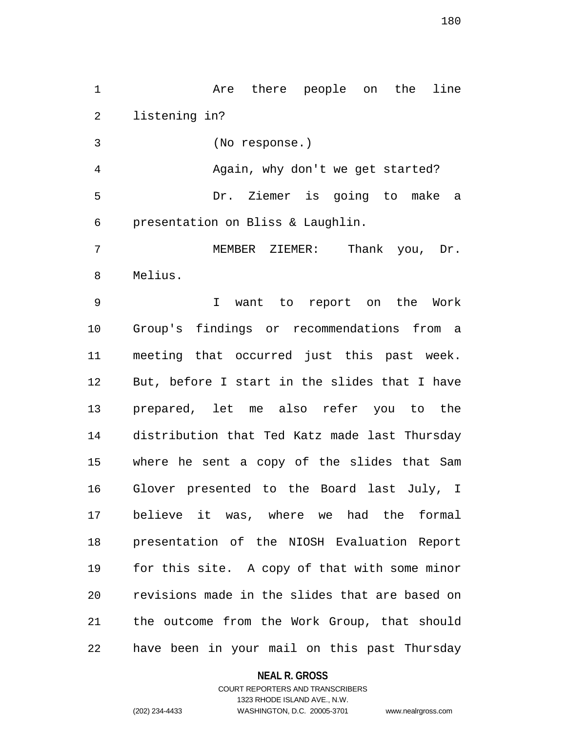Are there people on the line listening in?

(No response.)

Again, why don't we get started?

Dr. Ziemer is going to make a presentation on Bliss & Laughlin.

MEMBER ZIEMER: Thank you, Dr. Melius.

I want to report on the Work Group's findings or recommendations from a meeting that occurred just this past week. But, before I start in the slides that I have prepared, let me also refer you to the distribution that Ted Katz made last Thursday where he sent a copy of the slides that Sam Glover presented to the Board last July, I believe it was, where we had the formal presentation of the NIOSH Evaluation Report for this site. A copy of that with some minor revisions made in the slides that are based on the outcome from the Work Group, that should have been in your mail on this past Thursday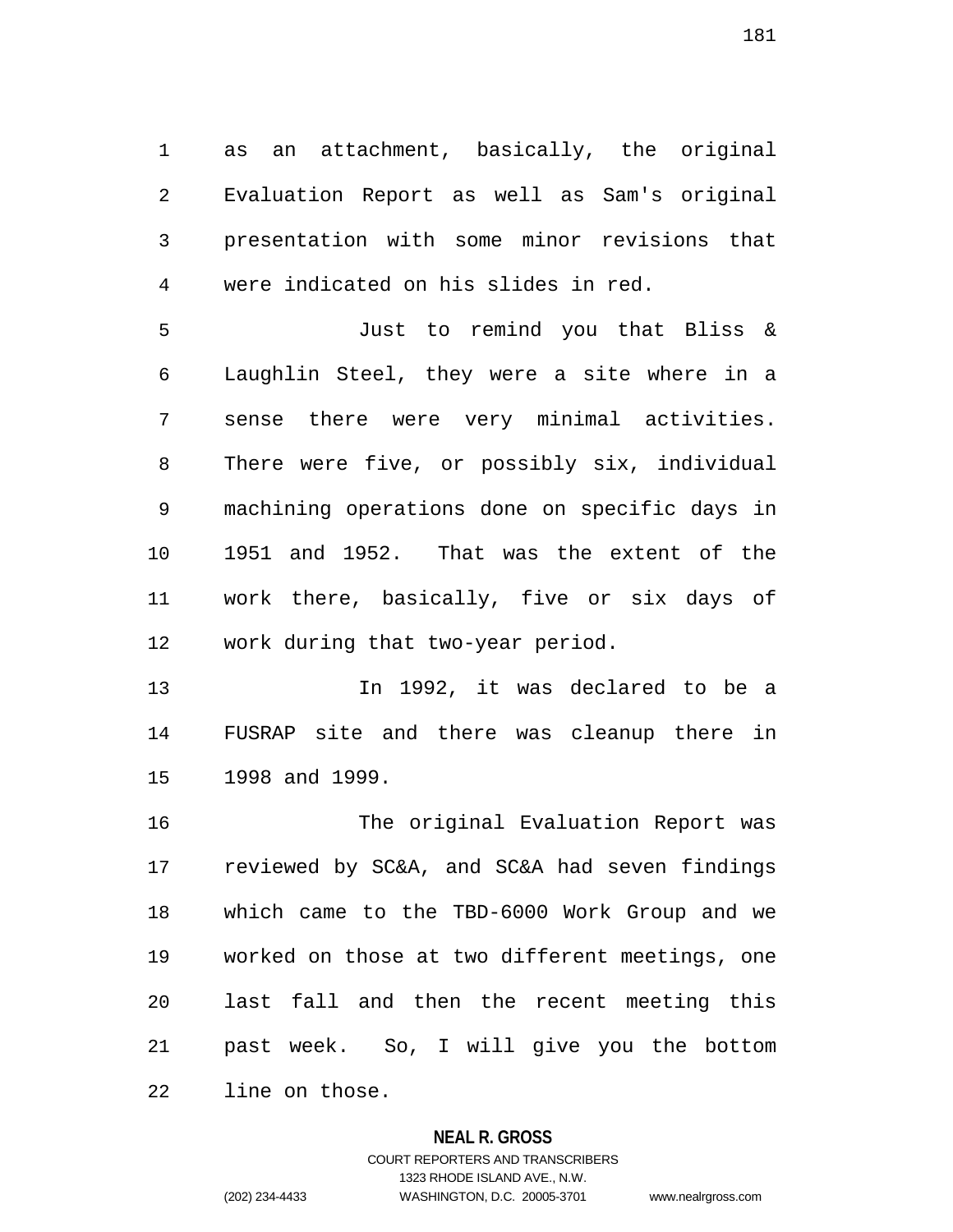as an attachment, basically, the original Evaluation Report as well as Sam's original presentation with some minor revisions that were indicated on his slides in red.

Just to remind you that Bliss & Laughlin Steel, they were a site where in a sense there were very minimal activities. There were five, or possibly six, individual machining operations done on specific days in 1951 and 1952. That was the extent of the work there, basically, five or six days of work during that two-year period.

In 1992, it was declared to be a FUSRAP site and there was cleanup there in 1998 and 1999.

The original Evaluation Report was reviewed by SC&A, and SC&A had seven findings which came to the TBD-6000 Work Group and we worked on those at two different meetings, one last fall and then the recent meeting this past week. So, I will give you the bottom line on those.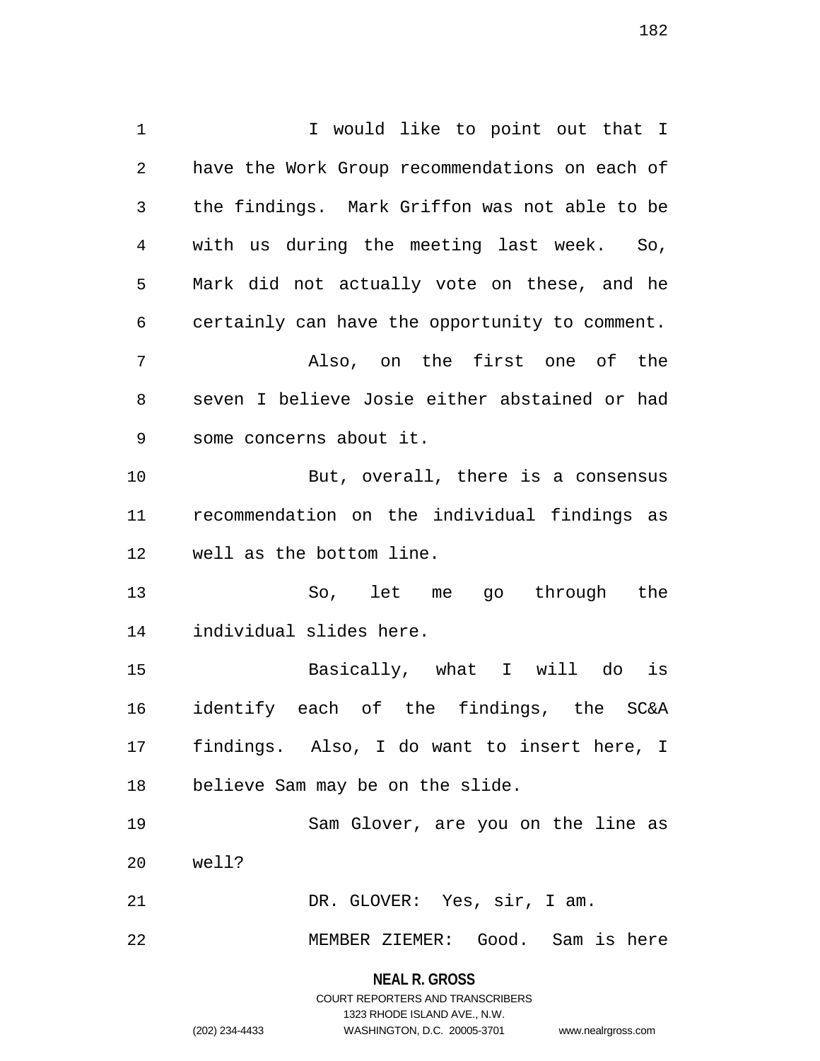I would like to point out that I have the Work Group recommendations on each of the findings. Mark Griffon was not able to be with us during the meeting last week. So, Mark did not actually vote on these, and he certainly can have the opportunity to comment.

Also, on the first one of the seven I believe Josie either abstained or had some concerns about it.

But, overall, there is a consensus recommendation on the individual findings as well as the bottom line.

So, let me go through the individual slides here.

Basically, what I will do is identify each of the findings, the SC&A findings. Also, I do want to insert here, I believe Sam may be on the slide.

Sam Glover, are you on the line as well?

DR. GLOVER: Yes, sir, I am.

MEMBER ZIEMER: Good. Sam is here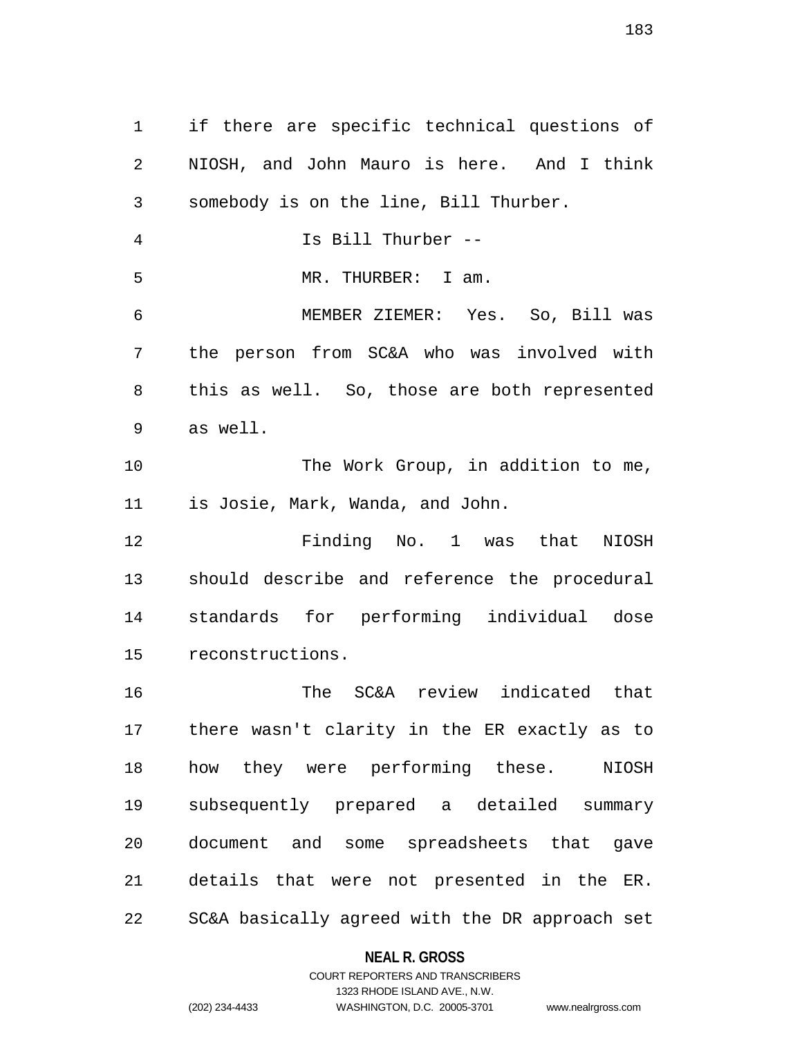if there are specific technical questions of NIOSH, and John Mauro is here. And I think somebody is on the line, Bill Thurber.

Is Bill Thurber --

MR. THURBER: I am.

MEMBER ZIEMER: Yes. So, Bill was the person from SC&A who was involved with this as well. So, those are both represented as well.

The Work Group, in addition to me, is Josie, Mark, Wanda, and John.

Finding No. 1 was that NIOSH should describe and reference the procedural standards for performing individual dose reconstructions.

The SC&A review indicated that there wasn't clarity in the ER exactly as to how they were performing these. NIOSH subsequently prepared a detailed summary document and some spreadsheets that gave details that were not presented in the ER. SC&A basically agreed with the DR approach set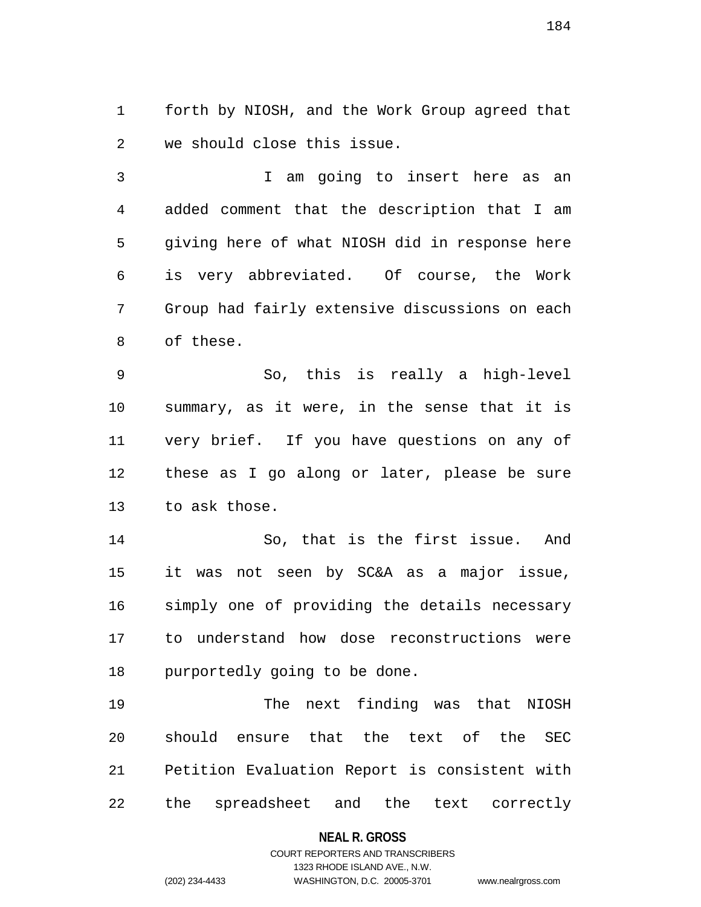forth by NIOSH, and the Work Group agreed that we should close this issue.

I am going to insert here as an added comment that the description that I am giving here of what NIOSH did in response here is very abbreviated. Of course, the Work Group had fairly extensive discussions on each of these.

So, this is really a high-level summary, as it were, in the sense that it is very brief. If you have questions on any of these as I go along or later, please be sure to ask those.

So, that is the first issue. And it was not seen by SC&A as a major issue, simply one of providing the details necessary to understand how dose reconstructions were purportedly going to be done.

The next finding was that NIOSH should ensure that the text of the SEC Petition Evaluation Report is consistent with the spreadsheet and the text correctly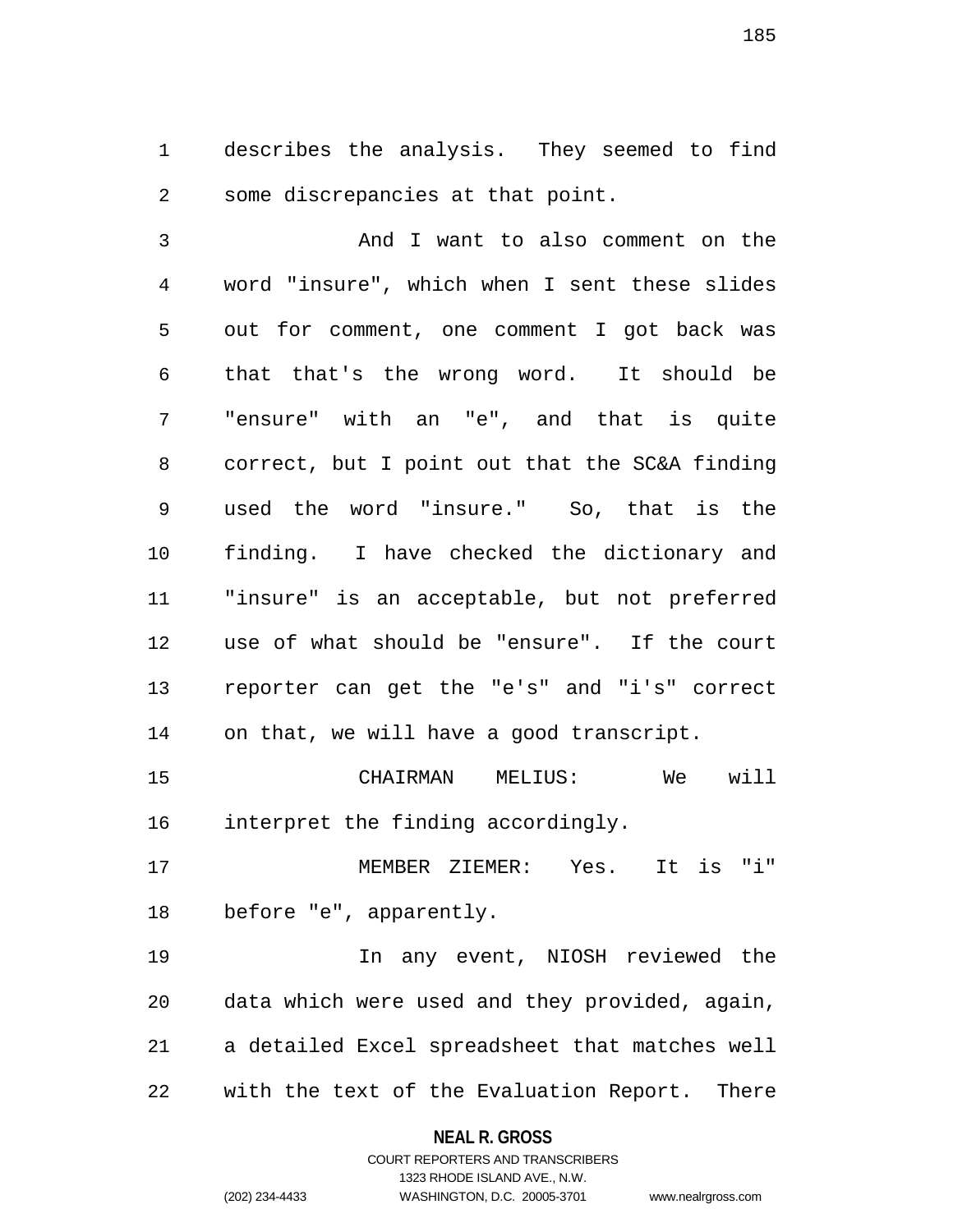describes the analysis. They seemed to find some discrepancies at that point.

And I want to also comment on the word "insure", which when I sent these slides out for comment, one comment I got back was that that's the wrong word. It should be "ensure" with an "e", and that is quite correct, but I point out that the SC&A finding used the word "insure." So, that is the finding. I have checked the dictionary and "insure" is an acceptable, but not preferred use of what should be "ensure". If the court reporter can get the "e's" and "i's" correct on that, we will have a good transcript.

CHAIRMAN MELIUS: We will interpret the finding accordingly.

MEMBER ZIEMER: Yes. It is "i" before "e", apparently.

In any event, NIOSH reviewed the data which were used and they provided, again, a detailed Excel spreadsheet that matches well with the text of the Evaluation Report. There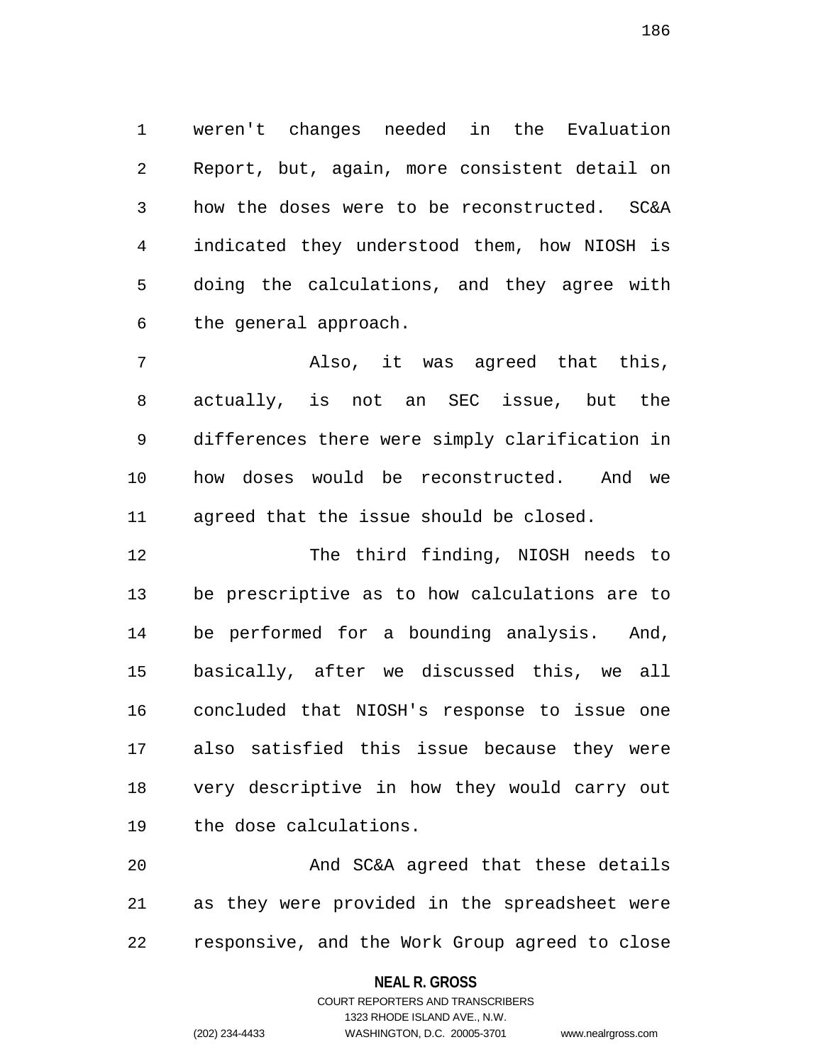weren't changes needed in the Evaluation Report, but, again, more consistent detail on how the doses were to be reconstructed. SC&A indicated they understood them, how NIOSH is doing the calculations, and they agree with the general approach.

Also, it was agreed that this, actually, is not an SEC issue, but the differences there were simply clarification in how doses would be reconstructed. And we agreed that the issue should be closed.

The third finding, NIOSH needs to be prescriptive as to how calculations are to be performed for a bounding analysis. And, basically, after we discussed this, we all concluded that NIOSH's response to issue one also satisfied this issue because they were very descriptive in how they would carry out the dose calculations.

And SC&A agreed that these details as they were provided in the spreadsheet were responsive, and the Work Group agreed to close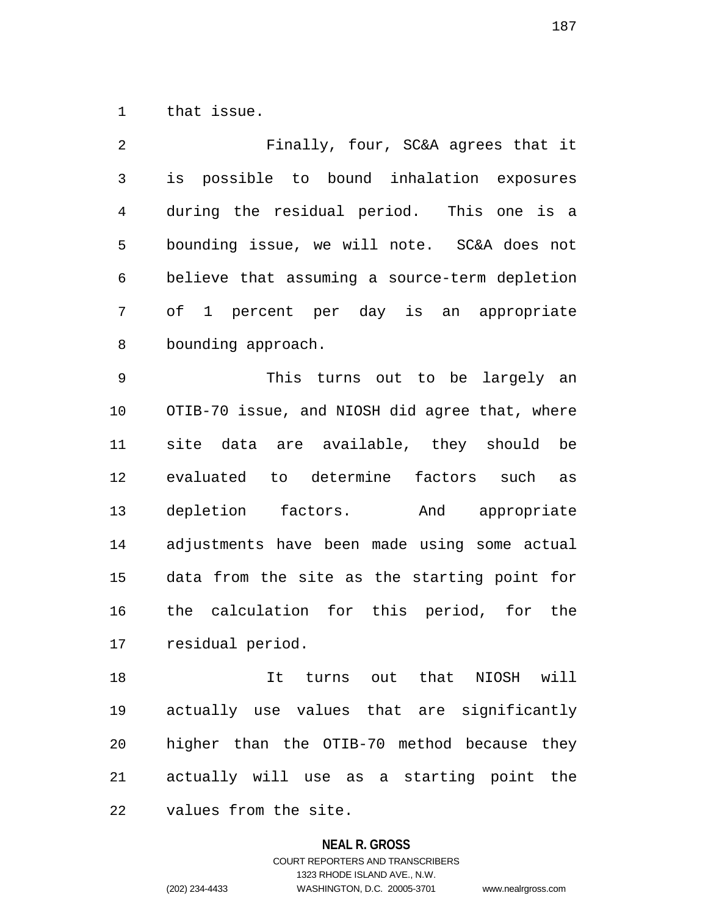that issue.

Finally, four, SC&A agrees that it is possible to bound inhalation exposures during the residual period. This one is a bounding issue, we will note. SC&A does not believe that assuming a source-term depletion of 1 percent per day is an appropriate bounding approach.

This turns out to be largely an OTIB-70 issue, and NIOSH did agree that, where site data are available, they should be evaluated to determine factors such as depletion factors. And appropriate adjustments have been made using some actual data from the site as the starting point for the calculation for this period, for the residual period.

It turns out that NIOSH will actually use values that are significantly higher than the OTIB-70 method because they actually will use as a starting point the values from the site.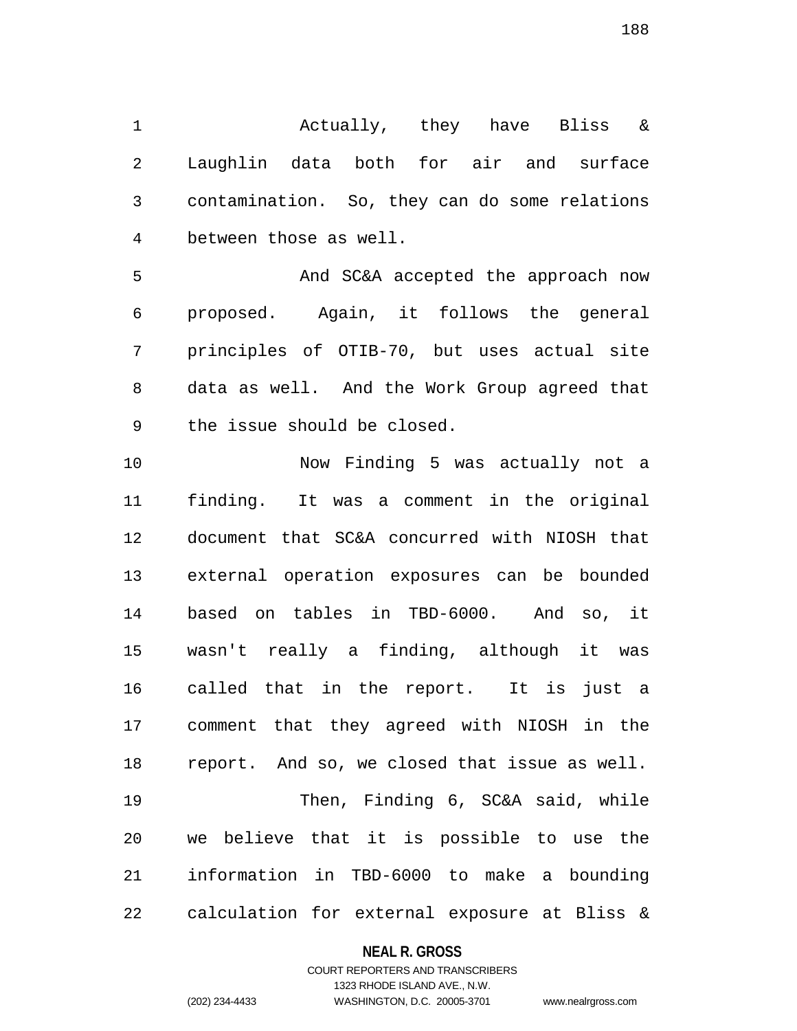Actually, they have Bliss & Laughlin data both for air and surface contamination. So, they can do some relations between those as well.

And SC&A accepted the approach now proposed. Again, it follows the general principles of OTIB-70, but uses actual site data as well. And the Work Group agreed that the issue should be closed.

Now Finding 5 was actually not a finding. It was a comment in the original document that SC&A concurred with NIOSH that external operation exposures can be bounded based on tables in TBD-6000. And so, it wasn't really a finding, although it was called that in the report. It is just a comment that they agreed with NIOSH in the report. And so, we closed that issue as well.

Then, Finding 6, SC&A said, while we believe that it is possible to use the information in TBD-6000 to make a bounding calculation for external exposure at Bliss &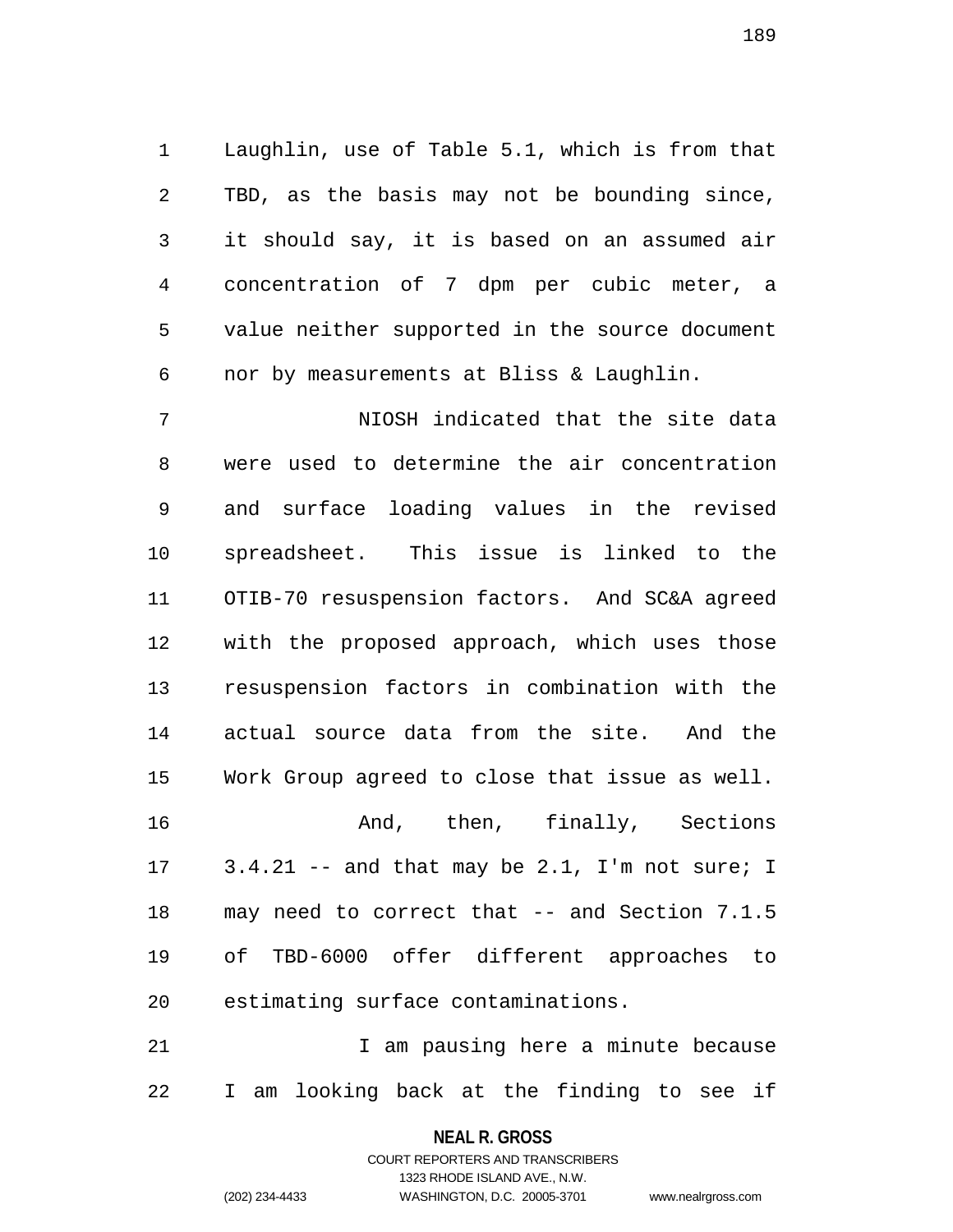Laughlin, use of Table 5.1, which is from that TBD, as the basis may not be bounding since, it should say, it is based on an assumed air concentration of 7 dpm per cubic meter, a value neither supported in the source document nor by measurements at Bliss & Laughlin.

NIOSH indicated that the site data were used to determine the air concentration and surface loading values in the revised spreadsheet. This issue is linked to the OTIB-70 resuspension factors. And SC&A agreed with the proposed approach, which uses those resuspension factors in combination with the actual source data from the site. And the Work Group agreed to close that issue as well.

And, then, finally, Sections 3.4.21 -- and that may be 2.1, I'm not sure; I may need to correct that -- and Section 7.1.5 of TBD-6000 offer different approaches to estimating surface contaminations.

I am pausing here a minute because I am looking back at the finding to see if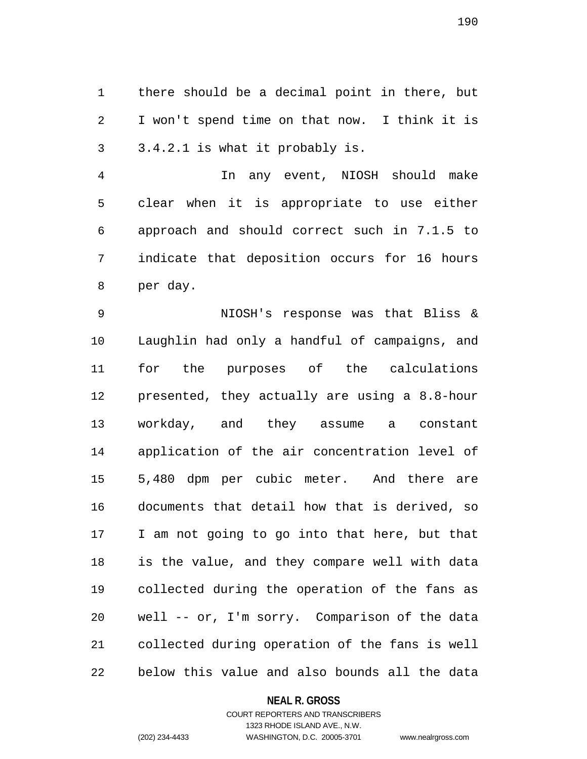there should be a decimal point in there, but I won't spend time on that now. I think it is 3.4.2.1 is what it probably is.

In any event, NIOSH should make clear when it is appropriate to use either approach and should correct such in 7.1.5 to indicate that deposition occurs for 16 hours per day.

NIOSH's response was that Bliss & Laughlin had only a handful of campaigns, and for the purposes of the calculations presented, they actually are using a 8.8-hour workday, and they assume a constant application of the air concentration level of 5,480 dpm per cubic meter. And there are documents that detail how that is derived, so I am not going to go into that here, but that is the value, and they compare well with data collected during the operation of the fans as well -- or, I'm sorry. Comparison of the data collected during operation of the fans is well below this value and also bounds all the data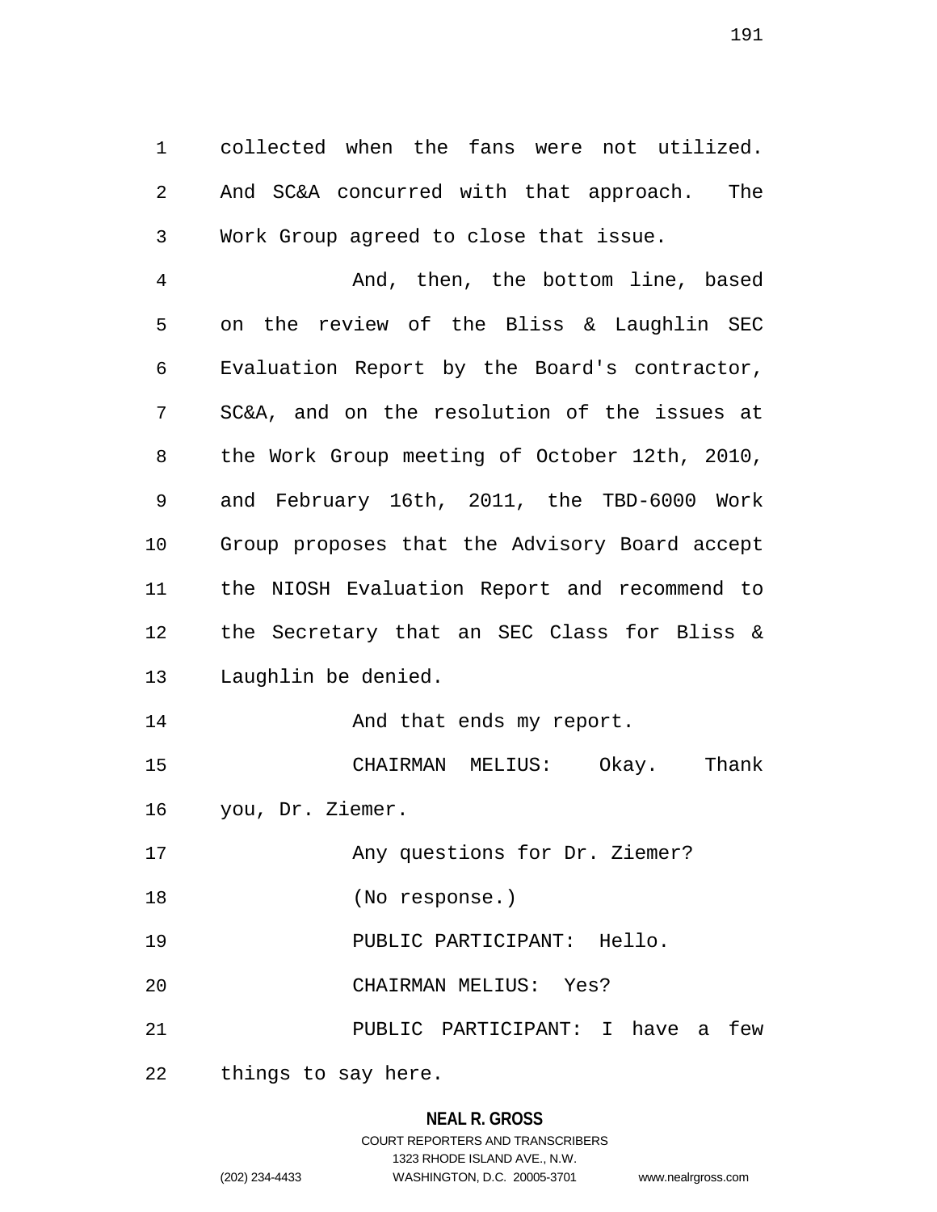collected when the fans were not utilized. And SC&A concurred with that approach. The Work Group agreed to close that issue.

And, then, the bottom line, based on the review of the Bliss & Laughlin SEC Evaluation Report by the Board's contractor, SC&A, and on the resolution of the issues at the Work Group meeting of October 12th, 2010, and February 16th, 2011, the TBD-6000 Work Group proposes that the Advisory Board accept the NIOSH Evaluation Report and recommend to the Secretary that an SEC Class for Bliss & Laughlin be denied.

And that ends my report.

CHAIRMAN MELIUS: Okay. Thank you, Dr. Ziemer.

Any questions for Dr. Ziemer?

(No response.)

PUBLIC PARTICIPANT: Hello.

CHAIRMAN MELIUS: Yes?

PUBLIC PARTICIPANT: I have a few things to say here.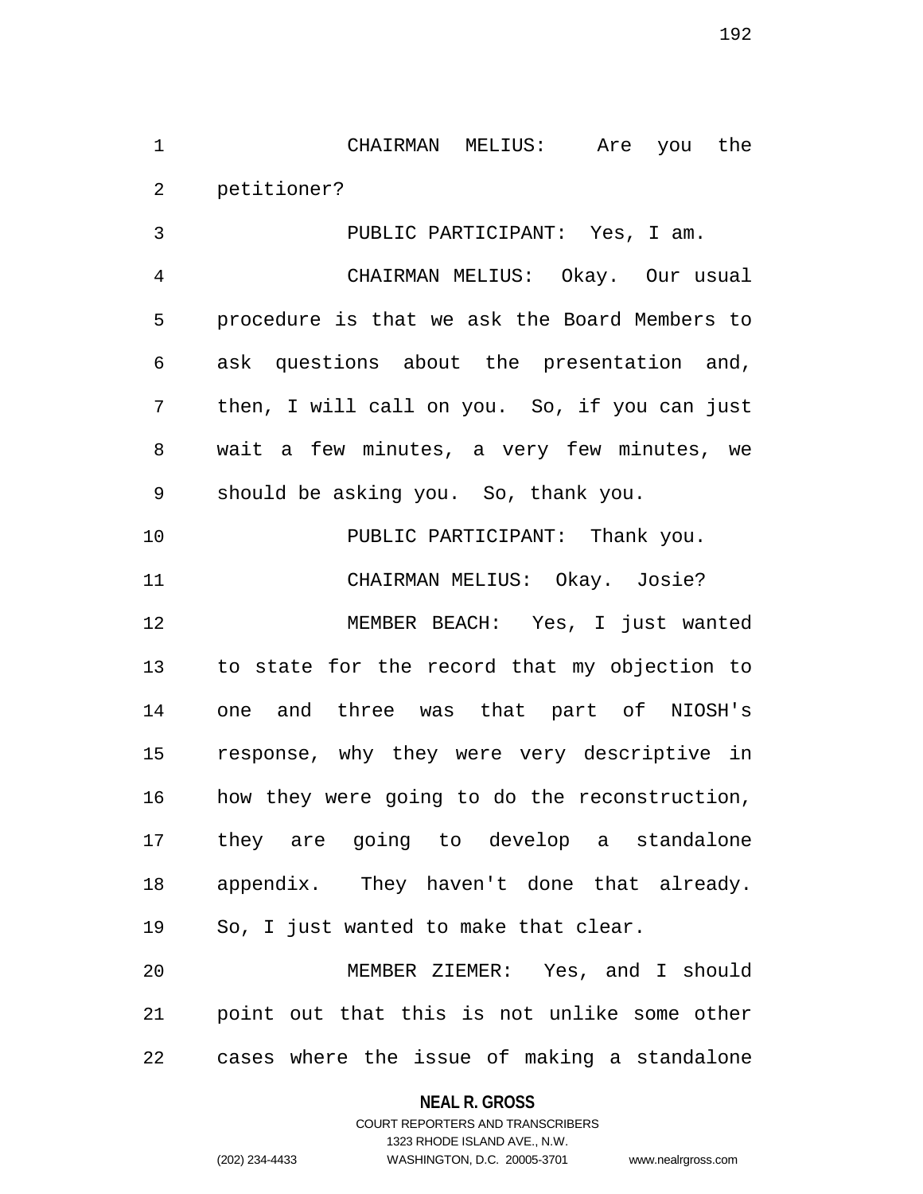CHAIRMAN MELIUS: Are you the petitioner?

PUBLIC PARTICIPANT: Yes, I am.

CHAIRMAN MELIUS: Okay. Our usual procedure is that we ask the Board Members to ask questions about the presentation and, then, I will call on you. So, if you can just wait a few minutes, a very few minutes, we should be asking you. So, thank you.

PUBLIC PARTICIPANT: Thank you.

CHAIRMAN MELIUS: Okay. Josie?

MEMBER BEACH: Yes, I just wanted to state for the record that my objection to one and three was that part of NIOSH's response, why they were very descriptive in how they were going to do the reconstruction, they are going to develop a standalone appendix. They haven't done that already. So, I just wanted to make that clear.

MEMBER ZIEMER: Yes, and I should point out that this is not unlike some other cases where the issue of making a standalone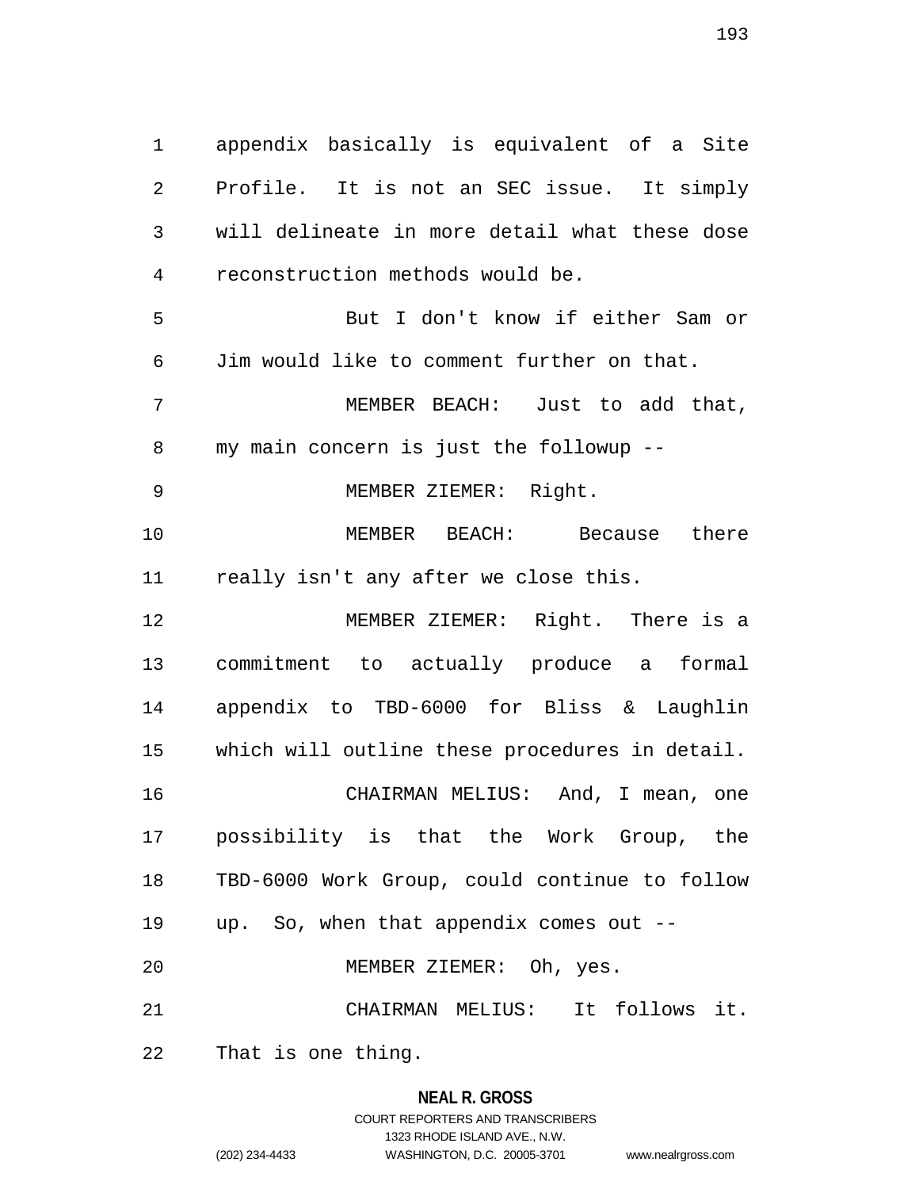appendix basically is equivalent of a Site Profile. It is not an SEC issue. It simply will delineate in more detail what these dose reconstruction methods would be.

But I don't know if either Sam or Jim would like to comment further on that.

MEMBER BEACH: Just to add that, my main concern is just the followup --

MEMBER ZIEMER: Right.

MEMBER BEACH: Because there really isn't any after we close this.

MEMBER ZIEMER: Right. There is a commitment to actually produce a formal appendix to TBD-6000 for Bliss & Laughlin which will outline these procedures in detail.

CHAIRMAN MELIUS: And, I mean, one possibility is that the Work Group, the TBD-6000 Work Group, could continue to follow up. So, when that appendix comes out --

MEMBER ZIEMER: Oh, yes.

CHAIRMAN MELIUS: It follows it. That is one thing.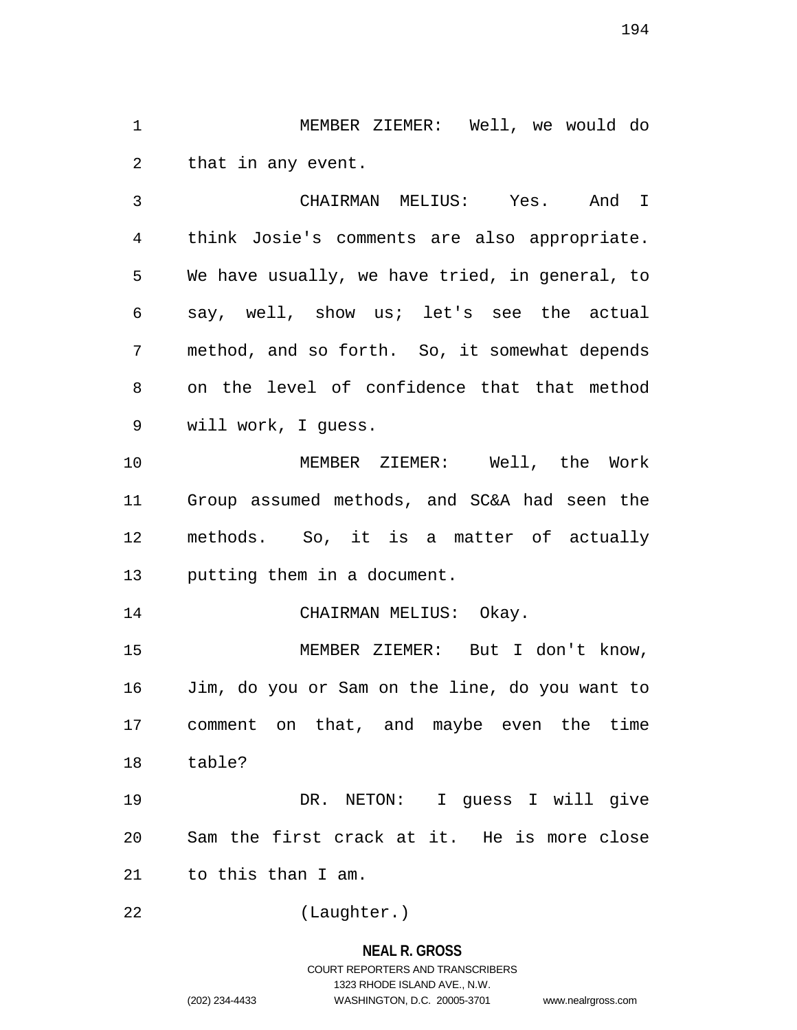MEMBER ZIEMER: Well, we would do that in any event.

CHAIRMAN MELIUS: Yes. And I think Josie's comments are also appropriate. We have usually, we have tried, in general, to say, well, show us; let's see the actual method, and so forth. So, it somewhat depends on the level of confidence that that method will work, I guess.

MEMBER ZIEMER: Well, the Work Group assumed methods, and SC&A had seen the methods. So, it is a matter of actually putting them in a document.

CHAIRMAN MELIUS: Okay.

MEMBER ZIEMER: But I don't know, Jim, do you or Sam on the line, do you want to comment on that, and maybe even the time table?

DR. NETON: I guess I will give Sam the first crack at it. He is more close to this than I am.

(Laughter.)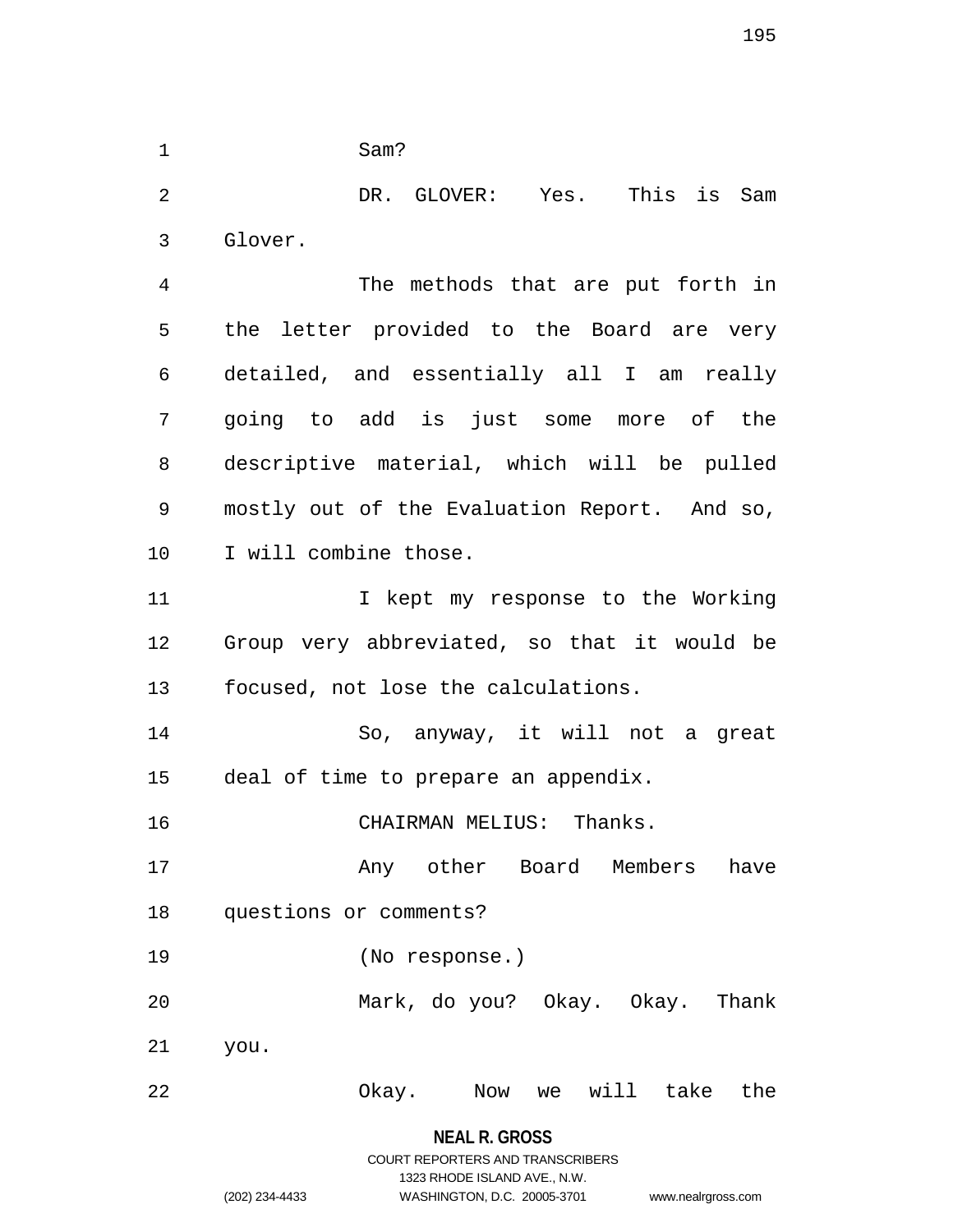Sam?

DR. GLOVER: Yes. This is Sam Glover.

The methods that are put forth in the letter provided to the Board are very detailed, and essentially all I am really going to add is just some more of the descriptive material, which will be pulled mostly out of the Evaluation Report. And so, I will combine those.

I kept my response to the Working Group very abbreviated, so that it would be focused, not lose the calculations.

So, anyway, it will not a great deal of time to prepare an appendix.

CHAIRMAN MELIUS: Thanks.

Any other Board Members have questions or comments?

(No response.)

Mark, do you? Okay. Okay. Thank you.

Okay. Now we will take the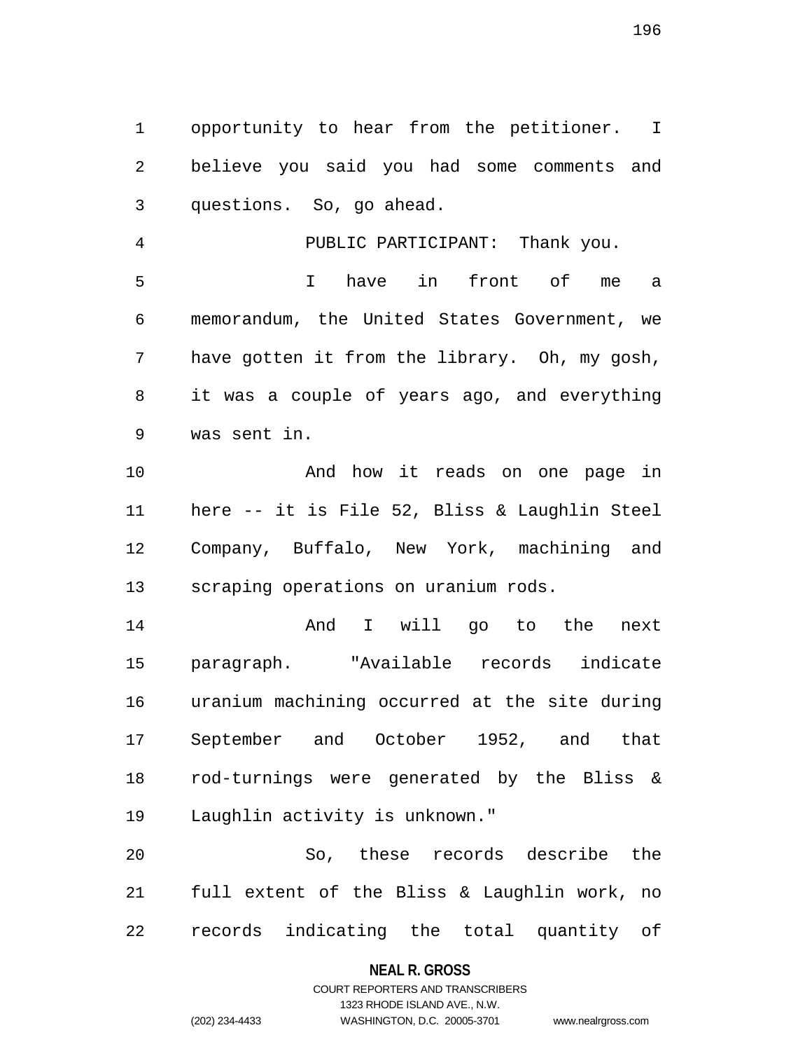opportunity to hear from the petitioner. I believe you said you had some comments and questions. So, go ahead.

PUBLIC PARTICIPANT: Thank you.

I have in front of me a memorandum, the United States Government, we have gotten it from the library. Oh, my gosh, it was a couple of years ago, and everything was sent in.

And how it reads on one page in here -- it is File 52, Bliss & Laughlin Steel Company, Buffalo, New York, machining and scraping operations on uranium rods.

And I will go to the next paragraph. "Available records indicate uranium machining occurred at the site during September and October 1952, and that rod-turnings were generated by the Bliss & Laughlin activity is unknown."

So, these records describe the full extent of the Bliss & Laughlin work, no records indicating the total quantity of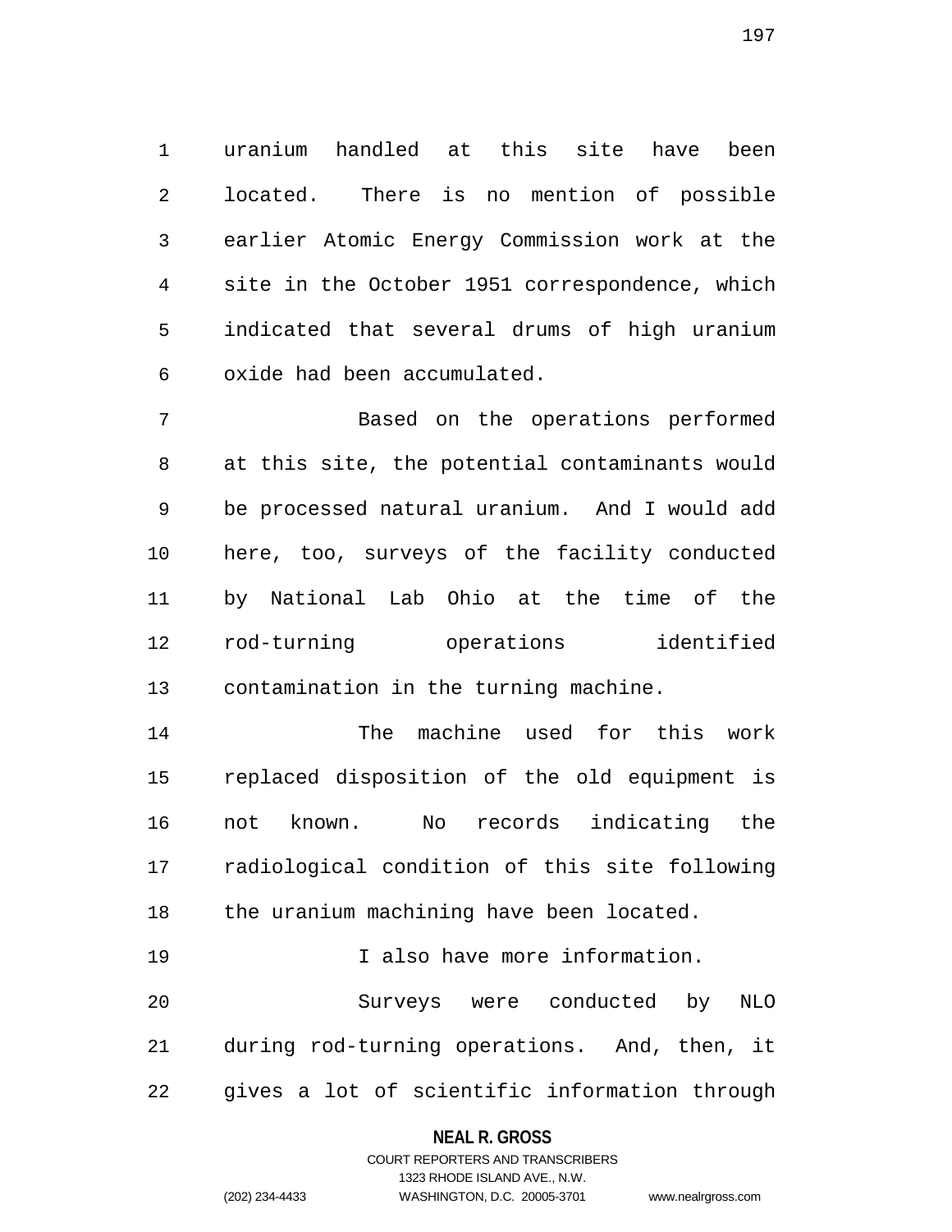uranium handled at this site have been located. There is no mention of possible earlier Atomic Energy Commission work at the site in the October 1951 correspondence, which indicated that several drums of high uranium oxide had been accumulated.

Based on the operations performed at this site, the potential contaminants would be processed natural uranium. And I would add here, too, surveys of the facility conducted by National Lab Ohio at the time of the rod-turning operations identified contamination in the turning machine.

The machine used for this work replaced disposition of the old equipment is not known. No records indicating the radiological condition of this site following the uranium machining have been located.

I also have more information.

Surveys were conducted by NLO during rod-turning operations. And, then, it gives a lot of scientific information through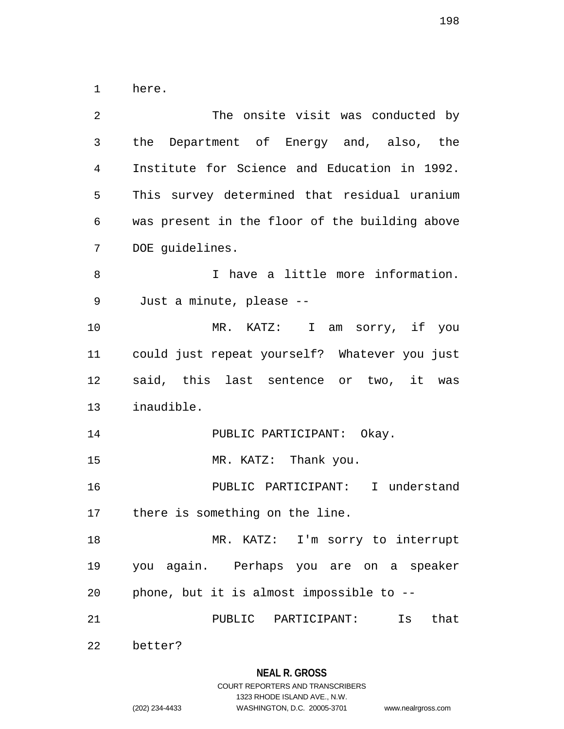here.

The onsite visit was conducted by the Department of Energy and, also, the Institute for Science and Education in 1992. This survey determined that residual uranium was present in the floor of the building above DOE guidelines.

I have a little more information. Just a minute, please --

MR. KATZ: I am sorry, if you could just repeat yourself? Whatever you just said, this last sentence or two, it was inaudible.

PUBLIC PARTICIPANT: Okay.

MR. KATZ: Thank you.

PUBLIC PARTICIPANT: I understand there is something on the line.

MR. KATZ: I'm sorry to interrupt you again. Perhaps you are on a speaker phone, but it is almost impossible to --

PUBLIC PARTICIPANT: Is that better?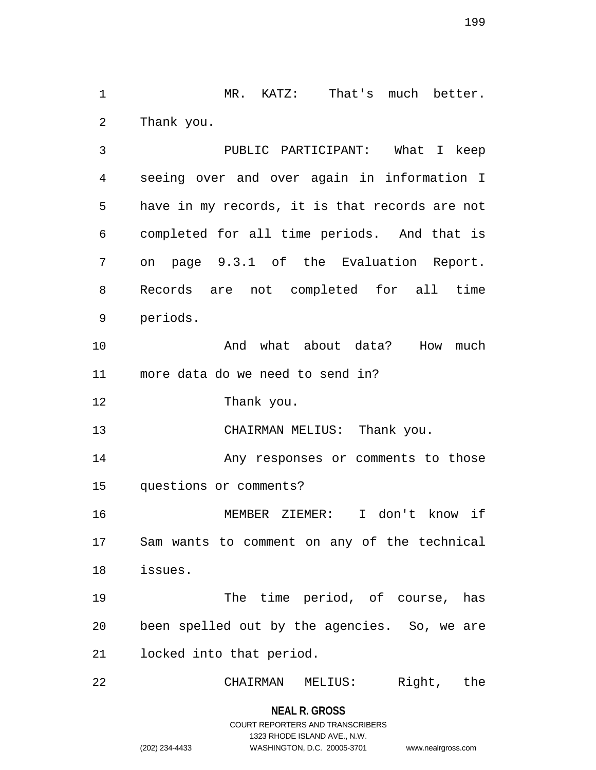MR. KATZ: That's much better. Thank you.

PUBLIC PARTICIPANT: What I keep seeing over and over again in information I have in my records, it is that records are not completed for all time periods. And that is on page 9.3.1 of the Evaluation Report. Records are not completed for all time periods.

And what about data? How much more data do we need to send in?

Thank you.

CHAIRMAN MELIUS: Thank you.

Any responses or comments to those questions or comments?

MEMBER ZIEMER: I don't know if Sam wants to comment on any of the technical issues.

The time period, of course, has been spelled out by the agencies. So, we are locked into that period.

CHAIRMAN MELIUS: Right, the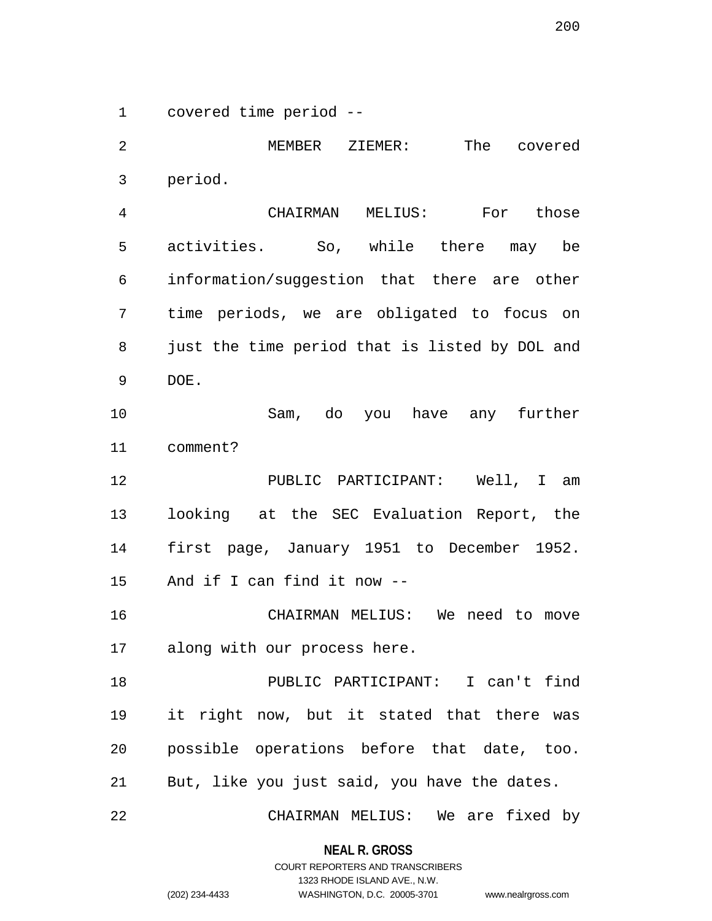covered time period --

MEMBER ZIEMER: The covered period.

CHAIRMAN MELIUS: For those activities. So, while there may be information/suggestion that there are other time periods, we are obligated to focus on just the time period that is listed by DOL and DOE.

Sam, do you have any further comment?

PUBLIC PARTICIPANT: Well, I am looking at the SEC Evaluation Report, the first page, January 1951 to December 1952. And if I can find it now --

CHAIRMAN MELIUS: We need to move along with our process here.

PUBLIC PARTICIPANT: I can't find it right now, but it stated that there was possible operations before that date, too. But, like you just said, you have the dates.

CHAIRMAN MELIUS: We are fixed by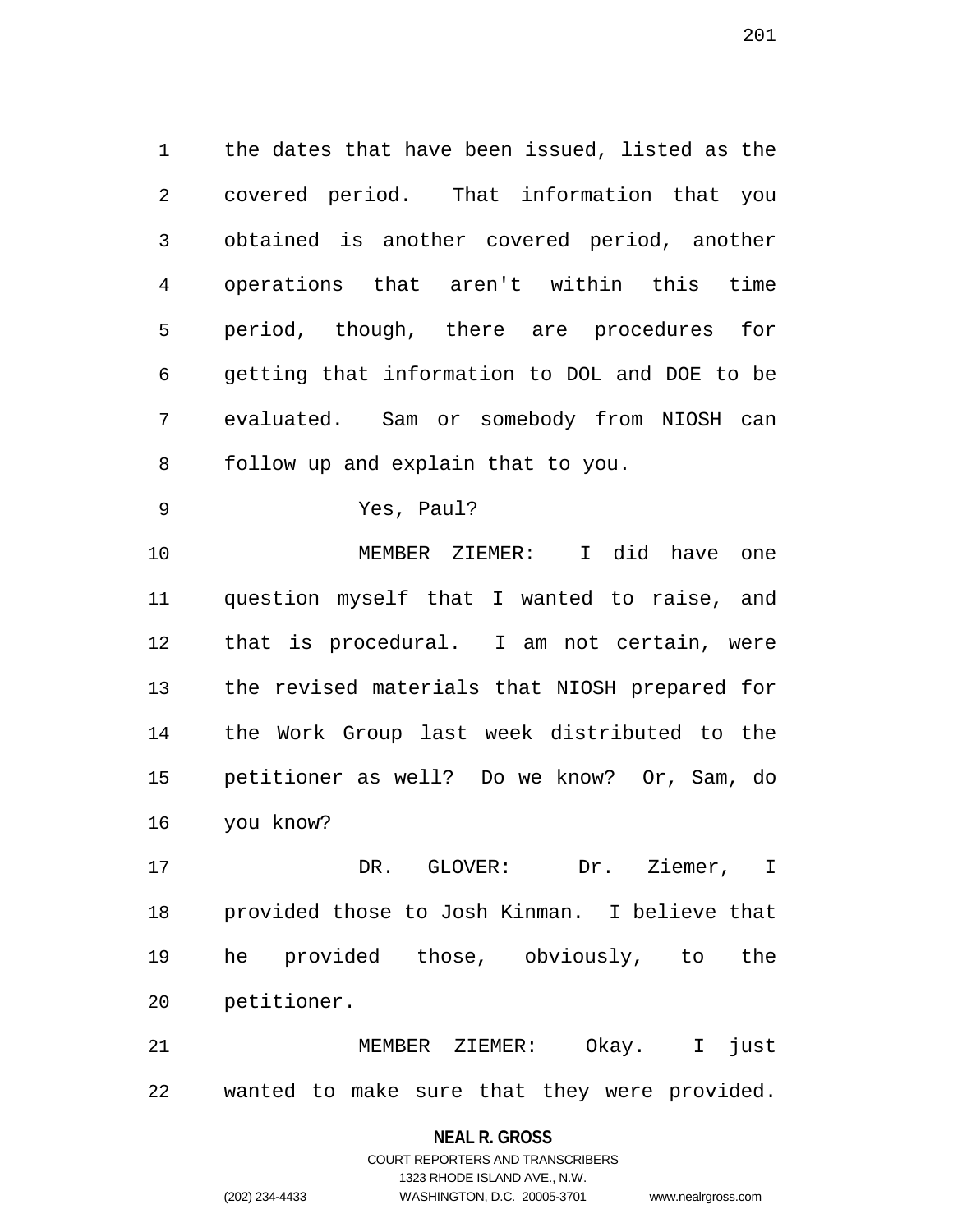the dates that have been issued, listed as the covered period. That information that you obtained is another covered period, another operations that aren't within this time period, though, there are procedures for getting that information to DOL and DOE to be evaluated. Sam or somebody from NIOSH can follow up and explain that to you.

Yes, Paul?

MEMBER ZIEMER: I did have one question myself that I wanted to raise, and that is procedural. I am not certain, were the revised materials that NIOSH prepared for the Work Group last week distributed to the petitioner as well? Do we know? Or, Sam, do you know?

DR. GLOVER: Dr. Ziemer, I provided those to Josh Kinman. I believe that he provided those, obviously, to the petitioner.

MEMBER ZIEMER: Okay. I just wanted to make sure that they were provided.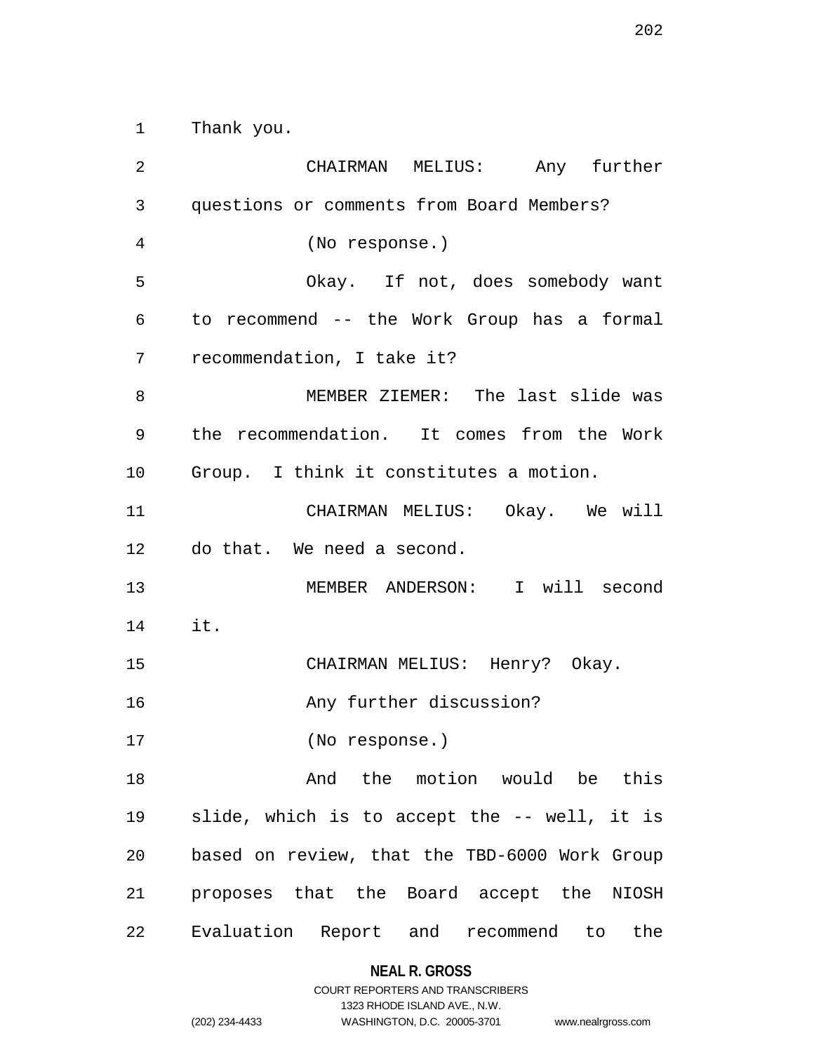Thank you.

CHAIRMAN MELIUS: Any further questions or comments from Board Members?

(No response.)

Okay. If not, does somebody want to recommend -- the Work Group has a formal recommendation, I take it?

MEMBER ZIEMER: The last slide was the recommendation. It comes from the Work Group. I think it constitutes a motion.

CHAIRMAN MELIUS: Okay. We will do that. We need a second.

MEMBER ANDERSON: I will second it.

CHAIRMAN MELIUS: Henry? Okay.

Any further discussion?

(No response.)

And the motion would be this slide, which is to accept the -- well, it is based on review, that the TBD-6000 Work Group proposes that the Board accept the NIOSH Evaluation Report and recommend to the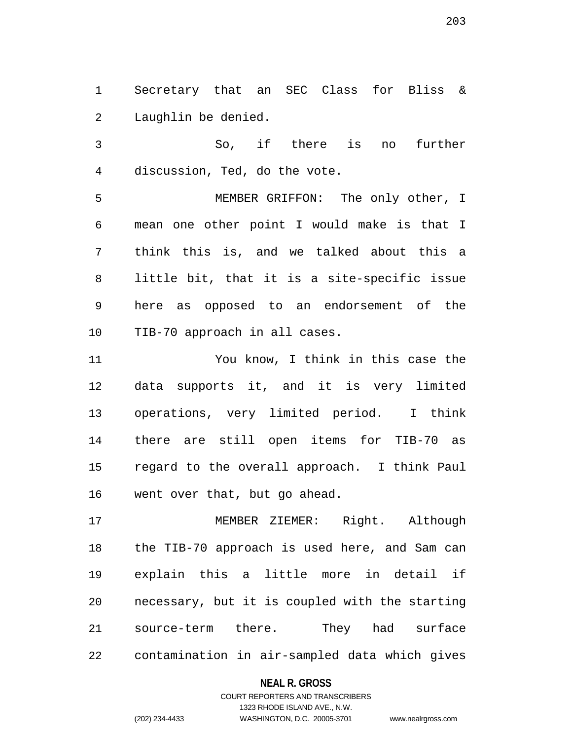Secretary that an SEC Class for Bliss & Laughlin be denied.

So, if there is no further discussion, Ted, do the vote.

MEMBER GRIFFON: The only other, I mean one other point I would make is that I think this is, and we talked about this a little bit, that it is a site-specific issue here as opposed to an endorsement of the TIB-70 approach in all cases.

You know, I think in this case the data supports it, and it is very limited operations, very limited period. I think there are still open items for TIB-70 as regard to the overall approach. I think Paul went over that, but go ahead.

MEMBER ZIEMER: Right. Although the TIB-70 approach is used here, and Sam can explain this a little more in detail if necessary, but it is coupled with the starting source-term there. They had surface contamination in air-sampled data which gives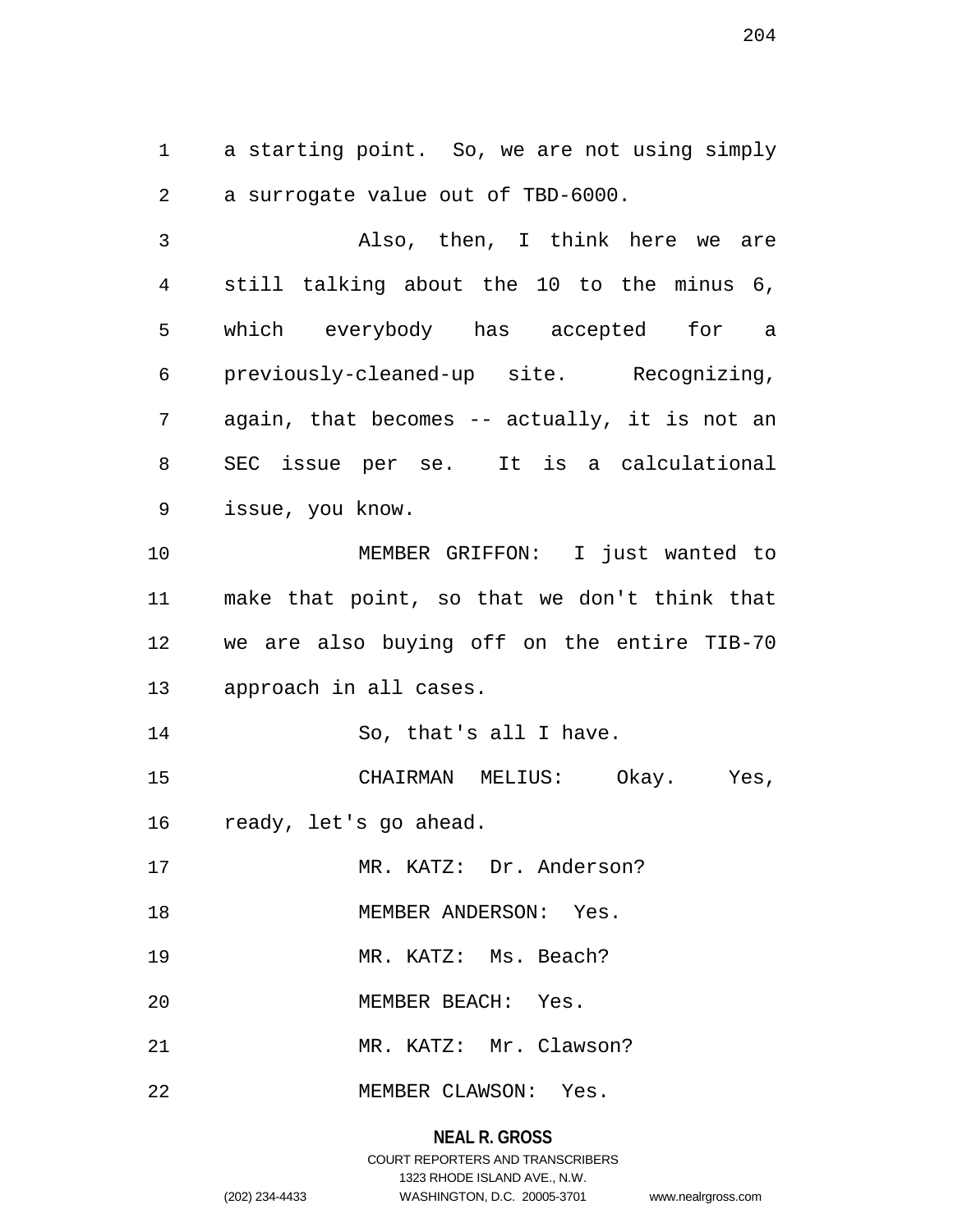a starting point. So, we are not using simply a surrogate value out of TBD-6000.

Also, then, I think here we are still talking about the 10 to the minus 6, which everybody has accepted for a previously-cleaned-up site. Recognizing, again, that becomes -- actually, it is not an SEC issue per se. It is a calculational issue, you know.

MEMBER GRIFFON: I just wanted to make that point, so that we don't think that we are also buying off on the entire TIB-70 approach in all cases.

So, that's all I have.

CHAIRMAN MELIUS: Okay. Yes, ready, let's go ahead.

MR. KATZ: Dr. Anderson?

MEMBER ANDERSON: Yes.

MR. KATZ: Ms. Beach?

MEMBER BEACH: Yes.

MR. KATZ: Mr. Clawson?

MEMBER CLAWSON: Yes.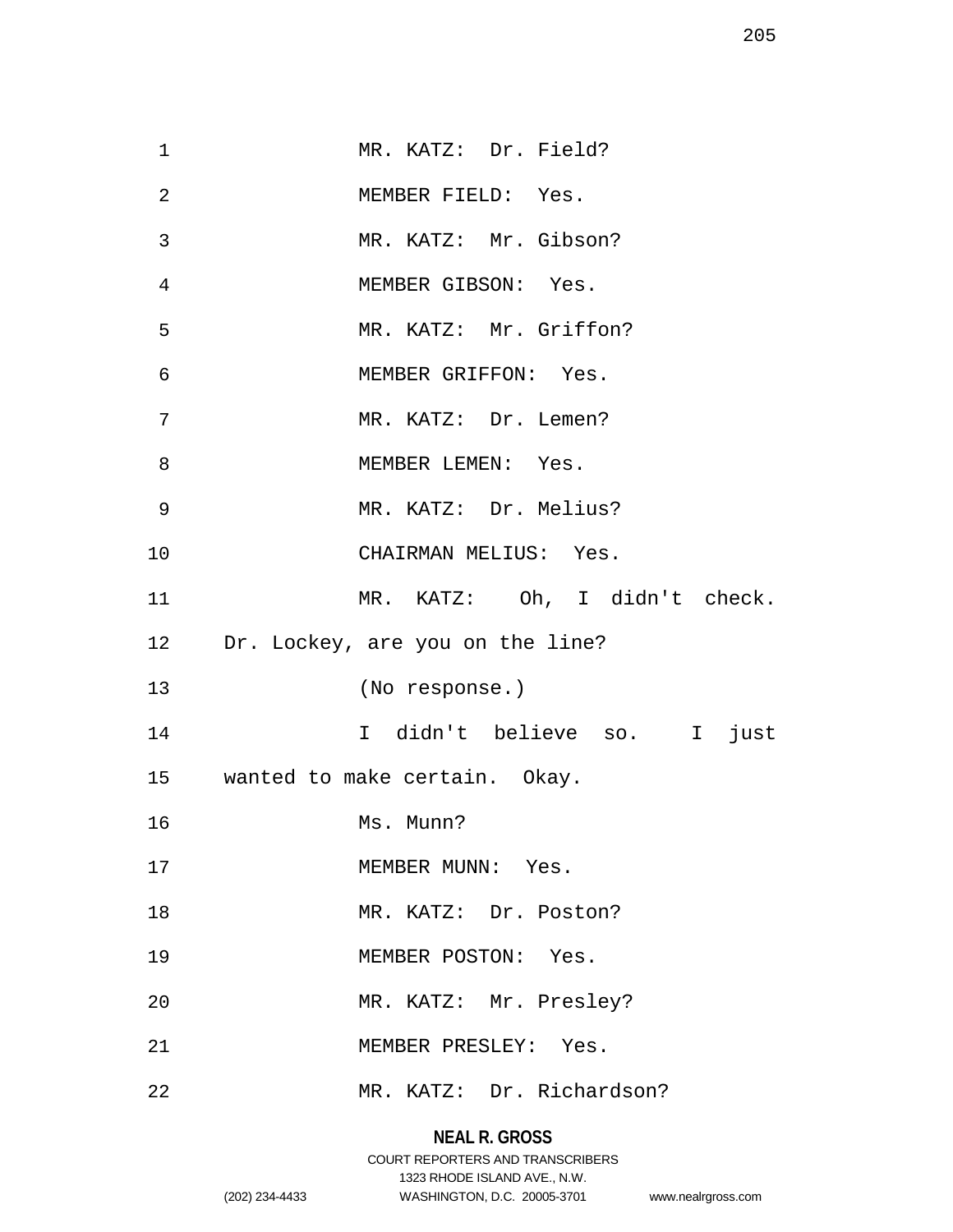MR. KATZ: Dr. Field?

MEMBER FIELD: Yes.

MR. KATZ: Mr. Gibson?

MEMBER GIBSON: Yes.

MR. KATZ: Mr. Griffon?

MEMBER GRIFFON: Yes.

MR. KATZ: Dr. Lemen?

MEMBER LEMEN: Yes.

MR. KATZ: Dr. Melius?

CHAIRMAN MELIUS: Yes.

MR. KATZ: Oh, I didn't check. Dr. Lockey, are you on the line?

(No response.)

I didn't believe so. I just wanted to make certain. Okay.

Ms. Munn?

MEMBER MUNN: Yes.

MR. KATZ: Dr. Poston?

MEMBER POSTON: Yes.

MR. KATZ: Mr. Presley?

MEMBER PRESLEY: Yes.

MR. KATZ: Dr. Richardson?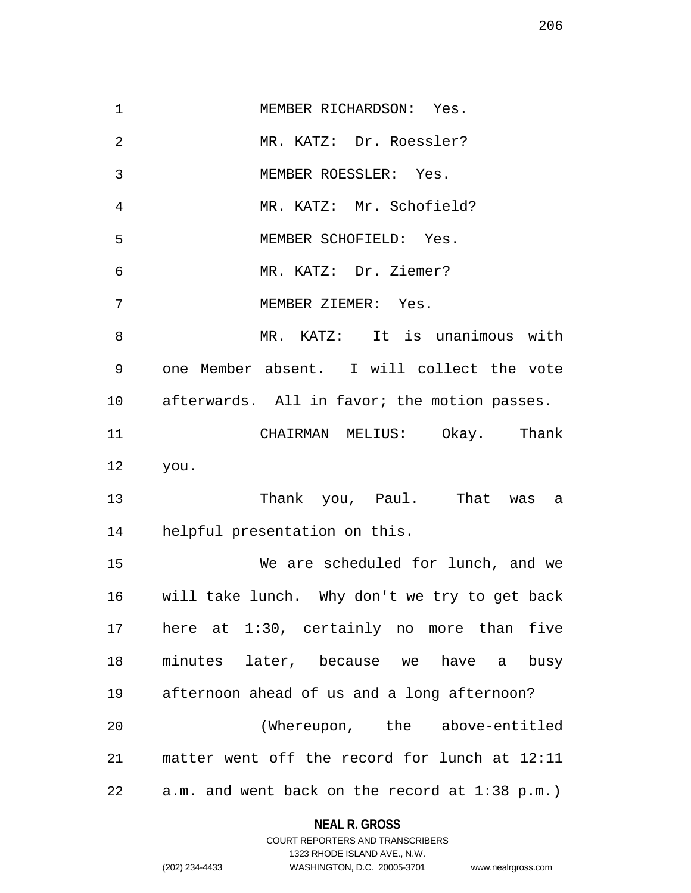MEMBER RICHARDSON: Yes.

MR. KATZ: Dr. Roessler?

MEMBER ROESSLER: Yes.

MR. KATZ: Mr. Schofield?

MEMBER SCHOFIELD: Yes.

MR. KATZ: Dr. Ziemer?

MEMBER ZIEMER: Yes.

MR. KATZ: It is unanimous with one Member absent. I will collect the vote afterwards. All in favor; the motion passes.

CHAIRMAN MELIUS: Okay. Thank you.

Thank you, Paul. That was a helpful presentation on this.

We are scheduled for lunch, and we will take lunch. Why don't we try to get back here at 1:30, certainly no more than five minutes later, because we have a busy afternoon ahead of us and a long afternoon?

(Whereupon, the above-entitled matter went off the record for lunch at 12:11 a.m. and went back on the record at 1:38 p.m.)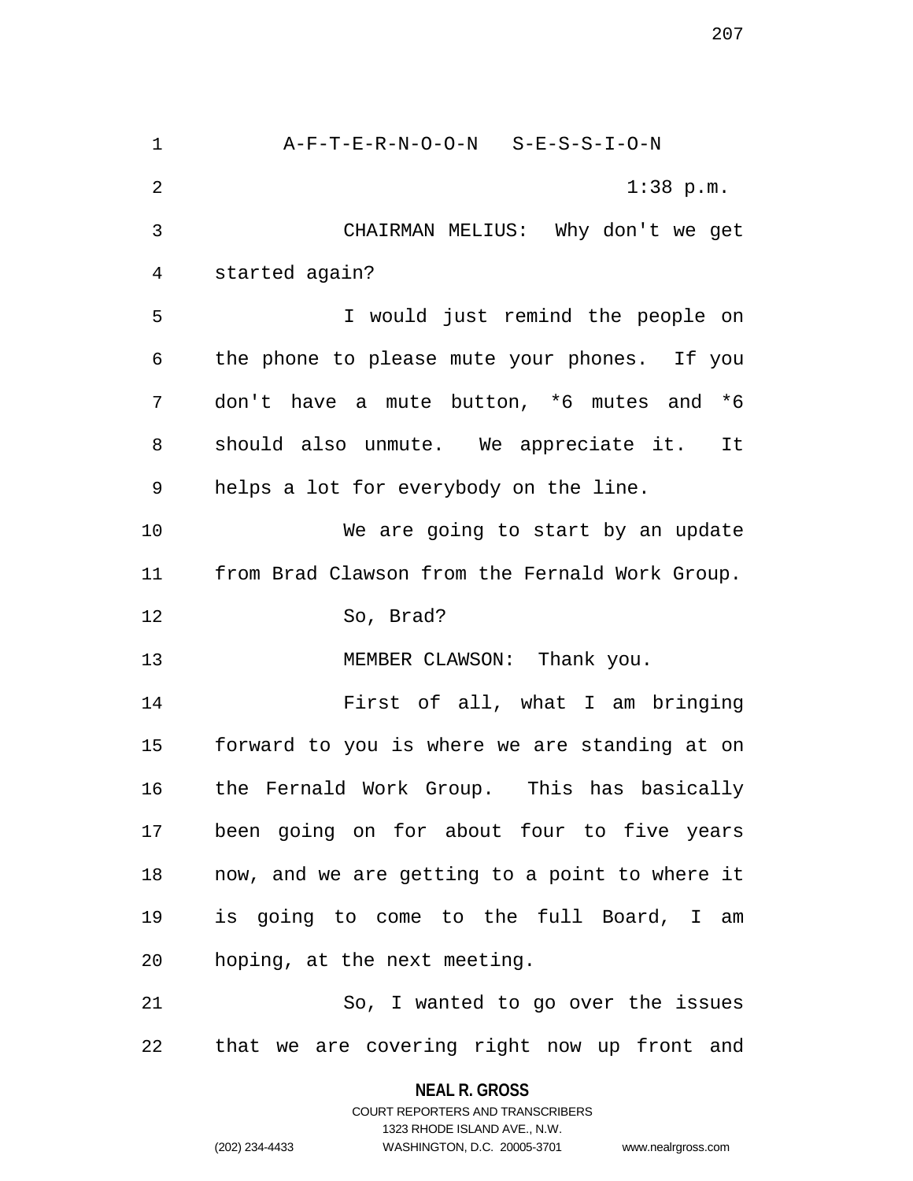A-F-T-E-R-N-O-O-N S-E-S-S-I-O-N

1:38 p.m.

CHAIRMAN MELIUS: Why don't we get started again?

I would just remind the people on the phone to please mute your phones. If you don't have a mute button, *6 mutes and *6 should also unmute. We appreciate it. It helps a lot for everybody on the line.

We are going to start by an update from Brad Clawson from the Fernald Work Group.

So, Brad?

MEMBER CLAWSON: Thank you.

First of all, what I am bringing forward to you is where we are standing at on the Fernald Work Group. This has basically been going on for about four to five years now, and we are getting to a point to where it is going to come to the full Board, I am hoping, at the next meeting.

So, I wanted to go over the issues that we are covering right now up front and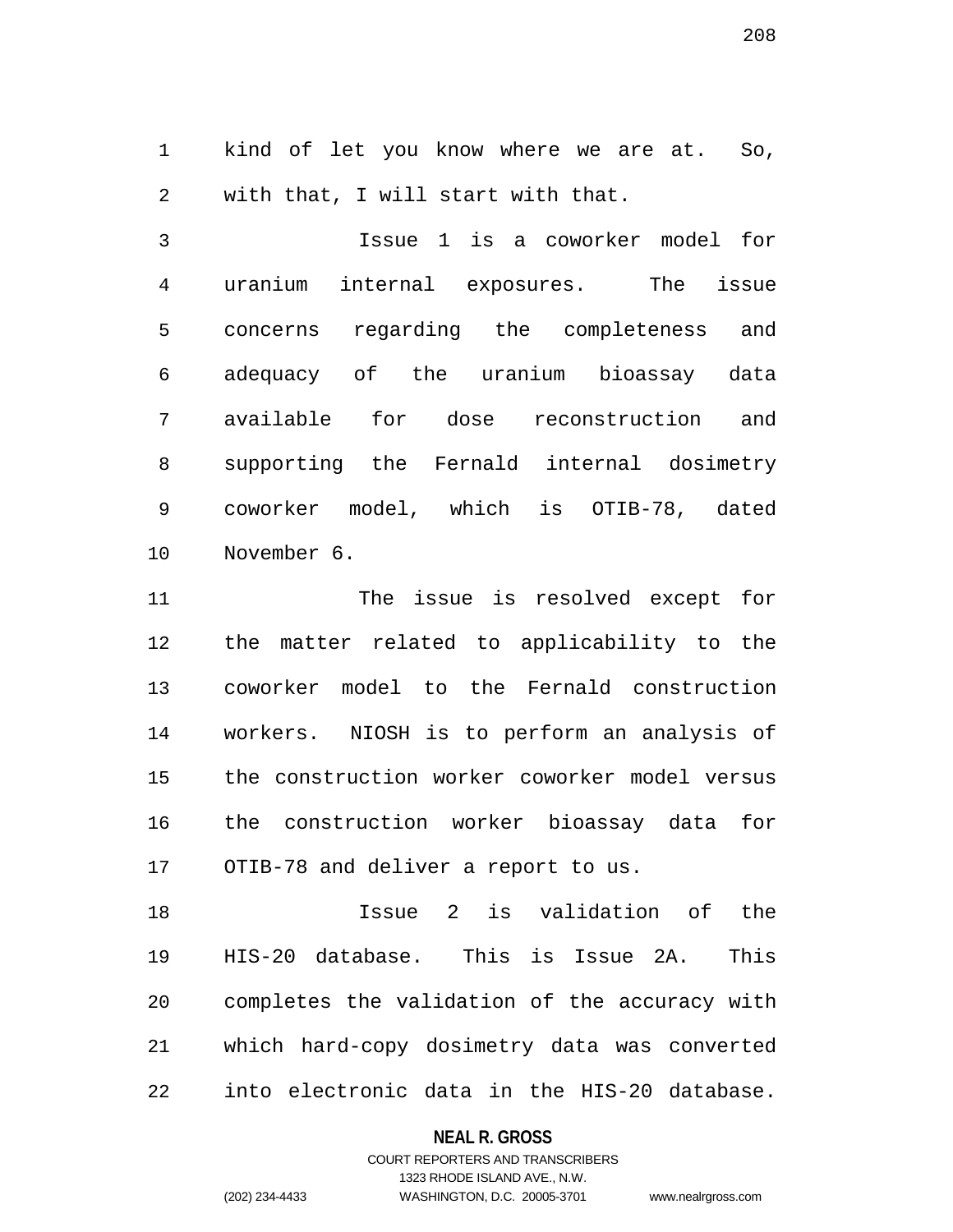kind of let you know where we are at. So, with that, I will start with that.

Issue 1 is a coworker model for uranium internal exposures. The issue concerns regarding the completeness and adequacy of the uranium bioassay data available for dose reconstruction and supporting the Fernald internal dosimetry coworker model, which is OTIB-78, dated November 6.

The issue is resolved except for the matter related to applicability to the coworker model to the Fernald construction workers. NIOSH is to perform an analysis of the construction worker coworker model versus the construction worker bioassay data for OTIB-78 and deliver a report to us.

Issue 2 is validation of the HIS-20 database. This is Issue 2A. This completes the validation of the accuracy with which hard-copy dosimetry data was converted into electronic data in the HIS-20 database.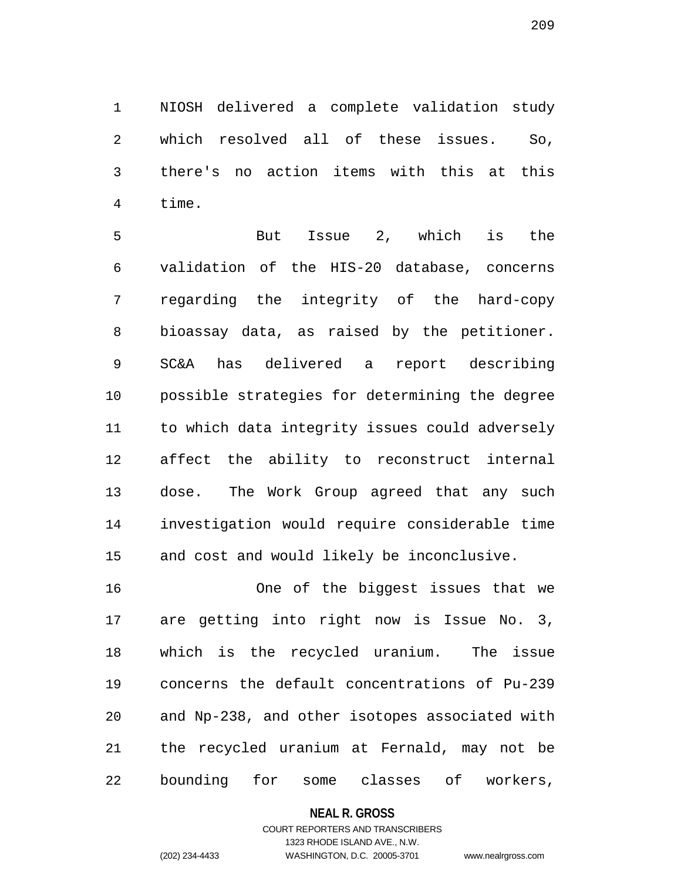NIOSH delivered a complete validation study which resolved all of these issues. So, there's no action items with this at this time.

But Issue 2, which is the validation of the HIS-20 database, concerns regarding the integrity of the hard-copy bioassay data, as raised by the petitioner. SC&A has delivered a report describing possible strategies for determining the degree to which data integrity issues could adversely affect the ability to reconstruct internal dose. The Work Group agreed that any such investigation would require considerable time and cost and would likely be inconclusive.

One of the biggest issues that we are getting into right now is Issue No. 3, which is the recycled uranium. The issue concerns the default concentrations of Pu-239 and Np-238, and other isotopes associated with the recycled uranium at Fernald, may not be bounding for some classes of workers,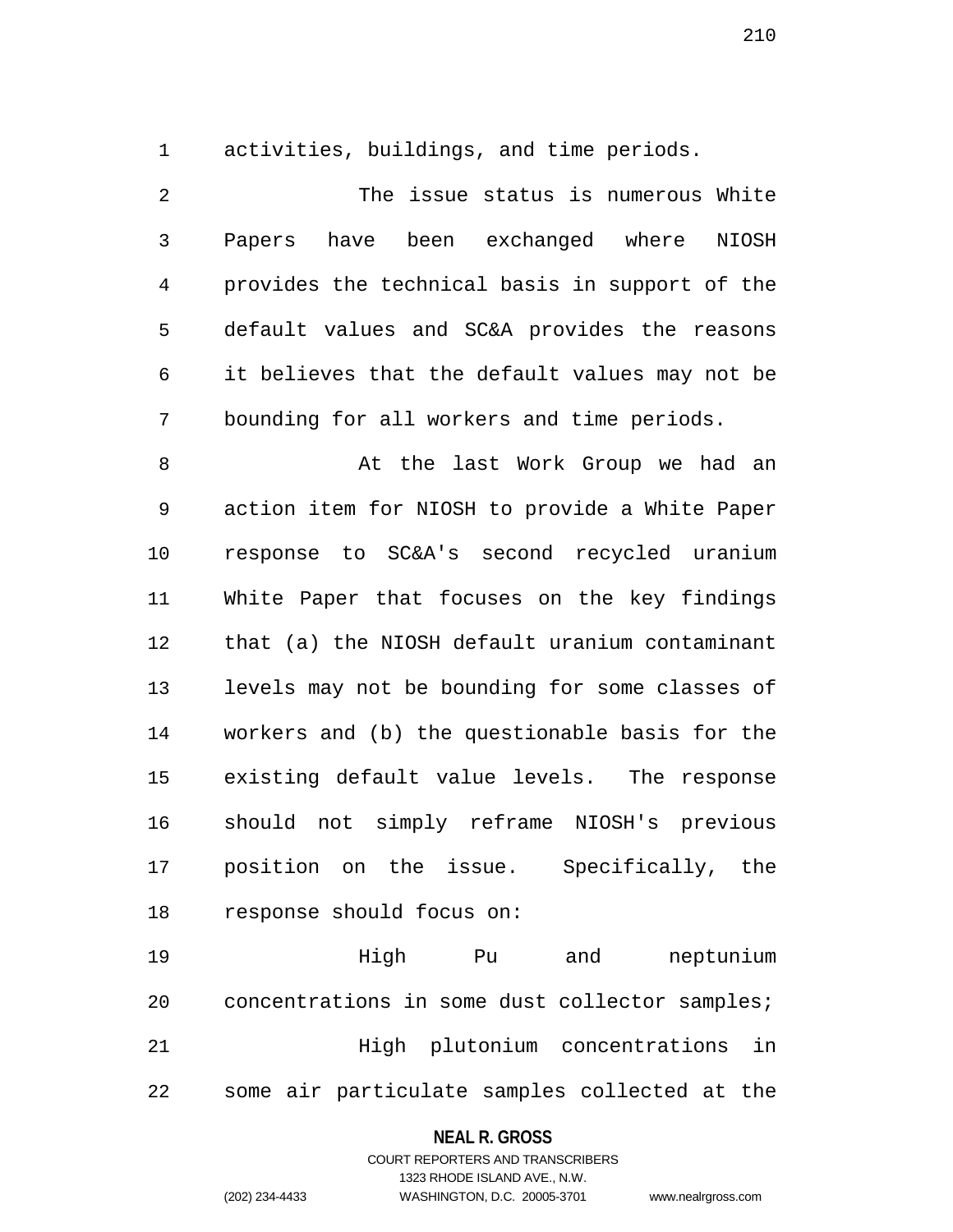activities, buildings, and time periods.

The issue status is numerous White Papers have been exchanged where NIOSH provides the technical basis in support of the default values and SC&A provides the reasons it believes that the default values may not be bounding for all workers and time periods.

At the last Work Group we had an action item for NIOSH to provide a White Paper response to SC&A's second recycled uranium White Paper that focuses on the key findings that (a) the NIOSH default uranium contaminant levels may not be bounding for some classes of workers and (b) the questionable basis for the existing default value levels. The response should not simply reframe NIOSH's previous position on the issue. Specifically, the response should focus on:

High Pu and neptunium concentrations in some dust collector samples;

High plutonium concentrations in some air particulate samples collected at the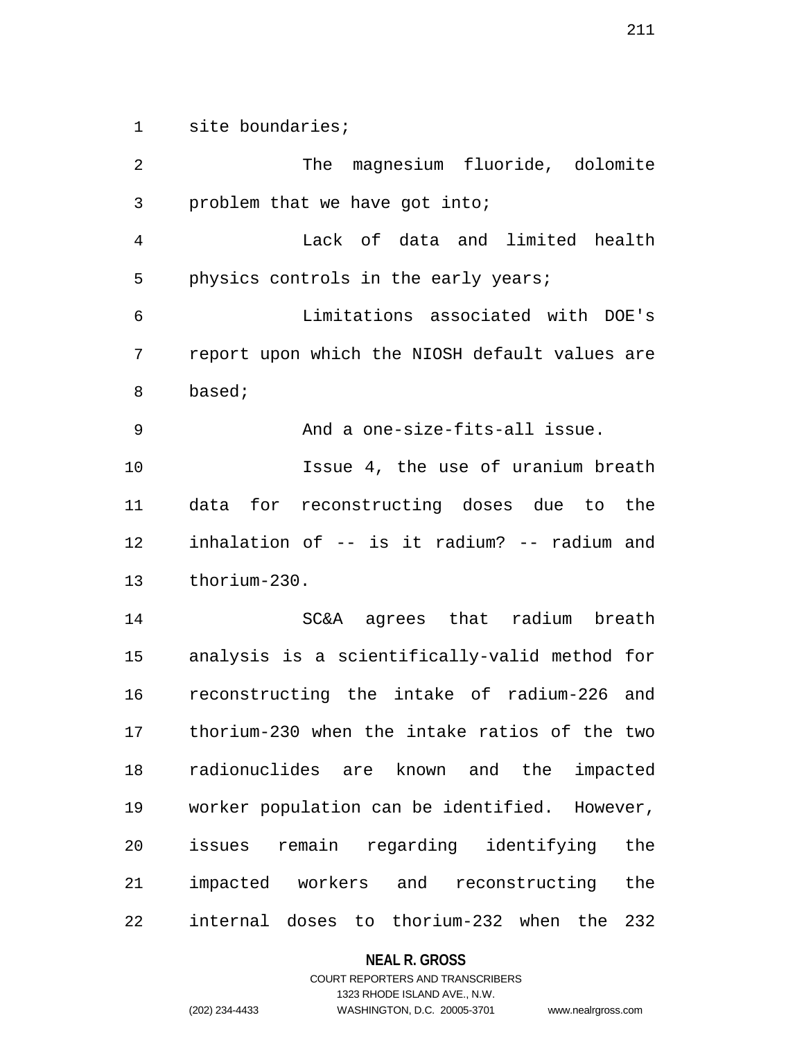site boundaries;

The magnesium fluoride, dolomite problem that we have got into;

Lack of data and limited health physics controls in the early years;

Limitations associated with DOE's report upon which the NIOSH default values are based;

And a one-size-fits-all issue.

Issue 4, the use of uranium breath data for reconstructing doses due to the inhalation of -- is it radium? -- radium and thorium-230.

SC&A agrees that radium breath analysis is a scientifically-valid method for reconstructing the intake of radium-226 and thorium-230 when the intake ratios of the two radionuclides are known and the impacted worker population can be identified. However, issues remain regarding identifying the impacted workers and reconstructing the internal doses to thorium-232 when the 232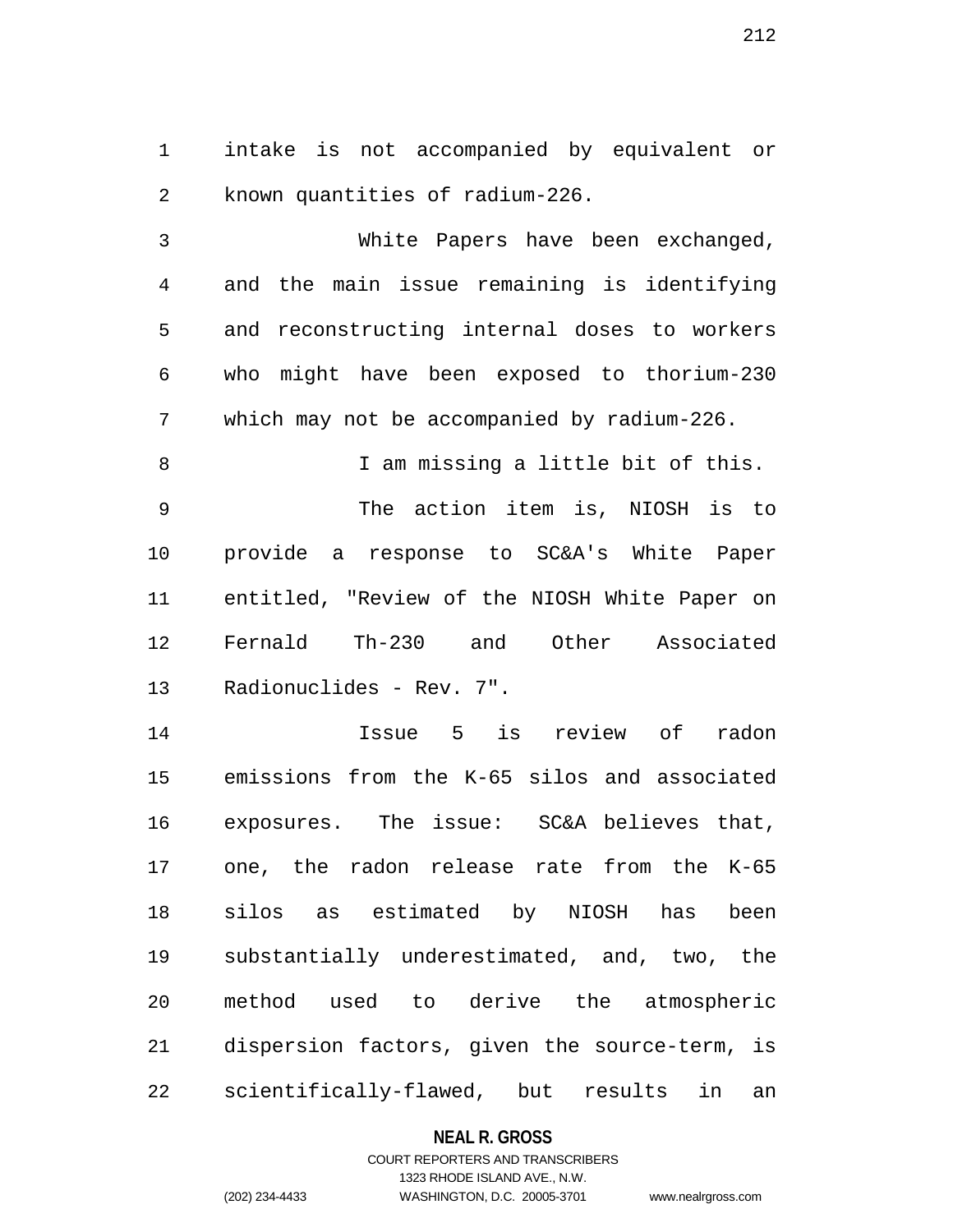intake is not accompanied by equivalent or known quantities of radium-226.

White Papers have been exchanged, and the main issue remaining is identifying and reconstructing internal doses to workers who might have been exposed to thorium-230 which may not be accompanied by radium-226.

I am missing a little bit of this.

The action item is, NIOSH is to provide a response to SC&A's White Paper entitled, "Review of the NIOSH White Paper on Fernald Th-230 and Other Associated Radionuclides - Rev. 7".

Issue 5 is review of radon emissions from the K-65 silos and associated exposures. The issue: SC&A believes that, one, the radon release rate from the K-65 silos as estimated by NIOSH has been substantially underestimated, and, two, the method used to derive the atmospheric dispersion factors, given the source-term, is scientifically-flawed, but results in an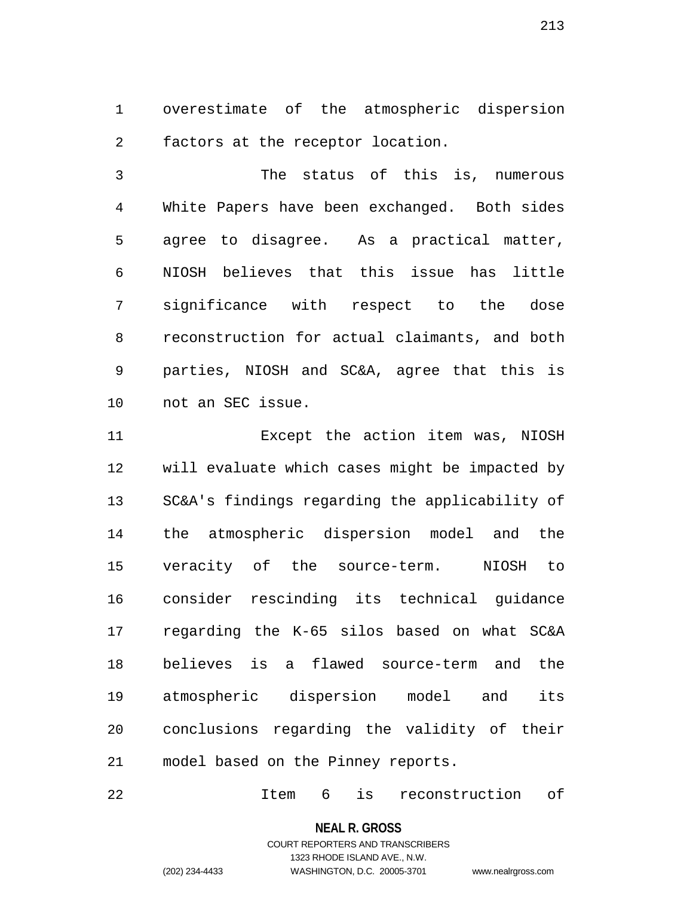overestimate of the atmospheric dispersion factors at the receptor location.

The status of this is, numerous White Papers have been exchanged. Both sides agree to disagree. As a practical matter, NIOSH believes that this issue has little significance with respect to the dose reconstruction for actual claimants, and both parties, NIOSH and SC&A, agree that this is not an SEC issue.

Except the action item was, NIOSH will evaluate which cases might be impacted by SC&A's findings regarding the applicability of the atmospheric dispersion model and the veracity of the source-term. NIOSH to consider rescinding its technical guidance regarding the K-65 silos based on what SC&A believes is a flawed source-term and the atmospheric dispersion model and its conclusions regarding the validity of their model based on the Pinney reports.

Item 6 is reconstruction of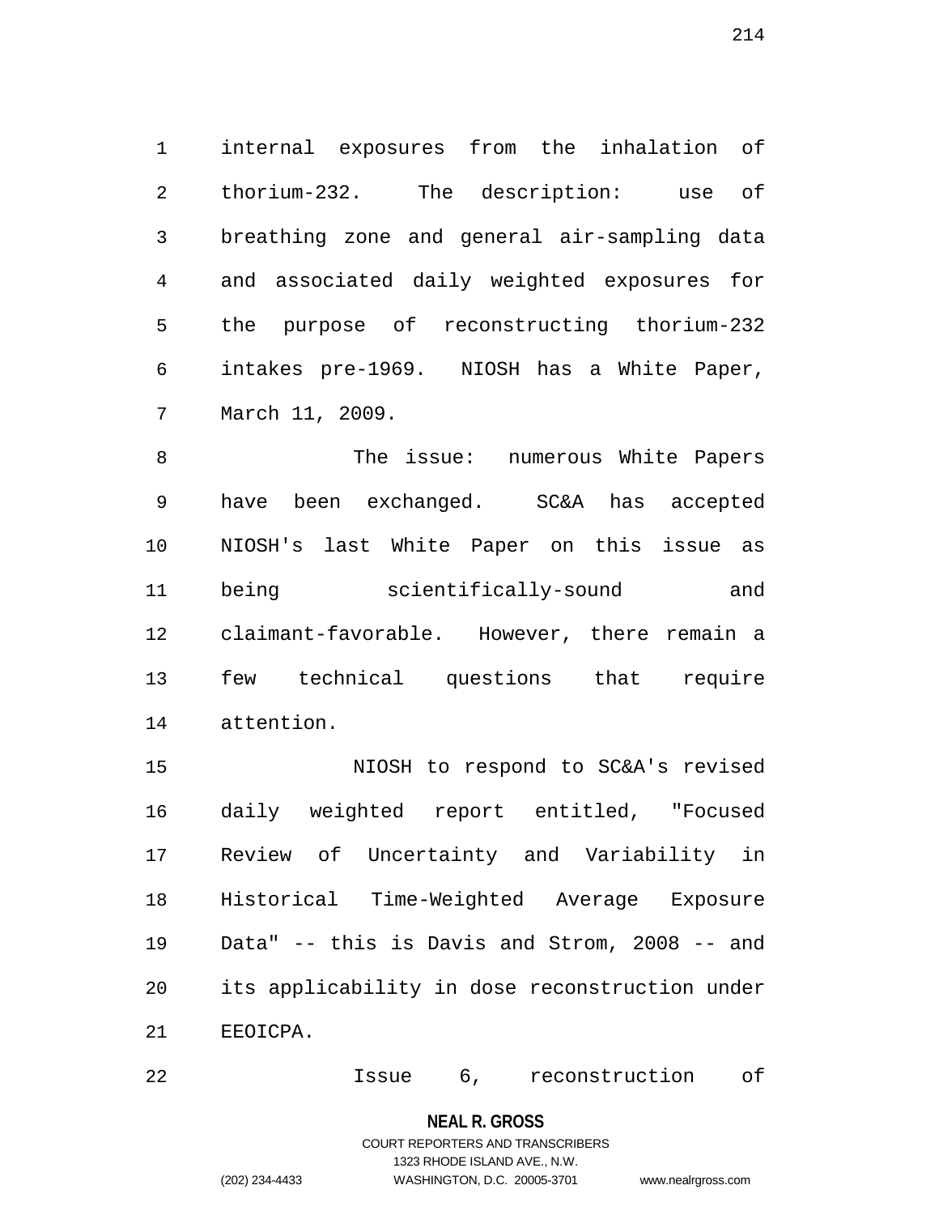internal exposures from the inhalation of thorium-232. The description: use of breathing zone and general air-sampling data and associated daily weighted exposures for the purpose of reconstructing thorium-232 intakes pre-1969. NIOSH has a White Paper, March 11, 2009.

The issue: numerous White Papers have been exchanged. SC&A has accepted NIOSH's last White Paper on this issue as being scientifically-sound and claimant-favorable. However, there remain a few technical questions that require attention.

NIOSH to respond to SC&A's revised daily weighted report entitled, "Focused Review of Uncertainty and Variability in Historical Time-Weighted Average Exposure Data" -- this is Davis and Strom, 2008 -- and its applicability in dose reconstruction under EEOICPA.

Issue 6, reconstruction of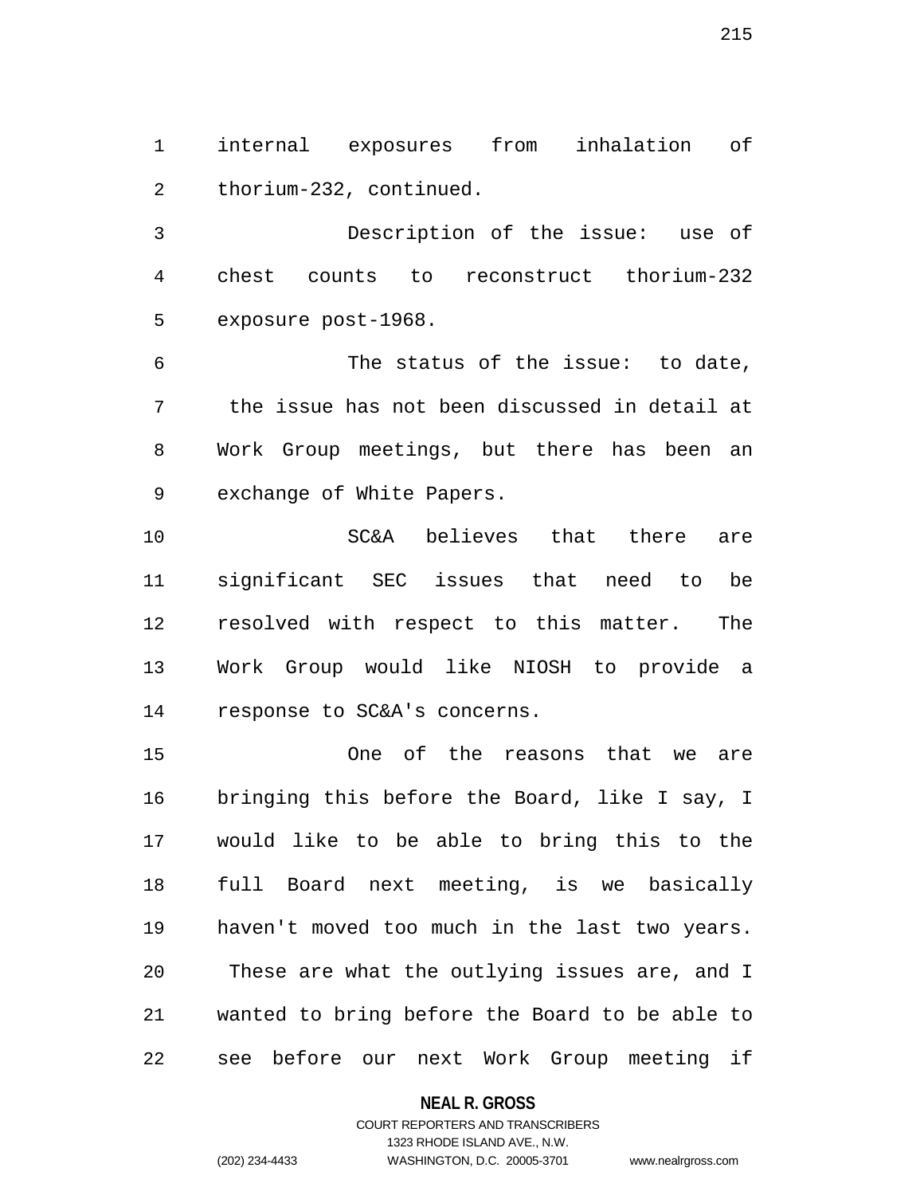internal exposures from inhalation of thorium-232, continued.

Description of the issue: use of chest counts to reconstruct thorium-232 exposure post-1968.

The status of the issue: to date, the issue has not been discussed in detail at Work Group meetings, but there has been an exchange of White Papers.

SC&A believes that there are significant SEC issues that need to be resolved with respect to this matter. The Work Group would like NIOSH to provide a response to SC&A's concerns.

One of the reasons that we are bringing this before the Board, like I say, I would like to be able to bring this to the full Board next meeting, is we basically haven't moved too much in the last two years. These are what the outlying issues are, and I wanted to bring before the Board to be able to see before our next Work Group meeting if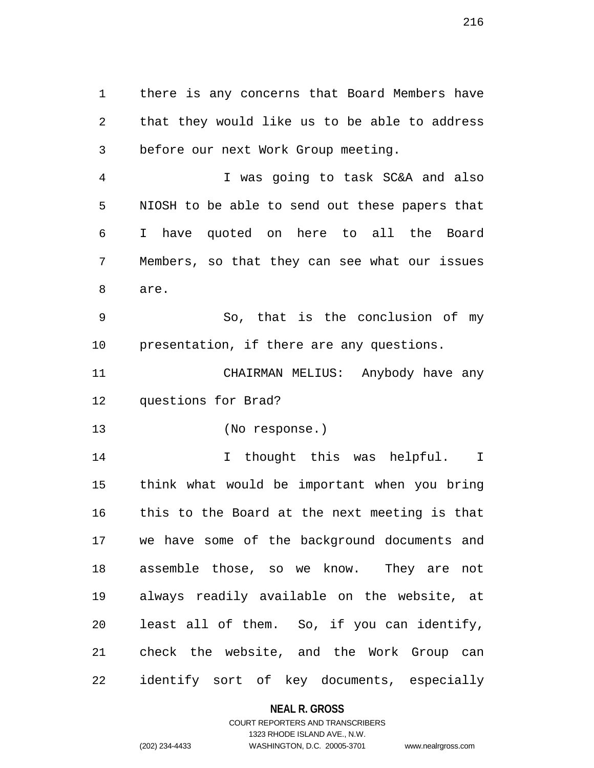there is any concerns that Board Members have that they would like us to be able to address before our next Work Group meeting.

I was going to task SC&A and also NIOSH to be able to send out these papers that I have quoted on here to all the Board Members, so that they can see what our issues are.

So, that is the conclusion of my presentation, if there are any questions.

CHAIRMAN MELIUS: Anybody have any questions for Brad?

(No response.)

I thought this was helpful. I think what would be important when you bring this to the Board at the next meeting is that we have some of the background documents and assemble those, so we know. They are not always readily available on the website, at least all of them. So, if you can identify, check the website, and the Work Group can identify sort of key documents, especially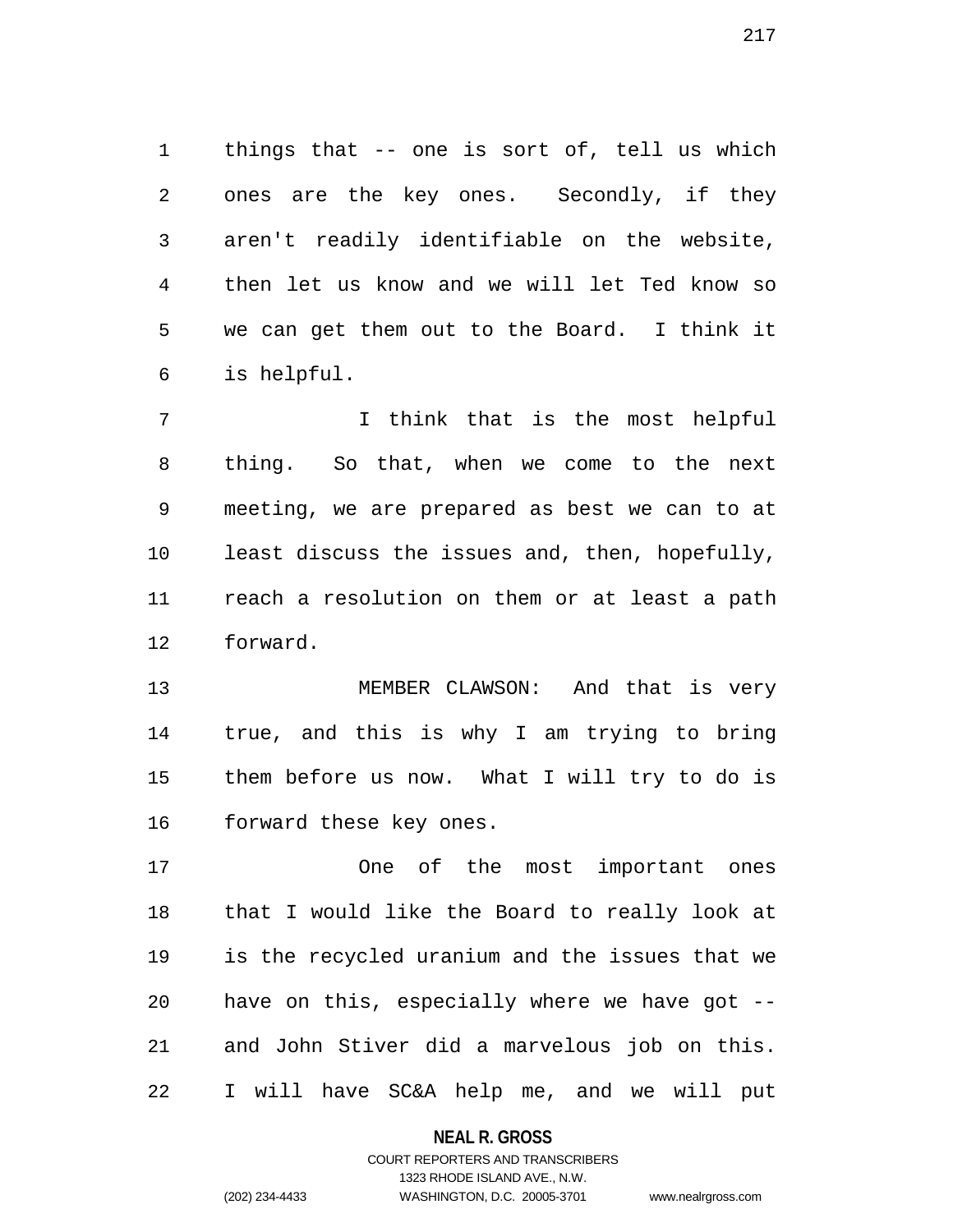things that -- one is sort of, tell us which ones are the key ones. Secondly, if they aren't readily identifiable on the website, then let us know and we will let Ted know so we can get them out to the Board. I think it is helpful.

I think that is the most helpful thing. So that, when we come to the next meeting, we are prepared as best we can to at least discuss the issues and, then, hopefully, reach a resolution on them or at least a path forward.

MEMBER CLAWSON: And that is very true, and this is why I am trying to bring them before us now. What I will try to do is forward these key ones.

One of the most important ones that I would like the Board to really look at is the recycled uranium and the issues that we have on this, especially where we have got -- and John Stiver did a marvelous job on this. I will have SC&A help me, and we will put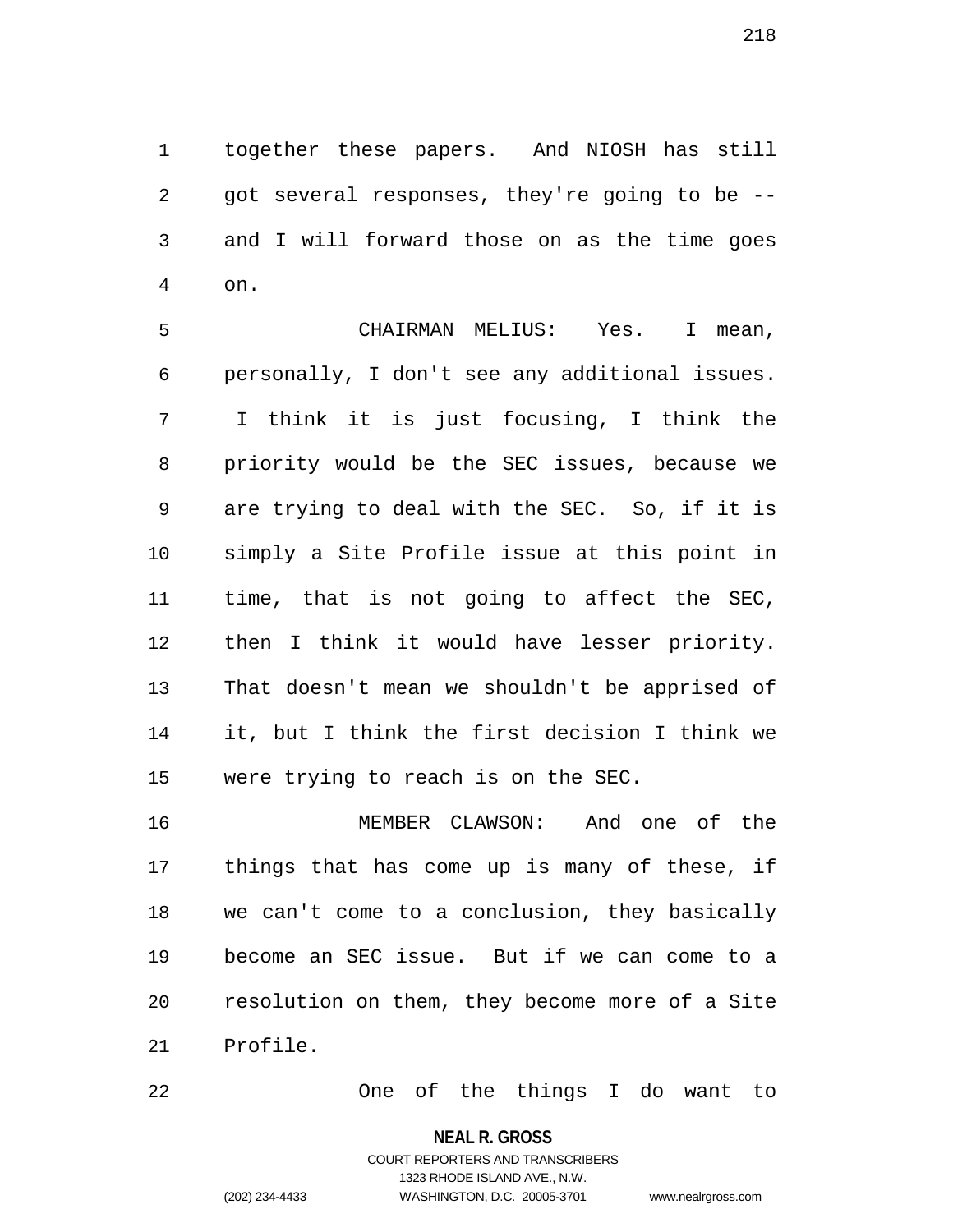together these papers. And NIOSH has still got several responses, they're going to be -- and I will forward those on as the time goes on.

CHAIRMAN MELIUS: Yes. I mean, personally, I don't see any additional issues. I think it is just focusing, I think the priority would be the SEC issues, because we are trying to deal with the SEC. So, if it is simply a Site Profile issue at this point in time, that is not going to affect the SEC, then I think it would have lesser priority. That doesn't mean we shouldn't be apprised of it, but I think the first decision I think we were trying to reach is on the SEC.

MEMBER CLAWSON: And one of the things that has come up is many of these, if we can't come to a conclusion, they basically become an SEC issue. But if we can come to a resolution on them, they become more of a Site Profile.

One of the things I do want to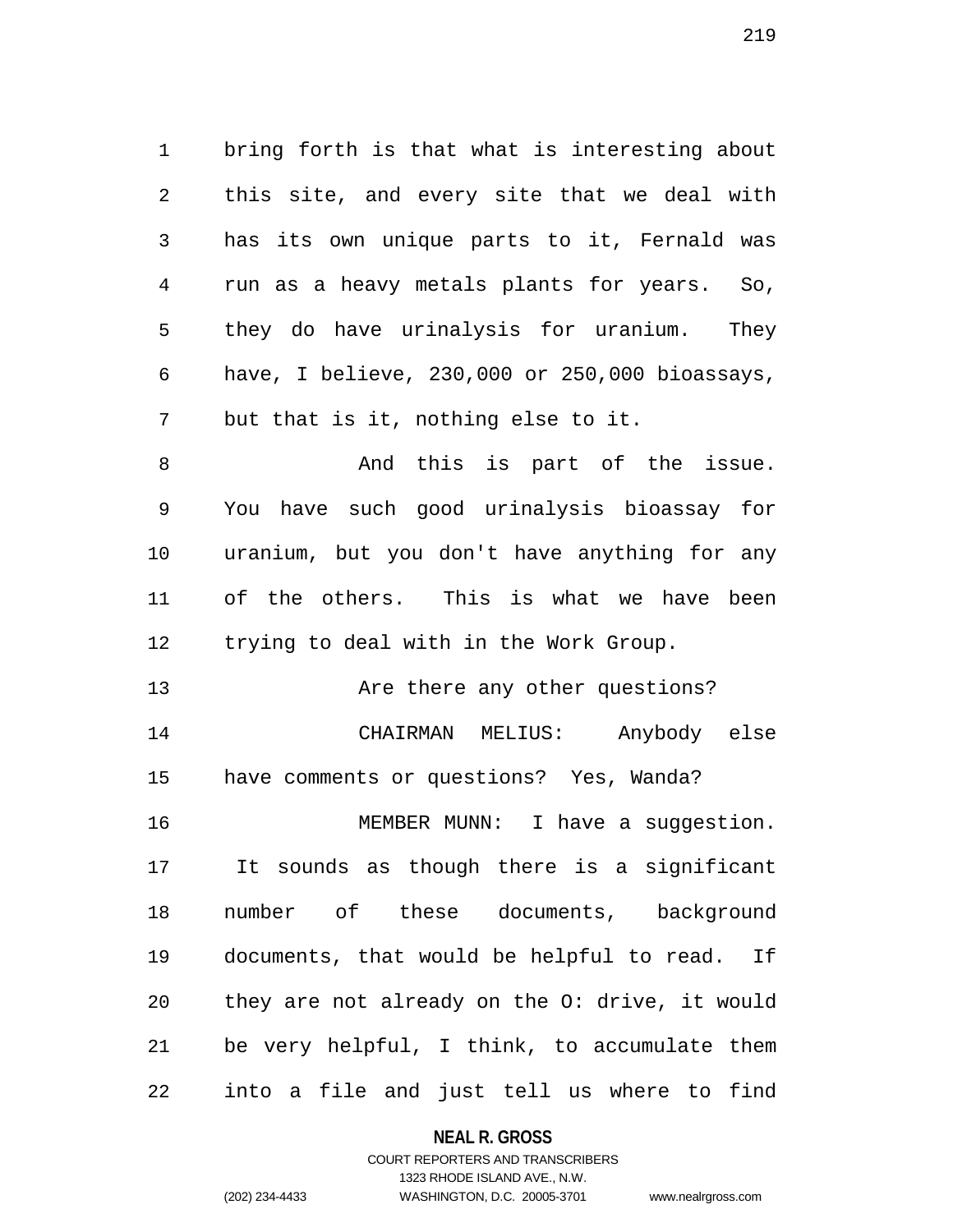bring forth is that what is interesting about this site, and every site that we deal with has its own unique parts to it, Fernald was run as a heavy metals plants for years. So, they do have urinalysis for uranium. They have, I believe, 230,000 or 250,000 bioassays, but that is it, nothing else to it.

And this is part of the issue. You have such good urinalysis bioassay for uranium, but you don't have anything for any of the others. This is what we have been trying to deal with in the Work Group.

Are there any other questions?

CHAIRMAN MELIUS: Anybody else have comments or questions? Yes, Wanda?

MEMBER MUNN: I have a suggestion. It sounds as though there is a significant number of these documents, background documents, that would be helpful to read. If they are not already on the O: drive, it would be very helpful, I think, to accumulate them into a file and just tell us where to find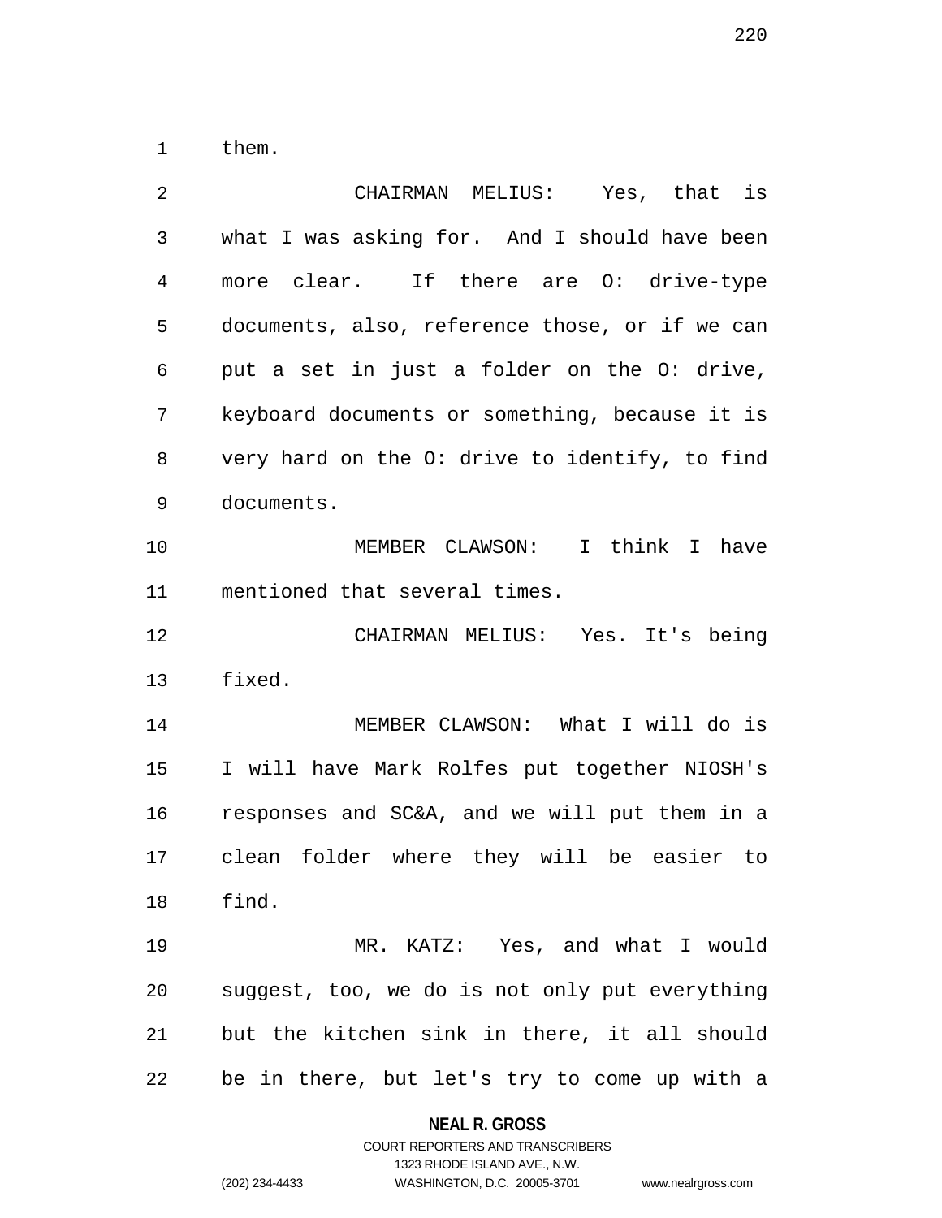them.

CHAIRMAN MELIUS: Yes, that is what I was asking for. And I should have been more clear. If there are O: drive-type documents, also, reference those, or if we can put a set in just a folder on the O: drive, keyboard documents or something, because it is very hard on the O: drive to identify, to find documents.

MEMBER CLAWSON: I think I have mentioned that several times.

CHAIRMAN MELIUS: Yes. It's being fixed.

MEMBER CLAWSON: What I will do is I will have Mark Rolfes put together NIOSH's responses and SC&A, and we will put them in a clean folder where they will be easier to find.

MR. KATZ: Yes, and what I would suggest, too, we do is not only put everything but the kitchen sink in there, it all should be in there, but let's try to come up with a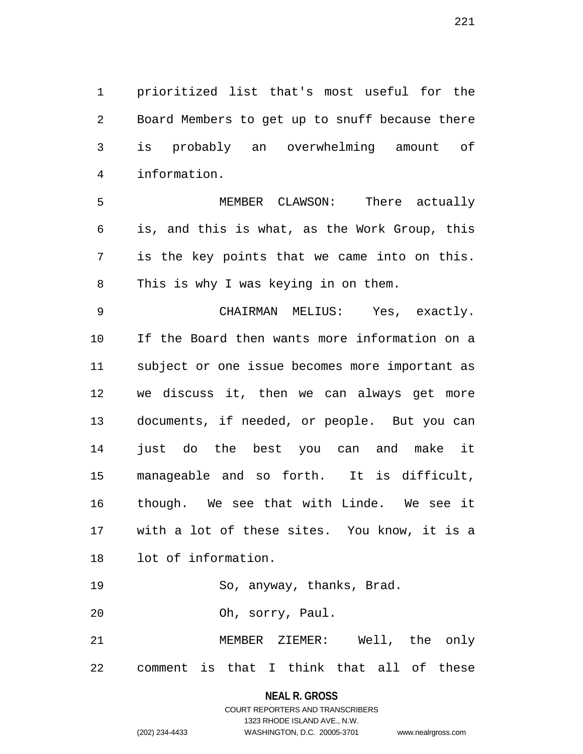prioritized list that's most useful for the Board Members to get up to snuff because there is probably an overwhelming amount of information.

MEMBER CLAWSON: There actually is, and this is what, as the Work Group, this is the key points that we came into on this. This is why I was keying in on them.

CHAIRMAN MELIUS: Yes, exactly. If the Board then wants more information on a subject or one issue becomes more important as we discuss it, then we can always get more documents, if needed, or people. But you can just do the best you can and make it manageable and so forth. It is difficult, though. We see that with Linde. We see it with a lot of these sites. You know, it is a lot of information.

So, anyway, thanks, Brad.

Oh, sorry, Paul.

MEMBER ZIEMER: Well, the only comment is that I think that all of these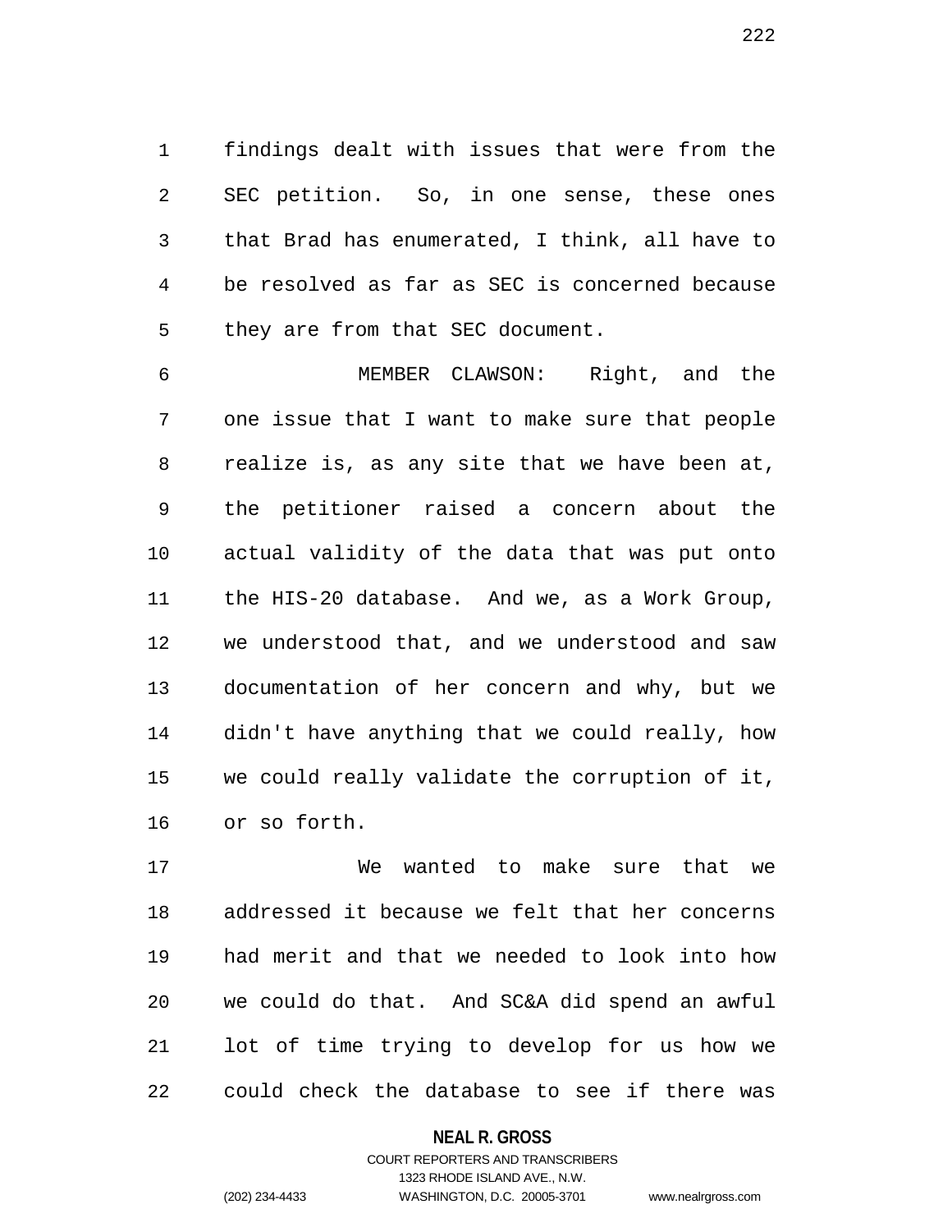findings dealt with issues that were from the SEC petition. So, in one sense, these ones that Brad has enumerated, I think, all have to be resolved as far as SEC is concerned because they are from that SEC document.

MEMBER CLAWSON: Right, and the one issue that I want to make sure that people realize is, as any site that we have been at, the petitioner raised a concern about the actual validity of the data that was put onto the HIS-20 database. And we, as a Work Group, we understood that, and we understood and saw documentation of her concern and why, but we didn't have anything that we could really, how we could really validate the corruption of it, or so forth.

We wanted to make sure that we addressed it because we felt that her concerns had merit and that we needed to look into how we could do that. And SC&A did spend an awful lot of time trying to develop for us how we could check the database to see if there was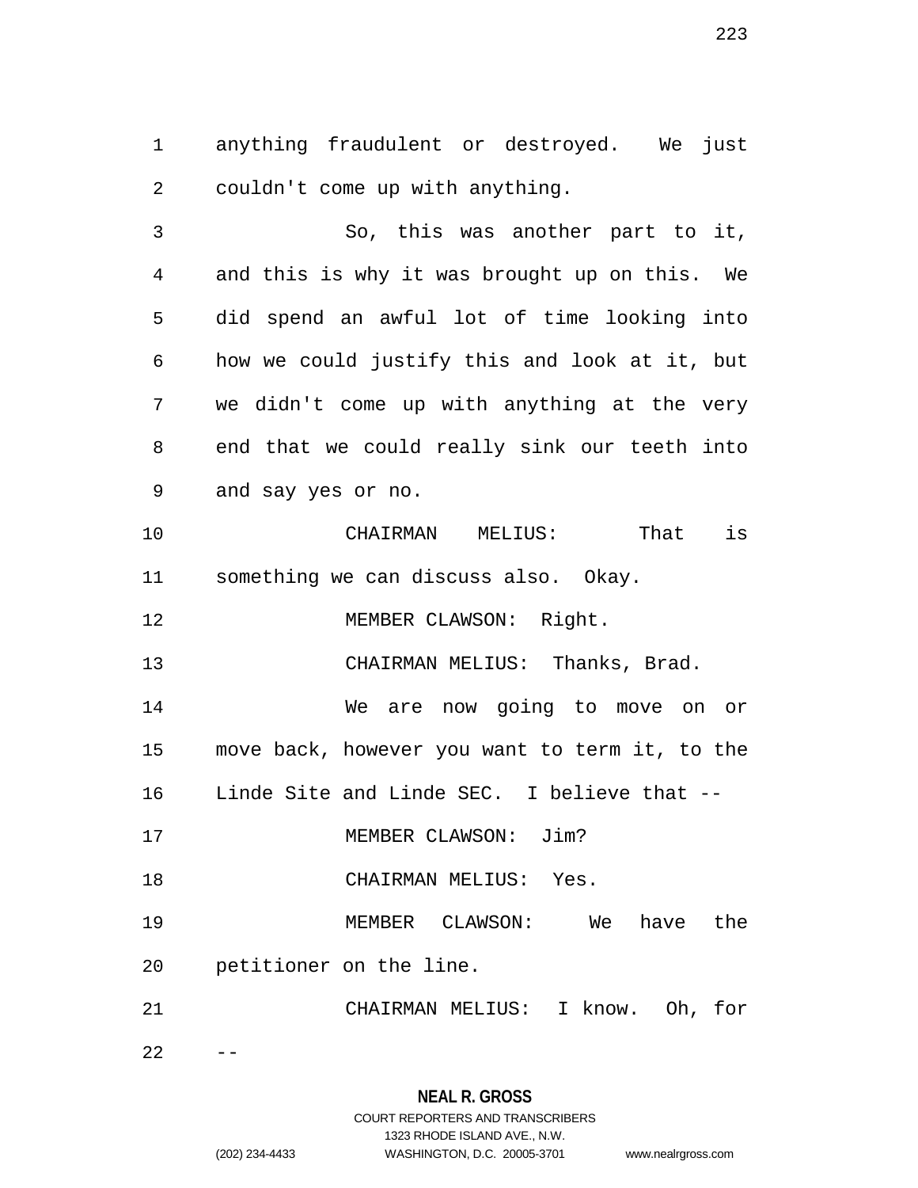anything fraudulent or destroyed. We just couldn't come up with anything.

So, this was another part to it, and this is why it was brought up on this. We did spend an awful lot of time looking into how we could justify this and look at it, but we didn't come up with anything at the very end that we could really sink our teeth into and say yes or no.

CHAIRMAN MELIUS: That is something we can discuss also. Okay.

MEMBER CLAWSON: Right.

CHAIRMAN MELIUS: Thanks, Brad.

We are now going to move on or move back, however you want to term it, to the Linde Site and Linde SEC. I believe that --

MEMBER CLAWSON: Jim?

CHAIRMAN MELIUS: Yes.

MEMBER CLAWSON: We have the petitioner on the line.

CHAIRMAN MELIUS: I know. Oh, for --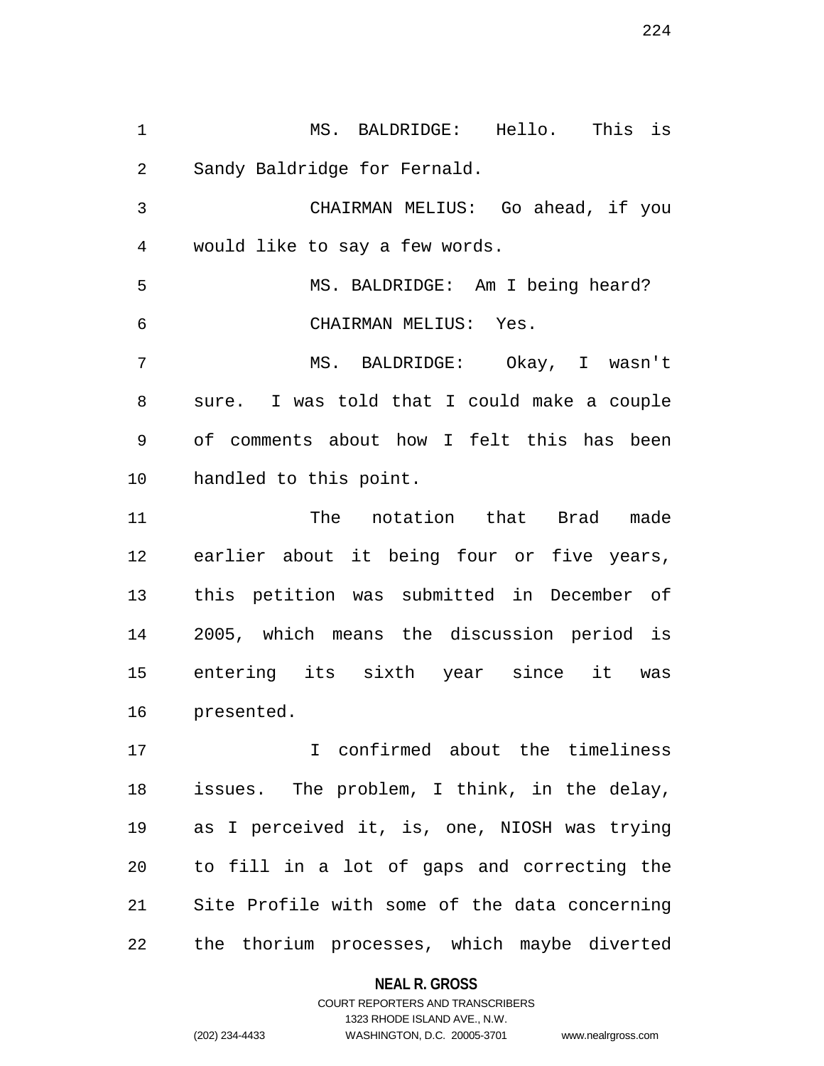MS. BALDRIDGE: Hello. This is Sandy Baldridge for Fernald.

CHAIRMAN MELIUS: Go ahead, if you would like to say a few words.

MS. BALDRIDGE: Am I being heard?

CHAIRMAN MELIUS: Yes.

MS. BALDRIDGE: Okay, I wasn't sure. I was told that I could make a couple of comments about how I felt this has been handled to this point.

The notation that Brad made earlier about it being four or five years, this petition was submitted in December of 2005, which means the discussion period is entering its sixth year since it was presented.

I confirmed about the timeliness issues. The problem, I think, in the delay, as I perceived it, is, one, NIOSH was trying to fill in a lot of gaps and correcting the Site Profile with some of the data concerning the thorium processes, which maybe diverted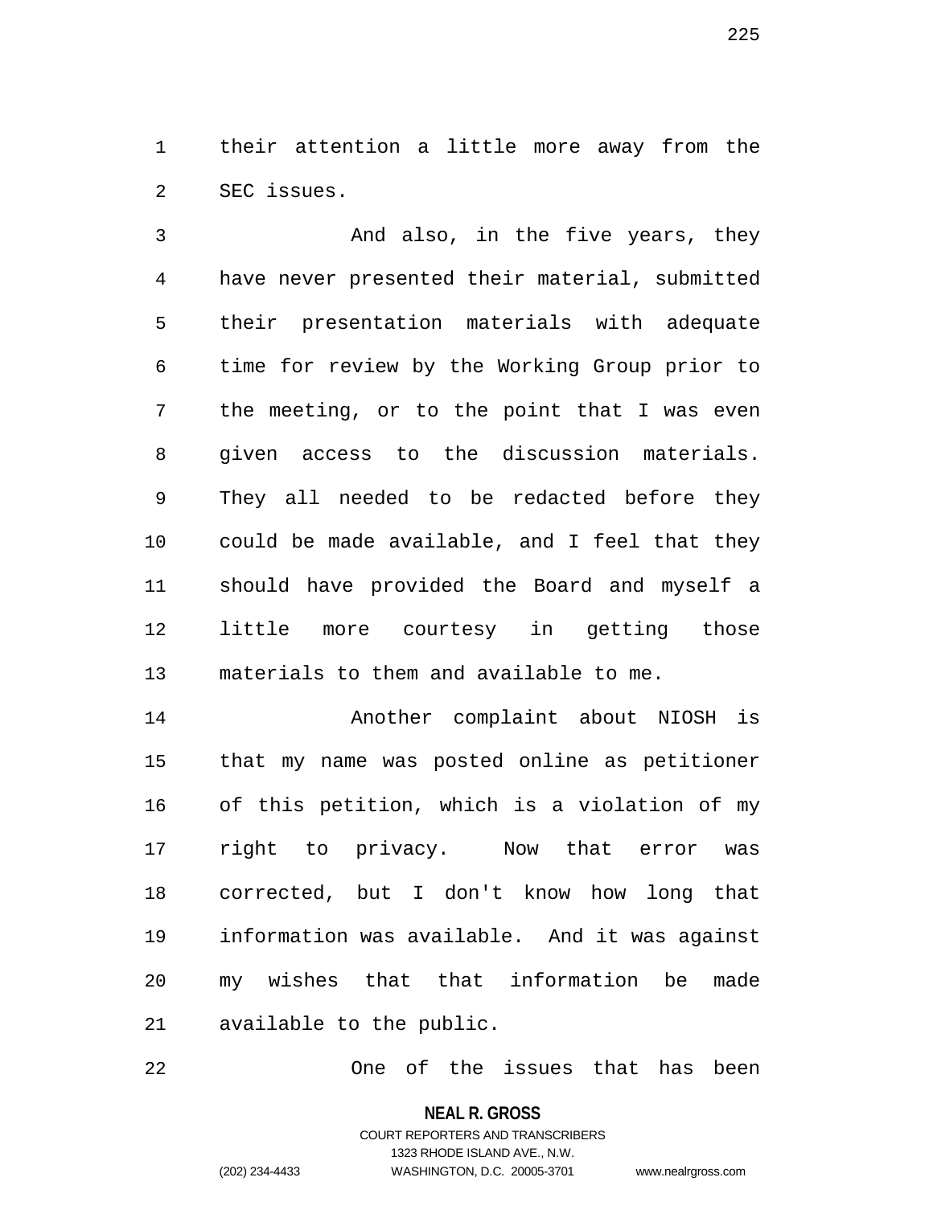their attention a little more away from the SEC issues.

And also, in the five years, they have never presented their material, submitted their presentation materials with adequate time for review by the Working Group prior to the meeting, or to the point that I was even given access to the discussion materials. They all needed to be redacted before they could be made available, and I feel that they should have provided the Board and myself a little more courtesy in getting those materials to them and available to me.

Another complaint about NIOSH is that my name was posted online as petitioner of this petition, which is a violation of my right to privacy. Now that error was corrected, but I don't know how long that information was available. And it was against my wishes that that information be made available to the public.

One of the issues that has been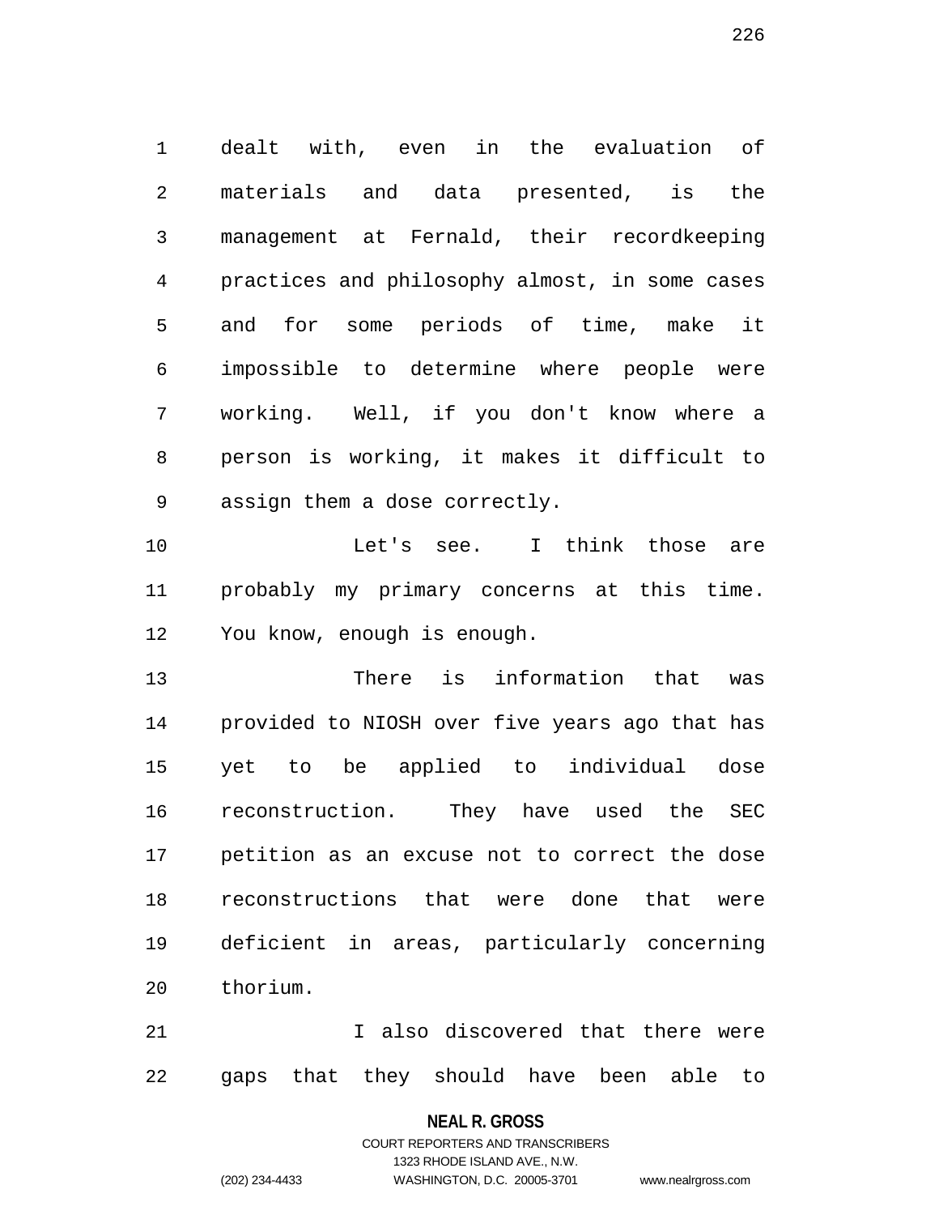dealt with, even in the evaluation of materials and data presented, is the management at Fernald, their recordkeeping practices and philosophy almost, in some cases and for some periods of time, make it impossible to determine where people were working. Well, if you don't know where a person is working, it makes it difficult to assign them a dose correctly.

Let's see. I think those are probably my primary concerns at this time. You know, enough is enough.

There is information that was provided to NIOSH over five years ago that has yet to be applied to individual dose reconstruction. They have used the SEC petition as an excuse not to correct the dose reconstructions that were done that were deficient in areas, particularly concerning thorium.

I also discovered that there were gaps that they should have been able to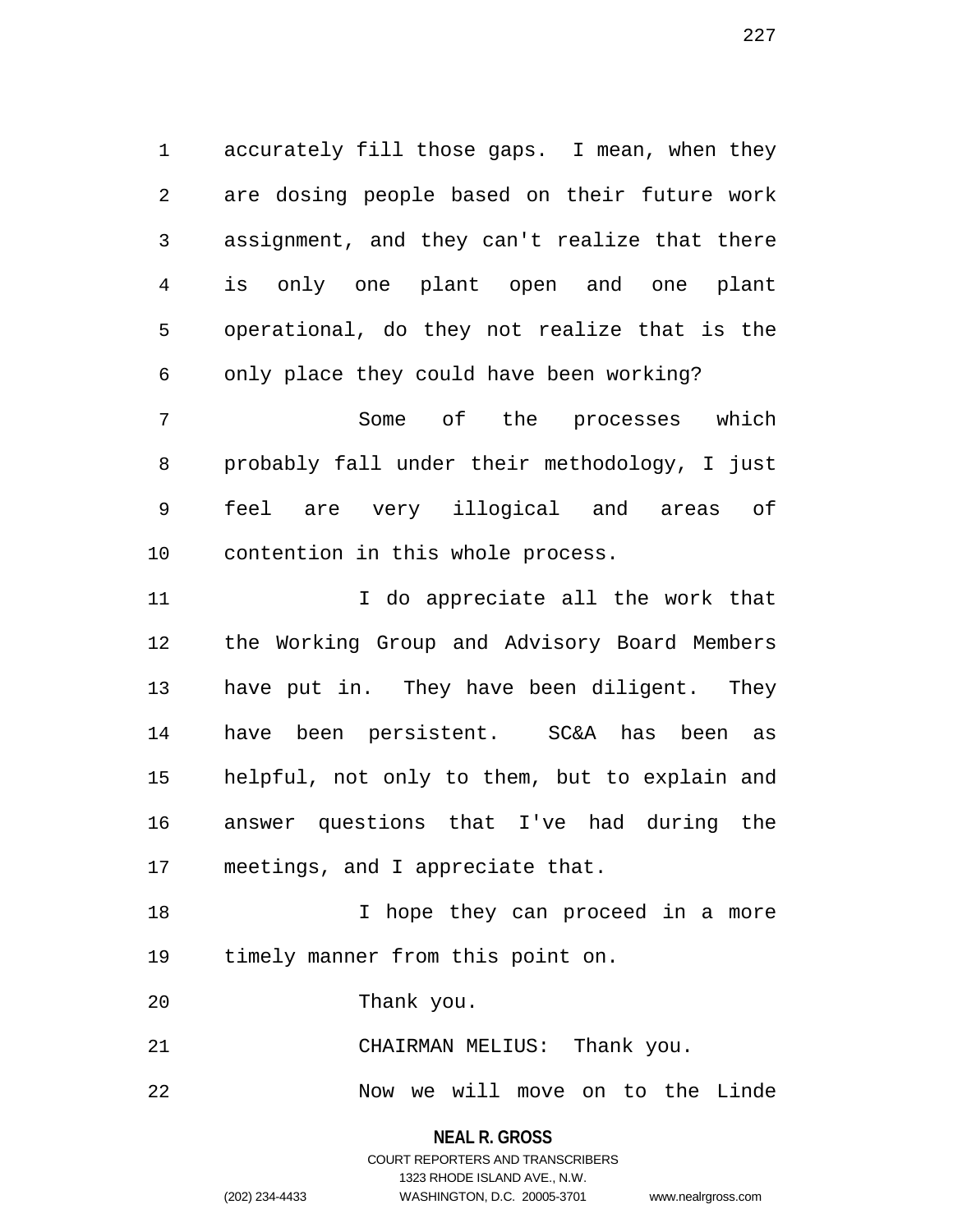accurately fill those gaps. I mean, when they are dosing people based on their future work assignment, and they can't realize that there is only one plant open and one plant operational, do they not realize that is the only place they could have been working?

Some of the processes which probably fall under their methodology, I just feel are very illogical and areas of contention in this whole process.

I do appreciate all the work that the Working Group and Advisory Board Members have put in. They have been diligent. They have been persistent. SC&A has been as helpful, not only to them, but to explain and answer questions that I've had during the meetings, and I appreciate that.

I hope they can proceed in a more timely manner from this point on.

Thank you.

CHAIRMAN MELIUS: Thank you.

Now we will move on to the Linde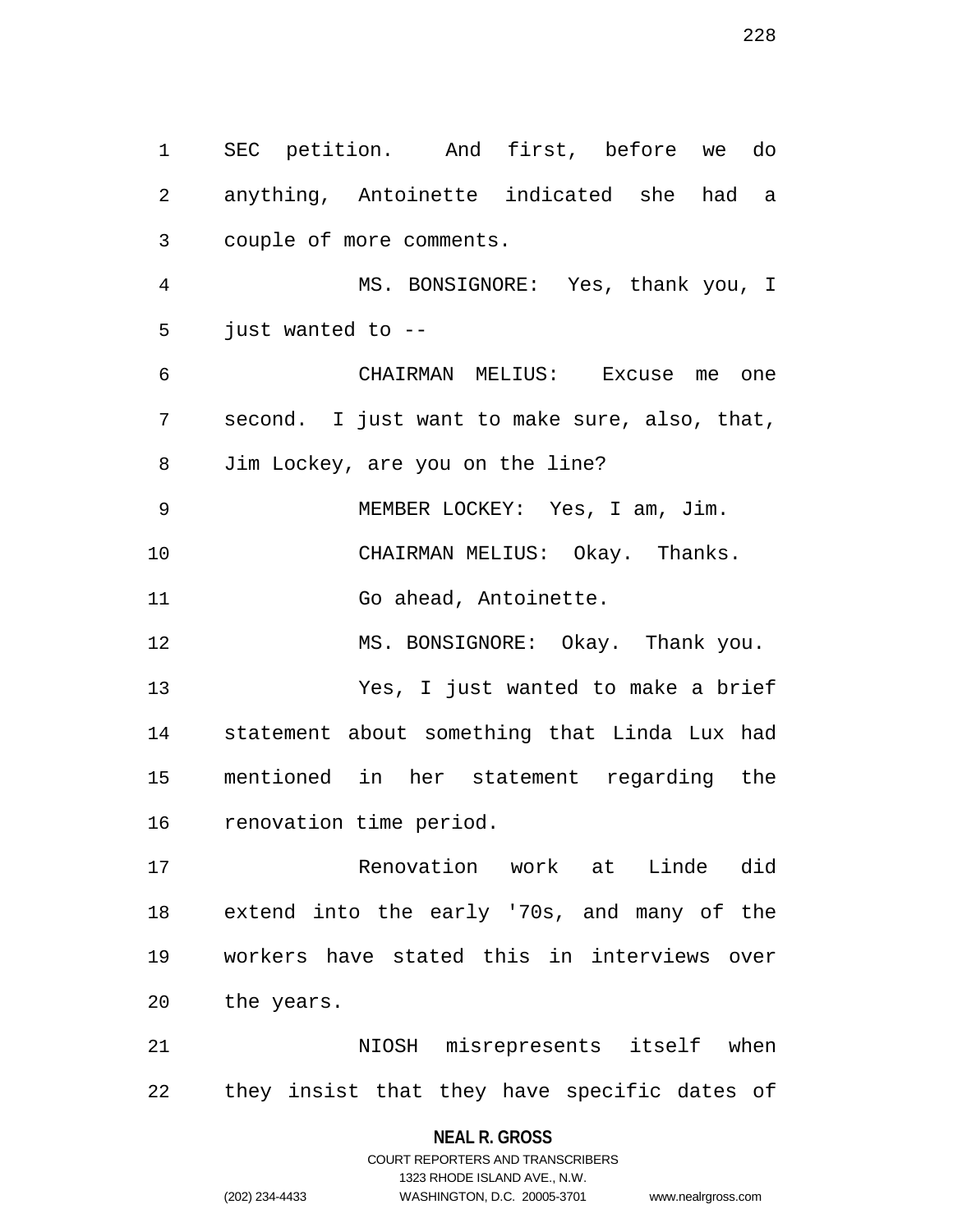SEC petition. And first, before we do anything, Antoinette indicated she had a couple of more comments.

MS. BONSIGNORE: Yes, thank you, I just wanted to --

CHAIRMAN MELIUS: Excuse me one second. I just want to make sure, also, that, Jim Lockey, are you on the line?

MEMBER LOCKEY: Yes, I am, Jim.

CHAIRMAN MELIUS: Okay. Thanks.

Go ahead, Antoinette.

MS. BONSIGNORE: Okay. Thank you.

Yes, I just wanted to make a brief statement about something that Linda Lux had mentioned in her statement regarding the renovation time period.

Renovation work at Linde did extend into the early '70s, and many of the workers have stated this in interviews over the years.

NIOSH misrepresents itself when they insist that they have specific dates of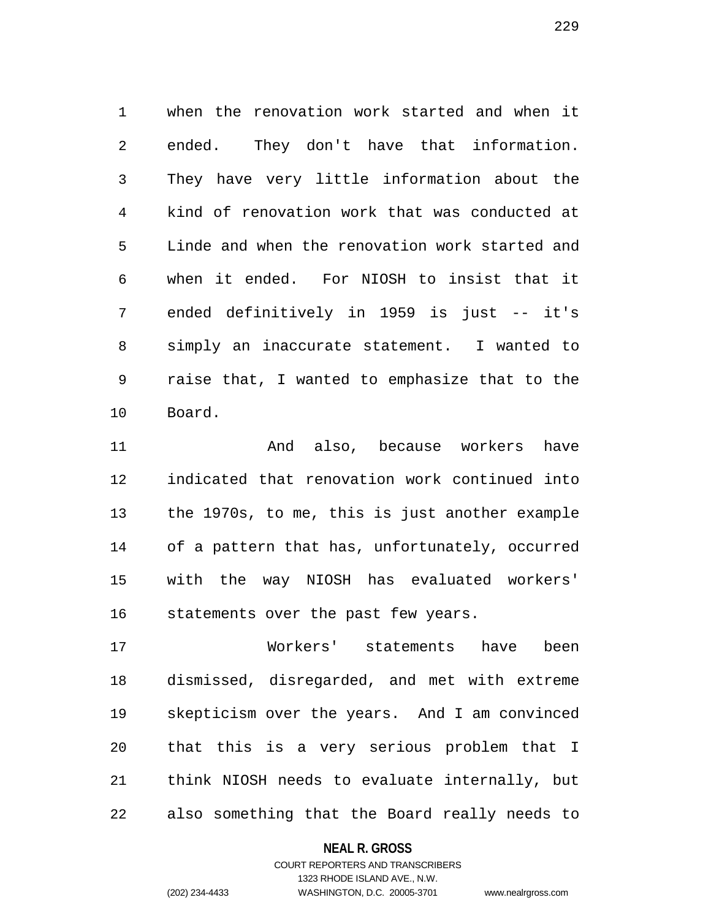when the renovation work started and when it ended. They don't have that information. They have very little information about the kind of renovation work that was conducted at Linde and when the renovation work started and when it ended. For NIOSH to insist that it ended definitively in 1959 is just -- it's simply an inaccurate statement. I wanted to raise that, I wanted to emphasize that to the Board.

And also, because workers have indicated that renovation work continued into the 1970s, to me, this is just another example of a pattern that has, unfortunately, occurred with the way NIOSH has evaluated workers' statements over the past few years.

Workers' statements have been dismissed, disregarded, and met with extreme skepticism over the years. And I am convinced that this is a very serious problem that I think NIOSH needs to evaluate internally, but also something that the Board really needs to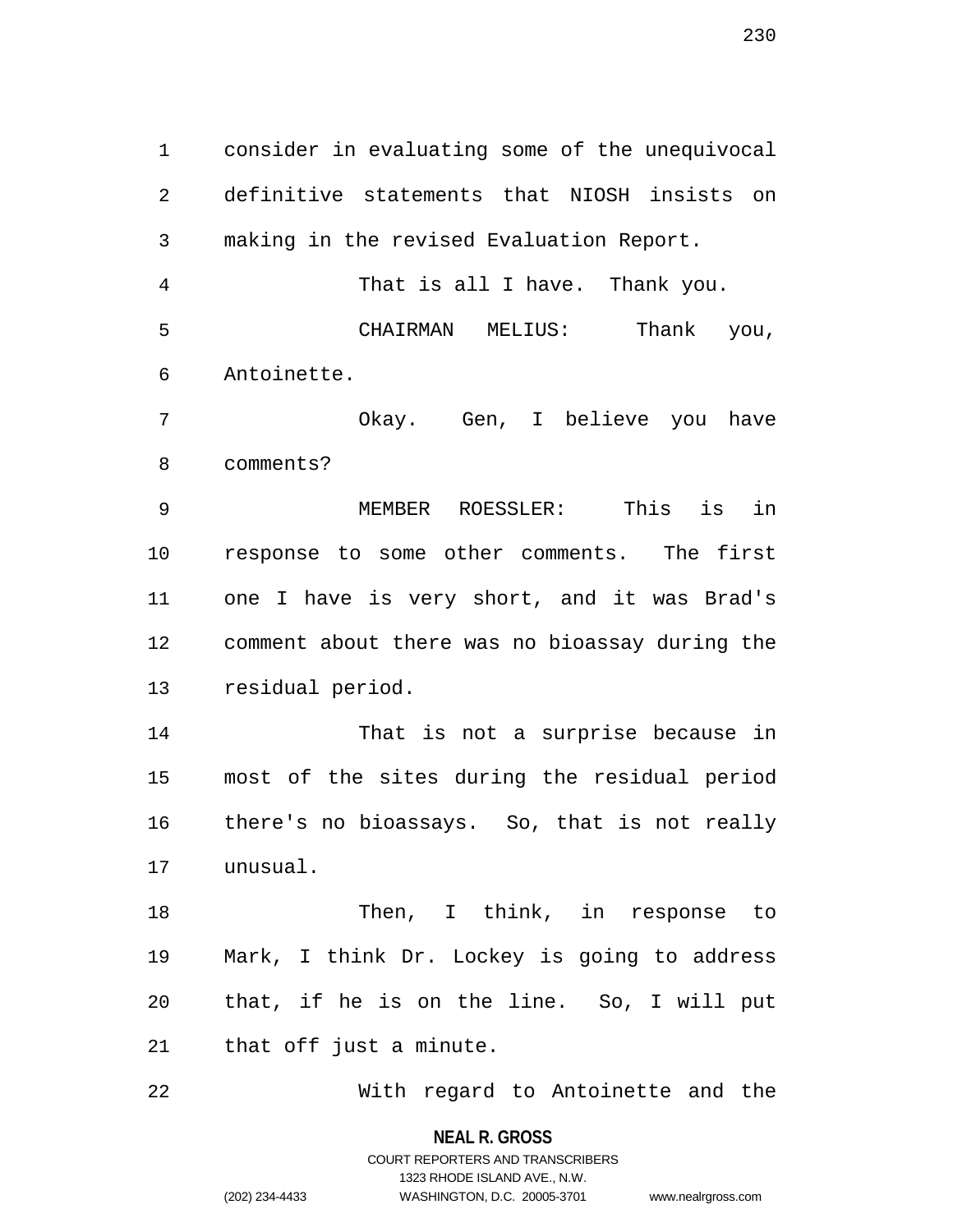consider in evaluating some of the unequivocal definitive statements that NIOSH insists on making in the revised Evaluation Report.

That is all I have. Thank you.

CHAIRMAN MELIUS: Thank you, Antoinette.

Okay. Gen, I believe you have comments?

MEMBER ROESSLER: This is in response to some other comments. The first one I have is very short, and it was Brad's comment about there was no bioassay during the residual period.

That is not a surprise because in most of the sites during the residual period there's no bioassays. So, that is not really unusual.

Then, I think, in response to Mark, I think Dr. Lockey is going to address that, if he is on the line. So, I will put that off just a minute.

With regard to Antoinette and the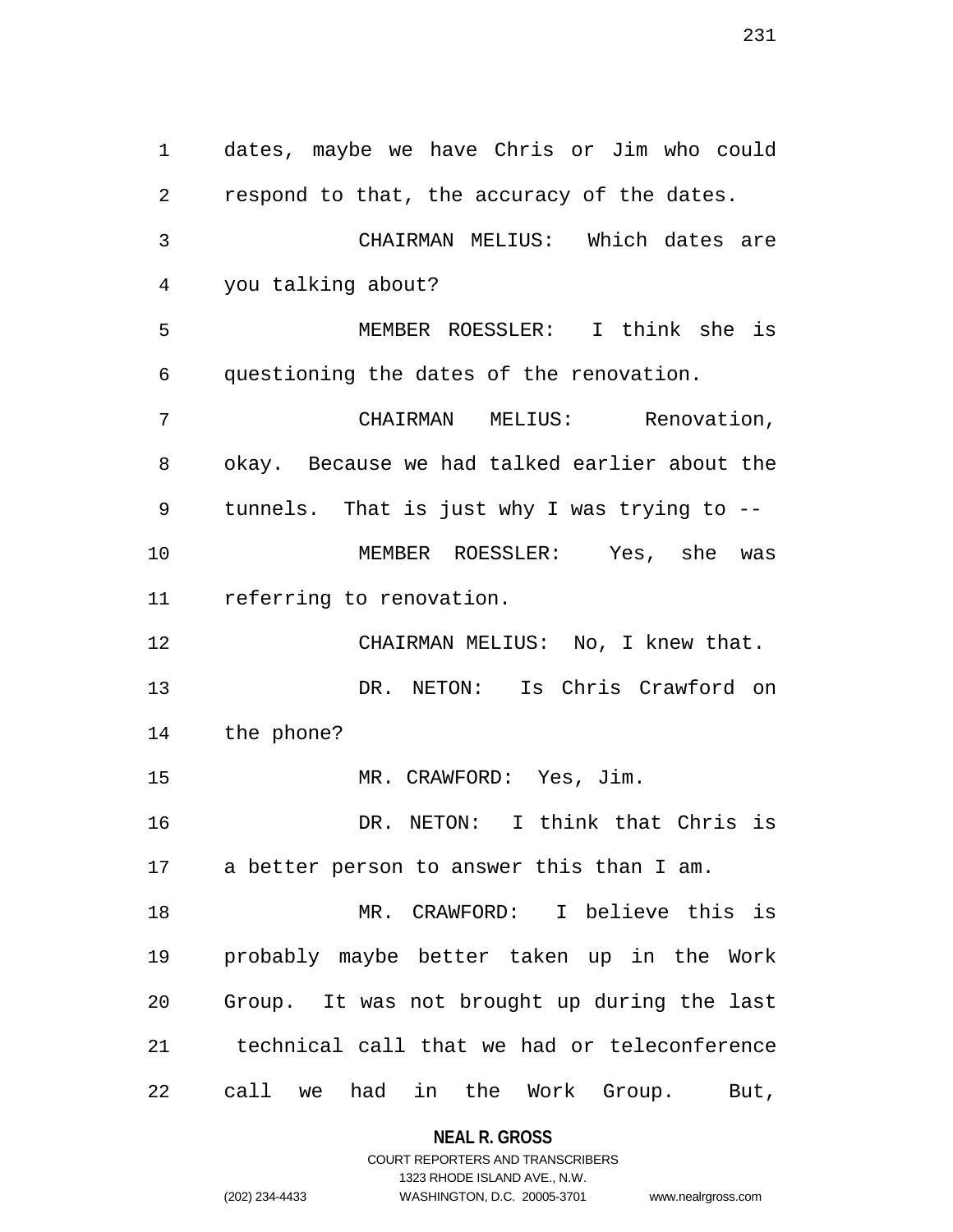dates, maybe we have Chris or Jim who could respond to that, the accuracy of the dates.

CHAIRMAN MELIUS: Which dates are you talking about?

MEMBER ROESSLER: I think she is questioning the dates of the renovation.

CHAIRMAN MELIUS: Renovation, okay. Because we had talked earlier about the tunnels. That is just why I was trying to --

MEMBER ROESSLER: Yes, she was referring to renovation.

CHAIRMAN MELIUS: No, I knew that.

DR. NETON: Is Chris Crawford on the phone?

MR. CRAWFORD: Yes, Jim.

DR. NETON: I think that Chris is a better person to answer this than I am.

MR. CRAWFORD: I believe this is probably maybe better taken up in the Work Group. It was not brought up during the last technical call that we had or teleconference call we had in the Work Group. But,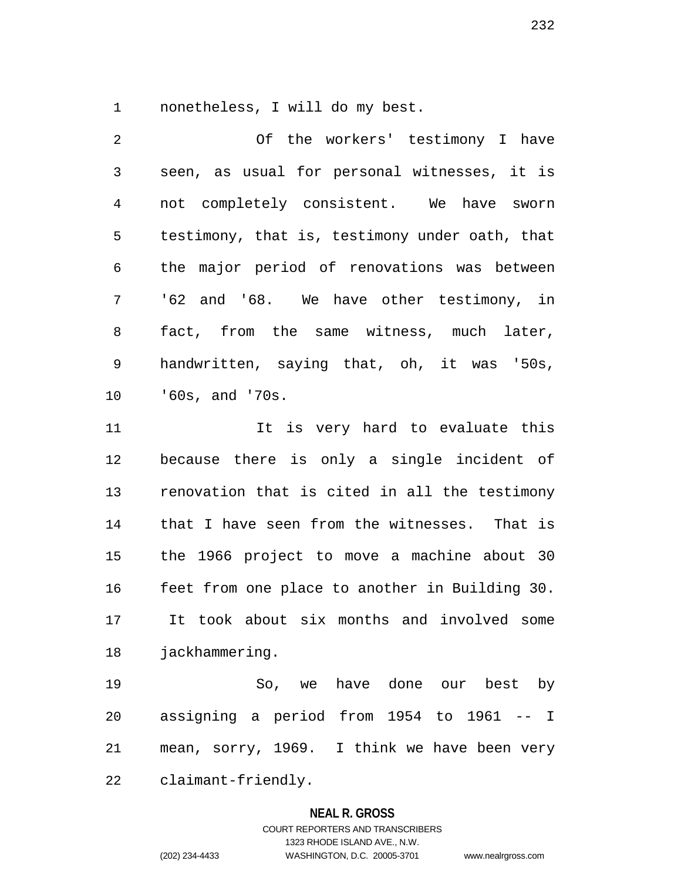nonetheless, I will do my best.

Of the workers' testimony I have seen, as usual for personal witnesses, it is not completely consistent. We have sworn testimony, that is, testimony under oath, that the major period of renovations was between '62 and '68. We have other testimony, in fact, from the same witness, much later, handwritten, saying that, oh, it was '50s, '60s, and '70s.

It is very hard to evaluate this because there is only a single incident of renovation that is cited in all the testimony that I have seen from the witnesses. That is the 1966 project to move a machine about 30 feet from one place to another in Building 30. It took about six months and involved some jackhammering.

So, we have done our best by assigning a period from 1954 to 1961 -- I mean, sorry, 1969. I think we have been very claimant-friendly.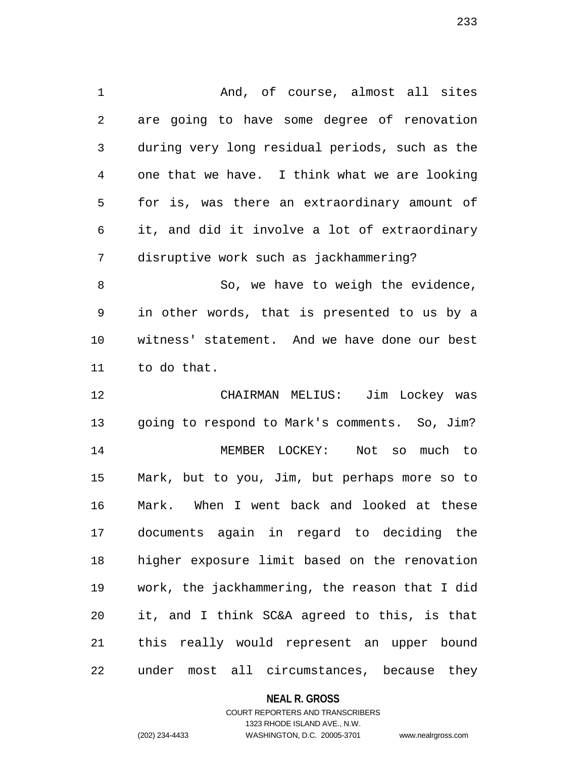And, of course, almost all sites are going to have some degree of renovation during very long residual periods, such as the one that we have. I think what we are looking for is, was there an extraordinary amount of it, and did it involve a lot of extraordinary disruptive work such as jackhammering?

So, we have to weigh the evidence, in other words, that is presented to us by a witness' statement. And we have done our best to do that.

CHAIRMAN MELIUS: Jim Lockey was going to respond to Mark's comments. So, Jim?

MEMBER LOCKEY: Not so much to Mark, but to you, Jim, but perhaps more so to Mark. When I went back and looked at these documents again in regard to deciding the higher exposure limit based on the renovation work, the jackhammering, the reason that I did it, and I think SC&A agreed to this, is that this really would represent an upper bound under most all circumstances, because they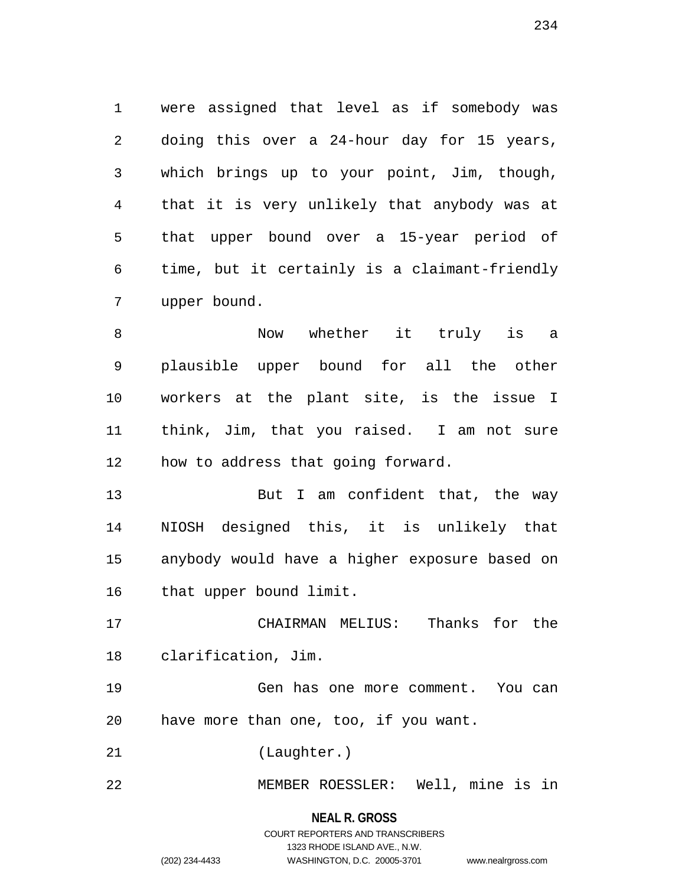were assigned that level as if somebody was doing this over a 24-hour day for 15 years, which brings up to your point, Jim, though, that it is very unlikely that anybody was at that upper bound over a 15-year period of time, but it certainly is a claimant-friendly upper bound.

Now whether it truly is a plausible upper bound for all the other workers at the plant site, is the issue I think, Jim, that you raised. I am not sure how to address that going forward.

But I am confident that, the way NIOSH designed this, it is unlikely that anybody would have a higher exposure based on that upper bound limit.

CHAIRMAN MELIUS: Thanks for the clarification, Jim.

Gen has one more comment. You can have more than one, too, if you want.

(Laughter.)

MEMBER ROESSLER: Well, mine is in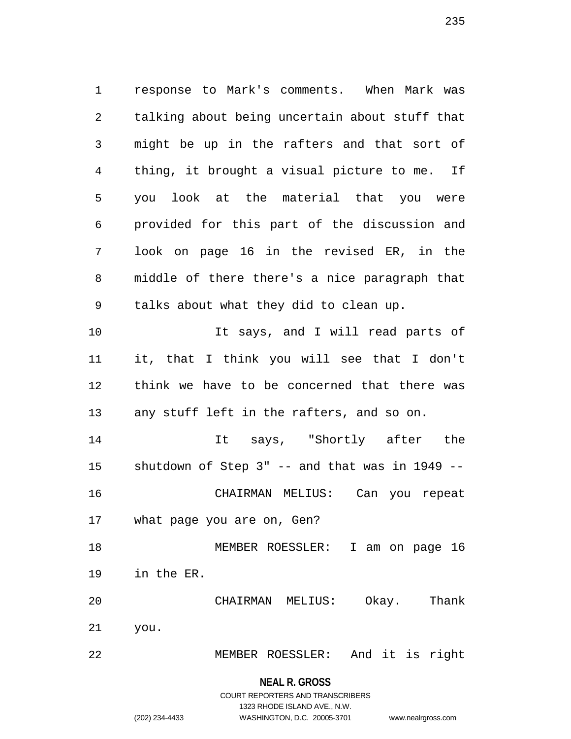response to Mark's comments. When Mark was talking about being uncertain about stuff that might be up in the rafters and that sort of thing, it brought a visual picture to me. If you look at the material that you were provided for this part of the discussion and look on page 16 in the revised ER, in the middle of there there's a nice paragraph that talks about what they did to clean up.

It says, and I will read parts of it, that I think you will see that I don't think we have to be concerned that there was any stuff left in the rafters, and so on.

It says, "Shortly after the shutdown of Step 3" -- and that was in 1949 --

CHAIRMAN MELIUS: Can you repeat what page you are on, Gen?

MEMBER ROESSLER: I am on page 16 in the ER.

CHAIRMAN MELIUS: Okay. Thank you.

MEMBER ROESSLER: And it is right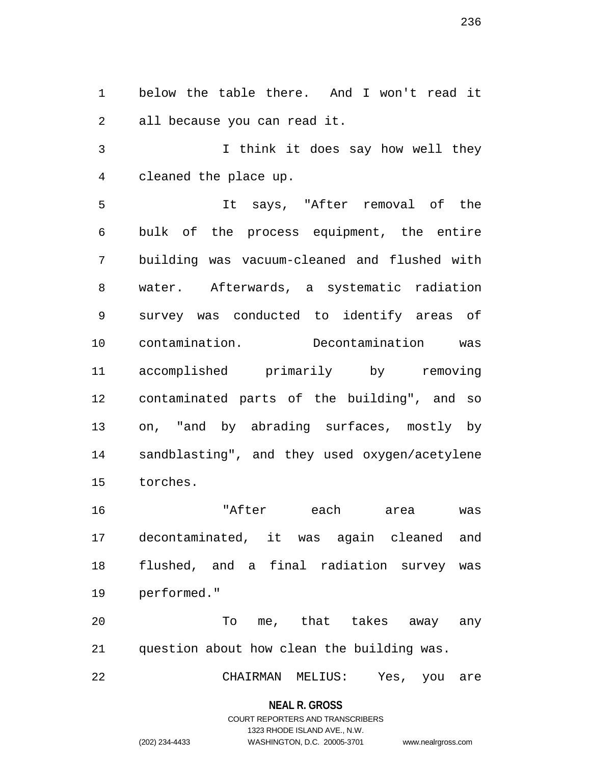below the table there. And I won't read it all because you can read it.

I think it does say how well they cleaned the place up.

It says, "After removal of the bulk of the process equipment, the entire building was vacuum-cleaned and flushed with water. Afterwards, a systematic radiation survey was conducted to identify areas of contamination. Decontamination was accomplished primarily by removing contaminated parts of the building", and so on, "and by abrading surfaces, mostly by sandblasting", and they used oxygen/acetylene torches.

"After each area was decontaminated, it was again cleaned and flushed, and a final radiation survey was performed."

To me, that takes away any question about how clean the building was.

CHAIRMAN MELIUS: Yes, you are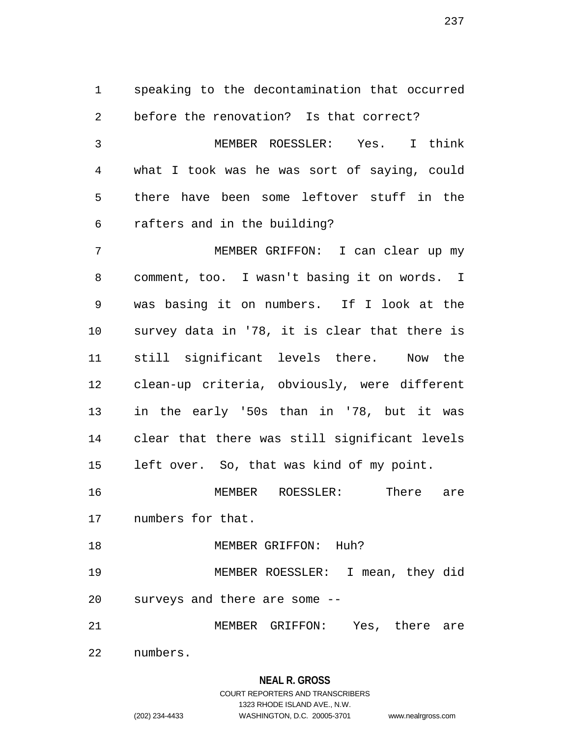speaking to the decontamination that occurred before the renovation? Is that correct?

MEMBER ROESSLER: Yes. I think what I took was he was sort of saying, could there have been some leftover stuff in the rafters and in the building?

MEMBER GRIFFON: I can clear up my comment, too. I wasn't basing it on words. I was basing it on numbers. If I look at the survey data in '78, it is clear that there is still significant levels there. Now the clean-up criteria, obviously, were different in the early '50s than in '78, but it was clear that there was still significant levels left over. So, that was kind of my point.

MEMBER ROESSLER: There are numbers for that.

MEMBER GRIFFON: Huh?

MEMBER ROESSLER: I mean, they did surveys and there are some --

MEMBER GRIFFON: Yes, there are numbers.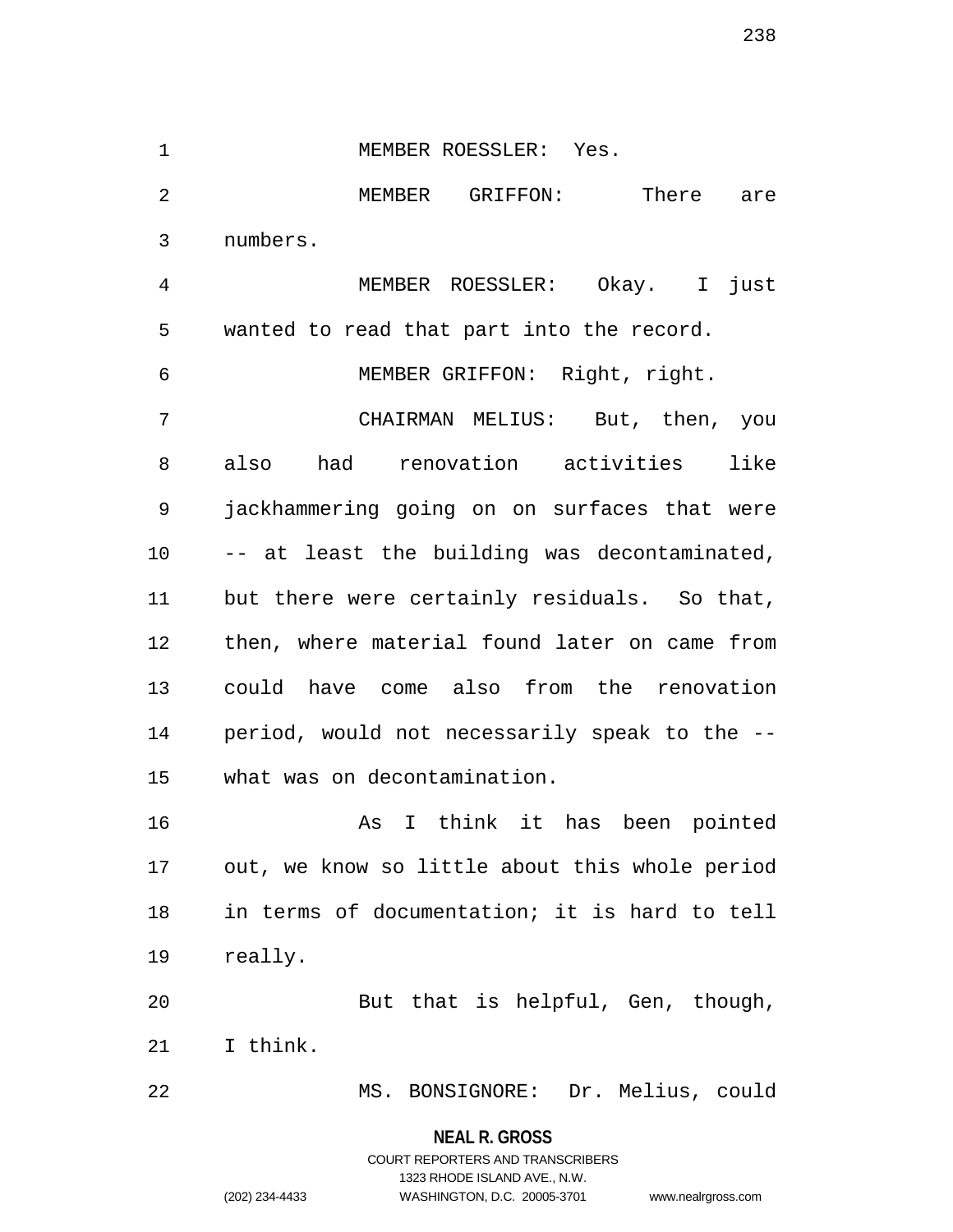MEMBER ROESSLER: Yes.

MEMBER GRIFFON: There are numbers.

MEMBER ROESSLER: Okay. I just wanted to read that part into the record.

MEMBER GRIFFON: Right, right.

CHAIRMAN MELIUS: But, then, you also had renovation activities like jackhammering going on on surfaces that were -- at least the building was decontaminated, but there were certainly residuals. So that, then, where material found later on came from could have come also from the renovation period, would not necessarily speak to the -- what was on decontamination.

As I think it has been pointed out, we know so little about this whole period in terms of documentation; it is hard to tell really.

But that is helpful, Gen, though, I think.

MS. BONSIGNORE: Dr. Melius, could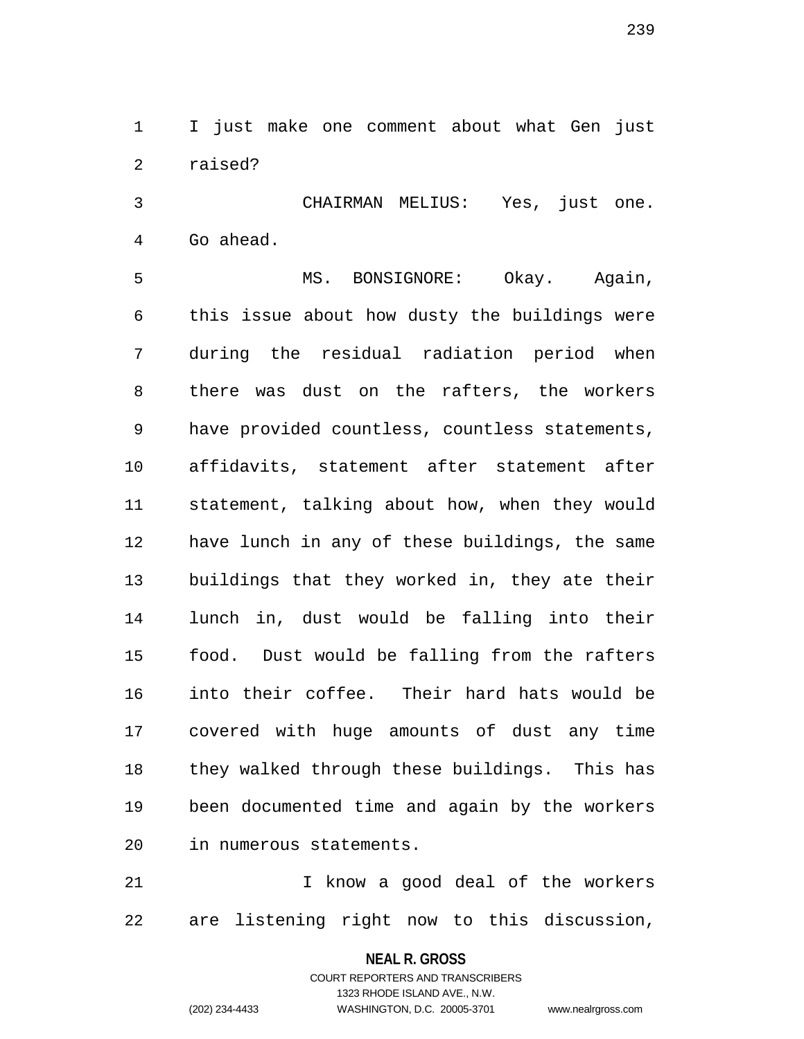I just make one comment about what Gen just raised?

CHAIRMAN MELIUS: Yes, just one. Go ahead.

MS. BONSIGNORE: Okay. Again, this issue about how dusty the buildings were during the residual radiation period when there was dust on the rafters, the workers have provided countless, countless statements, affidavits, statement after statement after statement, talking about how, when they would have lunch in any of these buildings, the same buildings that they worked in, they ate their lunch in, dust would be falling into their food. Dust would be falling from the rafters into their coffee. Their hard hats would be covered with huge amounts of dust any time they walked through these buildings. This has been documented time and again by the workers in numerous statements.

I know a good deal of the workers are listening right now to this discussion,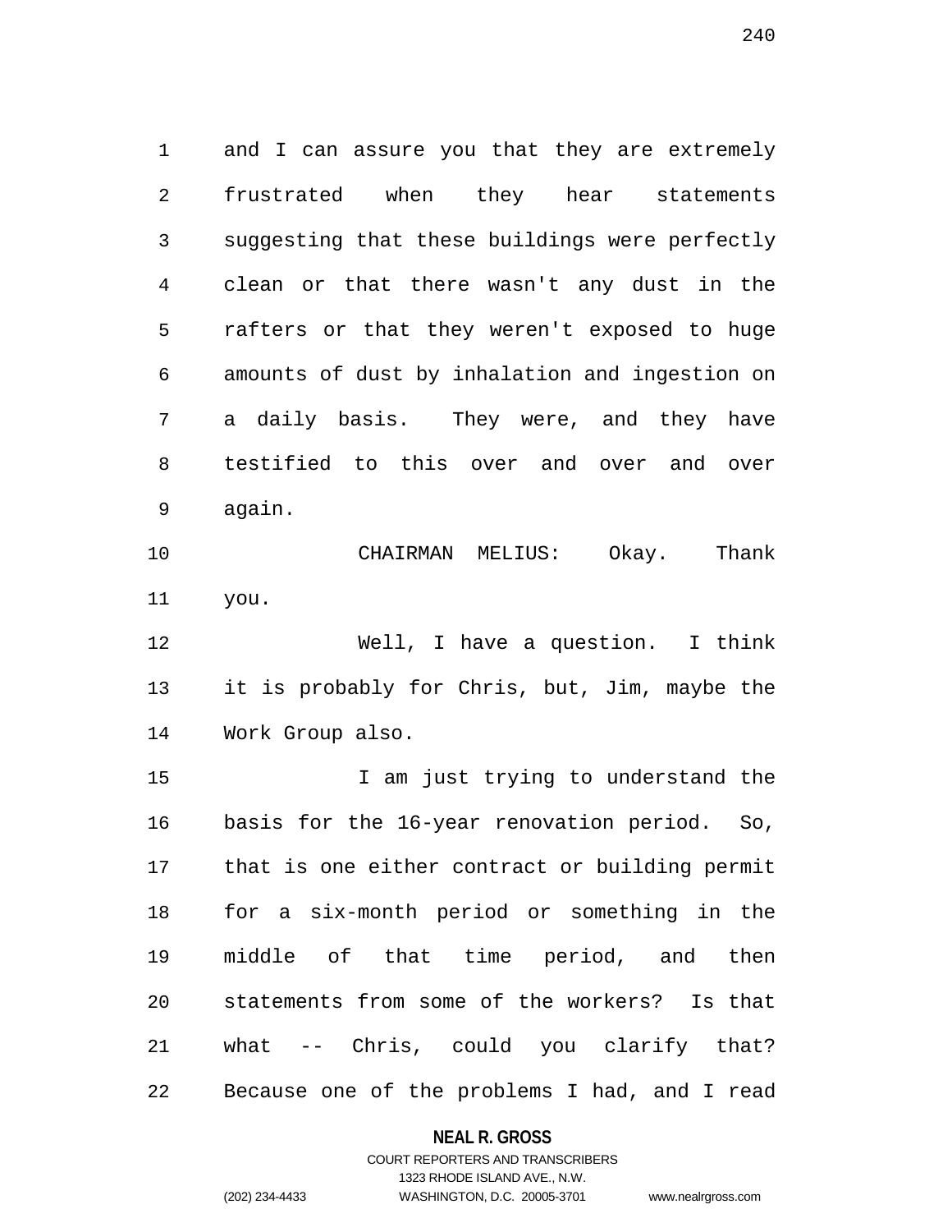and I can assure you that they are extremely frustrated when they hear statements suggesting that these buildings were perfectly clean or that there wasn't any dust in the rafters or that they weren't exposed to huge amounts of dust by inhalation and ingestion on a daily basis. They were, and they have testified to this over and over and over again.

CHAIRMAN MELIUS: Okay. Thank you.

Well, I have a question. I think it is probably for Chris, but, Jim, maybe the Work Group also.

I am just trying to understand the basis for the 16-year renovation period. So, that is one either contract or building permit for a six-month period or something in the middle of that time period, and then statements from some of the workers? Is that what -- Chris, could you clarify that? Because one of the problems I had, and I read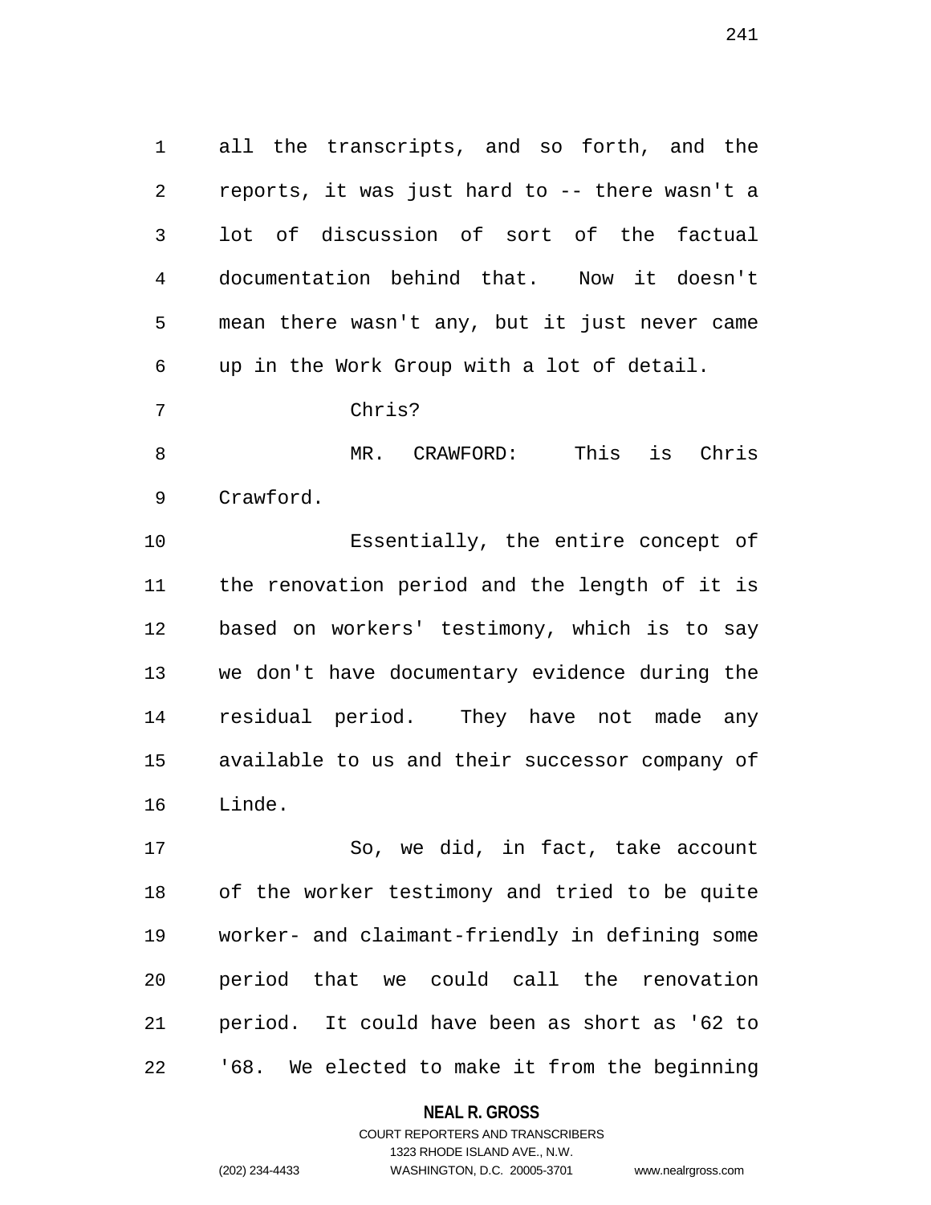all the transcripts, and so forth, and the reports, it was just hard to -- there wasn't a lot of discussion of sort of the factual documentation behind that. Now it doesn't mean there wasn't any, but it just never came up in the Work Group with a lot of detail.

Chris?

MR. CRAWFORD: This is Chris Crawford.

Essentially, the entire concept of the renovation period and the length of it is based on workers' testimony, which is to say we don't have documentary evidence during the residual period. They have not made any available to us and their successor company of Linde.

So, we did, in fact, take account of the worker testimony and tried to be quite worker- and claimant-friendly in defining some period that we could call the renovation period. It could have been as short as '62 to '68. We elected to make it from the beginning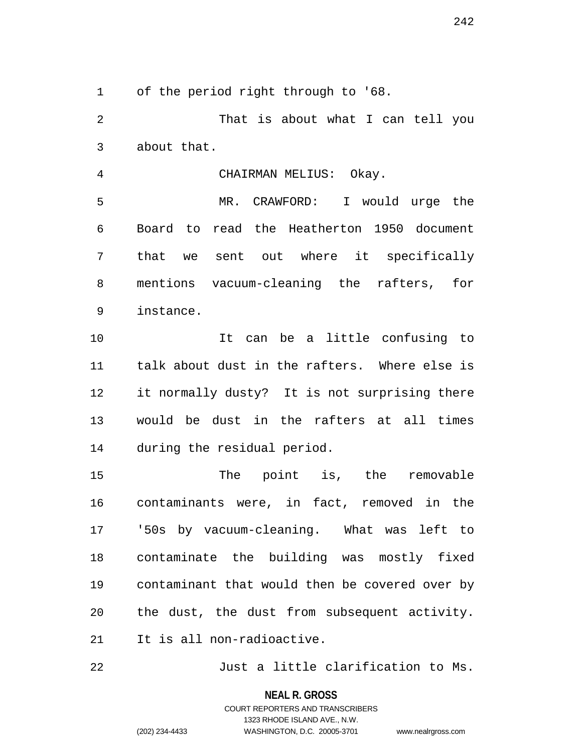of the period right through to '68.

That is about what I can tell you about that.

CHAIRMAN MELIUS: Okay.

MR. CRAWFORD: I would urge the Board to read the Heatherton 1950 document that we sent out where it specifically mentions vacuum-cleaning the rafters, for instance.

It can be a little confusing to talk about dust in the rafters. Where else is it normally dusty? It is not surprising there would be dust in the rafters at all times during the residual period.

The point is, the removable contaminants were, in fact, removed in the '50s by vacuum-cleaning. What was left to contaminate the building was mostly fixed contaminant that would then be covered over by the dust, the dust from subsequent activity. It is all non-radioactive.

Just a little clarification to Ms.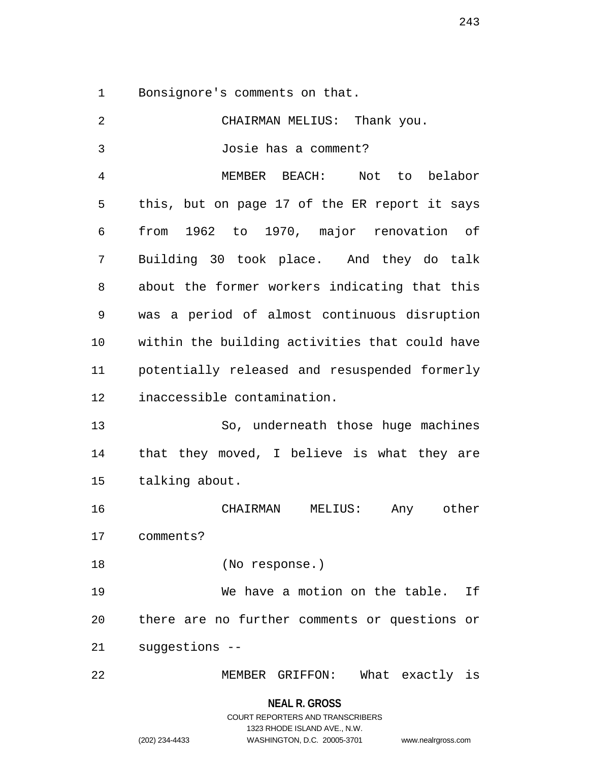Bonsignore's comments on that.

CHAIRMAN MELIUS: Thank you.

Josie has a comment?

MEMBER BEACH: Not to belabor this, but on page 17 of the ER report it says from 1962 to 1970, major renovation of Building 30 took place. And they do talk about the former workers indicating that this was a period of almost continuous disruption within the building activities that could have potentially released and resuspended formerly inaccessible contamination.

So, underneath those huge machines that they moved, I believe is what they are talking about.

CHAIRMAN MELIUS: Any other comments?

(No response.)

We have a motion on the table. If there are no further comments or questions or suggestions --

MEMBER GRIFFON: What exactly is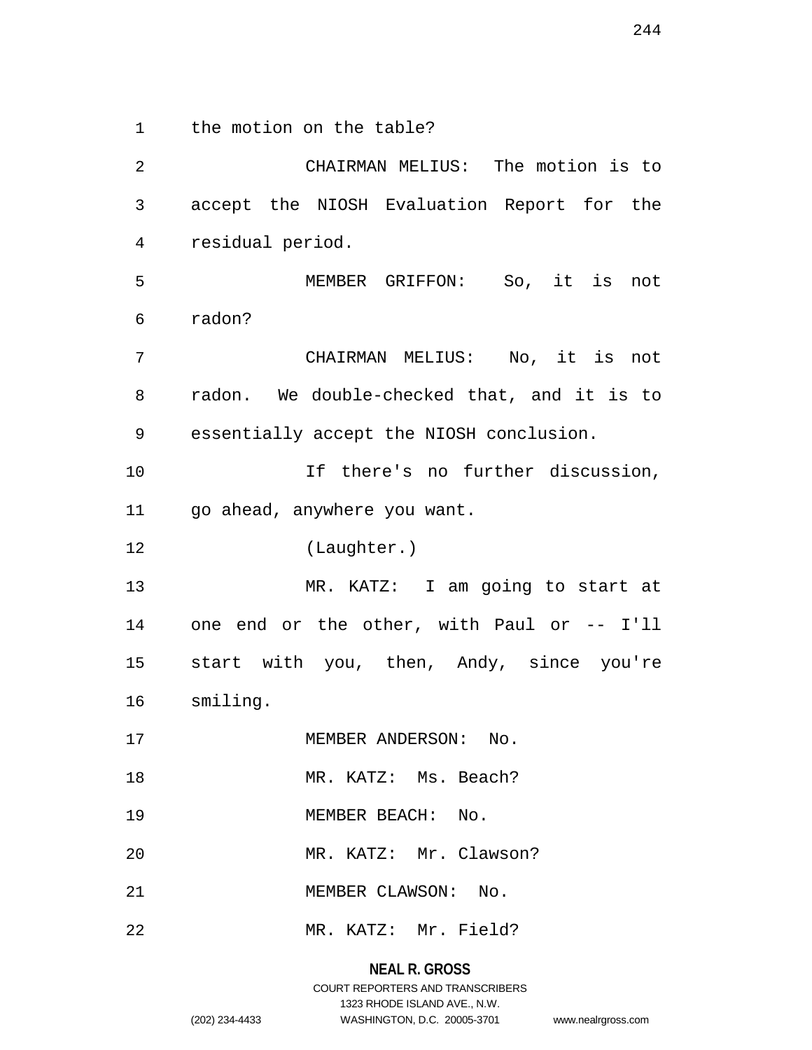the motion on the table?

CHAIRMAN MELIUS: The motion is to accept the NIOSH Evaluation Report for the residual period.

MEMBER GRIFFON: So, it is not radon?

CHAIRMAN MELIUS: No, it is not radon. We double-checked that, and it is to essentially accept the NIOSH conclusion.

If there's no further discussion, go ahead, anywhere you want.

(Laughter.)

MR. KATZ: I am going to start at one end or the other, with Paul or -- I'll start with you, then, Andy, since you're smiling.

MEMBER ANDERSON: No.

MR. KATZ: Ms. Beach?

MEMBER BEACH: No.

MR. KATZ: Mr. Clawson?

MEMBER CLAWSON: No.

MR. KATZ: Mr. Field?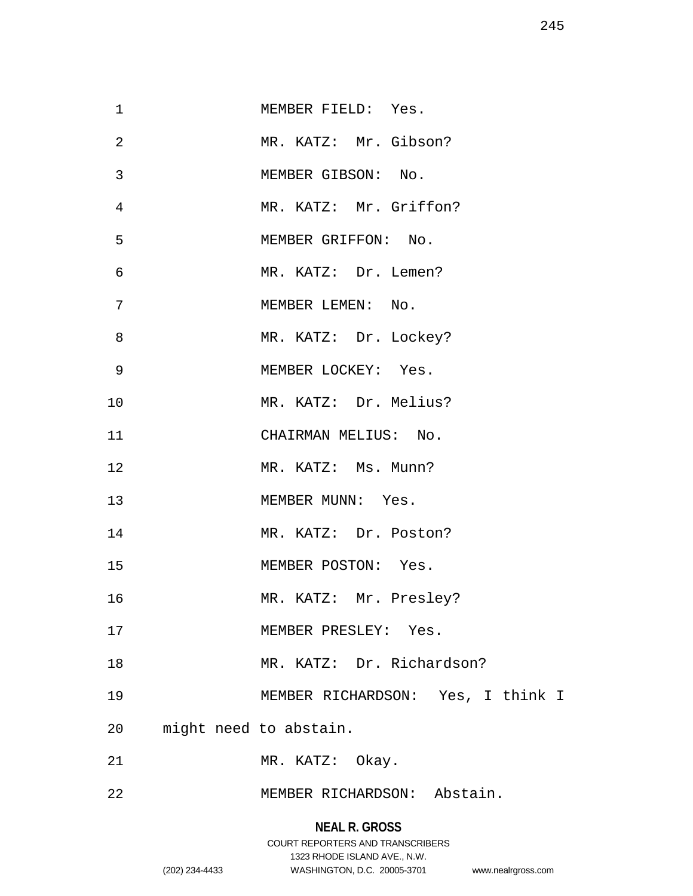MEMBER FIELD: Yes.

MR. KATZ: Mr. Gibson?

MEMBER GIBSON: No.

MR. KATZ: Mr. Griffon?

MEMBER GRIFFON: No.

MR. KATZ: Dr. Lemen?

MEMBER LEMEN: No.

MR. KATZ: Dr. Lockey?

MEMBER LOCKEY: Yes.

MR. KATZ: Dr. Melius?

CHAIRMAN MELIUS: No.

MR. KATZ: Ms. Munn?

MEMBER MUNN: Yes.

MR. KATZ: Dr. Poston?

MEMBER POSTON: Yes.

MR. KATZ: Mr. Presley?

MEMBER PRESLEY: Yes.

MR. KATZ: Dr. Richardson?

MEMBER RICHARDSON: Yes, I think I might need to abstain.

MR. KATZ: Okay.

MEMBER RICHARDSON: Abstain.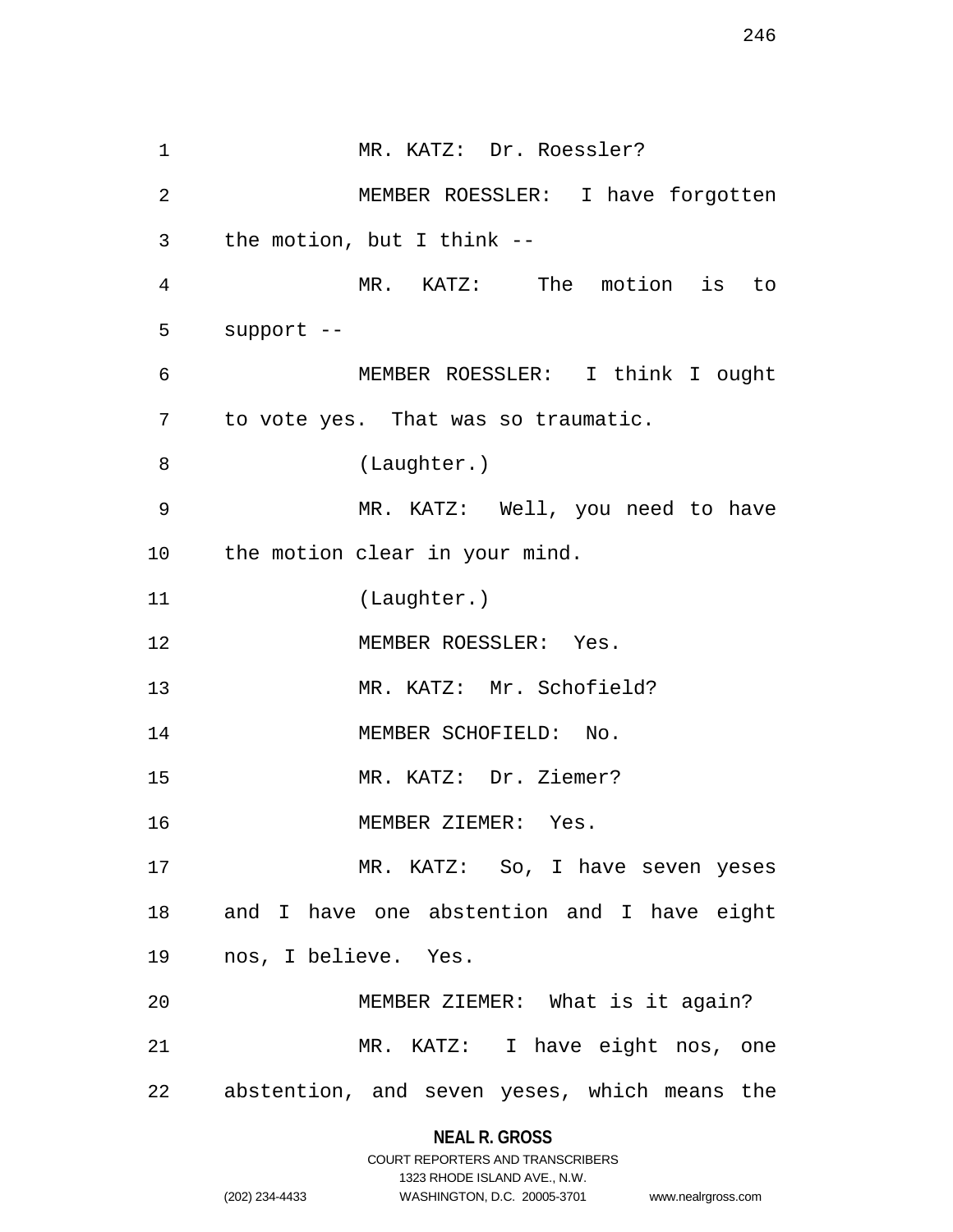MR. KATZ: Dr. Roessler?

MEMBER ROESSLER: I have forgotten the motion, but I think --

MR. KATZ: The motion is to support --

MEMBER ROESSLER: I think I ought to vote yes. That was so traumatic.

(Laughter.)

MR. KATZ: Well, you need to have the motion clear in your mind.

(Laughter.)

MEMBER ROESSLER: Yes.

MR. KATZ: Mr. Schofield?

MEMBER SCHOFIELD: No.

MR. KATZ: Dr. Ziemer?

MEMBER ZIEMER: Yes.

MR. KATZ: So, I have seven yeses and I have one abstention and I have eight nos, I believe. Yes.

MEMBER ZIEMER: What is it again?

MR. KATZ: I have eight nos, one abstention, and seven yeses, which means the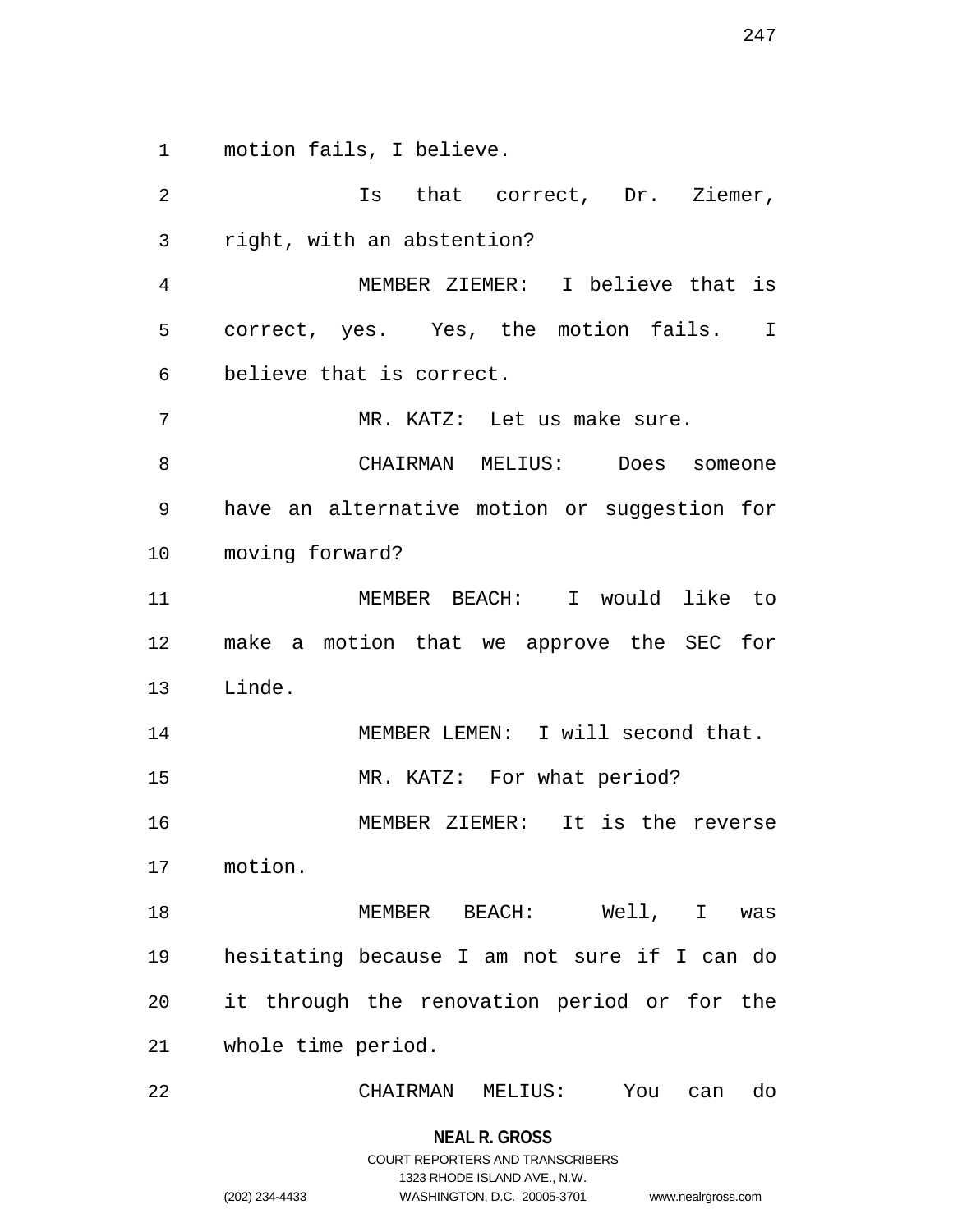motion fails, I believe.

Is that correct, Dr. Ziemer, right, with an abstention?

MEMBER ZIEMER: I believe that is correct, yes. Yes, the motion fails. I believe that is correct.

MR. KATZ: Let us make sure.

CHAIRMAN MELIUS: Does someone have an alternative motion or suggestion for moving forward?

MEMBER BEACH: I would like to make a motion that we approve the SEC for Linde.

MEMBER LEMEN: I will second that.

MR. KATZ: For what period?

MEMBER ZIEMER: It is the reverse motion.

MEMBER BEACH: Well, I was hesitating because I am not sure if I can do it through the renovation period or for the whole time period.

CHAIRMAN MELIUS: You can do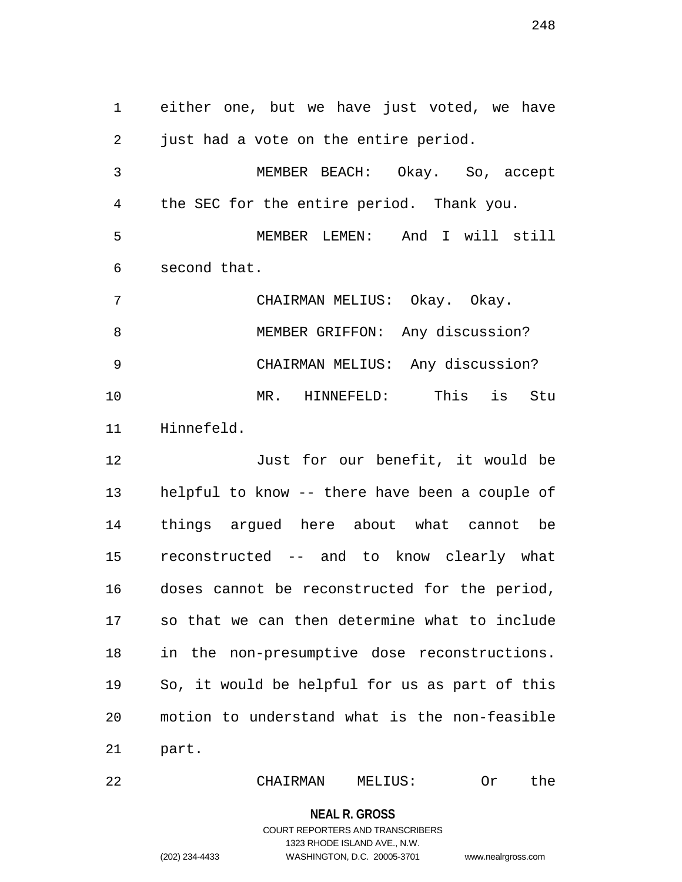either one, but we have just voted, we have just had a vote on the entire period.

MEMBER BEACH: Okay. So, accept the SEC for the entire period. Thank you.

MEMBER LEMEN: And I will still second that.

CHAIRMAN MELIUS: Okay. Okay.

MEMBER GRIFFON: Any discussion?

CHAIRMAN MELIUS: Any discussion?

MR. HINNEFELD: This is Stu Hinnefeld.

Just for our benefit, it would be helpful to know -- there have been a couple of things argued here about what cannot be reconstructed -- and to know clearly what doses cannot be reconstructed for the period, so that we can then determine what to include in the non-presumptive dose reconstructions. So, it would be helpful for us as part of this motion to understand what is the non-feasible part.

CHAIRMAN MELIUS: Or the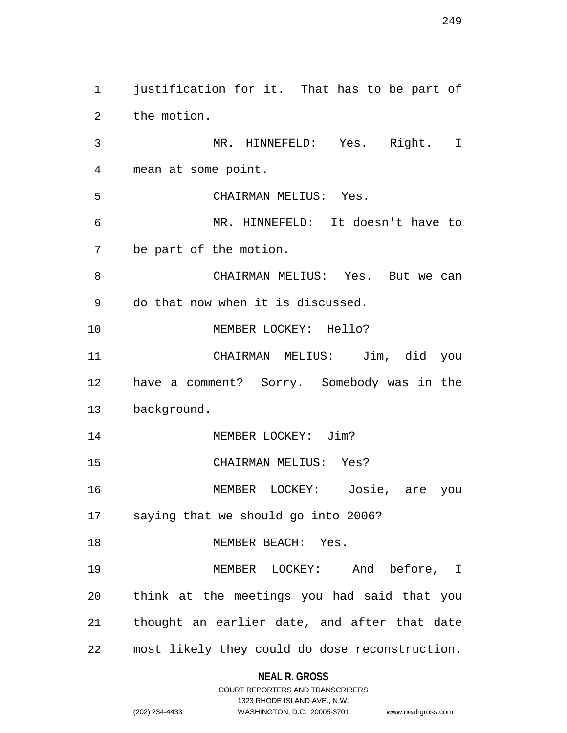justification for it. That has to be part of the motion.

MR. HINNEFELD: Yes. Right. I mean at some point.

CHAIRMAN MELIUS: Yes.

MR. HINNEFELD: It doesn't have to be part of the motion.

CHAIRMAN MELIUS: Yes. But we can do that now when it is discussed.

MEMBER LOCKEY: Hello?

CHAIRMAN MELIUS: Jim, did you have a comment? Sorry. Somebody was in the background.

MEMBER LOCKEY: Jim?

CHAIRMAN MELIUS: Yes?

MEMBER LOCKEY: Josie, are you saying that we should go into 2006?

MEMBER BEACH: Yes.

MEMBER LOCKEY: And before, I think at the meetings you had said that you thought an earlier date, and after that date most likely they could do dose reconstruction.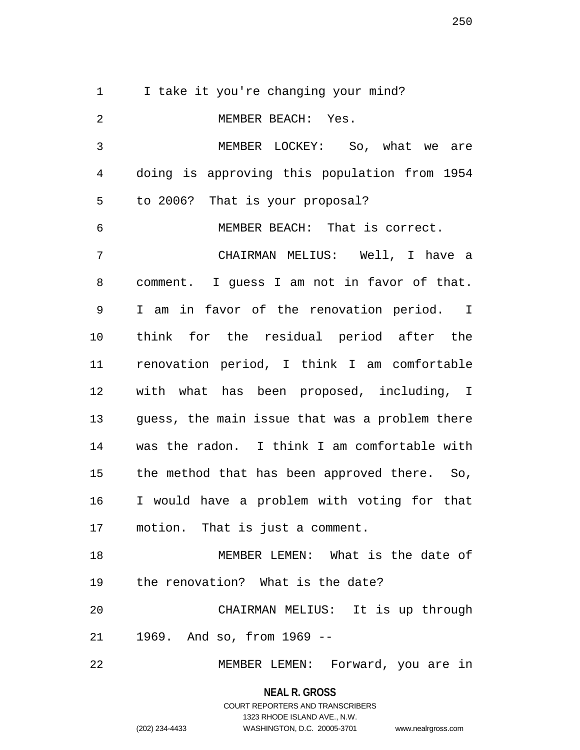I take it you're changing your mind?

MEMBER BEACH: Yes.

MEMBER LOCKEY: So, what we are doing is approving this population from 1954 to 2006? That is your proposal?

MEMBER BEACH: That is correct.

CHAIRMAN MELIUS: Well, I have a comment. I guess I am not in favor of that. I am in favor of the renovation period. I think for the residual period after the renovation period, I think I am comfortable with what has been proposed, including, I guess, the main issue that was a problem there was the radon. I think I am comfortable with the method that has been approved there. So, I would have a problem with voting for that motion. That is just a comment.

MEMBER LEMEN: What is the date of the renovation? What is the date?

CHAIRMAN MELIUS: It is up through 1969. And so, from 1969 --

MEMBER LEMEN: Forward, you are in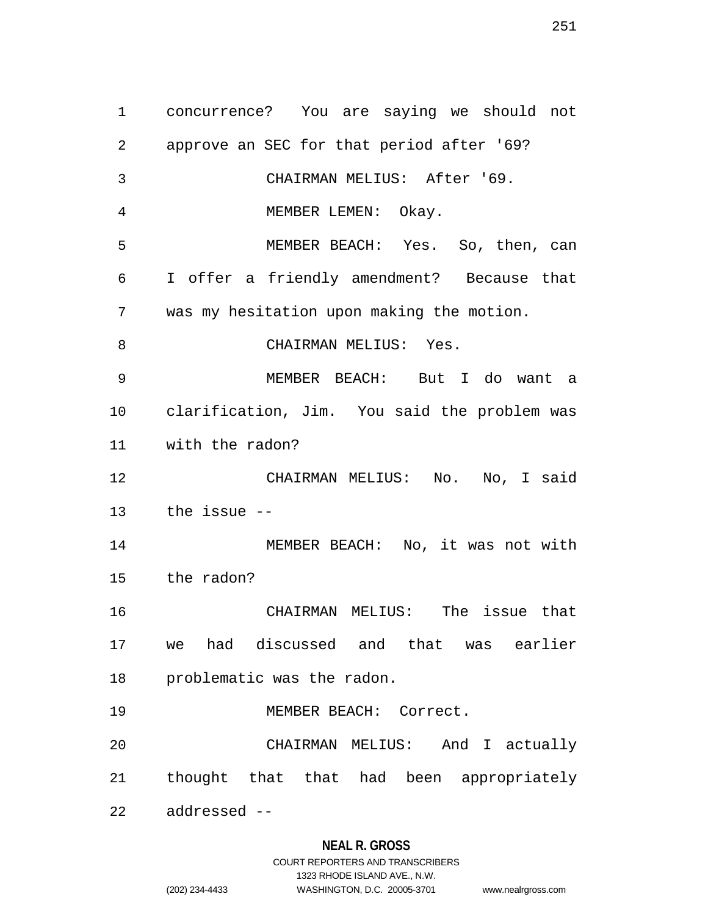concurrence? You are saying we should not approve an SEC for that period after '69?

CHAIRMAN MELIUS: After '69.

MEMBER LEMEN: Okay.

MEMBER BEACH: Yes. So, then, can I offer a friendly amendment? Because that was my hesitation upon making the motion.

CHAIRMAN MELIUS: Yes.

MEMBER BEACH: But I do want a clarification, Jim. You said the problem was with the radon?

CHAIRMAN MELIUS: No. No, I said the issue --

MEMBER BEACH: No, it was not with the radon?

CHAIRMAN MELIUS: The issue that we had discussed and that was earlier problematic was the radon.

MEMBER BEACH: Correct.

CHAIRMAN MELIUS: And I actually thought that that had been appropriately addressed --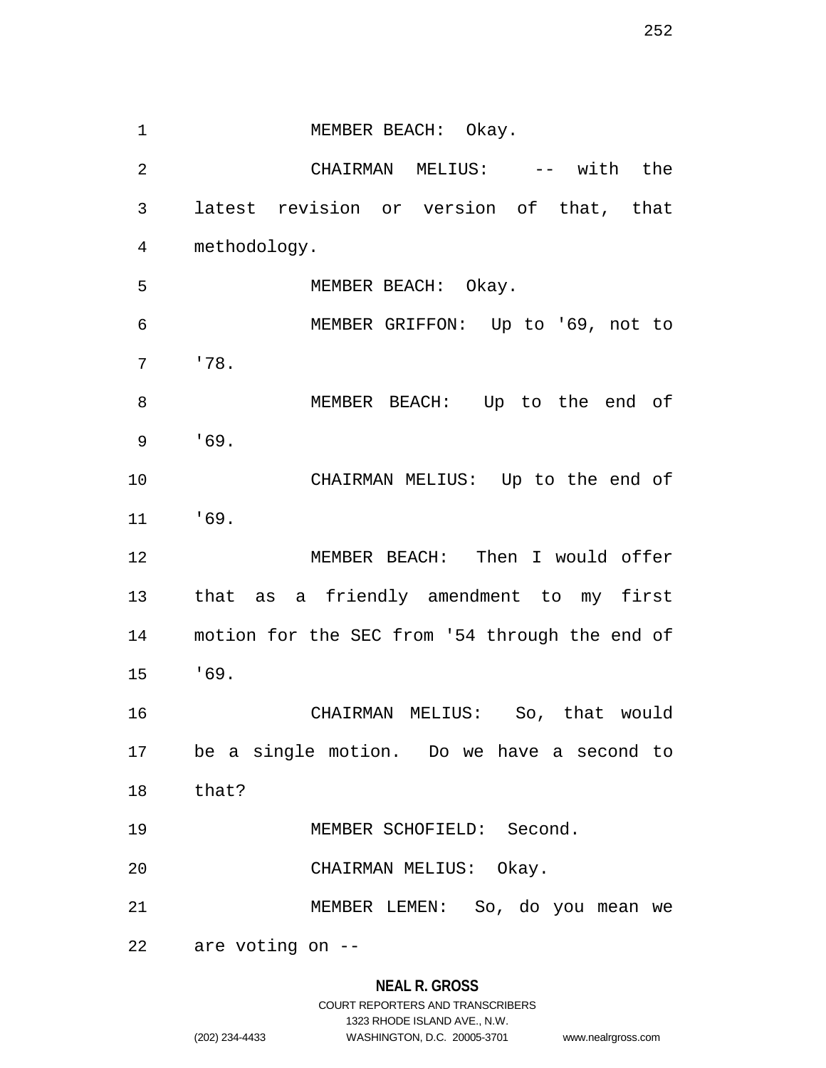MEMBER BEACH: Okay.

CHAIRMAN MELIUS: -- with the latest revision or version of that, that methodology.

MEMBER BEACH: Okay.

MEMBER GRIFFON: Up to '69, not to '78.

MEMBER BEACH: Up to the end of '69.

CHAIRMAN MELIUS: Up to the end of '69.

MEMBER BEACH: Then I would offer that as a friendly amendment to my first motion for the SEC from '54 through the end of '69.

CHAIRMAN MELIUS: So, that would be a single motion. Do we have a second to that?

MEMBER SCHOFIELD: Second.

CHAIRMAN MELIUS: Okay.

MEMBER LEMEN: So, do you mean we are voting on --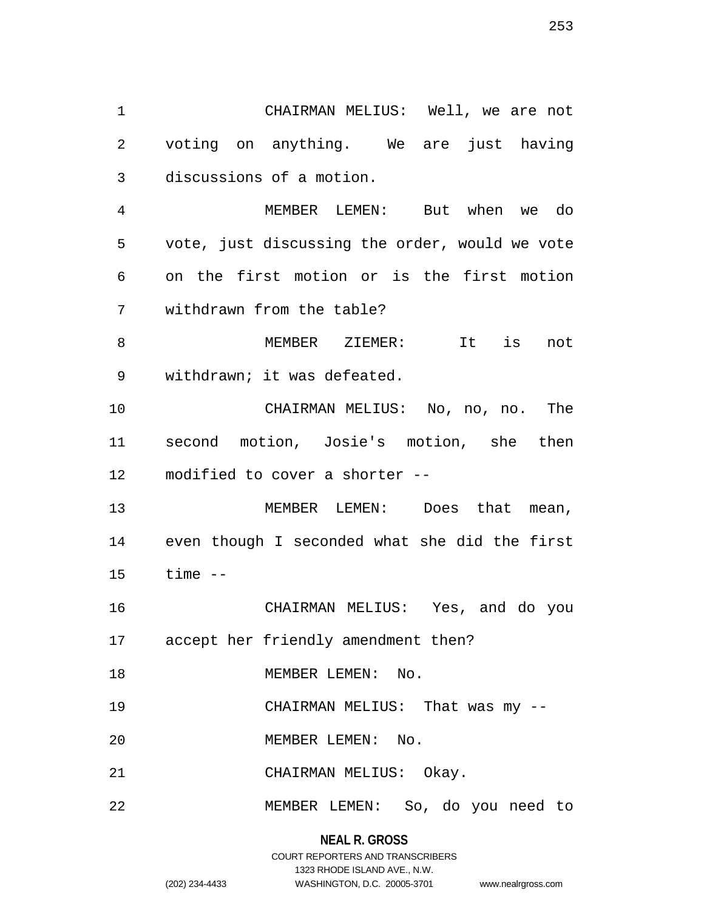CHAIRMAN MELIUS: Well, we are not voting on anything. We are just having discussions of a motion.

MEMBER LEMEN: But when we do vote, just discussing the order, would we vote on the first motion or is the first motion withdrawn from the table?

MEMBER ZIEMER: It is not withdrawn; it was defeated.

CHAIRMAN MELIUS: No, no, no. The second motion, Josie's motion, she then modified to cover a shorter --

MEMBER LEMEN: Does that mean, even though I seconded what she did the first time --

CHAIRMAN MELIUS: Yes, and do you accept her friendly amendment then?

MEMBER LEMEN: No.

CHAIRMAN MELIUS: That was my --

MEMBER LEMEN: No.

CHAIRMAN MELIUS: Okay.

MEMBER LEMEN: So, do you need to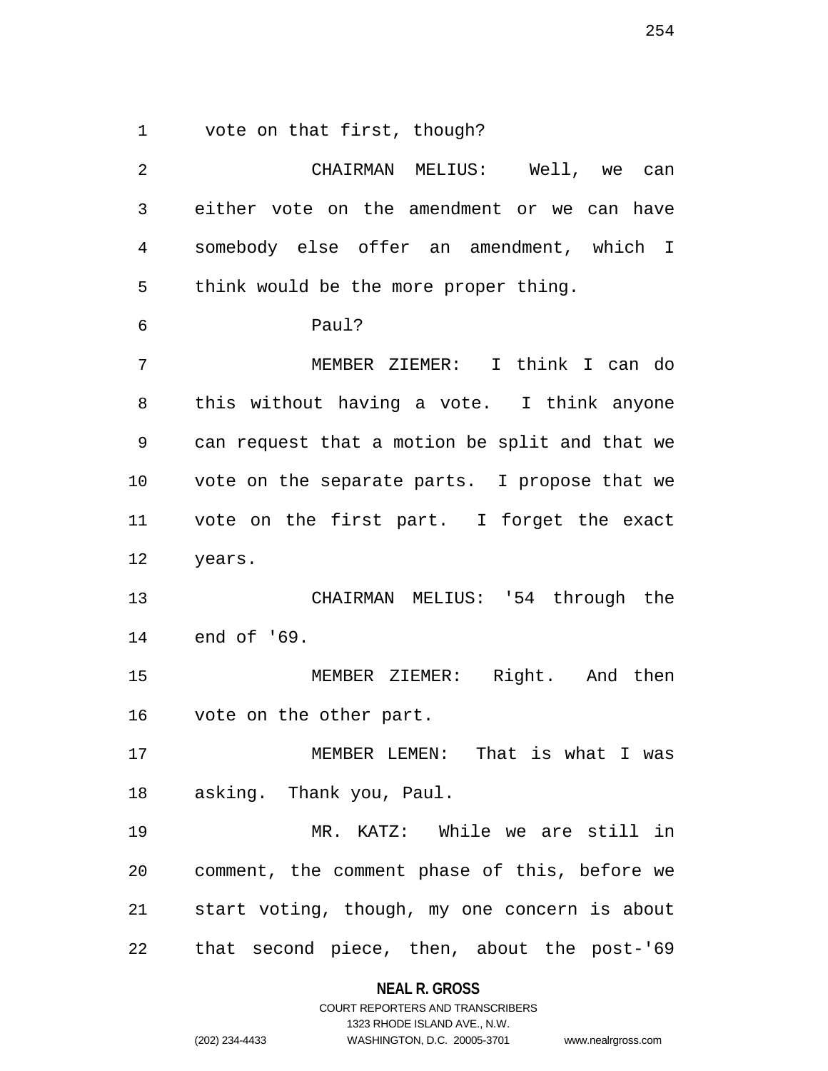vote on that first, though?

CHAIRMAN MELIUS: Well, we can either vote on the amendment or we can have somebody else offer an amendment, which I think would be the more proper thing.

Paul?

MEMBER ZIEMER: I think I can do this without having a vote. I think anyone can request that a motion be split and that we vote on the separate parts. I propose that we vote on the first part. I forget the exact years.

CHAIRMAN MELIUS: '54 through the end of '69.

MEMBER ZIEMER: Right. And then vote on the other part.

MEMBER LEMEN: That is what I was asking. Thank you, Paul.

MR. KATZ: While we are still in comment, the comment phase of this, before we start voting, though, my one concern is about that second piece, then, about the post-'69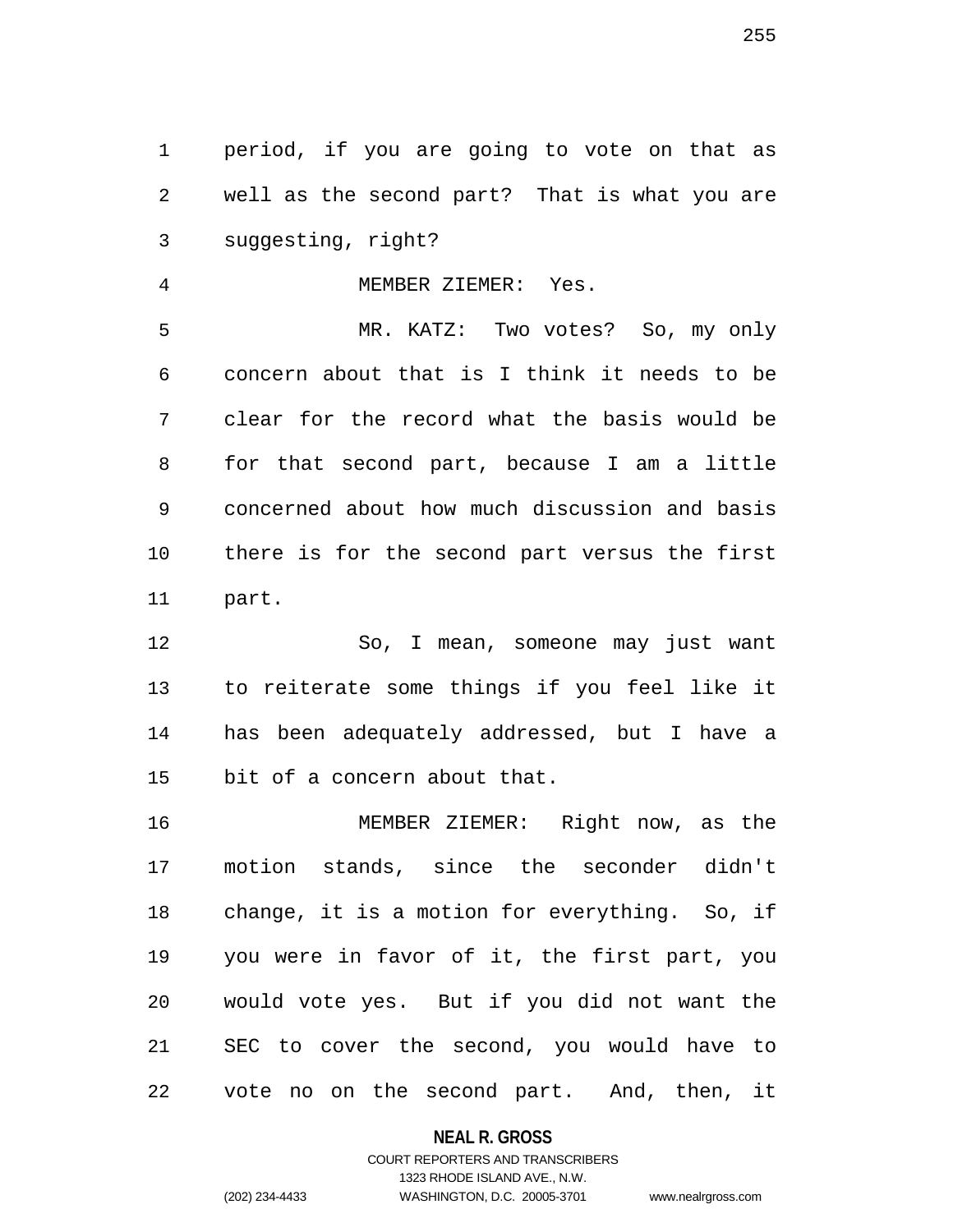period, if you are going to vote on that as well as the second part? That is what you are suggesting, right?

MEMBER ZIEMER: Yes.

MR. KATZ: Two votes? So, my only concern about that is I think it needs to be clear for the record what the basis would be for that second part, because I am a little concerned about how much discussion and basis there is for the second part versus the first part.

So, I mean, someone may just want to reiterate some things if you feel like it has been adequately addressed, but I have a bit of a concern about that.

MEMBER ZIEMER: Right now, as the motion stands, since the seconder didn't change, it is a motion for everything. So, if you were in favor of it, the first part, you would vote yes. But if you did not want the SEC to cover the second, you would have to vote no on the second part. And, then, it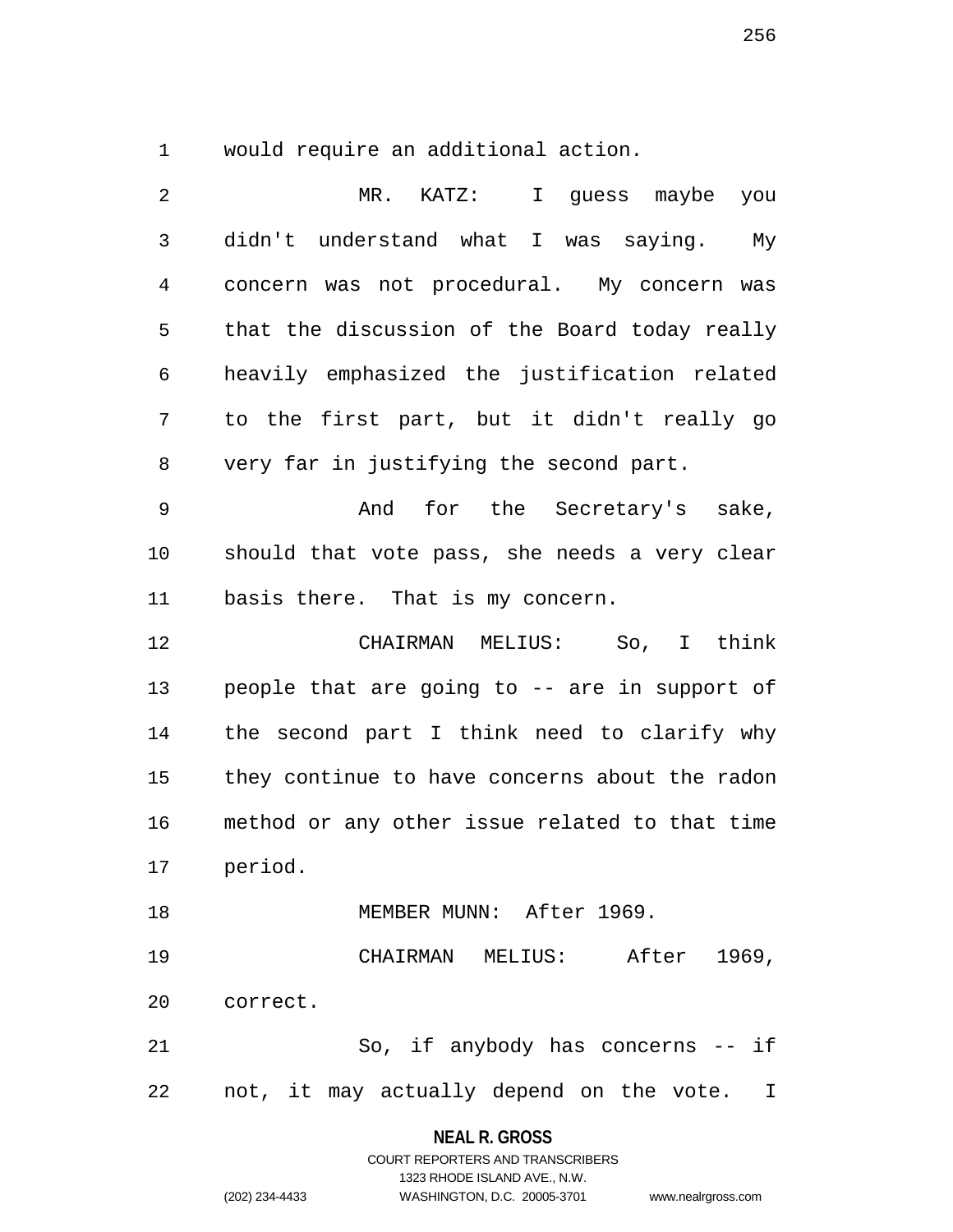would require an additional action.

MR. KATZ: I guess maybe you didn't understand what I was saying. My concern was not procedural. My concern was that the discussion of the Board today really heavily emphasized the justification related to the first part, but it didn't really go very far in justifying the second part.

And for the Secretary's sake, should that vote pass, she needs a very clear basis there. That is my concern.

CHAIRMAN MELIUS: So, I think people that are going to -- are in support of the second part I think need to clarify why they continue to have concerns about the radon method or any other issue related to that time period.

MEMBER MUNN: After 1969.

CHAIRMAN MELIUS: After 1969, correct.

So, if anybody has concerns -- if not, it may actually depend on the vote. I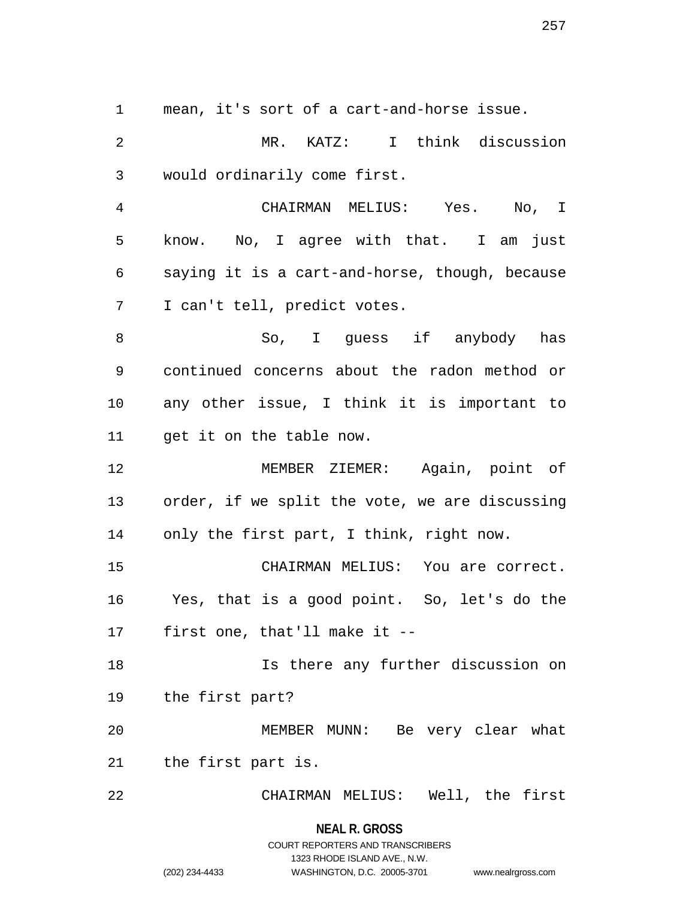mean, it's sort of a cart-and-horse issue.

MR. KATZ: I think discussion would ordinarily come first.

CHAIRMAN MELIUS: Yes. No, I know. No, I agree with that. I am just saying it is a cart-and-horse, though, because I can't tell, predict votes.

So, I guess if anybody has continued concerns about the radon method or any other issue, I think it is important to get it on the table now.

MEMBER ZIEMER: Again, point of order, if we split the vote, we are discussing only the first part, I think, right now.

CHAIRMAN MELIUS: You are correct. Yes, that is a good point. So, let's do the first one, that'll make it --

Is there any further discussion on the first part?

MEMBER MUNN: Be very clear what the first part is.

CHAIRMAN MELIUS: Well, the first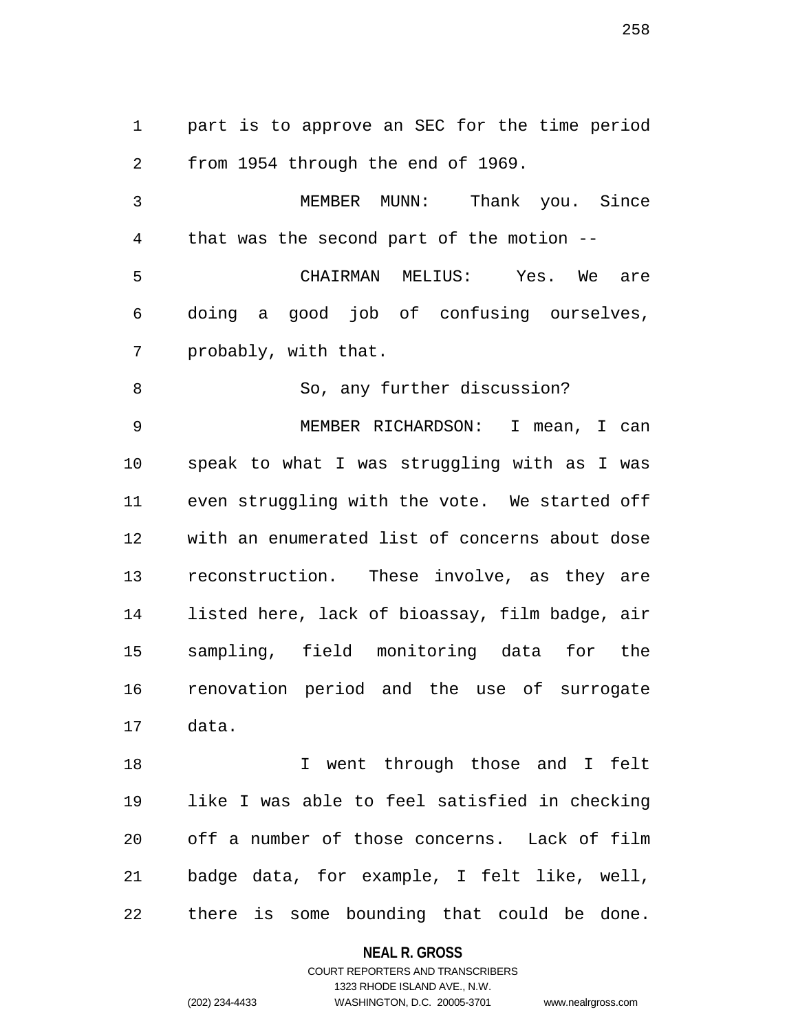part is to approve an SEC for the time period from 1954 through the end of 1969.

MEMBER MUNN: Thank you. Since that was the second part of the motion --

CHAIRMAN MELIUS: Yes. We are doing a good job of confusing ourselves, probably, with that.

So, any further discussion?

MEMBER RICHARDSON: I mean, I can speak to what I was struggling with as I was even struggling with the vote. We started off with an enumerated list of concerns about dose reconstruction. These involve, as they are listed here, lack of bioassay, film badge, air sampling, field monitoring data for the renovation period and the use of surrogate data.

I went through those and I felt like I was able to feel satisfied in checking off a number of those concerns. Lack of film badge data, for example, I felt like, well, there is some bounding that could be done.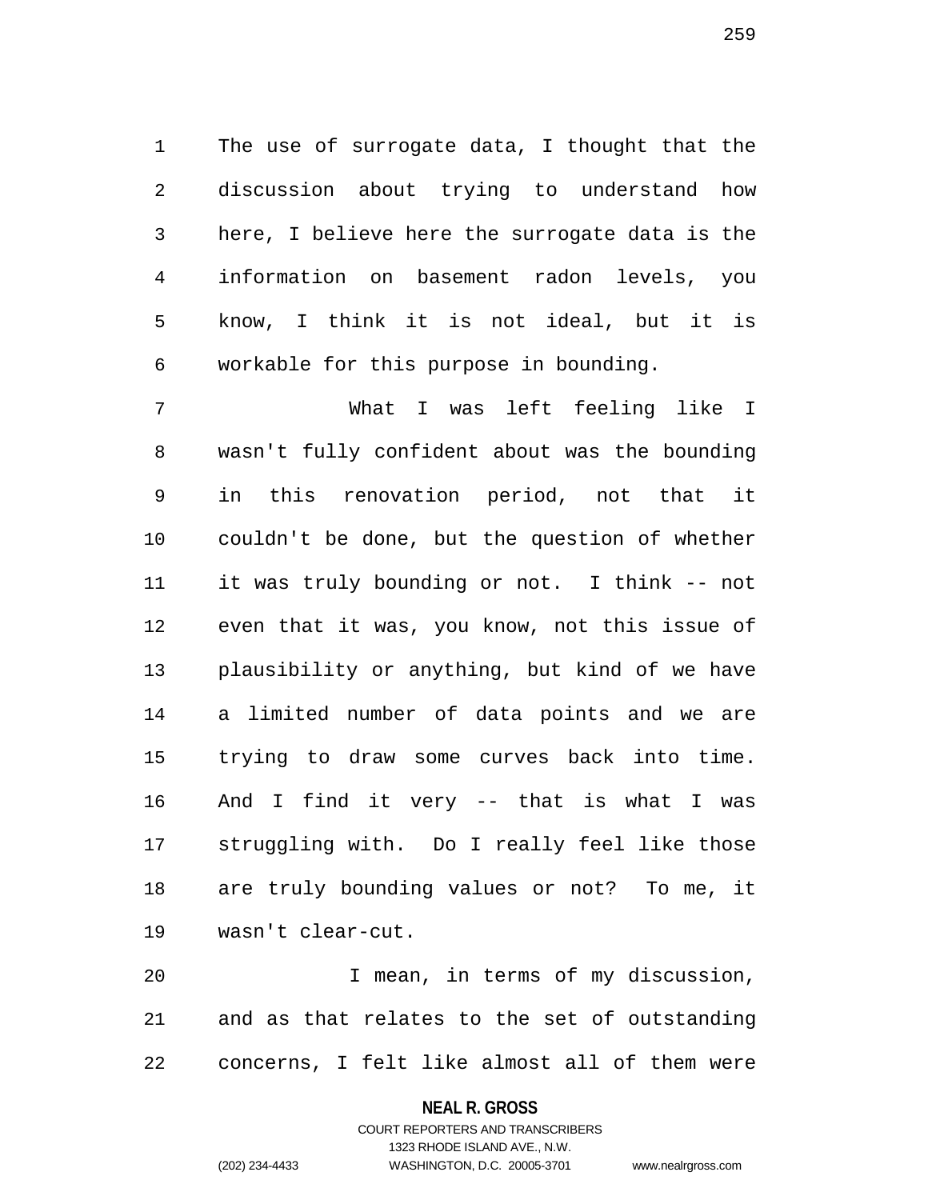The use of surrogate data, I thought that the discussion about trying to understand how here, I believe here the surrogate data is the information on basement radon levels, you know, I think it is not ideal, but it is workable for this purpose in bounding.

What I was left feeling like I wasn't fully confident about was the bounding in this renovation period, not that it couldn't be done, but the question of whether it was truly bounding or not. I think -- not even that it was, you know, not this issue of plausibility or anything, but kind of we have a limited number of data points and we are trying to draw some curves back into time. And I find it very -- that is what I was struggling with. Do I really feel like those are truly bounding values or not? To me, it wasn't clear-cut.

I mean, in terms of my discussion, and as that relates to the set of outstanding concerns, I felt like almost all of them were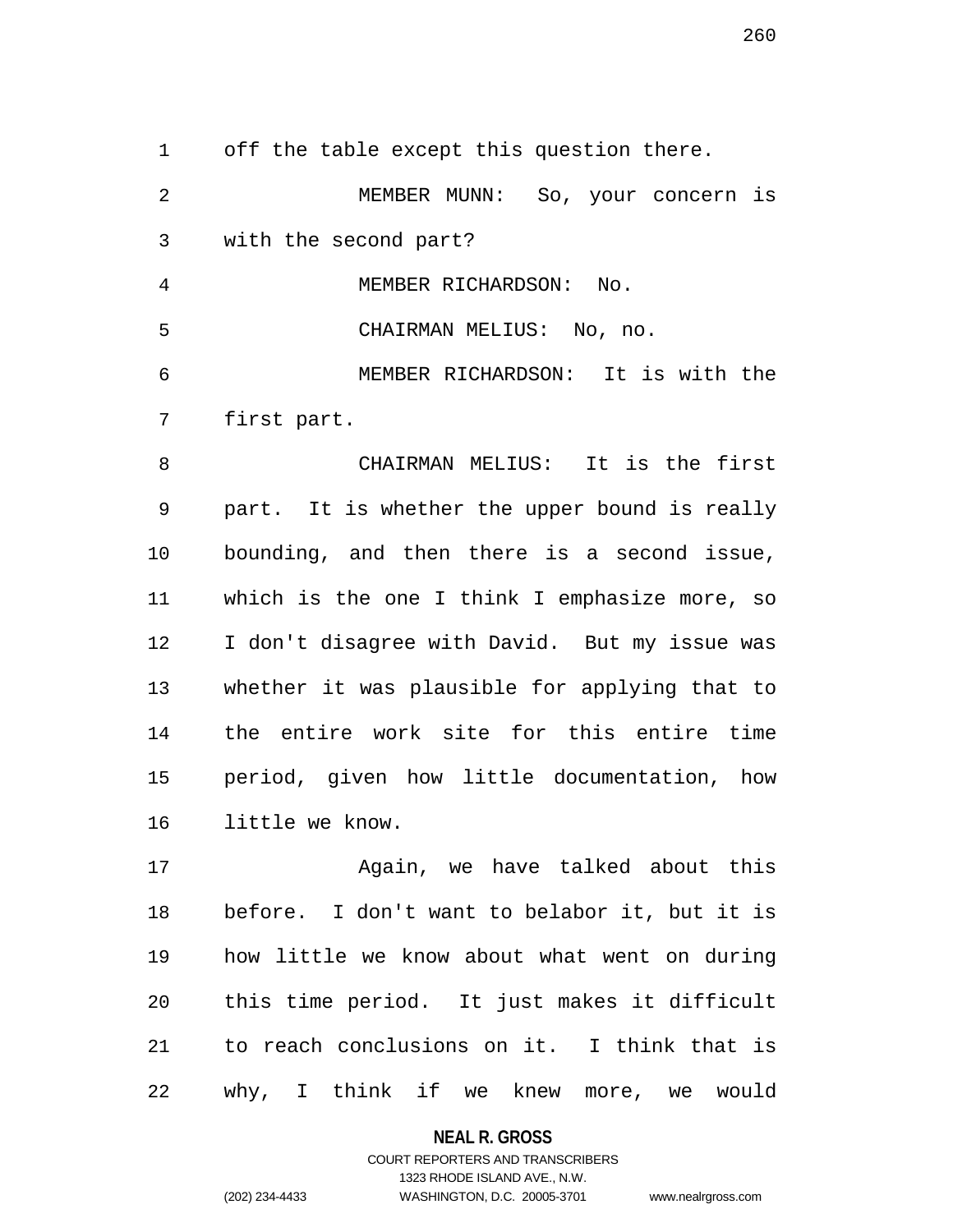off the table except this question there.

MEMBER MUNN: So, your concern is with the second part?

MEMBER RICHARDSON: No.

CHAIRMAN MELIUS: No, no.

MEMBER RICHARDSON: It is with the first part.

CHAIRMAN MELIUS: It is the first part. It is whether the upper bound is really bounding, and then there is a second issue, which is the one I think I emphasize more, so I don't disagree with David. But my issue was whether it was plausible for applying that to the entire work site for this entire time period, given how little documentation, how little we know.

Again, we have talked about this before. I don't want to belabor it, but it is how little we know about what went on during this time period. It just makes it difficult to reach conclusions on it. I think that is why, I think if we knew more, we would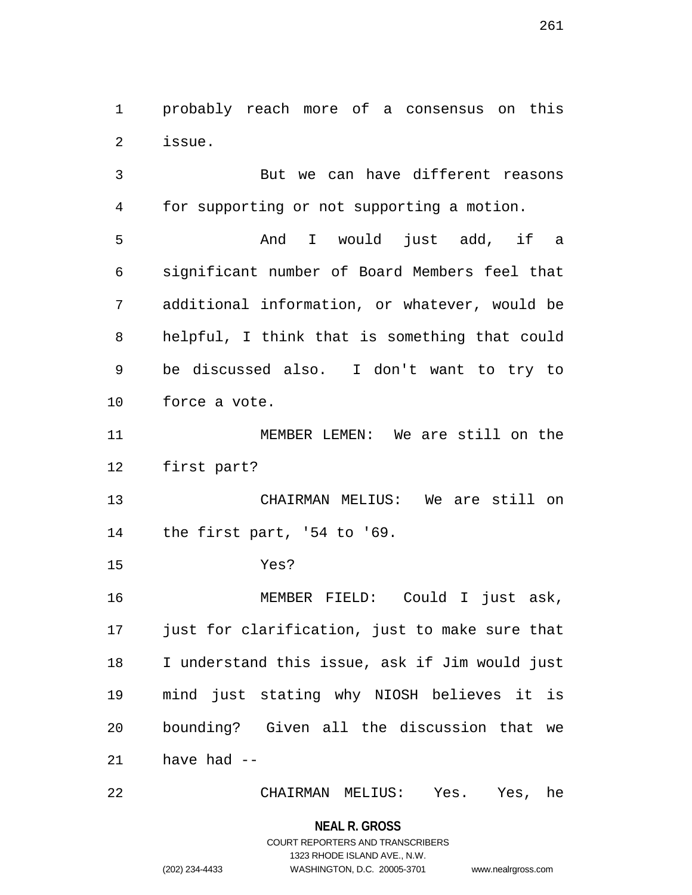probably reach more of a consensus on this issue.

But we can have different reasons for supporting or not supporting a motion.

And I would just add, if a significant number of Board Members feel that additional information, or whatever, would be helpful, I think that is something that could be discussed also. I don't want to try to force a vote.

MEMBER LEMEN: We are still on the first part?

CHAIRMAN MELIUS: We are still on the first part, '54 to '69.

Yes?

MEMBER FIELD: Could I just ask, just for clarification, just to make sure that I understand this issue, ask if Jim would just mind just stating why NIOSH believes it is bounding? Given all the discussion that we have had --

CHAIRMAN MELIUS: Yes. Yes, he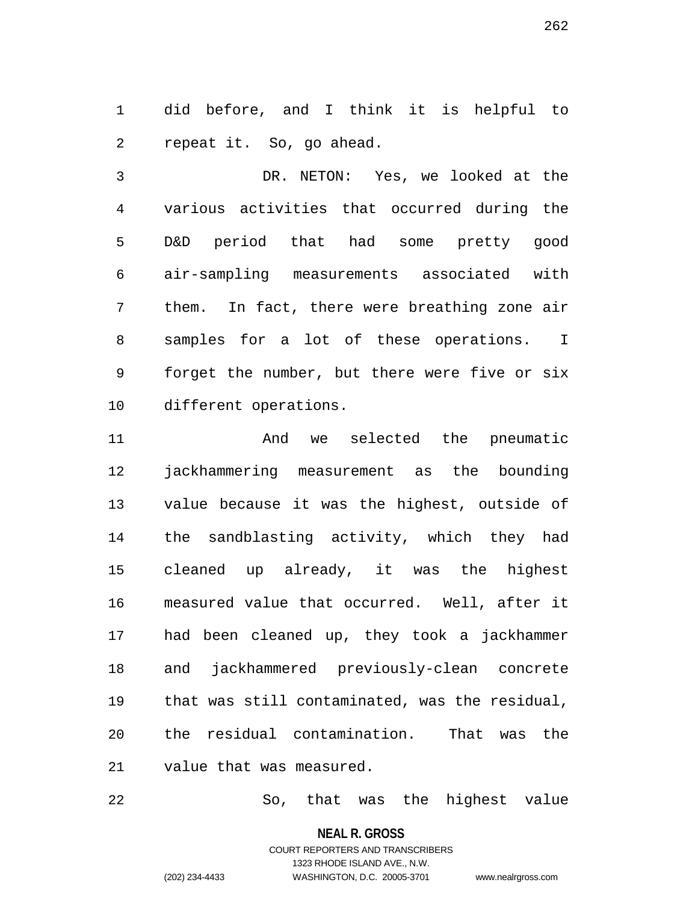did before, and I think it is helpful to repeat it. So, go ahead.

DR. NETON: Yes, we looked at the various activities that occurred during the D&D period that had some pretty good air-sampling measurements associated with them. In fact, there were breathing zone air samples for a lot of these operations. I forget the number, but there were five or six different operations.

And we selected the pneumatic jackhammering measurement as the bounding value because it was the highest, outside of the sandblasting activity, which they had cleaned up already, it was the highest measured value that occurred. Well, after it had been cleaned up, they took a jackhammer and jackhammered previously-clean concrete that was still contaminated, was the residual, the residual contamination. That was the value that was measured.

So, that was the highest value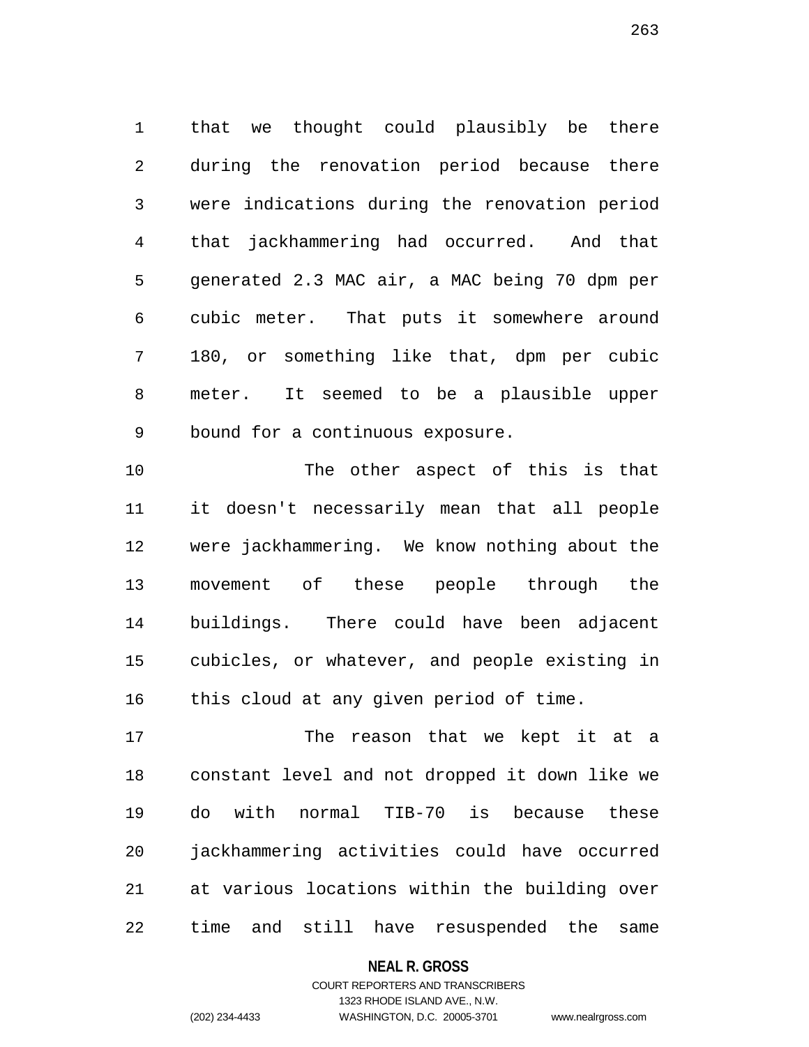that we thought could plausibly be there during the renovation period because there were indications during the renovation period that jackhammering had occurred. And that generated 2.3 MAC air, a MAC being 70 dpm per cubic meter. That puts it somewhere around 180, or something like that, dpm per cubic meter. It seemed to be a plausible upper bound for a continuous exposure.

The other aspect of this is that it doesn't necessarily mean that all people were jackhammering. We know nothing about the movement of these people through the buildings. There could have been adjacent cubicles, or whatever, and people existing in this cloud at any given period of time.

The reason that we kept it at a constant level and not dropped it down like we do with normal TIB-70 is because these jackhammering activities could have occurred at various locations within the building over time and still have resuspended the same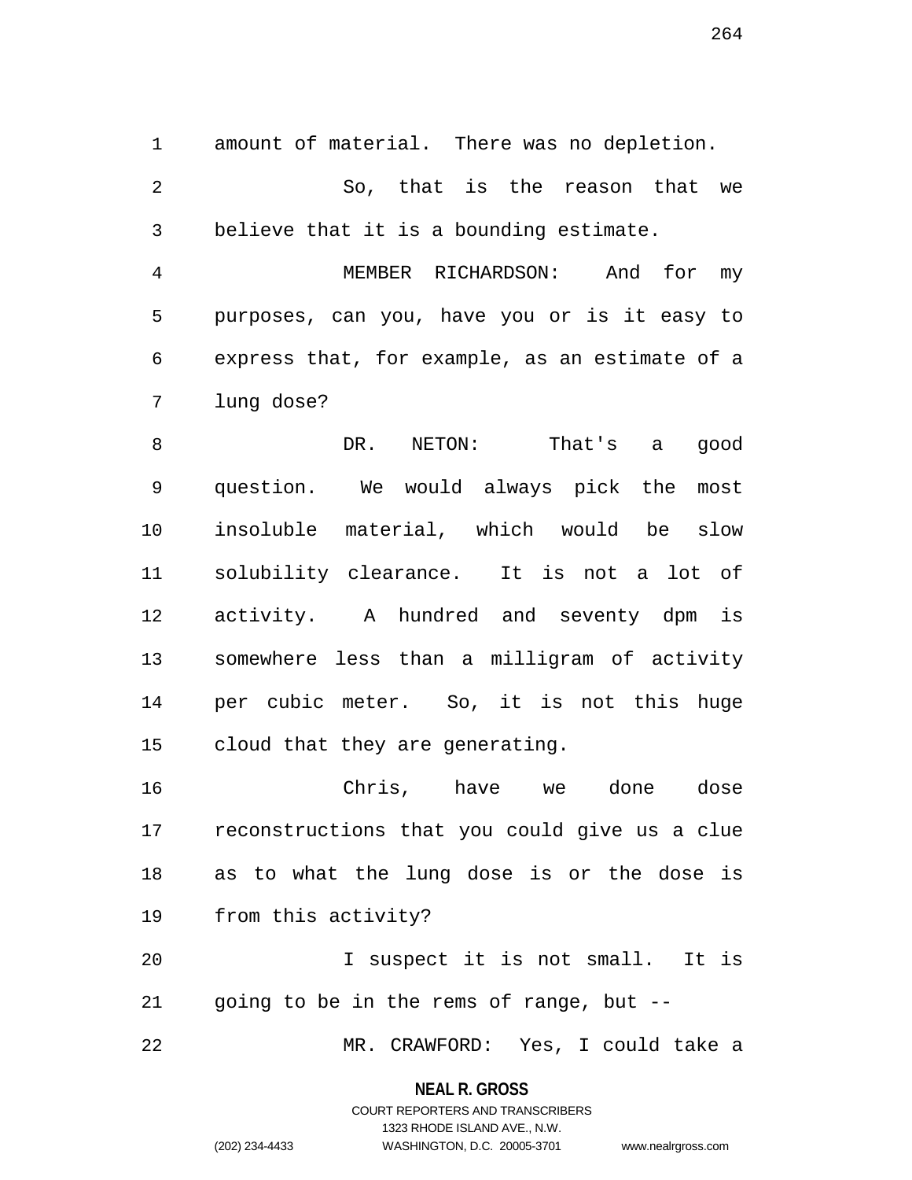amount of material. There was no depletion.

So, that is the reason that we believe that it is a bounding estimate.

MEMBER RICHARDSON: And for my purposes, can you, have you or is it easy to express that, for example, as an estimate of a lung dose?

DR. NETON: That's a good question. We would always pick the most insoluble material, which would be slow solubility clearance. It is not a lot of activity. A hundred and seventy dpm is somewhere less than a milligram of activity per cubic meter. So, it is not this huge cloud that they are generating.

Chris, have we done dose reconstructions that you could give us a clue as to what the lung dose is or the dose is from this activity?

I suspect it is not small. It is going to be in the rems of range, but --

MR. CRAWFORD: Yes, I could take a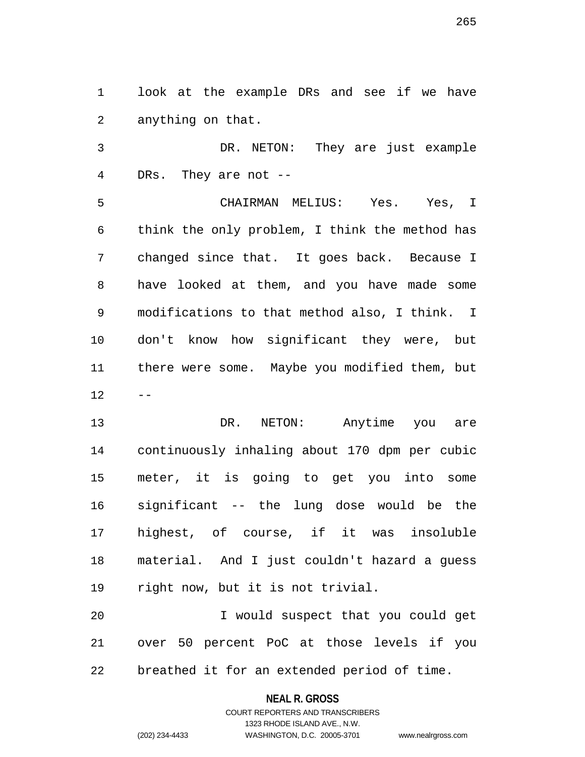look at the example DRs and see if we have anything on that.

DR. NETON: They are just example DRs. They are not --

CHAIRMAN MELIUS: Yes. Yes, I think the only problem, I think the method has changed since that. It goes back. Because I have looked at them, and you have made some modifications to that method also, I think. I don't know how significant they were, but there were some. Maybe you modified them, but --

DR. NETON: Anytime you are continuously inhaling about 170 dpm per cubic meter, it is going to get you into some significant -- the lung dose would be the highest, of course, if it was insoluble material. And I just couldn't hazard a guess right now, but it is not trivial.

I would suspect that you could get over 50 percent PoC at those levels if you breathed it for an extended period of time.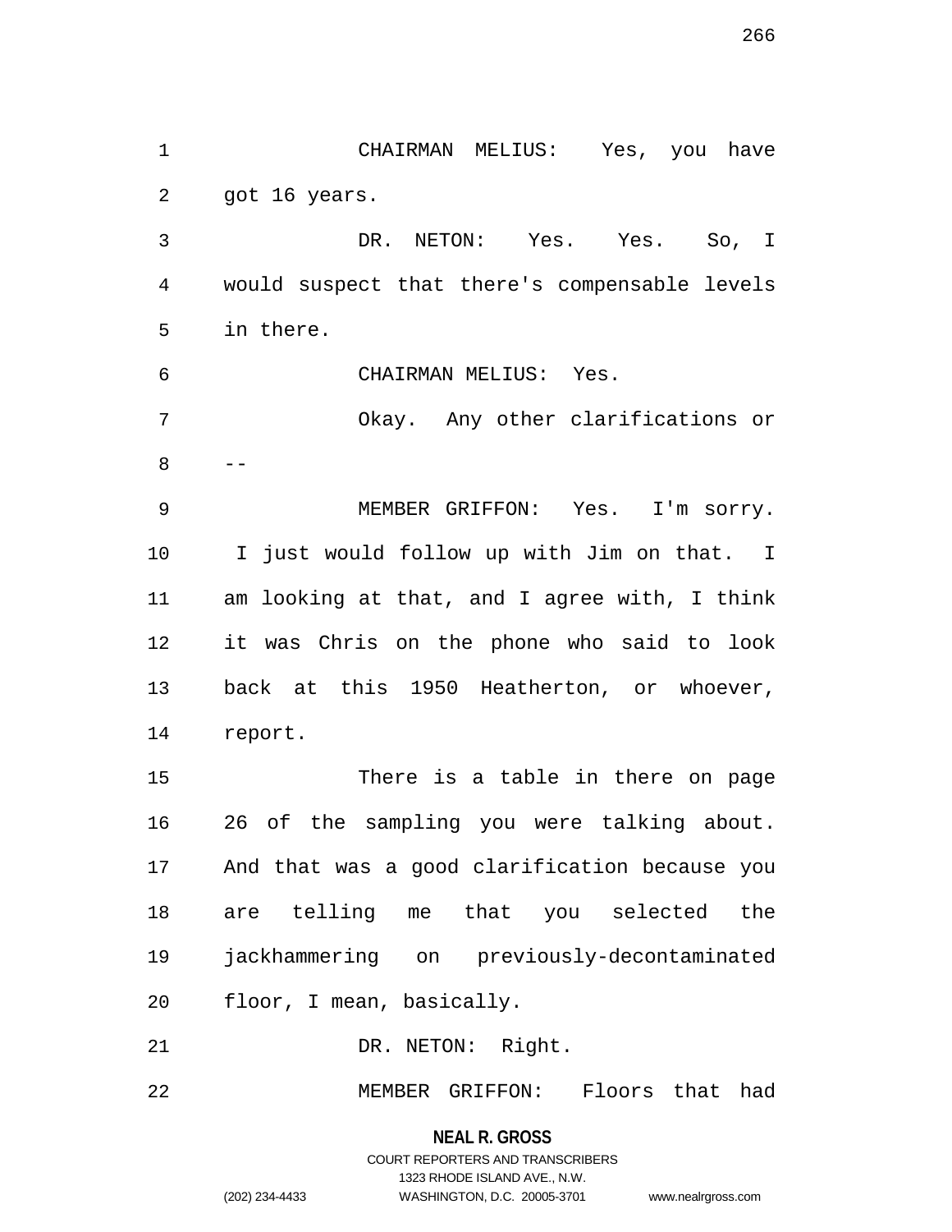CHAIRMAN MELIUS: Yes, you have got 16 years.

DR. NETON: Yes. Yes. So, I would suspect that there's compensable levels in there.

CHAIRMAN MELIUS: Yes.

Okay. Any other clarifications or --

MEMBER GRIFFON: Yes. I'm sorry. I just would follow up with Jim on that. I am looking at that, and I agree with, I think it was Chris on the phone who said to look back at this 1950 Heatherton, or whoever, report.

There is a table in there on page 26 of the sampling you were talking about. And that was a good clarification because you are telling me that you selected the jackhammering on previously-decontaminated floor, I mean, basically.

DR. NETON: Right.

MEMBER GRIFFON: Floors that had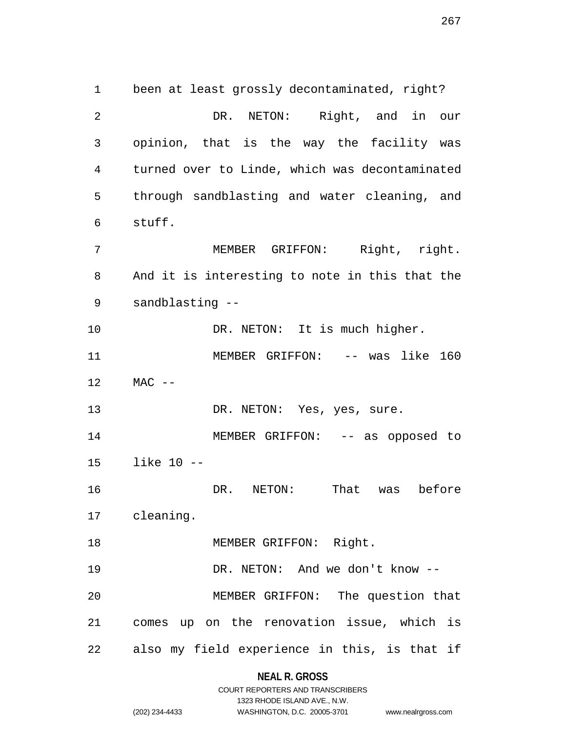been at least grossly decontaminated, right?

DR. NETON: Right, and in our opinion, that is the way the facility was turned over to Linde, which was decontaminated through sandblasting and water cleaning, and stuff.

MEMBER GRIFFON: Right, right. And it is interesting to note in this that the sandblasting --

DR. NETON: It is much higher.

MEMBER GRIFFON: -- was like 160 MAC --

DR. NETON: Yes, yes, sure.

MEMBER GRIFFON: -- as opposed to like 10 --

DR. NETON: That was before cleaning.

MEMBER GRIFFON: Right.

DR. NETON: And we don't know --

MEMBER GRIFFON: The question that comes up on the renovation issue, which is also my field experience in this, is that if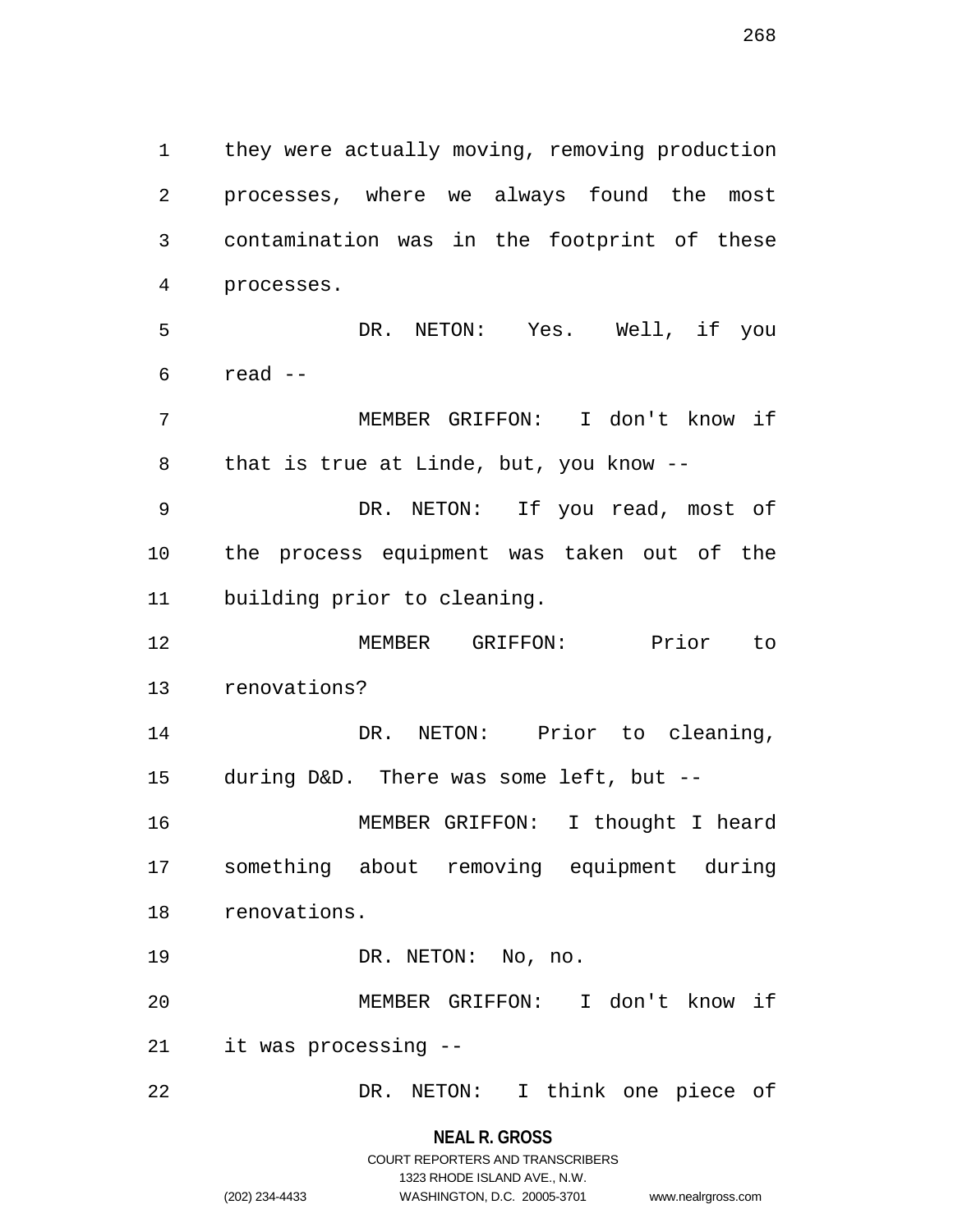they were actually moving, removing production processes, where we always found the most contamination was in the footprint of these processes.

DR. NETON: Yes. Well, if you read --

MEMBER GRIFFON: I don't know if that is true at Linde, but, you know --

DR. NETON: If you read, most of the process equipment was taken out of the building prior to cleaning.

MEMBER GRIFFON: Prior to renovations?

DR. NETON: Prior to cleaning, during D&D. There was some left, but --

MEMBER GRIFFON: I thought I heard something about removing equipment during renovations.

DR. NETON: No, no.

MEMBER GRIFFON: I don't know if it was processing --

DR. NETON: I think one piece of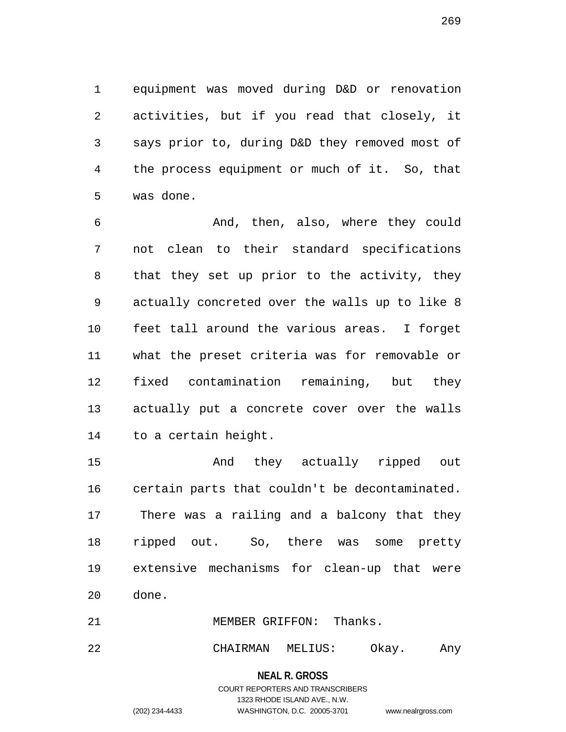equipment was moved during D&D or renovation activities, but if you read that closely, it says prior to, during D&D they removed most of the process equipment or much of it. So, that was done.

And, then, also, where they could not clean to their standard specifications that they set up prior to the activity, they actually concreted over the walls up to like 8 feet tall around the various areas. I forget what the preset criteria was for removable or fixed contamination remaining, but they actually put a concrete cover over the walls to a certain height.

And they actually ripped out certain parts that couldn't be decontaminated. There was a railing and a balcony that they ripped out. So, there was some pretty extensive mechanisms for clean-up that were done.

MEMBER GRIFFON: Thanks.

CHAIRMAN MELIUS: Okay. Any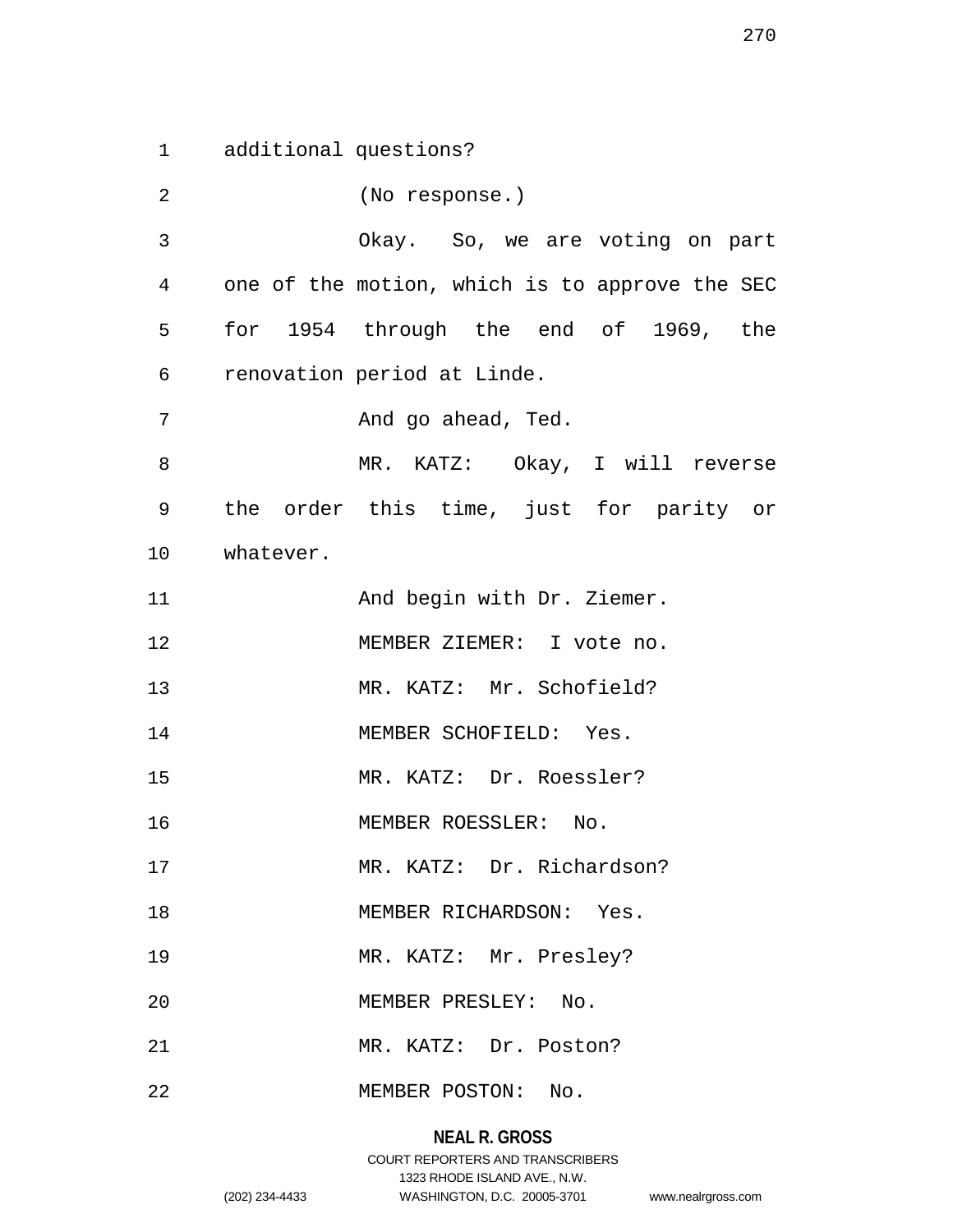additional questions?

(No response.)

Okay. So, we are voting on part one of the motion, which is to approve the SEC for 1954 through the end of 1969, the renovation period at Linde.

And go ahead, Ted.

MR. KATZ: Okay, I will reverse the order this time, just for parity or whatever.

And begin with Dr. Ziemer.

MEMBER ZIEMER: I vote no.

MR. KATZ: Mr. Schofield?

MEMBER SCHOFIELD: Yes.

MR. KATZ: Dr. Roessler?

MEMBER ROESSLER: No.

MR. KATZ: Dr. Richardson?

MEMBER RICHARDSON: Yes.

MR. KATZ: Mr. Presley?

MEMBER PRESLEY: No.

MR. KATZ: Dr. Poston?

MEMBER POSTON: No.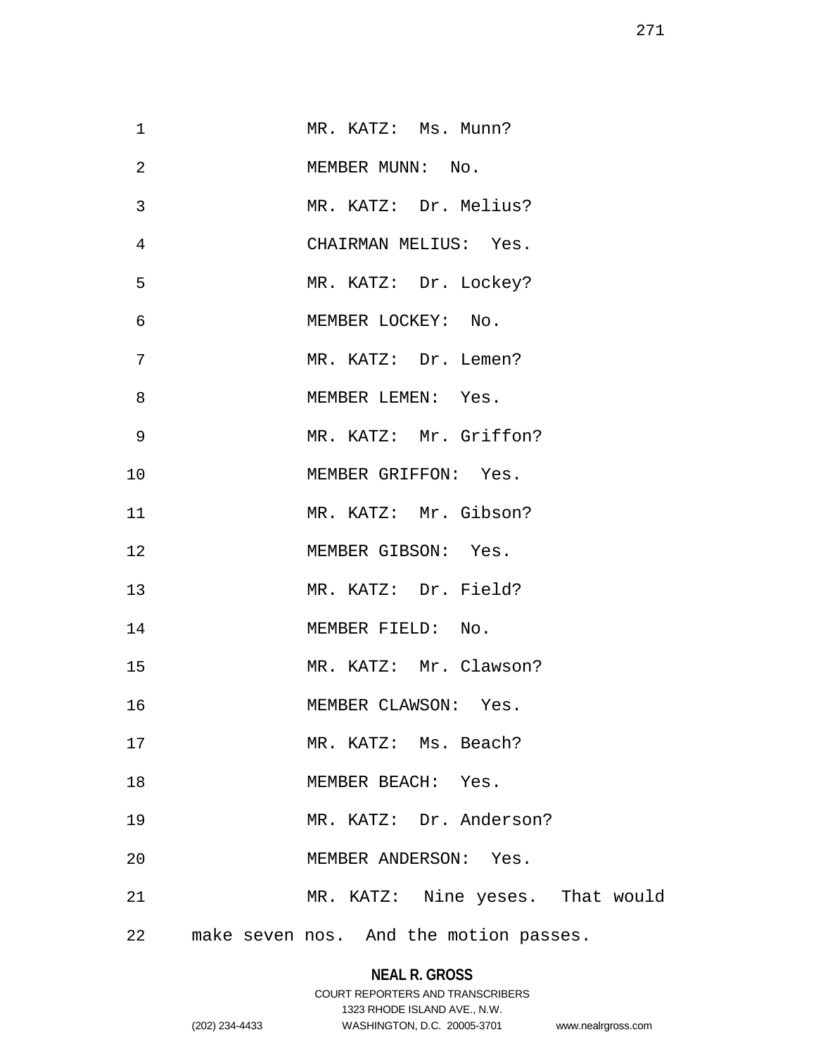MR. KATZ: Ms. Munn?

MEMBER MUNN: No.

MR. KATZ: Dr. Melius?

CHAIRMAN MELIUS: Yes.

MR. KATZ: Dr. Lockey?

MEMBER LOCKEY: No.

MR. KATZ: Dr. Lemen?

MEMBER LEMEN: Yes.

MR. KATZ: Mr. Griffon?

MEMBER GRIFFON: Yes.

MR. KATZ: Mr. Gibson?

MEMBER GIBSON: Yes.

MR. KATZ: Dr. Field?

MEMBER FIELD: No.

MR. KATZ: Mr. Clawson?

MEMBER CLAWSON: Yes.

MR. KATZ: Ms. Beach?

MEMBER BEACH: Yes.

MR. KATZ: Dr. Anderson?

MEMBER ANDERSON: Yes.

MR. KATZ: Nine yeses. That would make seven nos. And the motion passes.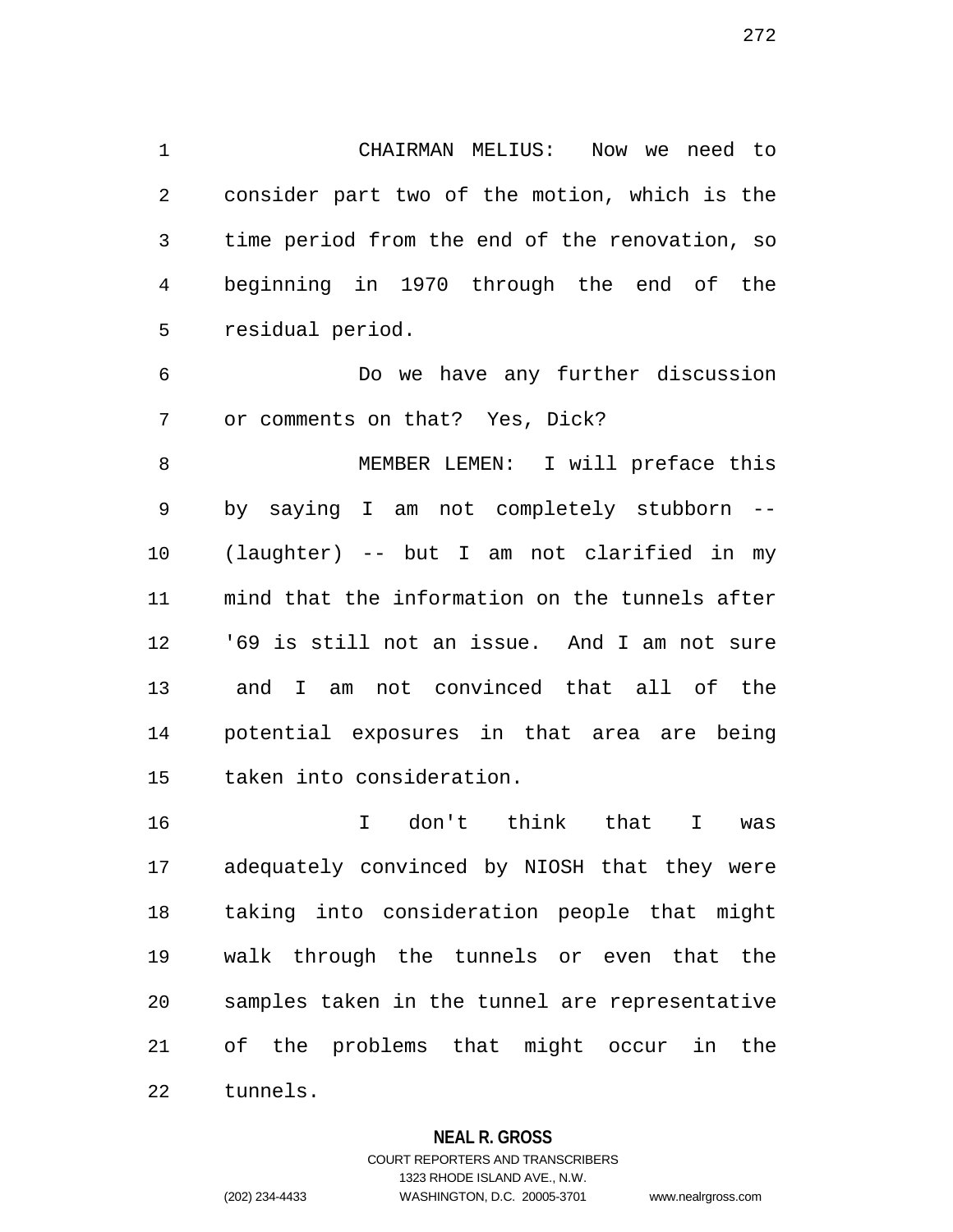CHAIRMAN MELIUS: Now we need to consider part two of the motion, which is the time period from the end of the renovation, so beginning in 1970 through the end of the residual period.

Do we have any further discussion or comments on that? Yes, Dick?

MEMBER LEMEN: I will preface this by saying I am not completely stubborn -- (laughter) -- but I am not clarified in my mind that the information on the tunnels after '69 is still not an issue. And I am not sure and I am not convinced that all of the potential exposures in that area are being taken into consideration.

I don't think that I was adequately convinced by NIOSH that they were taking into consideration people that might walk through the tunnels or even that the samples taken in the tunnel are representative of the problems that might occur in the tunnels.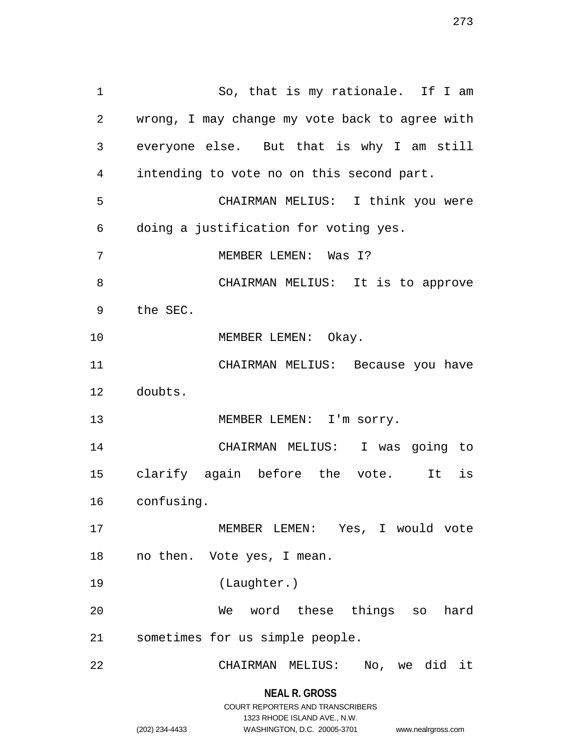So, that is my rationale. If I am wrong, I may change my vote back to agree with everyone else. But that is why I am still intending to vote no on this second part.

CHAIRMAN MELIUS: I think you were doing a justification for voting yes.

MEMBER LEMEN: Was I?

CHAIRMAN MELIUS: It is to approve the SEC.

MEMBER LEMEN: Okay.

CHAIRMAN MELIUS: Because you have doubts.

MEMBER LEMEN: I'm sorry.

CHAIRMAN MELIUS: I was going to clarify again before the vote. It is confusing.

MEMBER LEMEN: Yes, I would vote no then. Vote yes, I mean.

(Laughter.)

We word these things so hard sometimes for us simple people.

CHAIRMAN MELIUS: No, we did it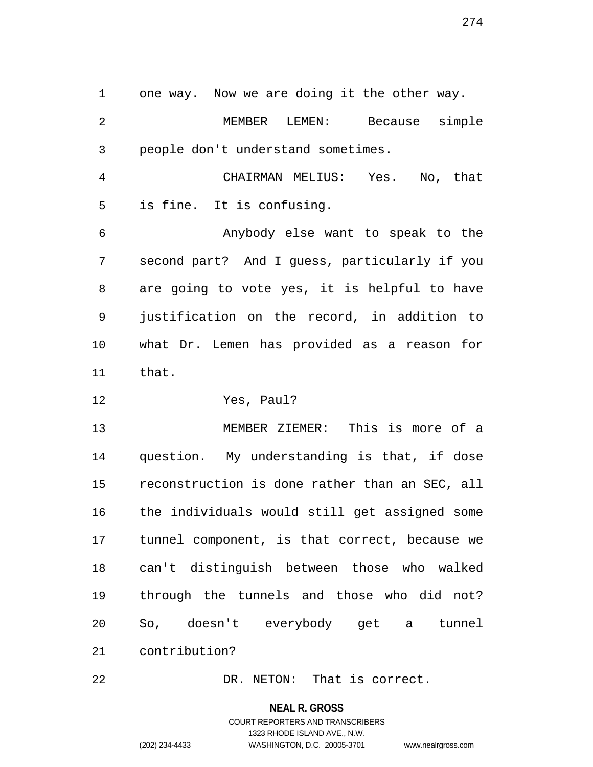one way. Now we are doing it the other way.

MEMBER LEMEN: Because simple people don't understand sometimes.

CHAIRMAN MELIUS: Yes. No, that is fine. It is confusing.

Anybody else want to speak to the second part? And I guess, particularly if you are going to vote yes, it is helpful to have justification on the record, in addition to what Dr. Lemen has provided as a reason for that.

Yes, Paul?

MEMBER ZIEMER: This is more of a question. My understanding is that, if dose reconstruction is done rather than an SEC, all the individuals would still get assigned some tunnel component, is that correct, because we can't distinguish between those who walked through the tunnels and those who did not? So, doesn't everybody get a tunnel contribution?

DR. NETON: That is correct.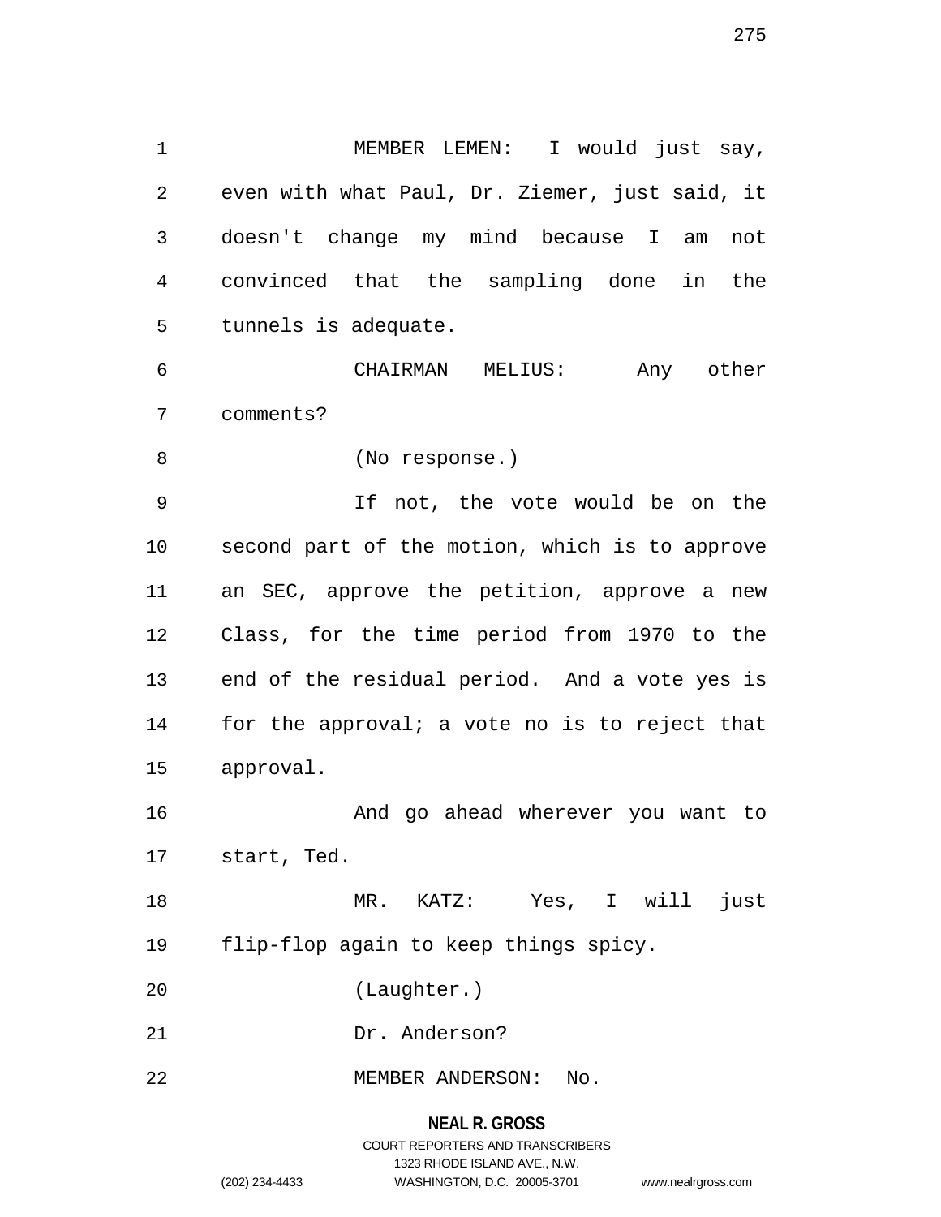MEMBER LEMEN: I would just say, even with what Paul, Dr. Ziemer, just said, it doesn't change my mind because I am not convinced that the sampling done in the tunnels is adequate.

CHAIRMAN MELIUS: Any other comments?

(No response.)

If not, the vote would be on the second part of the motion, which is to approve an SEC, approve the petition, approve a new Class, for the time period from 1970 to the end of the residual period. And a vote yes is for the approval; a vote no is to reject that approval.

And go ahead wherever you want to start, Ted.

MR. KATZ: Yes, I will just flip-flop again to keep things spicy.

(Laughter.)

Dr. Anderson?

MEMBER ANDERSON: No.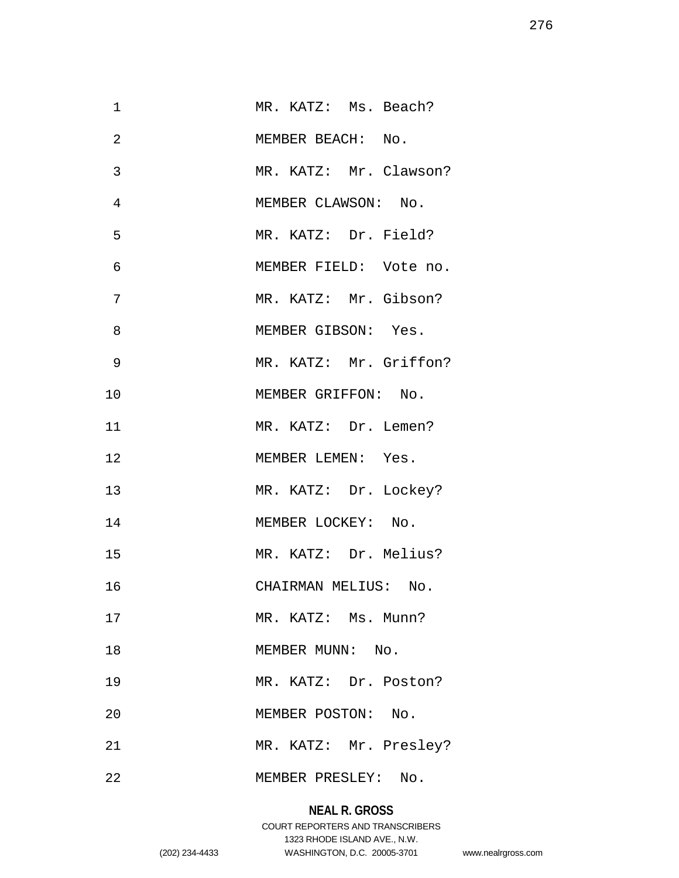MR. KATZ: Ms. Beach?

MEMBER BEACH: No.

MR. KATZ: Mr. Clawson?

MEMBER CLAWSON: No.

MR. KATZ: Dr. Field?

MEMBER FIELD: Vote no.

MR. KATZ: Mr. Gibson?

MEMBER GIBSON: Yes.

MR. KATZ: Mr. Griffon?

MEMBER GRIFFON: No.

MR. KATZ: Dr. Lemen?

MEMBER LEMEN: Yes.

MR. KATZ: Dr. Lockey?

MEMBER LOCKEY: No.

MR. KATZ: Dr. Melius?

CHAIRMAN MELIUS: No.

MR. KATZ: Ms. Munn?

MEMBER MUNN: No.

MR. KATZ: Dr. Poston?

MEMBER POSTON: No.

MR. KATZ: Mr. Presley?

MEMBER PRESLEY: No.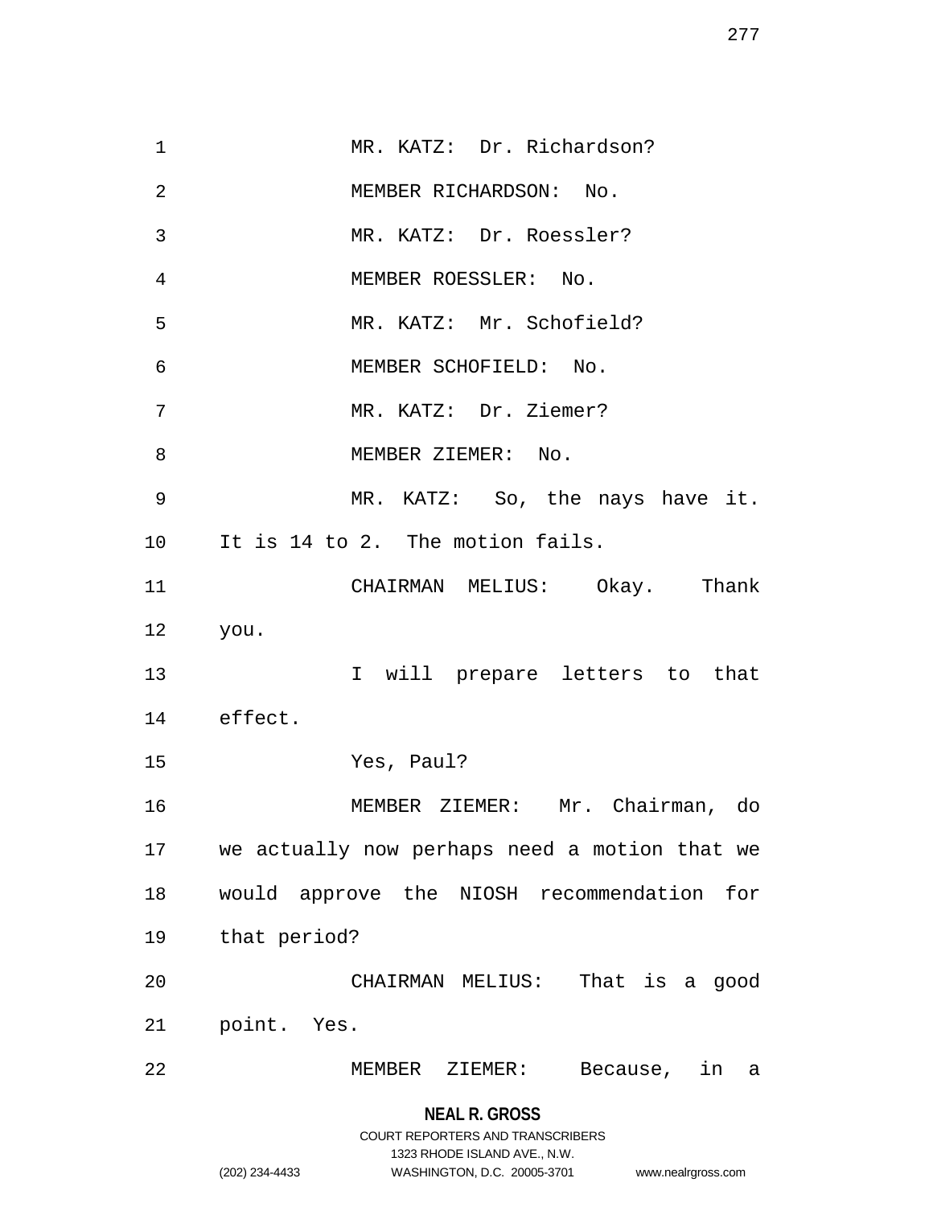MR. KATZ: Dr. Richardson?

MEMBER RICHARDSON: No.

MR. KATZ: Dr. Roessler?

MEMBER ROESSLER: No.

MR. KATZ: Mr. Schofield?

MEMBER SCHOFIELD: No.

MR. KATZ: Dr. Ziemer?

MEMBER ZIEMER: No.

MR. KATZ: So, the nays have it. It is 14 to 2. The motion fails.

CHAIRMAN MELIUS: Okay. Thank you.

I will prepare letters to that effect.

Yes, Paul?

MEMBER ZIEMER: Mr. Chairman, do we actually now perhaps need a motion that we would approve the NIOSH recommendation for that period?

CHAIRMAN MELIUS: That is a good point. Yes.

MEMBER ZIEMER: Because, in a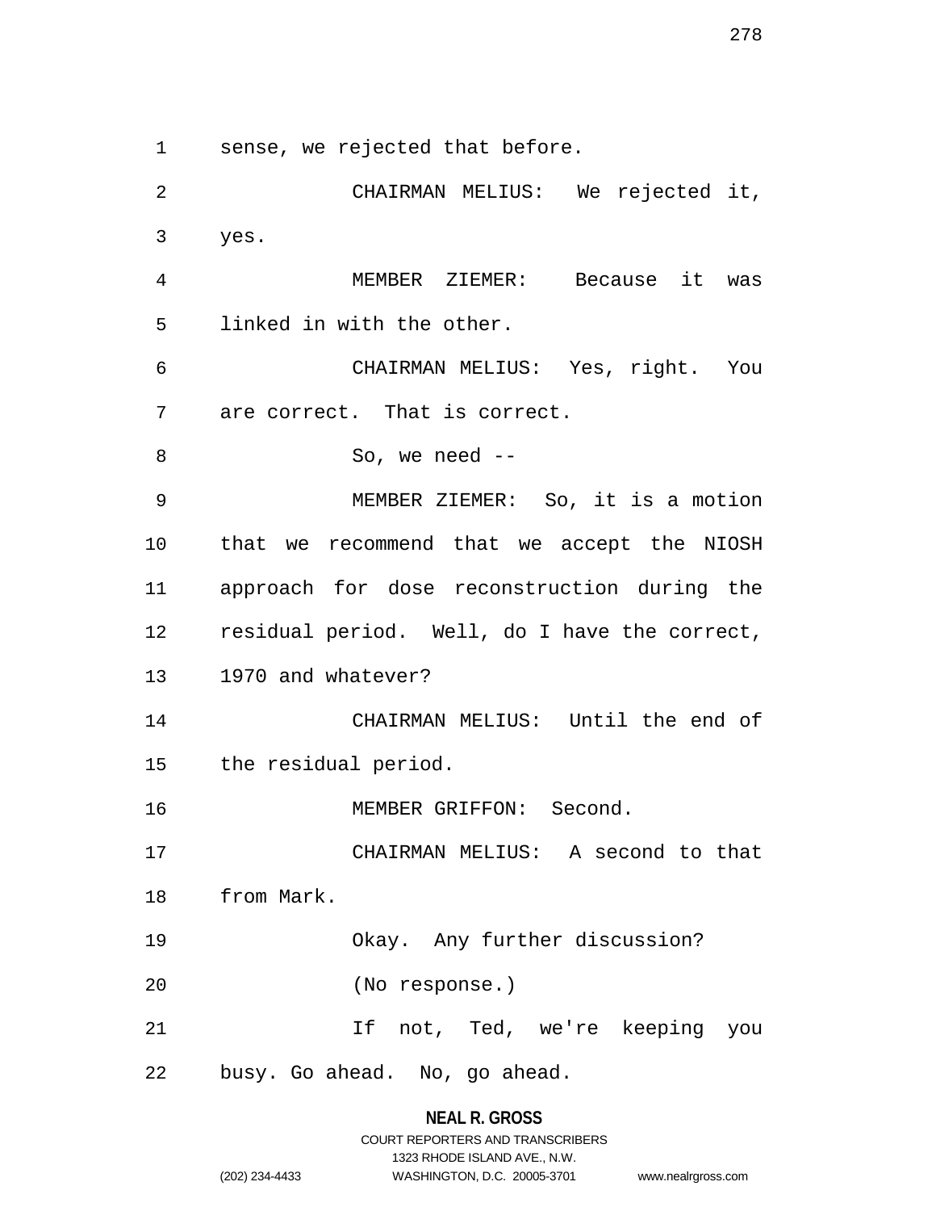sense, we rejected that before.

CHAIRMAN MELIUS: We rejected it, yes.

MEMBER ZIEMER: Because it was linked in with the other.

CHAIRMAN MELIUS: Yes, right. You are correct. That is correct.

So, we need --

MEMBER ZIEMER: So, it is a motion that we recommend that we accept the NIOSH approach for dose reconstruction during the residual period. Well, do I have the correct, 1970 and whatever?

CHAIRMAN MELIUS: Until the end of the residual period.

MEMBER GRIFFON: Second.

CHAIRMAN MELIUS: A second to that from Mark.

Okay. Any further discussion?

(No response.)

If not, Ted, we're keeping you busy. Go ahead. No, go ahead.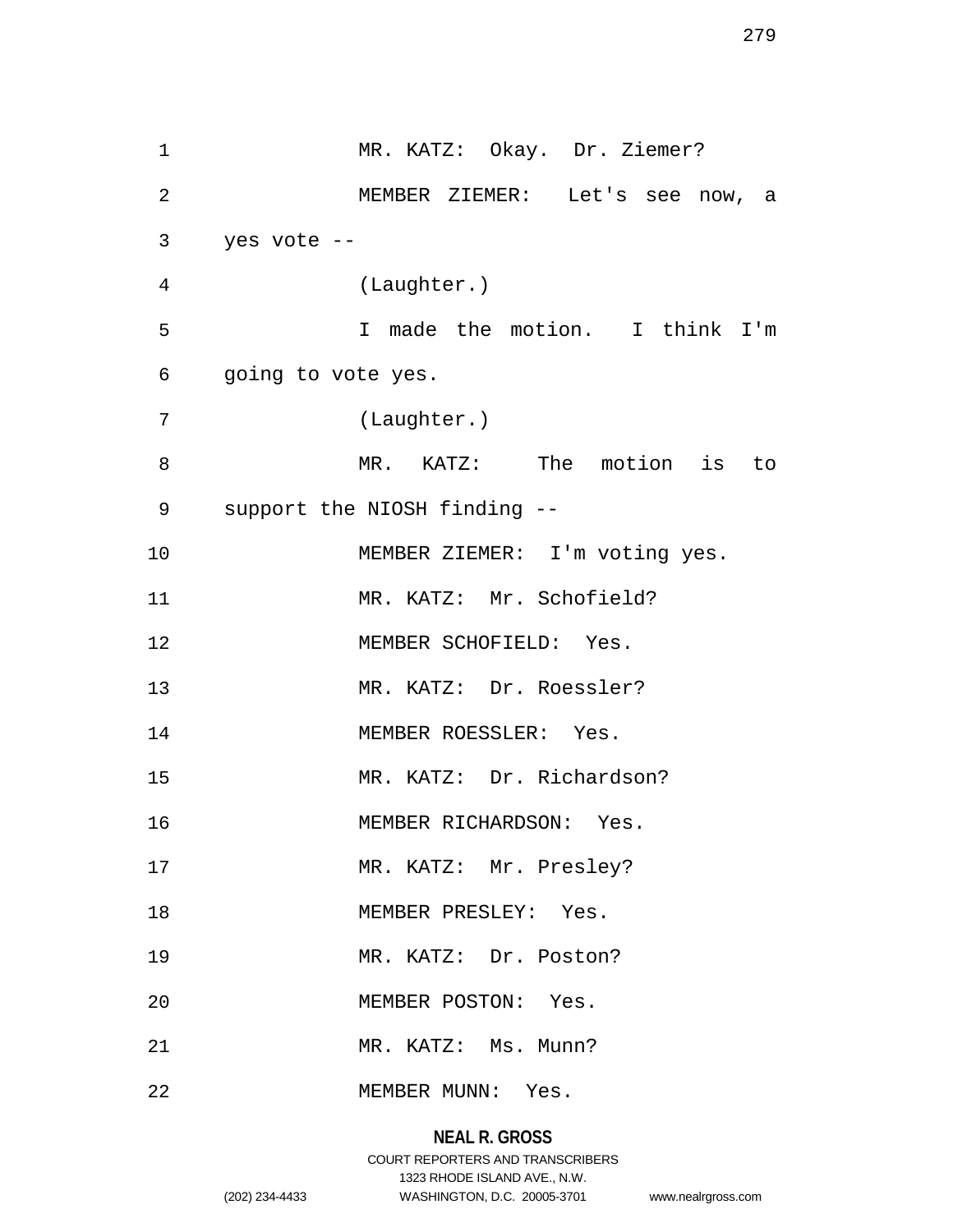MR. KATZ: Okay. Dr. Ziemer?

MEMBER ZIEMER: Let's see now, a yes vote --

(Laughter.)

I made the motion. I think I'm going to vote yes.

(Laughter.)

MR. KATZ: The motion is to support the NIOSH finding --

MEMBER ZIEMER: I'm voting yes.

MR. KATZ: Mr. Schofield?

MEMBER SCHOFIELD: Yes.

MR. KATZ: Dr. Roessler?

MEMBER ROESSLER: Yes.

MR. KATZ: Dr. Richardson?

MEMBER RICHARDSON: Yes.

MR. KATZ: Mr. Presley?

MEMBER PRESLEY: Yes.

MR. KATZ: Dr. Poston?

MEMBER POSTON: Yes.

MR. KATZ: Ms. Munn?

MEMBER MUNN: Yes.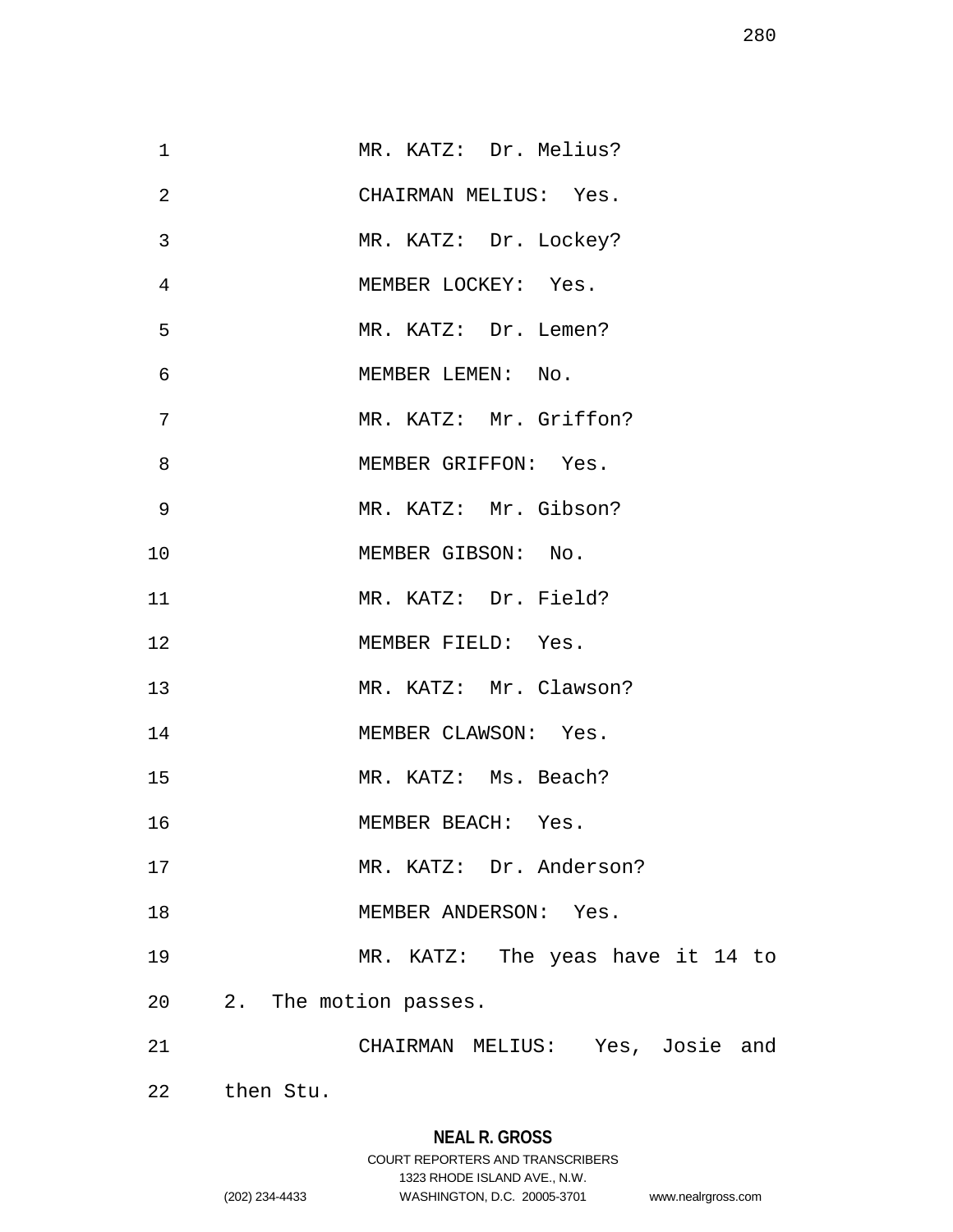MR. KATZ: Dr. Melius?

CHAIRMAN MELIUS: Yes.

MR. KATZ: Dr. Lockey?

MEMBER LOCKEY: Yes.

MR. KATZ: Dr. Lemen?

MEMBER LEMEN: No.

MR. KATZ: Mr. Griffon?

MEMBER GRIFFON: Yes.

MR. KATZ: Mr. Gibson?

MEMBER GIBSON: No.

MR. KATZ: Dr. Field?

MEMBER FIELD: Yes.

MR. KATZ: Mr. Clawson?

MEMBER CLAWSON: Yes.

MR. KATZ: Ms. Beach?

MEMBER BEACH: Yes.

MR. KATZ: Dr. Anderson?

MEMBER ANDERSON: Yes.

MR. KATZ: The yeas have it 14 to 2. The motion passes.

CHAIRMAN MELIUS: Yes, Josie and then Stu.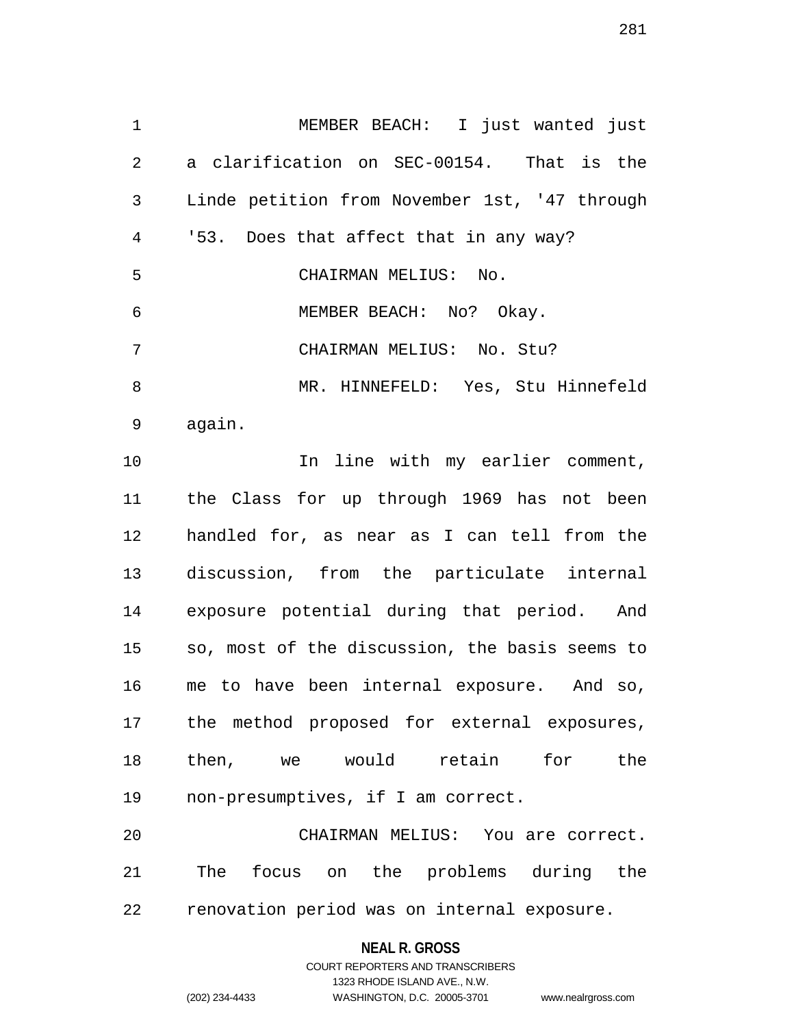MEMBER BEACH: I just wanted just a clarification on SEC-00154. That is the Linde petition from November 1st, '47 through '53. Does that affect that in any way?

CHAIRMAN MELIUS: No.

MEMBER BEACH: No? Okay.

CHAIRMAN MELIUS: No. Stu?

MR. HINNEFELD: Yes, Stu Hinnefeld again.

In line with my earlier comment, the Class for up through 1969 has not been handled for, as near as I can tell from the discussion, from the particulate internal exposure potential during that period. And so, most of the discussion, the basis seems to me to have been internal exposure. And so, the method proposed for external exposures, then, we would retain for the non-presumptives, if I am correct.

CHAIRMAN MELIUS: You are correct. The focus on the problems during the renovation period was on internal exposure.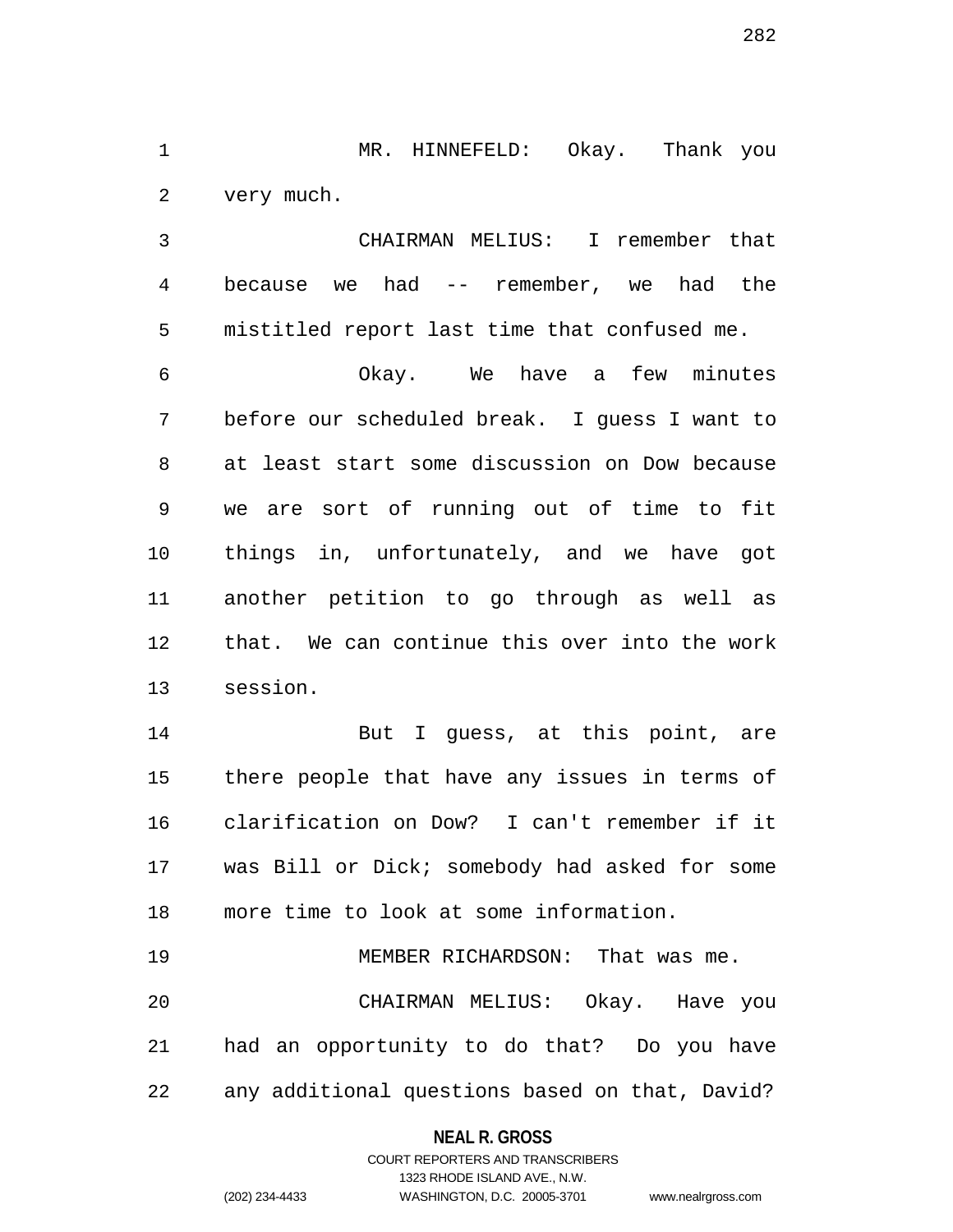MR. HINNEFELD: Okay. Thank you very much.

CHAIRMAN MELIUS: I remember that because we had -- remember, we had the mistitled report last time that confused me.

Okay. We have a few minutes before our scheduled break. I guess I want to at least start some discussion on Dow because we are sort of running out of time to fit things in, unfortunately, and we have got another petition to go through as well as that. We can continue this over into the work session.

But I guess, at this point, are there people that have any issues in terms of clarification on Dow? I can't remember if it was Bill or Dick; somebody had asked for some more time to look at some information.

MEMBER RICHARDSON: That was me.

CHAIRMAN MELIUS: Okay. Have you had an opportunity to do that? Do you have any additional questions based on that, David?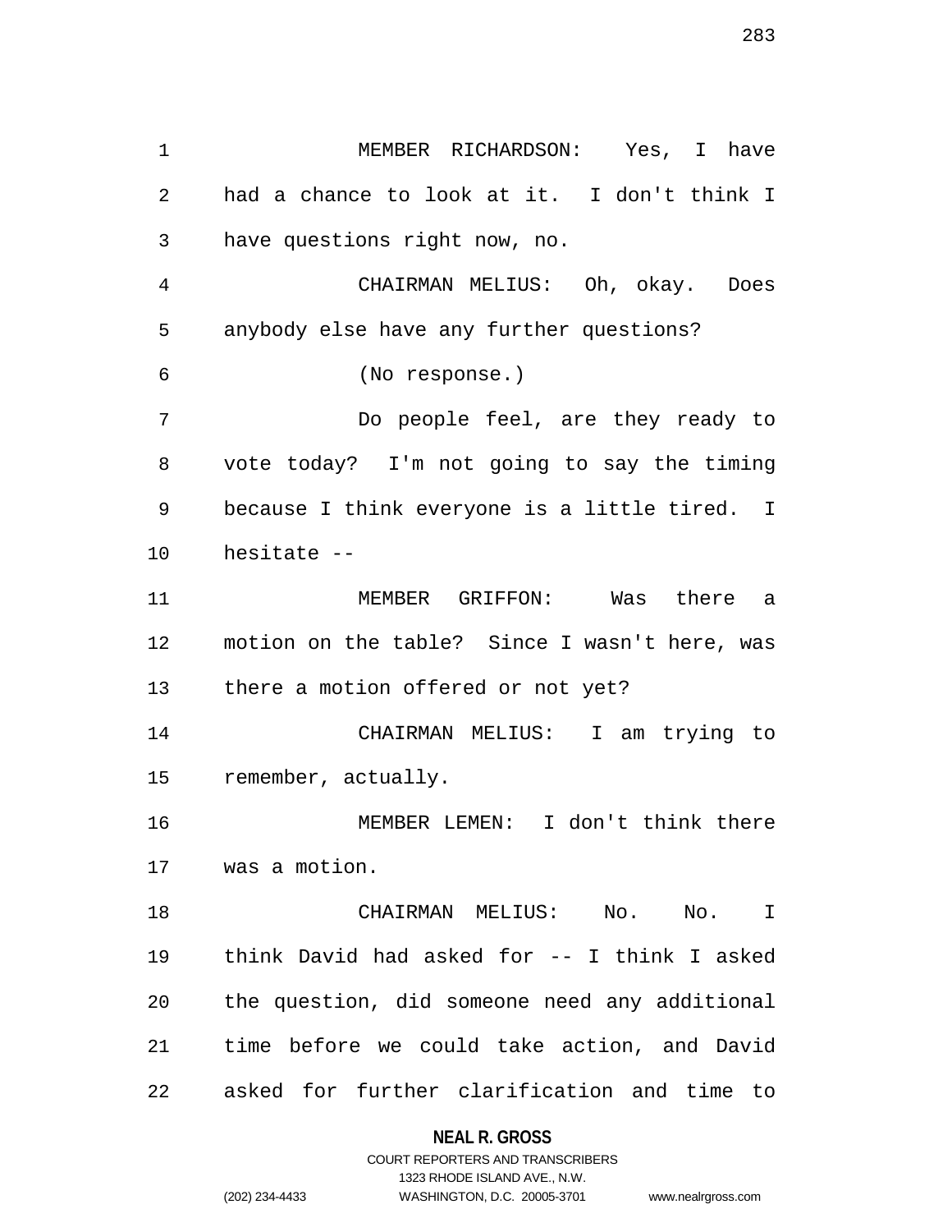MEMBER RICHARDSON: Yes, I have had a chance to look at it. I don't think I have questions right now, no.

CHAIRMAN MELIUS: Oh, okay. Does anybody else have any further questions?

(No response.)

Do people feel, are they ready to vote today? I'm not going to say the timing because I think everyone is a little tired. I hesitate --

MEMBER GRIFFON: Was there a motion on the table? Since I wasn't here, was there a motion offered or not yet?

CHAIRMAN MELIUS: I am trying to remember, actually.

MEMBER LEMEN: I don't think there was a motion.

CHAIRMAN MELIUS: No. No. I think David had asked for -- I think I asked the question, did someone need any additional time before we could take action, and David asked for further clarification and time to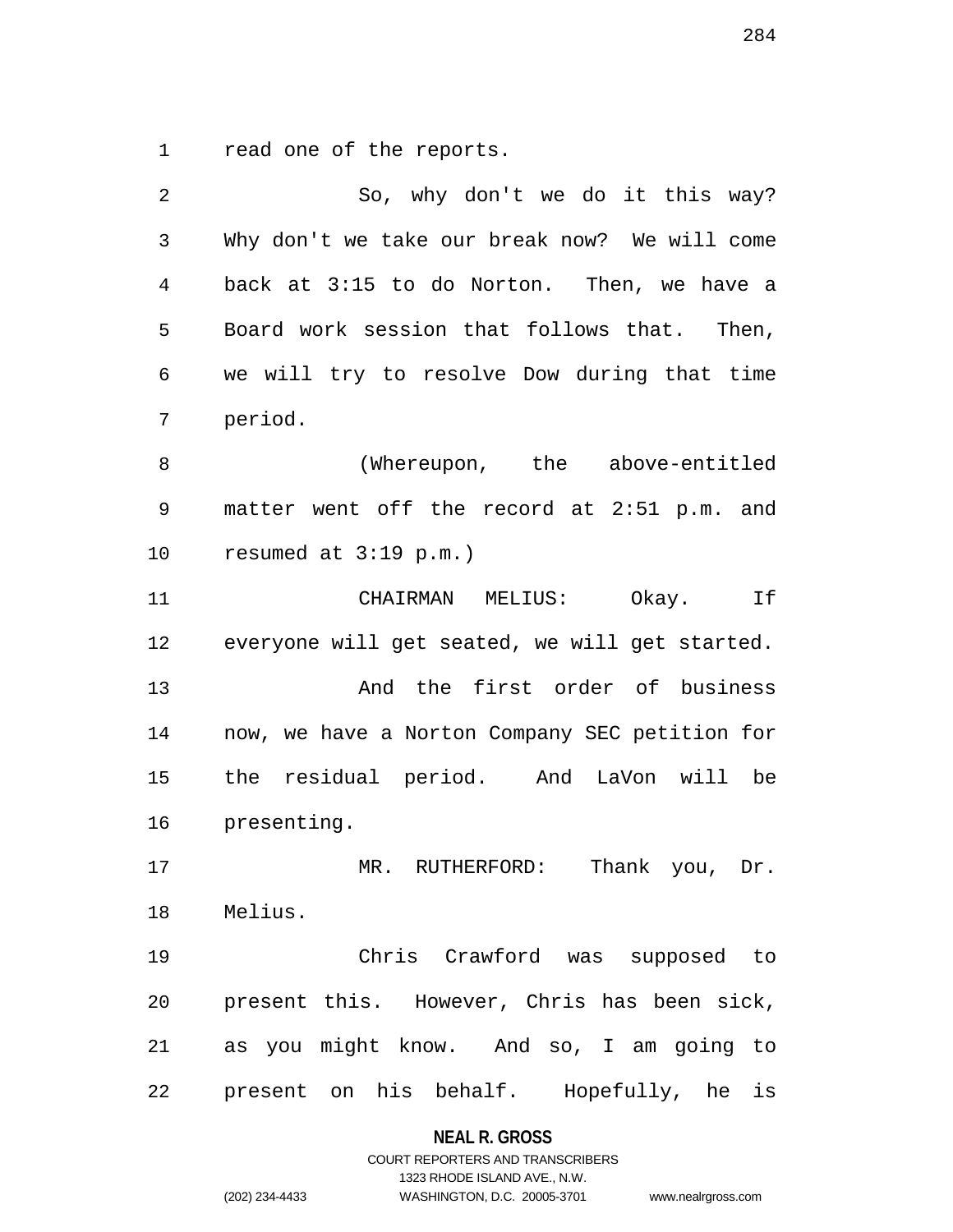read one of the reports.

So, why don't we do it this way? Why don't we take our break now? We will come back at 3:15 to do Norton. Then, we have a Board work session that follows that. Then, we will try to resolve Dow during that time period.

(Whereupon, the above-entitled matter went off the record at 2:51 p.m. and resumed at 3:19 p.m.)

CHAIRMAN MELIUS: Okay. If everyone will get seated, we will get started.

And the first order of business now, we have a Norton Company SEC petition for the residual period. And LaVon will be presenting.

MR. RUTHERFORD: Thank you, Dr. Melius.

Chris Crawford was supposed to present this. However, Chris has been sick, as you might know. And so, I am going to present on his behalf. Hopefully, he is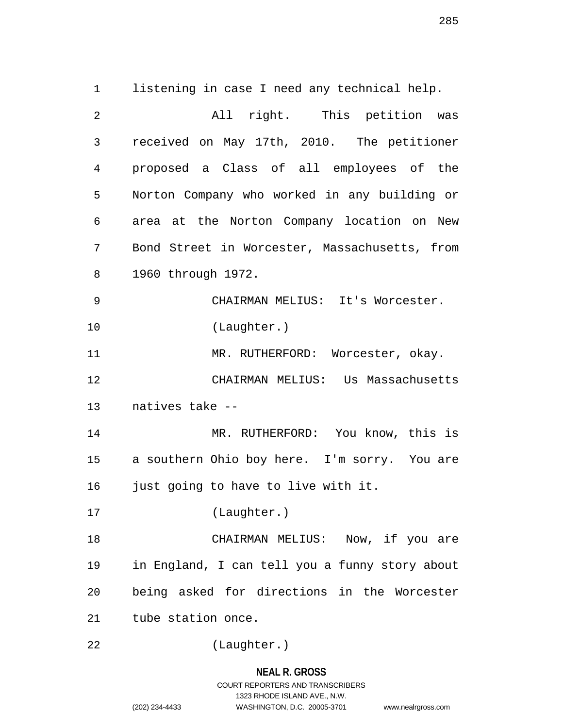listening in case I need any technical help.

All right. This petition was received on May 17th, 2010. The petitioner proposed a Class of all employees of the Norton Company who worked in any building or area at the Norton Company location on New Bond Street in Worcester, Massachusetts, from 1960 through 1972.

CHAIRMAN MELIUS: It's Worcester.

(Laughter.)

MR. RUTHERFORD: Worcester, okay.

CHAIRMAN MELIUS: Us Massachusetts natives take --

MR. RUTHERFORD: You know, this is a southern Ohio boy here. I'm sorry. You are just going to have to live with it.

(Laughter.)

CHAIRMAN MELIUS: Now, if you are in England, I can tell you a funny story about being asked for directions in the Worcester tube station once.

(Laughter.)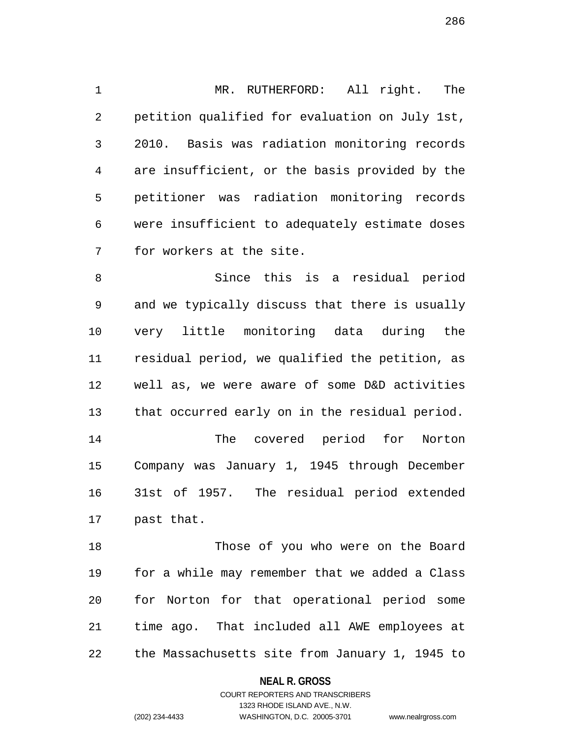MR. RUTHERFORD: All right. The petition qualified for evaluation on July 1st, 2010. Basis was radiation monitoring records are insufficient, or the basis provided by the petitioner was radiation monitoring records were insufficient to adequately estimate doses for workers at the site.

Since this is a residual period and we typically discuss that there is usually very little monitoring data during the residual period, we qualified the petition, as well as, we were aware of some D&D activities that occurred early on in the residual period.

The covered period for Norton Company was January 1, 1945 through December 31st of 1957. The residual period extended past that.

Those of you who were on the Board for a while may remember that we added a Class for Norton for that operational period some time ago. That included all AWE employees at the Massachusetts site from January 1, 1945 to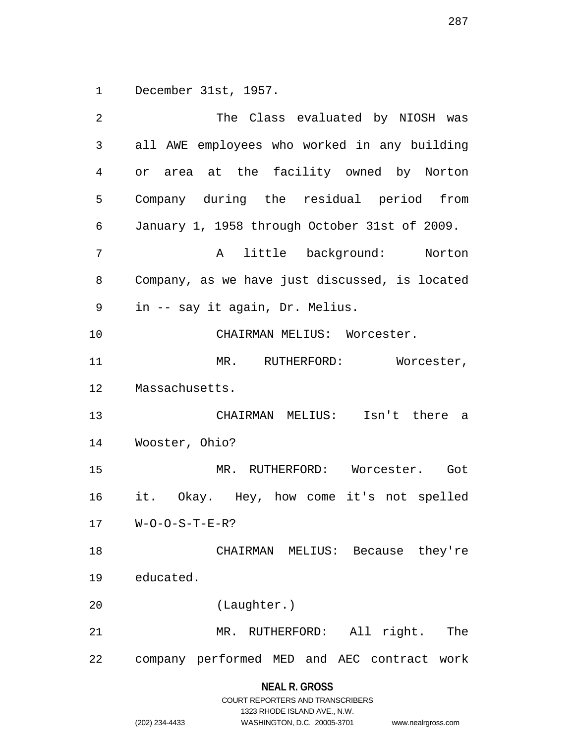December 31st, 1957.

The Class evaluated by NIOSH was all AWE employees who worked in any building or area at the facility owned by Norton Company during the residual period from January 1, 1958 through October 31st of 2009.

A little background: Norton Company, as we have just discussed, is located in -- say it again, Dr. Melius.

CHAIRMAN MELIUS: Worcester.

MR. RUTHERFORD: Worcester, Massachusetts.

CHAIRMAN MELIUS: Isn't there a Wooster, Ohio?

MR. RUTHERFORD: Worcester. Got it. Okay. Hey, how come it's not spelled W-O-O-S-T-E-R?

CHAIRMAN MELIUS: Because they're educated.

(Laughter.)

MR. RUTHERFORD: All right. The company performed MED and AEC contract work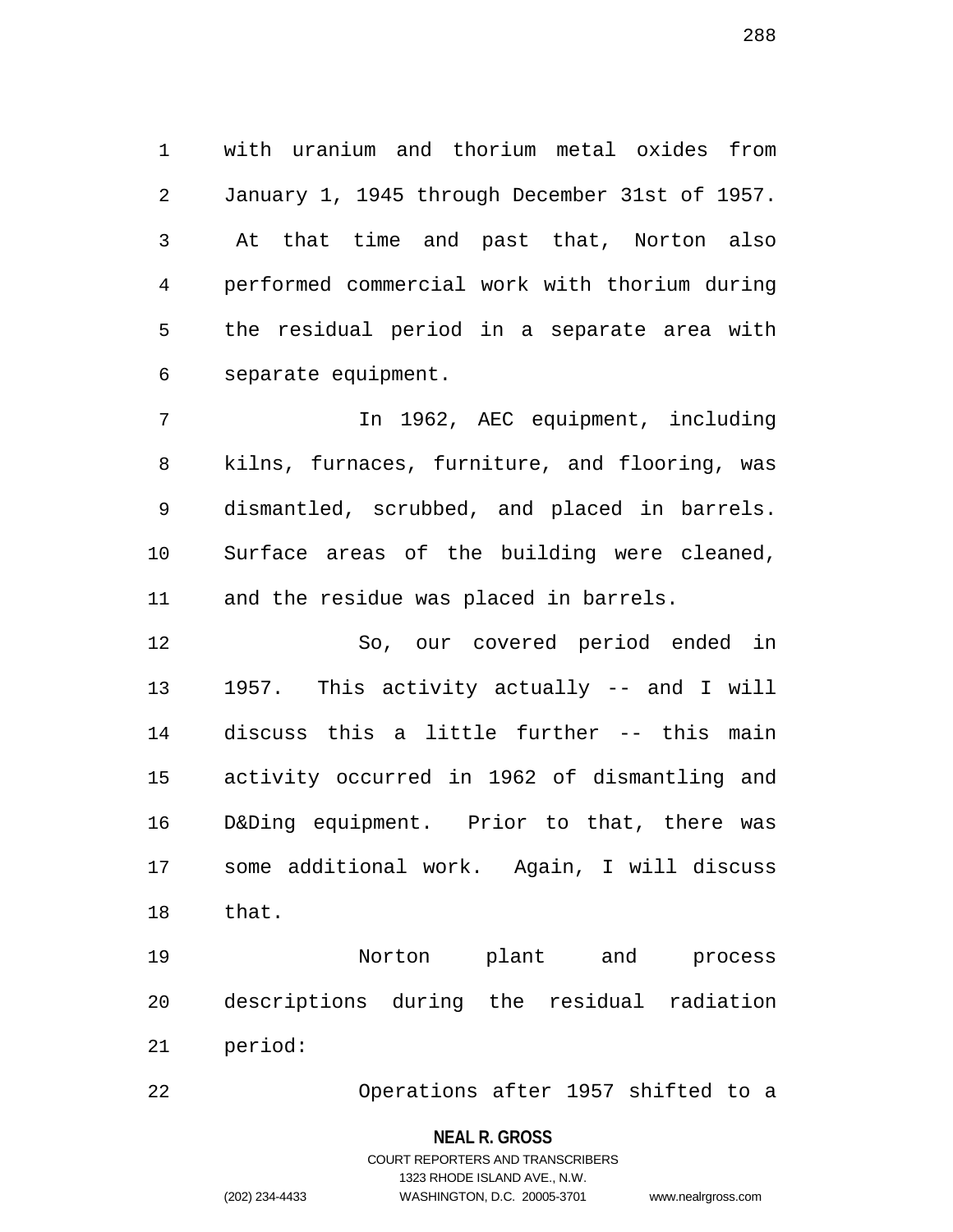with uranium and thorium metal oxides from January 1, 1945 through December 31st of 1957. At that time and past that, Norton also performed commercial work with thorium during the residual period in a separate area with separate equipment.

In 1962, AEC equipment, including kilns, furnaces, furniture, and flooring, was dismantled, scrubbed, and placed in barrels. Surface areas of the building were cleaned, and the residue was placed in barrels.

So, our covered period ended in 1957. This activity actually -- and I will discuss this a little further -- this main activity occurred in 1962 of dismantling and D&Ding equipment. Prior to that, there was some additional work. Again, I will discuss that.

Norton plant and process descriptions during the residual radiation period:

Operations after 1957 shifted to a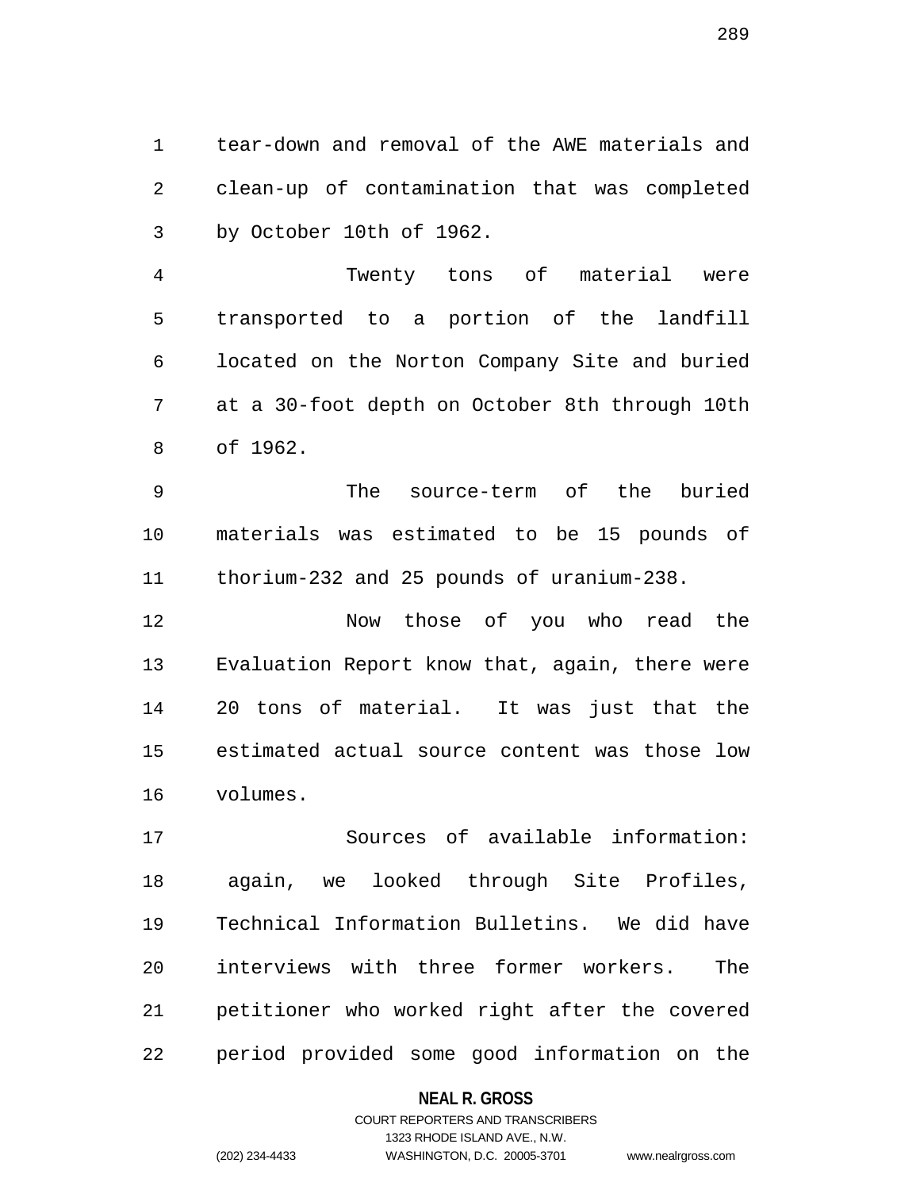tear-down and removal of the AWE materials and clean-up of contamination that was completed by October 10th of 1962.

Twenty tons of material were transported to a portion of the landfill located on the Norton Company Site and buried at a 30-foot depth on October 8th through 10th of 1962.

The source-term of the buried materials was estimated to be 15 pounds of thorium-232 and 25 pounds of uranium-238.

Now those of you who read the Evaluation Report know that, again, there were 20 tons of material. It was just that the estimated actual source content was those low volumes.

Sources of available information: again, we looked through Site Profiles, Technical Information Bulletins. We did have interviews with three former workers. The petitioner who worked right after the covered period provided some good information on the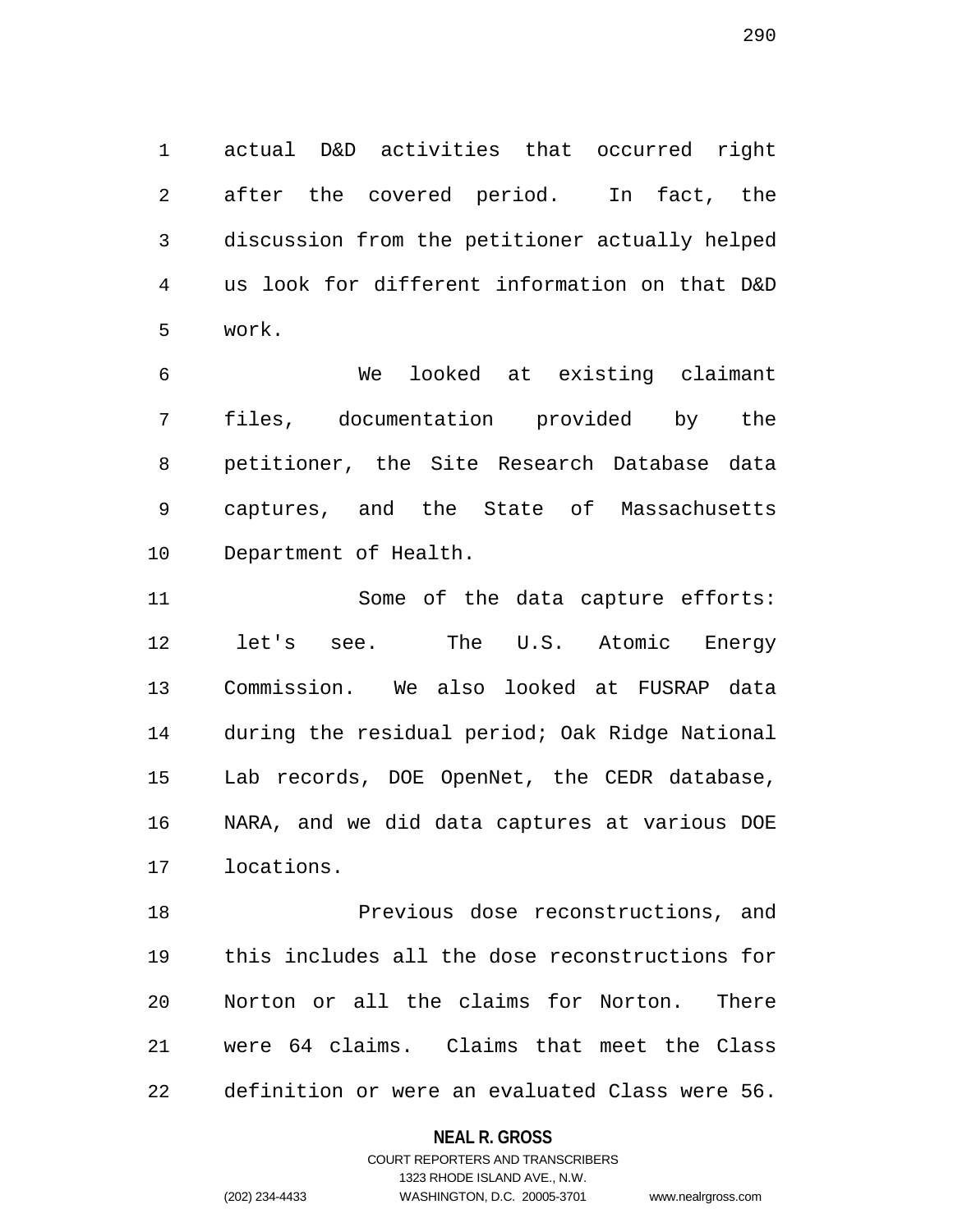actual D&D activities that occurred right after the covered period. In fact, the discussion from the petitioner actually helped us look for different information on that D&D work.

We looked at existing claimant files, documentation provided by the petitioner, the Site Research Database data captures, and the State of Massachusetts Department of Health.

Some of the data capture efforts: let's see. The U.S. Atomic Energy Commission. We also looked at FUSRAP data during the residual period; Oak Ridge National Lab records, DOE OpenNet, the CEDR database, NARA, and we did data captures at various DOE locations.

Previous dose reconstructions, and this includes all the dose reconstructions for Norton or all the claims for Norton. There were 64 claims. Claims that meet the Class definition or were an evaluated Class were 56.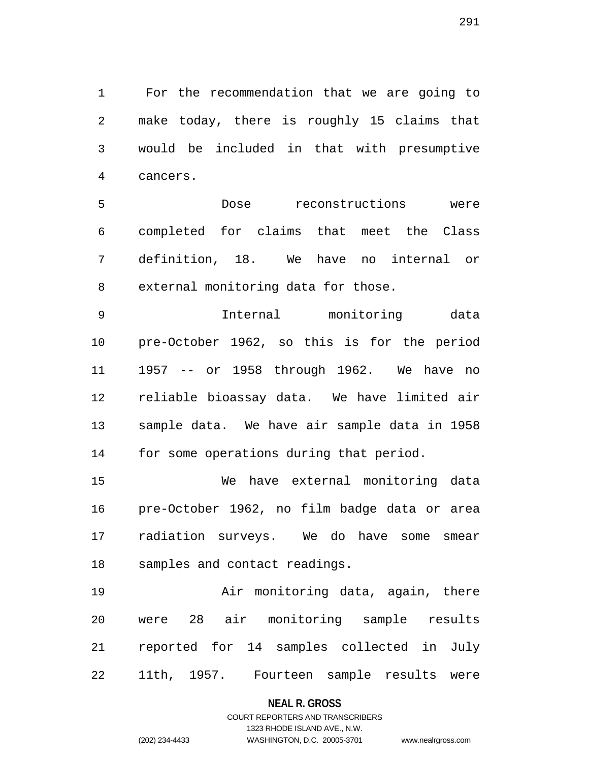For the recommendation that we are going to make today, there is roughly 15 claims that would be included in that with presumptive cancers.

Dose reconstructions were completed for claims that meet the Class definition, 18. We have no internal or external monitoring data for those.

Internal monitoring data pre-October 1962, so this is for the period 1957 -- or 1958 through 1962. We have no reliable bioassay data. We have limited air sample data. We have air sample data in 1958 for some operations during that period.

We have external monitoring data pre-October 1962, no film badge data or area radiation surveys. We do have some smear samples and contact readings.

Air monitoring data, again, there were 28 air monitoring sample results reported for 14 samples collected in July 11th, 1957. Fourteen sample results were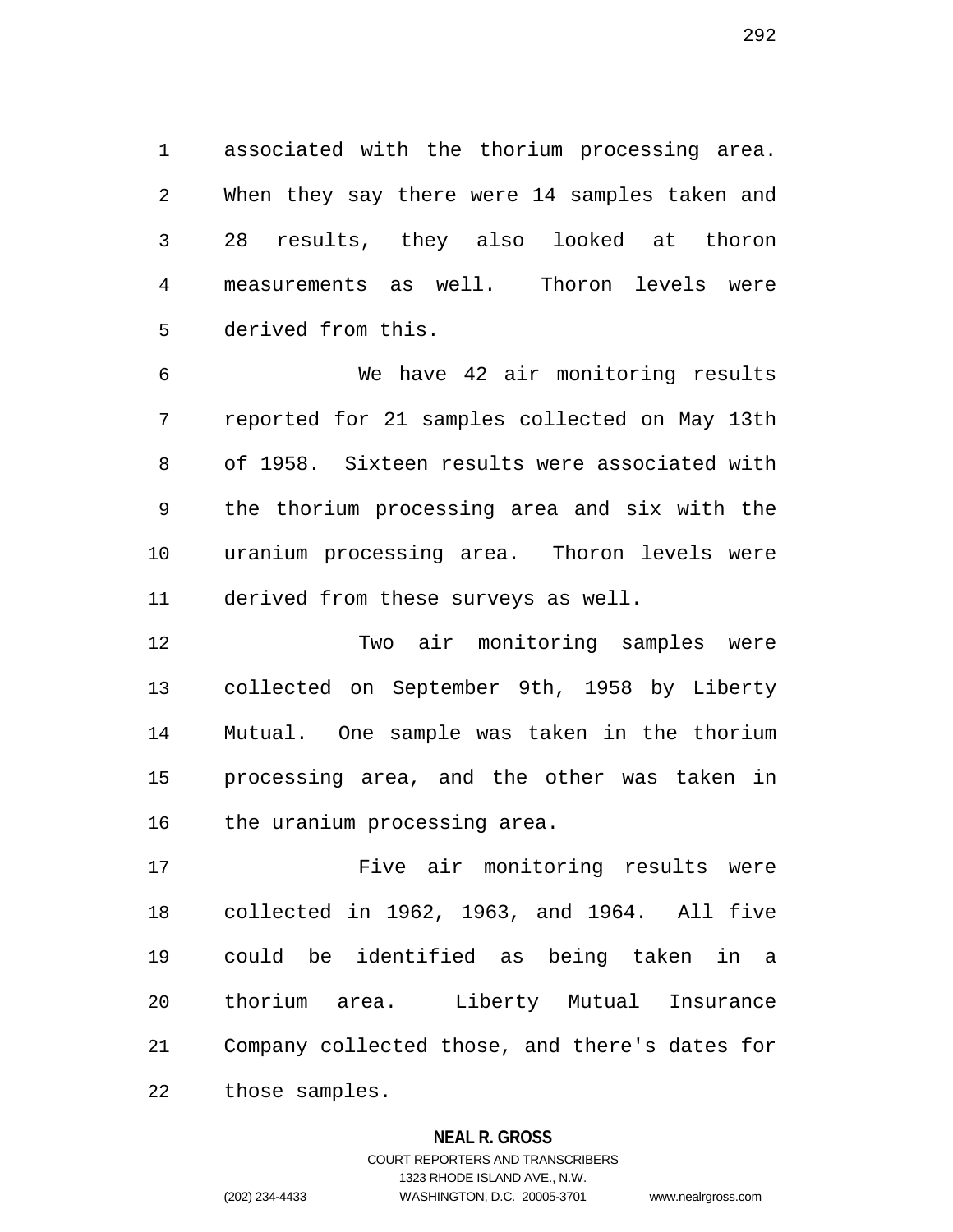associated with the thorium processing area. When they say there were 14 samples taken and 28 results, they also looked at thoron measurements as well. Thoron levels were derived from this.

We have 42 air monitoring results reported for 21 samples collected on May 13th of 1958. Sixteen results were associated with the thorium processing area and six with the uranium processing area. Thoron levels were derived from these surveys as well.

Two air monitoring samples were collected on September 9th, 1958 by Liberty Mutual. One sample was taken in the thorium processing area, and the other was taken in the uranium processing area.

Five air monitoring results were collected in 1962, 1963, and 1964. All five could be identified as being taken in a thorium area. Liberty Mutual Insurance Company collected those, and there's dates for those samples.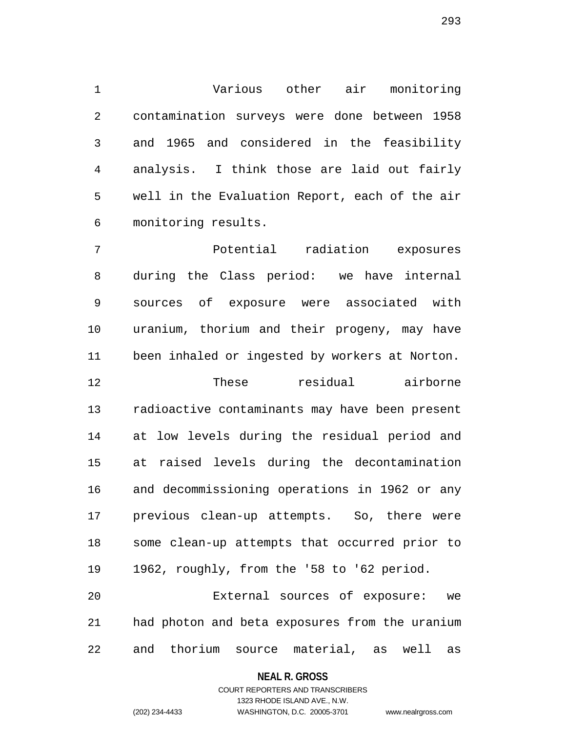Various other air monitoring contamination surveys were done between 1958 and 1965 and considered in the feasibility analysis. I think those are laid out fairly well in the Evaluation Report, each of the air monitoring results.

Potential radiation exposures during the Class period: we have internal sources of exposure were associated with uranium, thorium and their progeny, may have been inhaled or ingested by workers at Norton.

These residual airborne radioactive contaminants may have been present at low levels during the residual period and at raised levels during the decontamination and decommissioning operations in 1962 or any previous clean-up attempts. So, there were some clean-up attempts that occurred prior to 1962, roughly, from the '58 to '62 period.

External sources of exposure: we had photon and beta exposures from the uranium and thorium source material, as well as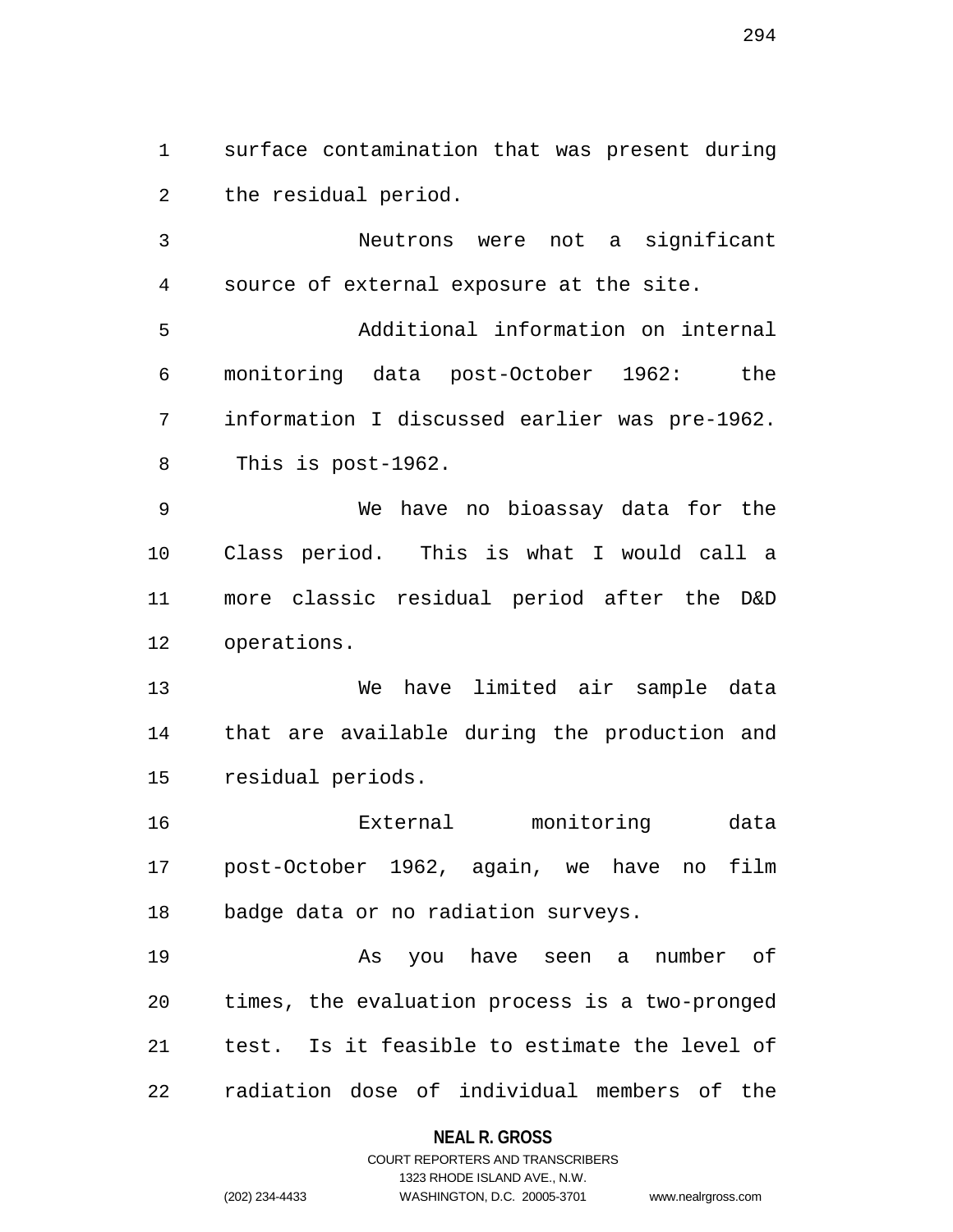surface contamination that was present during the residual period.

Neutrons were not a significant source of external exposure at the site.

Additional information on internal monitoring data post-October 1962: the information I discussed earlier was pre-1962. This is post-1962.

We have no bioassay data for the Class period. This is what I would call a more classic residual period after the D&D operations.

We have limited air sample data that are available during the production and residual periods.

External monitoring data post-October 1962, again, we have no film badge data or no radiation surveys.

As you have seen a number of times, the evaluation process is a two-pronged test. Is it feasible to estimate the level of radiation dose of individual members of the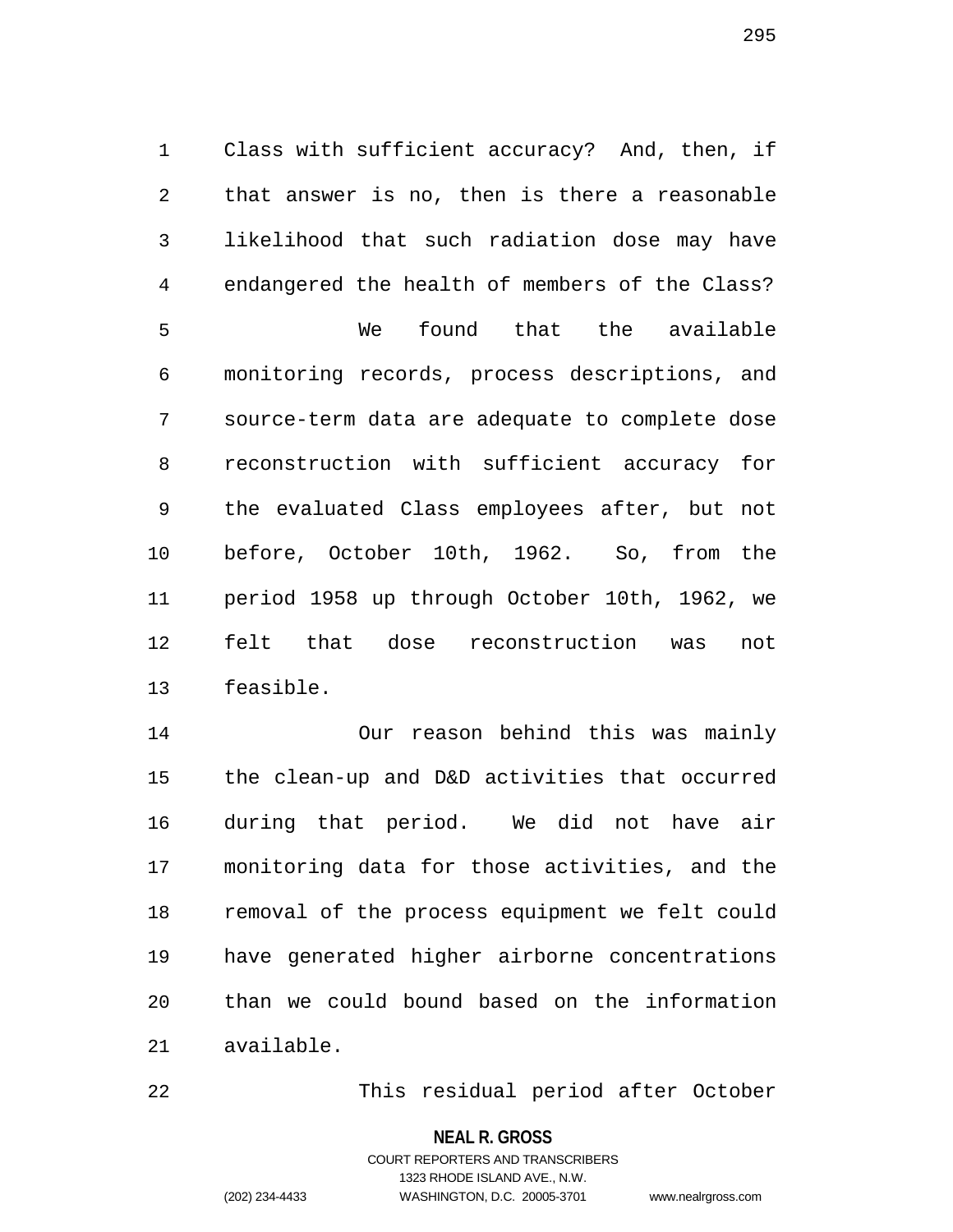Class with sufficient accuracy? And, then, if that answer is no, then is there a reasonable likelihood that such radiation dose may have endangered the health of members of the Class?

We found that the available monitoring records, process descriptions, and source-term data are adequate to complete dose reconstruction with sufficient accuracy for the evaluated Class employees after, but not before, October 10th, 1962. So, from the period 1958 up through October 10th, 1962, we felt that dose reconstruction was not feasible.

Our reason behind this was mainly the clean-up and D&D activities that occurred during that period. We did not have air monitoring data for those activities, and the removal of the process equipment we felt could have generated higher airborne concentrations than we could bound based on the information available.

This residual period after October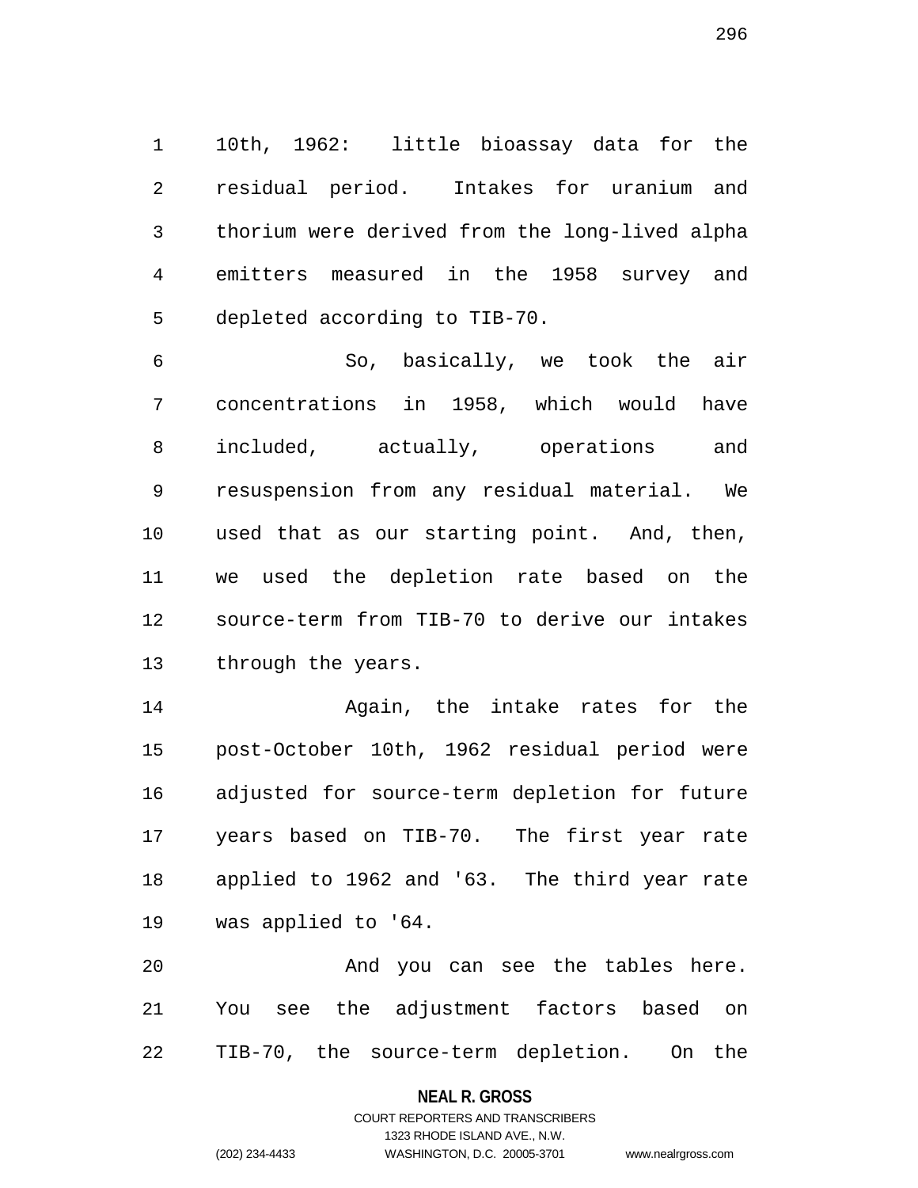10th, 1962: little bioassay data for the residual period. Intakes for uranium and thorium were derived from the long-lived alpha emitters measured in the 1958 survey and depleted according to TIB-70.

So, basically, we took the air concentrations in 1958, which would have included, actually, operations and resuspension from any residual material. We used that as our starting point. And, then, we used the depletion rate based on the source-term from TIB-70 to derive our intakes through the years.

Again, the intake rates for the post-October 10th, 1962 residual period were adjusted for source-term depletion for future years based on TIB-70. The first year rate applied to 1962 and '63. The third year rate was applied to '64.

And you can see the tables here. You see the adjustment factors based on TIB-70, the source-term depletion. On the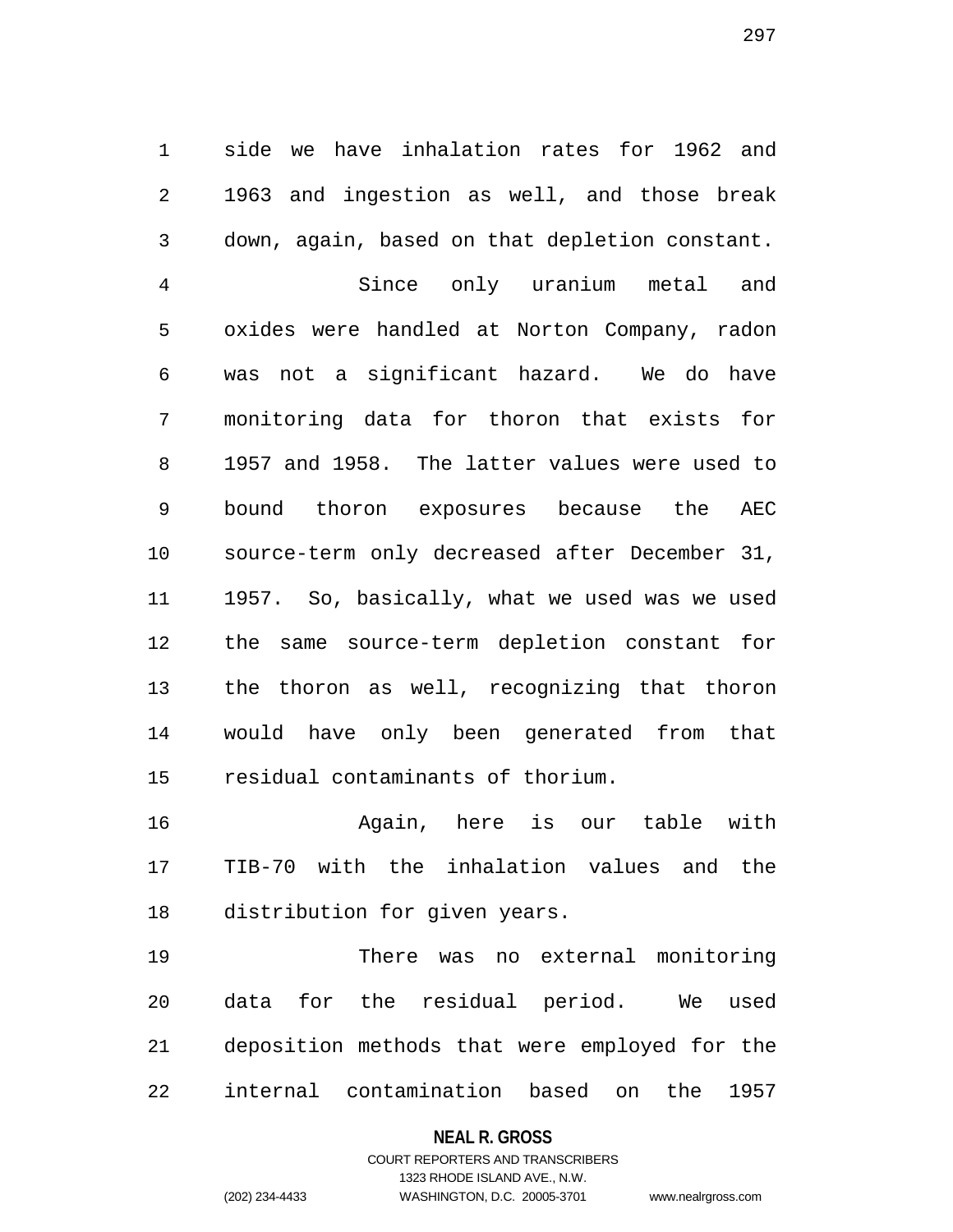side we have inhalation rates for 1962 and 1963 and ingestion as well, and those break down, again, based on that depletion constant.

Since only uranium metal and oxides were handled at Norton Company, radon was not a significant hazard. We do have monitoring data for thoron that exists for 1957 and 1958. The latter values were used to bound thoron exposures because the AEC source-term only decreased after December 31, 1957. So, basically, what we used was we used the same source-term depletion constant for the thoron as well, recognizing that thoron would have only been generated from that residual contaminants of thorium.

Again, here is our table with TIB-70 with the inhalation values and the distribution for given years.

There was no external monitoring data for the residual period. We used deposition methods that were employed for the internal contamination based on the 1957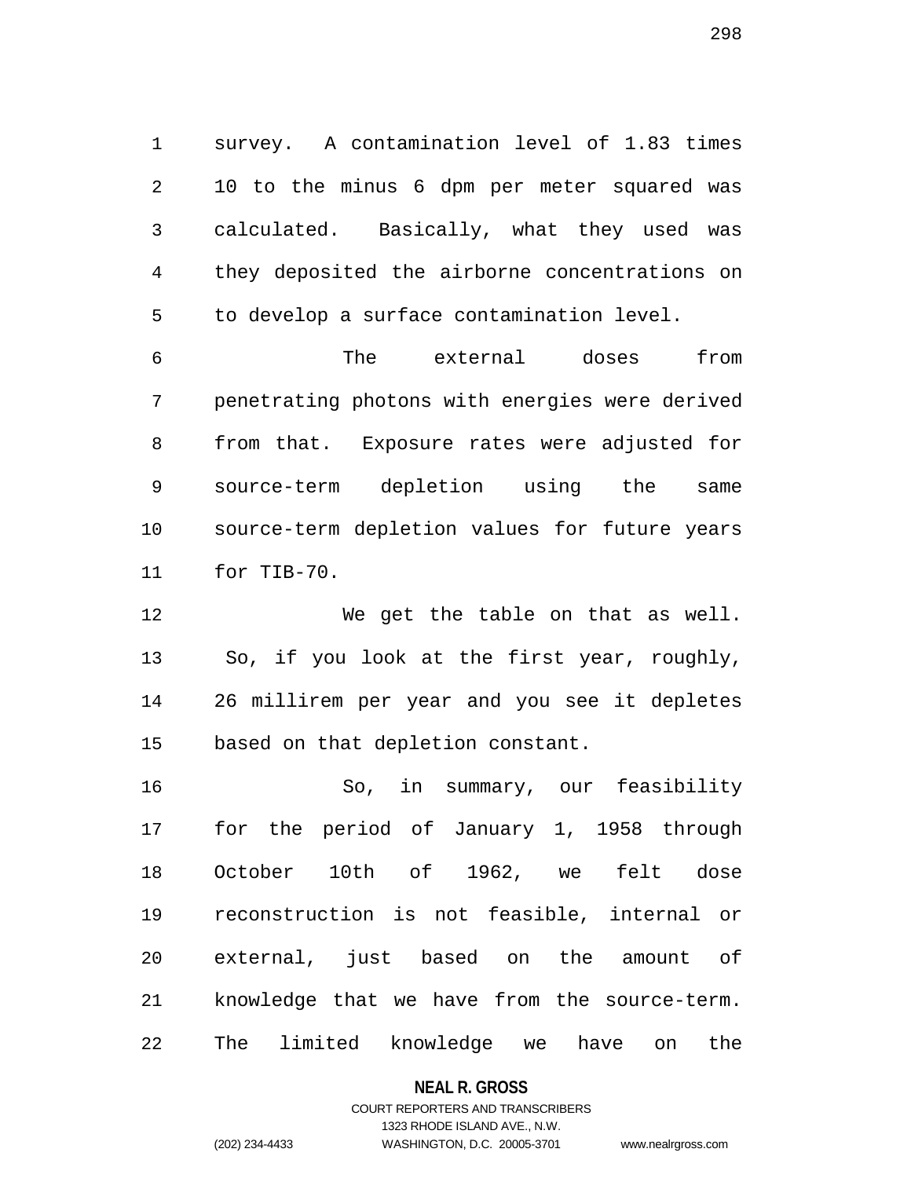survey. A contamination level of 1.83 times 10 to the minus 6 dpm per meter squared was calculated. Basically, what they used was they deposited the airborne concentrations on to develop a surface contamination level.

The external doses from penetrating photons with energies were derived from that. Exposure rates were adjusted for source-term depletion using the same source-term depletion values for future years for TIB-70.

We get the table on that as well. So, if you look at the first year, roughly, 26 millirem per year and you see it depletes based on that depletion constant.

So, in summary, our feasibility for the period of January 1, 1958 through October 10th of 1962, we felt dose reconstruction is not feasible, internal or external, just based on the amount of knowledge that we have from the source-term. The limited knowledge we have on the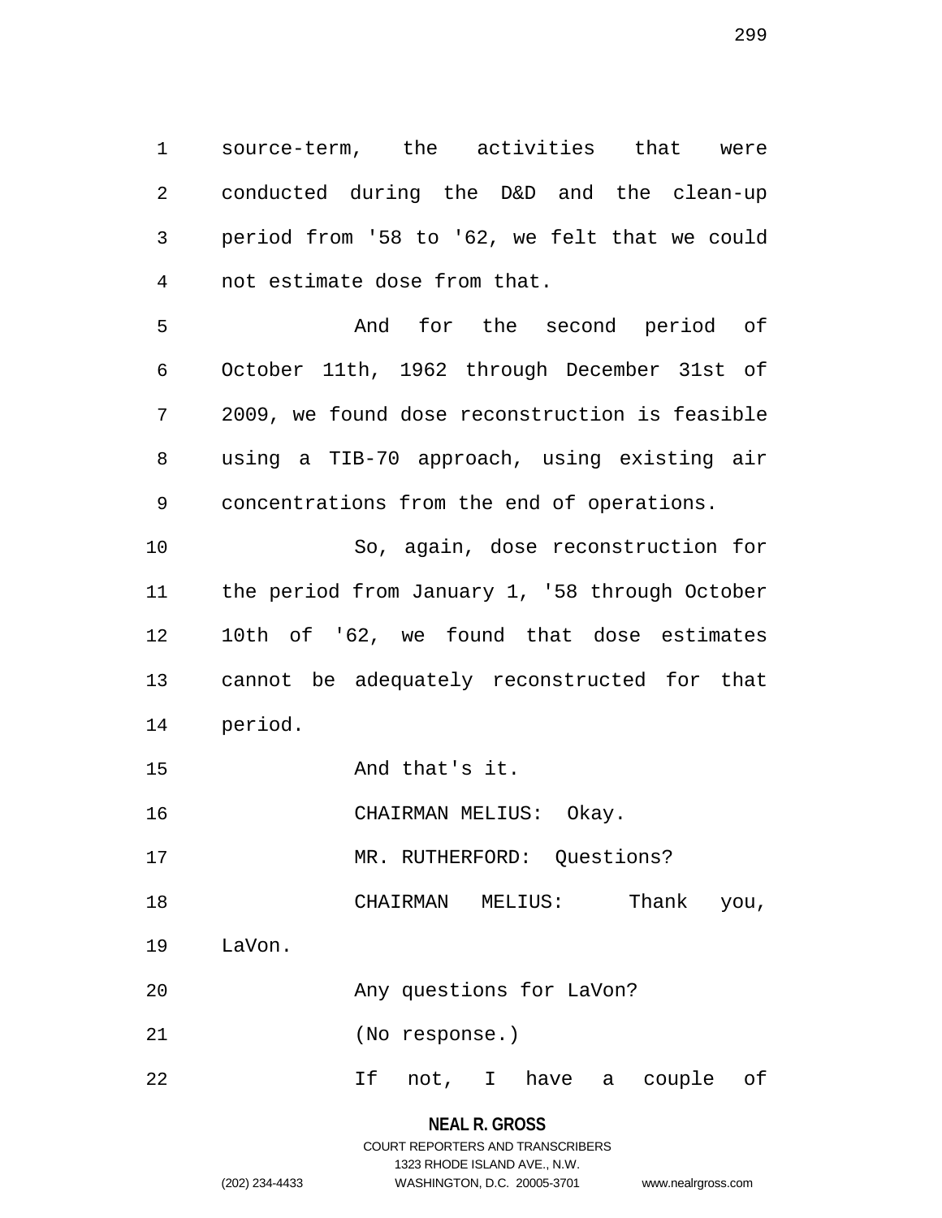source-term, the activities that were conducted during the D&D and the clean-up period from '58 to '62, we felt that we could not estimate dose from that.

And for the second period of October 11th, 1962 through December 31st of 2009, we found dose reconstruction is feasible using a TIB-70 approach, using existing air concentrations from the end of operations.

So, again, dose reconstruction for the period from January 1, '58 through October 10th of '62, we found that dose estimates cannot be adequately reconstructed for that period.

And that's it.

CHAIRMAN MELIUS: Okay.

MR. RUTHERFORD: Questions?

CHAIRMAN MELIUS: Thank you, LaVon.

Any questions for LaVon?

(No response.)

If not, I have a couple of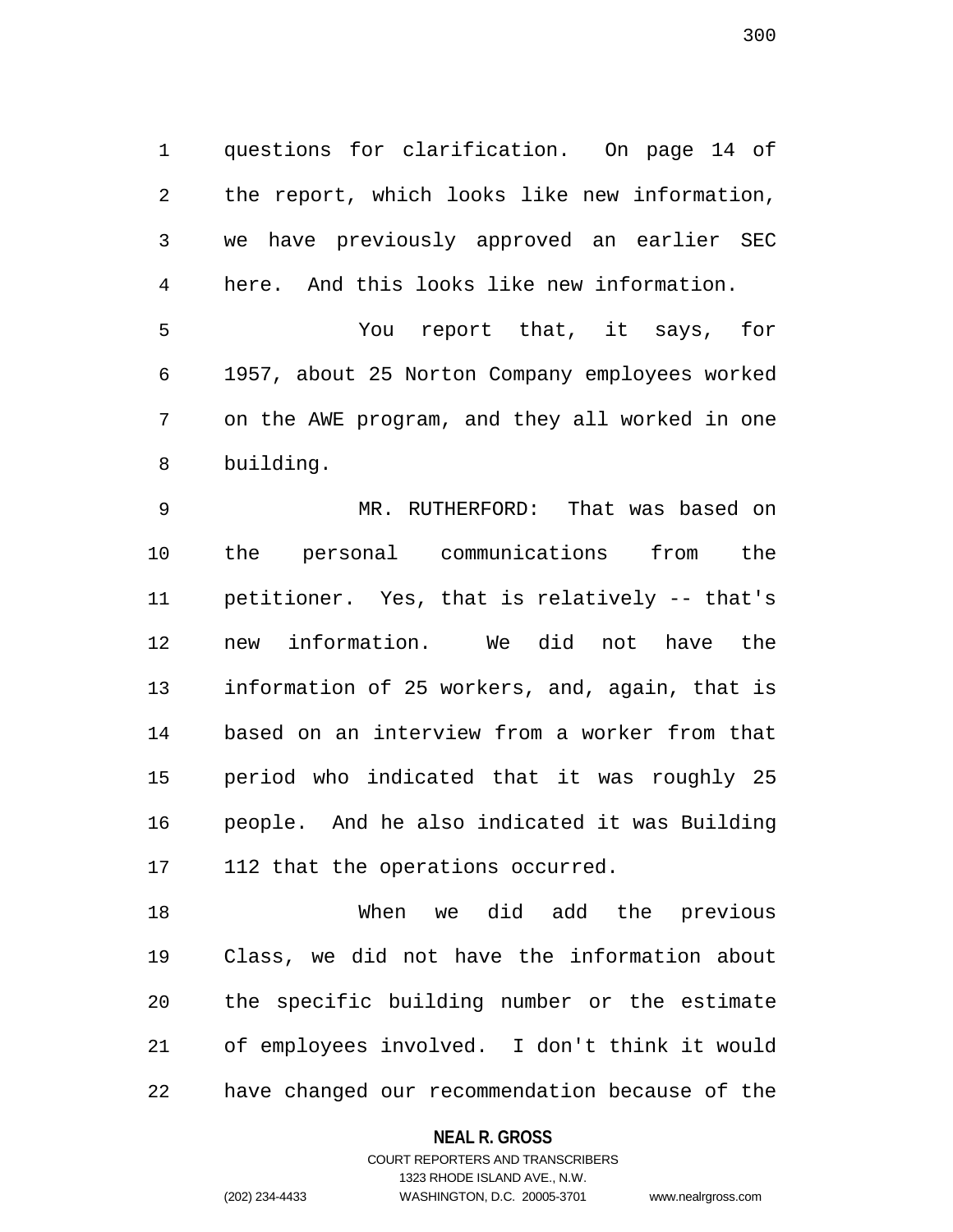questions for clarification. On page 14 of the report, which looks like new information, we have previously approved an earlier SEC here. And this looks like new information.

You report that, it says, for 1957, about 25 Norton Company employees worked on the AWE program, and they all worked in one building.

MR. RUTHERFORD: That was based on the personal communications from the petitioner. Yes, that is relatively -- that's new information. We did not have the information of 25 workers, and, again, that is based on an interview from a worker from that period who indicated that it was roughly 25 people. And he also indicated it was Building 112 that the operations occurred.

When we did add the previous Class, we did not have the information about the specific building number or the estimate of employees involved. I don't think it would have changed our recommendation because of the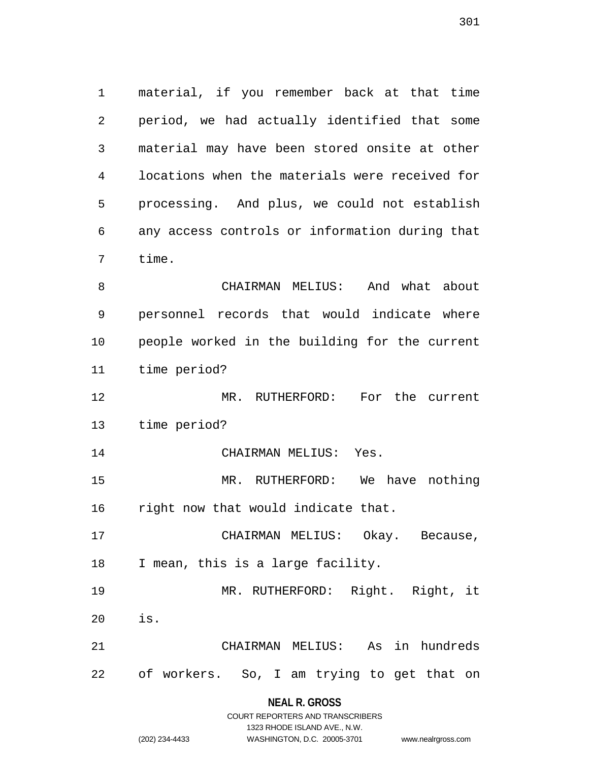material, if you remember back at that time period, we had actually identified that some material may have been stored onsite at other locations when the materials were received for processing. And plus, we could not establish any access controls or information during that time.

CHAIRMAN MELIUS: And what about personnel records that would indicate where people worked in the building for the current time period?

MR. RUTHERFORD: For the current time period?

CHAIRMAN MELIUS: Yes.

MR. RUTHERFORD: We have nothing right now that would indicate that.

CHAIRMAN MELIUS: Okay. Because, I mean, this is a large facility.

MR. RUTHERFORD: Right. Right, it is.

CHAIRMAN MELIUS: As in hundreds of workers. So, I am trying to get that on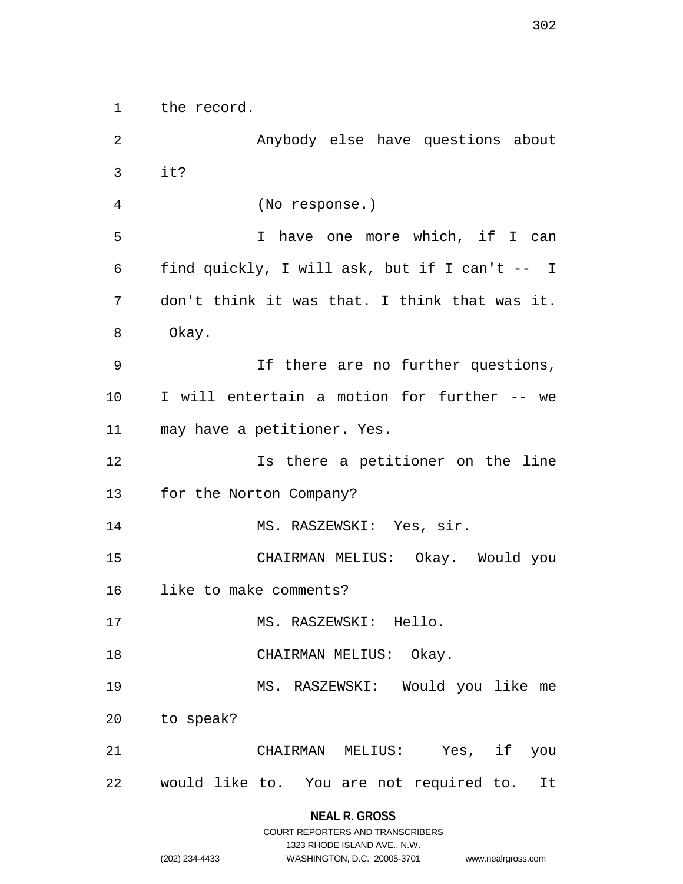the record.

Anybody else have questions about it?

(No response.)

I have one more which, if I can find quickly, I will ask, but if I can't -- I don't think it was that. I think that was it. Okay.

If there are no further questions, I will entertain a motion for further -- we may have a petitioner. Yes.

Is there a petitioner on the line for the Norton Company?

MS. RASZEWSKI: Yes, sir.

CHAIRMAN MELIUS: Okay. Would you like to make comments?

MS. RASZEWSKI: Hello.

CHAIRMAN MELIUS: Okay.

MS. RASZEWSKI: Would you like me to speak?

CHAIRMAN MELIUS: Yes, if you would like to. You are not required to. It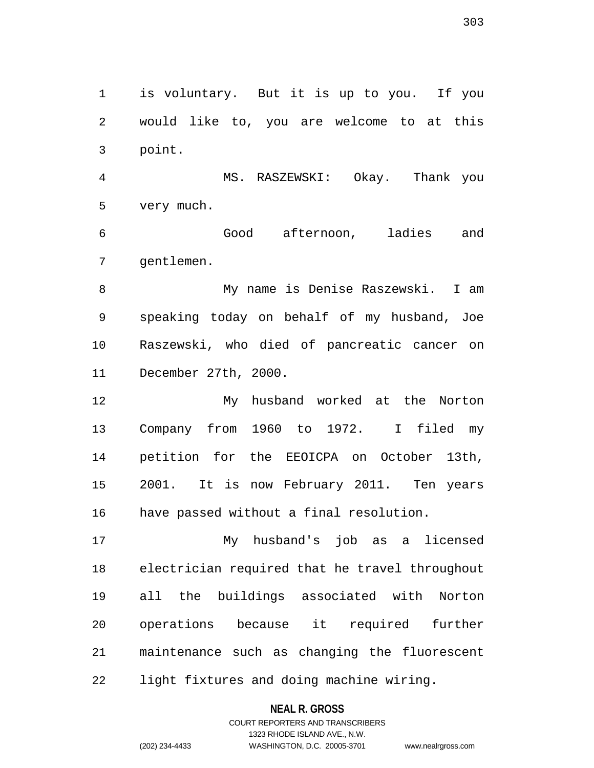is voluntary. But it is up to you. If you would like to, you are welcome to at this point.

MS. RASZEWSKI: Okay. Thank you very much.

Good afternoon, ladies and gentlemen.

My name is Denise Raszewski. I am speaking today on behalf of my husband, Joe Raszewski, who died of pancreatic cancer on December 27th, 2000.

My husband worked at the Norton Company from 1960 to 1972. I filed my petition for the EEOICPA on October 13th, 2001. It is now February 2011. Ten years have passed without a final resolution.

My husband's job as a licensed electrician required that he travel throughout all the buildings associated with Norton operations because it required further maintenance such as changing the fluorescent light fixtures and doing machine wiring.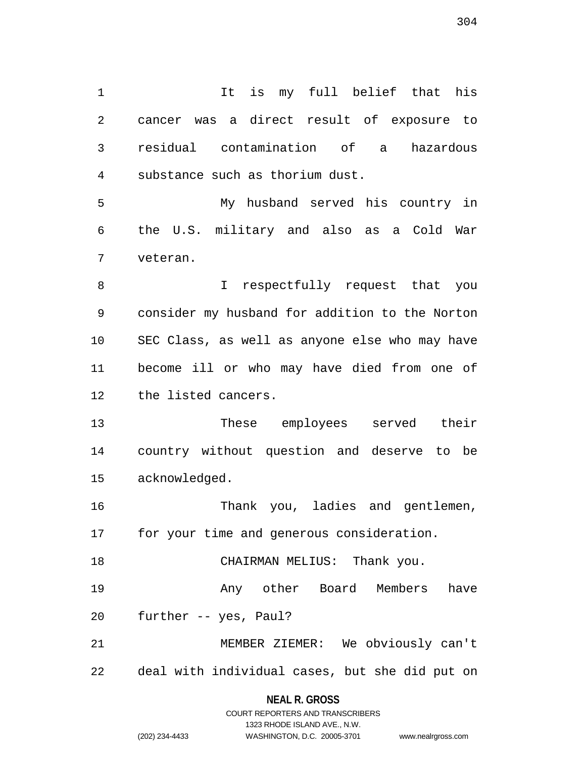It is my full belief that his cancer was a direct result of exposure to residual contamination of a hazardous substance such as thorium dust.

My husband served his country in the U.S. military and also as a Cold War veteran.

I respectfully request that you consider my husband for addition to the Norton SEC Class, as well as anyone else who may have become ill or who may have died from one of the listed cancers.

These employees served their country without question and deserve to be acknowledged.

Thank you, ladies and gentlemen, for your time and generous consideration.

CHAIRMAN MELIUS: Thank you.

Any other Board Members have further -- yes, Paul?

MEMBER ZIEMER: We obviously can't deal with individual cases, but she did put on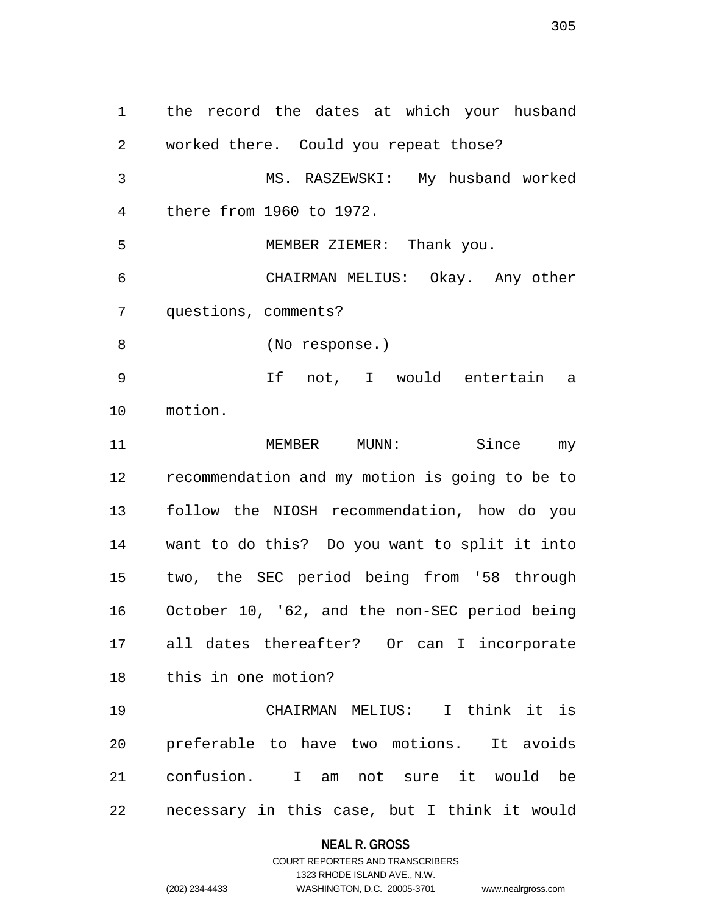the record the dates at which your husband worked there. Could you repeat those?

MS. RASZEWSKI: My husband worked there from 1960 to 1972.

MEMBER ZIEMER: Thank you.

CHAIRMAN MELIUS: Okay. Any other questions, comments?

(No response.)

If not, I would entertain a motion.

MEMBER MUNN: Since my recommendation and my motion is going to be to follow the NIOSH recommendation, how do you want to do this? Do you want to split it into two, the SEC period being from '58 through October 10, '62, and the non-SEC period being all dates thereafter? Or can I incorporate this in one motion?

CHAIRMAN MELIUS: I think it is preferable to have two motions. It avoids confusion. I am not sure it would be necessary in this case, but I think it would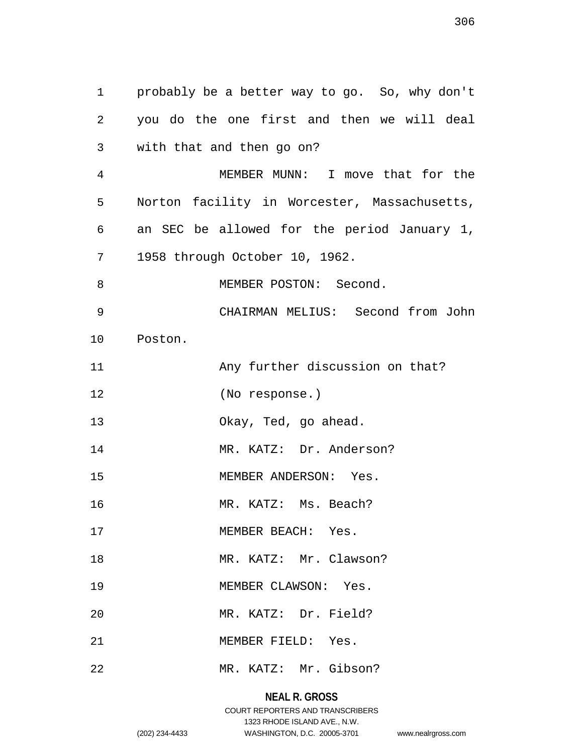probably be a better way to go. So, why don't you do the one first and then we will deal with that and then go on?

MEMBER MUNN: I move that for the Norton facility in Worcester, Massachusetts, an SEC be allowed for the period January 1, 1958 through October 10, 1962.

MEMBER POSTON: Second.

CHAIRMAN MELIUS: Second from John Poston.

Any further discussion on that?

(No response.)

Okay, Ted, go ahead.

MR. KATZ: Dr. Anderson?

MEMBER ANDERSON: Yes.

MR. KATZ: Ms. Beach?

MEMBER BEACH: Yes.

MR. KATZ: Mr. Clawson?

MEMBER CLAWSON: Yes.

MR. KATZ: Dr. Field?

MEMBER FIELD: Yes.

MR. KATZ: Mr. Gibson?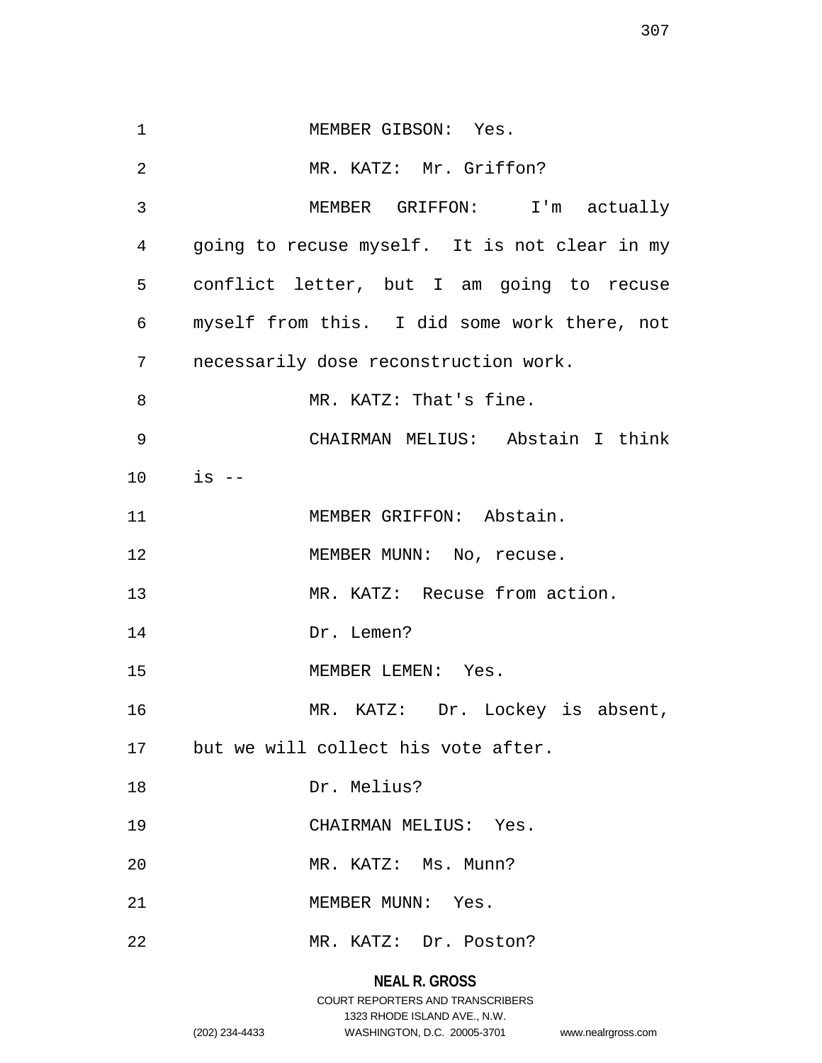MEMBER GIBSON: Yes.

MR. KATZ: Mr. Griffon?

MEMBER GRIFFON: I'm actually going to recuse myself. It is not clear in my conflict letter, but I am going to recuse myself from this. I did some work there, not necessarily dose reconstruction work.

MR. KATZ: That's fine.

CHAIRMAN MELIUS: Abstain I think is --

MEMBER GRIFFON: Abstain.

MEMBER MUNN: No, recuse.

MR. KATZ: Recuse from action.

Dr. Lemen?

MEMBER LEMEN: Yes.

MR. KATZ: Dr. Lockey is absent, but we will collect his vote after.

Dr. Melius?

CHAIRMAN MELIUS: Yes.

MR. KATZ: Ms. Munn?

MEMBER MUNN: Yes.

MR. KATZ: Dr. Poston?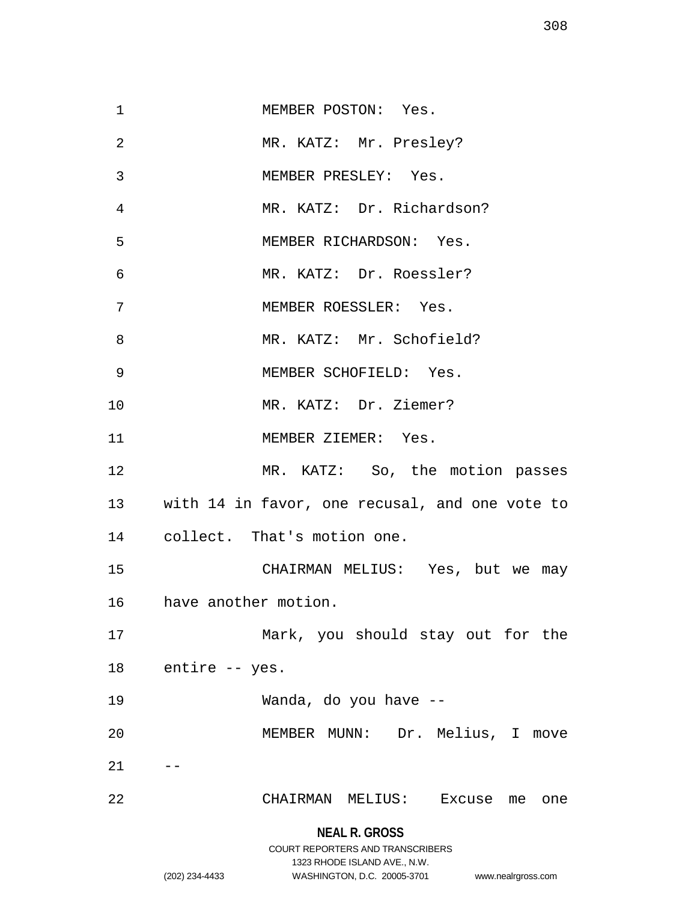MEMBER POSTON: Yes.

MR. KATZ: Mr. Presley?

MEMBER PRESLEY: Yes.

MR. KATZ: Dr. Richardson?

MEMBER RICHARDSON: Yes.

MR. KATZ: Dr. Roessler?

MEMBER ROESSLER: Yes.

MR. KATZ: Mr. Schofield?

MEMBER SCHOFIELD: Yes.

MR. KATZ: Dr. Ziemer?

MEMBER ZIEMER: Yes.

MR. KATZ: So, the motion passes with 14 in favor, one recusal, and one vote to collect. That's motion one.

CHAIRMAN MELIUS: Yes, but we may have another motion.

Mark, you should stay out for the entire -- yes.

Wanda, do you have --

MEMBER MUNN: Dr. Melius, I move --

CHAIRMAN MELIUS: Excuse me one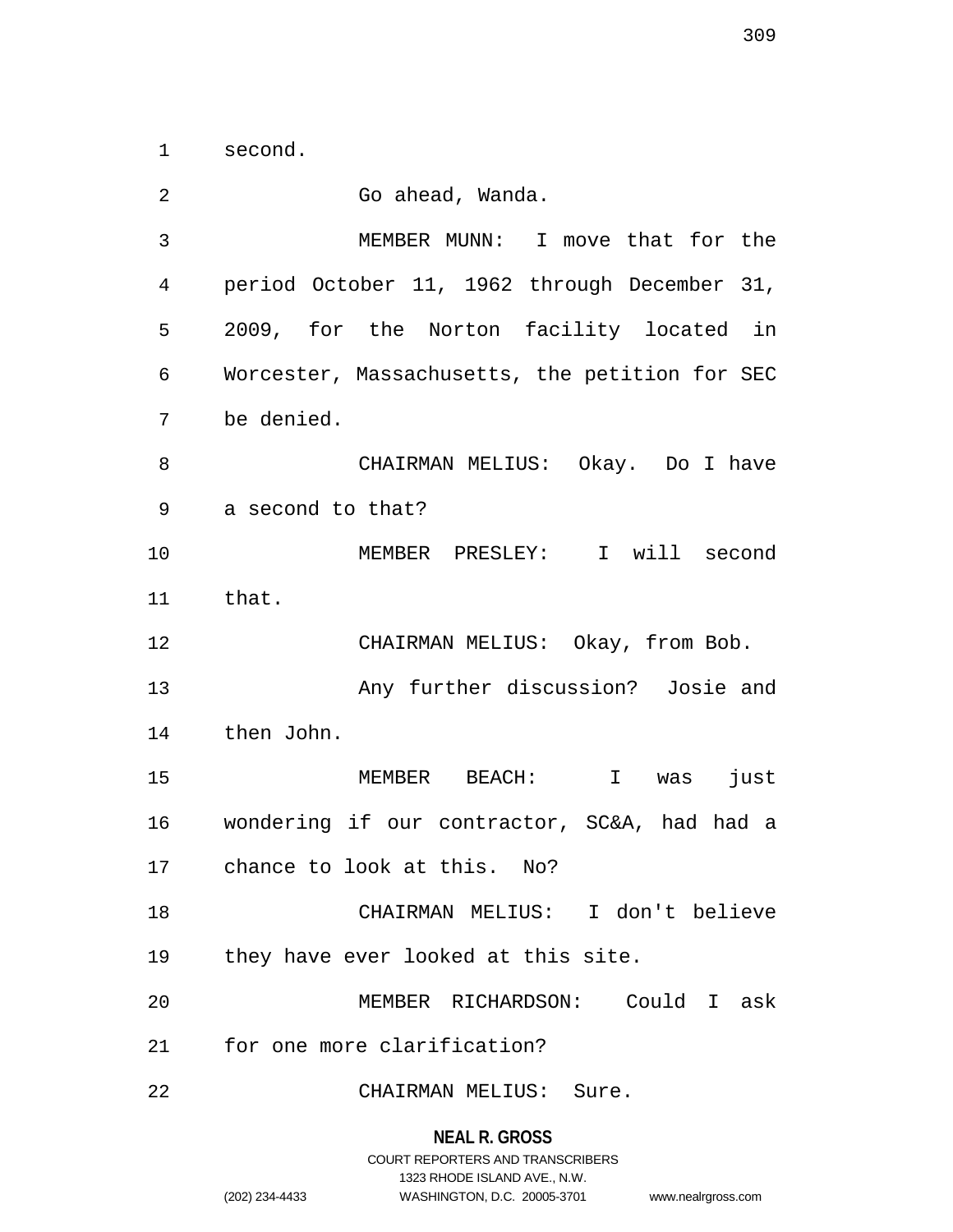second.

Go ahead, Wanda.

MEMBER MUNN: I move that for the period October 11, 1962 through December 31, 2009, for the Norton facility located in Worcester, Massachusetts, the petition for SEC be denied.

CHAIRMAN MELIUS: Okay. Do I have a second to that?

MEMBER PRESLEY: I will second that.

CHAIRMAN MELIUS: Okay, from Bob.

Any further discussion? Josie and then John.

MEMBER BEACH: I was just wondering if our contractor, SC&A, had had a chance to look at this. No?

CHAIRMAN MELIUS: I don't believe they have ever looked at this site.

MEMBER RICHARDSON: Could I ask for one more clarification?

CHAIRMAN MELIUS: Sure.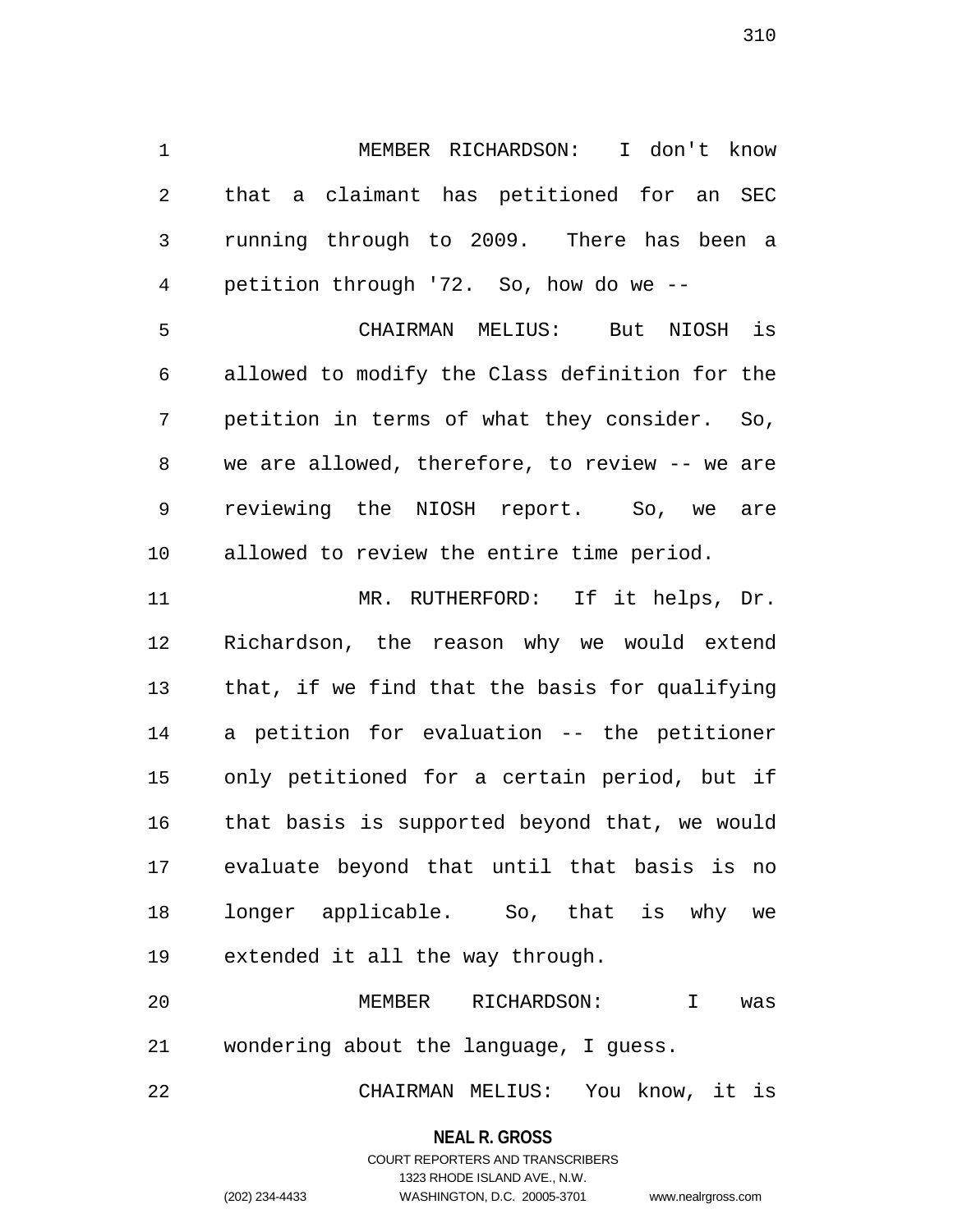MEMBER RICHARDSON: I don't know that a claimant has petitioned for an SEC running through to 2009. There has been a petition through '72. So, how do we --

CHAIRMAN MELIUS: But NIOSH is allowed to modify the Class definition for the petition in terms of what they consider. So, we are allowed, therefore, to review -- we are reviewing the NIOSH report. So, we are allowed to review the entire time period.

MR. RUTHERFORD: If it helps, Dr. Richardson, the reason why we would extend that, if we find that the basis for qualifying a petition for evaluation -- the petitioner only petitioned for a certain period, but if that basis is supported beyond that, we would evaluate beyond that until that basis is no longer applicable. So, that is why we extended it all the way through.

MEMBER RICHARDSON: I was wondering about the language, I guess.

CHAIRMAN MELIUS: You know, it is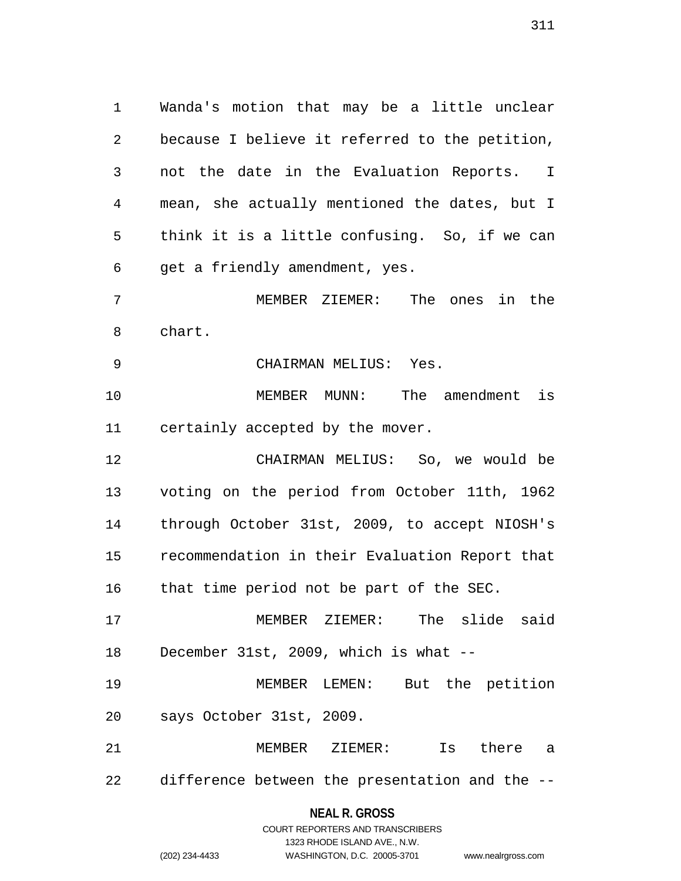Wanda's motion that may be a little unclear because I believe it referred to the petition, not the date in the Evaluation Reports. I mean, she actually mentioned the dates, but I think it is a little confusing. So, if we can get a friendly amendment, yes.

MEMBER ZIEMER: The ones in the chart.

CHAIRMAN MELIUS: Yes.

MEMBER MUNN: The amendment is certainly accepted by the mover.

CHAIRMAN MELIUS: So, we would be voting on the period from October 11th, 1962 through October 31st, 2009, to accept NIOSH's recommendation in their Evaluation Report that that time period not be part of the SEC.

MEMBER ZIEMER: The slide said December 31st, 2009, which is what --

MEMBER LEMEN: But the petition says October 31st, 2009.

MEMBER ZIEMER: Is there a difference between the presentation and the --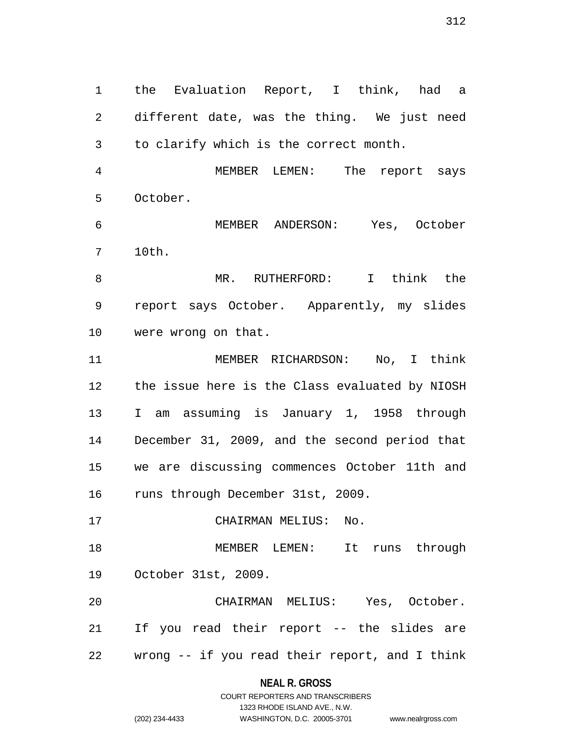the Evaluation Report, I think, had a different date, was the thing. We just need to clarify which is the correct month.

MEMBER LEMEN: The report says October.

MEMBER ANDERSON: Yes, October 10th.

MR. RUTHERFORD: I think the report says October. Apparently, my slides were wrong on that.

MEMBER RICHARDSON: No, I think the issue here is the Class evaluated by NIOSH I am assuming is January 1, 1958 through December 31, 2009, and the second period that we are discussing commences October 11th and runs through December 31st, 2009.

CHAIRMAN MELIUS: No.

MEMBER LEMEN: It runs through October 31st, 2009.

CHAIRMAN MELIUS: Yes, October. If you read their report -- the slides are wrong -- if you read their report, and I think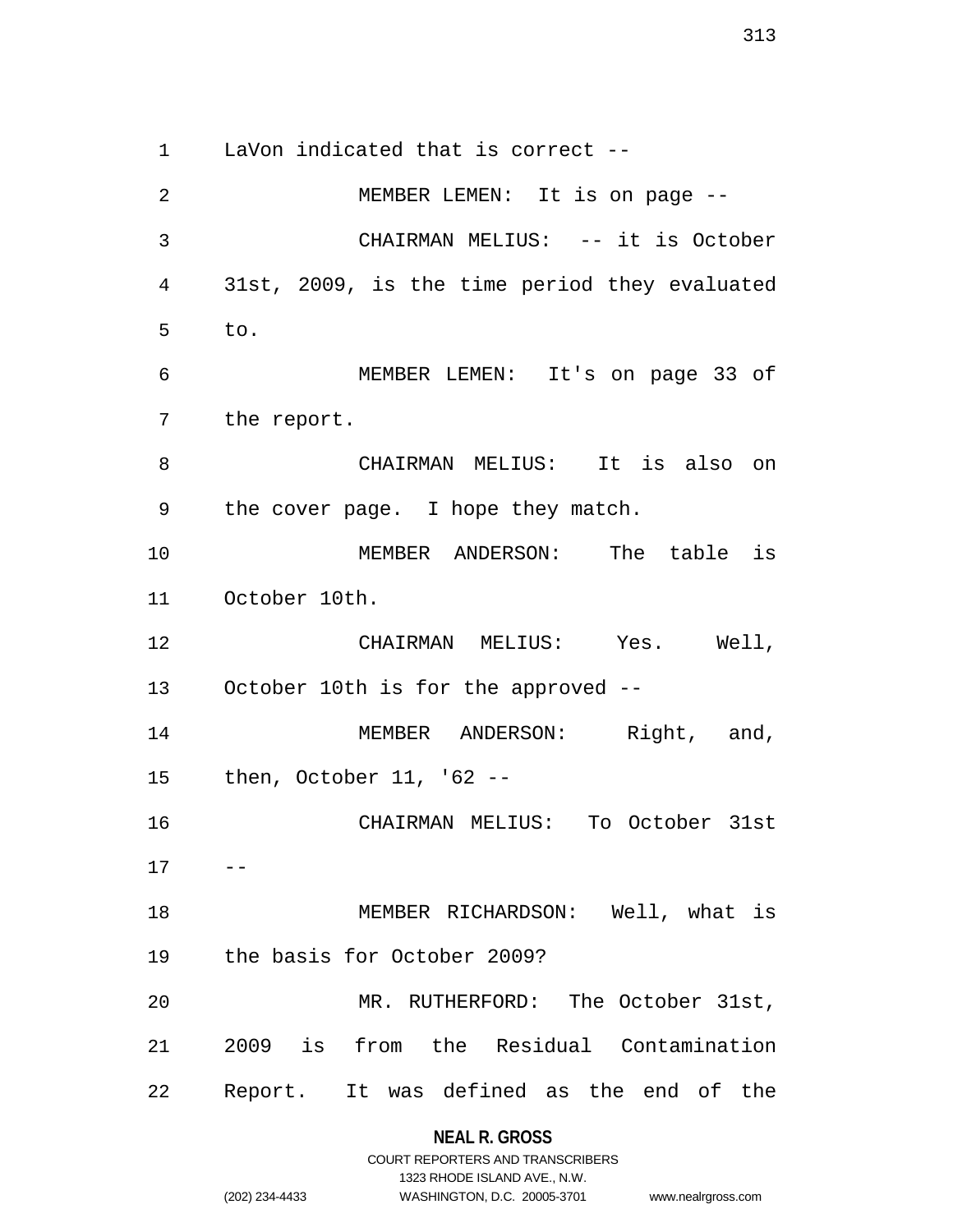LaVon indicated that is correct --

MEMBER LEMEN: It is on page --

CHAIRMAN MELIUS: -- it is October 31st, 2009, is the time period they evaluated to.

MEMBER LEMEN: It's on page 33 of the report.

CHAIRMAN MELIUS: It is also on the cover page. I hope they match.

MEMBER ANDERSON: The table is October 10th.

CHAIRMAN MELIUS: Yes. Well, October 10th is for the approved --

MEMBER ANDERSON: Right, and, then, October 11, '62 --

CHAIRMAN MELIUS: To October 31st --

MEMBER RICHARDSON: Well, what is the basis for October 2009?

MR. RUTHERFORD: The October 31st, 2009 is from the Residual Contamination Report. It was defined as the end of the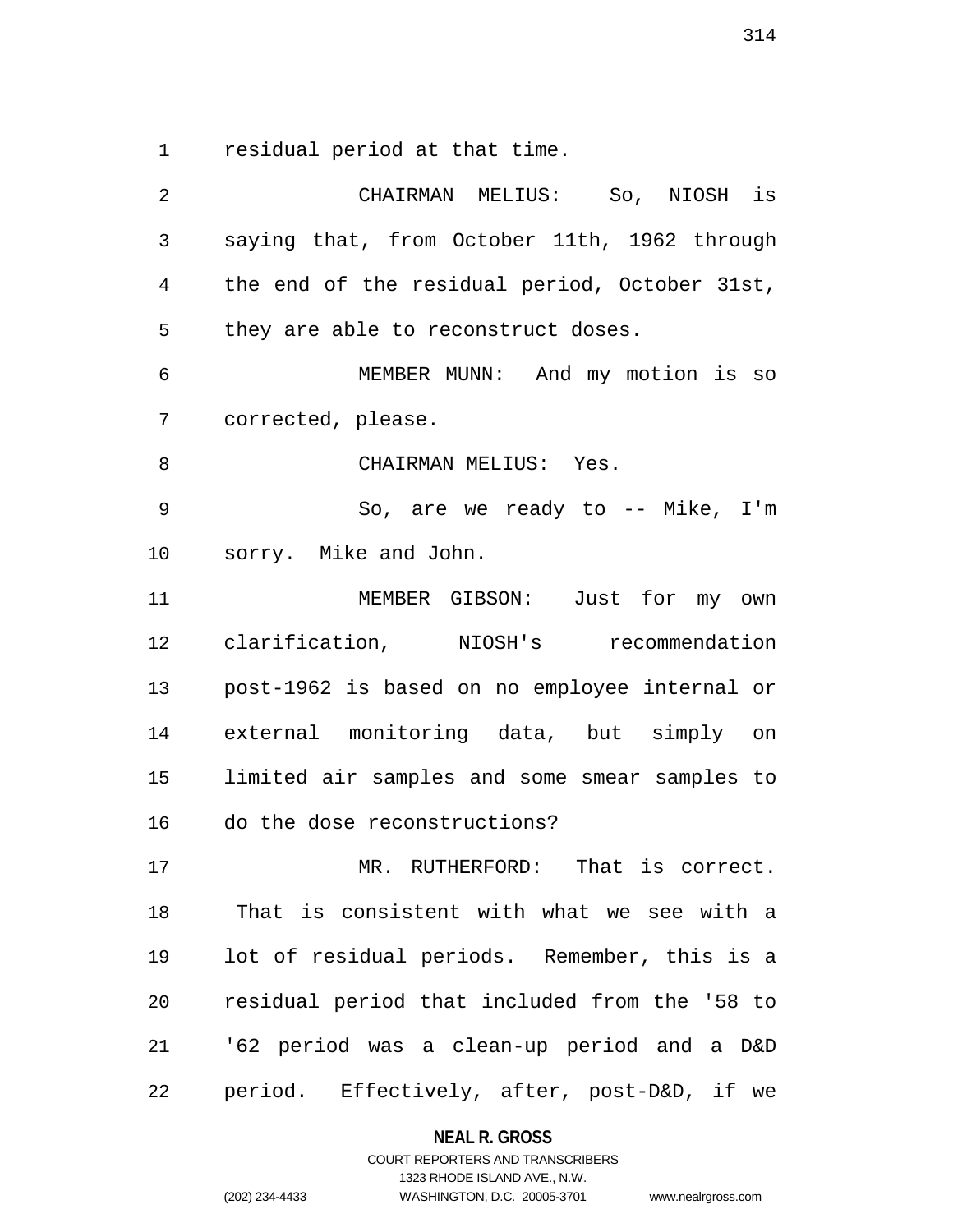residual period at that time.

CHAIRMAN MELIUS: So, NIOSH is saying that, from October 11th, 1962 through the end of the residual period, October 31st, they are able to reconstruct doses.

MEMBER MUNN: And my motion is so corrected, please.

CHAIRMAN MELIUS: Yes.

So, are we ready to -- Mike, I'm sorry. Mike and John.

MEMBER GIBSON: Just for my own clarification, NIOSH's recommendation post-1962 is based on no employee internal or external monitoring data, but simply on limited air samples and some smear samples to do the dose reconstructions?

MR. RUTHERFORD: That is correct. That is consistent with what we see with a lot of residual periods. Remember, this is a residual period that included from the '58 to '62 period was a clean-up period and a D&D period. Effectively, after, post-D&D, if we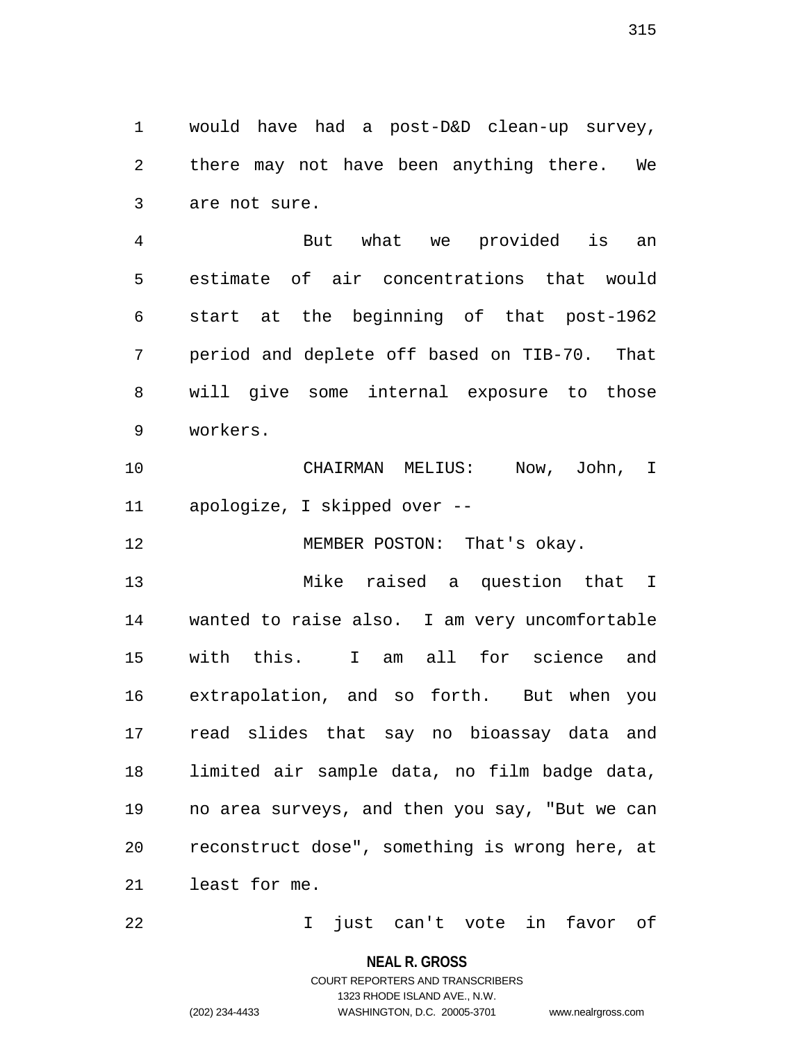would have had a post-D&D clean-up survey, there may not have been anything there. We are not sure.

But what we provided is an estimate of air concentrations that would start at the beginning of that post-1962 period and deplete off based on TIB-70. That will give some internal exposure to those workers.

CHAIRMAN MELIUS: Now, John, I apologize, I skipped over --

MEMBER POSTON: That's okay.

Mike raised a question that I wanted to raise also. I am very uncomfortable with this. I am all for science and extrapolation, and so forth. But when you read slides that say no bioassay data and limited air sample data, no film badge data, no area surveys, and then you say, "But we can reconstruct dose", something is wrong here, at least for me.

I just can't vote in favor of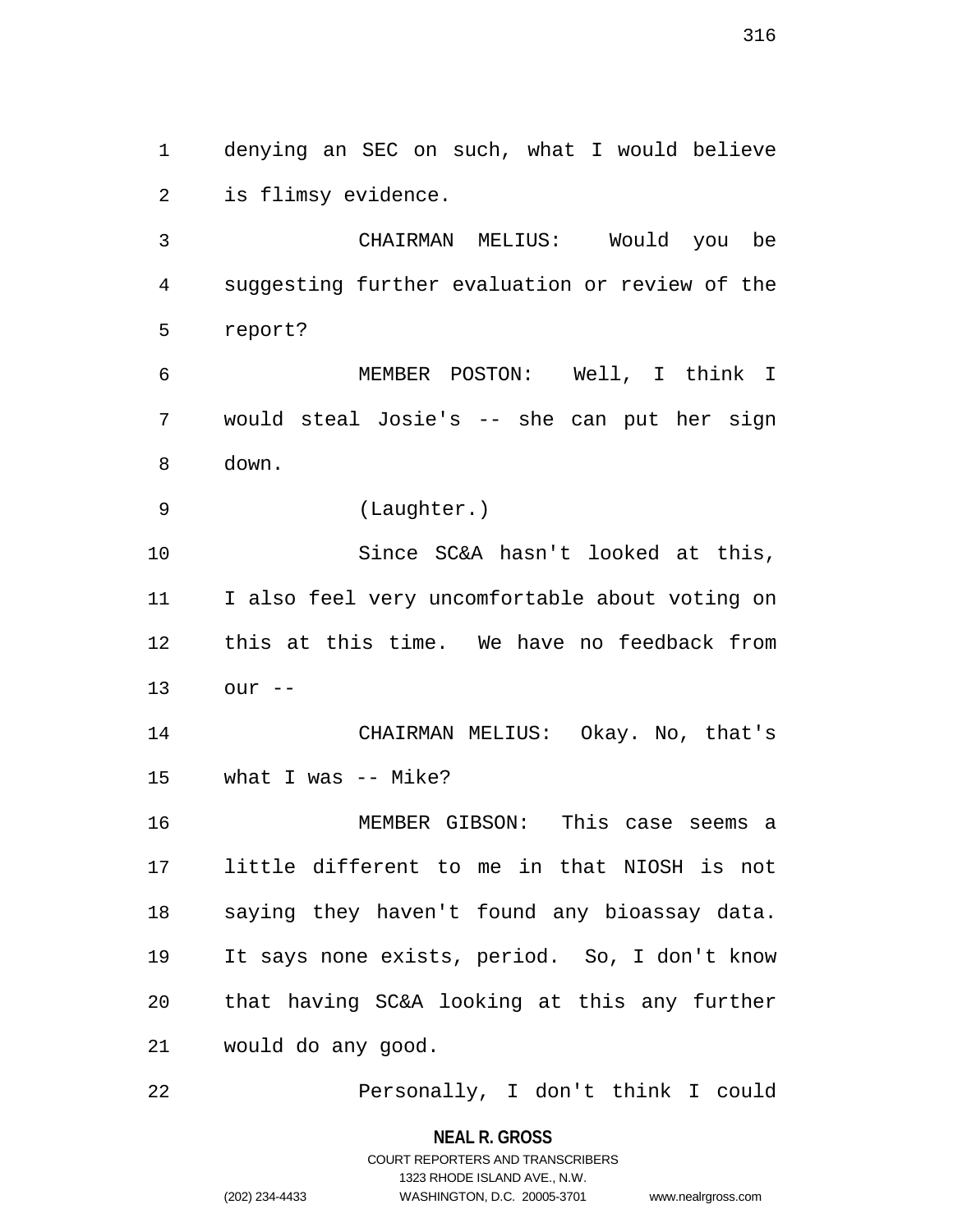denying an SEC on such, what I would believe is flimsy evidence.

CHAIRMAN MELIUS: Would you be suggesting further evaluation or review of the report?

MEMBER POSTON: Well, I think I would steal Josie's -- she can put her sign down.

(Laughter.)

Since SC&A hasn't looked at this, I also feel very uncomfortable about voting on this at this time. We have no feedback from our --

CHAIRMAN MELIUS: Okay. No, that's what I was -- Mike?

MEMBER GIBSON: This case seems a little different to me in that NIOSH is not saying they haven't found any bioassay data. It says none exists, period. So, I don't know that having SC&A looking at this any further would do any good.

Personally, I don't think I could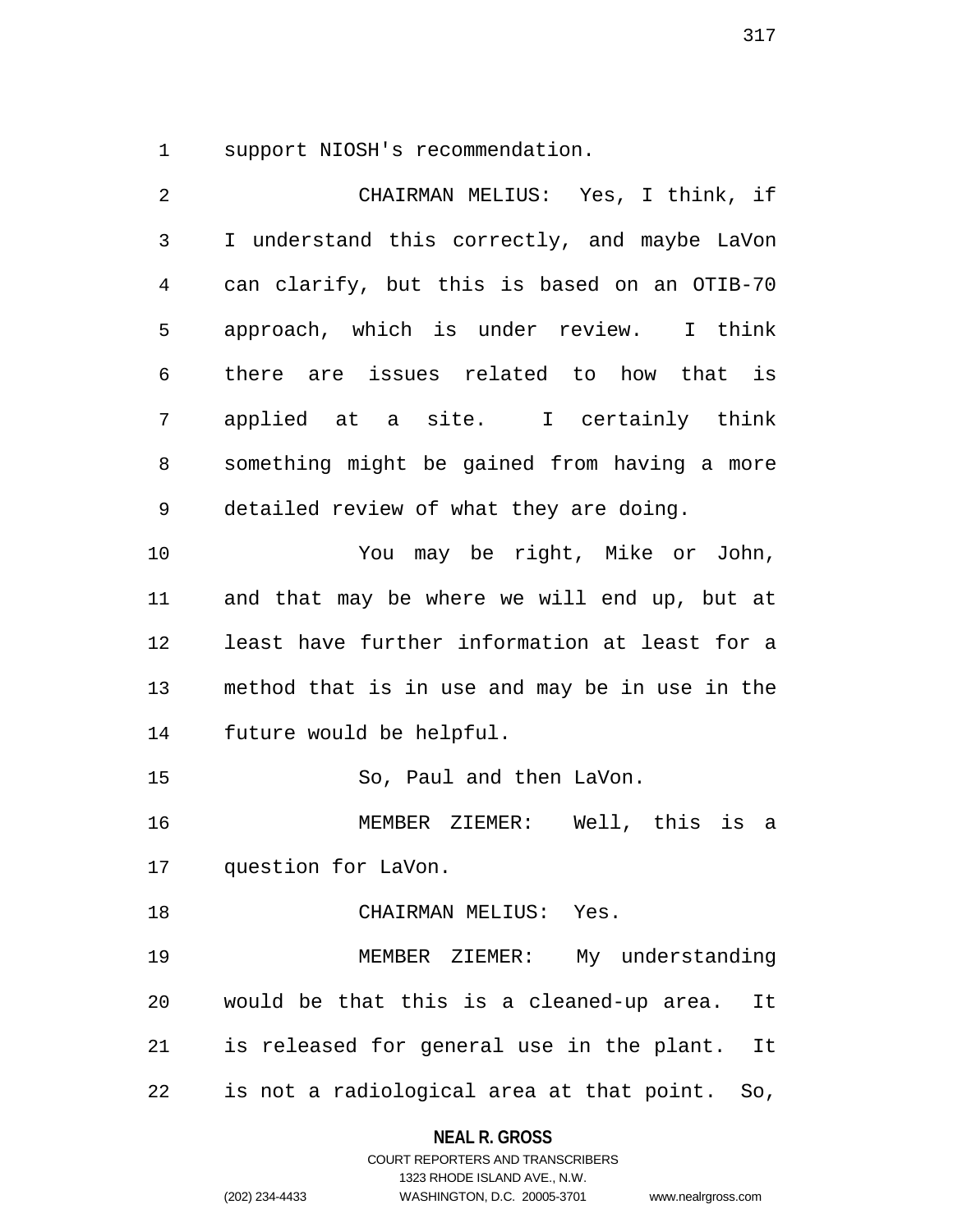support NIOSH's recommendation.

CHAIRMAN MELIUS: Yes, I think, if I understand this correctly, and maybe LaVon can clarify, but this is based on an OTIB-70 approach, which is under review. I think there are issues related to how that is applied at a site. I certainly think something might be gained from having a more detailed review of what they are doing.

You may be right, Mike or John, and that may be where we will end up, but at least have further information at least for a method that is in use and may be in use in the future would be helpful.

So, Paul and then LaVon.

MEMBER ZIEMER: Well, this is a question for LaVon.

CHAIRMAN MELIUS: Yes.

MEMBER ZIEMER: My understanding would be that this is a cleaned-up area. It is released for general use in the plant. It is not a radiological area at that point. So,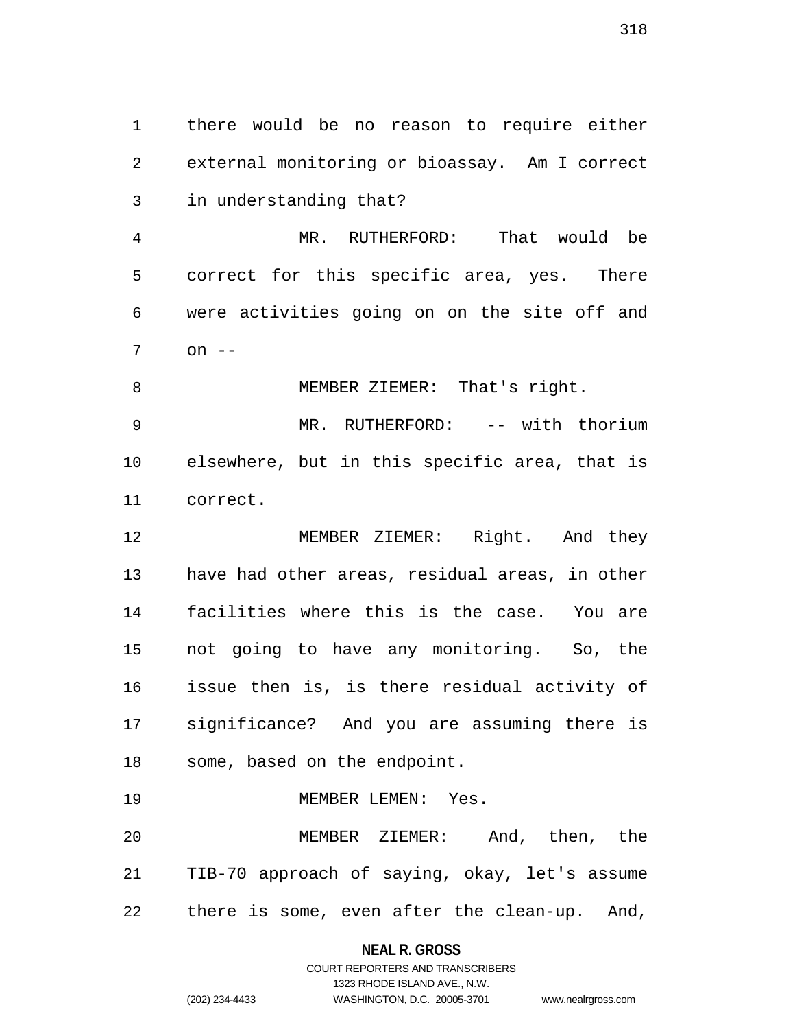there would be no reason to require either external monitoring or bioassay. Am I correct in understanding that?

MR. RUTHERFORD: That would be correct for this specific area, yes. There were activities going on on the site off and on --

MEMBER ZIEMER: That's right.

MR. RUTHERFORD: -- with thorium elsewhere, but in this specific area, that is correct.

MEMBER ZIEMER: Right. And they have had other areas, residual areas, in other facilities where this is the case. You are not going to have any monitoring. So, the issue then is, is there residual activity of significance? And you are assuming there is some, based on the endpoint.

MEMBER LEMEN: Yes.

MEMBER ZIEMER: And, then, the TIB-70 approach of saying, okay, let's assume there is some, even after the clean-up. And,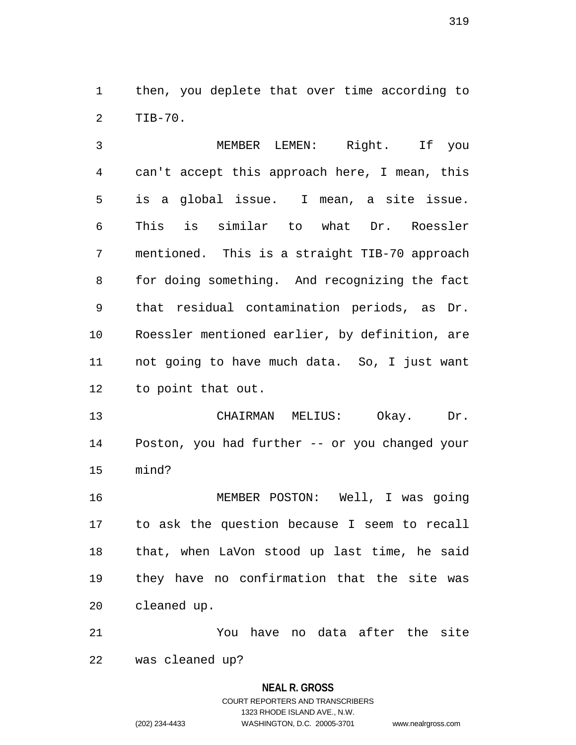then, you deplete that over time according to TIB-70.

MEMBER LEMEN: Right. If you can't accept this approach here, I mean, this is a global issue. I mean, a site issue. This is similar to what Dr. Roessler mentioned. This is a straight TIB-70 approach for doing something. And recognizing the fact that residual contamination periods, as Dr. Roessler mentioned earlier, by definition, are not going to have much data. So, I just want to point that out.

CHAIRMAN MELIUS: Okay. Dr. Poston, you had further -- or you changed your mind?

MEMBER POSTON: Well, I was going to ask the question because I seem to recall that, when LaVon stood up last time, he said they have no confirmation that the site was cleaned up.

You have no data after the site was cleaned up?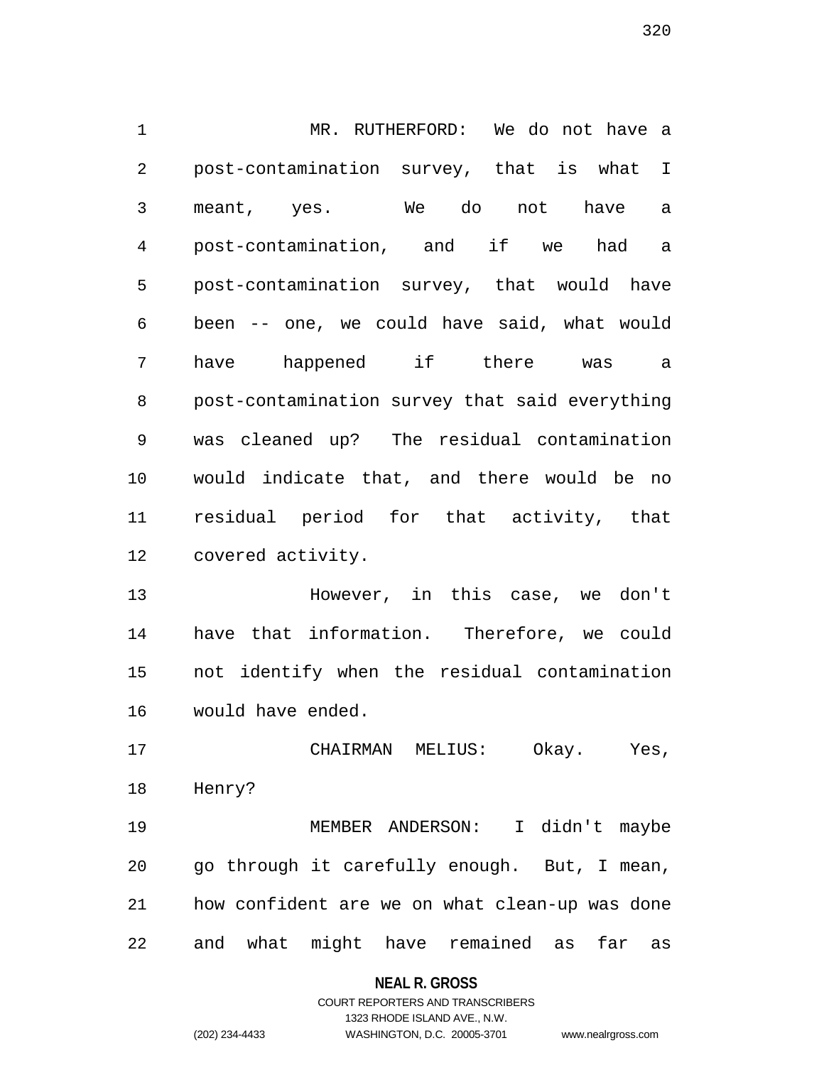MR. RUTHERFORD: We do not have a post-contamination survey, that is what I meant, yes. We do not have a post-contamination, and if we had a post-contamination survey, that would have been -- one, we could have said, what would have happened if there was a post-contamination survey that said everything was cleaned up? The residual contamination would indicate that, and there would be no residual period for that activity, that covered activity.

However, in this case, we don't have that information. Therefore, we could not identify when the residual contamination would have ended.

CHAIRMAN MELIUS: Okay. Yes, Henry?

MEMBER ANDERSON: I didn't maybe go through it carefully enough. But, I mean, how confident are we on what clean-up was done and what might have remained as far as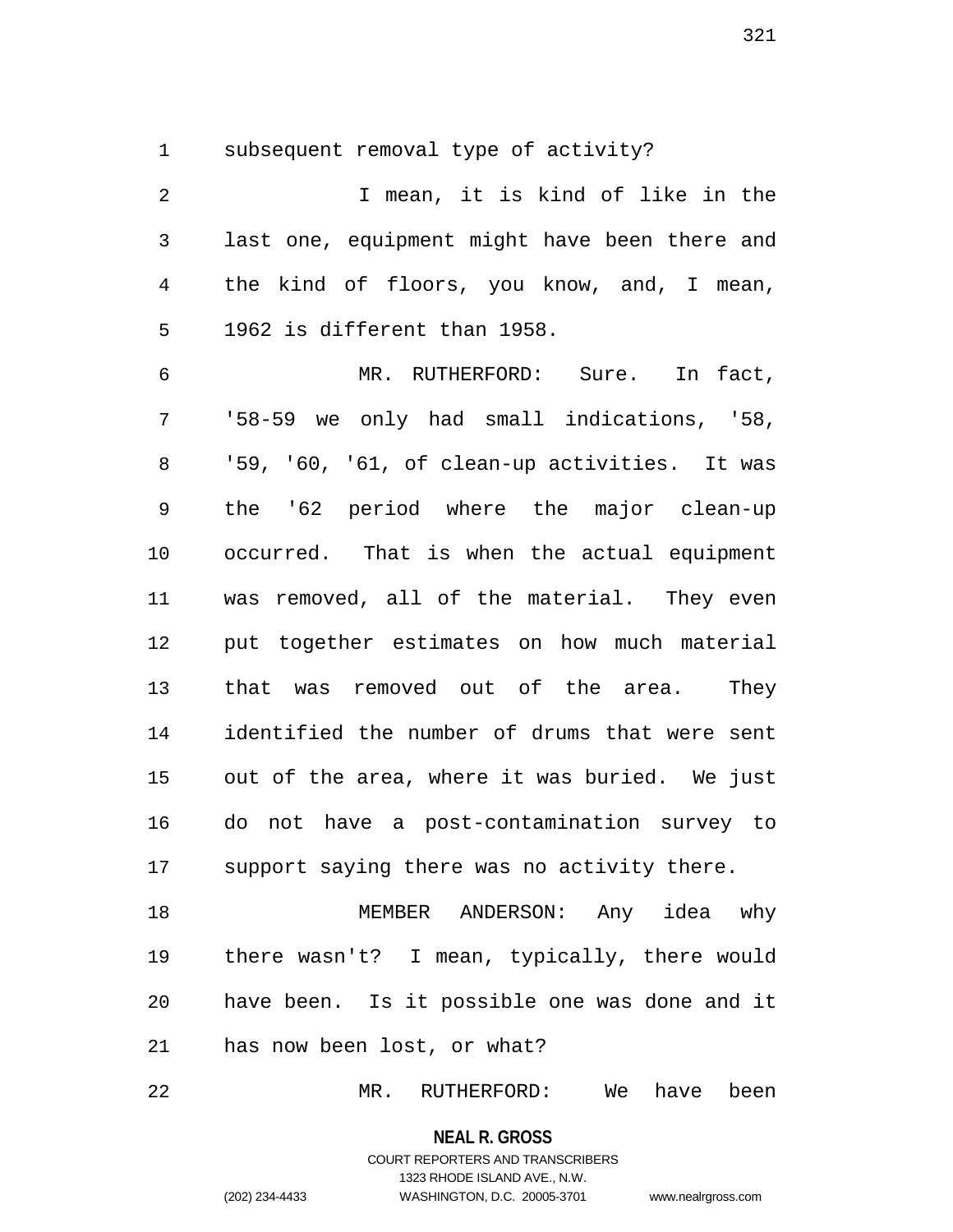subsequent removal type of activity?

I mean, it is kind of like in the last one, equipment might have been there and the kind of floors, you know, and, I mean, 1962 is different than 1958.

MR. RUTHERFORD: Sure. In fact, '58-59 we only had small indications, '58, '59, '60, '61, of clean-up activities. It was the '62 period where the major clean-up occurred. That is when the actual equipment was removed, all of the material. They even put together estimates on how much material that was removed out of the area. They identified the number of drums that were sent out of the area, where it was buried. We just do not have a post-contamination survey to support saying there was no activity there.

MEMBER ANDERSON: Any idea why there wasn't? I mean, typically, there would have been. Is it possible one was done and it has now been lost, or what?

MR. RUTHERFORD: We have been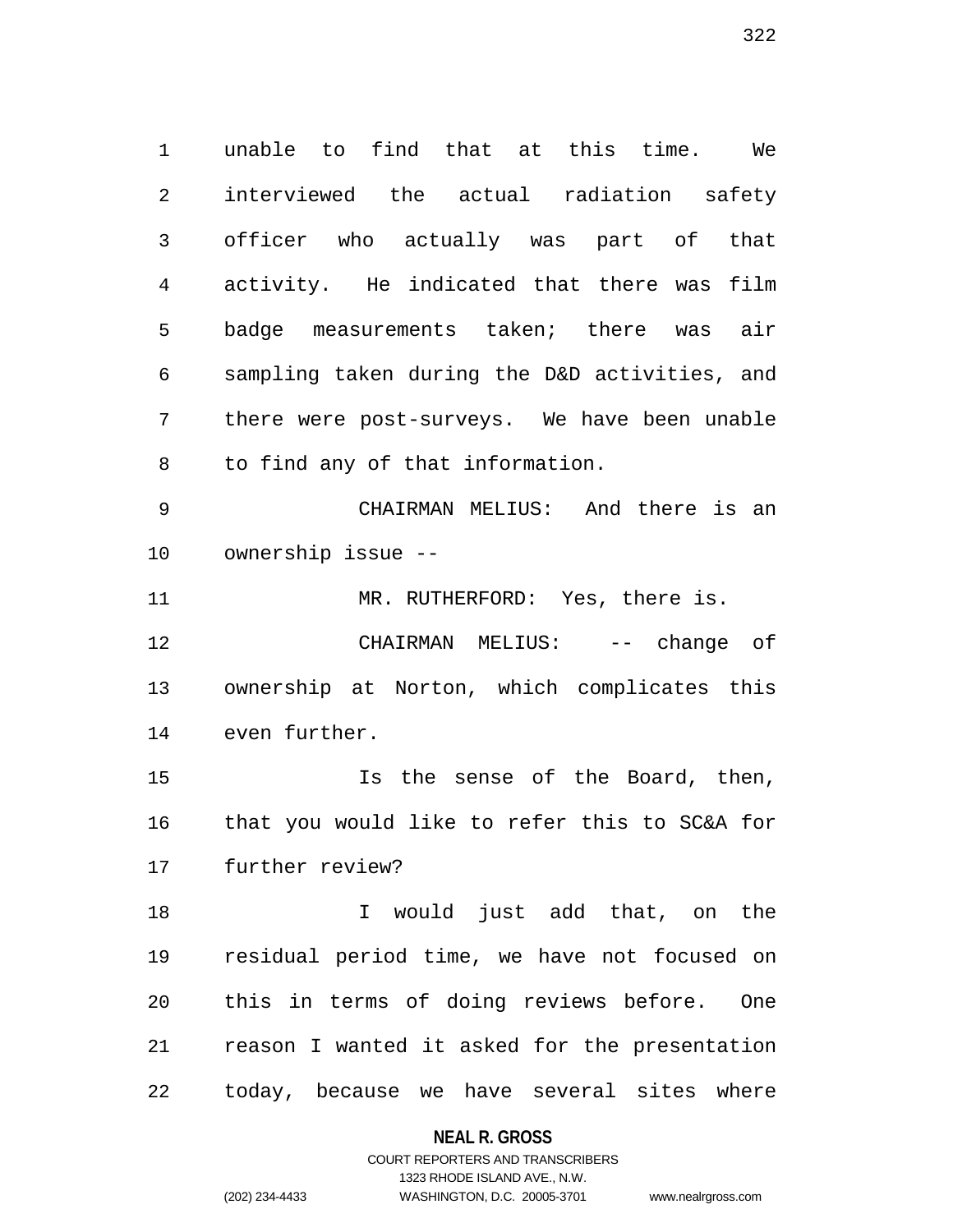unable to find that at this time. We interviewed the actual radiation safety officer who actually was part of that activity. He indicated that there was film badge measurements taken; there was air sampling taken during the D&D activities, and there were post-surveys. We have been unable to find any of that information.

CHAIRMAN MELIUS: And there is an ownership issue --

MR. RUTHERFORD: Yes, there is.

CHAIRMAN MELIUS: -- change of ownership at Norton, which complicates this even further.

Is the sense of the Board, then, that you would like to refer this to SC&A for further review?

I would just add that, on the residual period time, we have not focused on this in terms of doing reviews before. One reason I wanted it asked for the presentation today, because we have several sites where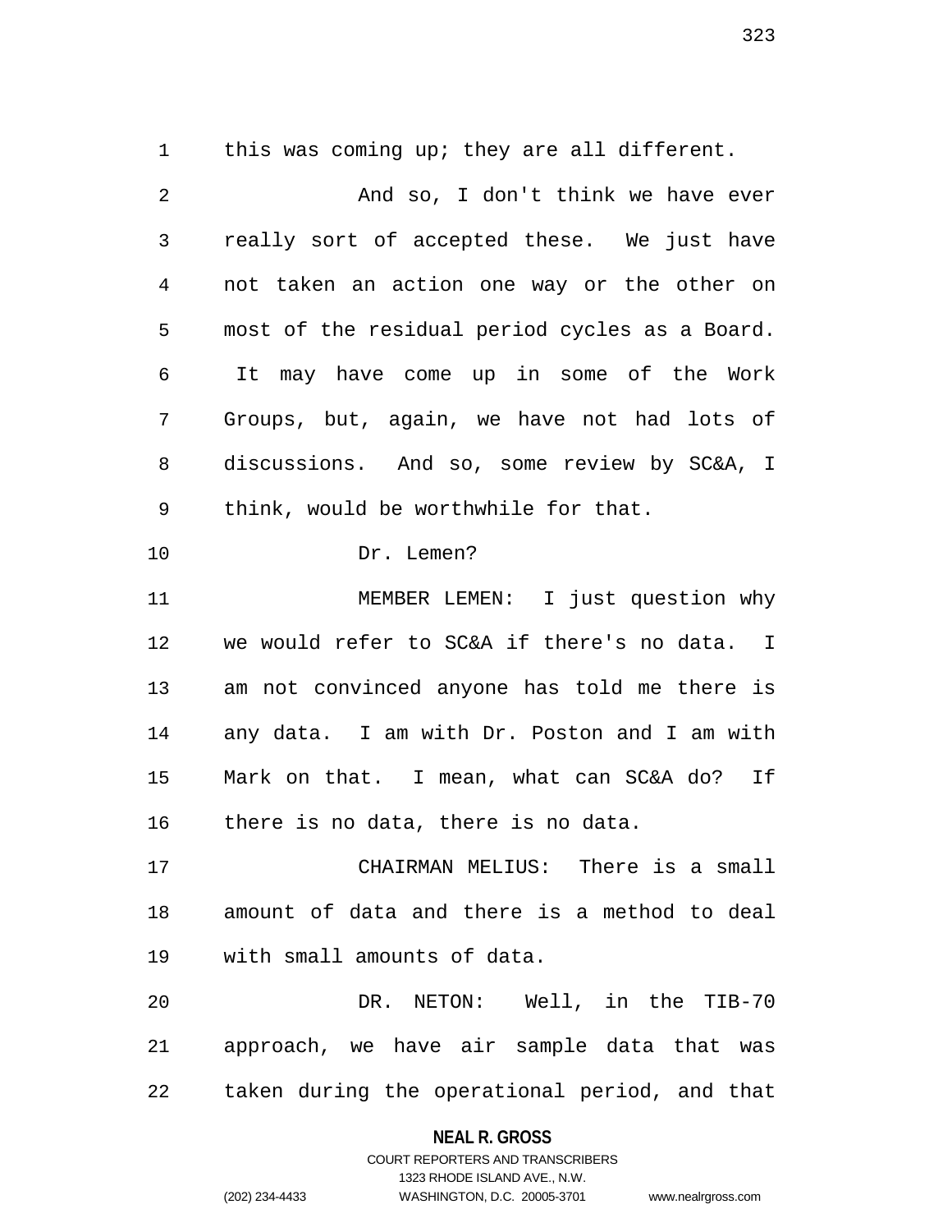this was coming up; they are all different.

And so, I don't think we have ever really sort of accepted these. We just have not taken an action one way or the other on most of the residual period cycles as a Board. It may have come up in some of the Work Groups, but, again, we have not had lots of discussions. And so, some review by SC&A, I think, would be worthwhile for that.

Dr. Lemen?

MEMBER LEMEN: I just question why we would refer to SC&A if there's no data. I am not convinced anyone has told me there is any data. I am with Dr. Poston and I am with Mark on that. I mean, what can SC&A do? If there is no data, there is no data.

CHAIRMAN MELIUS: There is a small amount of data and there is a method to deal with small amounts of data.

DR. NETON: Well, in the TIB-70 approach, we have air sample data that was taken during the operational period, and that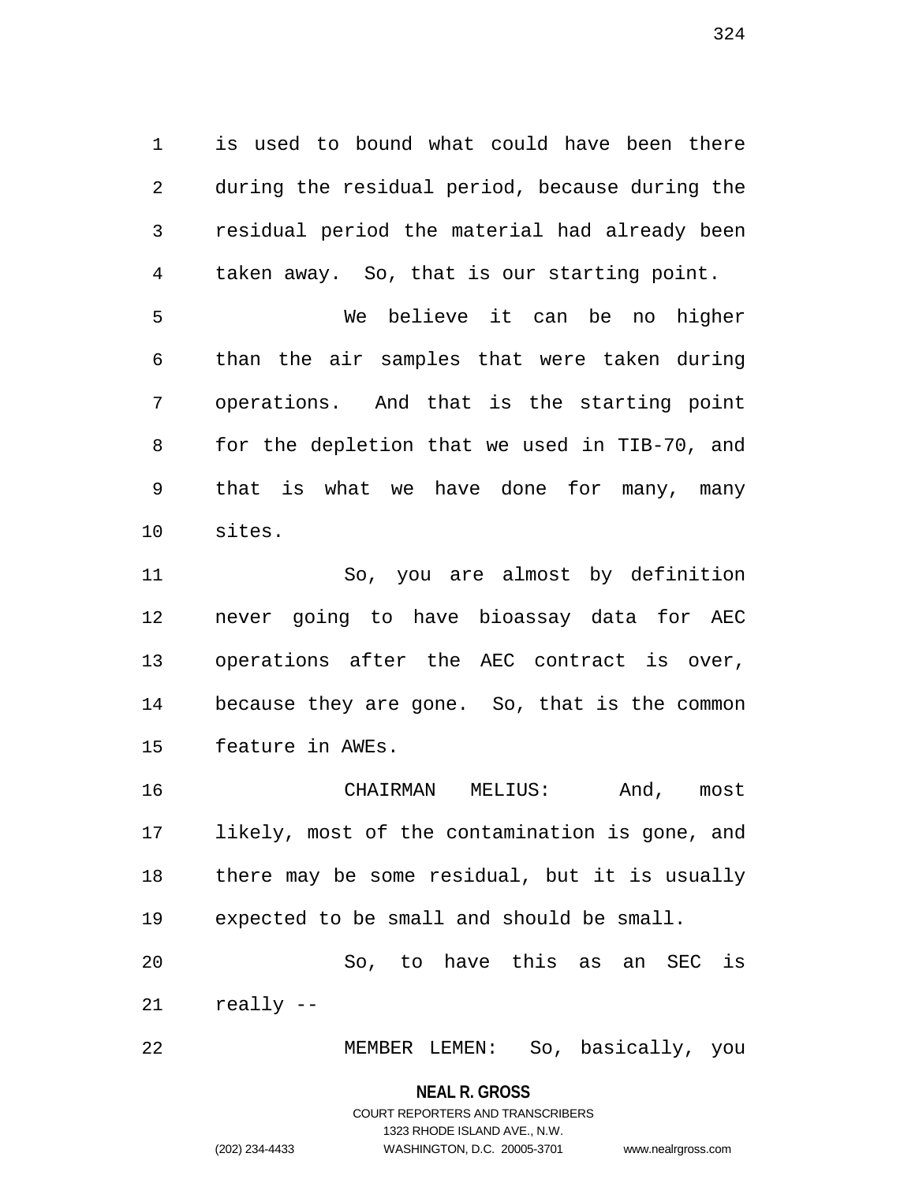is used to bound what could have been there during the residual period, because during the residual period the material had already been taken away. So, that is our starting point.

We believe it can be no higher than the air samples that were taken during operations. And that is the starting point for the depletion that we used in TIB-70, and that is what we have done for many, many sites.

So, you are almost by definition never going to have bioassay data for AEC operations after the AEC contract is over, because they are gone. So, that is the common feature in AWEs.

CHAIRMAN MELIUS: And, most likely, most of the contamination is gone, and there may be some residual, but it is usually expected to be small and should be small.

So, to have this as an SEC is really --

MEMBER LEMEN: So, basically, you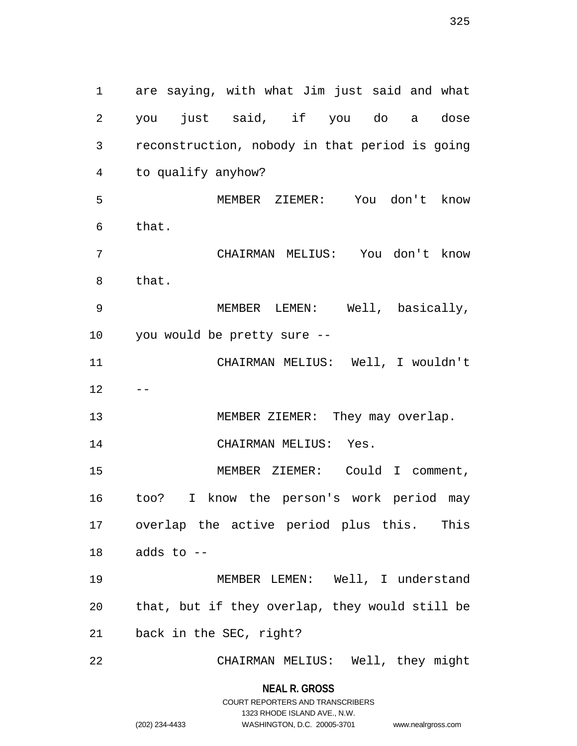are saying, with what Jim just said and what you just said, if you do a dose reconstruction, nobody in that period is going to qualify anyhow?

MEMBER ZIEMER: You don't know that.

CHAIRMAN MELIUS: You don't know that.

MEMBER LEMEN: Well, basically, you would be pretty sure --

CHAIRMAN MELIUS: Well, I wouldn't --

MEMBER ZIEMER: They may overlap.

CHAIRMAN MELIUS: Yes.

MEMBER ZIEMER: Could I comment, too? I know the person's work period may overlap the active period plus this. This adds to --

MEMBER LEMEN: Well, I understand that, but if they overlap, they would still be back in the SEC, right?

CHAIRMAN MELIUS: Well, they might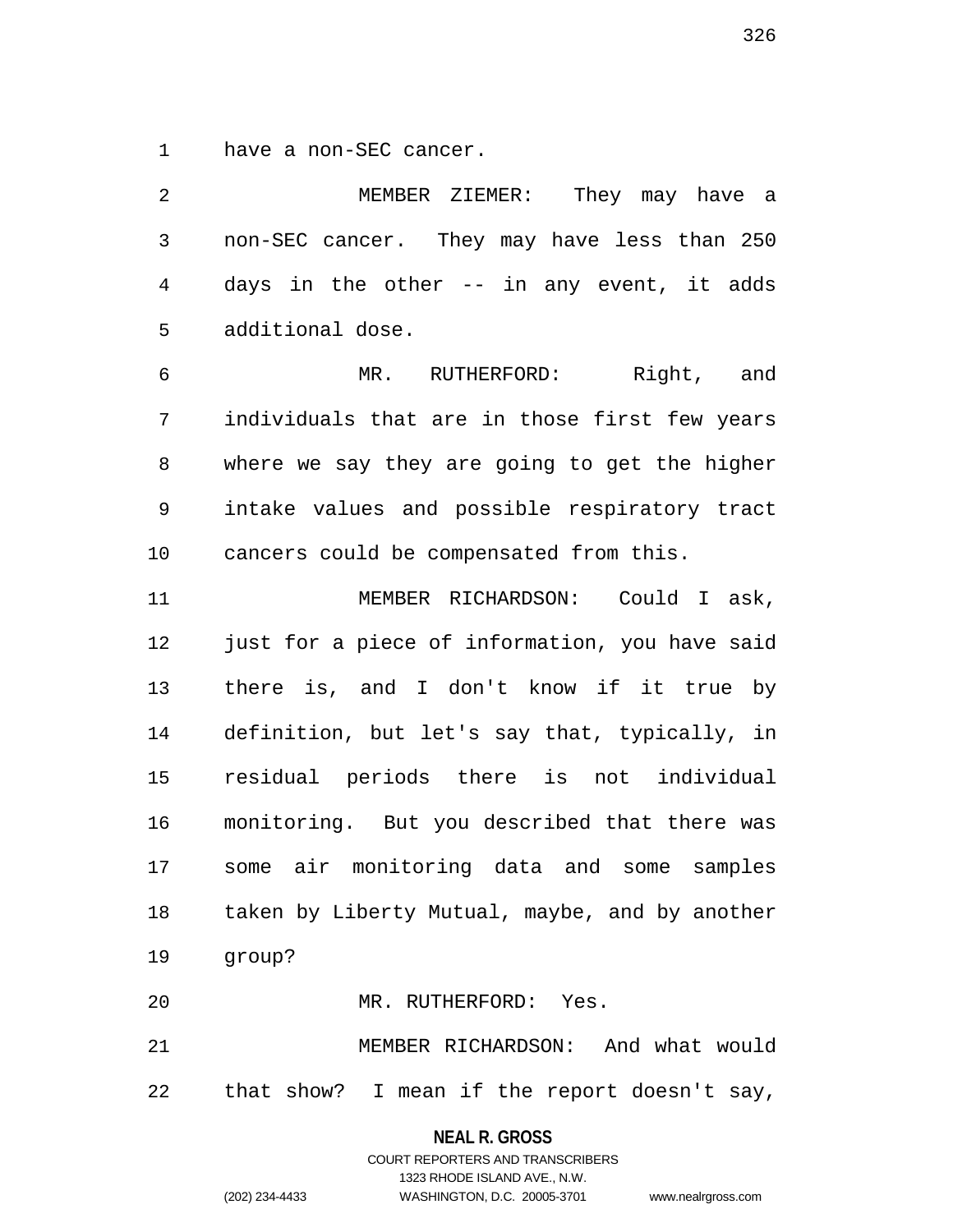have a non-SEC cancer.

MEMBER ZIEMER: They may have a non-SEC cancer. They may have less than 250 days in the other -- in any event, it adds additional dose.

MR. RUTHERFORD: Right, and individuals that are in those first few years where we say they are going to get the higher intake values and possible respiratory tract cancers could be compensated from this.

MEMBER RICHARDSON: Could I ask, just for a piece of information, you have said there is, and I don't know if it true by definition, but let's say that, typically, in residual periods there is not individual monitoring. But you described that there was some air monitoring data and some samples taken by Liberty Mutual, maybe, and by another group?

MR. RUTHERFORD: Yes.

MEMBER RICHARDSON: And what would that show? I mean if the report doesn't say,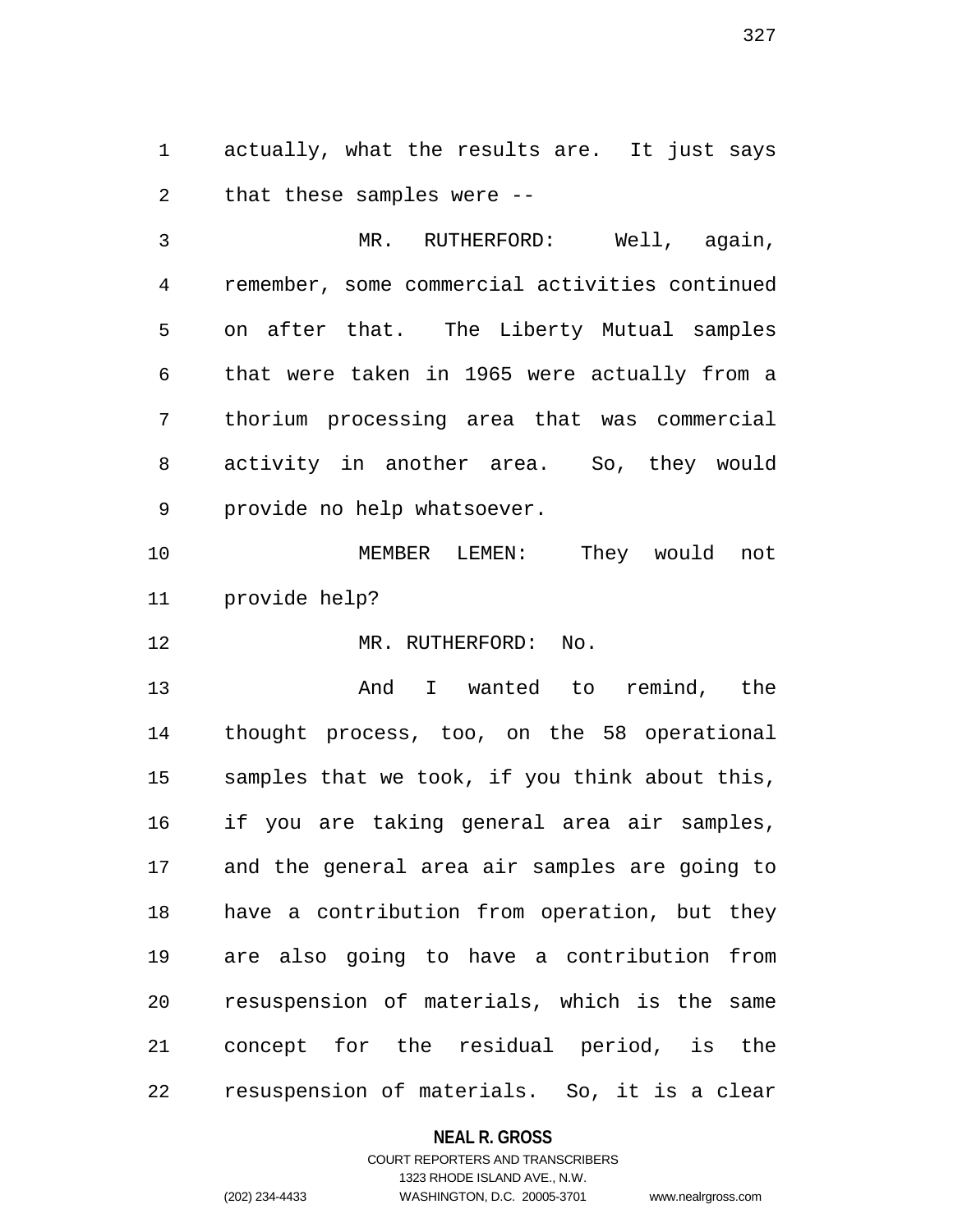actually, what the results are. It just says that these samples were --

MR. RUTHERFORD: Well, again, remember, some commercial activities continued on after that. The Liberty Mutual samples that were taken in 1965 were actually from a thorium processing area that was commercial activity in another area. So, they would provide no help whatsoever.

MEMBER LEMEN: They would not provide help?

MR. RUTHERFORD: No.

And I wanted to remind, the thought process, too, on the 58 operational samples that we took, if you think about this, if you are taking general area air samples, and the general area air samples are going to have a contribution from operation, but they are also going to have a contribution from resuspension of materials, which is the same concept for the residual period, is the resuspension of materials. So, it is a clear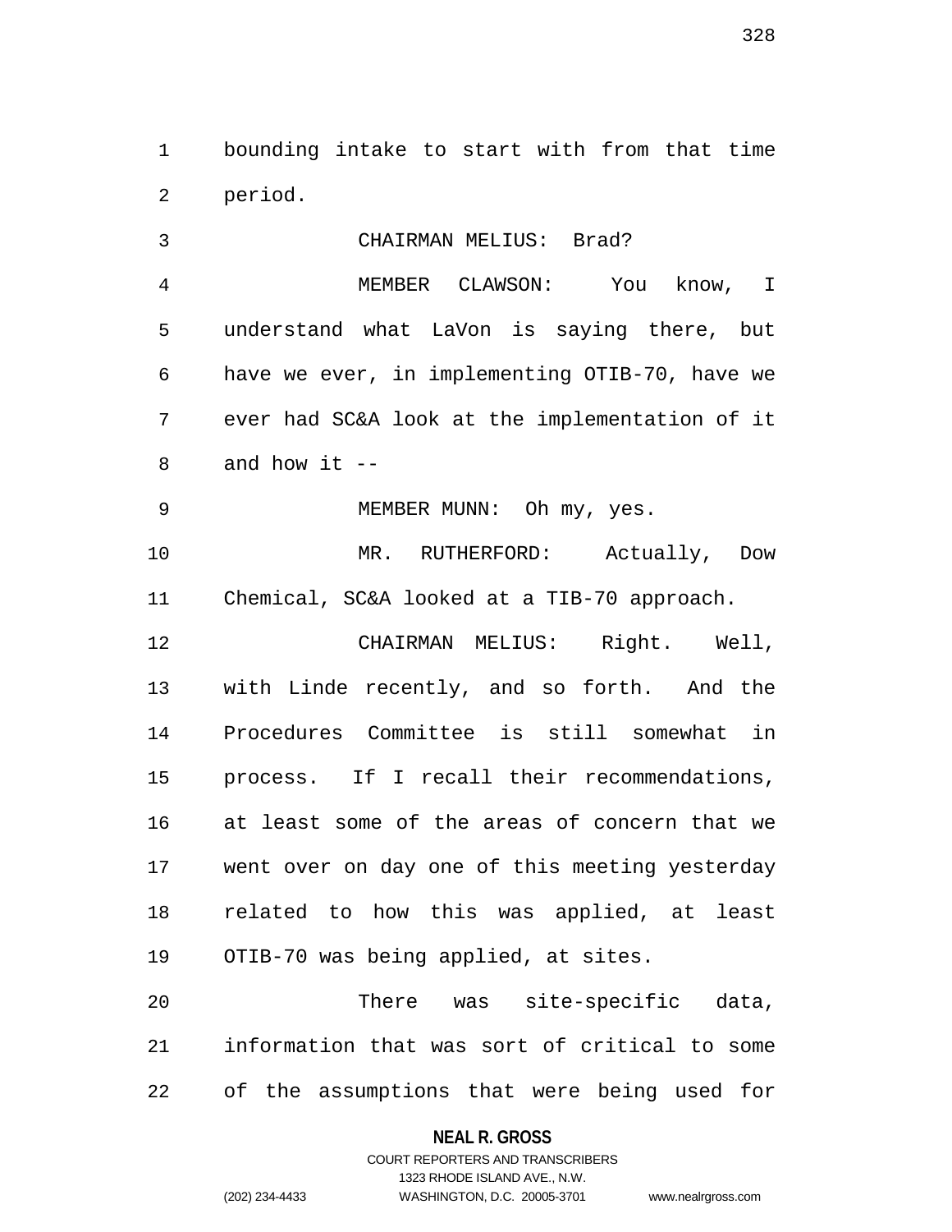bounding intake to start with from that time period.

CHAIRMAN MELIUS: Brad?

MEMBER CLAWSON: You know, I understand what LaVon is saying there, but have we ever, in implementing OTIB-70, have we ever had SC&A look at the implementation of it and how it --

MEMBER MUNN: Oh my, yes.

MR. RUTHERFORD: Actually, Dow Chemical, SC&A looked at a TIB-70 approach.

CHAIRMAN MELIUS: Right. Well, with Linde recently, and so forth. And the Procedures Committee is still somewhat in process. If I recall their recommendations, at least some of the areas of concern that we went over on day one of this meeting yesterday related to how this was applied, at least OTIB-70 was being applied, at sites.

There was site-specific data, information that was sort of critical to some of the assumptions that were being used for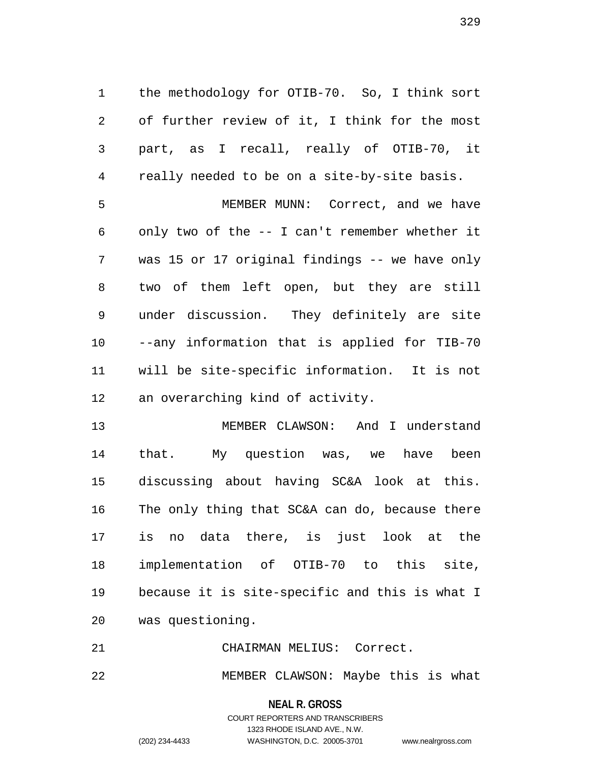the methodology for OTIB-70. So, I think sort of further review of it, I think for the most part, as I recall, really of OTIB-70, it really needed to be on a site-by-site basis.

MEMBER MUNN: Correct, and we have only two of the -- I can't remember whether it was 15 or 17 original findings -- we have only two of them left open, but they are still under discussion. They definitely are site --any information that is applied for TIB-70 will be site-specific information. It is not an overarching kind of activity.

MEMBER CLAWSON: And I understand that. My question was, we have been discussing about having SC&A look at this. The only thing that SC&A can do, because there is no data there, is just look at the implementation of OTIB-70 to this site, because it is site-specific and this is what I was questioning.

CHAIRMAN MELIUS: Correct.

MEMBER CLAWSON: Maybe this is what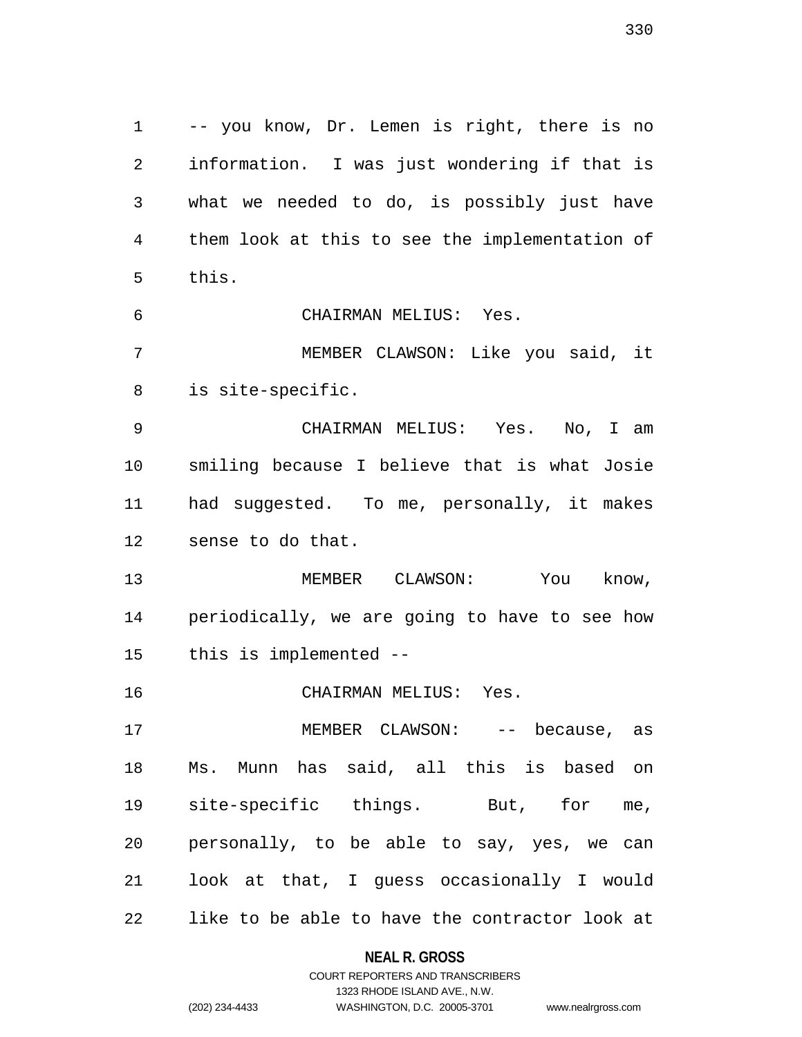-- you know, Dr. Lemen is right, there is no information. I was just wondering if that is what we needed to do, is possibly just have them look at this to see the implementation of this.

CHAIRMAN MELIUS: Yes.

MEMBER CLAWSON: Like you said, it is site-specific.

CHAIRMAN MELIUS: Yes. No, I am smiling because I believe that is what Josie had suggested. To me, personally, it makes sense to do that.

MEMBER CLAWSON: You know, periodically, we are going to have to see how this is implemented --

CHAIRMAN MELIUS: Yes.

MEMBER CLAWSON: -- because, as Ms. Munn has said, all this is based on site-specific things. But, for me, personally, to be able to say, yes, we can look at that, I guess occasionally I would like to be able to have the contractor look at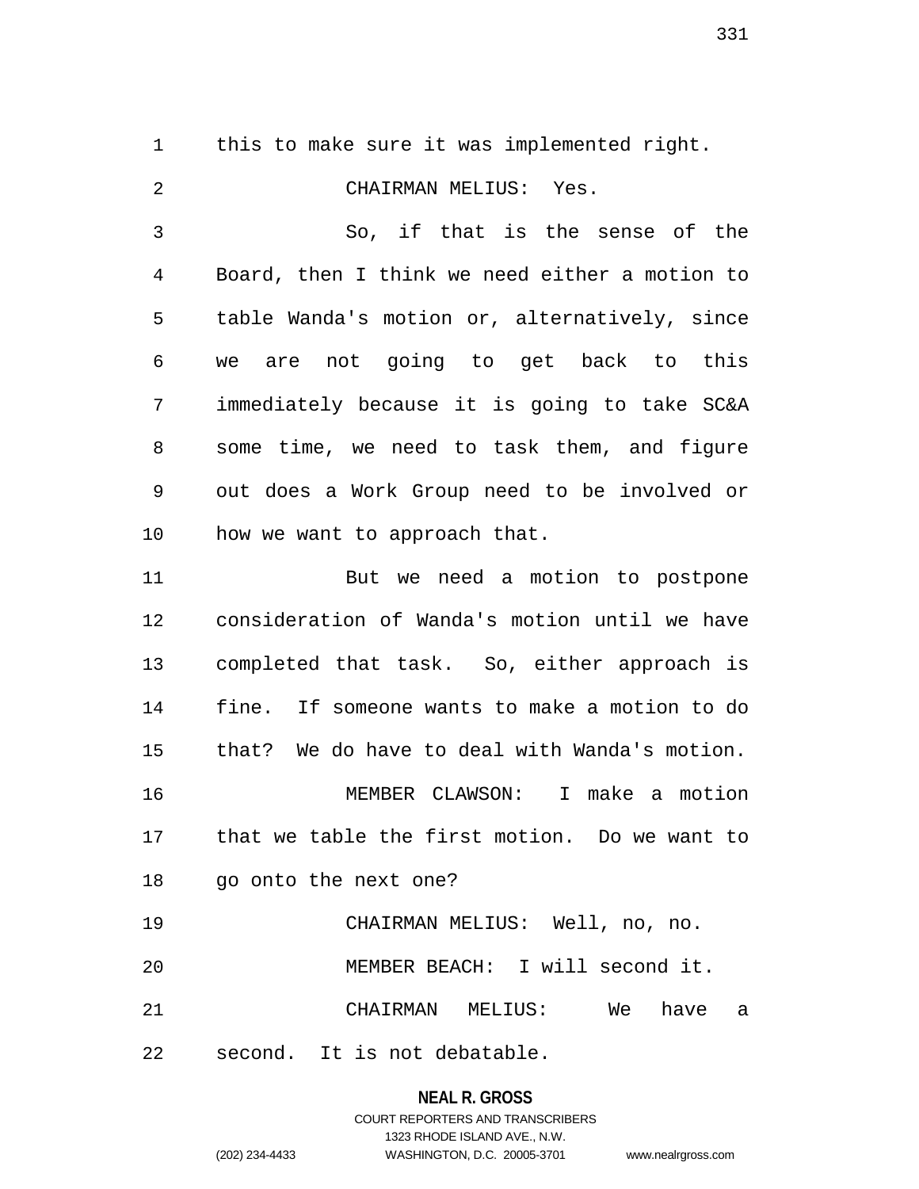this to make sure it was implemented right.

CHAIRMAN MELIUS: Yes.

So, if that is the sense of the Board, then I think we need either a motion to table Wanda's motion or, alternatively, since we are not going to get back to this immediately because it is going to take SC&A some time, we need to task them, and figure out does a Work Group need to be involved or how we want to approach that.

But we need a motion to postpone consideration of Wanda's motion until we have completed that task. So, either approach is fine. If someone wants to make a motion to do that? We do have to deal with Wanda's motion.

MEMBER CLAWSON: I make a motion that we table the first motion. Do we want to go onto the next one?

CHAIRMAN MELIUS: Well, no, no.

MEMBER BEACH: I will second it.

CHAIRMAN MELIUS: We have a second. It is not debatable.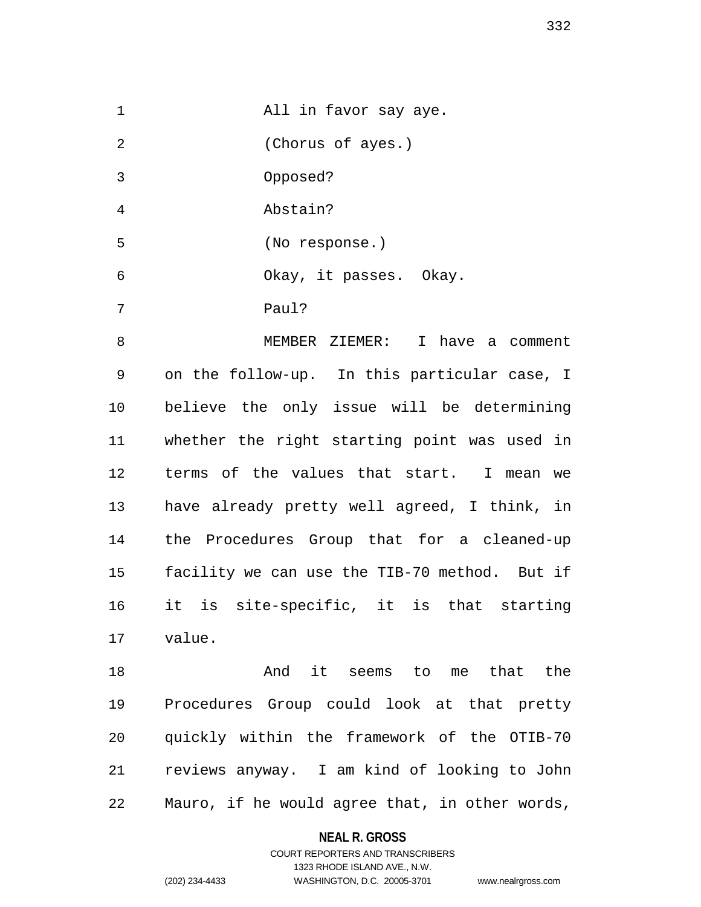All in favor say aye.

(Chorus of ayes.)

Opposed?

Abstain?

(No response.)

Okay, it passes. Okay.

Paul?

MEMBER ZIEMER: I have a comment on the follow-up. In this particular case, I believe the only issue will be determining whether the right starting point was used in terms of the values that start. I mean we have already pretty well agreed, I think, in the Procedures Group that for a cleaned-up facility we can use the TIB-70 method. But if it is site-specific, it is that starting value.

And it seems to me that the Procedures Group could look at that pretty quickly within the framework of the OTIB-70 reviews anyway. I am kind of looking to John Mauro, if he would agree that, in other words,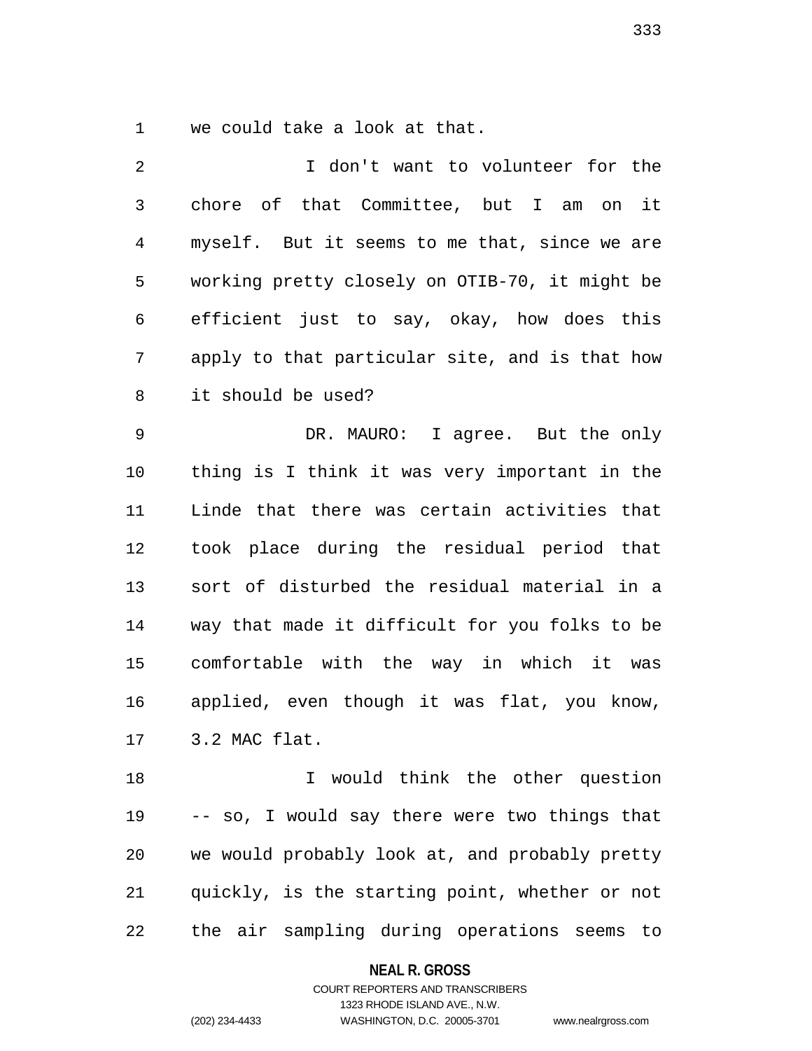we could take a look at that.

I don't want to volunteer for the chore of that Committee, but I am on it myself. But it seems to me that, since we are working pretty closely on OTIB-70, it might be efficient just to say, okay, how does this apply to that particular site, and is that how it should be used?

DR. MAURO: I agree. But the only thing is I think it was very important in the Linde that there was certain activities that took place during the residual period that sort of disturbed the residual material in a way that made it difficult for you folks to be comfortable with the way in which it was applied, even though it was flat, you know, 3.2 MAC flat.

I would think the other question -- so, I would say there were two things that we would probably look at, and probably pretty quickly, is the starting point, whether or not the air sampling during operations seems to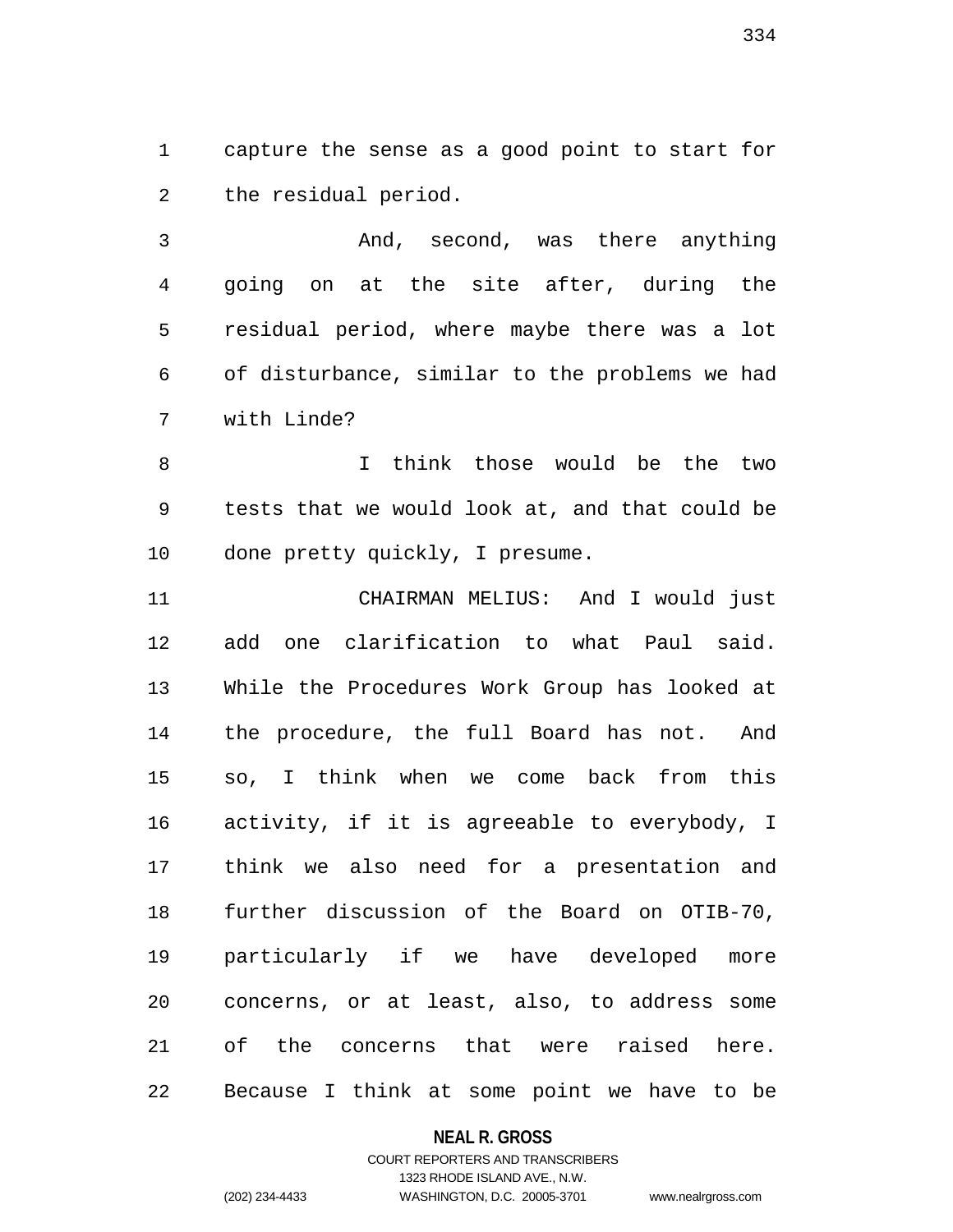capture the sense as a good point to start for the residual period.

And, second, was there anything going on at the site after, during the residual period, where maybe there was a lot of disturbance, similar to the problems we had with Linde?

I think those would be the two tests that we would look at, and that could be done pretty quickly, I presume.

CHAIRMAN MELIUS: And I would just add one clarification to what Paul said. While the Procedures Work Group has looked at the procedure, the full Board has not. And so, I think when we come back from this activity, if it is agreeable to everybody, I think we also need for a presentation and further discussion of the Board on OTIB-70, particularly if we have developed more concerns, or at least, also, to address some of the concerns that were raised here. Because I think at some point we have to be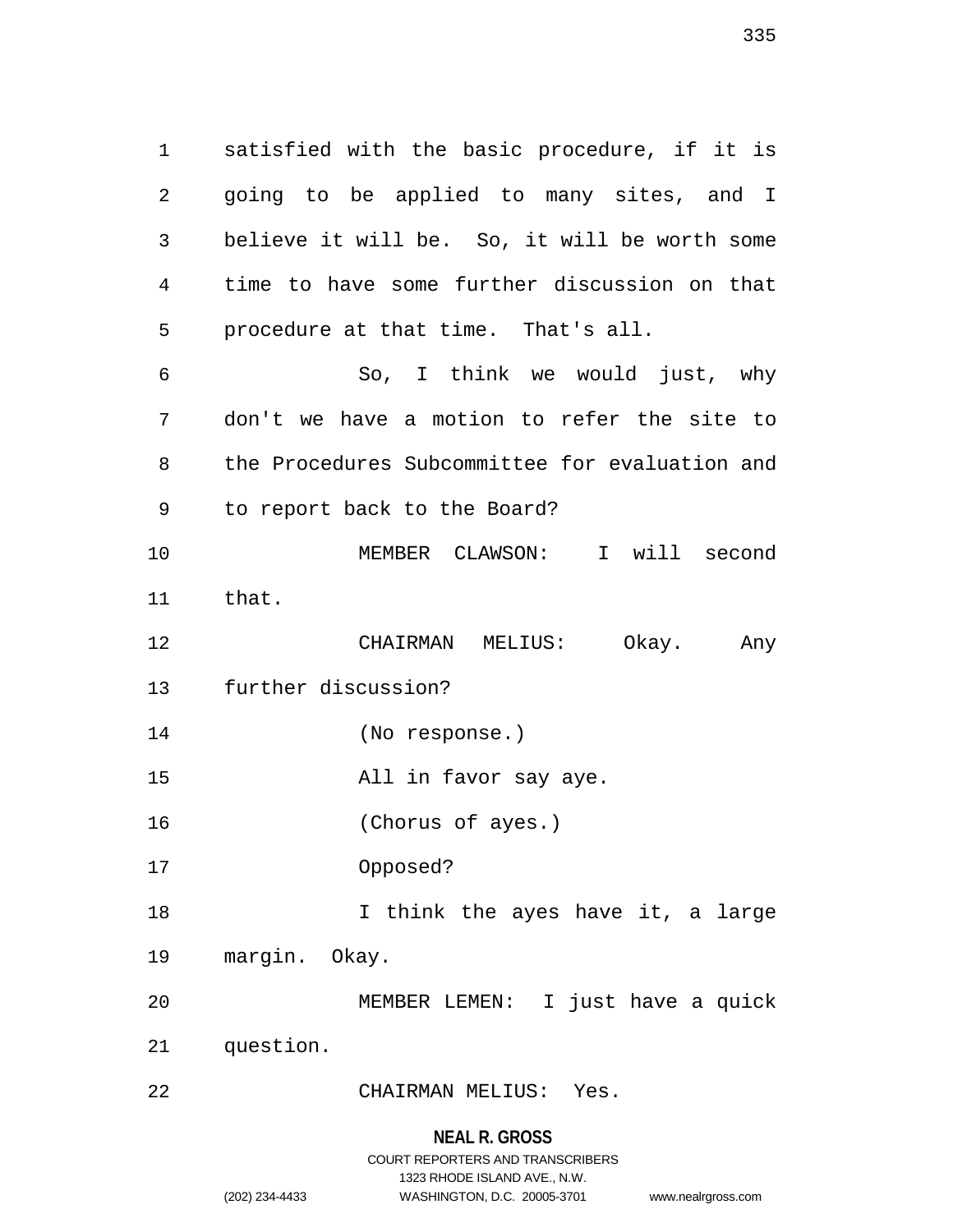satisfied with the basic procedure, if it is going to be applied to many sites, and I believe it will be. So, it will be worth some time to have some further discussion on that procedure at that time. That's all.

So, I think we would just, why don't we have a motion to refer the site to the Procedures Subcommittee for evaluation and to report back to the Board?

MEMBER CLAWSON: I will second that.

CHAIRMAN MELIUS: Okay. Any further discussion?

(No response.)

All in favor say aye.

(Chorus of ayes.)

Opposed?

I think the ayes have it, a large margin. Okay.

MEMBER LEMEN: I just have a quick question.

CHAIRMAN MELIUS: Yes.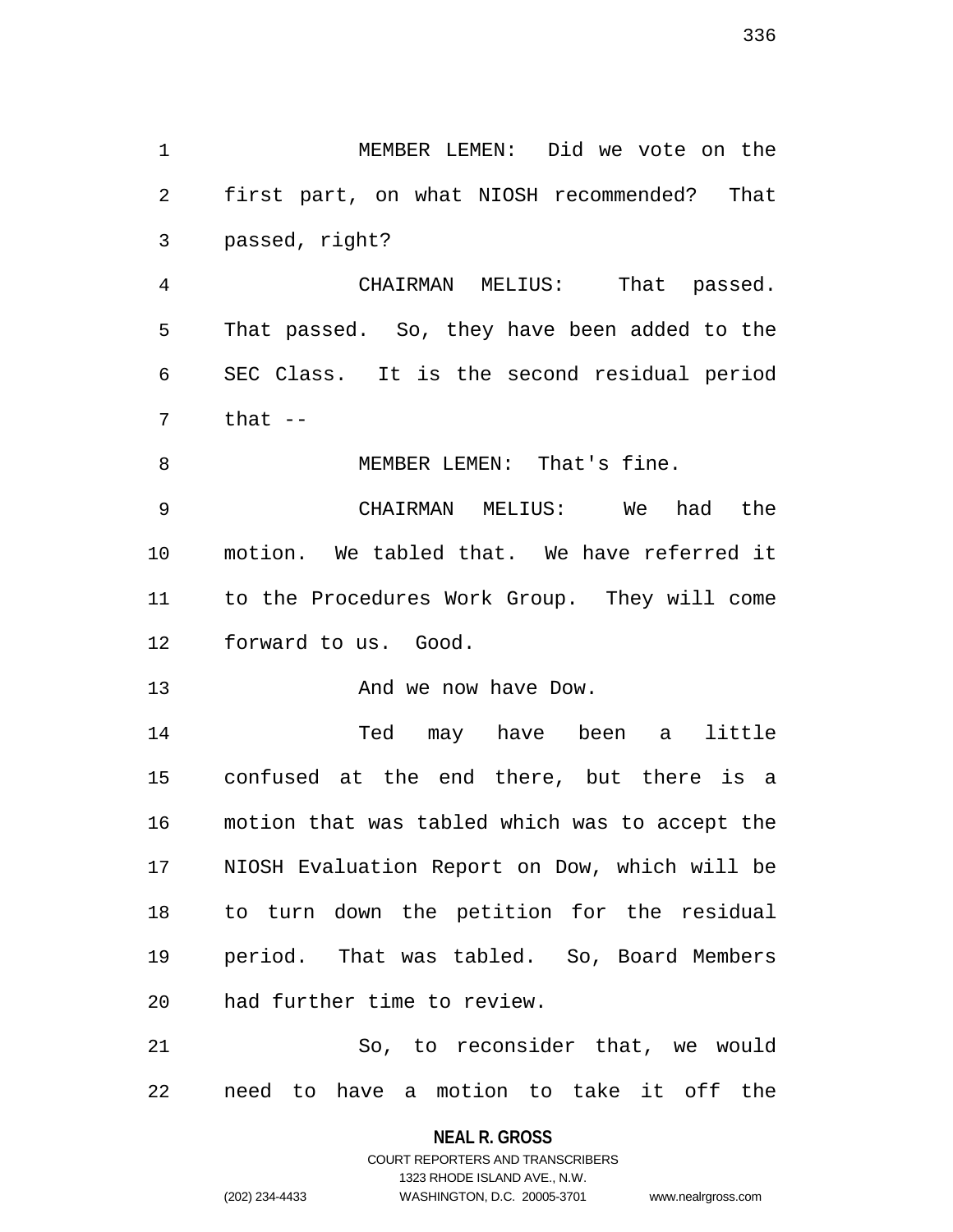MEMBER LEMEN: Did we vote on the first part, on what NIOSH recommended? That passed, right?

CHAIRMAN MELIUS: That passed. That passed. So, they have been added to the SEC Class. It is the second residual period that --

MEMBER LEMEN: That's fine.

CHAIRMAN MELIUS: We had the motion. We tabled that. We have referred it to the Procedures Work Group. They will come forward to us. Good.

And we now have Dow.

Ted may have been a little confused at the end there, but there is a motion that was tabled which was to accept the NIOSH Evaluation Report on Dow, which will be to turn down the petition for the residual period. That was tabled. So, Board Members had further time to review.

So, to reconsider that, we would need to have a motion to take it off the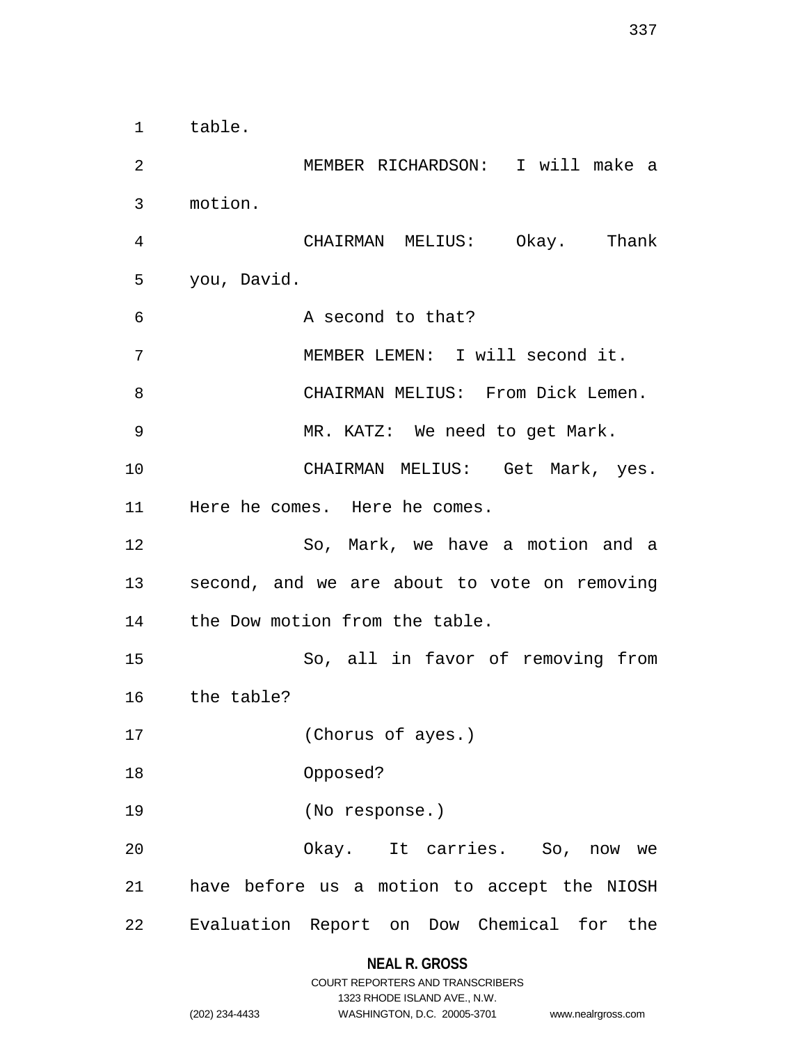table.

MEMBER RICHARDSON: I will make a motion.

CHAIRMAN MELIUS: Okay. Thank you, David.

A second to that?

MEMBER LEMEN: I will second it.

CHAIRMAN MELIUS: From Dick Lemen.

MR. KATZ: We need to get Mark.

CHAIRMAN MELIUS: Get Mark, yes. Here he comes. Here he comes.

So, Mark, we have a motion and a second, and we are about to vote on removing the Dow motion from the table.

So, all in favor of removing from the table?

(Chorus of ayes.)

Opposed?

(No response.)

Okay. It carries. So, now we have before us a motion to accept the NIOSH Evaluation Report on Dow Chemical for the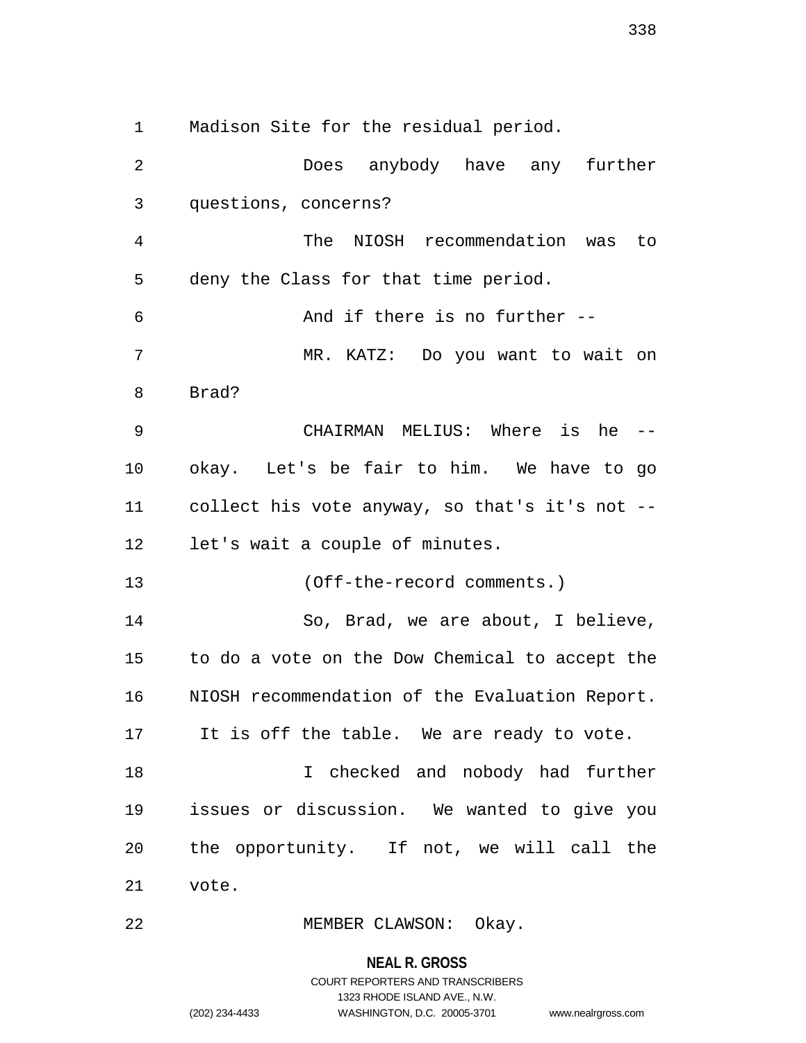Madison Site for the residual period.

Does anybody have any further questions, concerns?

The NIOSH recommendation was to deny the Class for that time period.

And if there is no further --

MR. KATZ: Do you want to wait on Brad?

CHAIRMAN MELIUS: Where is he -- okay. Let's be fair to him. We have to go collect his vote anyway, so that's it's not -- let's wait a couple of minutes.

(Off-the-record comments.)

So, Brad, we are about, I believe, to do a vote on the Dow Chemical to accept the NIOSH recommendation of the Evaluation Report. It is off the table. We are ready to vote.

I checked and nobody had further issues or discussion. We wanted to give you the opportunity. If not, we will call the vote.

MEMBER CLAWSON: Okay.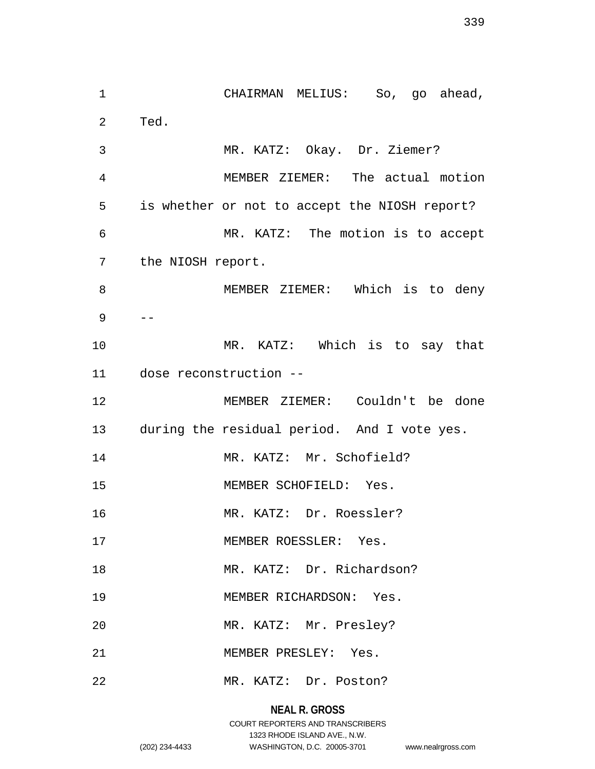CHAIRMAN MELIUS: So, go ahead, Ted.

MR. KATZ: Okay. Dr. Ziemer?

MEMBER ZIEMER: The actual motion is whether or not to accept the NIOSH report?

MR. KATZ: The motion is to accept the NIOSH report.

MEMBER ZIEMER: Which is to deny --

MR. KATZ: Which is to say that dose reconstruction --

MEMBER ZIEMER: Couldn't be done during the residual period. And I vote yes.

MR. KATZ: Mr. Schofield?

MEMBER SCHOFIELD: Yes.

MR. KATZ: Dr. Roessler?

MEMBER ROESSLER: Yes.

MR. KATZ: Dr. Richardson?

MEMBER RICHARDSON: Yes.

MR. KATZ: Mr. Presley?

MEMBER PRESLEY: Yes.

MR. KATZ: Dr. Poston?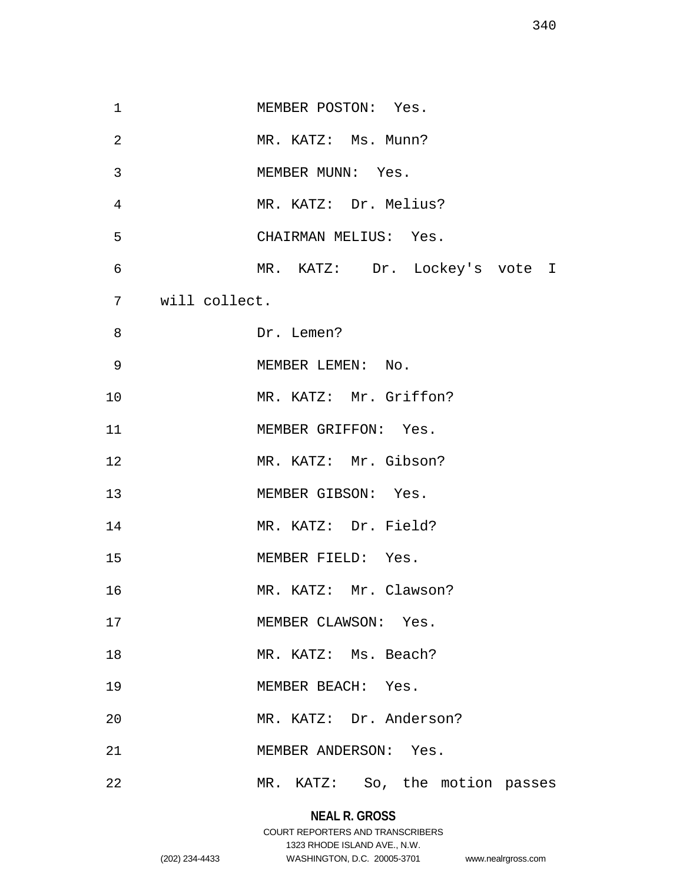MEMBER POSTON: Yes.

MR. KATZ: Ms. Munn?

MEMBER MUNN: Yes.

MR. KATZ: Dr. Melius?

CHAIRMAN MELIUS: Yes.

MR. KATZ: Dr. Lockey's vote I will collect.

Dr. Lemen?

MEMBER LEMEN: No.

MR. KATZ: Mr. Griffon?

MEMBER GRIFFON: Yes.

MR. KATZ: Mr. Gibson?

MEMBER GIBSON: Yes.

MR. KATZ: Dr. Field?

MEMBER FIELD: Yes.

MR. KATZ: Mr. Clawson?

MEMBER CLAWSON: Yes.

MR. KATZ: Ms. Beach?

MEMBER BEACH: Yes.

MR. KATZ: Dr. Anderson?

MEMBER ANDERSON: Yes.

MR. KATZ: So, the motion passes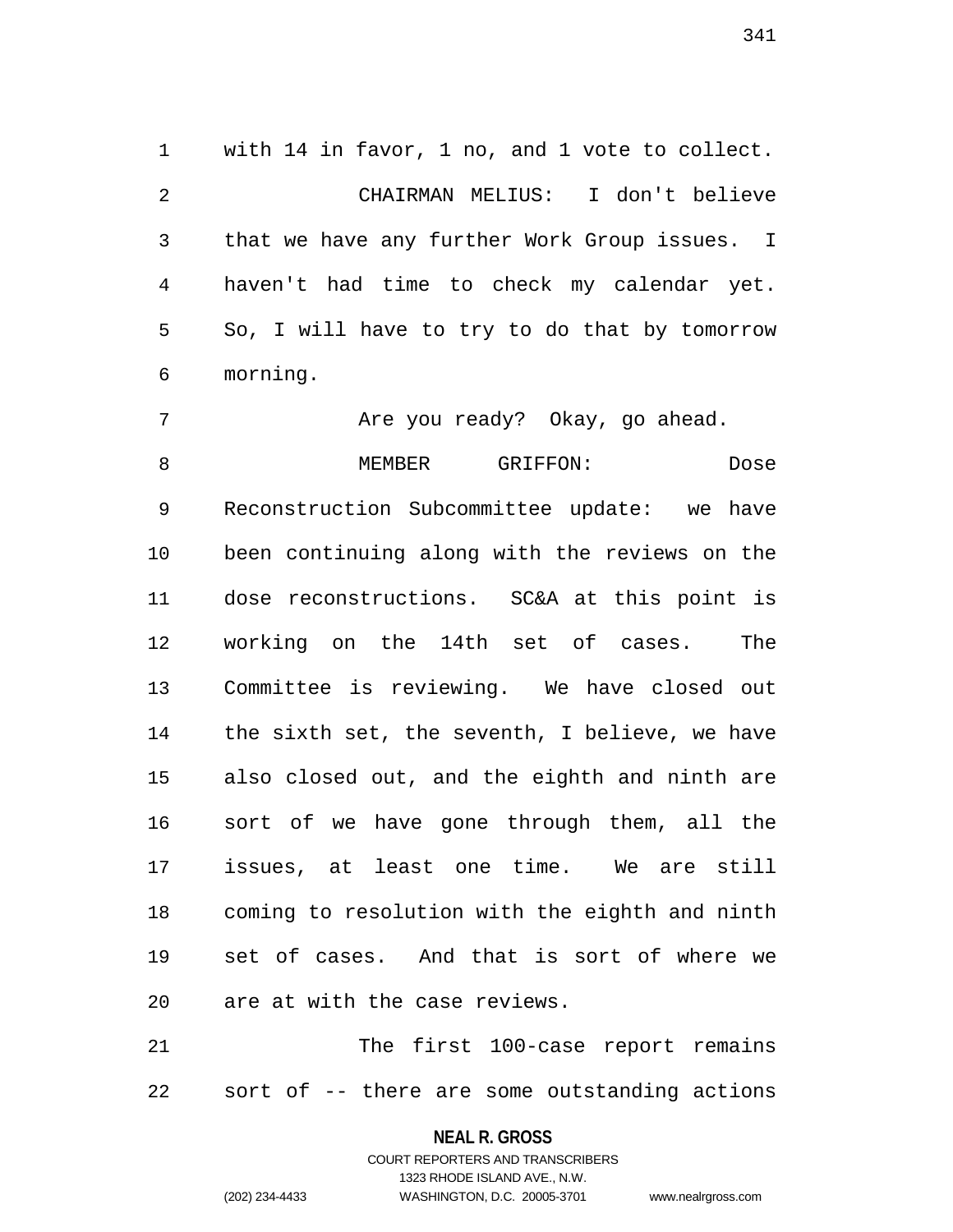with 14 in favor, 1 no, and 1 vote to collect.

CHAIRMAN MELIUS: I don't believe that we have any further Work Group issues. I haven't had time to check my calendar yet. So, I will have to try to do that by tomorrow morning.

Are you ready? Okay, go ahead.

MEMBER GRIFFON: Dose Reconstruction Subcommittee update: we have been continuing along with the reviews on the dose reconstructions. SC&A at this point is working on the 14th set of cases. The Committee is reviewing. We have closed out the sixth set, the seventh, I believe, we have also closed out, and the eighth and ninth are sort of we have gone through them, all the issues, at least one time. We are still coming to resolution with the eighth and ninth set of cases. And that is sort of where we are at with the case reviews.

The first 100-case report remains sort of -- there are some outstanding actions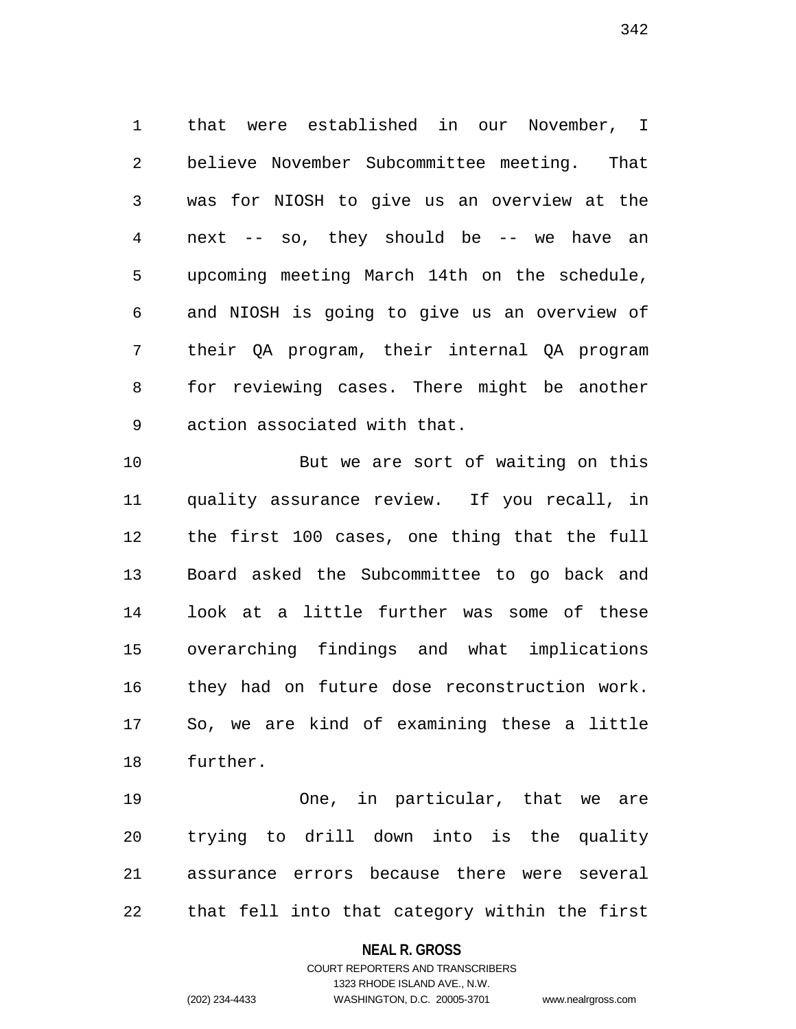that were established in our November, I believe November Subcommittee meeting. That was for NIOSH to give us an overview at the next -- so, they should be -- we have an upcoming meeting March 14th on the schedule, and NIOSH is going to give us an overview of their QA program, their internal QA program for reviewing cases. There might be another action associated with that.

But we are sort of waiting on this quality assurance review. If you recall, in the first 100 cases, one thing that the full Board asked the Subcommittee to go back and look at a little further was some of these overarching findings and what implications they had on future dose reconstruction work. So, we are kind of examining these a little further.

One, in particular, that we are trying to drill down into is the quality assurance errors because there were several that fell into that category within the first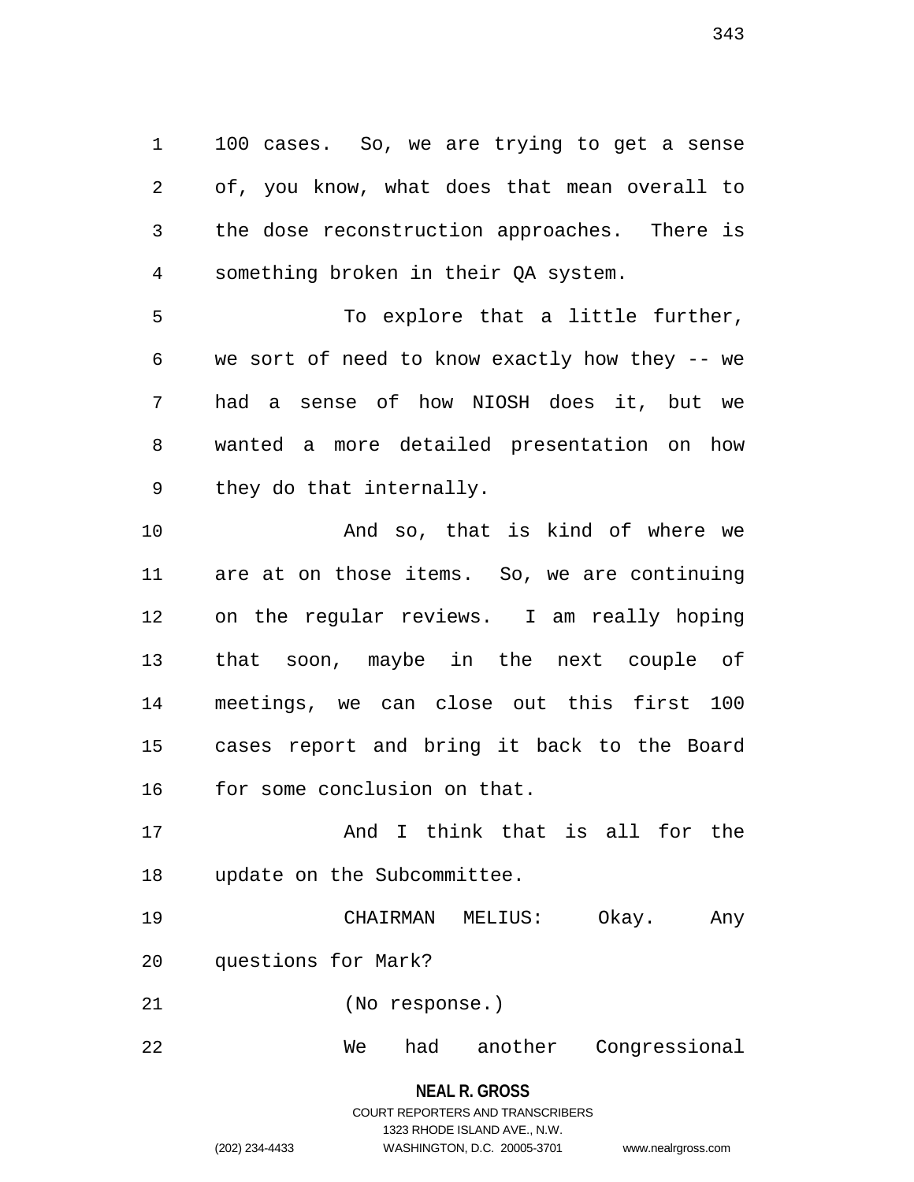100 cases. So, we are trying to get a sense of, you know, what does that mean overall to the dose reconstruction approaches. There is something broken in their QA system.

To explore that a little further, we sort of need to know exactly how they -- we had a sense of how NIOSH does it, but we wanted a more detailed presentation on how they do that internally.

And so, that is kind of where we are at on those items. So, we are continuing on the regular reviews. I am really hoping that soon, maybe in the next couple of meetings, we can close out this first 100 cases report and bring it back to the Board for some conclusion on that.

And I think that is all for the update on the Subcommittee.

CHAIRMAN MELIUS: Okay. Any questions for Mark?

(No response.)

We had another Congressional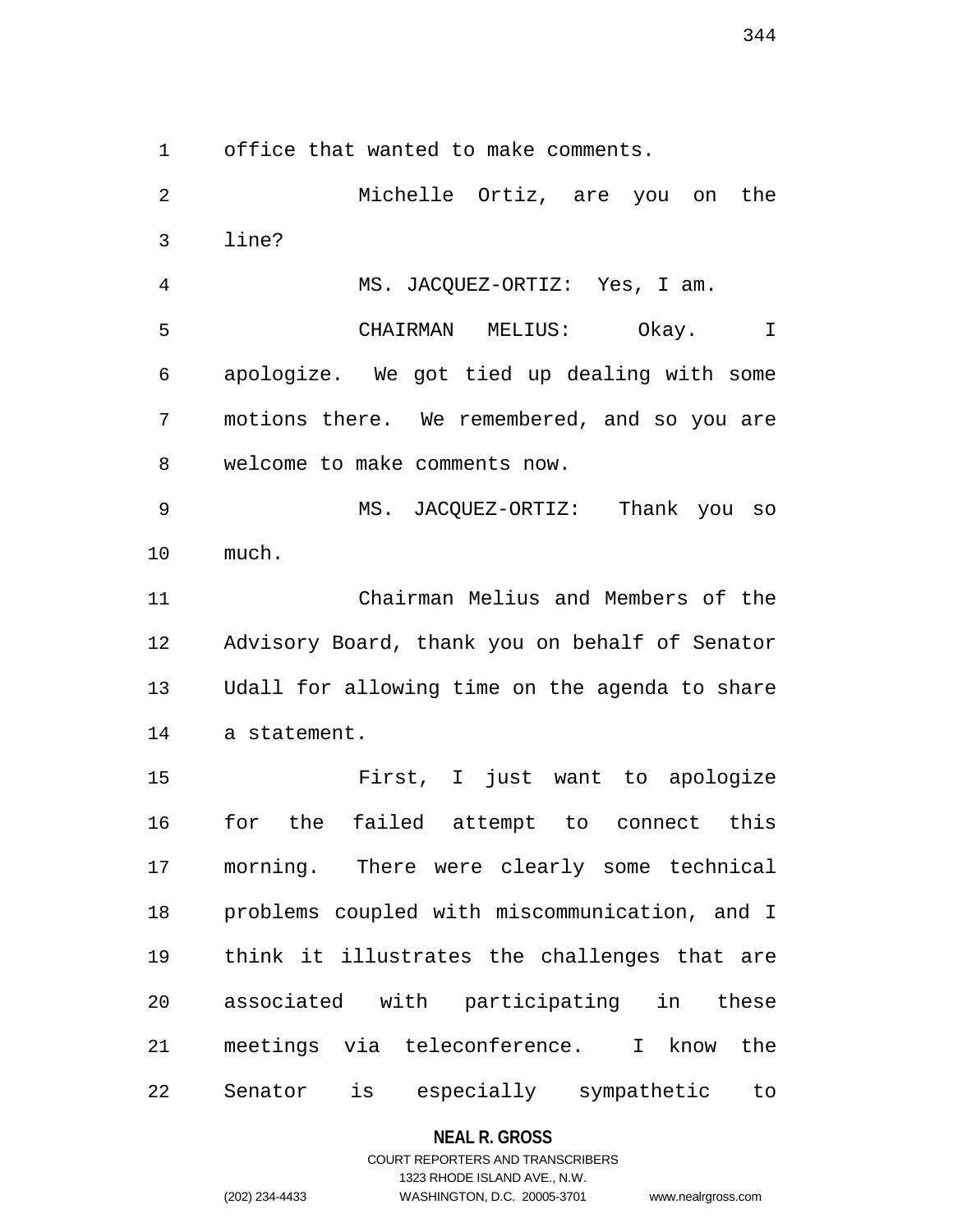office that wanted to make comments.

Michelle Ortiz, are you on the line?

MS. JACQUEZ-ORTIZ: Yes, I am.

CHAIRMAN MELIUS: Okay. I apologize. We got tied up dealing with some motions there. We remembered, and so you are welcome to make comments now.

MS. JACQUEZ-ORTIZ: Thank you so much.

Chairman Melius and Members of the Advisory Board, thank you on behalf of Senator Udall for allowing time on the agenda to share a statement.

First, I just want to apologize for the failed attempt to connect this morning. There were clearly some technical problems coupled with miscommunication, and I think it illustrates the challenges that are associated with participating in these meetings via teleconference. I know the Senator is especially sympathetic to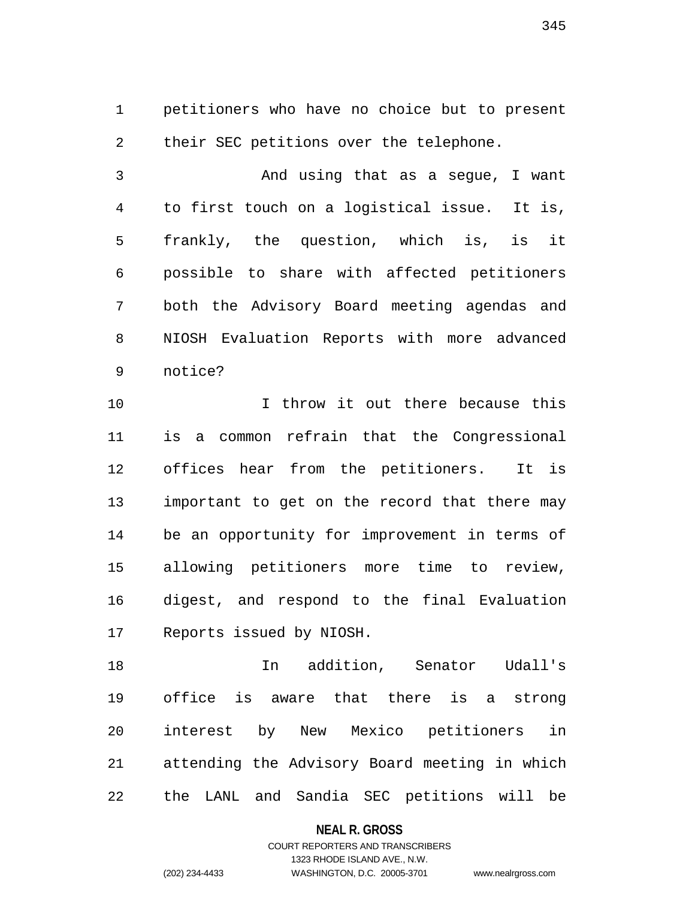petitioners who have no choice but to present their SEC petitions over the telephone.

And using that as a segue, I want to first touch on a logistical issue. It is, frankly, the question, which is, is it possible to share with affected petitioners both the Advisory Board meeting agendas and NIOSH Evaluation Reports with more advanced notice?

I throw it out there because this is a common refrain that the Congressional offices hear from the petitioners. It is important to get on the record that there may be an opportunity for improvement in terms of allowing petitioners more time to review, digest, and respond to the final Evaluation Reports issued by NIOSH.

In addition, Senator Udall's office is aware that there is a strong interest by New Mexico petitioners in attending the Advisory Board meeting in which the LANL and Sandia SEC petitions will be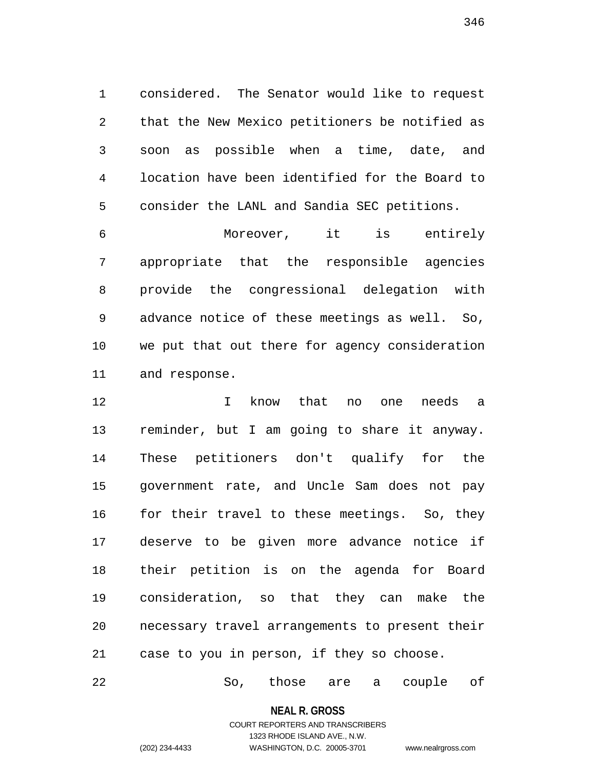considered. The Senator would like to request that the New Mexico petitioners be notified as soon as possible when a time, date, and location have been identified for the Board to consider the LANL and Sandia SEC petitions.

Moreover, it is entirely appropriate that the responsible agencies provide the congressional delegation with advance notice of these meetings as well. So, we put that out there for agency consideration and response.

I know that no one needs a reminder, but I am going to share it anyway. These petitioners don't qualify for the government rate, and Uncle Sam does not pay for their travel to these meetings. So, they deserve to be given more advance notice if their petition is on the agenda for Board consideration, so that they can make the necessary travel arrangements to present their case to you in person, if they so choose.

So, those are a couple of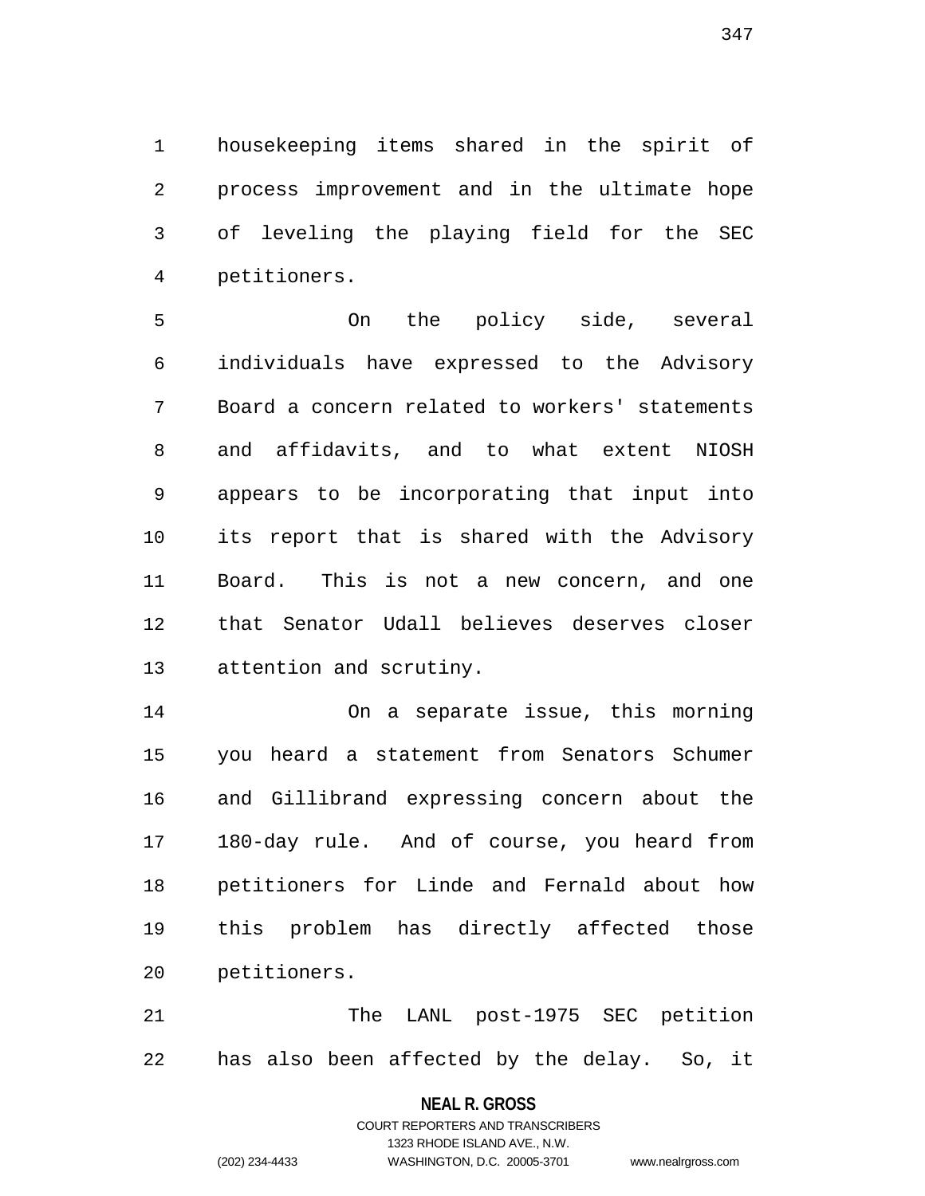housekeeping items shared in the spirit of process improvement and in the ultimate hope of leveling the playing field for the SEC petitioners.

On the policy side, several individuals have expressed to the Advisory Board a concern related to workers' statements and affidavits, and to what extent NIOSH appears to be incorporating that input into its report that is shared with the Advisory Board. This is not a new concern, and one that Senator Udall believes deserves closer attention and scrutiny.

On a separate issue, this morning you heard a statement from Senators Schumer and Gillibrand expressing concern about the 180-day rule. And of course, you heard from petitioners for Linde and Fernald about how this problem has directly affected those petitioners.

The LANL post-1975 SEC petition has also been affected by the delay. So, it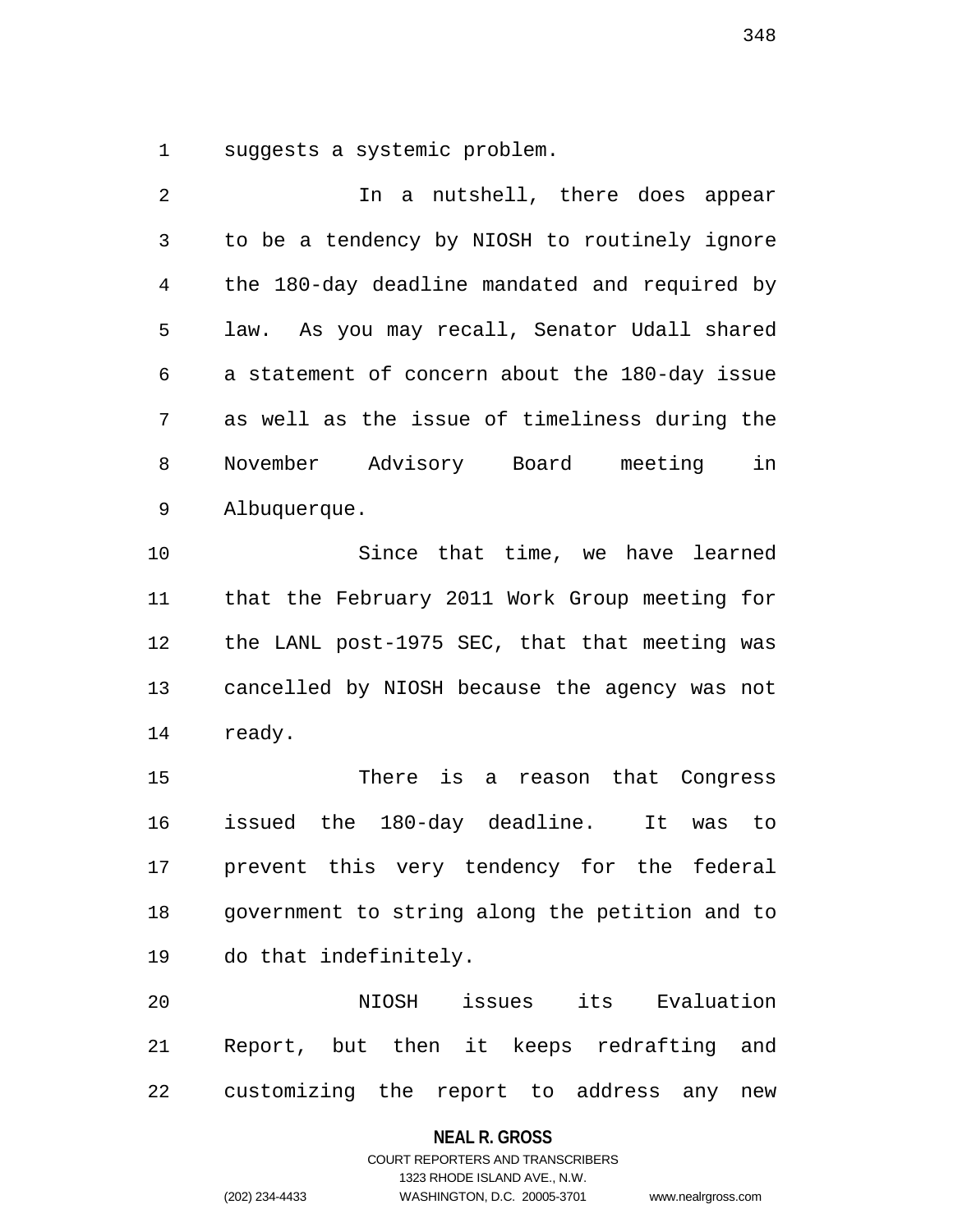suggests a systemic problem.

In a nutshell, there does appear to be a tendency by NIOSH to routinely ignore the 180-day deadline mandated and required by law. As you may recall, Senator Udall shared a statement of concern about the 180-day issue as well as the issue of timeliness during the November Advisory Board meeting in Albuquerque.

Since that time, we have learned that the February 2011 Work Group meeting for the LANL post-1975 SEC, that that meeting was cancelled by NIOSH because the agency was not ready.

There is a reason that Congress issued the 180-day deadline. It was to prevent this very tendency for the federal government to string along the petition and to do that indefinitely.

NIOSH issues its Evaluation Report, but then it keeps redrafting and customizing the report to address any new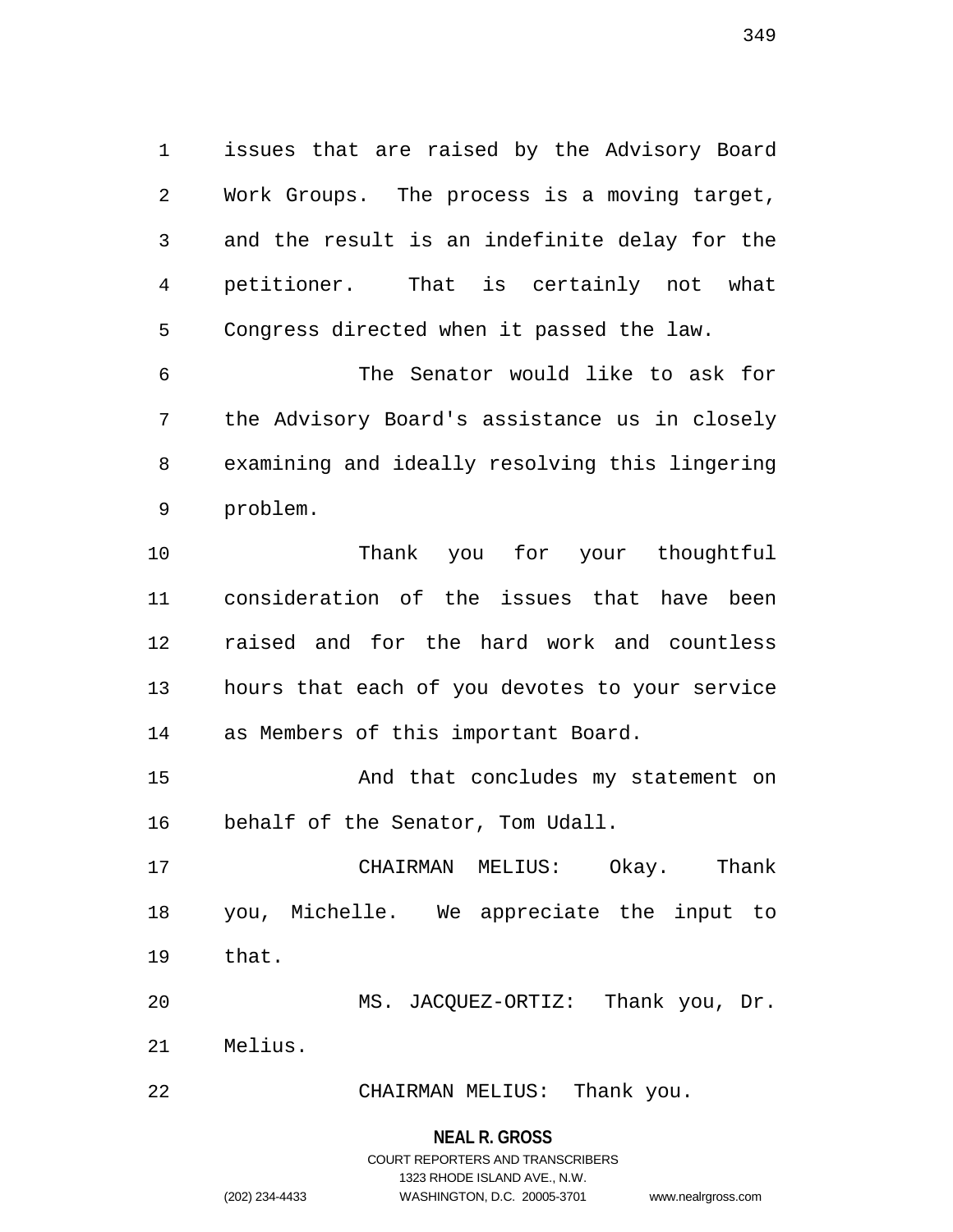issues that are raised by the Advisory Board Work Groups. The process is a moving target, and the result is an indefinite delay for the petitioner. That is certainly not what Congress directed when it passed the law.

The Senator would like to ask for the Advisory Board's assistance us in closely examining and ideally resolving this lingering problem.

Thank you for your thoughtful consideration of the issues that have been raised and for the hard work and countless hours that each of you devotes to your service as Members of this important Board.

And that concludes my statement on behalf of the Senator, Tom Udall.

CHAIRMAN MELIUS: Okay. Thank you, Michelle. We appreciate the input to that.

MS. JACQUEZ-ORTIZ: Thank you, Dr. Melius.

CHAIRMAN MELIUS: Thank you.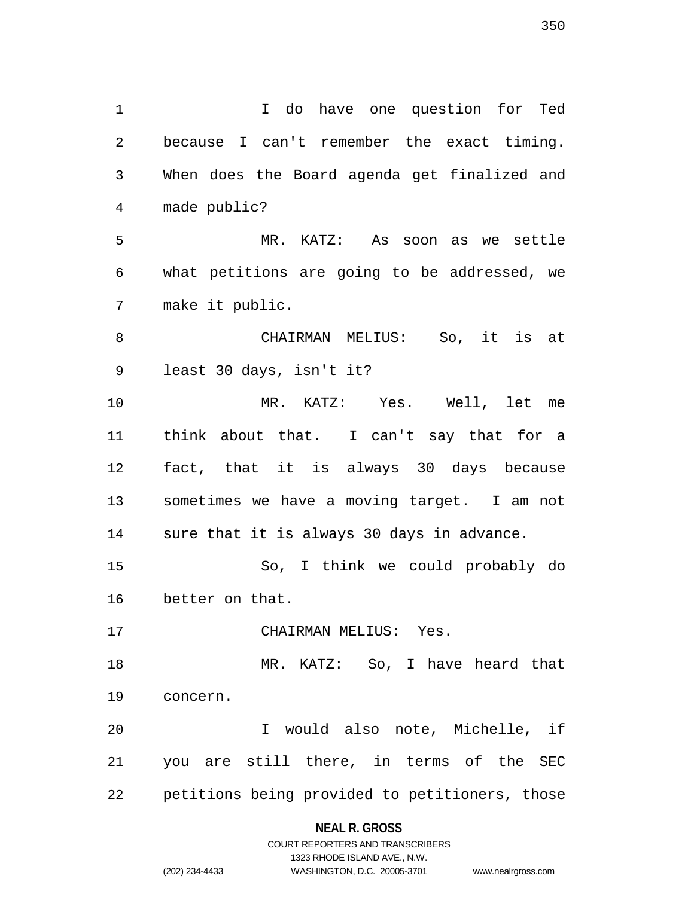I do have one question for Ted because I can't remember the exact timing. When does the Board agenda get finalized and made public?

MR. KATZ: As soon as we settle what petitions are going to be addressed, we make it public.

CHAIRMAN MELIUS: So, it is at least 30 days, isn't it?

MR. KATZ: Yes. Well, let me think about that. I can't say that for a fact, that it is always 30 days because sometimes we have a moving target. I am not sure that it is always 30 days in advance.

So, I think we could probably do better on that.

CHAIRMAN MELIUS: Yes.

MR. KATZ: So, I have heard that concern.

I would also note, Michelle, if you are still there, in terms of the SEC petitions being provided to petitioners, those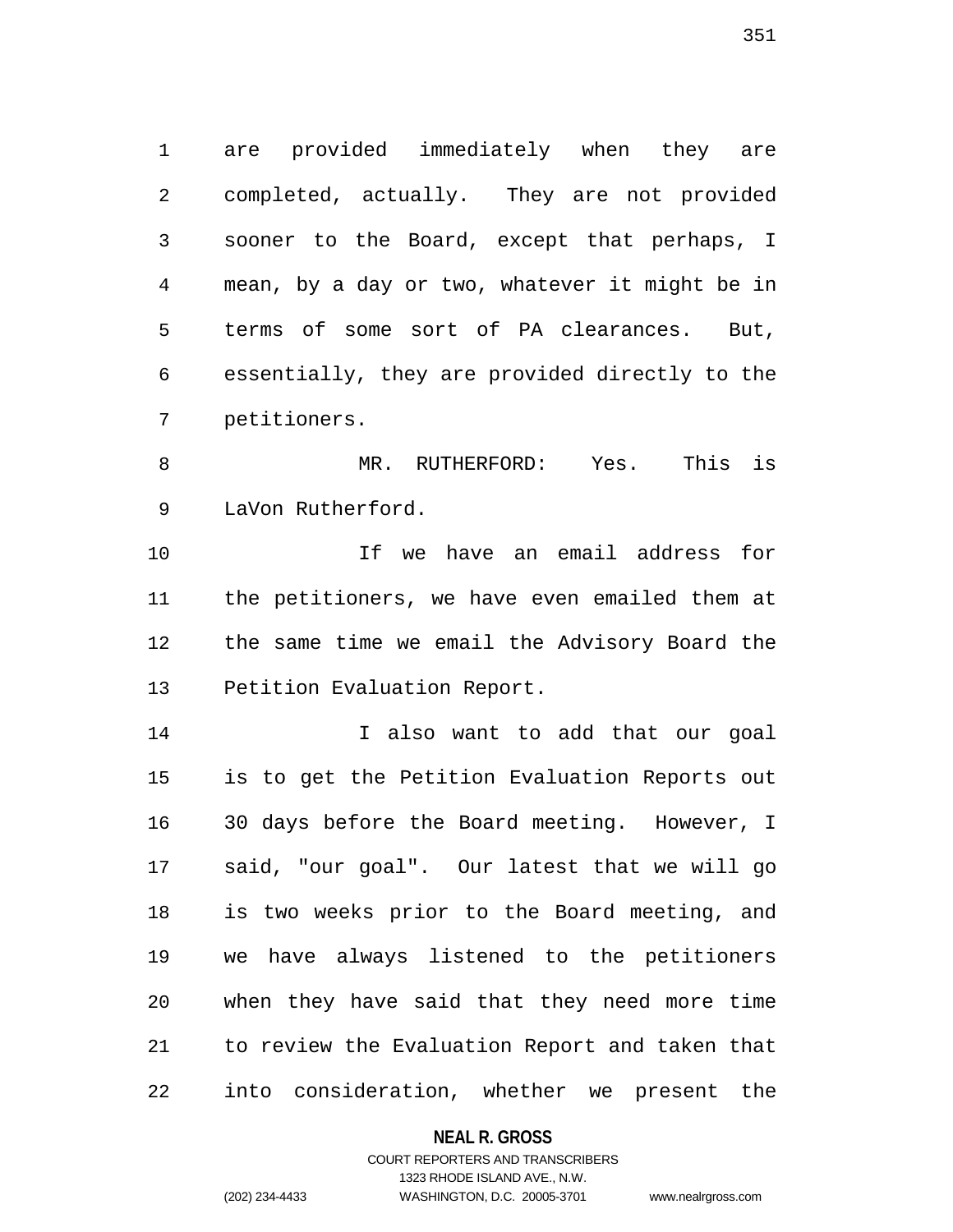are provided immediately when they are completed, actually. They are not provided sooner to the Board, except that perhaps, I mean, by a day or two, whatever it might be in terms of some sort of PA clearances. But, essentially, they are provided directly to the petitioners.

MR. RUTHERFORD: Yes. This is LaVon Rutherford.

If we have an email address for the petitioners, we have even emailed them at the same time we email the Advisory Board the Petition Evaluation Report.

I also want to add that our goal is to get the Petition Evaluation Reports out 30 days before the Board meeting. However, I said, "our goal". Our latest that we will go is two weeks prior to the Board meeting, and we have always listened to the petitioners when they have said that they need more time to review the Evaluation Report and taken that into consideration, whether we present the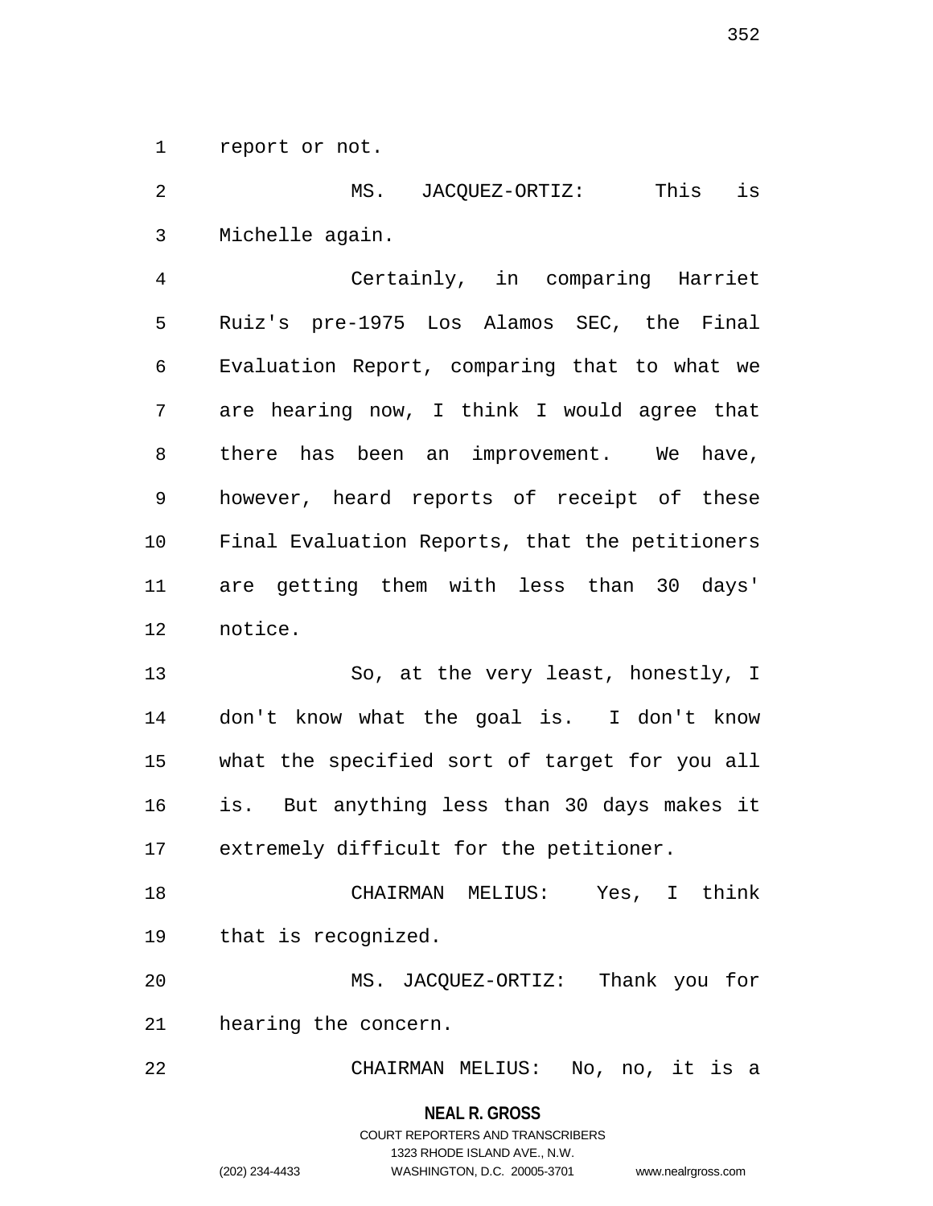report or not.

MS. JACQUEZ-ORTIZ: This is Michelle again.

Certainly, in comparing Harriet Ruiz's pre-1975 Los Alamos SEC, the Final Evaluation Report, comparing that to what we are hearing now, I think I would agree that there has been an improvement. We have, however, heard reports of receipt of these Final Evaluation Reports, that the petitioners are getting them with less than 30 days' notice.

So, at the very least, honestly, I don't know what the goal is. I don't know what the specified sort of target for you all is. But anything less than 30 days makes it extremely difficult for the petitioner.

CHAIRMAN MELIUS: Yes, I think that is recognized.

MS. JACQUEZ-ORTIZ: Thank you for hearing the concern.

CHAIRMAN MELIUS: No, no, it is a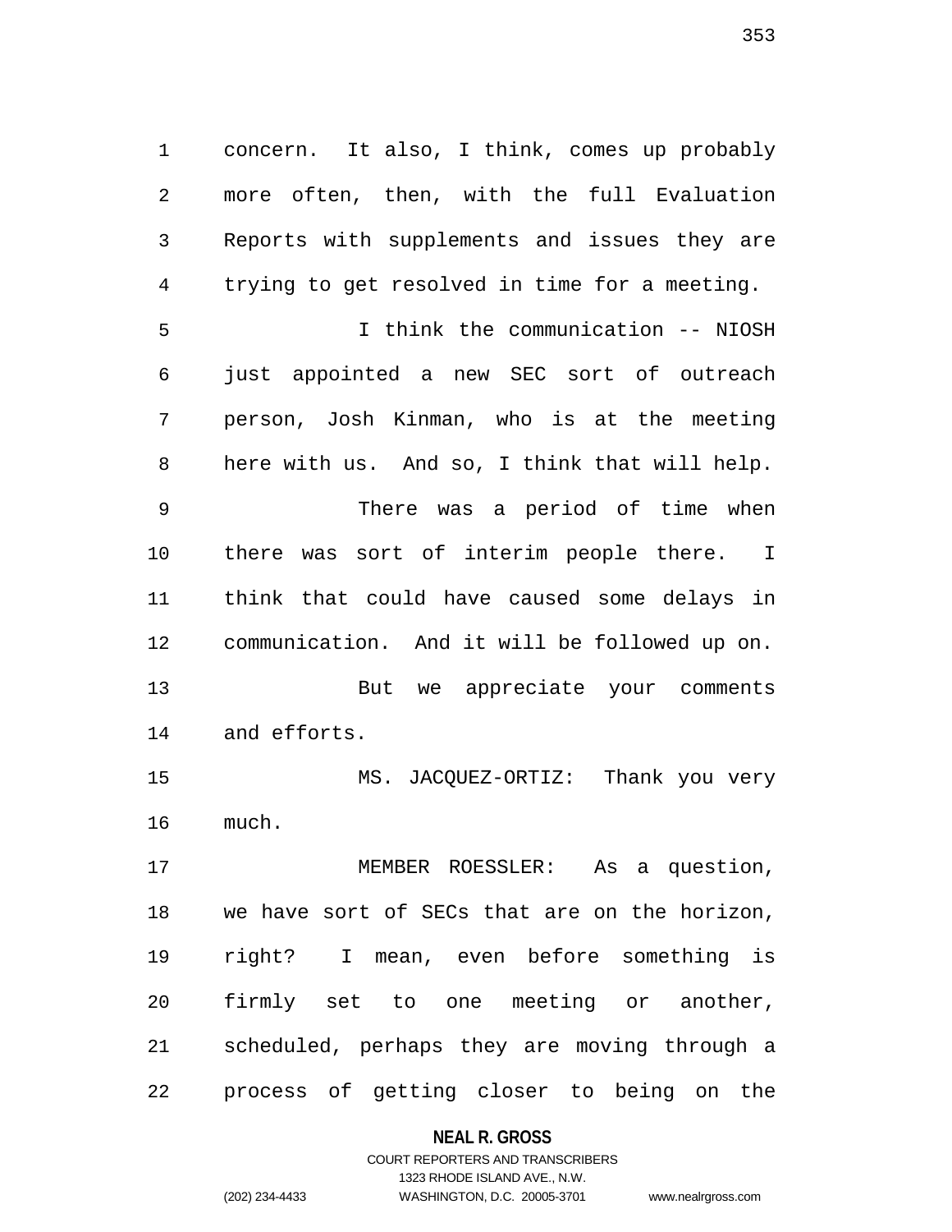concern. It also, I think, comes up probably more often, then, with the full Evaluation Reports with supplements and issues they are trying to get resolved in time for a meeting.

I think the communication -- NIOSH just appointed a new SEC sort of outreach person, Josh Kinman, who is at the meeting here with us. And so, I think that will help.

There was a period of time when there was sort of interim people there. I think that could have caused some delays in communication. And it will be followed up on.

But we appreciate your comments and efforts.

MS. JACQUEZ-ORTIZ: Thank you very much.

MEMBER ROESSLER: As a question, we have sort of SECs that are on the horizon, right? I mean, even before something is firmly set to one meeting or another, scheduled, perhaps they are moving through a process of getting closer to being on the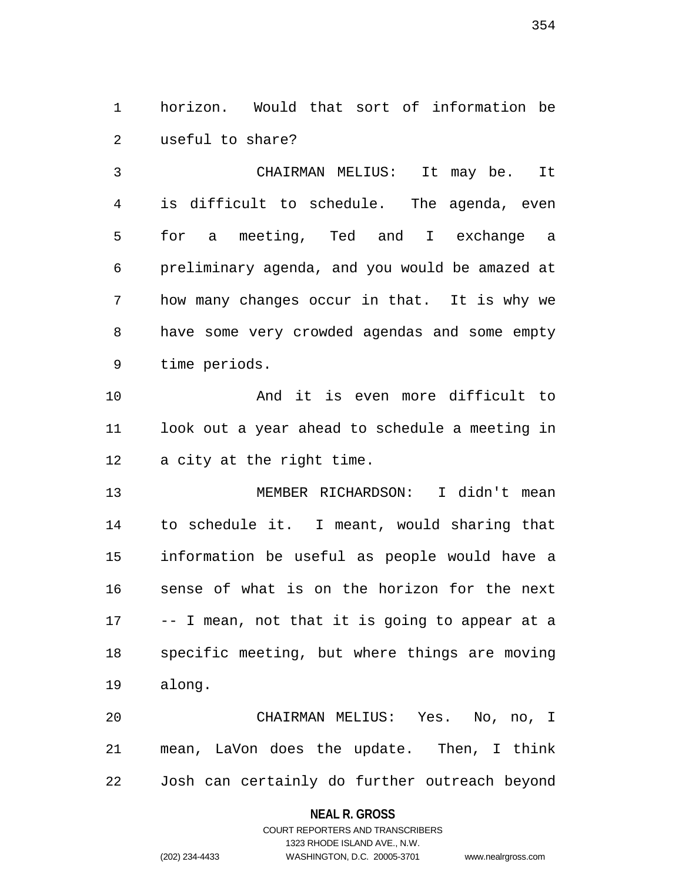horizon. Would that sort of information be useful to share?

CHAIRMAN MELIUS: It may be. It is difficult to schedule. The agenda, even for a meeting, Ted and I exchange a preliminary agenda, and you would be amazed at how many changes occur in that. It is why we have some very crowded agendas and some empty time periods.

And it is even more difficult to look out a year ahead to schedule a meeting in a city at the right time.

MEMBER RICHARDSON: I didn't mean to schedule it. I meant, would sharing that information be useful as people would have a sense of what is on the horizon for the next -- I mean, not that it is going to appear at a specific meeting, but where things are moving along.

CHAIRMAN MELIUS: Yes. No, no, I mean, LaVon does the update. Then, I think Josh can certainly do further outreach beyond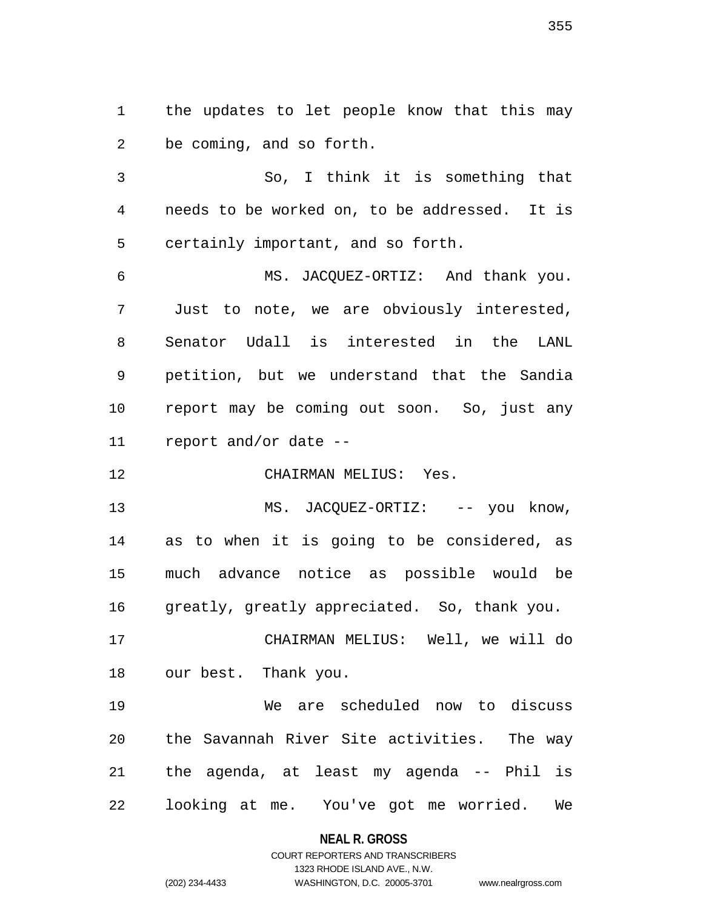the updates to let people know that this may be coming, and so forth.

So, I think it is something that needs to be worked on, to be addressed. It is certainly important, and so forth.

MS. JACQUEZ-ORTIZ: And thank you. Just to note, we are obviously interested, Senator Udall is interested in the LANL petition, but we understand that the Sandia report may be coming out soon. So, just any report and/or date --

CHAIRMAN MELIUS: Yes.

MS. JACQUEZ-ORTIZ: -- you know, as to when it is going to be considered, as much advance notice as possible would be greatly, greatly appreciated. So, thank you.

CHAIRMAN MELIUS: Well, we will do our best. Thank you.

We are scheduled now to discuss the Savannah River Site activities. The way the agenda, at least my agenda -- Phil is looking at me. You've got me worried. We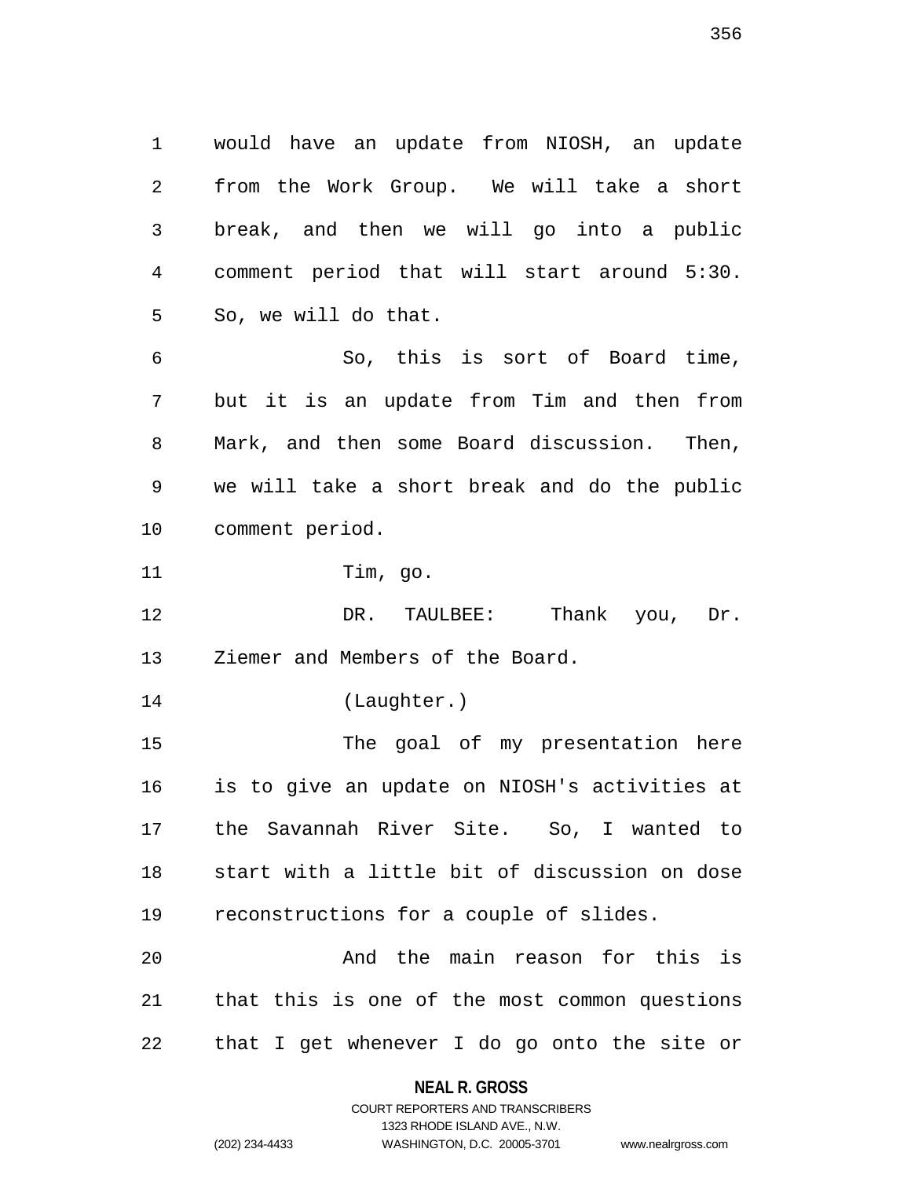would have an update from NIOSH, an update from the Work Group. We will take a short break, and then we will go into a public comment period that will start around 5:30. So, we will do that.

So, this is sort of Board time, but it is an update from Tim and then from Mark, and then some Board discussion. Then, we will take a short break and do the public comment period.

Tim, go.

DR. TAULBEE: Thank you, Dr. Ziemer and Members of the Board.

(Laughter.)

The goal of my presentation here is to give an update on NIOSH's activities at the Savannah River Site. So, I wanted to start with a little bit of discussion on dose reconstructions for a couple of slides.

And the main reason for this is that this is one of the most common questions that I get whenever I do go onto the site or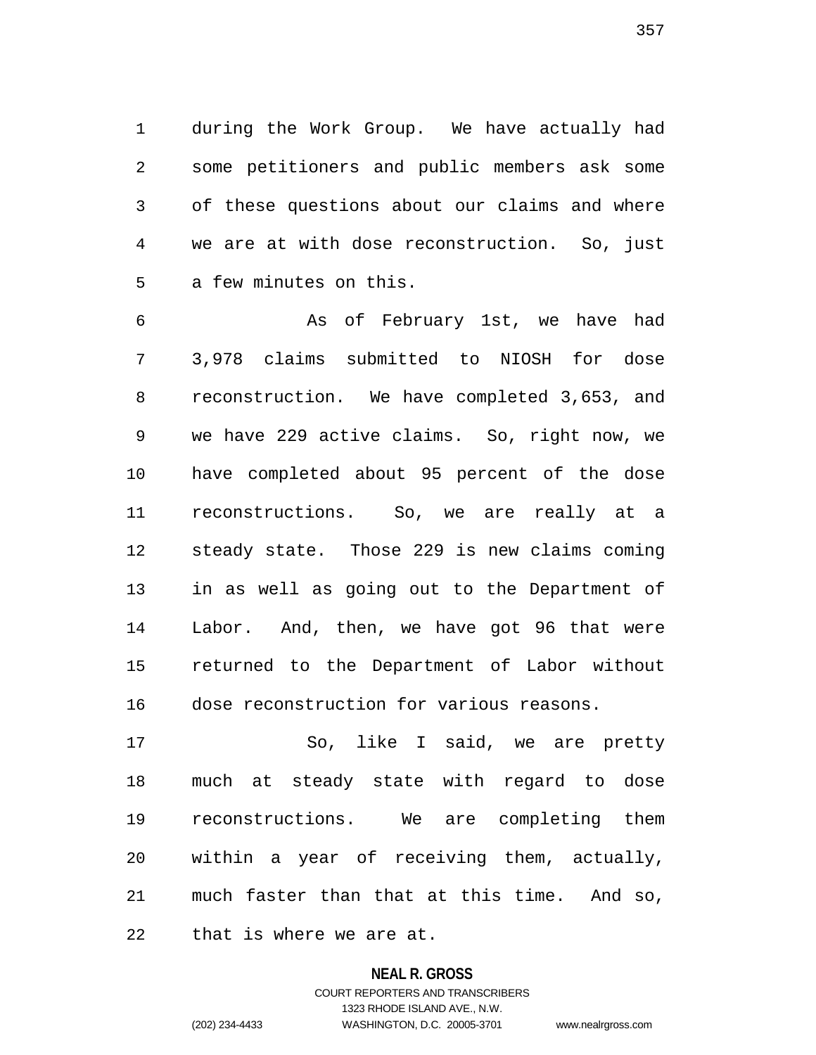during the Work Group. We have actually had some petitioners and public members ask some of these questions about our claims and where we are at with dose reconstruction. So, just a few minutes on this.

As of February 1st, we have had 3,978 claims submitted to NIOSH for dose reconstruction. We have completed 3,653, and we have 229 active claims. So, right now, we have completed about 95 percent of the dose reconstructions. So, we are really at a steady state. Those 229 is new claims coming in as well as going out to the Department of Labor. And, then, we have got 96 that were returned to the Department of Labor without dose reconstruction for various reasons.

So, like I said, we are pretty much at steady state with regard to dose reconstructions. We are completing them within a year of receiving them, actually, much faster than that at this time. And so, that is where we are at.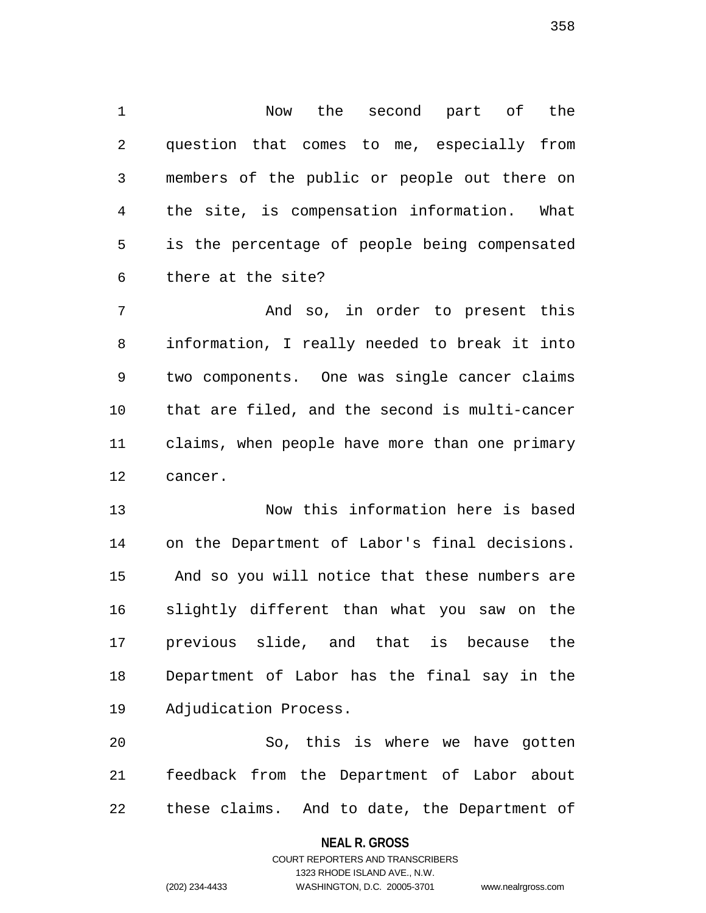Now the second part of the question that comes to me, especially from members of the public or people out there on the site, is compensation information. What is the percentage of people being compensated there at the site?

And so, in order to present this information, I really needed to break it into two components. One was single cancer claims that are filed, and the second is multi-cancer claims, when people have more than one primary cancer.

Now this information here is based on the Department of Labor's final decisions. And so you will notice that these numbers are slightly different than what you saw on the previous slide, and that is because the Department of Labor has the final say in the Adjudication Process.

So, this is where we have gotten feedback from the Department of Labor about these claims. And to date, the Department of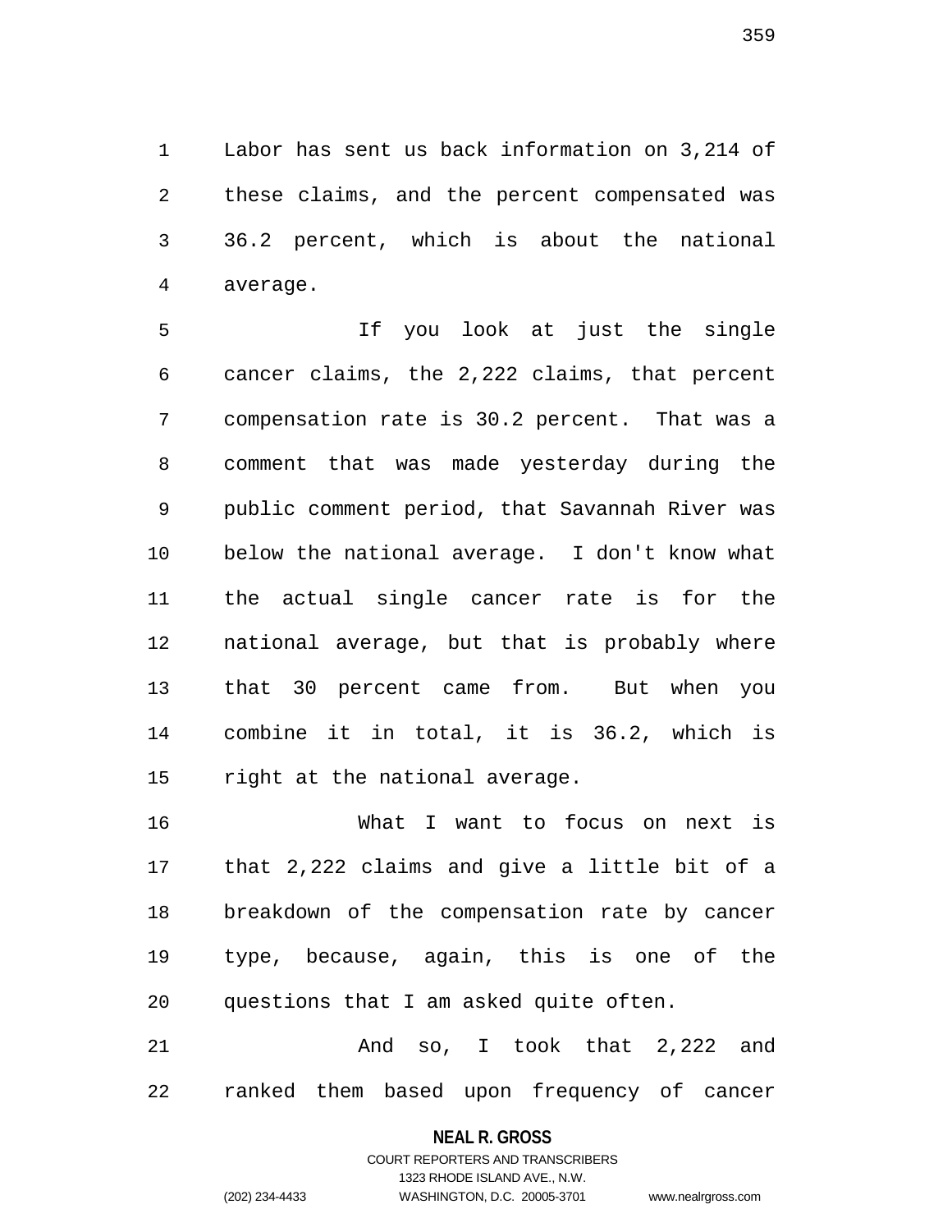Labor has sent us back information on 3,214 of these claims, and the percent compensated was 36.2 percent, which is about the national average.

If you look at just the single cancer claims, the 2,222 claims, that percent compensation rate is 30.2 percent. That was a comment that was made yesterday during the public comment period, that Savannah River was below the national average. I don't know what the actual single cancer rate is for the national average, but that is probably where that 30 percent came from. But when you combine it in total, it is 36.2, which is right at the national average.

What I want to focus on next is that 2,222 claims and give a little bit of a breakdown of the compensation rate by cancer type, because, again, this is one of the questions that I am asked quite often.

And so, I took that 2,222 and ranked them based upon frequency of cancer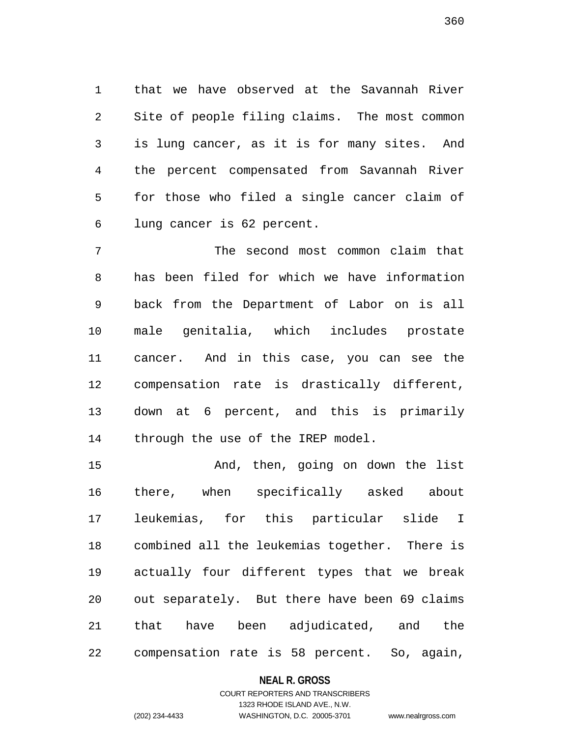that we have observed at the Savannah River Site of people filing claims. The most common is lung cancer, as it is for many sites. And the percent compensated from Savannah River for those who filed a single cancer claim of lung cancer is 62 percent.

The second most common claim that has been filed for which we have information back from the Department of Labor on is all male genitalia, which includes prostate cancer. And in this case, you can see the compensation rate is drastically different, down at 6 percent, and this is primarily through the use of the IREP model.

And, then, going on down the list there, when specifically asked about leukemias, for this particular slide I combined all the leukemias together. There is actually four different types that we break out separately. But there have been 69 claims that have been adjudicated, and the compensation rate is 58 percent. So, again,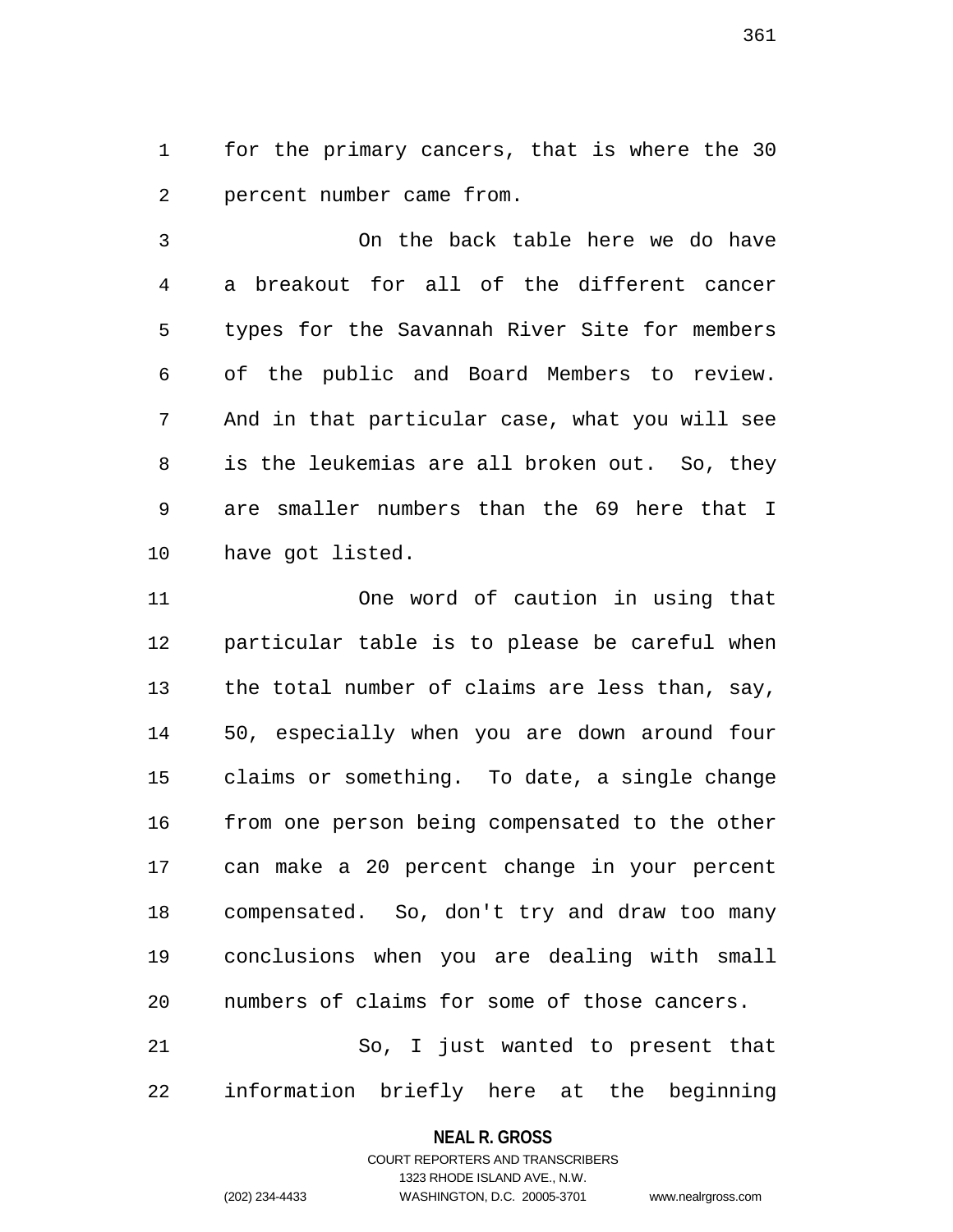for the primary cancers, that is where the 30 percent number came from.

On the back table here we do have a breakout for all of the different cancer types for the Savannah River Site for members of the public and Board Members to review. And in that particular case, what you will see is the leukemias are all broken out. So, they are smaller numbers than the 69 here that I have got listed.

One word of caution in using that particular table is to please be careful when the total number of claims are less than, say, 50, especially when you are down around four claims or something. To date, a single change from one person being compensated to the other can make a 20 percent change in your percent compensated. So, don't try and draw too many conclusions when you are dealing with small numbers of claims for some of those cancers.

So, I just wanted to present that information briefly here at the beginning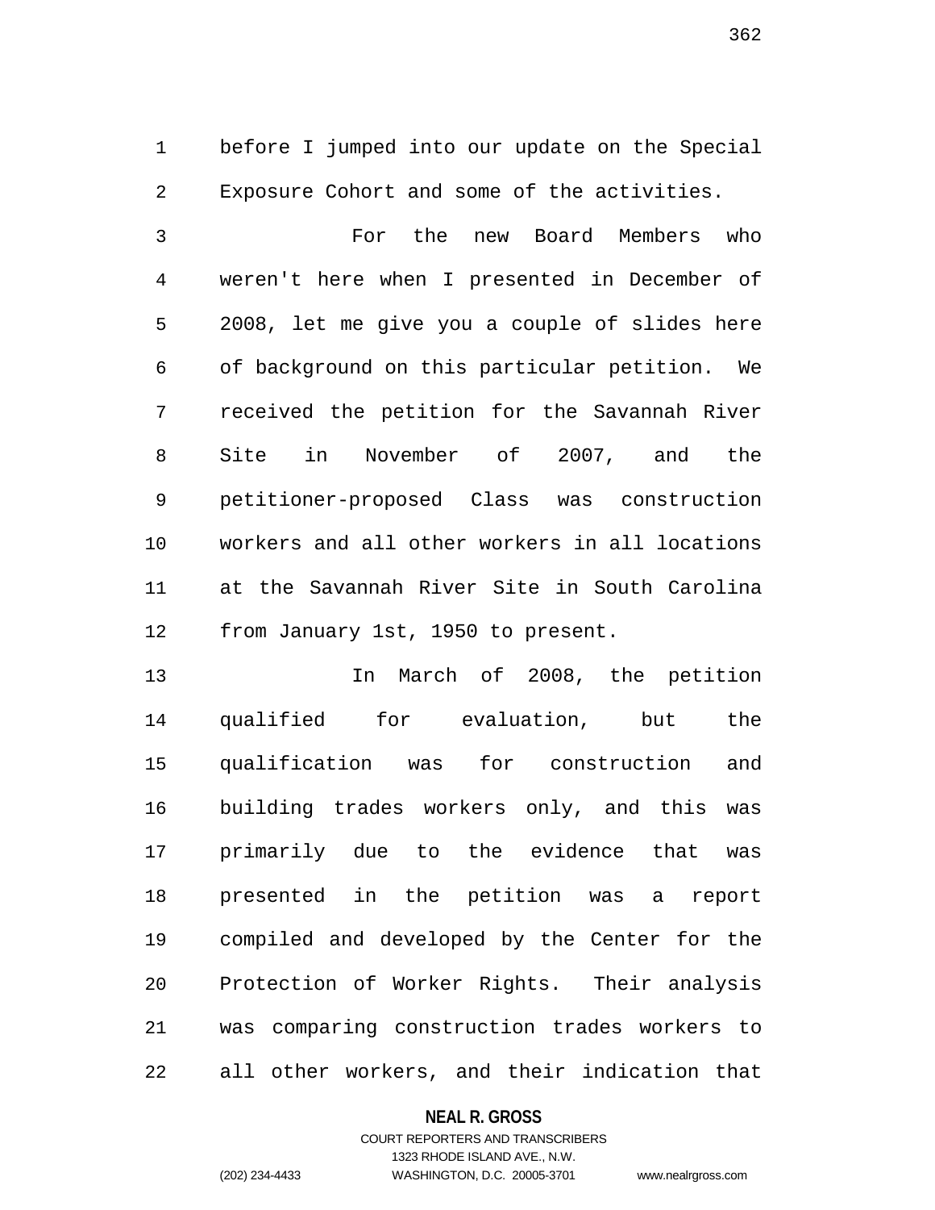before I jumped into our update on the Special Exposure Cohort and some of the activities.

For the new Board Members who weren't here when I presented in December of 2008, let me give you a couple of slides here of background on this particular petition. We received the petition for the Savannah River Site in November of 2007, and the petitioner-proposed Class was construction workers and all other workers in all locations at the Savannah River Site in South Carolina from January 1st, 1950 to present.

In March of 2008, the petition qualified for evaluation, but the qualification was for construction and building trades workers only, and this was primarily due to the evidence that was presented in the petition was a report compiled and developed by the Center for the Protection of Worker Rights. Their analysis was comparing construction trades workers to all other workers, and their indication that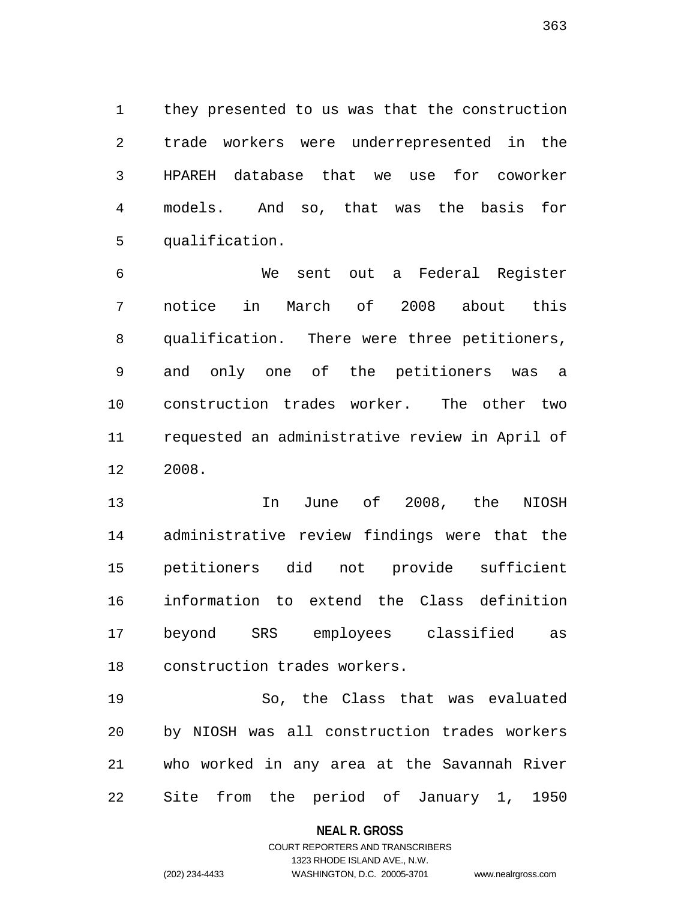they presented to us was that the construction trade workers were underrepresented in the HPAREH database that we use for coworker models. And so, that was the basis for qualification.

We sent out a Federal Register notice in March of 2008 about this qualification. There were three petitioners, and only one of the petitioners was a construction trades worker. The other two requested an administrative review in April of 2008.

In June of 2008, the NIOSH administrative review findings were that the petitioners did not provide sufficient information to extend the Class definition beyond SRS employees classified as construction trades workers.

So, the Class that was evaluated by NIOSH was all construction trades workers who worked in any area at the Savannah River Site from the period of January 1, 1950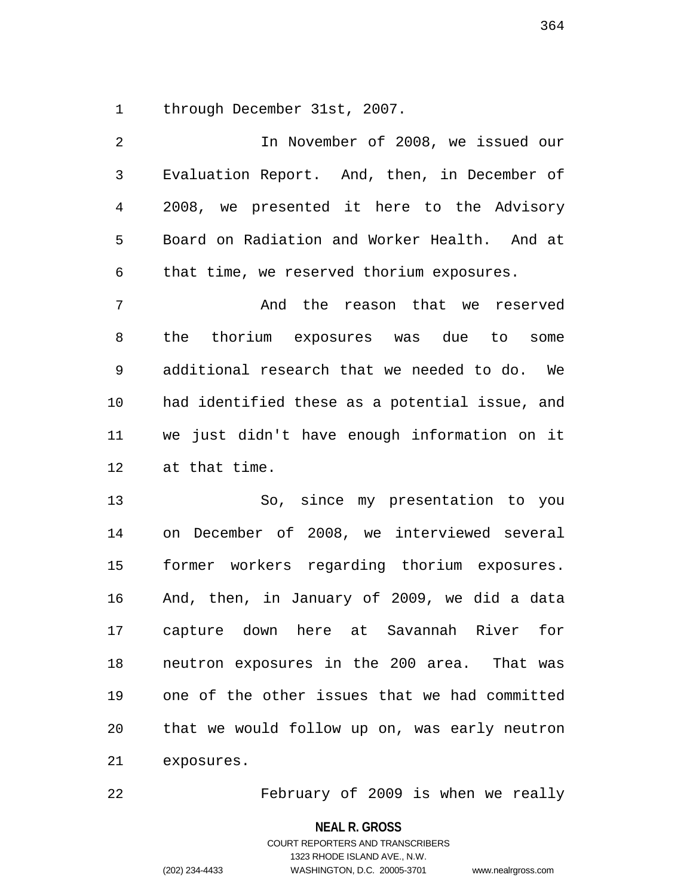through December 31st, 2007.

In November of 2008, we issued our Evaluation Report. And, then, in December of 2008, we presented it here to the Advisory Board on Radiation and Worker Health. And at that time, we reserved thorium exposures.

And the reason that we reserved the thorium exposures was due to some additional research that we needed to do. We had identified these as a potential issue, and we just didn't have enough information on it at that time.

So, since my presentation to you on December of 2008, we interviewed several former workers regarding thorium exposures. And, then, in January of 2009, we did a data capture down here at Savannah River for neutron exposures in the 200 area. That was one of the other issues that we had committed that we would follow up on, was early neutron exposures.

February of 2009 is when we really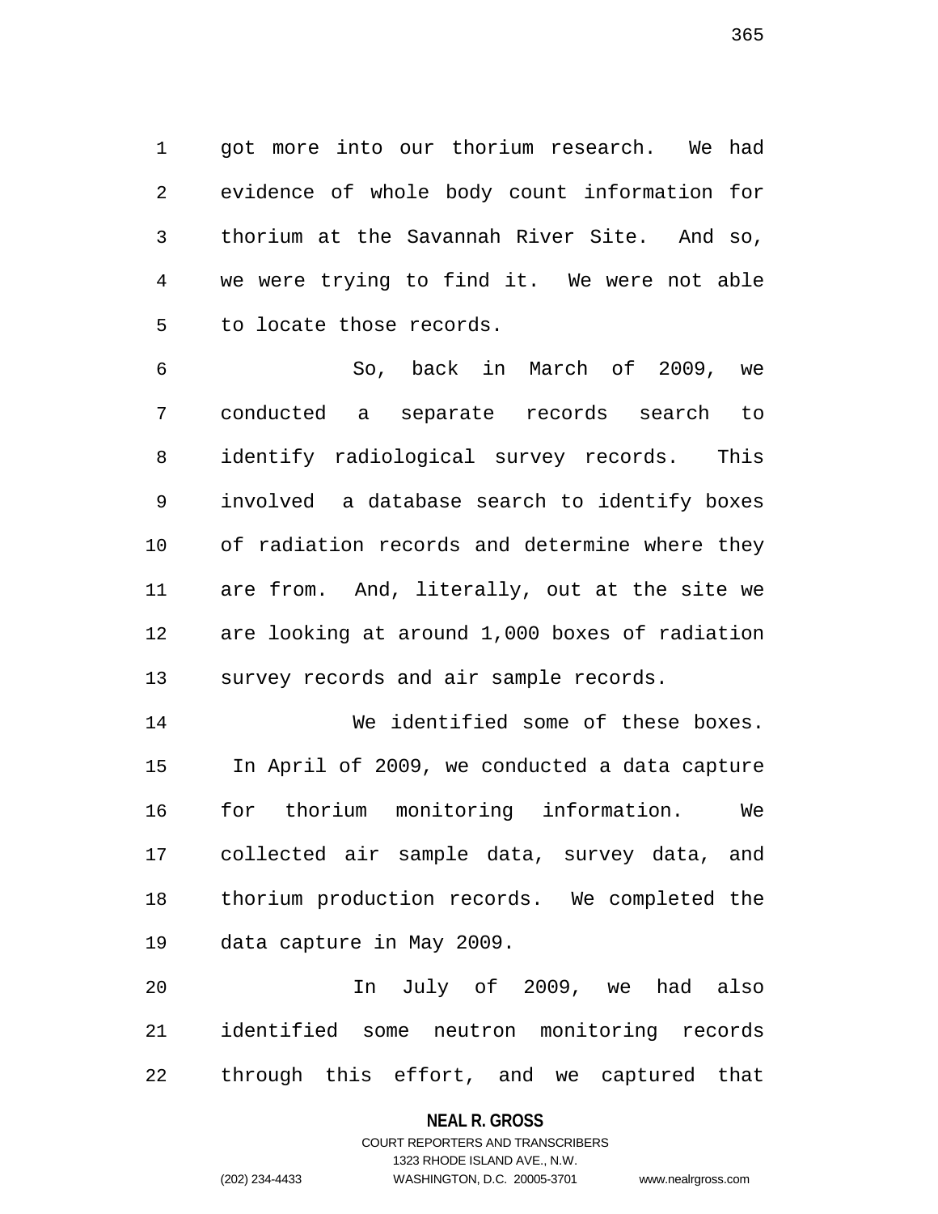got more into our thorium research. We had evidence of whole body count information for thorium at the Savannah River Site. And so, we were trying to find it. We were not able to locate those records.

So, back in March of 2009, we conducted a separate records search to identify radiological survey records. This involved a database search to identify boxes of radiation records and determine where they are from. And, literally, out at the site we are looking at around 1,000 boxes of radiation survey records and air sample records.

We identified some of these boxes. In April of 2009, we conducted a data capture for thorium monitoring information. We collected air sample data, survey data, and thorium production records. We completed the data capture in May 2009.

In July of 2009, we had also identified some neutron monitoring records through this effort, and we captured that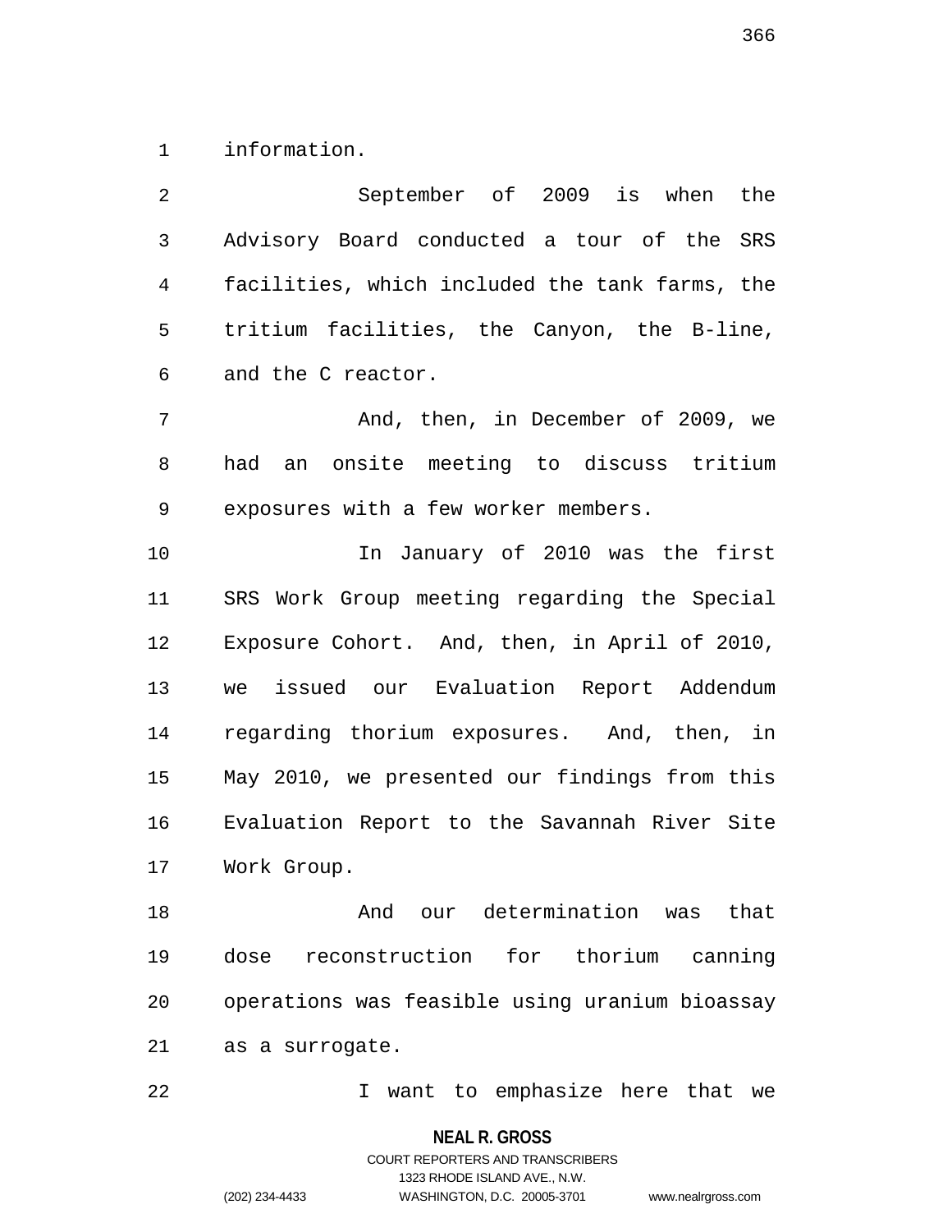information.

September of 2009 is when the Advisory Board conducted a tour of the SRS facilities, which included the tank farms, the tritium facilities, the Canyon, the B-line, and the C reactor.

And, then, in December of 2009, we had an onsite meeting to discuss tritium exposures with a few worker members.

In January of 2010 was the first SRS Work Group meeting regarding the Special Exposure Cohort. And, then, in April of 2010, we issued our Evaluation Report Addendum regarding thorium exposures. And, then, in May 2010, we presented our findings from this Evaluation Report to the Savannah River Site Work Group.

And our determination was that dose reconstruction for thorium canning operations was feasible using uranium bioassay as a surrogate.

I want to emphasize here that we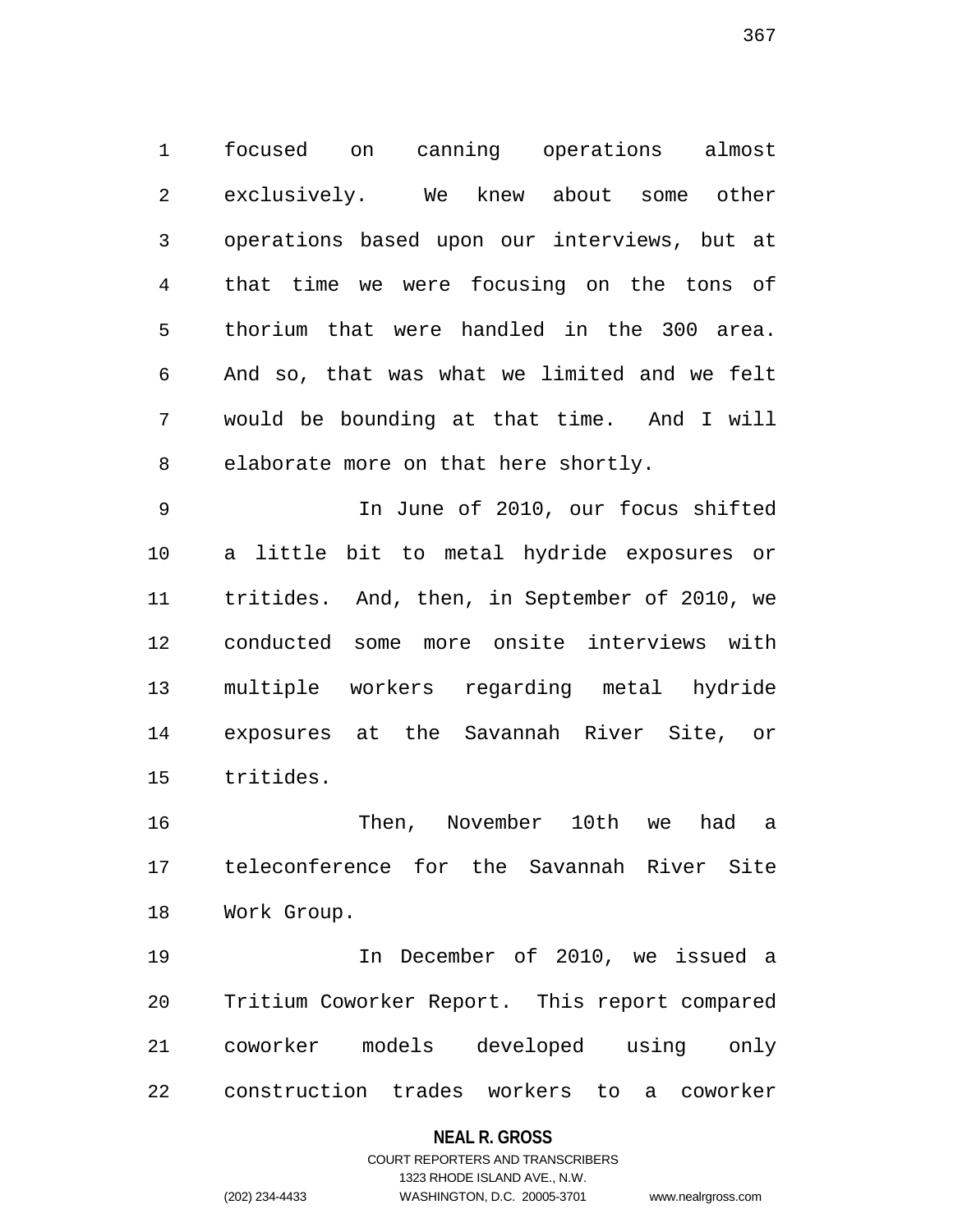focused on canning operations almost exclusively. We knew about some other operations based upon our interviews, but at that time we were focusing on the tons of thorium that were handled in the 300 area. And so, that was what we limited and we felt would be bounding at that time. And I will elaborate more on that here shortly.

In June of 2010, our focus shifted a little bit to metal hydride exposures or tritides. And, then, in September of 2010, we conducted some more onsite interviews with multiple workers regarding metal hydride exposures at the Savannah River Site, or tritides.

Then, November 10th we had a teleconference for the Savannah River Site Work Group.

In December of 2010, we issued a Tritium Coworker Report. This report compared coworker models developed using only construction trades workers to a coworker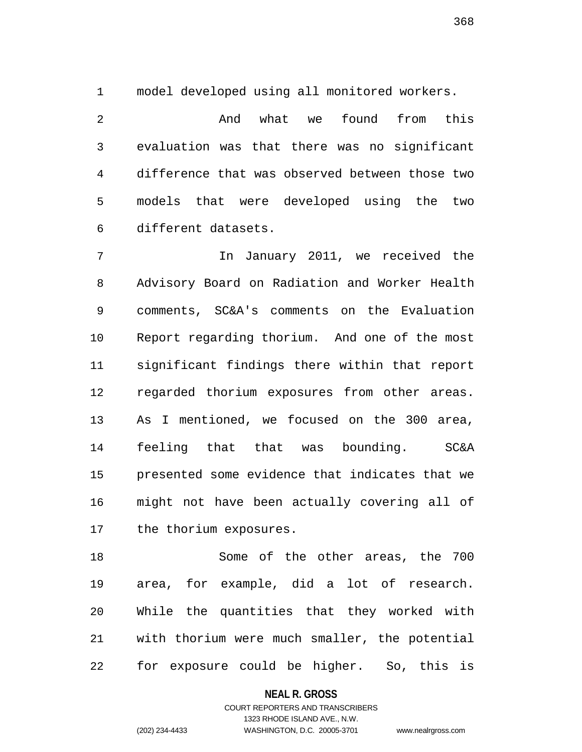model developed using all monitored workers.

And what we found from this evaluation was that there was no significant difference that was observed between those two models that were developed using the two different datasets.

In January 2011, we received the Advisory Board on Radiation and Worker Health comments, SC&A's comments on the Evaluation Report regarding thorium. And one of the most significant findings there within that report regarded thorium exposures from other areas. As I mentioned, we focused on the 300 area, feeling that that was bounding. SC&A presented some evidence that indicates that we might not have been actually covering all of the thorium exposures.

Some of the other areas, the 700 area, for example, did a lot of research. While the quantities that they worked with with thorium were much smaller, the potential for exposure could be higher. So, this is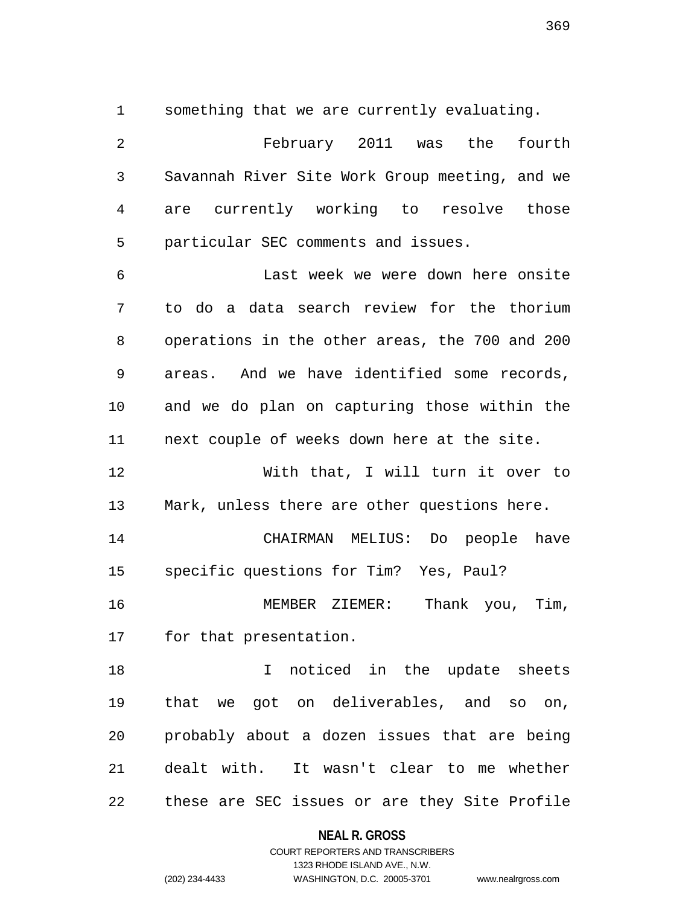something that we are currently evaluating.

February 2011 was the fourth Savannah River Site Work Group meeting, and we are currently working to resolve those particular SEC comments and issues.

Last week we were down here onsite to do a data search review for the thorium operations in the other areas, the 700 and 200 areas. And we have identified some records, and we do plan on capturing those within the next couple of weeks down here at the site.

With that, I will turn it over to Mark, unless there are other questions here.

CHAIRMAN MELIUS: Do people have specific questions for Tim? Yes, Paul?

MEMBER ZIEMER: Thank you, Tim, for that presentation.

I noticed in the update sheets that we got on deliverables, and so on, probably about a dozen issues that are being dealt with. It wasn't clear to me whether these are SEC issues or are they Site Profile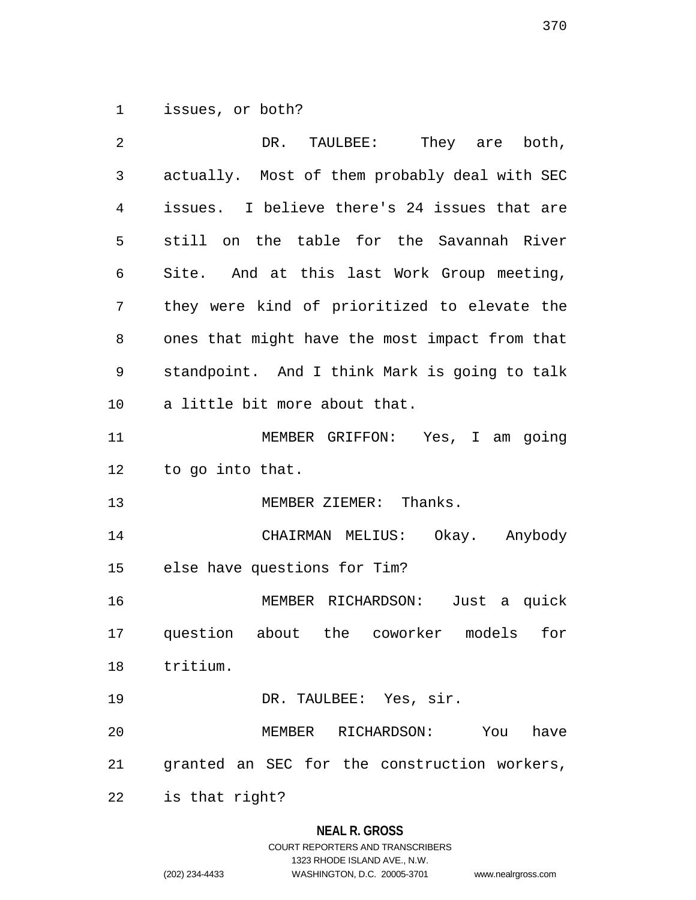issues, or both?

DR. TAULBEE: They are both, actually. Most of them probably deal with SEC issues. I believe there's 24 issues that are still on the table for the Savannah River Site. And at this last Work Group meeting, they were kind of prioritized to elevate the ones that might have the most impact from that standpoint. And I think Mark is going to talk a little bit more about that.

MEMBER GRIFFON: Yes, I am going to go into that.

MEMBER ZIEMER: Thanks.

CHAIRMAN MELIUS: Okay. Anybody else have questions for Tim?

MEMBER RICHARDSON: Just a quick question about the coworker models for tritium.

DR. TAULBEE: Yes, sir.

MEMBER RICHARDSON: You have granted an SEC for the construction workers, is that right?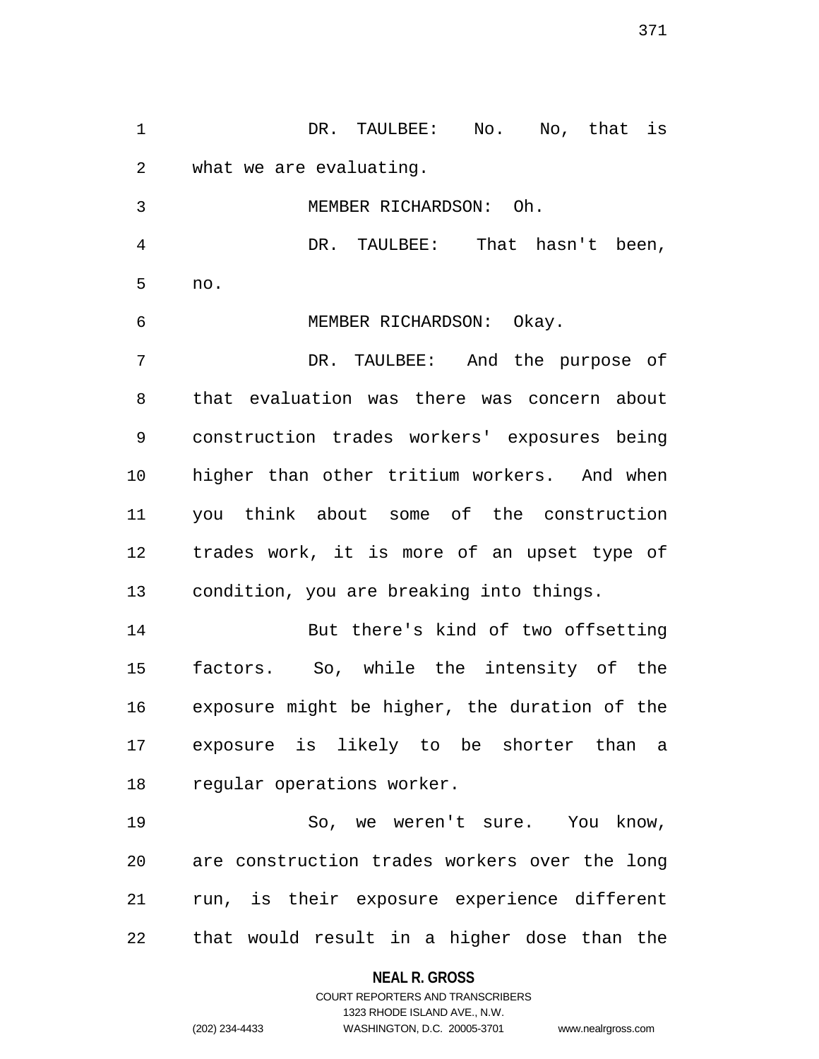DR. TAULBEE: No. No, that is what we are evaluating.

MEMBER RICHARDSON: Oh.

DR. TAULBEE: That hasn't been, no.

MEMBER RICHARDSON: Okay.

DR. TAULBEE: And the purpose of that evaluation was there was concern about construction trades workers' exposures being higher than other tritium workers. And when you think about some of the construction trades work, it is more of an upset type of condition, you are breaking into things.

But there's kind of two offsetting factors. So, while the intensity of the exposure might be higher, the duration of the exposure is likely to be shorter than a regular operations worker.

So, we weren't sure. You know, are construction trades workers over the long run, is their exposure experience different that would result in a higher dose than the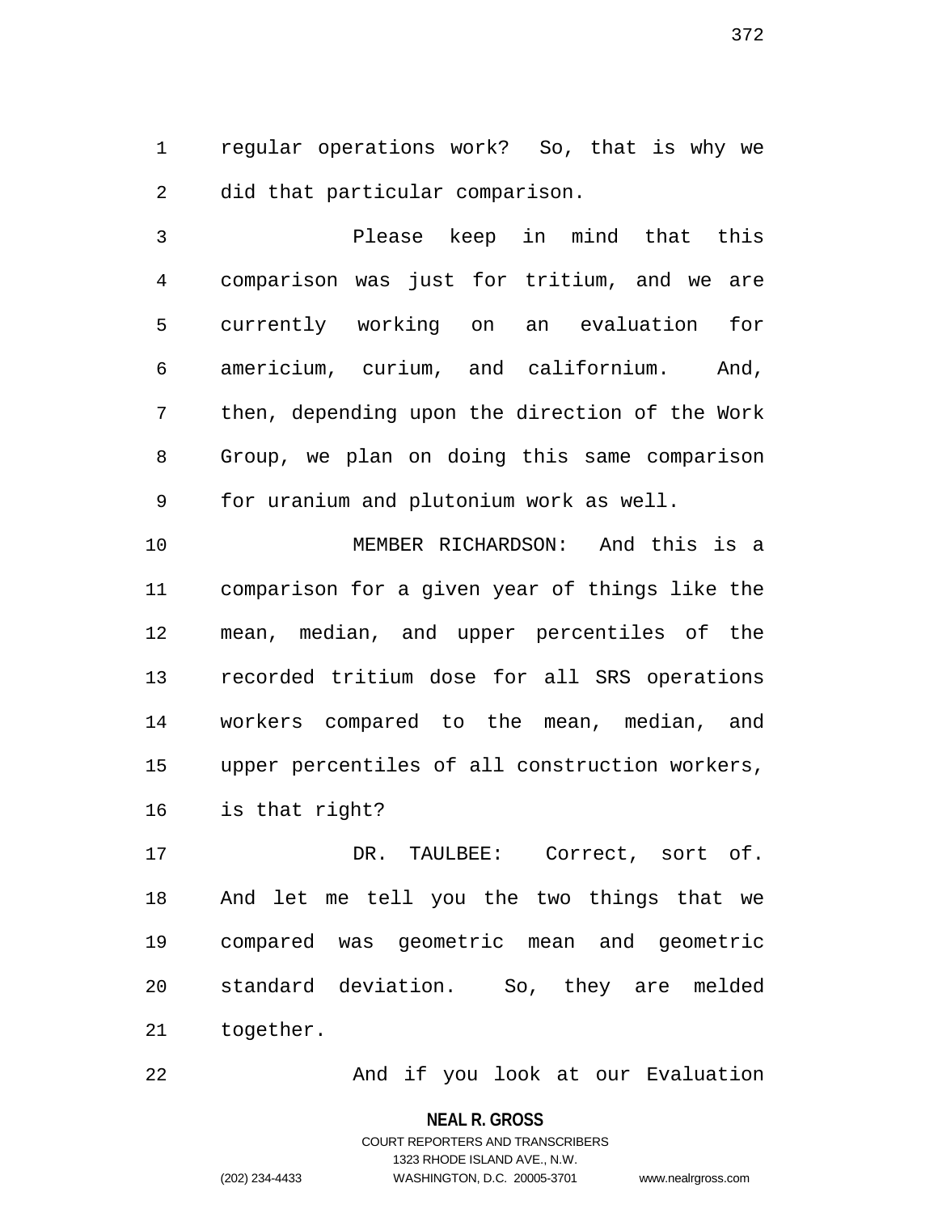regular operations work? So, that is why we did that particular comparison.

Please keep in mind that this comparison was just for tritium, and we are currently working on an evaluation for americium, curium, and californium. And, then, depending upon the direction of the Work Group, we plan on doing this same comparison for uranium and plutonium work as well.

MEMBER RICHARDSON: And this is a comparison for a given year of things like the mean, median, and upper percentiles of the recorded tritium dose for all SRS operations workers compared to the mean, median, and upper percentiles of all construction workers, is that right?

DR. TAULBEE: Correct, sort of. And let me tell you the two things that we compared was geometric mean and geometric standard deviation. So, they are melded together.

And if you look at our Evaluation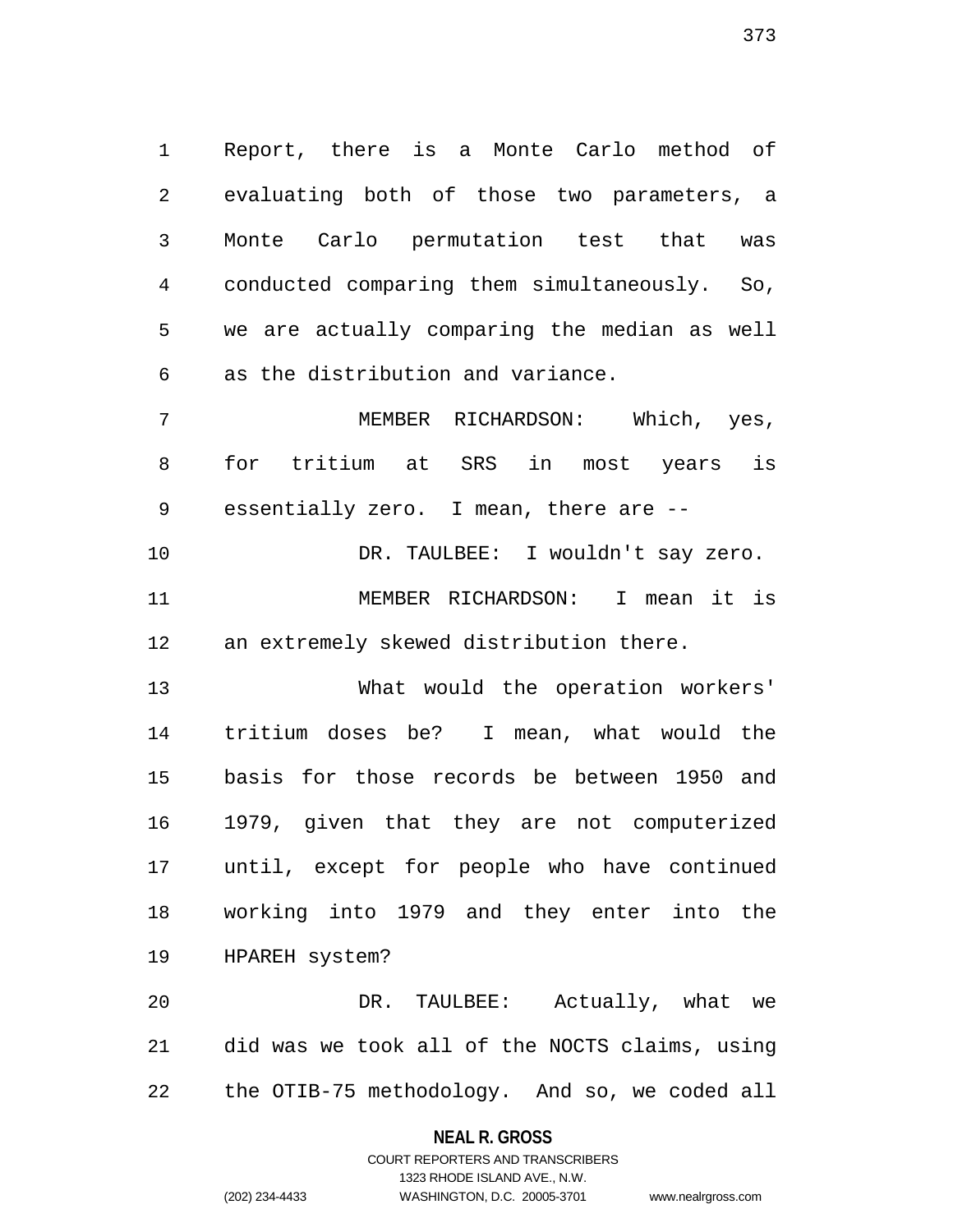Report, there is a Monte Carlo method of evaluating both of those two parameters, a Monte Carlo permutation test that was conducted comparing them simultaneously. So, we are actually comparing the median as well as the distribution and variance.

MEMBER RICHARDSON: Which, yes, for tritium at SRS in most years is essentially zero. I mean, there are --

DR. TAULBEE: I wouldn't say zero.

MEMBER RICHARDSON: I mean it is an extremely skewed distribution there.

What would the operation workers' tritium doses be? I mean, what would the basis for those records be between 1950 and 1979, given that they are not computerized until, except for people who have continued working into 1979 and they enter into the HPAREH system?

DR. TAULBEE: Actually, what we did was we took all of the NOCTS claims, using the OTIB-75 methodology. And so, we coded all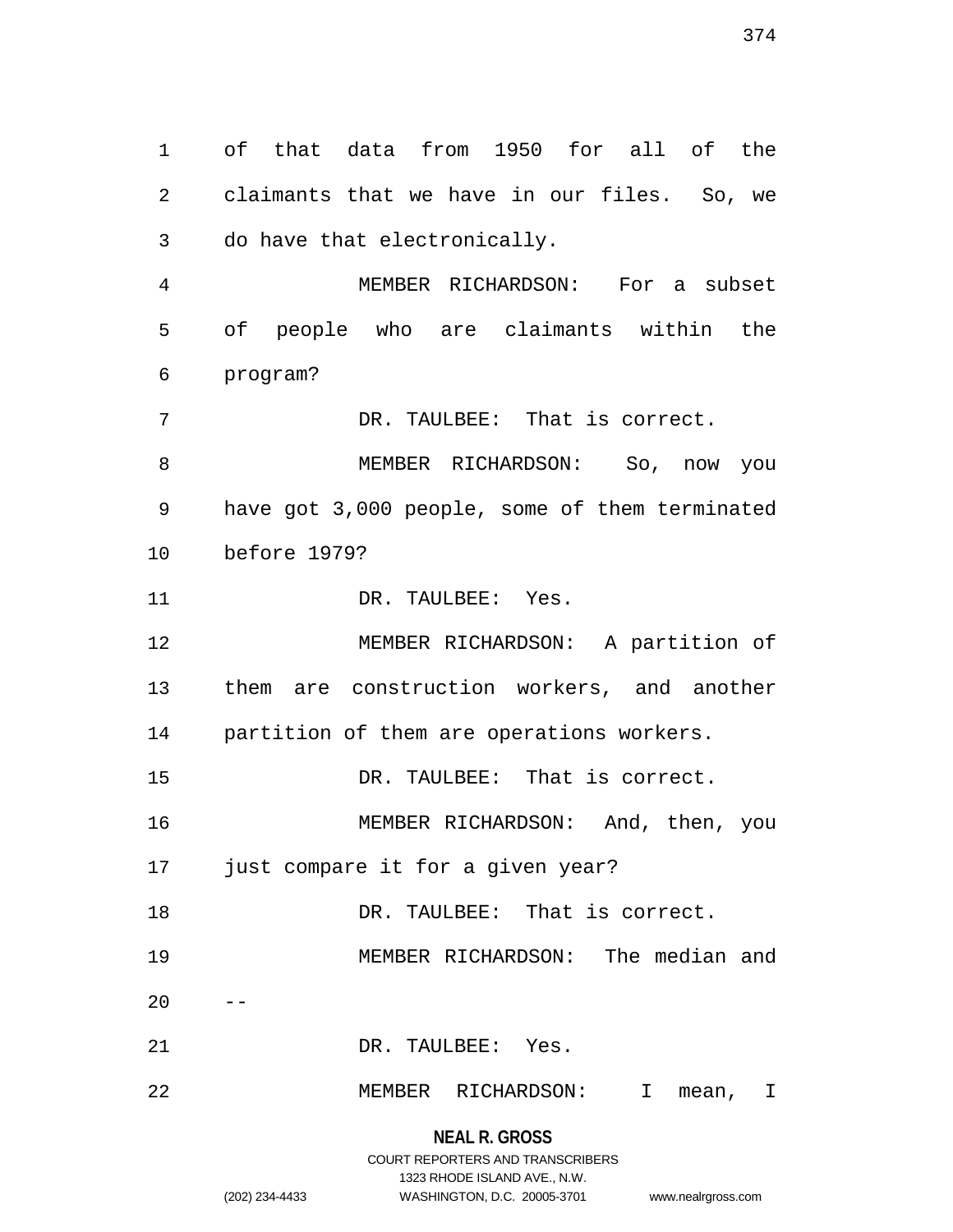of that data from 1950 for all of the claimants that we have in our files. So, we do have that electronically.

MEMBER RICHARDSON: For a subset of people who are claimants within the program?

DR. TAULBEE: That is correct.

MEMBER RICHARDSON: So, now you have got 3,000 people, some of them terminated before 1979?

DR. TAULBEE: Yes.

MEMBER RICHARDSON: A partition of them are construction workers, and another partition of them are operations workers.

DR. TAULBEE: That is correct.

MEMBER RICHARDSON: And, then, you just compare it for a given year?

DR. TAULBEE: That is correct.

MEMBER RICHARDSON: The median and --

DR. TAULBEE: Yes.

MEMBER RICHARDSON: I mean, I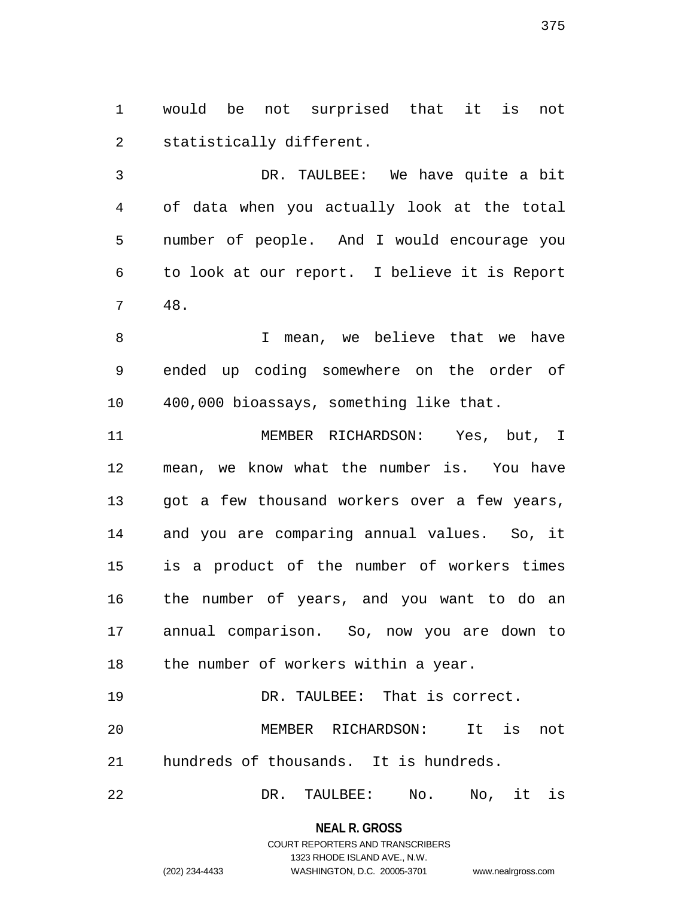would be not surprised that it is not statistically different.

DR. TAULBEE: We have quite a bit of data when you actually look at the total number of people. And I would encourage you to look at our report. I believe it is Report 48.

I mean, we believe that we have ended up coding somewhere on the order of 400,000 bioassays, something like that.

MEMBER RICHARDSON: Yes, but, I mean, we know what the number is. You have got a few thousand workers over a few years, and you are comparing annual values. So, it is a product of the number of workers times the number of years, and you want to do an annual comparison. So, now you are down to the number of workers within a year.

DR. TAULBEE: That is correct.

MEMBER RICHARDSON: It is not hundreds of thousands. It is hundreds.

DR. TAULBEE: No. No, it is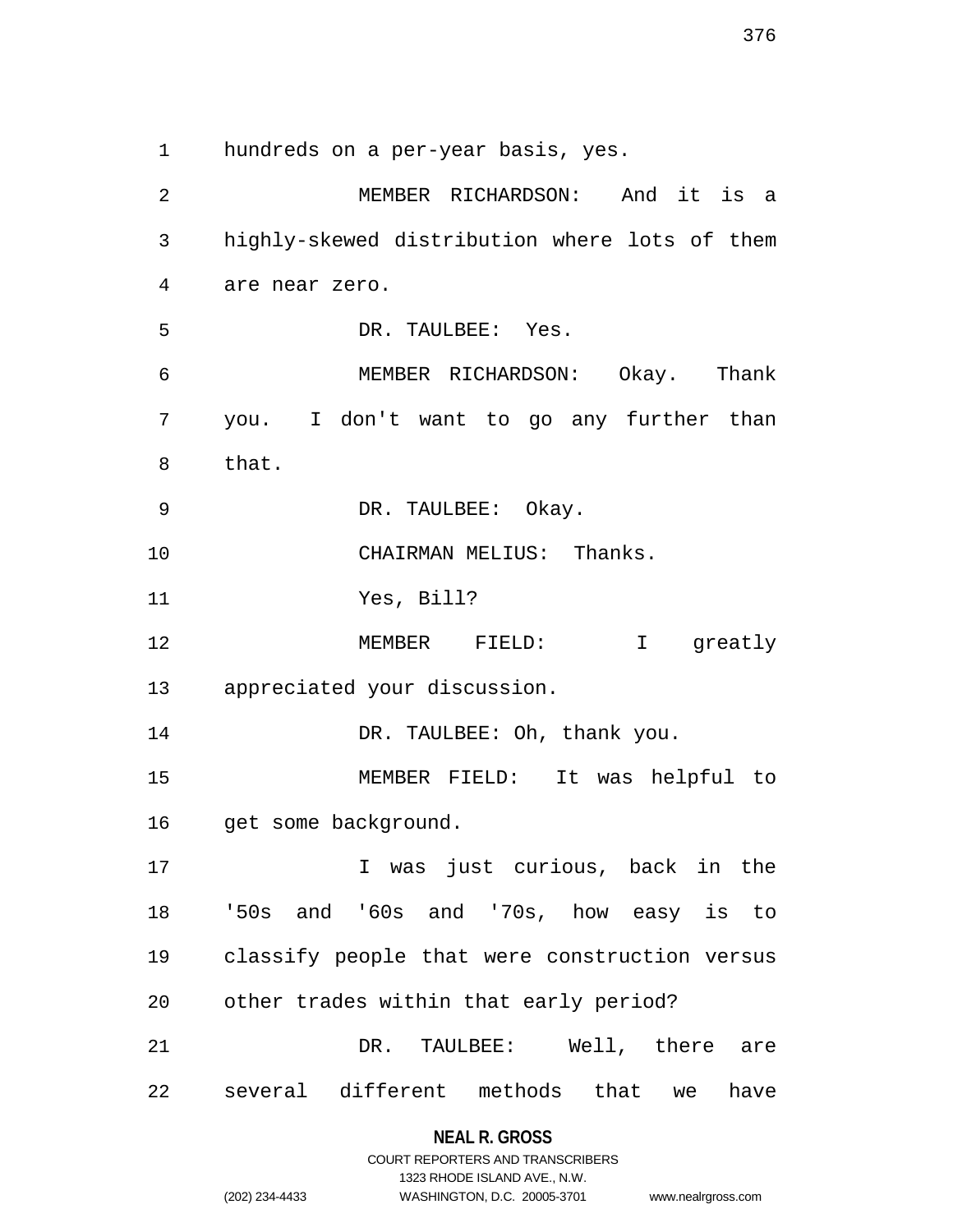hundreds on a per-year basis, yes.

MEMBER RICHARDSON: And it is a highly-skewed distribution where lots of them are near zero.

DR. TAULBEE: Yes.

MEMBER RICHARDSON: Okay. Thank you. I don't want to go any further than that.

DR. TAULBEE: Okay.

CHAIRMAN MELIUS: Thanks.

Yes, Bill?

MEMBER FIELD: I greatly appreciated your discussion.

DR. TAULBEE: Oh, thank you.

MEMBER FIELD: It was helpful to get some background.

I was just curious, back in the '50s and '60s and '70s, how easy is to classify people that were construction versus other trades within that early period?

DR. TAULBEE: Well, there are several different methods that we have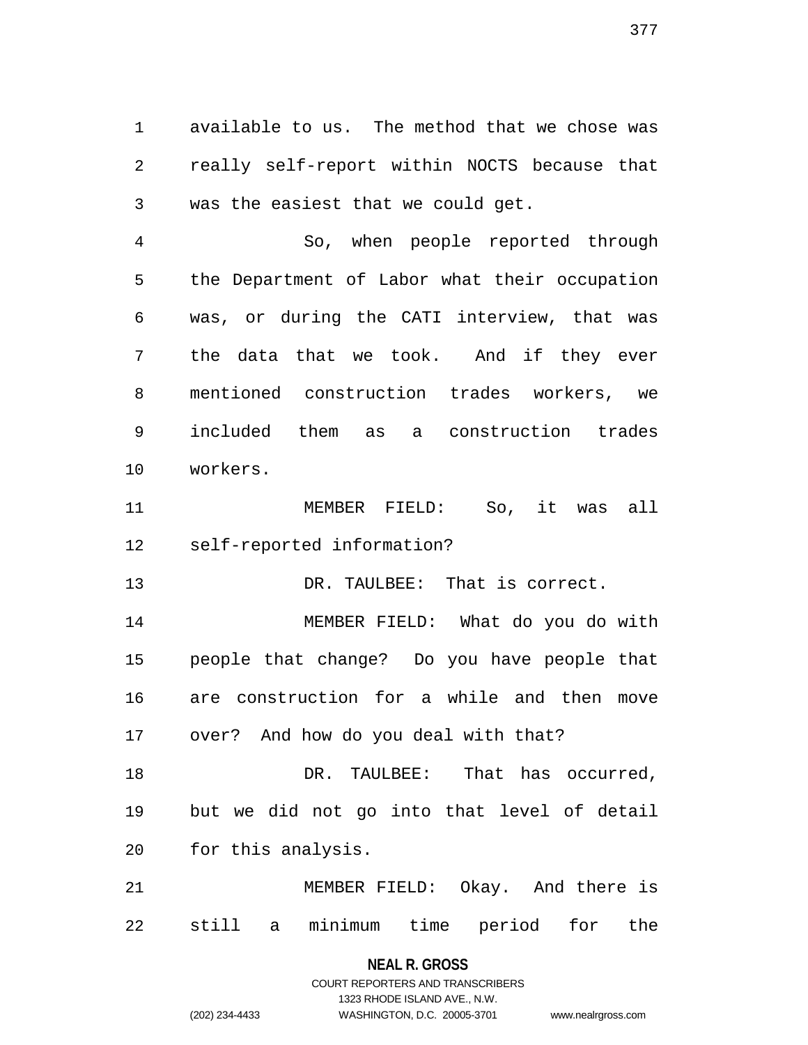available to us. The method that we chose was really self-report within NOCTS because that was the easiest that we could get.

So, when people reported through the Department of Labor what their occupation was, or during the CATI interview, that was the data that we took. And if they ever mentioned construction trades workers, we included them as a construction trades workers.

MEMBER FIELD: So, it was all self-reported information?

DR. TAULBEE: That is correct.

MEMBER FIELD: What do you do with people that change? Do you have people that are construction for a while and then move over? And how do you deal with that?

DR. TAULBEE: That has occurred, but we did not go into that level of detail for this analysis.

MEMBER FIELD: Okay. And there is still a minimum time period for the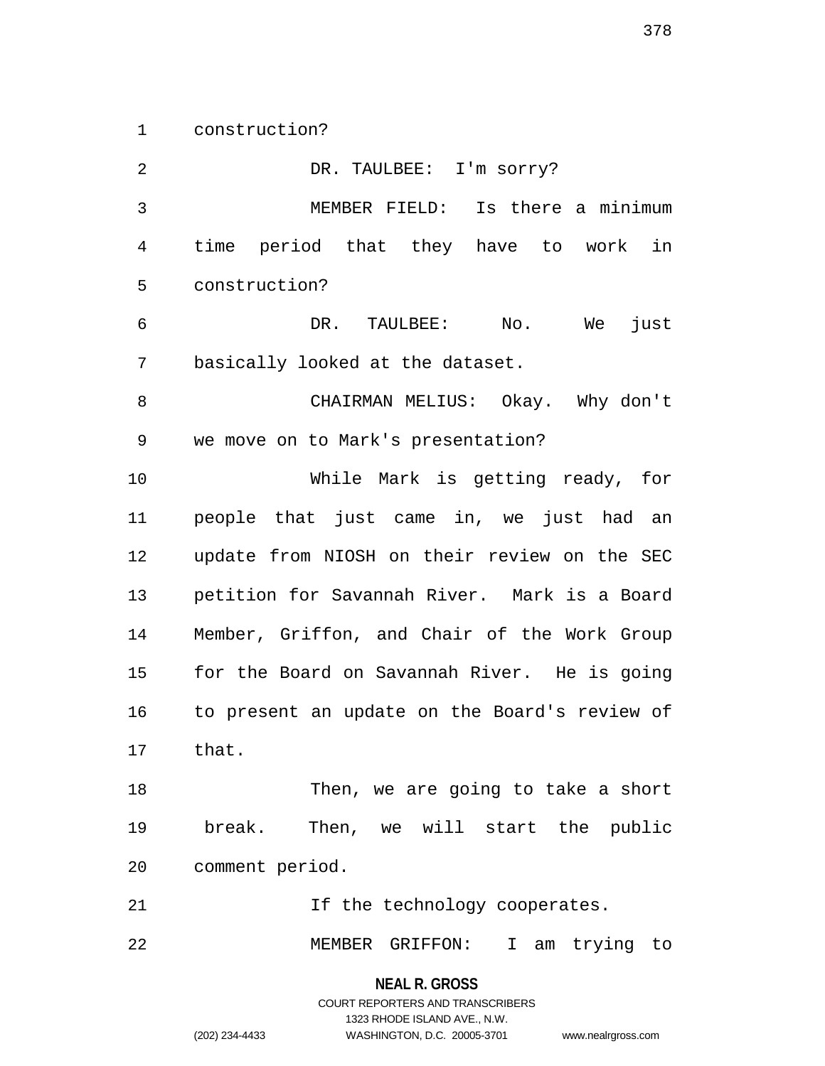construction?

DR. TAULBEE: I'm sorry?

MEMBER FIELD: Is there a minimum time period that they have to work in construction?

DR. TAULBEE: No. We just basically looked at the dataset.

CHAIRMAN MELIUS: Okay. Why don't we move on to Mark's presentation?

While Mark is getting ready, for people that just came in, we just had an update from NIOSH on their review on the SEC petition for Savannah River. Mark is a Board Member, Griffon, and Chair of the Work Group for the Board on Savannah River. He is going to present an update on the Board's review of that.

Then, we are going to take a short break. Then, we will start the public comment period.

If the technology cooperates.

MEMBER GRIFFON: I am trying to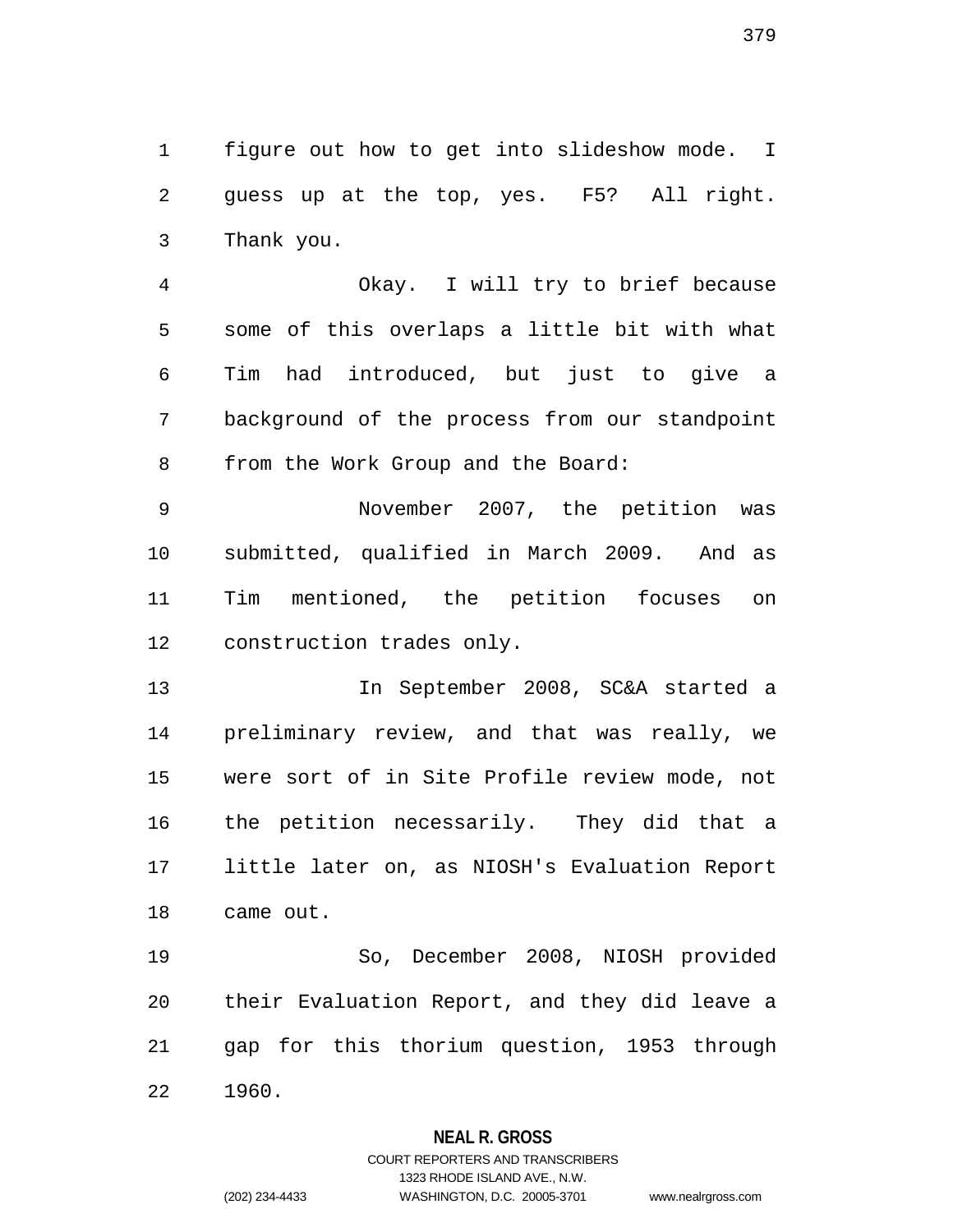figure out how to get into slideshow mode. I guess up at the top, yes. F5? All right. Thank you.

Okay. I will try to brief because some of this overlaps a little bit with what Tim had introduced, but just to give a background of the process from our standpoint from the Work Group and the Board:

November 2007, the petition was submitted, qualified in March 2009. And as Tim mentioned, the petition focuses on construction trades only.

In September 2008, SC&A started a preliminary review, and that was really, we were sort of in Site Profile review mode, not the petition necessarily. They did that a little later on, as NIOSH's Evaluation Report came out.

So, December 2008, NIOSH provided their Evaluation Report, and they did leave a gap for this thorium question, 1953 through 1960.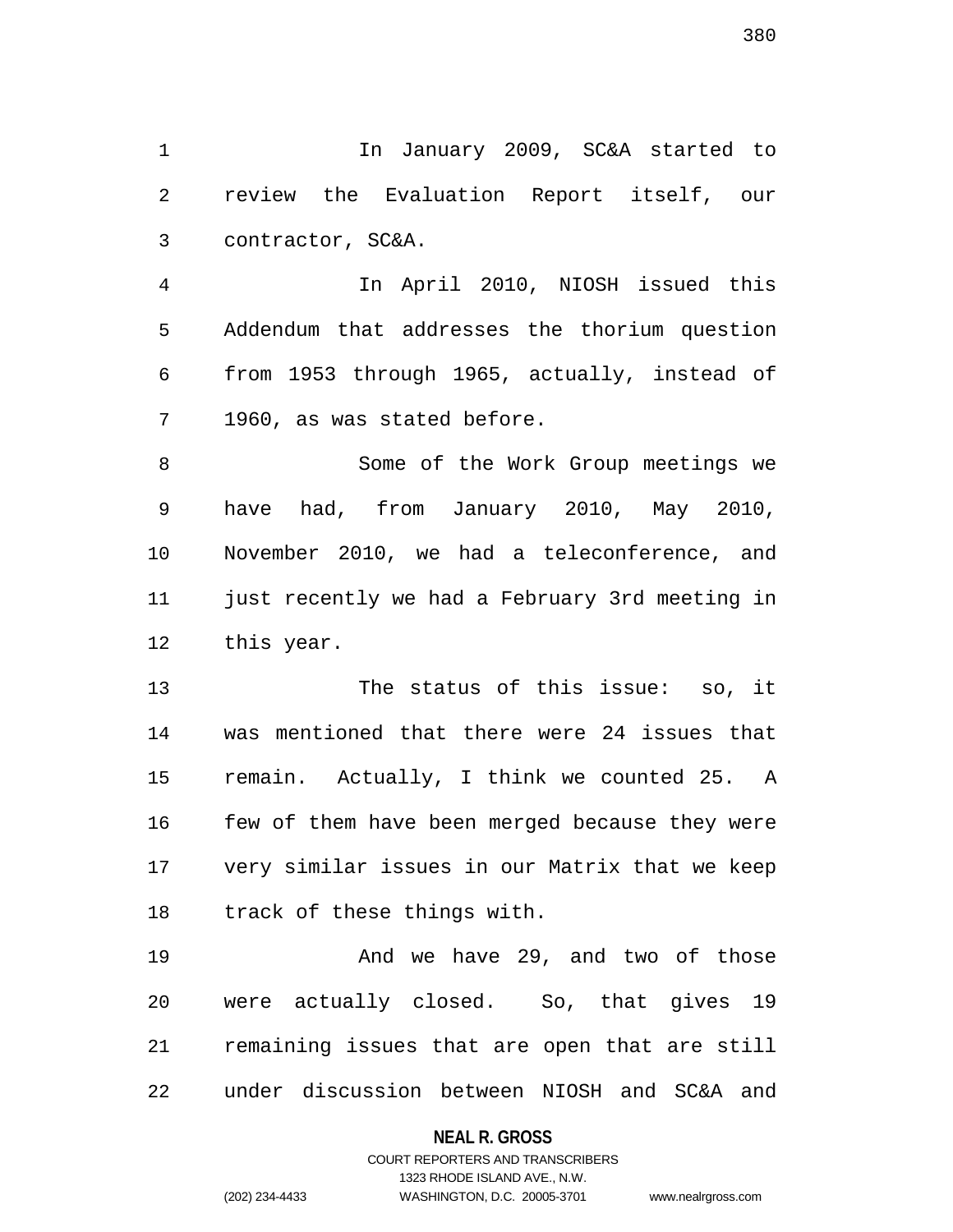In January 2009, SC&A started to review the Evaluation Report itself, our contractor, SC&A.

In April 2010, NIOSH issued this Addendum that addresses the thorium question from 1953 through 1965, actually, instead of 1960, as was stated before.

Some of the Work Group meetings we have had, from January 2010, May 2010, November 2010, we had a teleconference, and just recently we had a February 3rd meeting in this year.

The status of this issue: so, it was mentioned that there were 24 issues that remain. Actually, I think we counted 25. A few of them have been merged because they were very similar issues in our Matrix that we keep track of these things with.

And we have 29, and two of those were actually closed. So, that gives 19 remaining issues that are open that are still under discussion between NIOSH and SC&A and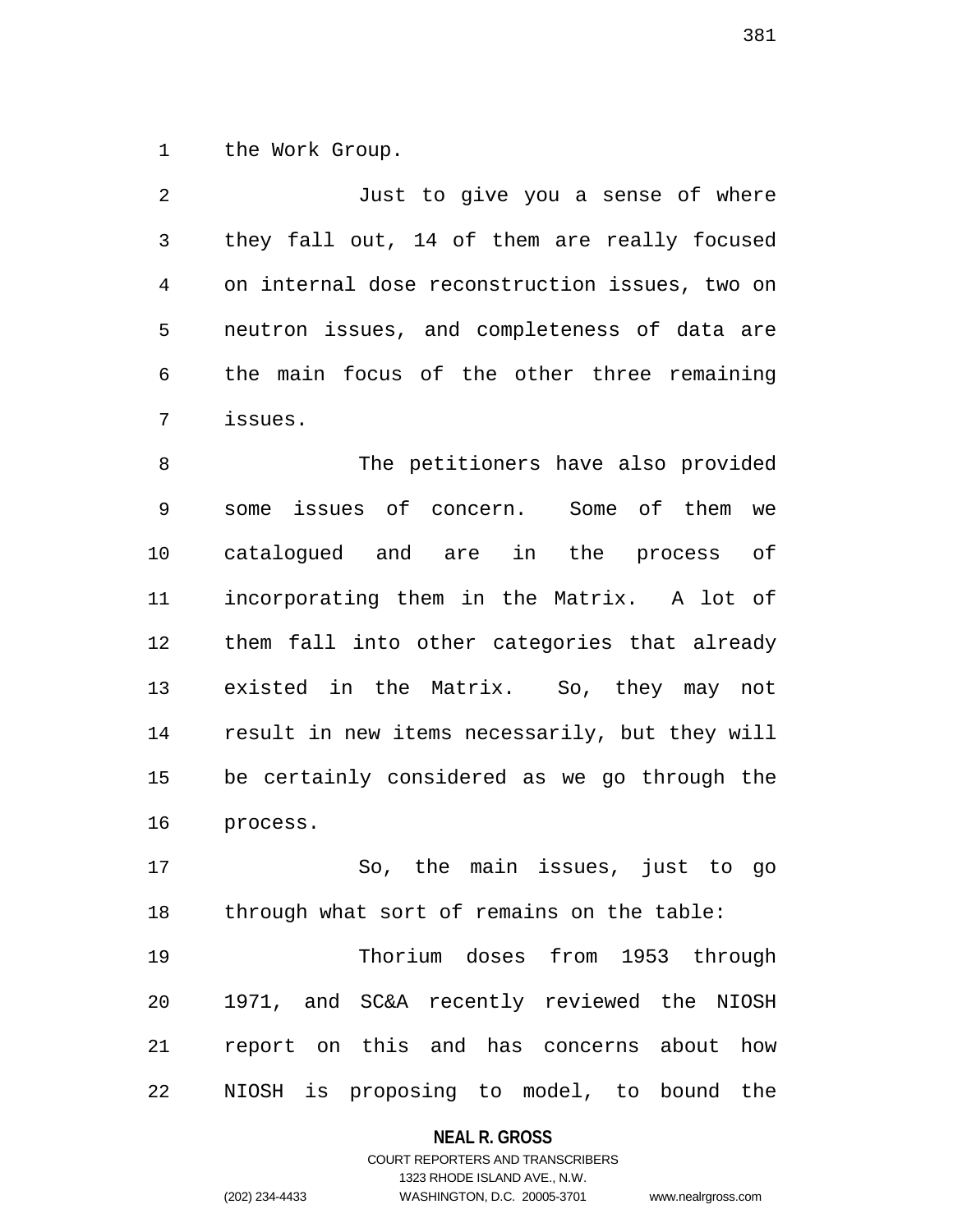the Work Group.

Just to give you a sense of where they fall out, 14 of them are really focused on internal dose reconstruction issues, two on neutron issues, and completeness of data are the main focus of the other three remaining issues.

The petitioners have also provided some issues of concern. Some of them we catalogued and are in the process of incorporating them in the Matrix. A lot of them fall into other categories that already existed in the Matrix. So, they may not result in new items necessarily, but they will be certainly considered as we go through the process.

So, the main issues, just to go through what sort of remains on the table:

Thorium doses from 1953 through 1971, and SC&A recently reviewed the NIOSH report on this and has concerns about how NIOSH is proposing to model, to bound the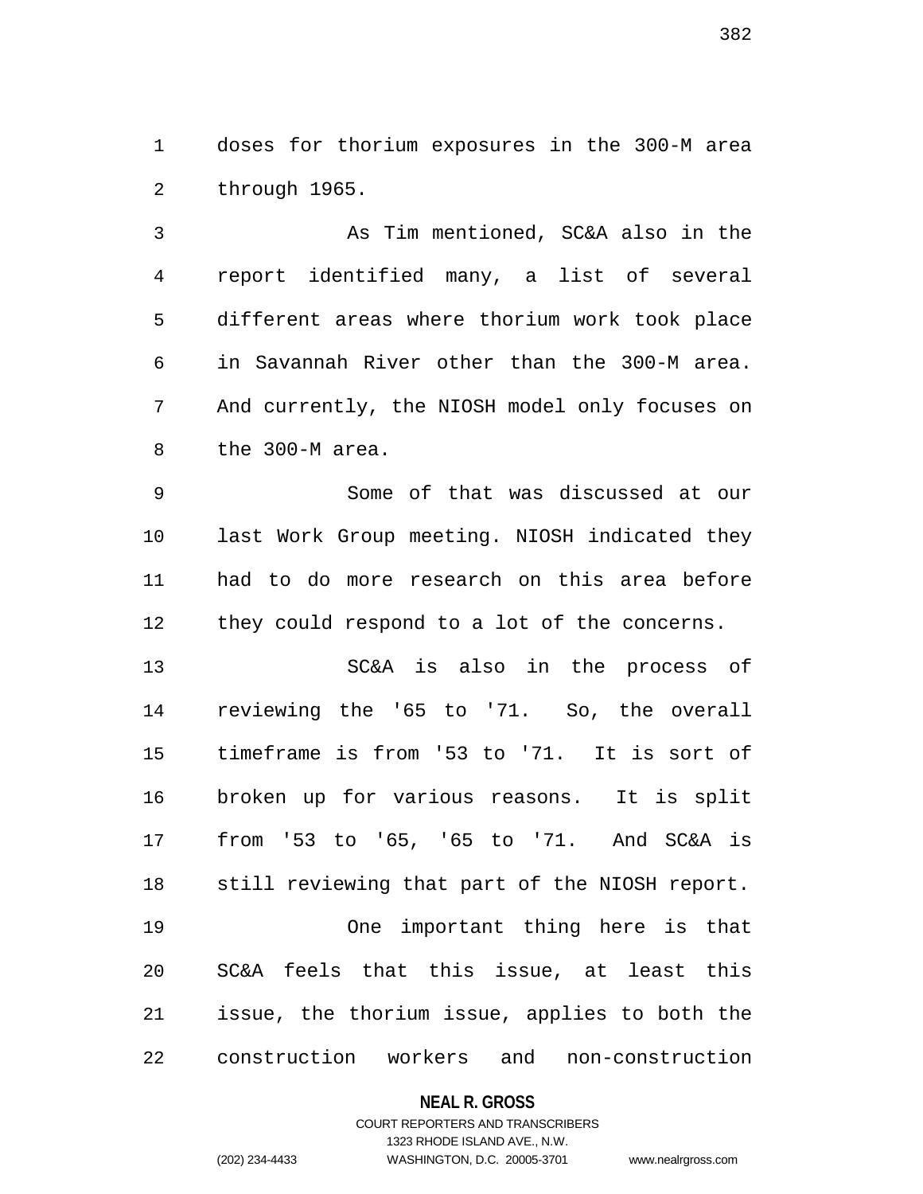doses for thorium exposures in the 300-M area through 1965.

As Tim mentioned, SC&A also in the report identified many, a list of several different areas where thorium work took place in Savannah River other than the 300-M area. And currently, the NIOSH model only focuses on the 300-M area.

Some of that was discussed at our last Work Group meeting. NIOSH indicated they had to do more research on this area before they could respond to a lot of the concerns.

SC&A is also in the process of reviewing the '65 to '71. So, the overall timeframe is from '53 to '71. It is sort of broken up for various reasons. It is split from '53 to '65, '65 to '71. And SC&A is still reviewing that part of the NIOSH report.

One important thing here is that SC&A feels that this issue, at least this issue, the thorium issue, applies to both the construction workers and non-construction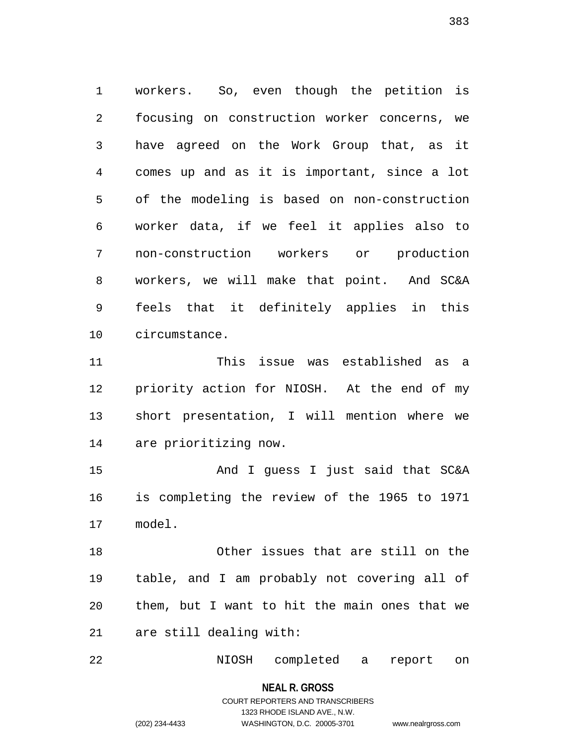workers. So, even though the petition is focusing on construction worker concerns, we have agreed on the Work Group that, as it comes up and as it is important, since a lot of the modeling is based on non-construction worker data, if we feel it applies also to non-construction workers or production workers, we will make that point. And SC&A feels that it definitely applies in this circumstance.

This issue was established as a priority action for NIOSH. At the end of my short presentation, I will mention where we are prioritizing now.

And I guess I just said that SC&A is completing the review of the 1965 to 1971 model.

Other issues that are still on the table, and I am probably not covering all of them, but I want to hit the main ones that we are still dealing with:

NIOSH completed a report on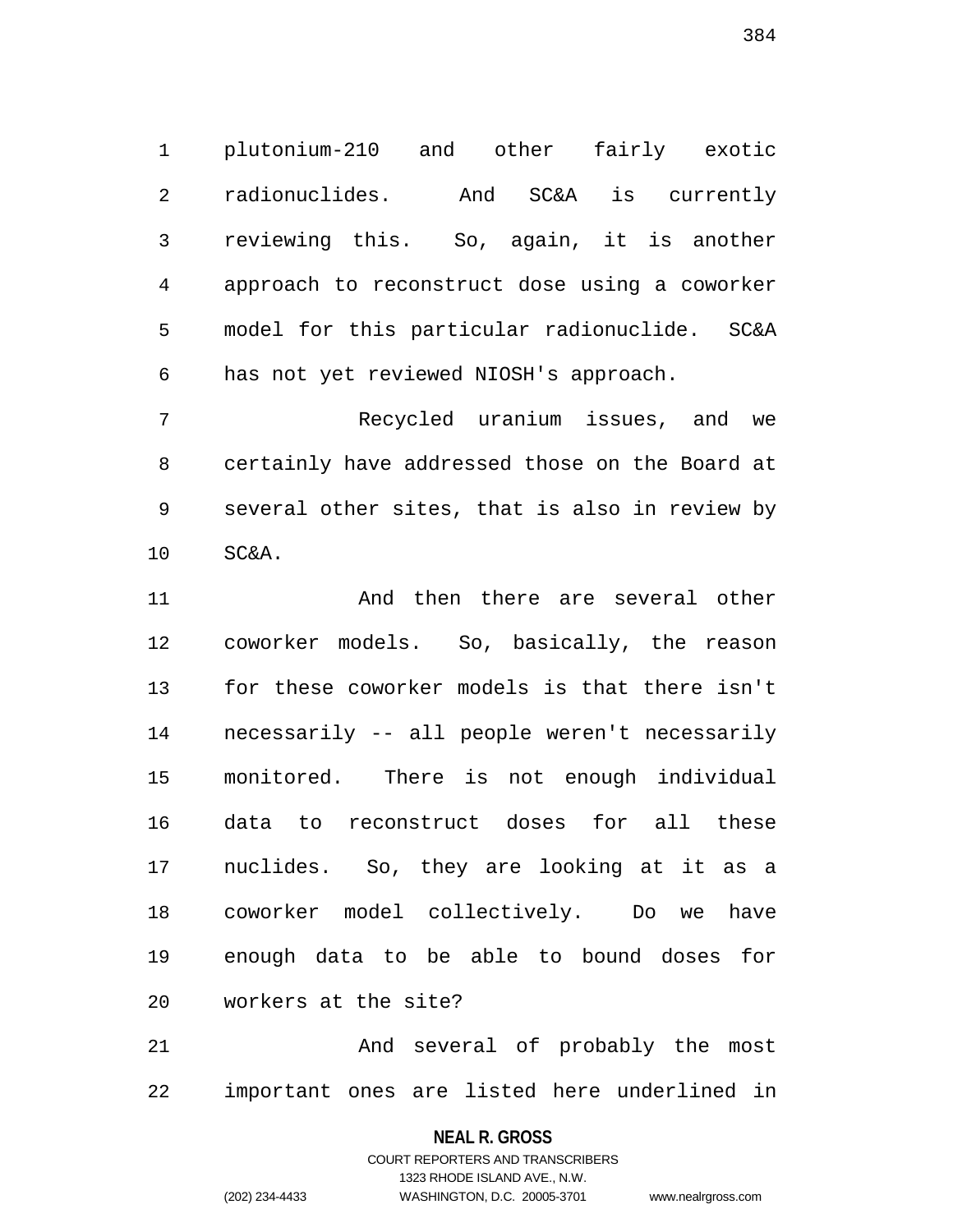plutonium-210 and other fairly exotic radionuclides. And SC&A is currently reviewing this. So, again, it is another approach to reconstruct dose using a coworker model for this particular radionuclide. SC&A has not yet reviewed NIOSH's approach.

Recycled uranium issues, and we certainly have addressed those on the Board at several other sites, that is also in review by SC&A.

And then there are several other coworker models. So, basically, the reason for these coworker models is that there isn't necessarily -- all people weren't necessarily monitored. There is not enough individual data to reconstruct doses for all these nuclides. So, they are looking at it as a coworker model collectively. Do we have enough data to be able to bound doses for workers at the site?

And several of probably the most important ones are listed here underlined in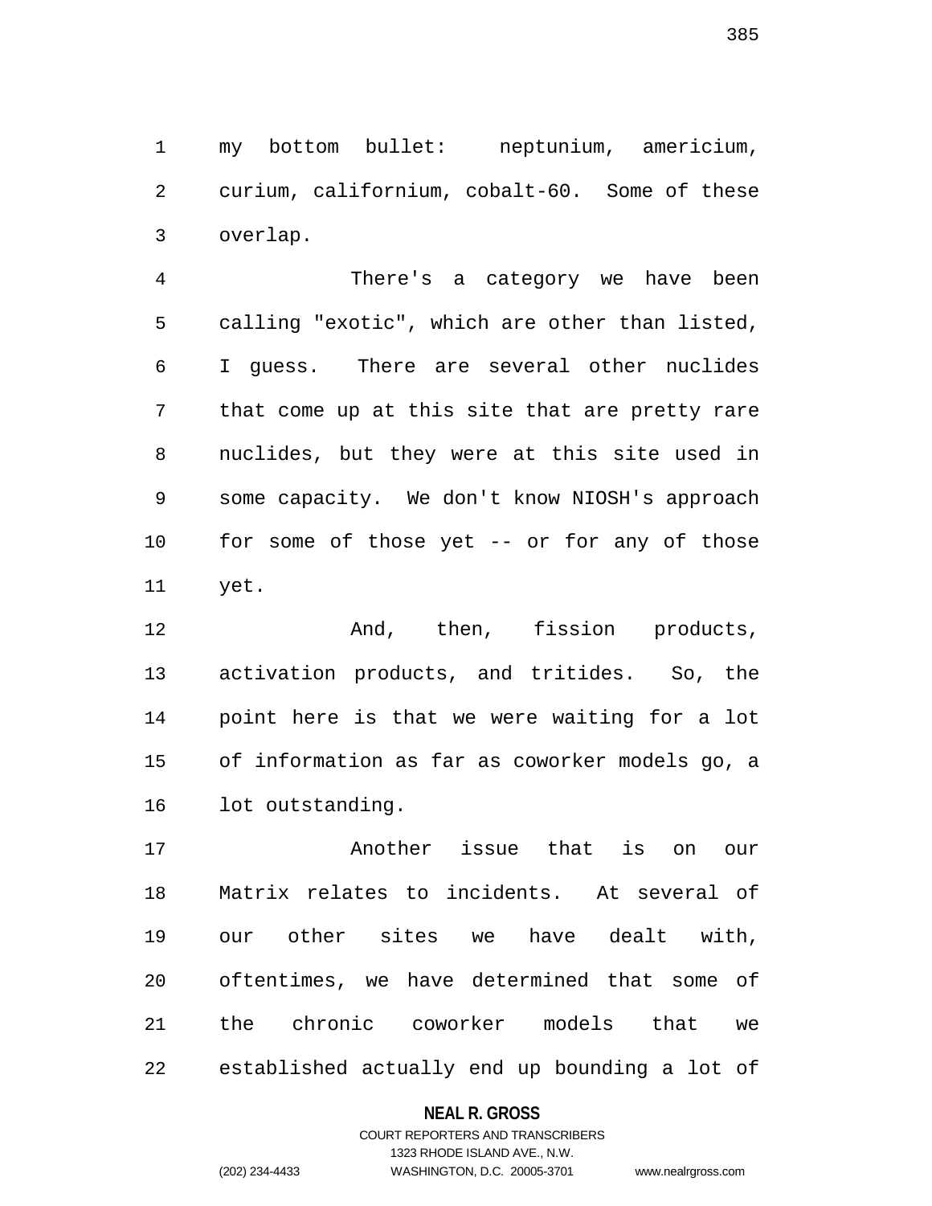my bottom bullet: neptunium, americium, curium, californium, cobalt-60. Some of these overlap.

There's a category we have been calling "exotic", which are other than listed, I guess. There are several other nuclides that come up at this site that are pretty rare nuclides, but they were at this site used in some capacity. We don't know NIOSH's approach for some of those yet -- or for any of those yet.

And, then, fission products, activation products, and tritides. So, the point here is that we were waiting for a lot of information as far as coworker models go, a lot outstanding.

Another issue that is on our Matrix relates to incidents. At several of our other sites we have dealt with, oftentimes, we have determined that some of the chronic coworker models that we established actually end up bounding a lot of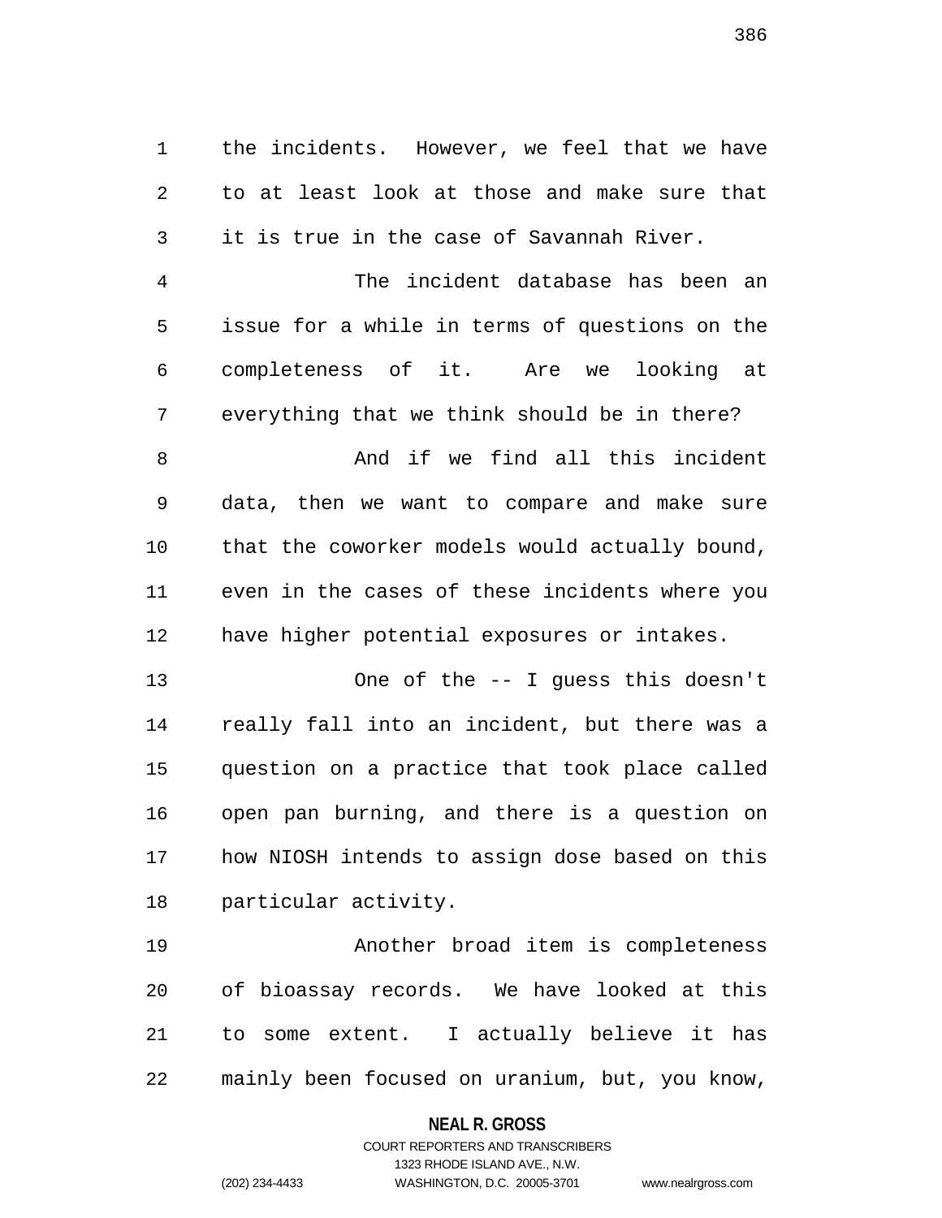the incidents. However, we feel that we have to at least look at those and make sure that it is true in the case of Savannah River.

The incident database has been an issue for a while in terms of questions on the completeness of it. Are we looking at everything that we think should be in there?

And if we find all this incident data, then we want to compare and make sure that the coworker models would actually bound, even in the cases of these incidents where you have higher potential exposures or intakes.

One of the -- I guess this doesn't really fall into an incident, but there was a question on a practice that took place called open pan burning, and there is a question on how NIOSH intends to assign dose based on this particular activity.

Another broad item is completeness of bioassay records. We have looked at this to some extent. I actually believe it has mainly been focused on uranium, but, you know,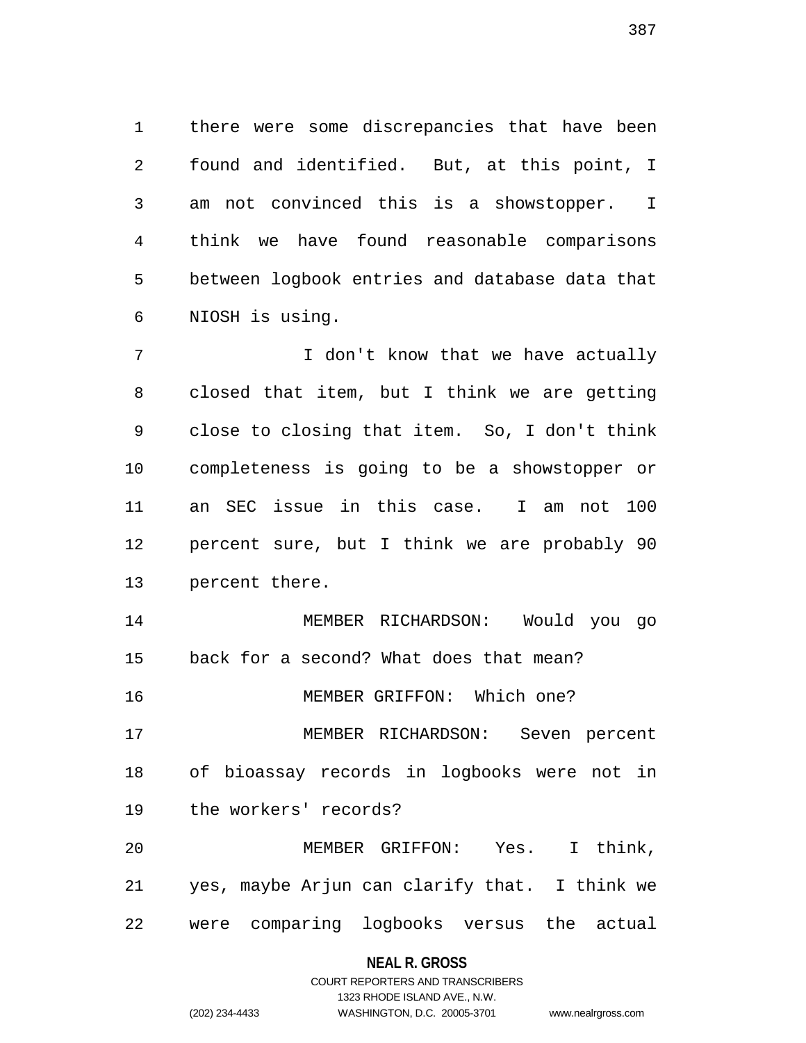there were some discrepancies that have been found and identified. But, at this point, I am not convinced this is a showstopper. I think we have found reasonable comparisons between logbook entries and database data that NIOSH is using.

I don't know that we have actually closed that item, but I think we are getting close to closing that item. So, I don't think completeness is going to be a showstopper or an SEC issue in this case. I am not 100 percent sure, but I think we are probably 90 percent there.

MEMBER RICHARDSON: Would you go back for a second? What does that mean?

MEMBER GRIFFON: Which one?

MEMBER RICHARDSON: Seven percent of bioassay records in logbooks were not in the workers' records?

MEMBER GRIFFON: Yes. I think, yes, maybe Arjun can clarify that. I think we were comparing logbooks versus the actual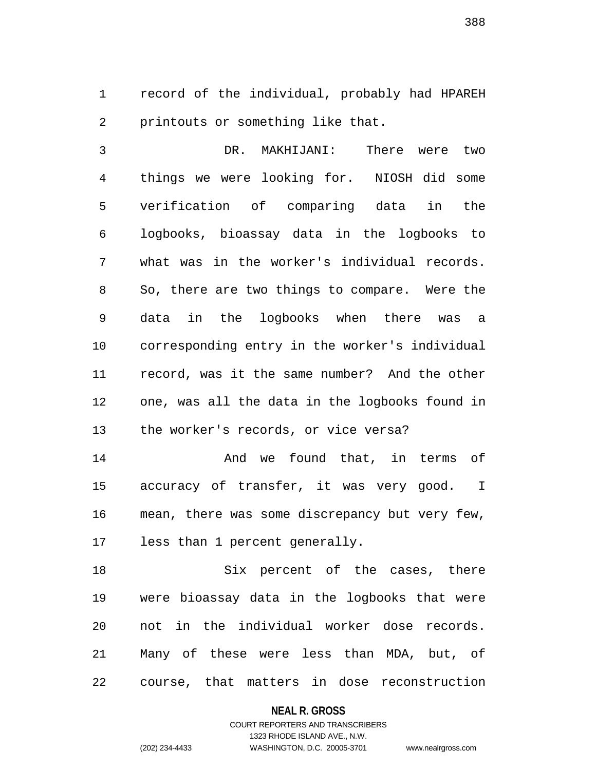record of the individual, probably had HPAREH printouts or something like that.

DR. MAKHIJANI: There were two things we were looking for. NIOSH did some verification of comparing data in the logbooks, bioassay data in the logbooks to what was in the worker's individual records. So, there are two things to compare. Were the data in the logbooks when there was a corresponding entry in the worker's individual record, was it the same number? And the other one, was all the data in the logbooks found in the worker's records, or vice versa?

And we found that, in terms of accuracy of transfer, it was very good. I mean, there was some discrepancy but very few, less than 1 percent generally.

Six percent of the cases, there were bioassay data in the logbooks that were not in the individual worker dose records. Many of these were less than MDA, but, of course, that matters in dose reconstruction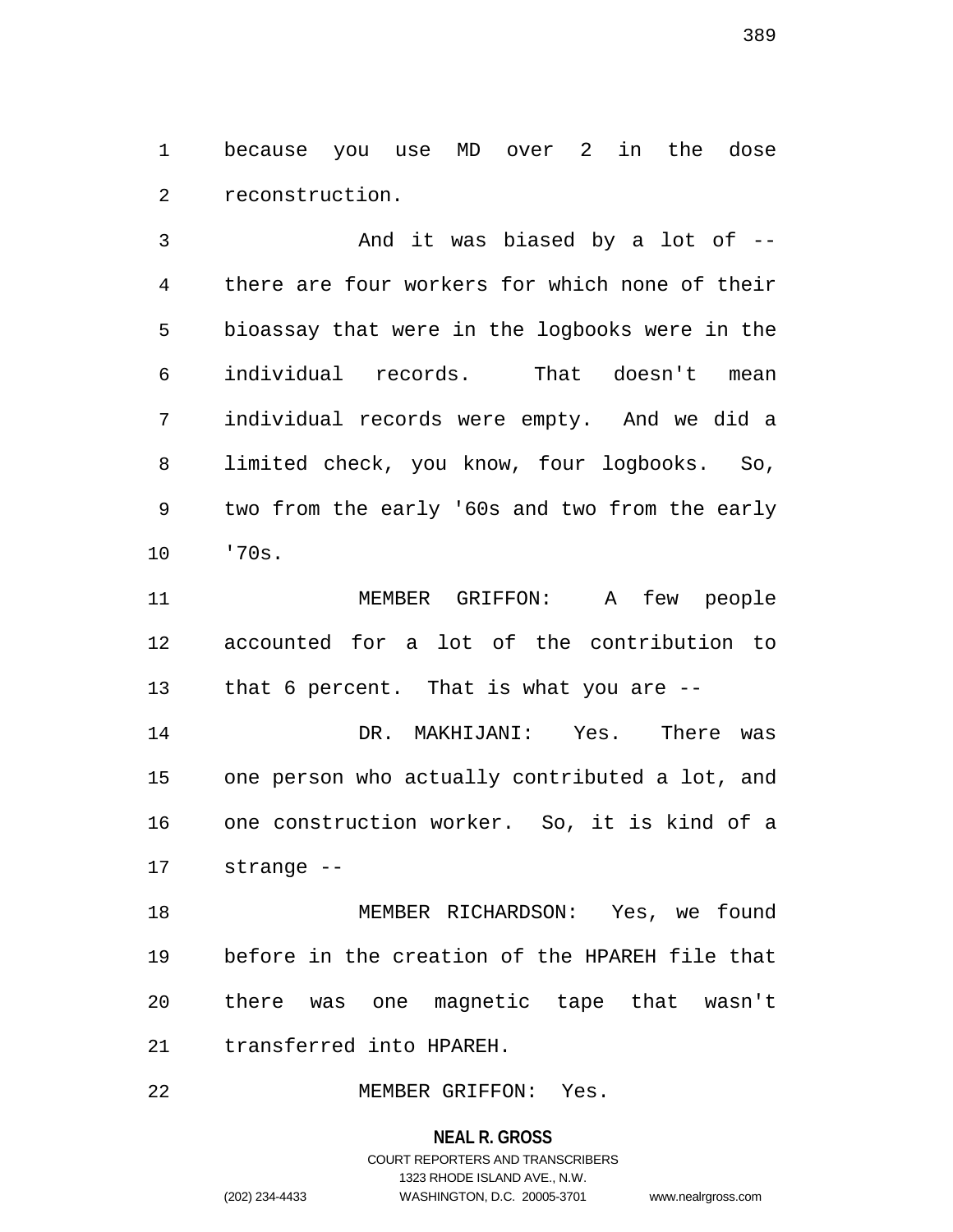because you use MD over 2 in the dose reconstruction.

And it was biased by a lot of -- there are four workers for which none of their bioassay that were in the logbooks were in the individual records. That doesn't mean individual records were empty. And we did a limited check, you know, four logbooks. So, two from the early '60s and two from the early '70s.

MEMBER GRIFFON: A few people accounted for a lot of the contribution to that 6 percent. That is what you are --

DR. MAKHIJANI: Yes. There was one person who actually contributed a lot, and one construction worker. So, it is kind of a strange --

MEMBER RICHARDSON: Yes, we found before in the creation of the HPAREH file that there was one magnetic tape that wasn't transferred into HPAREH.

MEMBER GRIFFON: Yes.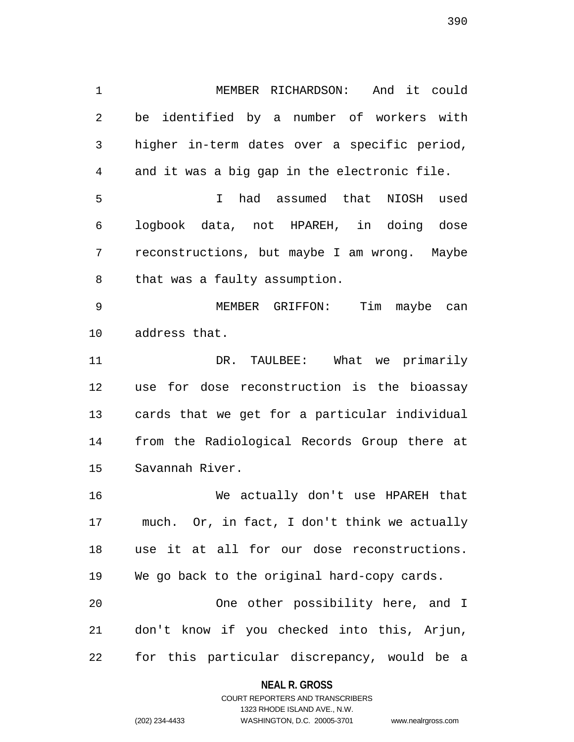MEMBER RICHARDSON: And it could be identified by a number of workers with higher in-term dates over a specific period, and it was a big gap in the electronic file.

I had assumed that NIOSH used logbook data, not HPAREH, in doing dose reconstructions, but maybe I am wrong. Maybe that was a faulty assumption.

MEMBER GRIFFON: Tim maybe can address that.

DR. TAULBEE: What we primarily use for dose reconstruction is the bioassay cards that we get for a particular individual from the Radiological Records Group there at Savannah River.

We actually don't use HPAREH that much. Or, in fact, I don't think we actually use it at all for our dose reconstructions. We go back to the original hard-copy cards.

One other possibility here, and I don't know if you checked into this, Arjun, for this particular discrepancy, would be a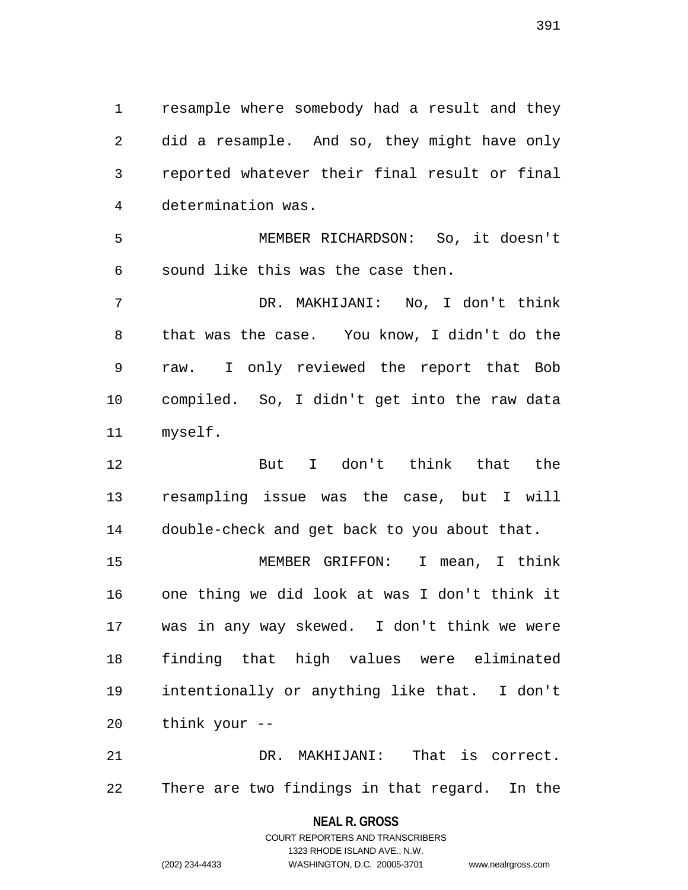resample where somebody had a result and they did a resample. And so, they might have only reported whatever their final result or final determination was.

MEMBER RICHARDSON: So, it doesn't sound like this was the case then.

DR. MAKHIJANI: No, I don't think that was the case. You know, I didn't do the raw. I only reviewed the report that Bob compiled. So, I didn't get into the raw data myself.

But I don't think that the resampling issue was the case, but I will double-check and get back to you about that.

MEMBER GRIFFON: I mean, I think one thing we did look at was I don't think it was in any way skewed. I don't think we were finding that high values were eliminated intentionally or anything like that. I don't think your --

DR. MAKHIJANI: That is correct. There are two findings in that regard. In the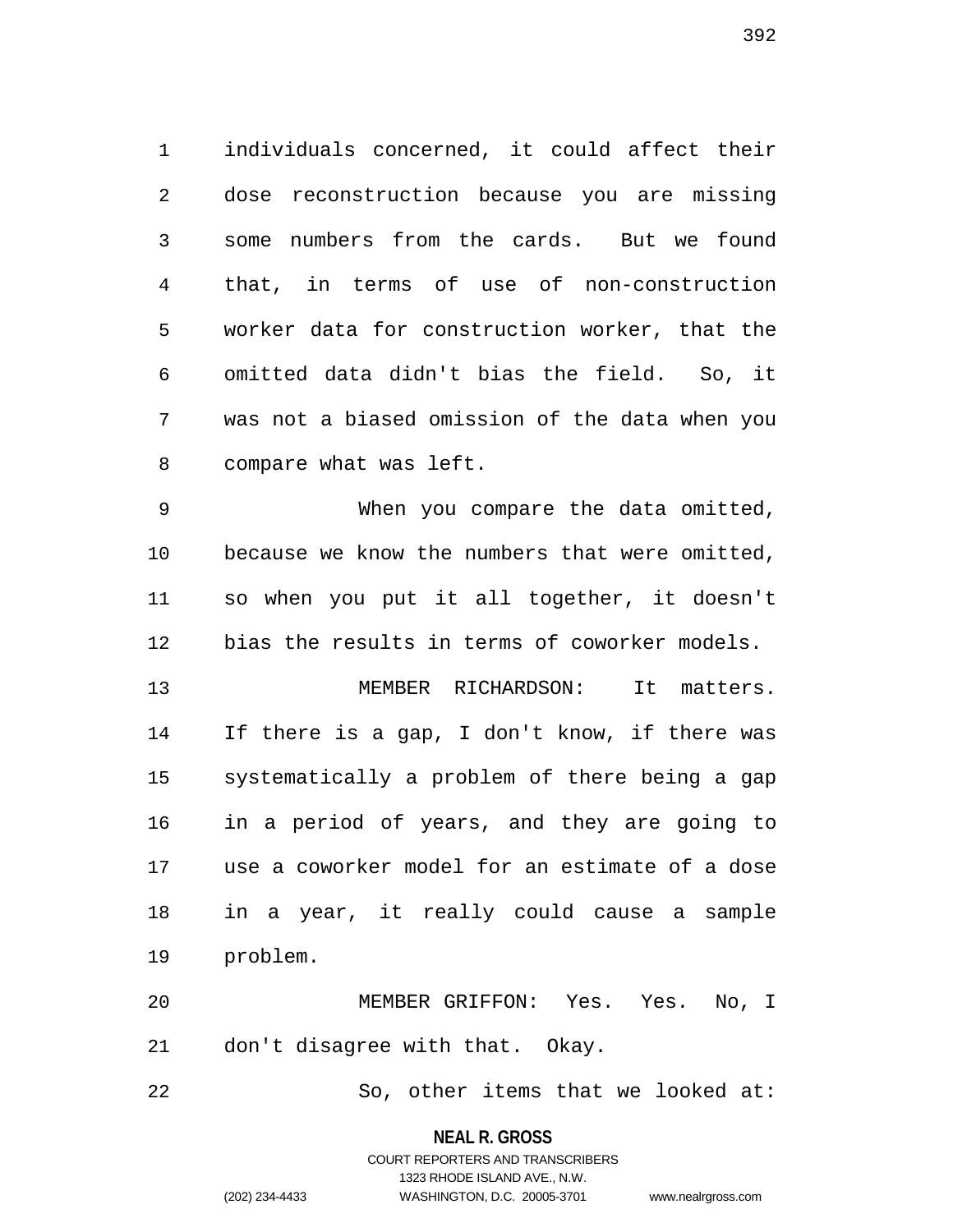individuals concerned, it could affect their dose reconstruction because you are missing some numbers from the cards. But we found that, in terms of use of non-construction worker data for construction worker, that the omitted data didn't bias the field. So, it was not a biased omission of the data when you compare what was left.

When you compare the data omitted, because we know the numbers that were omitted, so when you put it all together, it doesn't bias the results in terms of coworker models.

MEMBER RICHARDSON: It matters. If there is a gap, I don't know, if there was systematically a problem of there being a gap in a period of years, and they are going to use a coworker model for an estimate of a dose in a year, it really could cause a sample problem.

MEMBER GRIFFON: Yes. Yes. No, I don't disagree with that. Okay.

So, other items that we looked at: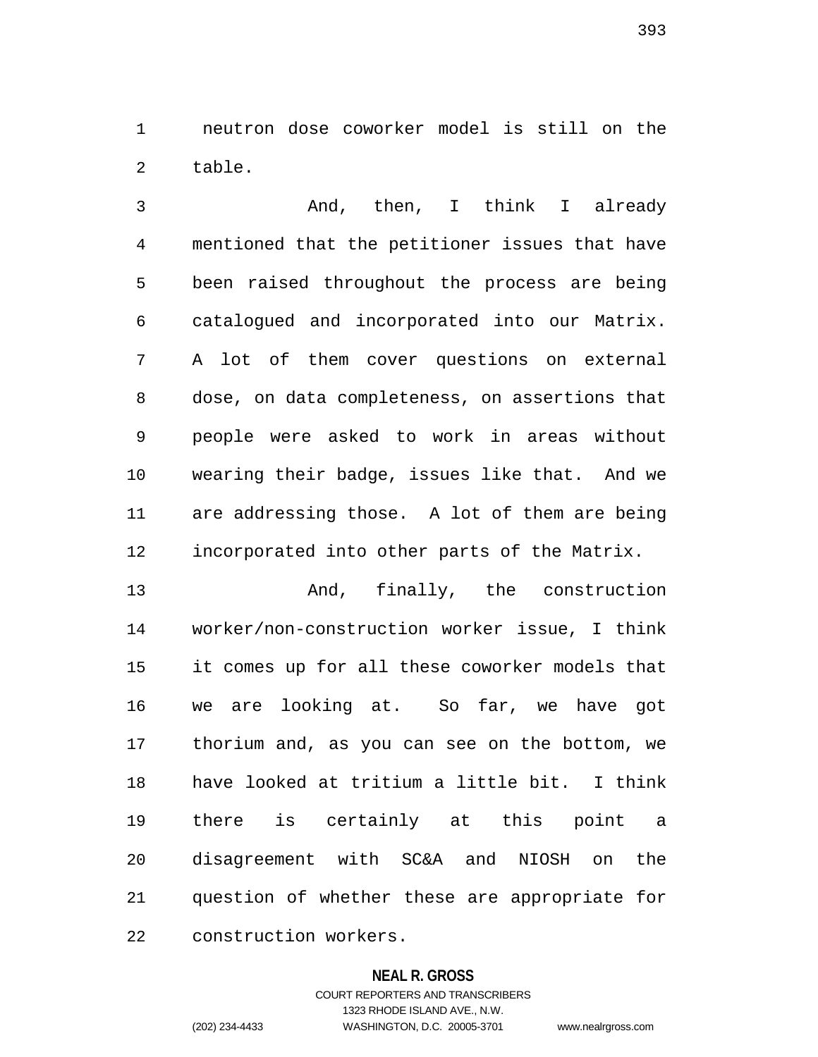neutron dose coworker model is still on the table.

And, then, I think I already mentioned that the petitioner issues that have been raised throughout the process are being catalogued and incorporated into our Matrix. A lot of them cover questions on external dose, on data completeness, on assertions that people were asked to work in areas without wearing their badge, issues like that. And we are addressing those. A lot of them are being incorporated into other parts of the Matrix.

And, finally, the construction worker/non-construction worker issue, I think it comes up for all these coworker models that we are looking at. So far, we have got thorium and, as you can see on the bottom, we have looked at tritium a little bit. I think there is certainly at this point a disagreement with SC&A and NIOSH on the question of whether these are appropriate for construction workers.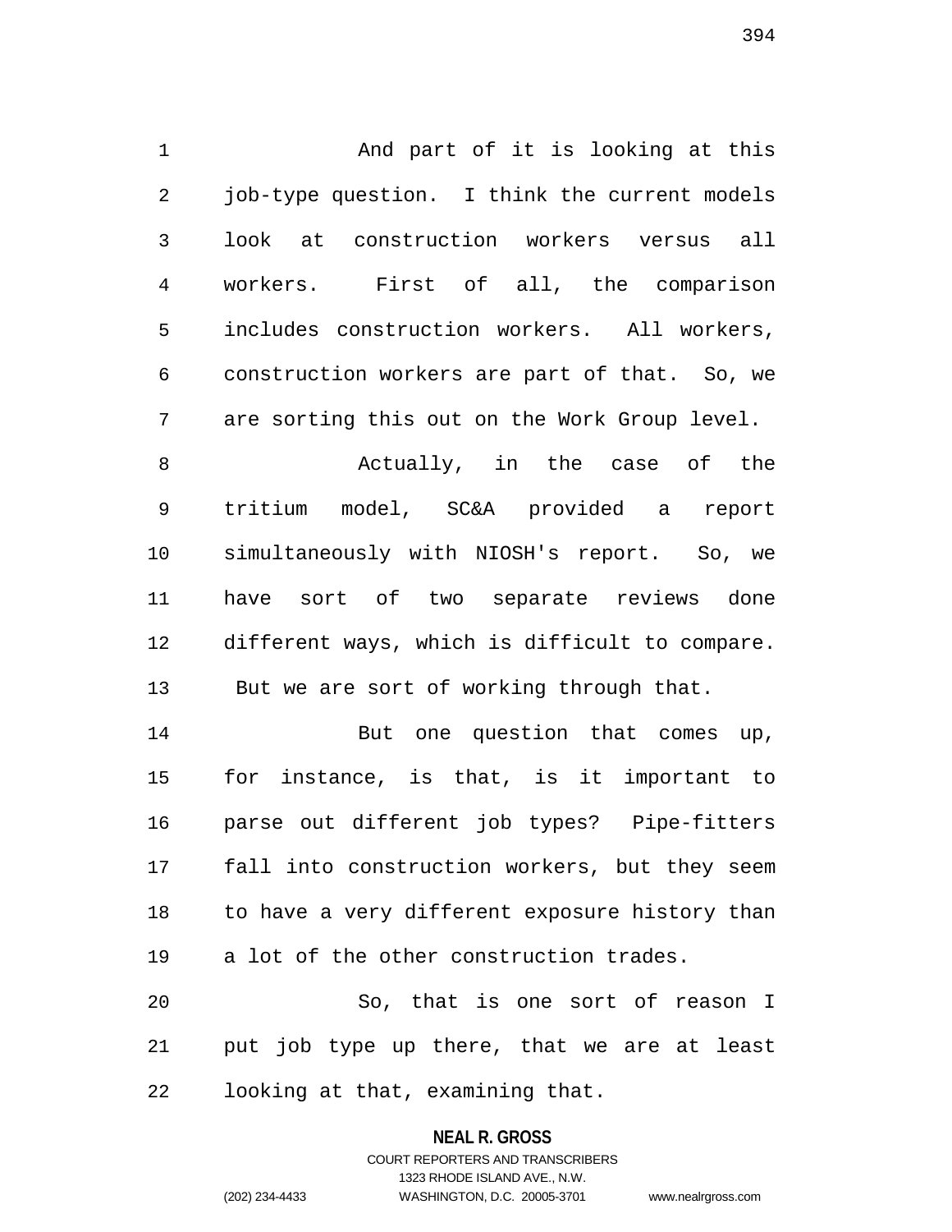And part of it is looking at this job-type question. I think the current models look at construction workers versus all workers. First of all, the comparison includes construction workers. All workers, construction workers are part of that. So, we are sorting this out on the Work Group level.

Actually, in the case of the tritium model, SC&A provided a report simultaneously with NIOSH's report. So, we have sort of two separate reviews done different ways, which is difficult to compare. But we are sort of working through that.

But one question that comes up, for instance, is that, is it important to parse out different job types? Pipe-fitters fall into construction workers, but they seem to have a very different exposure history than a lot of the other construction trades.

So, that is one sort of reason I put job type up there, that we are at least looking at that, examining that.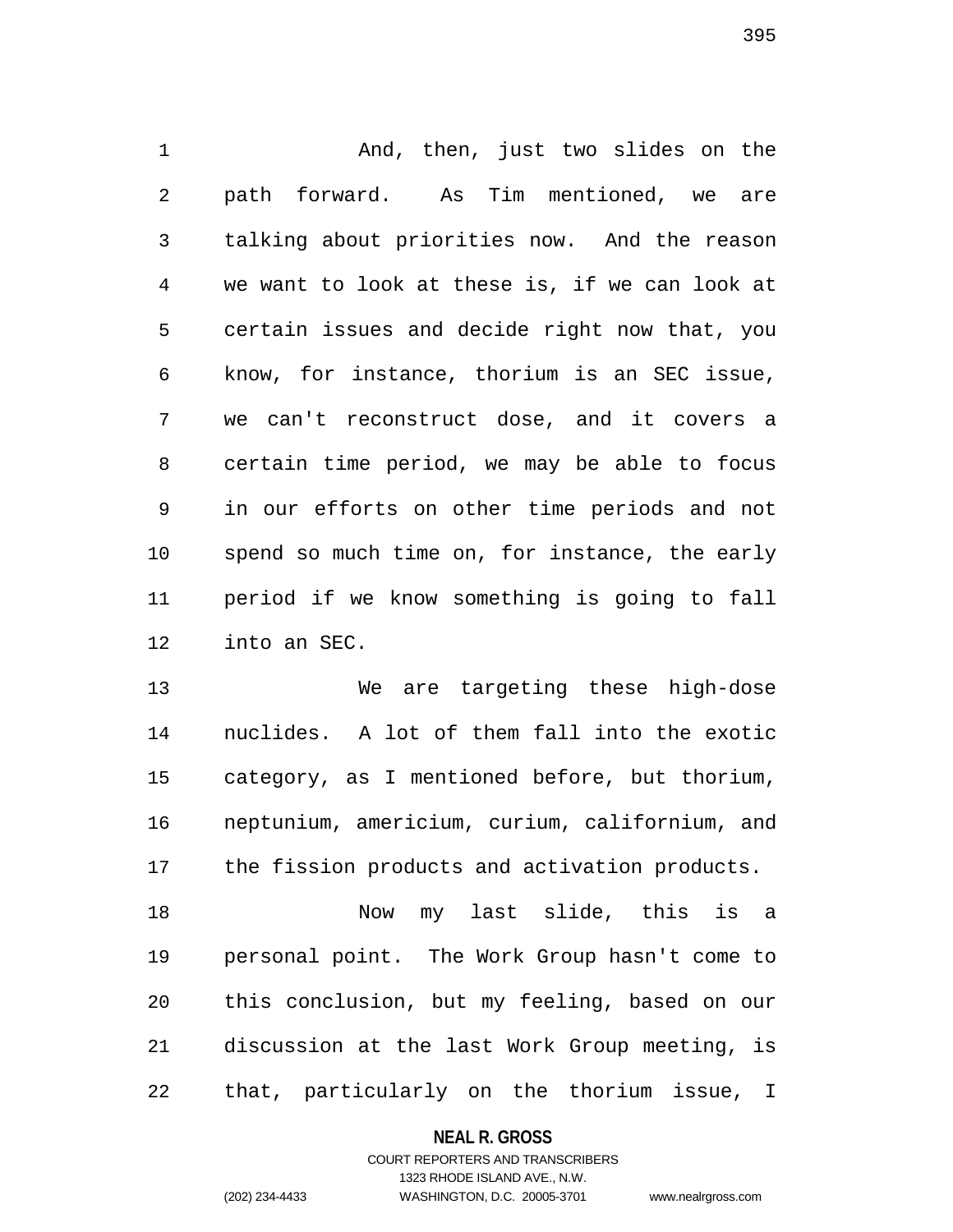And, then, just two slides on the path forward. As Tim mentioned, we are talking about priorities now. And the reason we want to look at these is, if we can look at certain issues and decide right now that, you know, for instance, thorium is an SEC issue, we can't reconstruct dose, and it covers a certain time period, we may be able to focus in our efforts on other time periods and not spend so much time on, for instance, the early period if we know something is going to fall into an SEC.

We are targeting these high-dose nuclides. A lot of them fall into the exotic category, as I mentioned before, but thorium, neptunium, americium, curium, californium, and the fission products and activation products.

Now my last slide, this is a personal point. The Work Group hasn't come to this conclusion, but my feeling, based on our discussion at the last Work Group meeting, is that, particularly on the thorium issue, I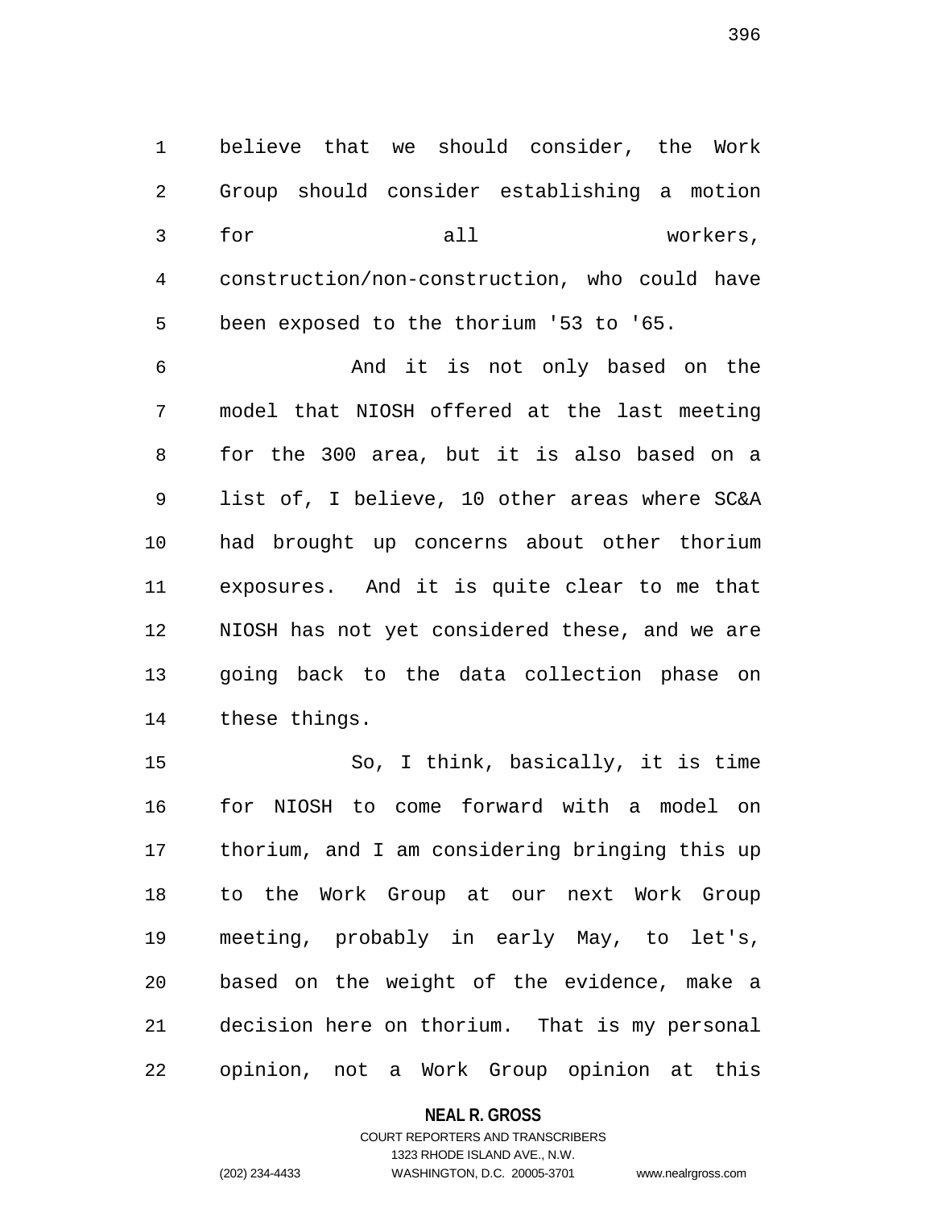believe that we should consider, the Work Group should consider establishing a motion for all workers, construction/non-construction, who could have been exposed to the thorium '53 to '65.

And it is not only based on the model that NIOSH offered at the last meeting for the 300 area, but it is also based on a list of, I believe, 10 other areas where SC&A had brought up concerns about other thorium exposures. And it is quite clear to me that NIOSH has not yet considered these, and we are going back to the data collection phase on these things.

So, I think, basically, it is time for NIOSH to come forward with a model on thorium, and I am considering bringing this up to the Work Group at our next Work Group meeting, probably in early May, to let's, based on the weight of the evidence, make a decision here on thorium. That is my personal opinion, not a Work Group opinion at this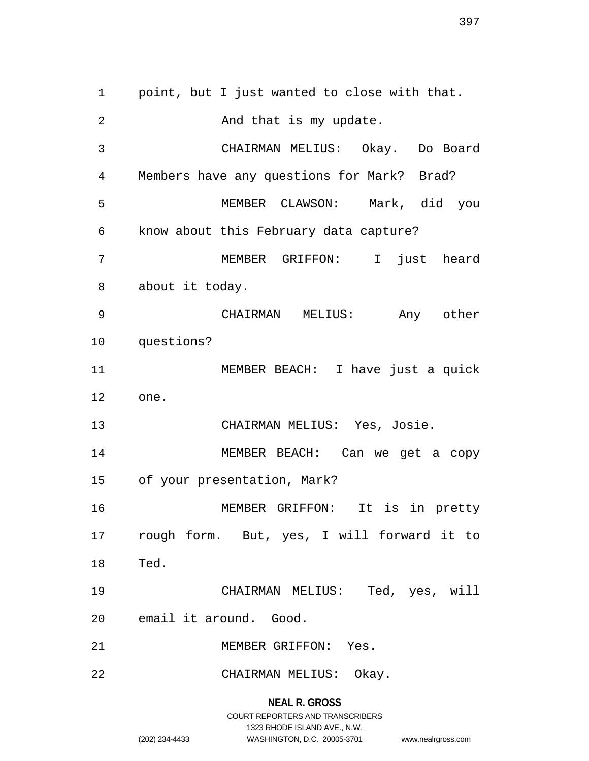point, but I just wanted to close with that.

And that is my update.

CHAIRMAN MELIUS: Okay. Do Board Members have any questions for Mark? Brad?

MEMBER CLAWSON: Mark, did you know about this February data capture?

MEMBER GRIFFON: I just heard about it today.

CHAIRMAN MELIUS: Any other questions?

MEMBER BEACH: I have just a quick one.

CHAIRMAN MELIUS: Yes, Josie.

MEMBER BEACH: Can we get a copy of your presentation, Mark?

MEMBER GRIFFON: It is in pretty rough form. But, yes, I will forward it to Ted.

CHAIRMAN MELIUS: Ted, yes, will email it around. Good.

MEMBER GRIFFON: Yes.

CHAIRMAN MELIUS: Okay.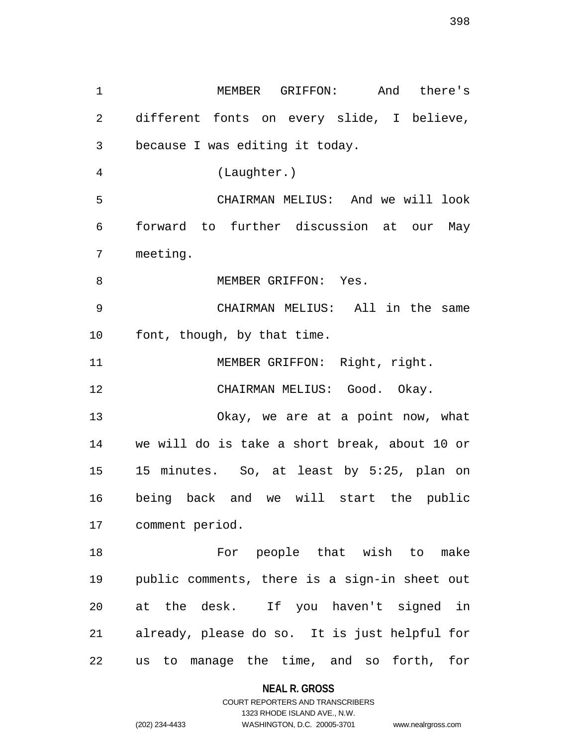MEMBER GRIFFON: And there's different fonts on every slide, I believe, because I was editing it today.

(Laughter.)

CHAIRMAN MELIUS: And we will look forward to further discussion at our May meeting.

MEMBER GRIFFON: Yes.

CHAIRMAN MELIUS: All in the same font, though, by that time.

MEMBER GRIFFON: Right, right.

CHAIRMAN MELIUS: Good. Okay.

Okay, we are at a point now, what we will do is take a short break, about 10 or 15 minutes. So, at least by 5:25, plan on being back and we will start the public comment period.

For people that wish to make public comments, there is a sign-in sheet out at the desk. If you haven't signed in already, please do so. It is just helpful for us to manage the time, and so forth, for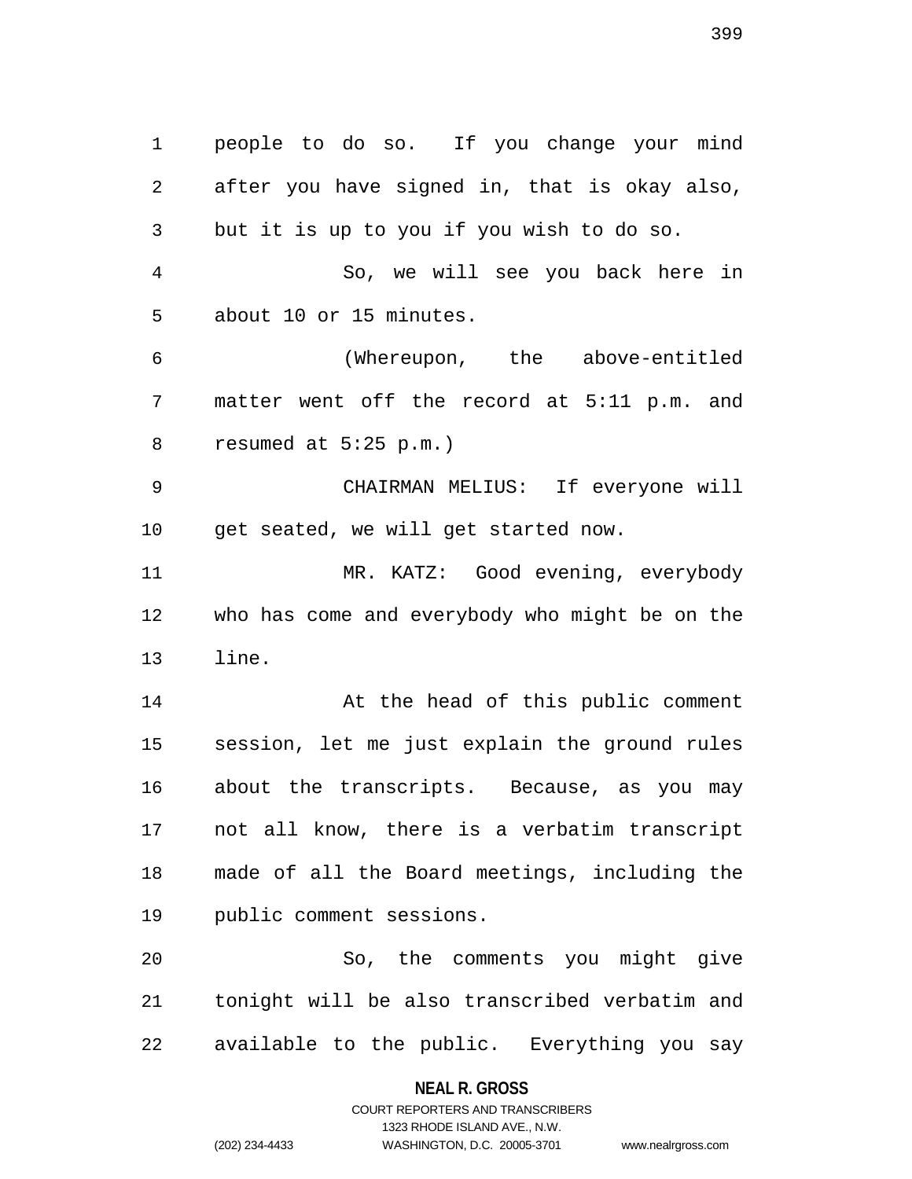people to do so. If you change your mind after you have signed in, that is okay also, but it is up to you if you wish to do so.

So, we will see you back here in about 10 or 15 minutes.

(Whereupon, the above-entitled matter went off the record at 5:11 p.m. and resumed at 5:25 p.m.)

CHAIRMAN MELIUS: If everyone will get seated, we will get started now.

MR. KATZ: Good evening, everybody who has come and everybody who might be on the line.

At the head of this public comment session, let me just explain the ground rules about the transcripts. Because, as you may not all know, there is a verbatim transcript made of all the Board meetings, including the public comment sessions.

So, the comments you might give tonight will be also transcribed verbatim and available to the public. Everything you say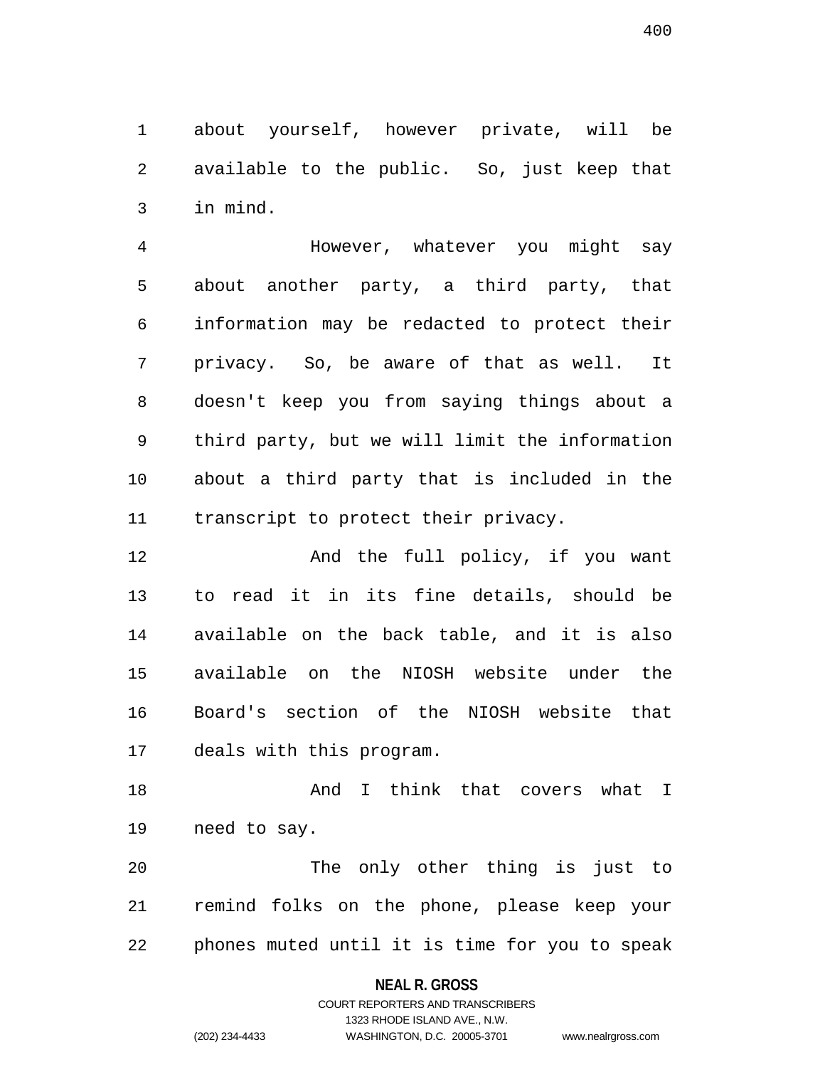about yourself, however private, will be available to the public. So, just keep that in mind.

However, whatever you might say about another party, a third party, that information may be redacted to protect their privacy. So, be aware of that as well. It doesn't keep you from saying things about a third party, but we will limit the information about a third party that is included in the transcript to protect their privacy.

And the full policy, if you want to read it in its fine details, should be available on the back table, and it is also available on the NIOSH website under the Board's section of the NIOSH website that deals with this program.

And I think that covers what I need to say.

The only other thing is just to remind folks on the phone, please keep your phones muted until it is time for you to speak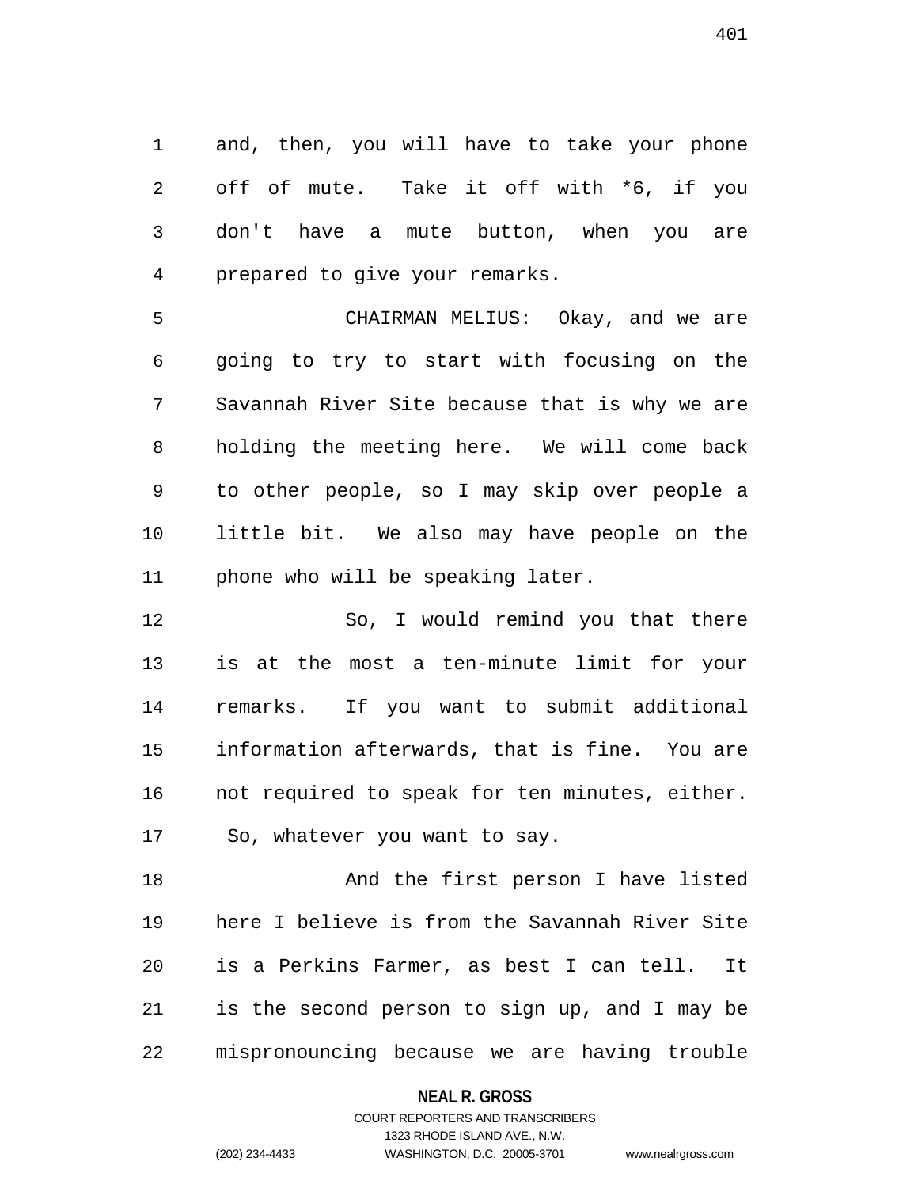and, then, you will have to take your phone off of mute. Take it off with *6, if you don't have a mute button, when you are prepared to give your remarks.

CHAIRMAN MELIUS: Okay, and we are going to try to start with focusing on the Savannah River Site because that is why we are holding the meeting here. We will come back to other people, so I may skip over people a little bit. We also may have people on the phone who will be speaking later.

So, I would remind you that there is at the most a ten-minute limit for your remarks. If you want to submit additional information afterwards, that is fine. You are not required to speak for ten minutes, either. So, whatever you want to say.

And the first person I have listed here I believe is from the Savannah River Site is a Perkins Farmer, as best I can tell. It is the second person to sign up, and I may be mispronouncing because we are having trouble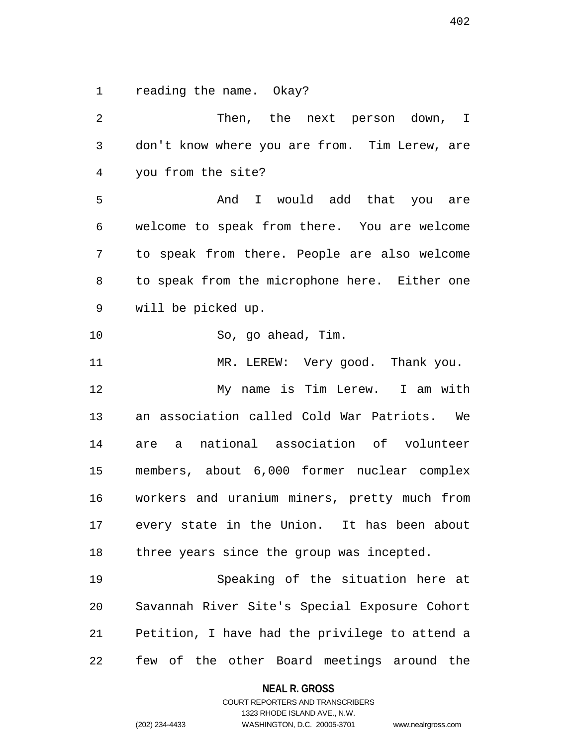reading the name. Okay?

Then, the next person down, I don't know where you are from. Tim Lerew, are you from the site?

And I would add that you are welcome to speak from there. You are welcome to speak from there. People are also welcome to speak from the microphone here. Either one will be picked up.

So, go ahead, Tim.

MR. LEREW: Very good. Thank you.

My name is Tim Lerew. I am with an association called Cold War Patriots. We are a national association of volunteer members, about 6,000 former nuclear complex workers and uranium miners, pretty much from every state in the Union. It has been about three years since the group was incepted.

Speaking of the situation here at Savannah River Site's Special Exposure Cohort Petition, I have had the privilege to attend a few of the other Board meetings around the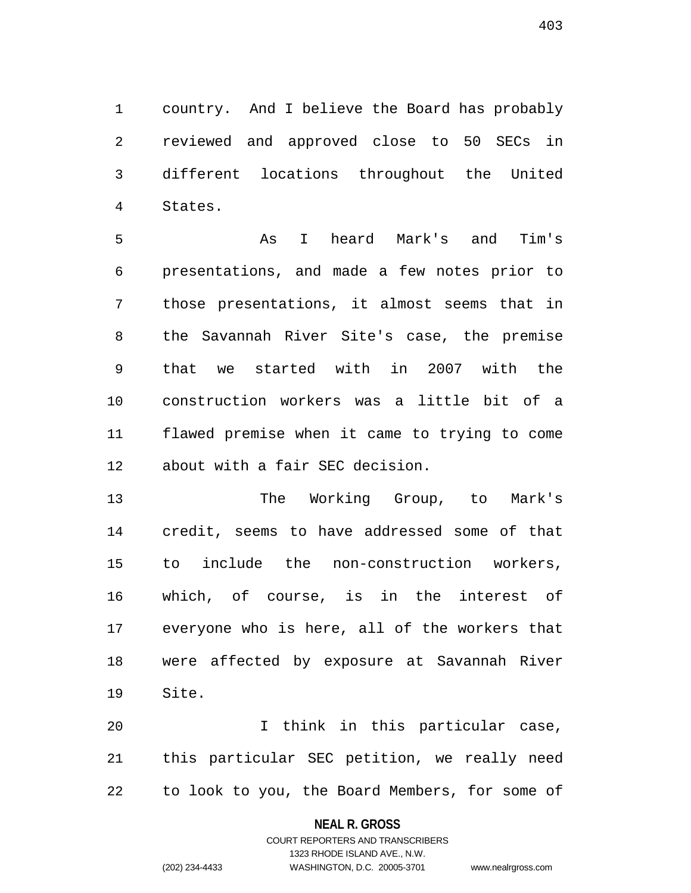country. And I believe the Board has probably reviewed and approved close to 50 SECs in different locations throughout the United States.

As I heard Mark's and Tim's presentations, and made a few notes prior to those presentations, it almost seems that in the Savannah River Site's case, the premise that we started with in 2007 with the construction workers was a little bit of a flawed premise when it came to trying to come about with a fair SEC decision.

The Working Group, to Mark's credit, seems to have addressed some of that to include the non-construction workers, which, of course, is in the interest of everyone who is here, all of the workers that were affected by exposure at Savannah River Site.

I think in this particular case, this particular SEC petition, we really need to look to you, the Board Members, for some of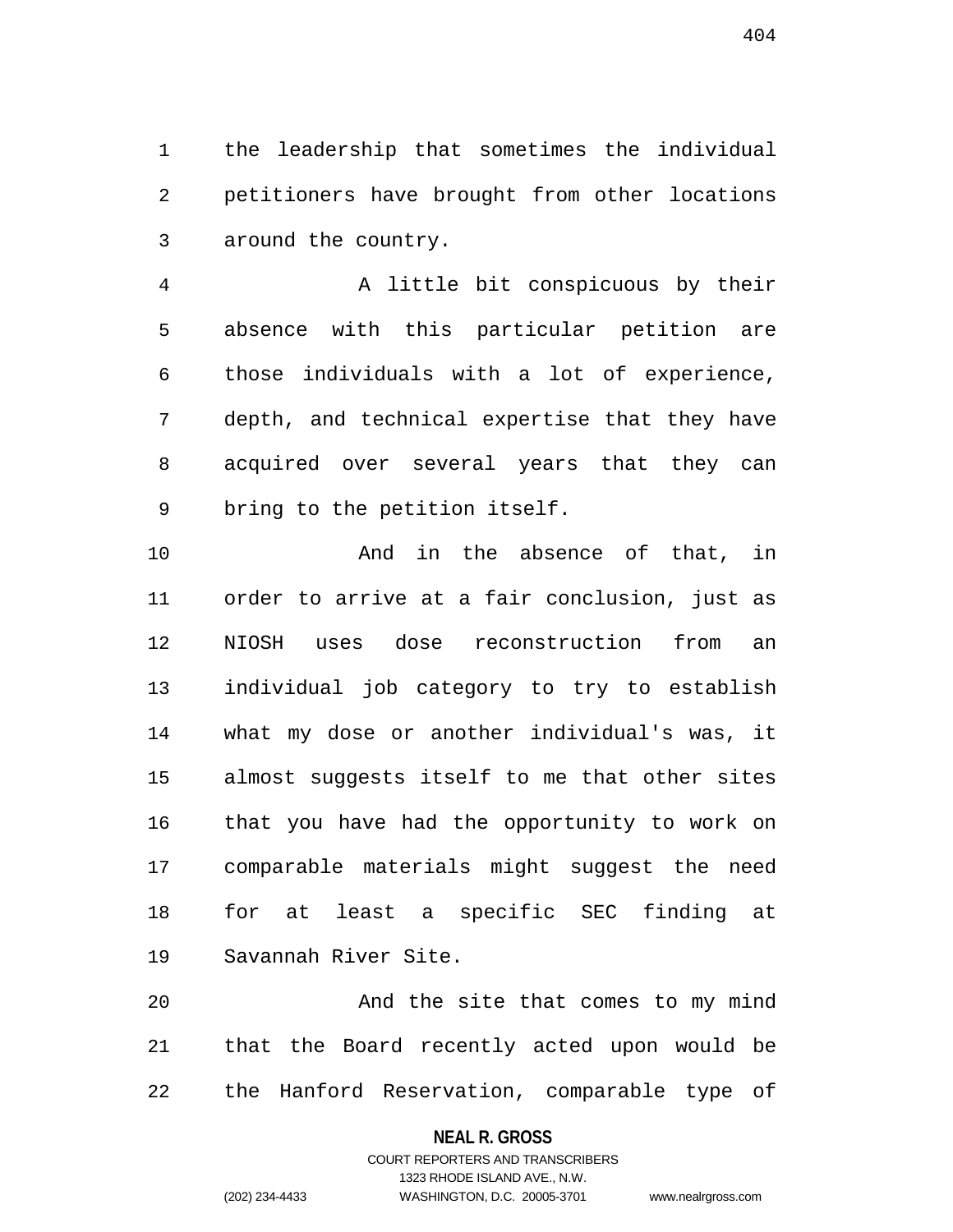the leadership that sometimes the individual petitioners have brought from other locations around the country.

A little bit conspicuous by their absence with this particular petition are those individuals with a lot of experience, depth, and technical expertise that they have acquired over several years that they can bring to the petition itself.

And in the absence of that, in order to arrive at a fair conclusion, just as NIOSH uses dose reconstruction from an individual job category to try to establish what my dose or another individual's was, it almost suggests itself to me that other sites that you have had the opportunity to work on comparable materials might suggest the need for at least a specific SEC finding at Savannah River Site.

And the site that comes to my mind that the Board recently acted upon would be the Hanford Reservation, comparable type of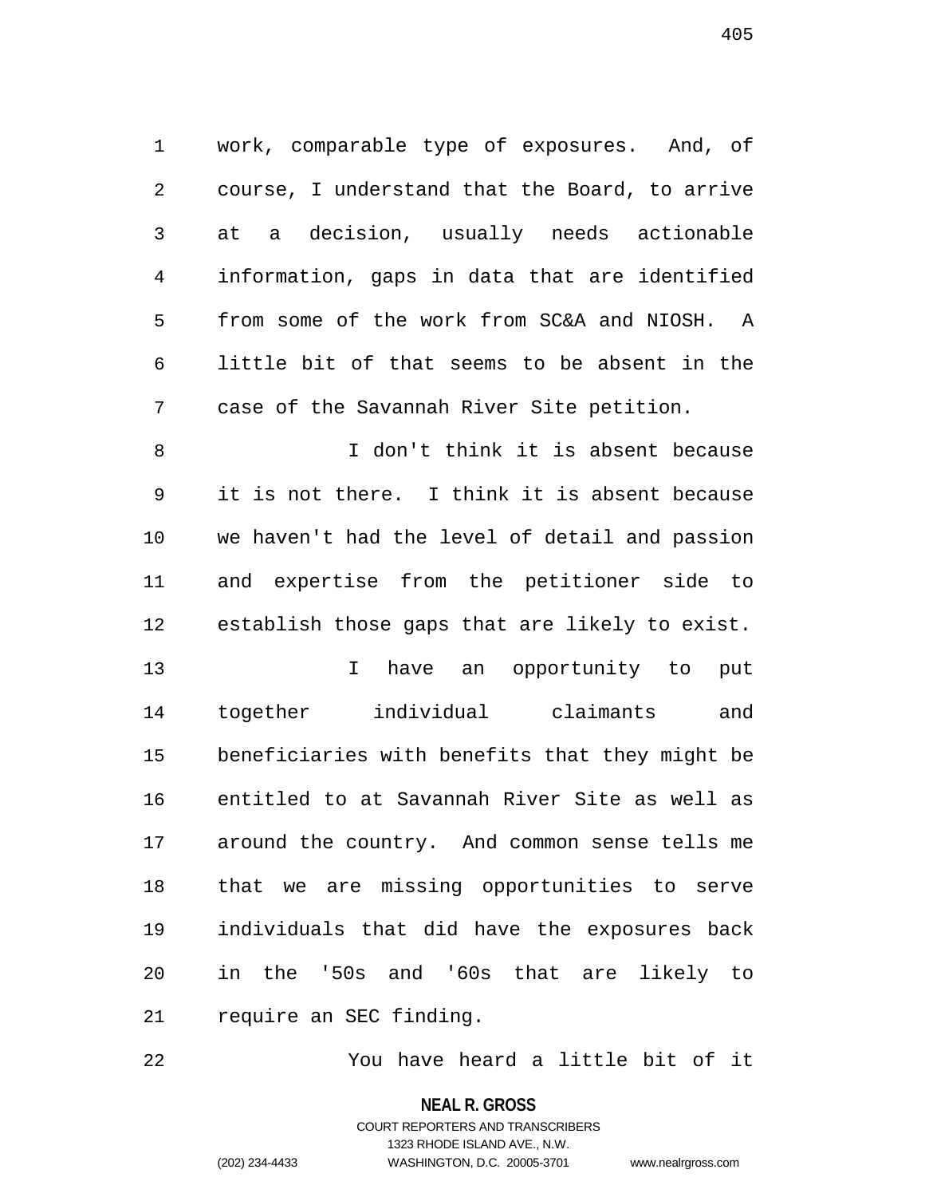work, comparable type of exposures. And, of course, I understand that the Board, to arrive at a decision, usually needs actionable information, gaps in data that are identified from some of the work from SC&A and NIOSH. A little bit of that seems to be absent in the case of the Savannah River Site petition.

I don't think it is absent because it is not there. I think it is absent because we haven't had the level of detail and passion and expertise from the petitioner side to establish those gaps that are likely to exist.

I have an opportunity to put together individual claimants and beneficiaries with benefits that they might be entitled to at Savannah River Site as well as around the country. And common sense tells me that we are missing opportunities to serve individuals that did have the exposures back in the '50s and '60s that are likely to require an SEC finding.

You have heard a little bit of it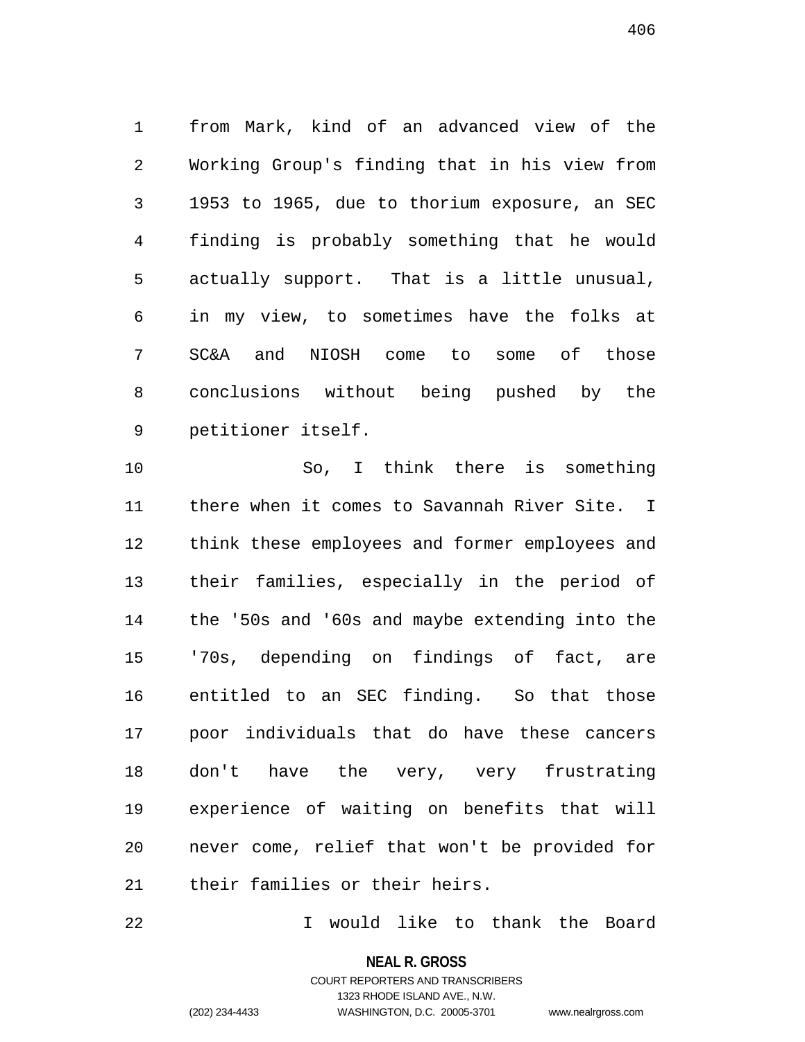from Mark, kind of an advanced view of the Working Group's finding that in his view from 1953 to 1965, due to thorium exposure, an SEC finding is probably something that he would actually support. That is a little unusual, in my view, to sometimes have the folks at SC&A and NIOSH come to some of those conclusions without being pushed by the petitioner itself.

So, I think there is something there when it comes to Savannah River Site. I think these employees and former employees and their families, especially in the period of the '50s and '60s and maybe extending into the '70s, depending on findings of fact, are entitled to an SEC finding. So that those poor individuals that do have these cancers don't have the very, very frustrating experience of waiting on benefits that will never come, relief that won't be provided for their families or their heirs.

I would like to thank the Board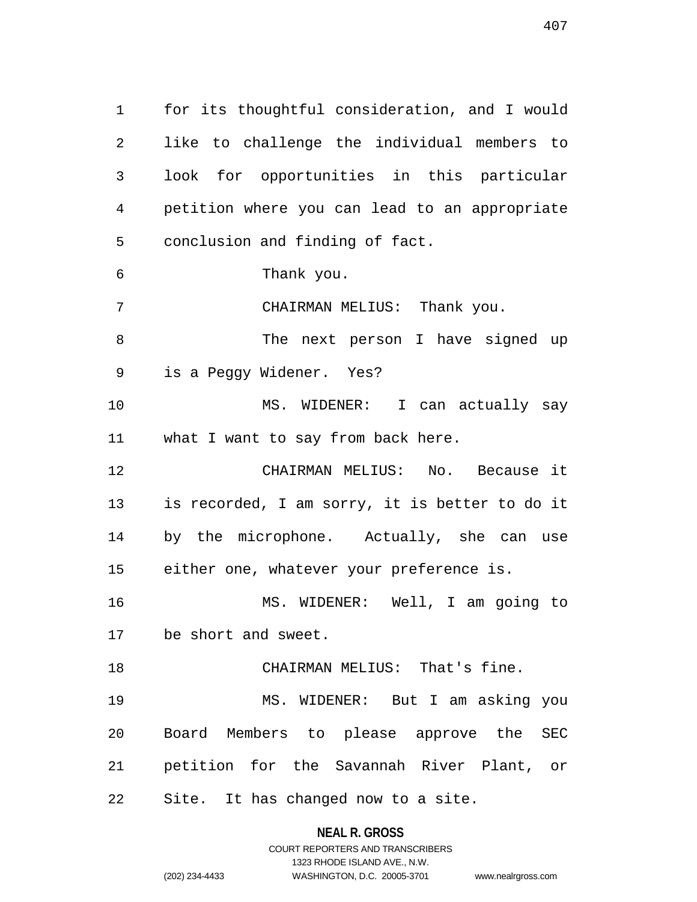for its thoughtful consideration, and I would like to challenge the individual members to look for opportunities in this particular petition where you can lead to an appropriate conclusion and finding of fact.

Thank you.

CHAIRMAN MELIUS: Thank you.

The next person I have signed up is a Peggy Widener. Yes?

MS. WIDENER: I can actually say what I want to say from back here.

CHAIRMAN MELIUS: No. Because it is recorded, I am sorry, it is better to do it by the microphone. Actually, she can use either one, whatever your preference is.

MS. WIDENER: Well, I am going to be short and sweet.

CHAIRMAN MELIUS: That's fine.

MS. WIDENER: But I am asking you Board Members to please approve the SEC petition for the Savannah River Plant, or Site. It has changed now to a site.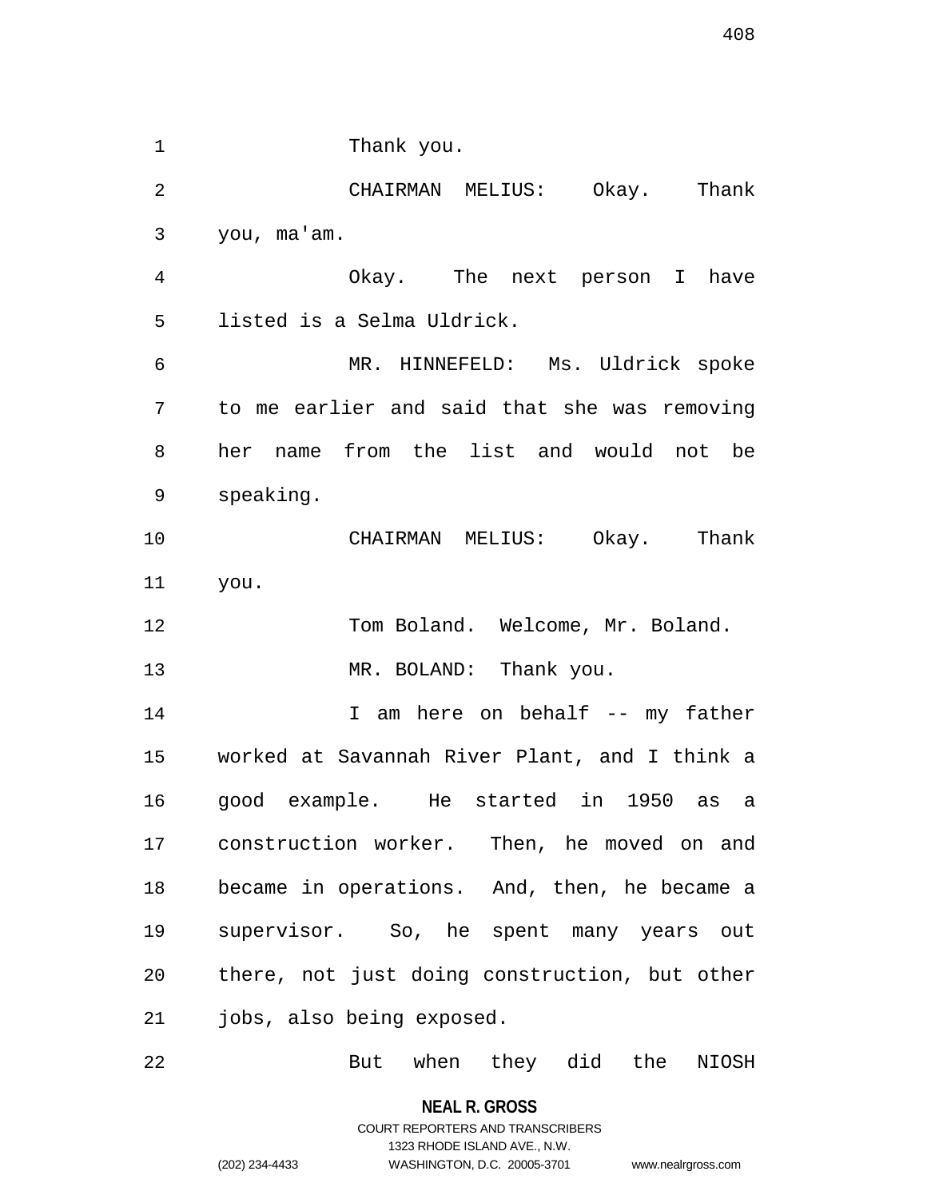Thank you.

CHAIRMAN MELIUS: Okay. Thank you, ma'am.

Okay. The next person I have listed is a Selma Uldrick.

MR. HINNEFELD: Ms. Uldrick spoke to me earlier and said that she was removing her name from the list and would not be speaking.

CHAIRMAN MELIUS: Okay. Thank you.

Tom Boland. Welcome, Mr. Boland.

MR. BOLAND: Thank you.

I am here on behalf -- my father worked at Savannah River Plant, and I think a good example. He started in 1950 as a construction worker. Then, he moved on and became in operations. And, then, he became a supervisor. So, he spent many years out there, not just doing construction, but other jobs, also being exposed.

But when they did the NIOSH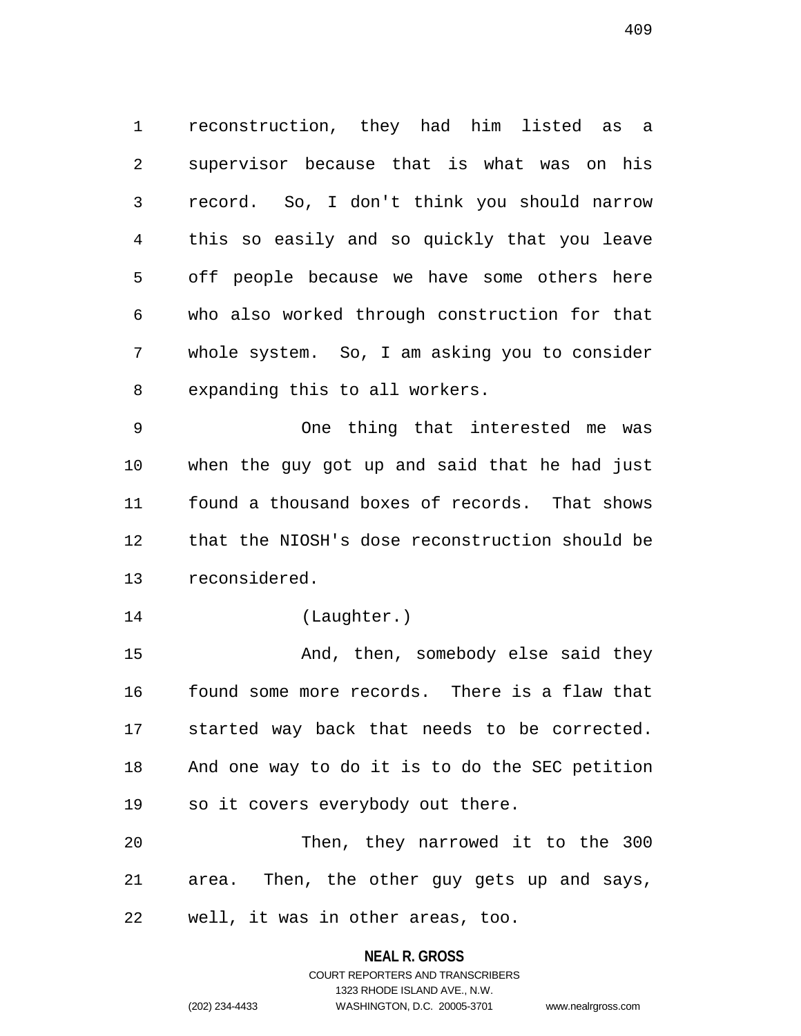reconstruction, they had him listed as a supervisor because that is what was on his record. So, I don't think you should narrow this so easily and so quickly that you leave off people because we have some others here who also worked through construction for that whole system. So, I am asking you to consider expanding this to all workers.

One thing that interested me was when the guy got up and said that he had just found a thousand boxes of records. That shows that the NIOSH's dose reconstruction should be reconsidered.

(Laughter.)

And, then, somebody else said they found some more records. There is a flaw that started way back that needs to be corrected. And one way to do it is to do the SEC petition so it covers everybody out there.

Then, they narrowed it to the 300 area. Then, the other guy gets up and says, well, it was in other areas, too.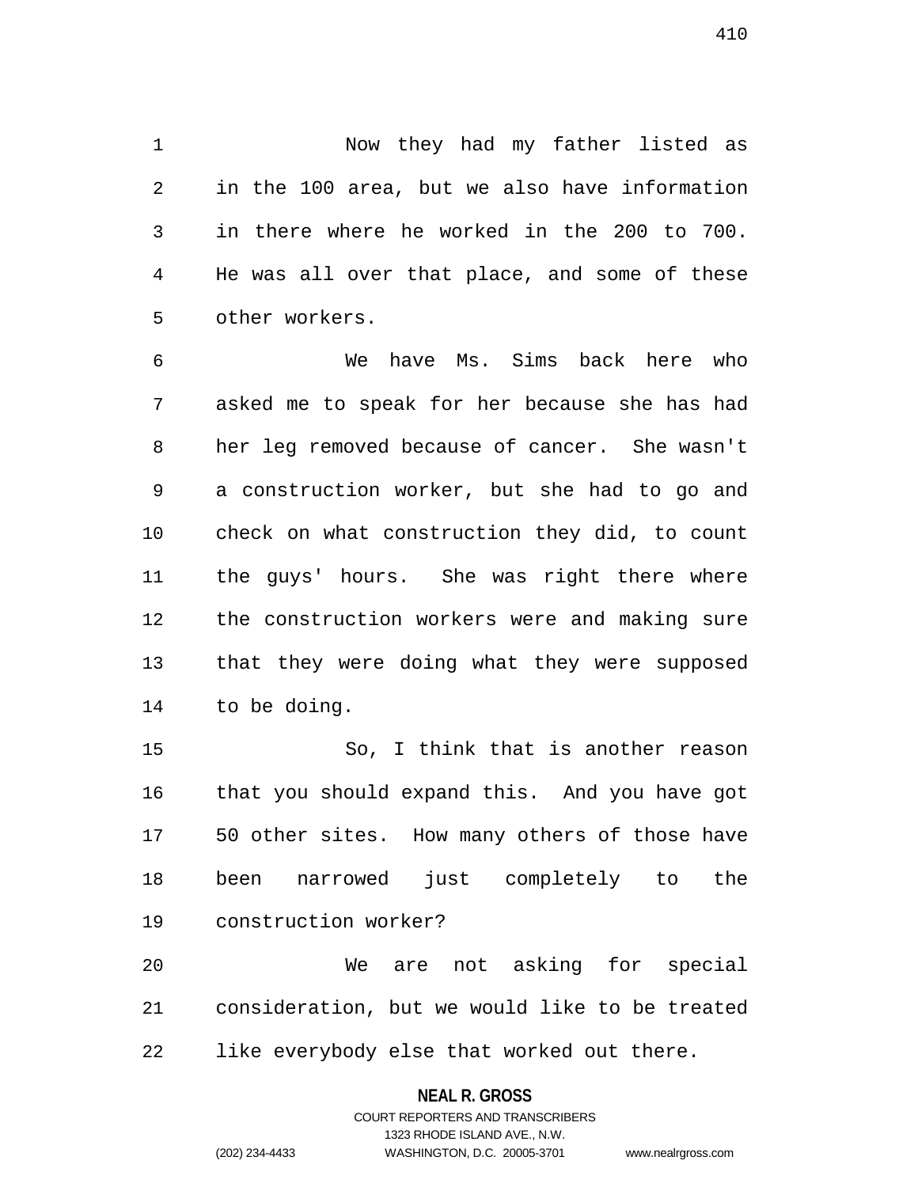Now they had my father listed as in the 100 area, but we also have information in there where he worked in the 200 to 700. He was all over that place, and some of these other workers.

We have Ms. Sims back here who asked me to speak for her because she has had her leg removed because of cancer. She wasn't a construction worker, but she had to go and check on what construction they did, to count the guys' hours. She was right there where the construction workers were and making sure that they were doing what they were supposed to be doing.

So, I think that is another reason that you should expand this. And you have got 50 other sites. How many others of those have been narrowed just completely to the construction worker?

We are not asking for special consideration, but we would like to be treated like everybody else that worked out there.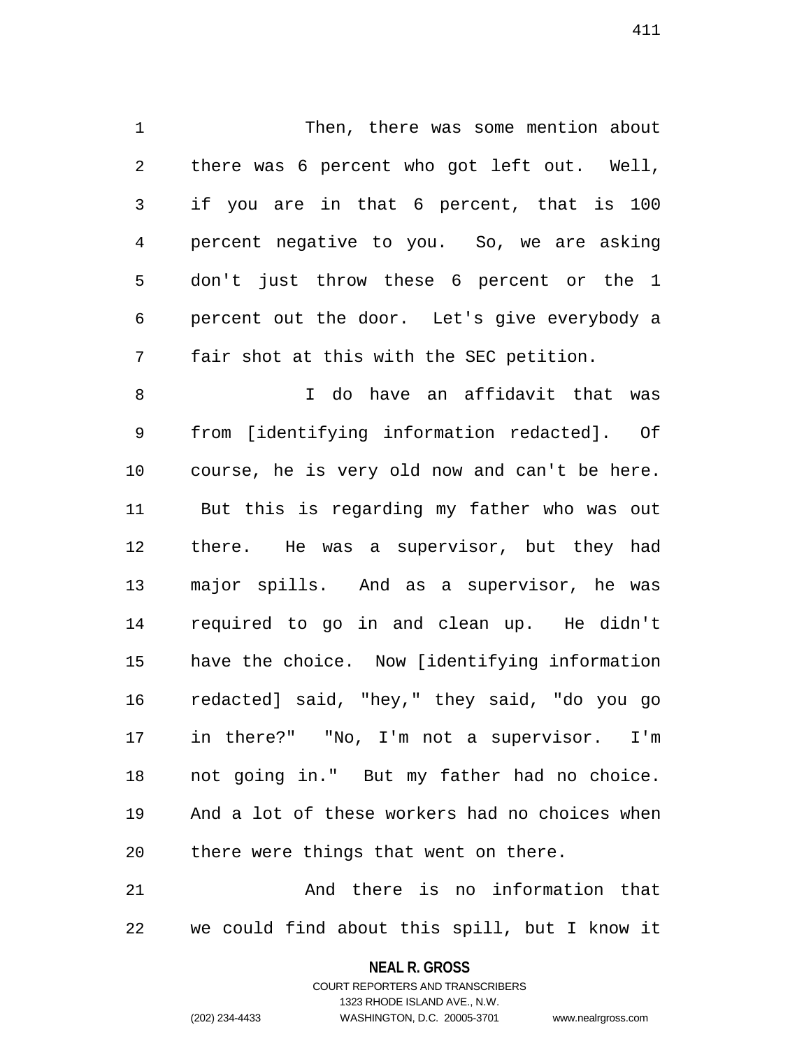Then, there was some mention about there was 6 percent who got left out. Well, if you are in that 6 percent, that is 100 percent negative to you. So, we are asking don't just throw these 6 percent or the 1 percent out the door. Let's give everybody a fair shot at this with the SEC petition.

I do have an affidavit that was from [identifying information redacted]. Of course, he is very old now and can't be here. But this is regarding my father who was out there. He was a supervisor, but they had major spills. And as a supervisor, he was required to go in and clean up. He didn't have the choice. Now [identifying information redacted] said, "hey," they said, "do you go in there?" "No, I'm not a supervisor. I'm not going in." But my father had no choice. And a lot of these workers had no choices when there were things that went on there.

And there is no information that we could find about this spill, but I know it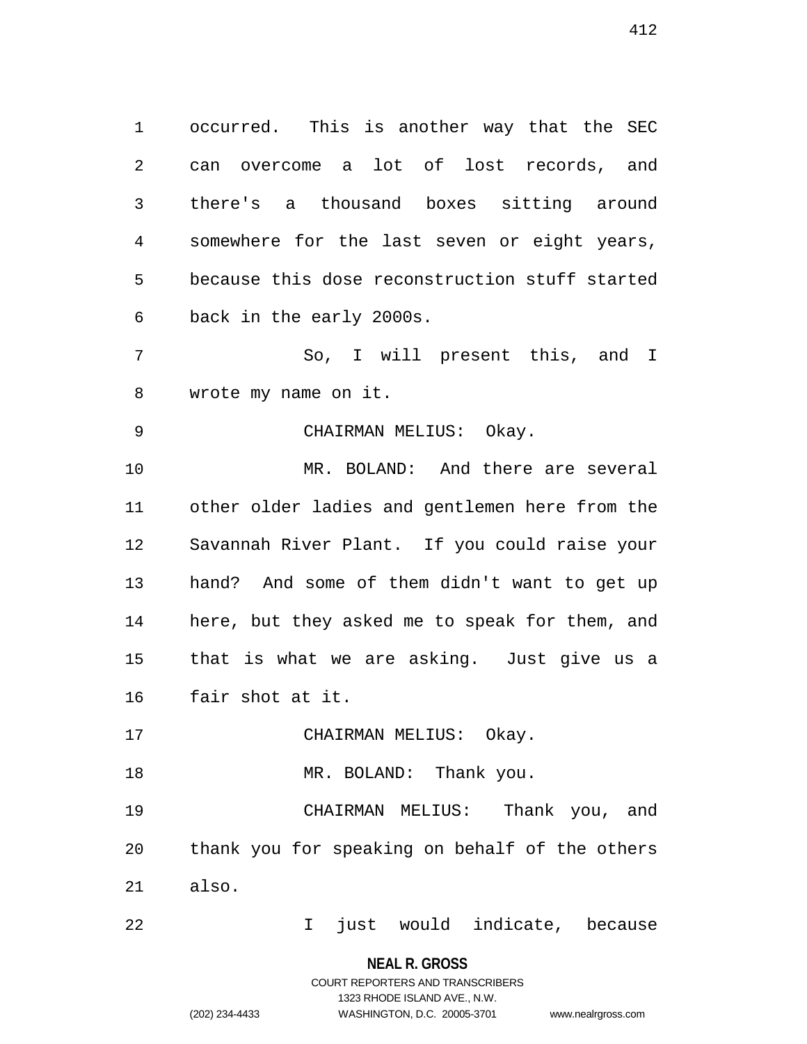occurred. This is another way that the SEC can overcome a lot of lost records, and there's a thousand boxes sitting around somewhere for the last seven or eight years, because this dose reconstruction stuff started back in the early 2000s.

So, I will present this, and I wrote my name on it.

CHAIRMAN MELIUS: Okay.

MR. BOLAND: And there are several other older ladies and gentlemen here from the Savannah River Plant. If you could raise your hand? And some of them didn't want to get up here, but they asked me to speak for them, and that is what we are asking. Just give us a fair shot at it.

CHAIRMAN MELIUS: Okay.

MR. BOLAND: Thank you.

CHAIRMAN MELIUS: Thank you, and thank you for speaking on behalf of the others also.

I just would indicate, because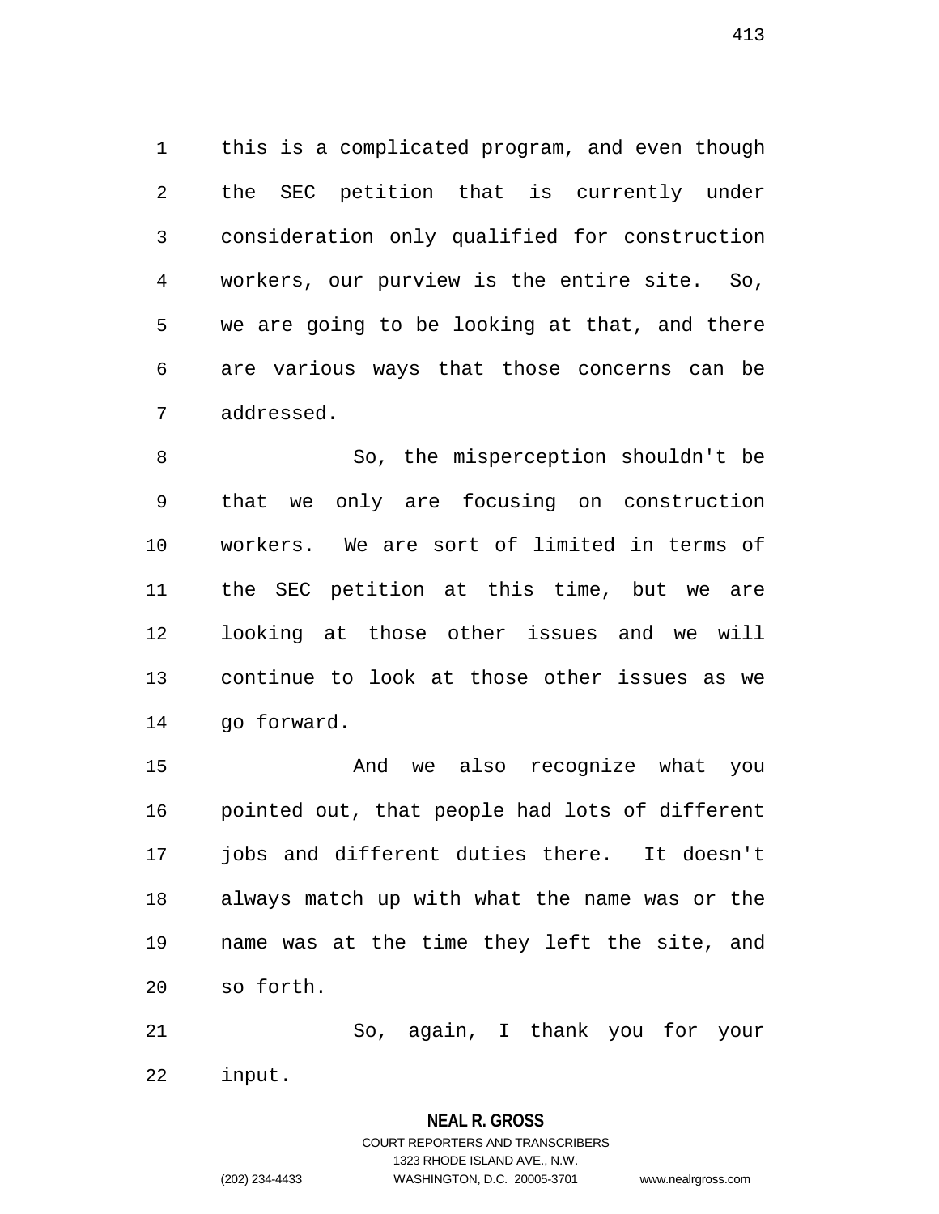this is a complicated program, and even though the SEC petition that is currently under consideration only qualified for construction workers, our purview is the entire site. So, we are going to be looking at that, and there are various ways that those concerns can be addressed.

So, the misperception shouldn't be that we only are focusing on construction workers. We are sort of limited in terms of the SEC petition at this time, but we are looking at those other issues and we will continue to look at those other issues as we go forward.

And we also recognize what you pointed out, that people had lots of different jobs and different duties there. It doesn't always match up with what the name was or the name was at the time they left the site, and so forth.

So, again, I thank you for your input.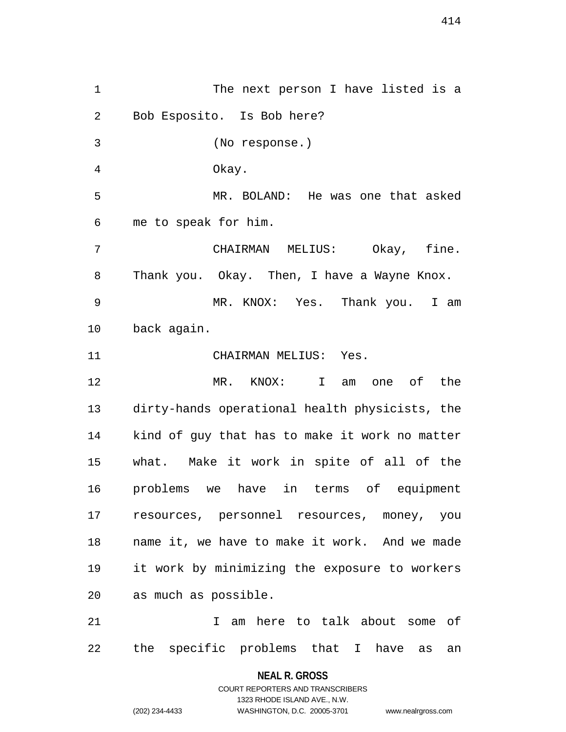The next person I have listed is a Bob Esposito. Is Bob here?

(No response.)

Okay.

MR. BOLAND: He was one that asked me to speak for him.

CHAIRMAN MELIUS: Okay, fine. Thank you. Okay. Then, I have a Wayne Knox.

MR. KNOX: Yes. Thank you. I am back again.

CHAIRMAN MELIUS: Yes.

MR. KNOX: I am one of the dirty-hands operational health physicists, the kind of guy that has to make it work no matter what. Make it work in spite of all of the problems we have in terms of equipment resources, personnel resources, money, you name it, we have to make it work. And we made it work by minimizing the exposure to workers as much as possible.

I am here to talk about some of the specific problems that I have as an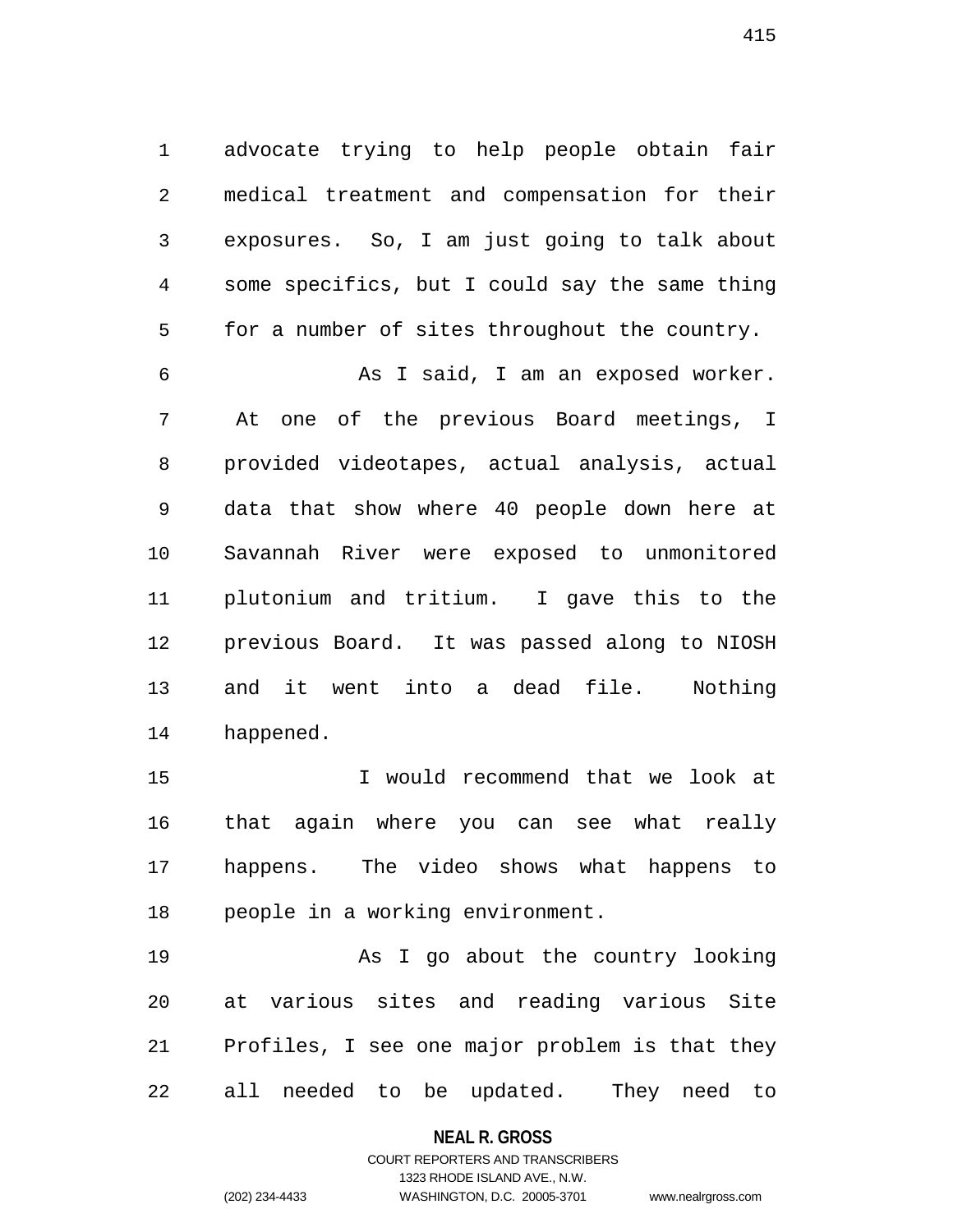advocate trying to help people obtain fair medical treatment and compensation for their exposures. So, I am just going to talk about some specifics, but I could say the same thing for a number of sites throughout the country.

As I said, I am an exposed worker. At one of the previous Board meetings, I provided videotapes, actual analysis, actual data that show where 40 people down here at Savannah River were exposed to unmonitored plutonium and tritium. I gave this to the previous Board. It was passed along to NIOSH and it went into a dead file. Nothing happened.

I would recommend that we look at that again where you can see what really happens. The video shows what happens to people in a working environment.

As I go about the country looking at various sites and reading various Site Profiles, I see one major problem is that they all needed to be updated. They need to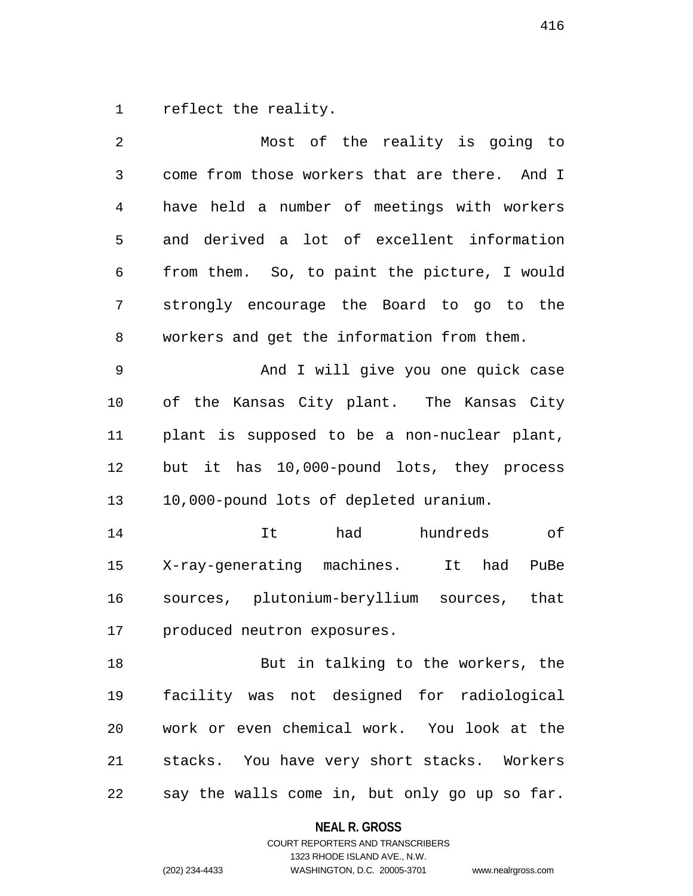reflect the reality.

Most of the reality is going to come from those workers that are there. And I have held a number of meetings with workers and derived a lot of excellent information from them. So, to paint the picture, I would strongly encourage the Board to go to the workers and get the information from them.

And I will give you one quick case of the Kansas City plant. The Kansas City plant is supposed to be a non-nuclear plant, but it has 10,000-pound lots, they process 10,000-pound lots of depleted uranium.

It had hundreds of X-ray-generating machines. It had PuBe sources, plutonium-beryllium sources, that produced neutron exposures.

But in talking to the workers, the facility was not designed for radiological work or even chemical work. You look at the stacks. You have very short stacks. Workers say the walls come in, but only go up so far.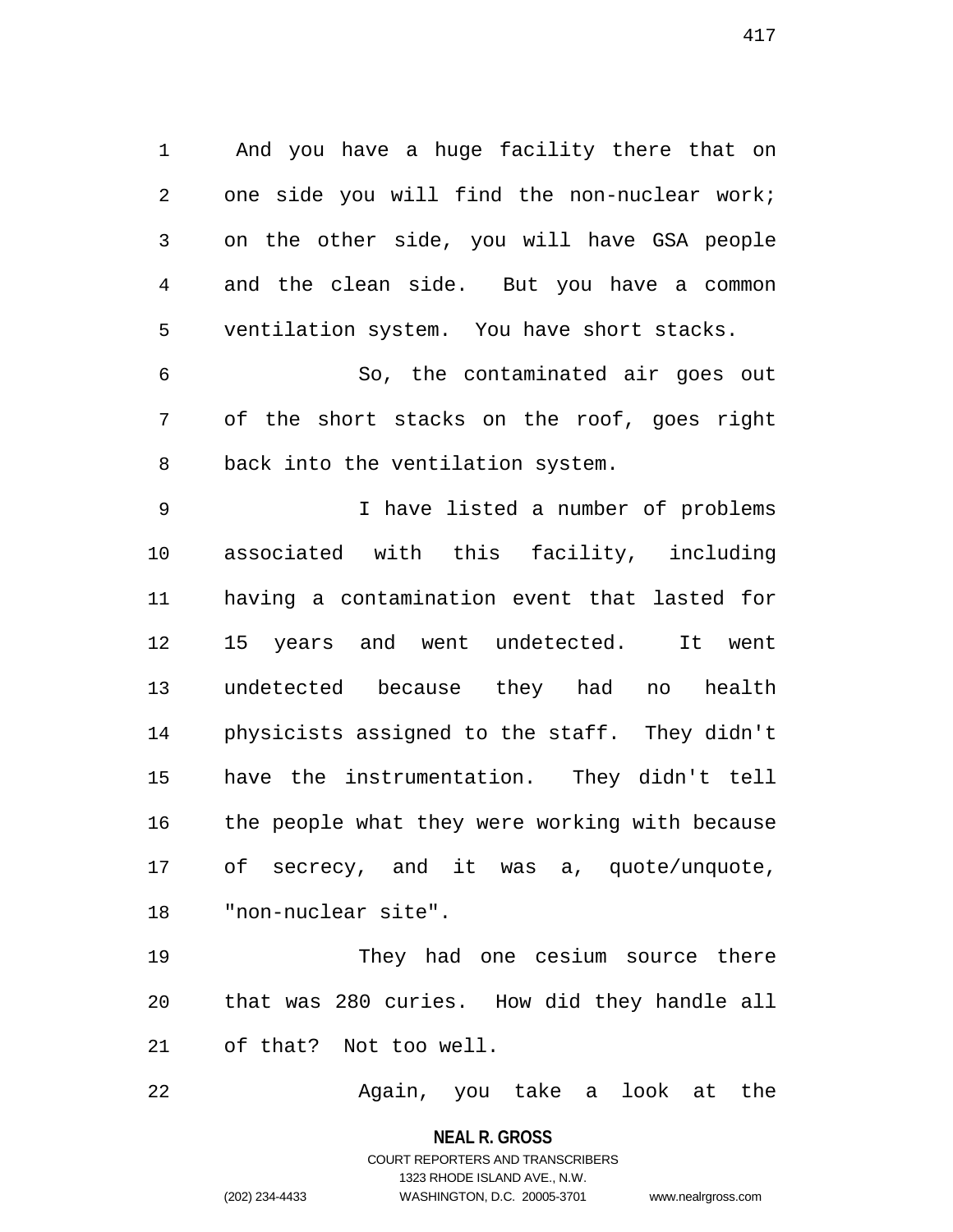And you have a huge facility there that on one side you will find the non-nuclear work; on the other side, you will have GSA people and the clean side. But you have a common ventilation system. You have short stacks.

So, the contaminated air goes out of the short stacks on the roof, goes right back into the ventilation system.

I have listed a number of problems associated with this facility, including having a contamination event that lasted for 15 years and went undetected. It went undetected because they had no health physicists assigned to the staff. They didn't have the instrumentation. They didn't tell the people what they were working with because of secrecy, and it was a, quote/unquote, "non-nuclear site".

They had one cesium source there that was 280 curies. How did they handle all of that? Not too well.

Again, you take a look at the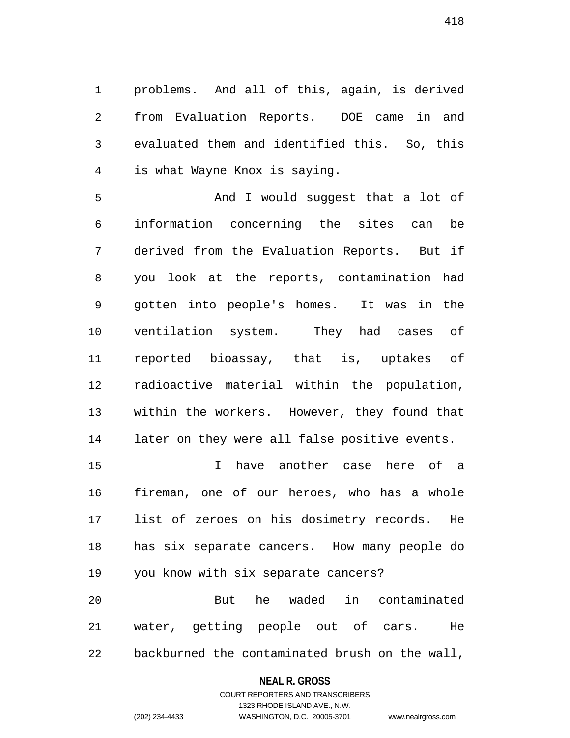problems. And all of this, again, is derived from Evaluation Reports. DOE came in and evaluated them and identified this. So, this is what Wayne Knox is saying.

And I would suggest that a lot of information concerning the sites can be derived from the Evaluation Reports. But if you look at the reports, contamination had gotten into people's homes. It was in the ventilation system. They had cases of reported bioassay, that is, uptakes of radioactive material within the population, within the workers. However, they found that later on they were all false positive events.

I have another case here of a fireman, one of our heroes, who has a whole list of zeroes on his dosimetry records. He has six separate cancers. How many people do you know with six separate cancers?

But he waded in contaminated water, getting people out of cars. He backburned the contaminated brush on the wall,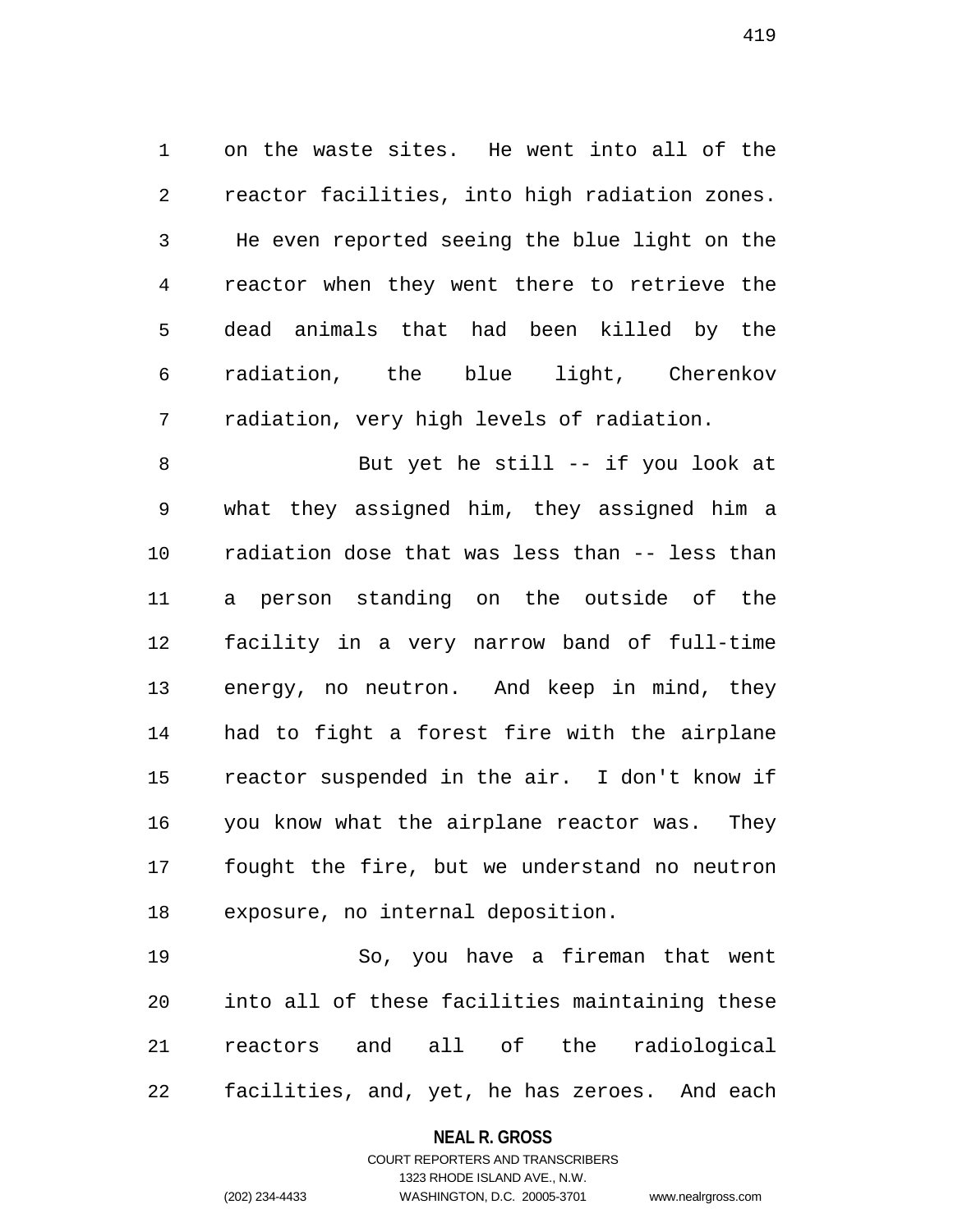on the waste sites. He went into all of the reactor facilities, into high radiation zones. He even reported seeing the blue light on the reactor when they went there to retrieve the dead animals that had been killed by the radiation, the blue light, Cherenkov radiation, very high levels of radiation.

But yet he still -- if you look at what they assigned him, they assigned him a radiation dose that was less than -- less than a person standing on the outside of the facility in a very narrow band of full-time energy, no neutron. And keep in mind, they had to fight a forest fire with the airplane reactor suspended in the air. I don't know if you know what the airplane reactor was. They fought the fire, but we understand no neutron exposure, no internal deposition.

So, you have a fireman that went into all of these facilities maintaining these reactors and all of the radiological facilities, and, yet, he has zeroes. And each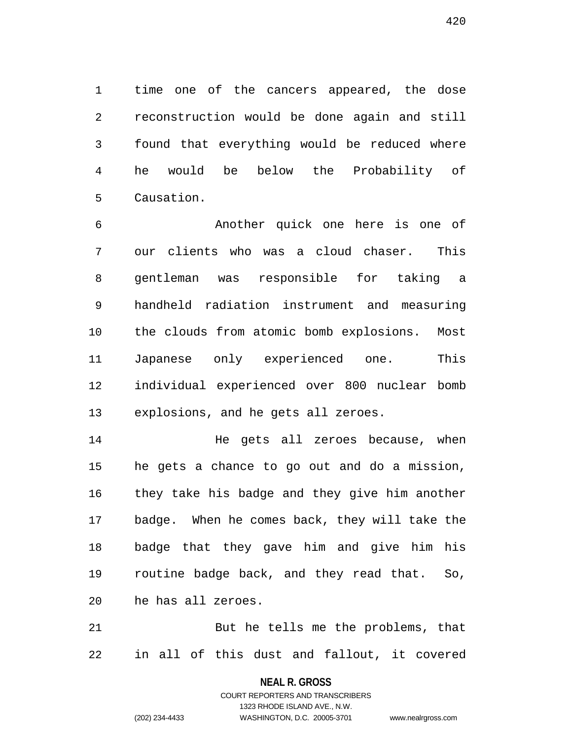time one of the cancers appeared, the dose reconstruction would be done again and still found that everything would be reduced where he would be below the Probability of Causation.

Another quick one here is one of our clients who was a cloud chaser. This gentleman was responsible for taking a handheld radiation instrument and measuring the clouds from atomic bomb explosions. Most Japanese only experienced one. This individual experienced over 800 nuclear bomb explosions, and he gets all zeroes.

He gets all zeroes because, when he gets a chance to go out and do a mission, they take his badge and they give him another badge. When he comes back, they will take the badge that they gave him and give him his routine badge back, and they read that. So, he has all zeroes.

But he tells me the problems, that in all of this dust and fallout, it covered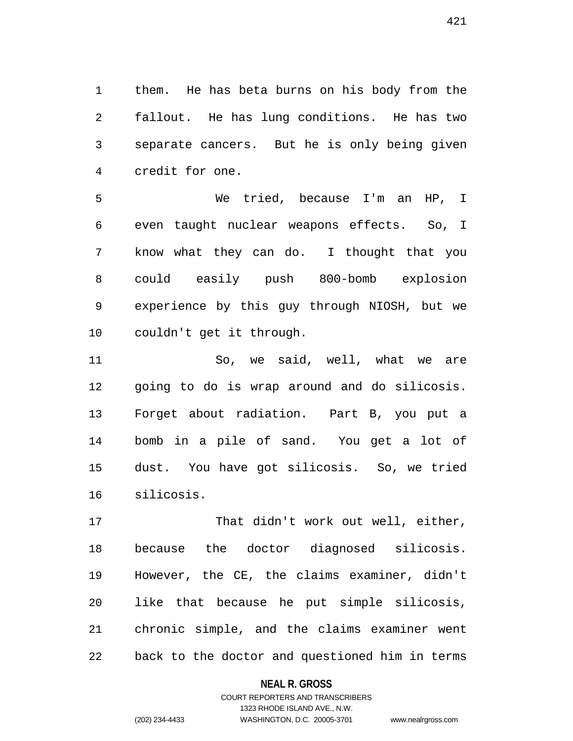them. He has beta burns on his body from the fallout. He has lung conditions. He has two separate cancers. But he is only being given credit for one.

We tried, because I'm an HP, I even taught nuclear weapons effects. So, I know what they can do. I thought that you could easily push 800-bomb explosion experience by this guy through NIOSH, but we couldn't get it through.

So, we said, well, what we are going to do is wrap around and do silicosis. Forget about radiation. Part B, you put a bomb in a pile of sand. You get a lot of dust. You have got silicosis. So, we tried silicosis.

That didn't work out well, either, because the doctor diagnosed silicosis. However, the CE, the claims examiner, didn't like that because he put simple silicosis, chronic simple, and the claims examiner went back to the doctor and questioned him in terms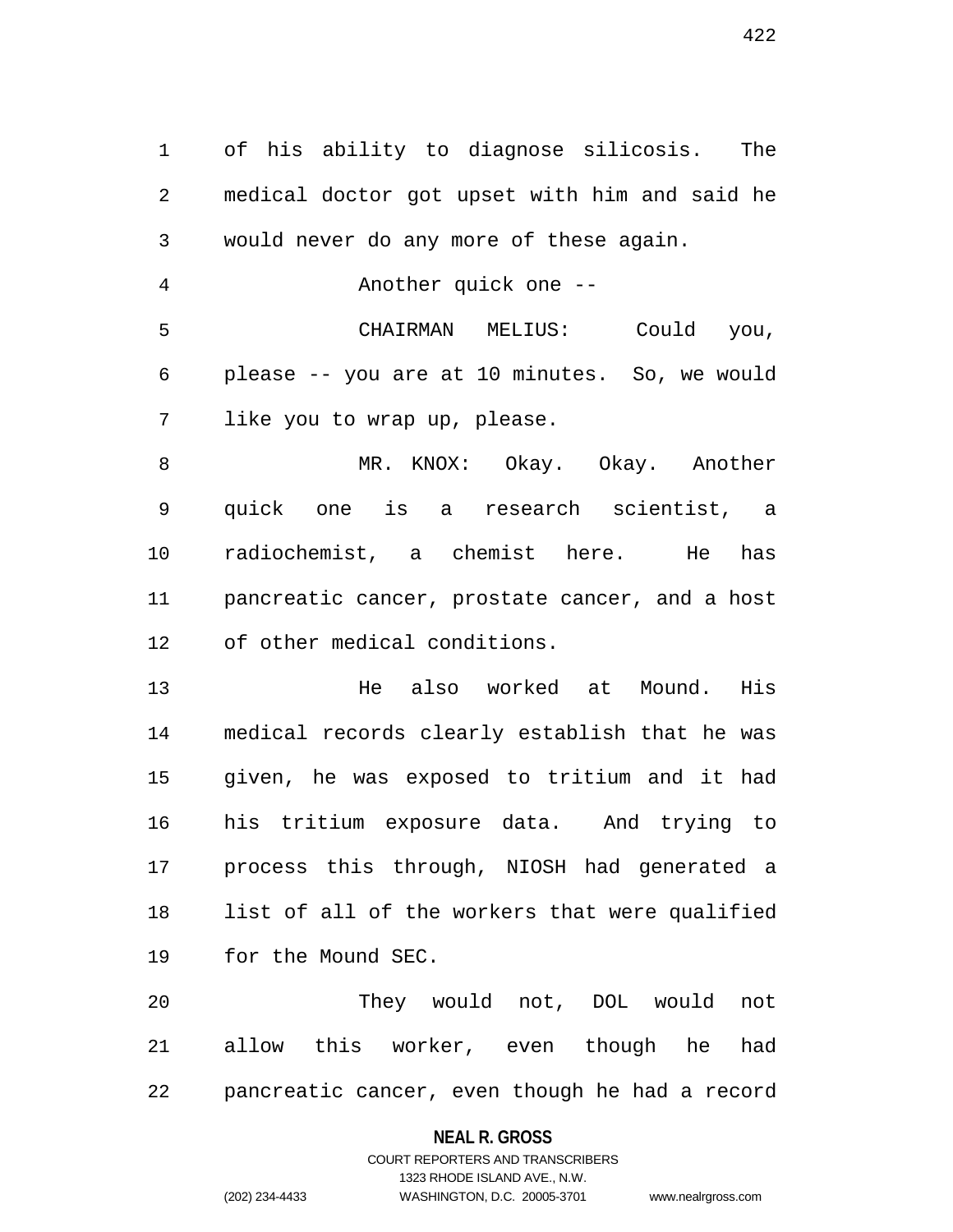of his ability to diagnose silicosis. The medical doctor got upset with him and said he would never do any more of these again.

Another quick one --

CHAIRMAN MELIUS: Could you, please -- you are at 10 minutes. So, we would like you to wrap up, please.

MR. KNOX: Okay. Okay. Another quick one is a research scientist, a radiochemist, a chemist here. He has pancreatic cancer, prostate cancer, and a host of other medical conditions.

He also worked at Mound. His medical records clearly establish that he was given, he was exposed to tritium and it had his tritium exposure data. And trying to process this through, NIOSH had generated a list of all of the workers that were qualified for the Mound SEC.

They would not, DOL would not allow this worker, even though he had pancreatic cancer, even though he had a record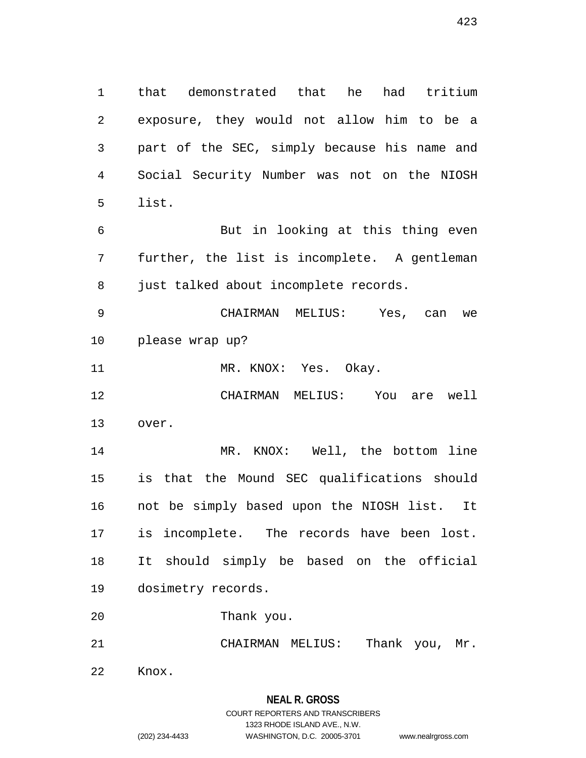that demonstrated that he had tritium exposure, they would not allow him to be a part of the SEC, simply because his name and Social Security Number was not on the NIOSH list.

But in looking at this thing even further, the list is incomplete. A gentleman just talked about incomplete records.

CHAIRMAN MELIUS: Yes, can we please wrap up?

MR. KNOX: Yes. Okay.

CHAIRMAN MELIUS: You are well over.

MR. KNOX: Well, the bottom line is that the Mound SEC qualifications should not be simply based upon the NIOSH list. It is incomplete. The records have been lost. It should simply be based on the official dosimetry records.

Thank you.

CHAIRMAN MELIUS: Thank you, Mr. Knox.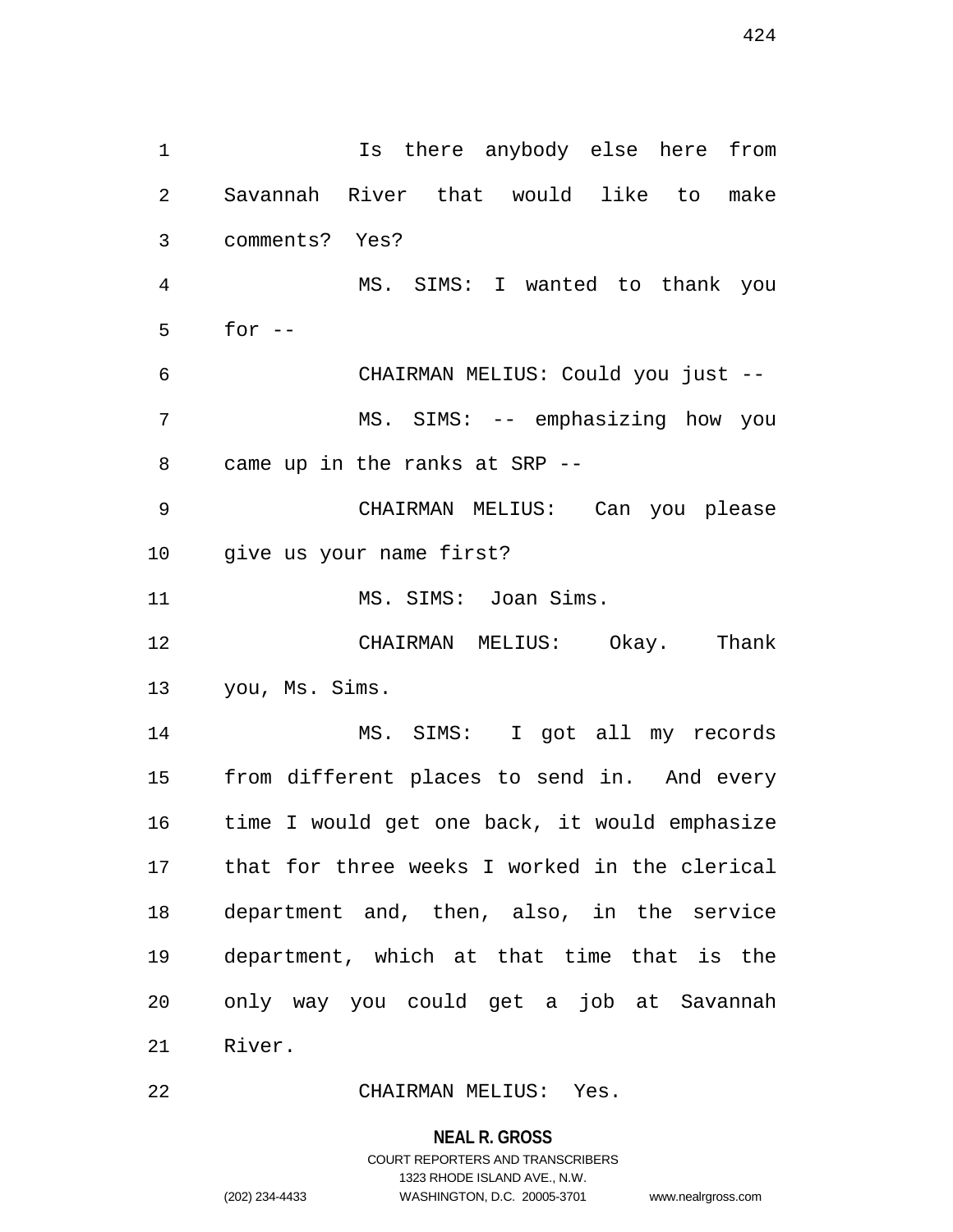Is there anybody else here from Savannah River that would like to make comments? Yes?

MS. SIMS: I wanted to thank you for --

CHAIRMAN MELIUS: Could you just --

MS. SIMS: -- emphasizing how you came up in the ranks at SRP --

CHAIRMAN MELIUS: Can you please give us your name first?

MS. SIMS: Joan Sims.

CHAIRMAN MELIUS: Okay. Thank you, Ms. Sims.

MS. SIMS: I got all my records from different places to send in. And every time I would get one back, it would emphasize that for three weeks I worked in the clerical department and, then, also, in the service department, which at that time that is the only way you could get a job at Savannah River.

CHAIRMAN MELIUS: Yes.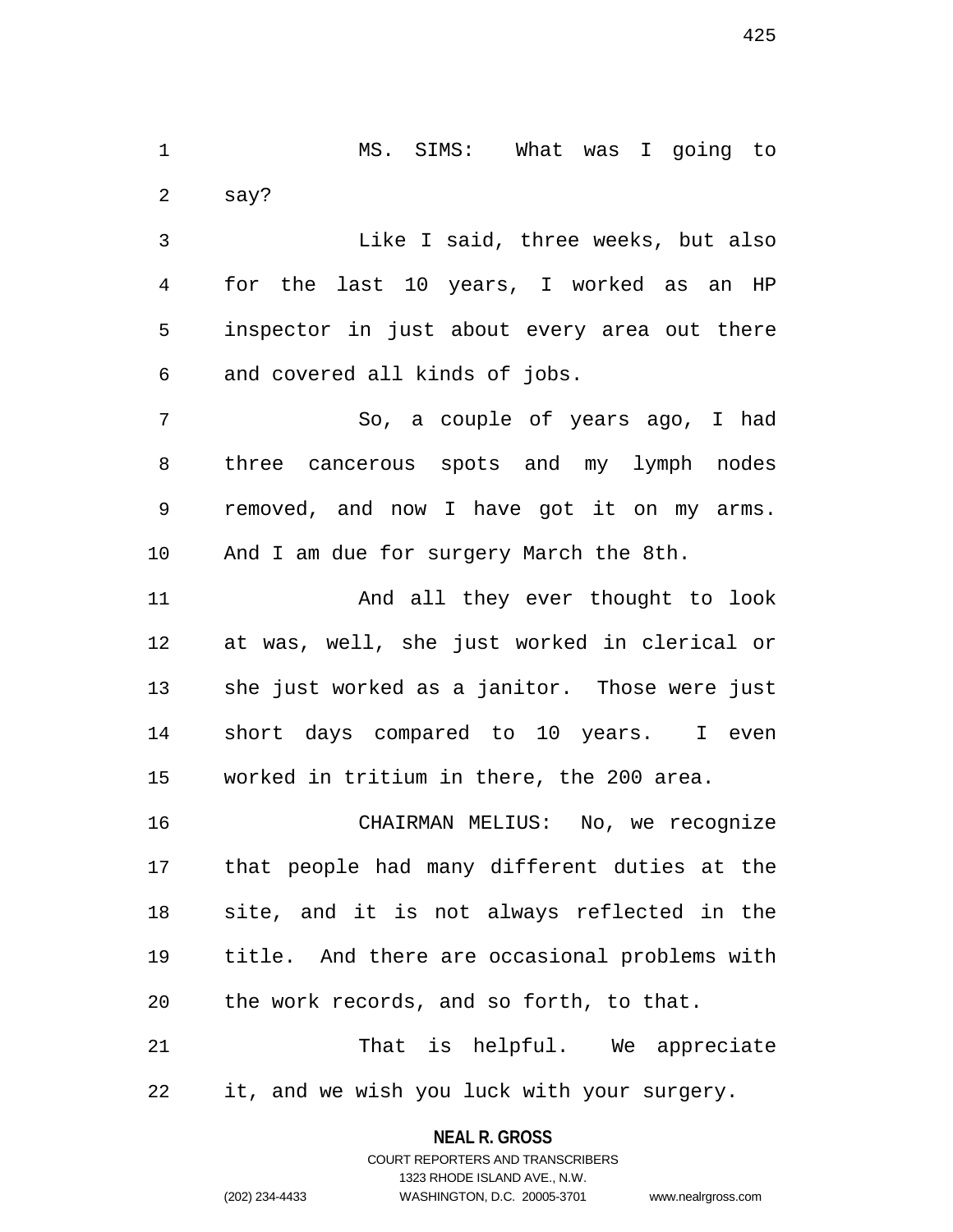MS. SIMS: What was I going to say?

Like I said, three weeks, but also for the last 10 years, I worked as an HP inspector in just about every area out there and covered all kinds of jobs.

So, a couple of years ago, I had three cancerous spots and my lymph nodes removed, and now I have got it on my arms. And I am due for surgery March the 8th.

And all they ever thought to look at was, well, she just worked in clerical or she just worked as a janitor. Those were just short days compared to 10 years. I even worked in tritium in there, the 200 area.

CHAIRMAN MELIUS: No, we recognize that people had many different duties at the site, and it is not always reflected in the title. And there are occasional problems with the work records, and so forth, to that.

That is helpful. We appreciate it, and we wish you luck with your surgery.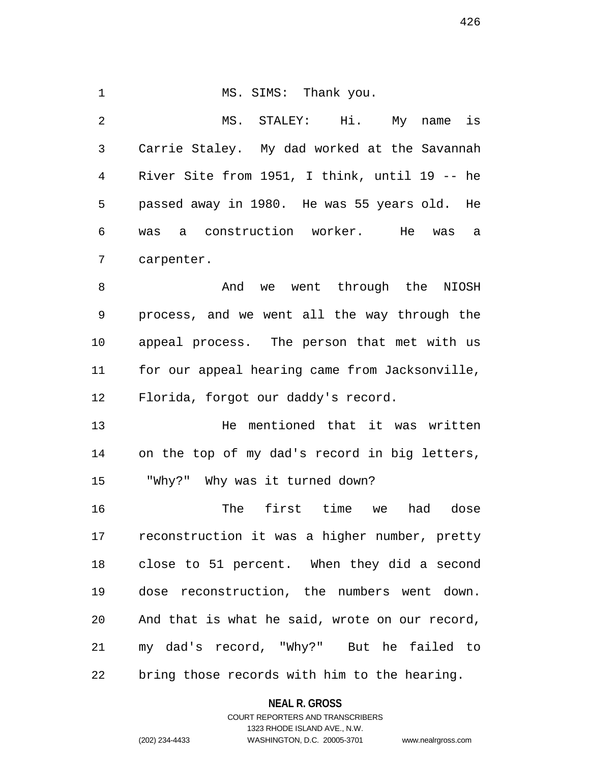MS. SIMS: Thank you.

MS. STALEY: Hi. My name is Carrie Staley. My dad worked at the Savannah River Site from 1951, I think, until 19 -- he passed away in 1980. He was 55 years old. He was a construction worker. He was a carpenter.

And we went through the NIOSH process, and we went all the way through the appeal process. The person that met with us for our appeal hearing came from Jacksonville, Florida, forgot our daddy's record.

He mentioned that it was written on the top of my dad's record in big letters, "Why?" Why was it turned down?

The first time we had dose reconstruction it was a higher number, pretty close to 51 percent. When they did a second dose reconstruction, the numbers went down. And that is what he said, wrote on our record, my dad's record, "Why?" But he failed to bring those records with him to the hearing.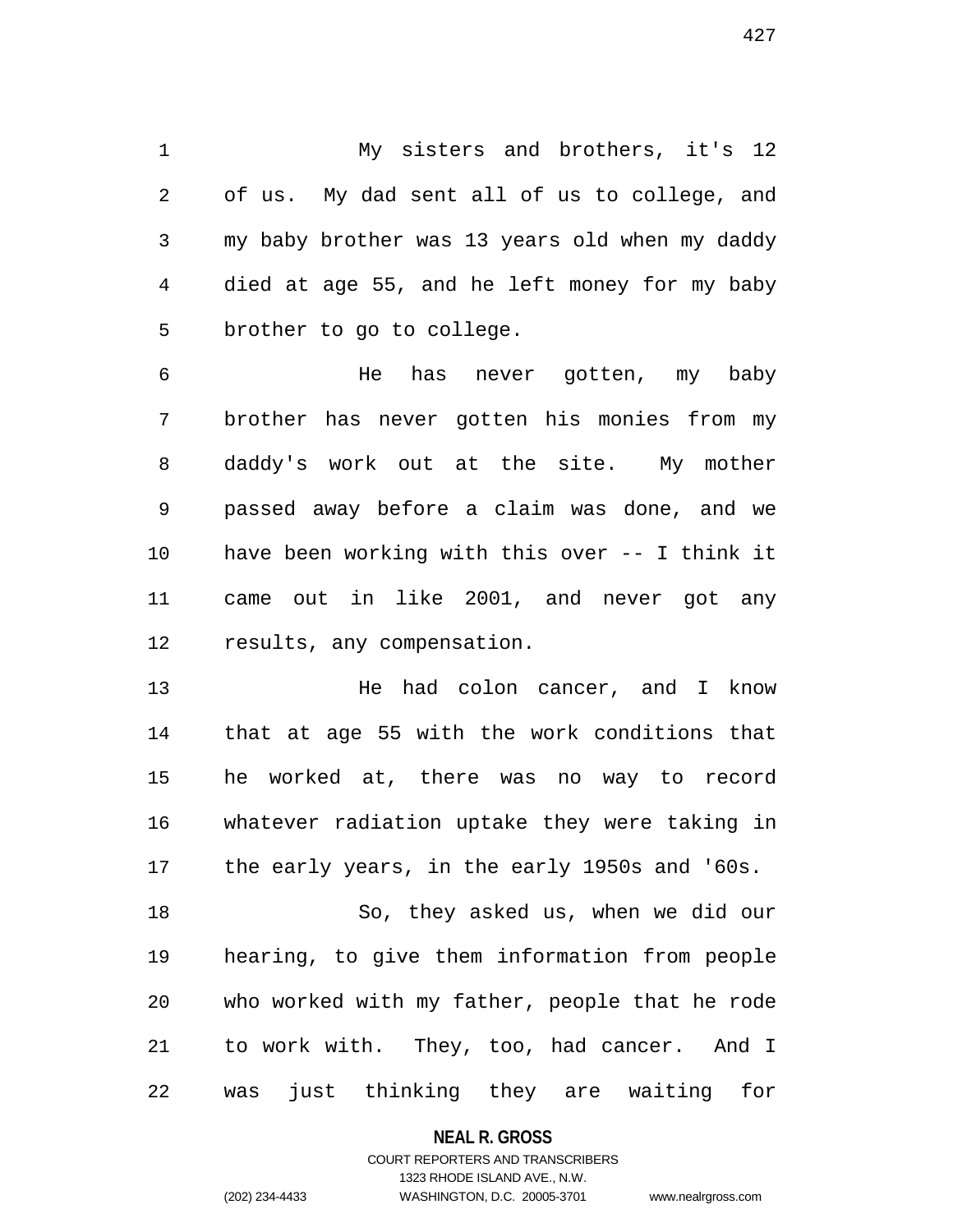My sisters and brothers, it's 12 of us. My dad sent all of us to college, and my baby brother was 13 years old when my daddy died at age 55, and he left money for my baby brother to go to college.

He has never gotten, my baby brother has never gotten his monies from my daddy's work out at the site. My mother passed away before a claim was done, and we have been working with this over -- I think it came out in like 2001, and never got any results, any compensation.

He had colon cancer, and I know that at age 55 with the work conditions that he worked at, there was no way to record whatever radiation uptake they were taking in the early years, in the early 1950s and '60s.

So, they asked us, when we did our hearing, to give them information from people who worked with my father, people that he rode to work with. They, too, had cancer. And I was just thinking they are waiting for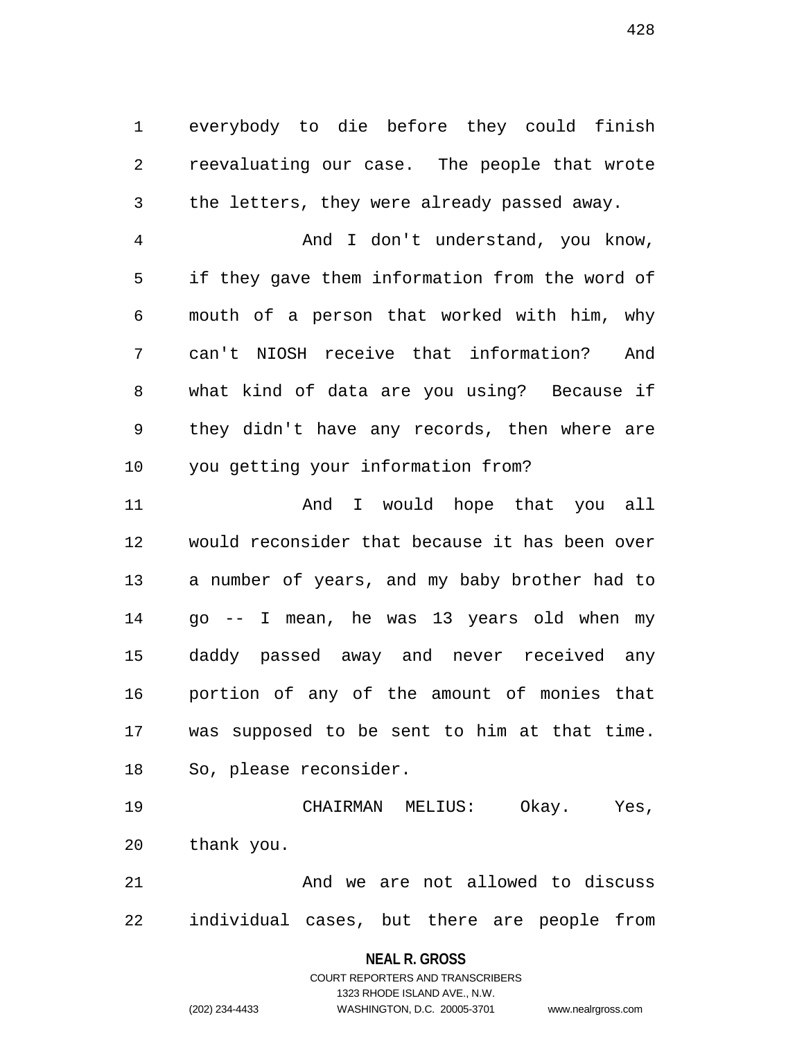everybody to die before they could finish reevaluating our case. The people that wrote the letters, they were already passed away.

And I don't understand, you know, if they gave them information from the word of mouth of a person that worked with him, why can't NIOSH receive that information? And what kind of data are you using? Because if they didn't have any records, then where are you getting your information from?

And I would hope that you all would reconsider that because it has been over a number of years, and my baby brother had to go -- I mean, he was 13 years old when my daddy passed away and never received any portion of any of the amount of monies that was supposed to be sent to him at that time. So, please reconsider.

CHAIRMAN MELIUS: Okay. Yes, thank you.

And we are not allowed to discuss individual cases, but there are people from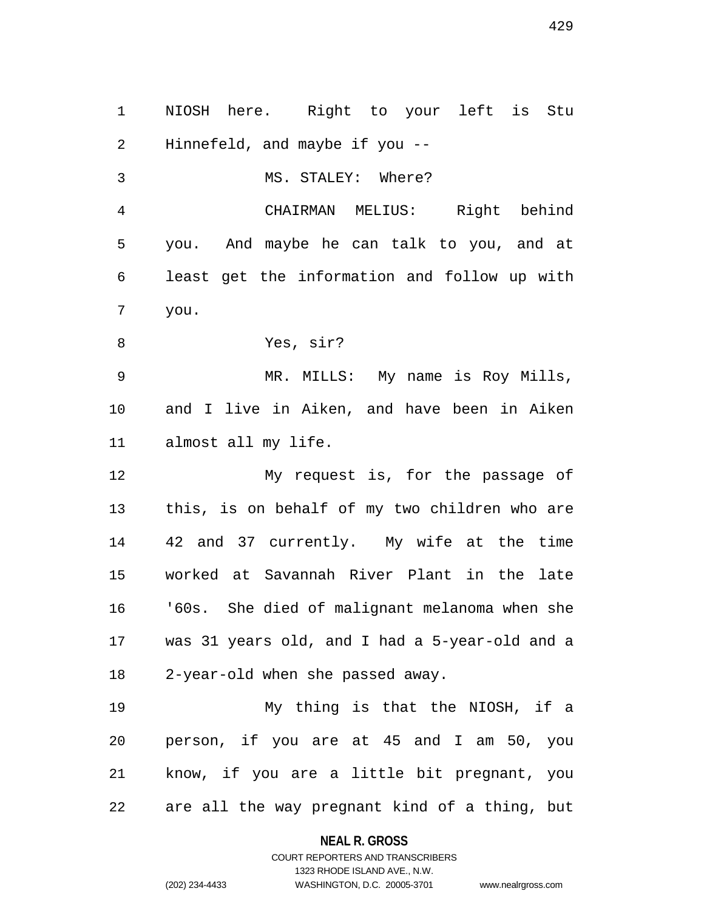NIOSH here. Right to your left is Stu Hinnefeld, and maybe if you --

MS. STALEY: Where?

CHAIRMAN MELIUS: Right behind you. And maybe he can talk to you, and at least get the information and follow up with you.

Yes, sir?

MR. MILLS: My name is Roy Mills, and I live in Aiken, and have been in Aiken almost all my life.

My request is, for the passage of this, is on behalf of my two children who are 42 and 37 currently. My wife at the time worked at Savannah River Plant in the late '60s. She died of malignant melanoma when she was 31 years old, and I had a 5-year-old and a 2-year-old when she passed away.

My thing is that the NIOSH, if a person, if you are at 45 and I am 50, you know, if you are a little bit pregnant, you are all the way pregnant kind of a thing, but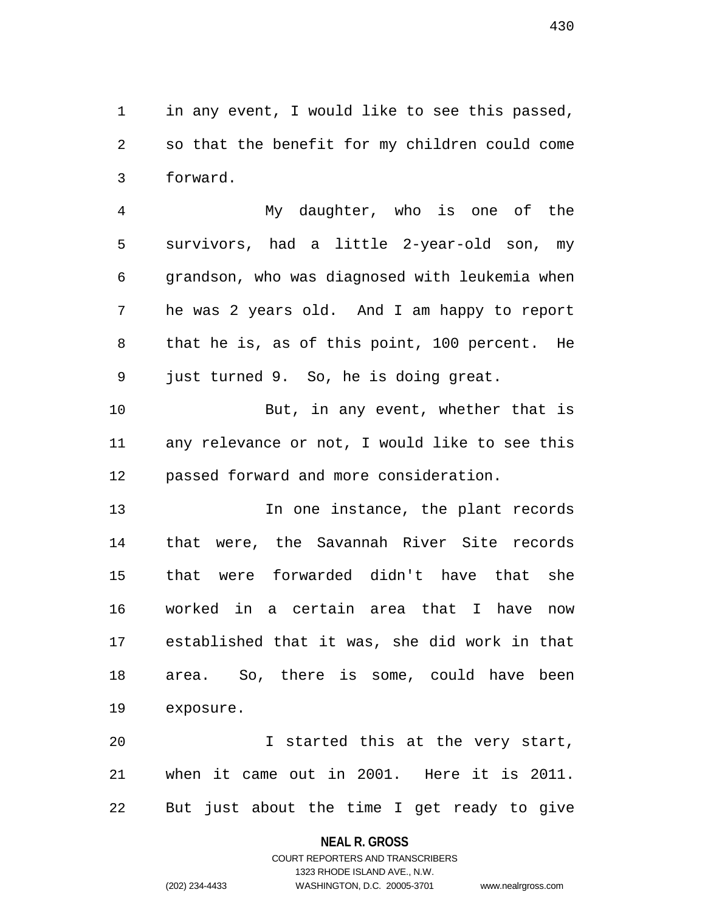in any event, I would like to see this passed, so that the benefit for my children could come forward.

My daughter, who is one of the survivors, had a little 2-year-old son, my grandson, who was diagnosed with leukemia when he was 2 years old. And I am happy to report that he is, as of this point, 100 percent. He just turned 9. So, he is doing great.

But, in any event, whether that is any relevance or not, I would like to see this passed forward and more consideration.

In one instance, the plant records that were, the Savannah River Site records that were forwarded didn't have that she worked in a certain area that I have now established that it was, she did work in that area. So, there is some, could have been exposure.

I started this at the very start, when it came out in 2001. Here it is 2011. But just about the time I get ready to give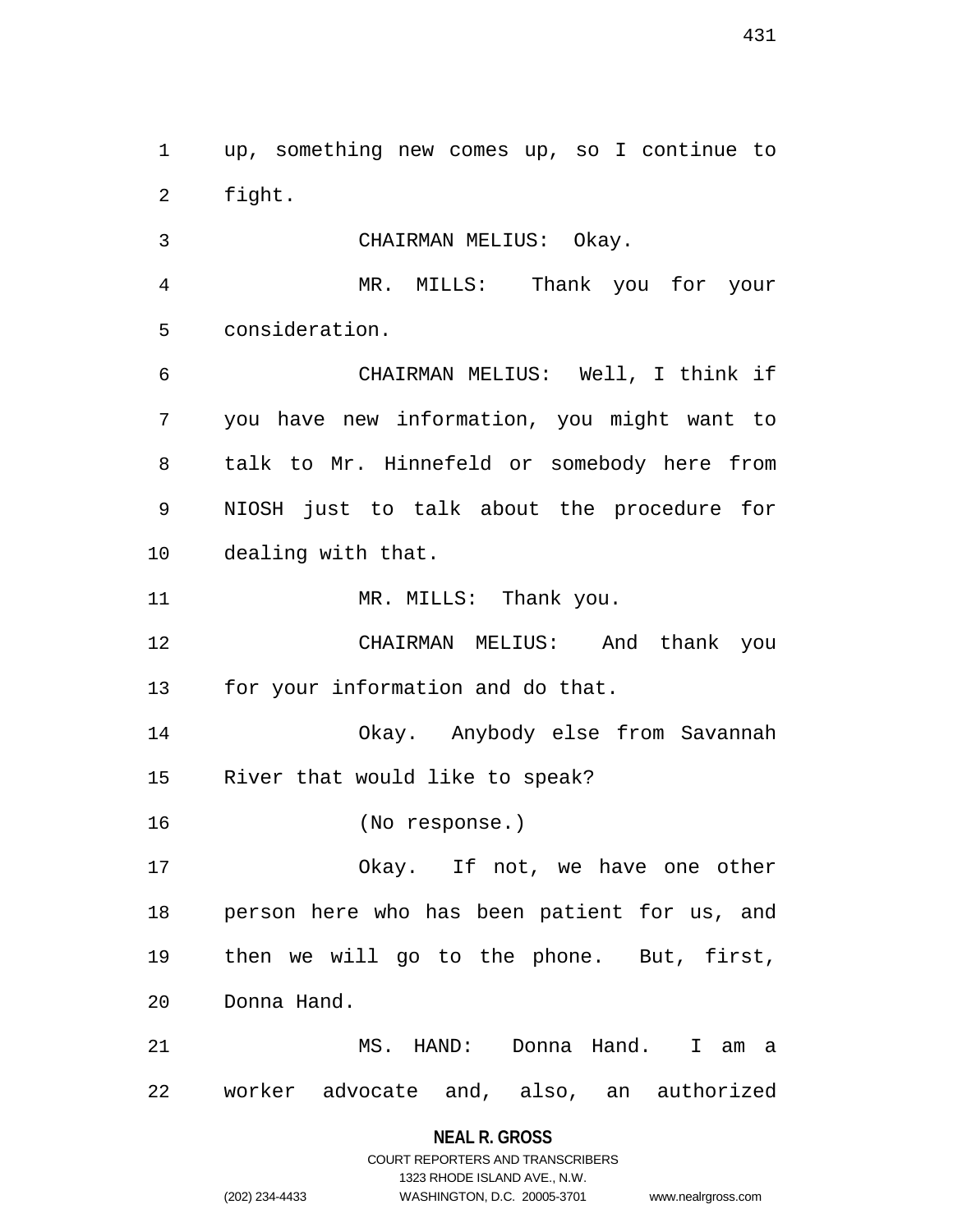up, something new comes up, so I continue to fight.

CHAIRMAN MELIUS: Okay.

MR. MILLS: Thank you for your consideration.

CHAIRMAN MELIUS: Well, I think if you have new information, you might want to talk to Mr. Hinnefeld or somebody here from NIOSH just to talk about the procedure for dealing with that.

MR. MILLS: Thank you.

CHAIRMAN MELIUS: And thank you for your information and do that.

Okay. Anybody else from Savannah River that would like to speak?

(No response.)

Okay. If not, we have one other person here who has been patient for us, and then we will go to the phone. But, first, Donna Hand.

MS. HAND: Donna Hand. I am a worker advocate and, also, an authorized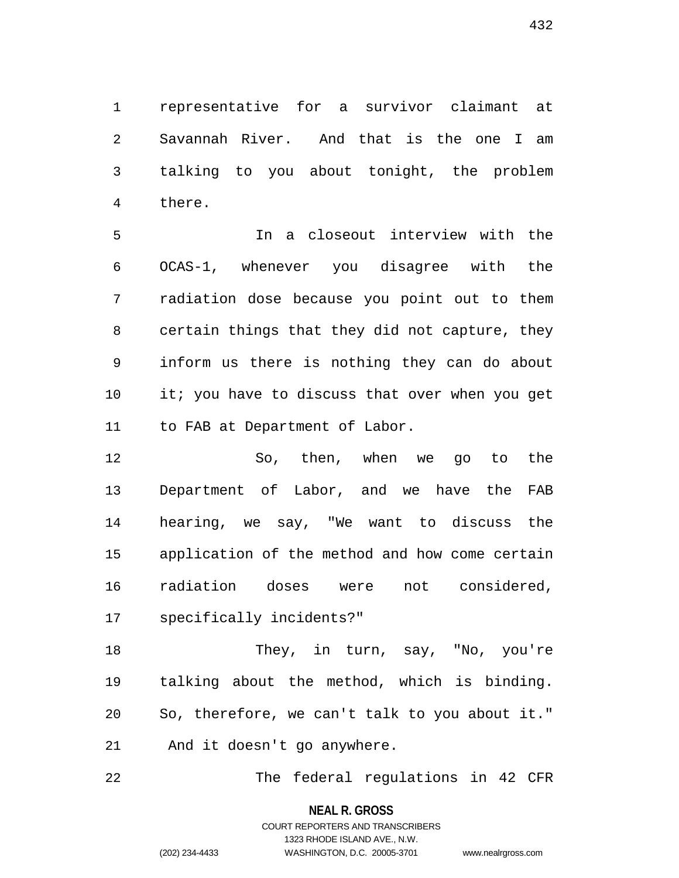representative for a survivor claimant at Savannah River. And that is the one I am talking to you about tonight, the problem there.

In a closeout interview with the OCAS-1, whenever you disagree with the radiation dose because you point out to them certain things that they did not capture, they inform us there is nothing they can do about it; you have to discuss that over when you get to FAB at Department of Labor.

So, then, when we go to the Department of Labor, and we have the FAB hearing, we say, "We want to discuss the application of the method and how come certain radiation doses were not considered, specifically incidents?"

They, in turn, say, "No, you're talking about the method, which is binding. So, therefore, we can't talk to you about it." And it doesn't go anywhere.

The federal regulations in 42 CFR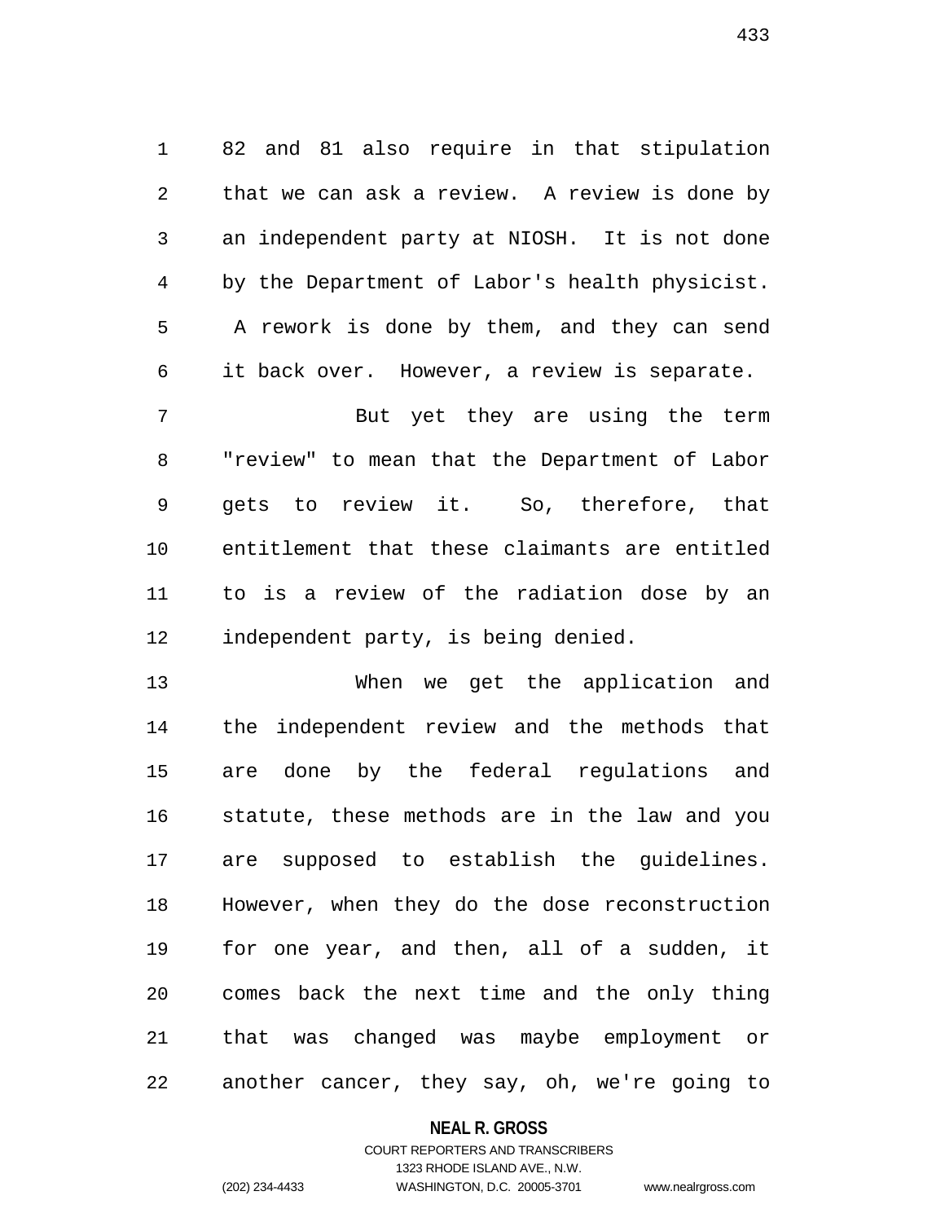82 and 81 also require in that stipulation that we can ask a review. A review is done by an independent party at NIOSH. It is not done by the Department of Labor's health physicist. A rework is done by them, and they can send it back over. However, a review is separate.

But yet they are using the term "review" to mean that the Department of Labor gets to review it. So, therefore, that entitlement that these claimants are entitled to is a review of the radiation dose by an independent party, is being denied.

When we get the application and the independent review and the methods that are done by the federal regulations and statute, these methods are in the law and you are supposed to establish the guidelines. However, when they do the dose reconstruction for one year, and then, all of a sudden, it comes back the next time and the only thing that was changed was maybe employment or another cancer, they say, oh, we're going to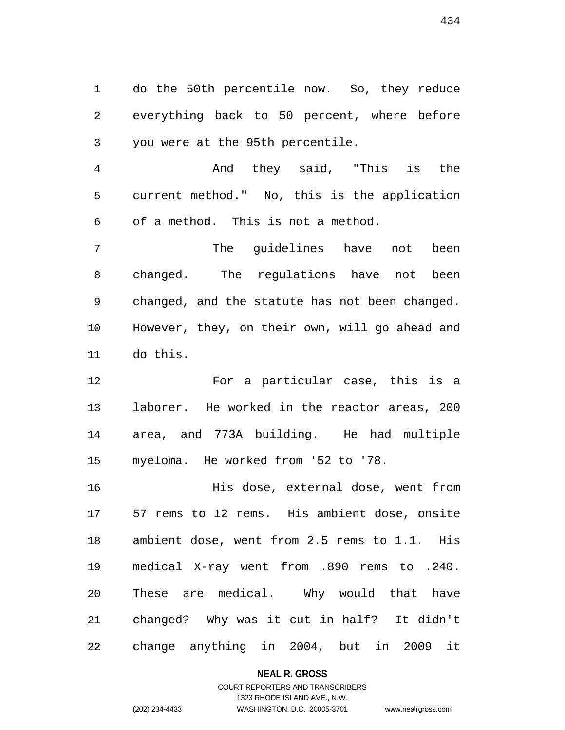do the 50th percentile now. So, they reduce everything back to 50 percent, where before you were at the 95th percentile.

And they said, "This is the current method." No, this is the application of a method. This is not a method.

The guidelines have not been changed. The regulations have not been changed, and the statute has not been changed. However, they, on their own, will go ahead and do this.

For a particular case, this is a laborer. He worked in the reactor areas, 200 area, and 773A building. He had multiple myeloma. He worked from '52 to '78.

His dose, external dose, went from 57 rems to 12 rems. His ambient dose, onsite ambient dose, went from 2.5 rems to 1.1. His medical X-ray went from .890 rems to .240. These are medical. Why would that have changed? Why was it cut in half? It didn't change anything in 2004, but in 2009 it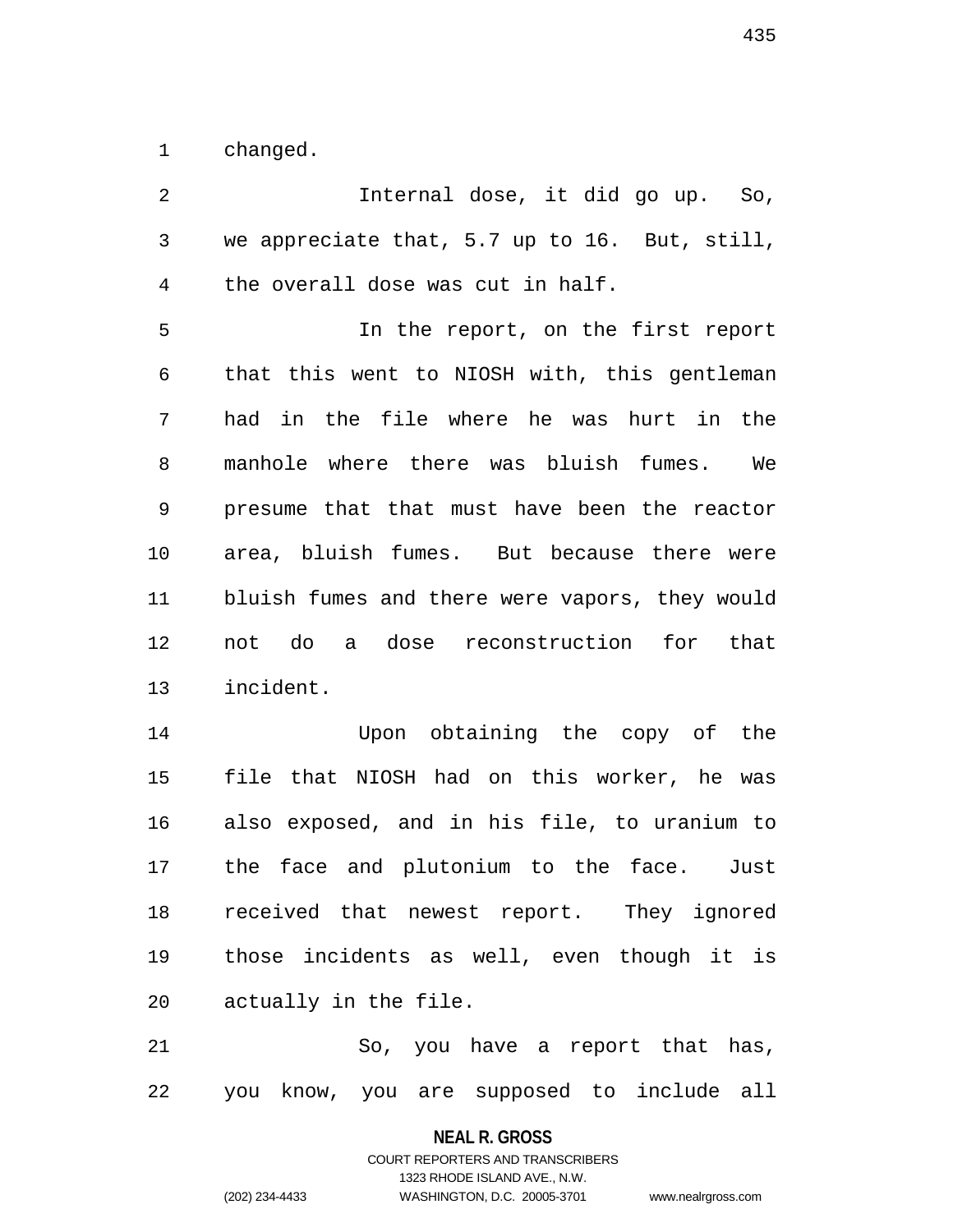changed.

Internal dose, it did go up. So, we appreciate that, 5.7 up to 16. But, still, the overall dose was cut in half.

In the report, on the first report that this went to NIOSH with, this gentleman had in the file where he was hurt in the manhole where there was bluish fumes. We presume that that must have been the reactor area, bluish fumes. But because there were bluish fumes and there were vapors, they would not do a dose reconstruction for that incident.

Upon obtaining the copy of the file that NIOSH had on this worker, he was also exposed, and in his file, to uranium to the face and plutonium to the face. Just received that newest report. They ignored those incidents as well, even though it is actually in the file.

So, you have a report that has, you know, you are supposed to include all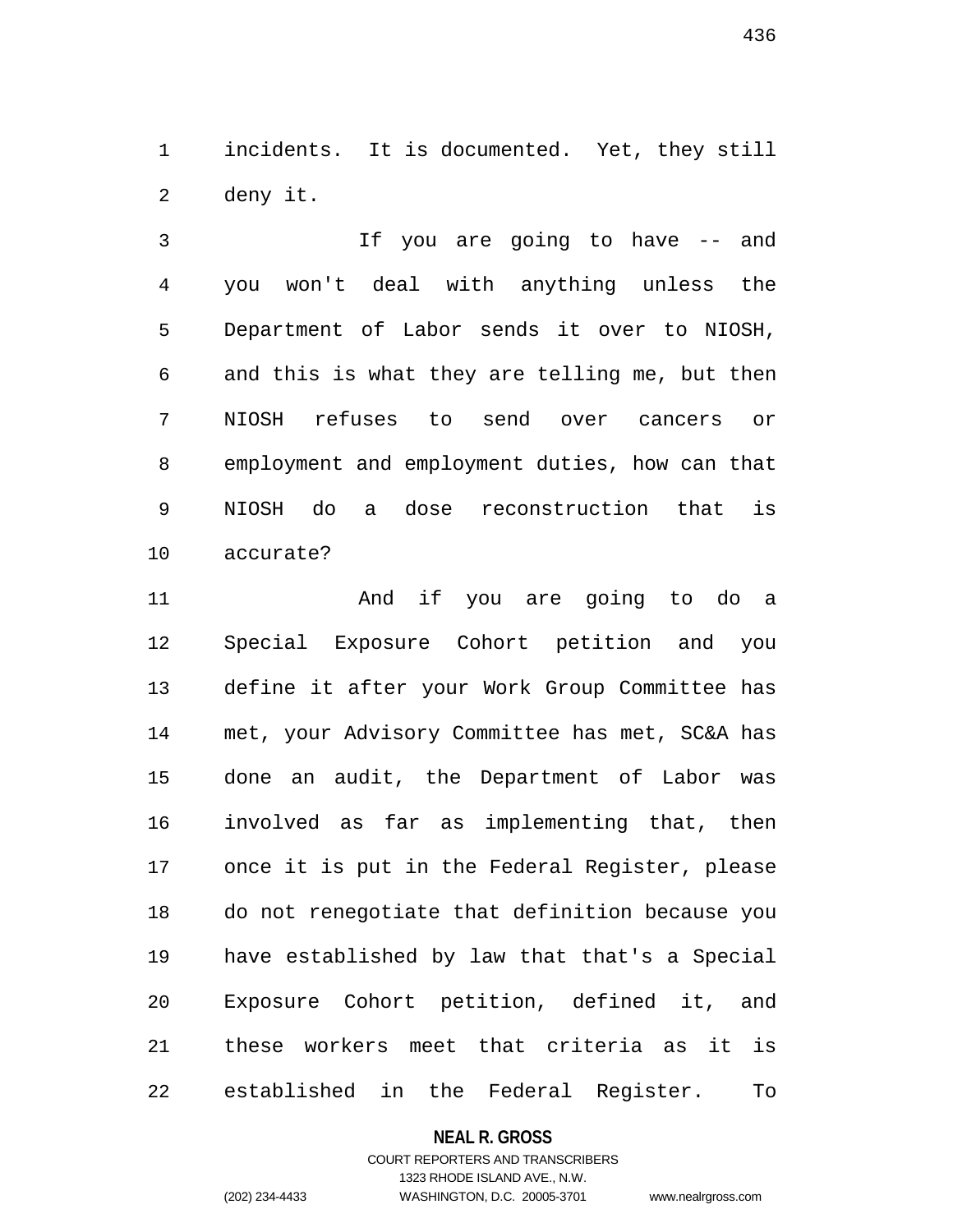incidents. It is documented. Yet, they still deny it.

If you are going to have -- and you won't deal with anything unless the Department of Labor sends it over to NIOSH, and this is what they are telling me, but then NIOSH refuses to send over cancers or employment and employment duties, how can that NIOSH do a dose reconstruction that is accurate?

And if you are going to do a Special Exposure Cohort petition and you define it after your Work Group Committee has met, your Advisory Committee has met, SC&A has done an audit, the Department of Labor was involved as far as implementing that, then once it is put in the Federal Register, please do not renegotiate that definition because you have established by law that that's a Special Exposure Cohort petition, defined it, and these workers meet that criteria as it is established in the Federal Register. To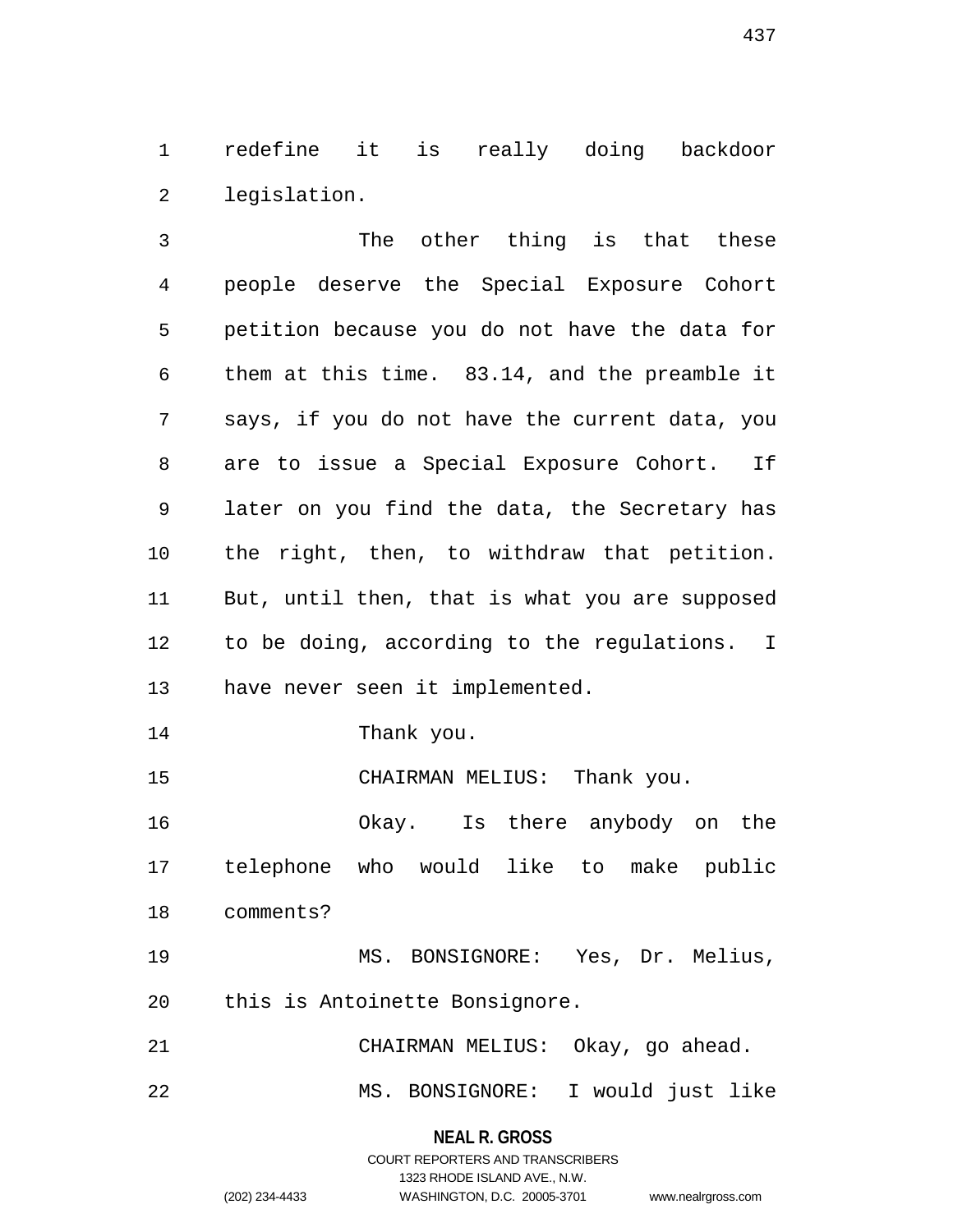redefine it is really doing backdoor legislation.

The other thing is that these people deserve the Special Exposure Cohort petition because you do not have the data for them at this time. 83.14, and the preamble it says, if you do not have the current data, you are to issue a Special Exposure Cohort. If later on you find the data, the Secretary has the right, then, to withdraw that petition. But, until then, that is what you are supposed to be doing, according to the regulations. I have never seen it implemented.

Thank you.

CHAIRMAN MELIUS: Thank you.

Okay. Is there anybody on the telephone who would like to make public comments?

MS. BONSIGNORE: Yes, Dr. Melius, this is Antoinette Bonsignore.

CHAIRMAN MELIUS: Okay, go ahead.

MS. BONSIGNORE: I would just like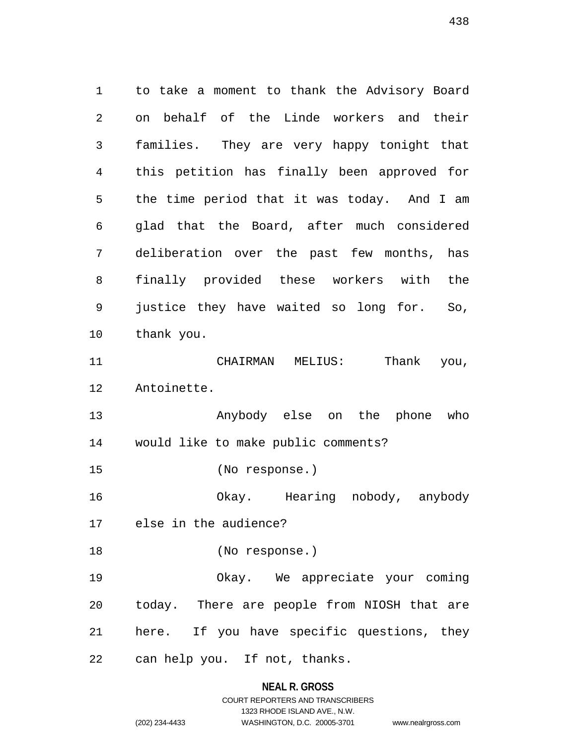to take a moment to thank the Advisory Board on behalf of the Linde workers and their families. They are very happy tonight that this petition has finally been approved for the time period that it was today. And I am glad that the Board, after much considered deliberation over the past few months, has finally provided these workers with the justice they have waited so long for. So, thank you.

CHAIRMAN MELIUS: Thank you, Antoinette.

Anybody else on the phone who would like to make public comments?

(No response.)

Okay. Hearing nobody, anybody else in the audience?

(No response.)

Okay. We appreciate your coming today. There are people from NIOSH that are here. If you have specific questions, they can help you. If not, thanks.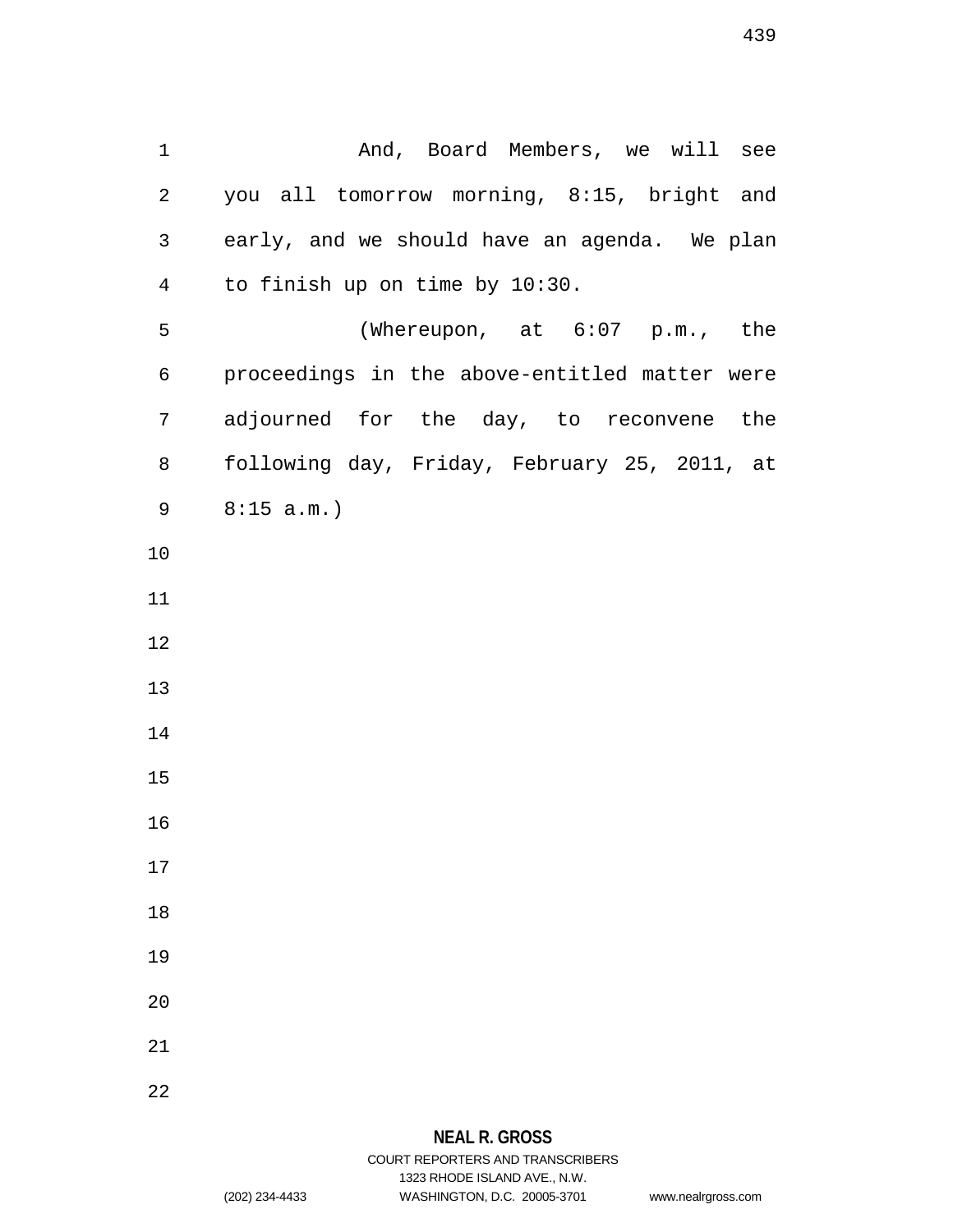And, Board Members, we will see you all tomorrow morning, 8:15, bright and early, and we should have an agenda. We plan to finish up on time by 10:30.

(Whereupon, at 6:07 p.m., the proceedings in the above-entitled matter were adjourned for the day, to reconvene the following day, Friday, February 25, 2011, at 8:15 a.m.)